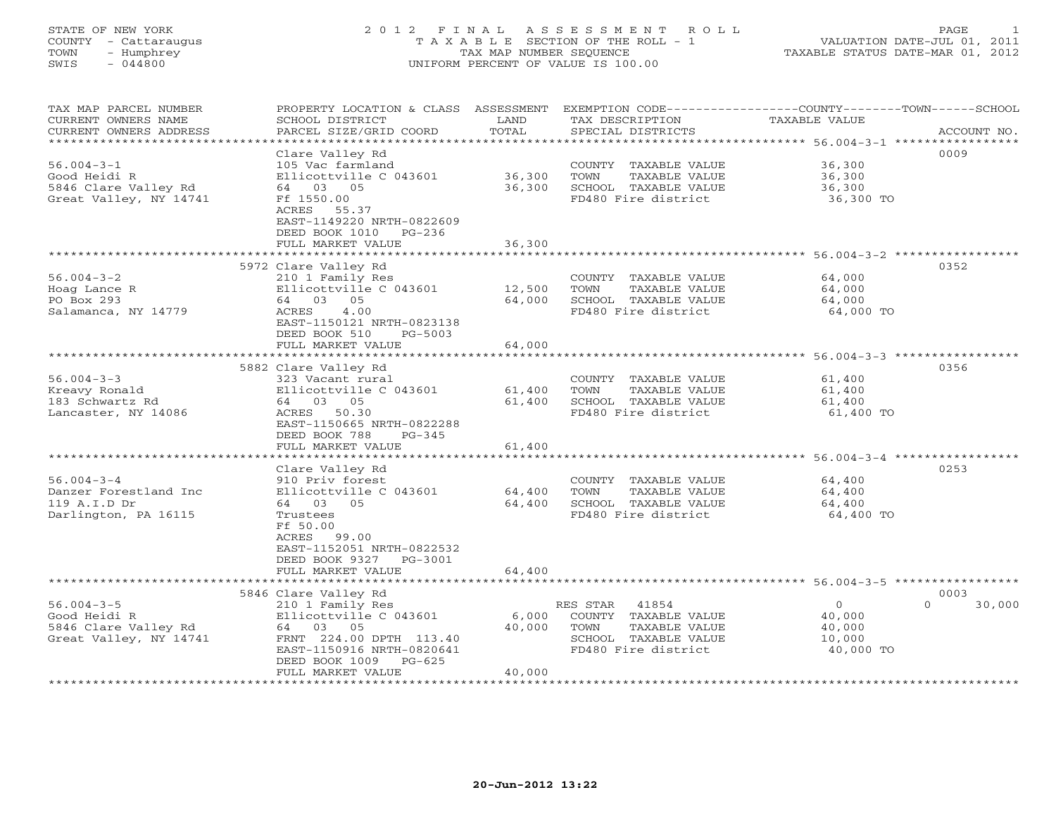STATE OF NEW YORK
COUNTY - Cattaraugus
TOWN - Humphrey
SWIS - 044800

# 2012 FINAL ASSESSMENT ROLL
TAXABLE SECTION OF THE ROLL - 1
TAX MAP NUMBER SEQUENCE
UNIFORM PERCENT OF VALUE IS 100.00

VALUATION DATE-JUL 01, 2011
TAXABLE STATUS DATE-MAR 01, 2012

| TAX MAP PARCEL NUMBER / CURRENT OWNERS NAME / CURRENT OWNERS ADDRESS | PROPERTY LOCATION & CLASS / SCHOOL DISTRICT / PARCEL SIZE/GRID COORD | ASSESSMENT LAND | TOTAL | EXEMPTION CODE / TAX DESCRIPTION / SPECIAL DISTRICTS | COUNTY TAXABLE VALUE | TOWN | SCHOOL | ACCOUNT NO. |
|---|---|---|---|---|---|---|---|---|
| 56.004-3-1 | Clare Valley Rd | | | | | | | 0009 |
| Good Heidi R | 105 Vac farmland | | | COUNTY TAXABLE VALUE | 36,300 | | | |
| 5846 Clare Valley Rd | Ellicottville C 043601 | 36,300 | | TOWN TAXABLE VALUE | 36,300 | | | |
| Great Valley, NY 14741 | 64 03 05 | | 36,300 | SCHOOL TAXABLE VALUE | 36,300 | | | |
| | Ff 1550.00 | | | FD480 Fire district | 36,300 TO | | | |
| | ACRES 55.37 | | | | | | | |
| | EAST-1149220 NRTH-0822609 | | | | | | | |
| | DEED BOOK 1010 PG-236 | | | | | | | |
| | FULL MARKET VALUE | | 36,300 | | | | | |
| 56.004-3-2 | 5972 Clare Valley Rd | | | | | | | 0352 |
| Hoag Lance R | 210 1 Family Res | | | COUNTY TAXABLE VALUE | 64,000 | | | |
| PO Box 293 | Ellicottville C 043601 | 12,500 | | TOWN TAXABLE VALUE | 64,000 | | | |
| Salamanca, NY 14779 | 64 03 05 | | 64,000 | SCHOOL TAXABLE VALUE | 64,000 | | | |
| | ACRES 4.00 | | | FD480 Fire district | 64,000 TO | | | |
| | EAST-1150121 NRTH-0823138 | | | | | | | |
| | DEED BOOK 510 PG-5003 | | | | | | | |
| | FULL MARKET VALUE | | 64,000 | | | | | |
| 56.004-3-3 | 5882 Clare Valley Rd | | | | | | | 0356 |
| Kreavy Ronald | 323 Vacant rural | | | COUNTY TAXABLE VALUE | 61,400 | | | |
| 183 Schwartz Rd | Ellicottville C 043601 | 61,400 | | TOWN TAXABLE VALUE | 61,400 | | | |
| Lancaster, NY 14086 | 64 03 05 | | 61,400 | SCHOOL TAXABLE VALUE | 61,400 | | | |
| | ACRES 50.30 | | | FD480 Fire district | 61,400 TO | | | |
| | EAST-1150665 NRTH-0822288 | | | | | | | |
| | DEED BOOK 788 PG-345 | | | | | | | |
| | FULL MARKET VALUE | | 61,400 | | | | | |
| 56.004-3-4 | Clare Valley Rd | | | | | | | 0253 |
| Danzer Forestland Inc | 910 Priv forest | | | COUNTY TAXABLE VALUE | 64,400 | | | |
| 119 A.I.D Dr | Ellicottville C 043601 | 64,400 | | TOWN TAXABLE VALUE | 64,400 | | | |
| Darlington, PA 16115 | 64 03 05 | | 64,400 | SCHOOL TAXABLE VALUE | 64,400 | | | |
| | Trustees | | | FD480 Fire district | 64,400 TO | | | |
| | Ff 50.00 | | | | | | | |
| | ACRES 99.00 | | | | | | | |
| | EAST-1152051 NRTH-0822532 | | | | | | | |
| | DEED BOOK 9327 PG-3001 | | | | | | | |
| | FULL MARKET VALUE | | 64,400 | | | | | |
| 56.004-3-5 | 5846 Clare Valley Rd | | | | | | | 0003 |
| Good Heidi R | 210 1 Family Res | | | RES STAR 41854 | 0 | 0 | 30,000 | |
| 5846 Clare Valley Rd | Ellicottville C 043601 | 6,000 | | COUNTY TAXABLE VALUE | 40,000 | | | |
| Great Valley, NY 14741 | 64 03 05 | | 40,000 | TOWN TAXABLE VALUE | 40,000 | | | |
| | FRNT 224.00 DPTH 113.40 | | | SCHOOL TAXABLE VALUE | 10,000 | | | |
| | EAST-1150916 NRTH-0820641 | | | FD480 Fire district | 40,000 TO | | | |
| | DEED BOOK 1009 PG-625 | | | | | | | |
| | FULL MARKET VALUE | | 40,000 | | | | | |

20-Jun-2012 13:22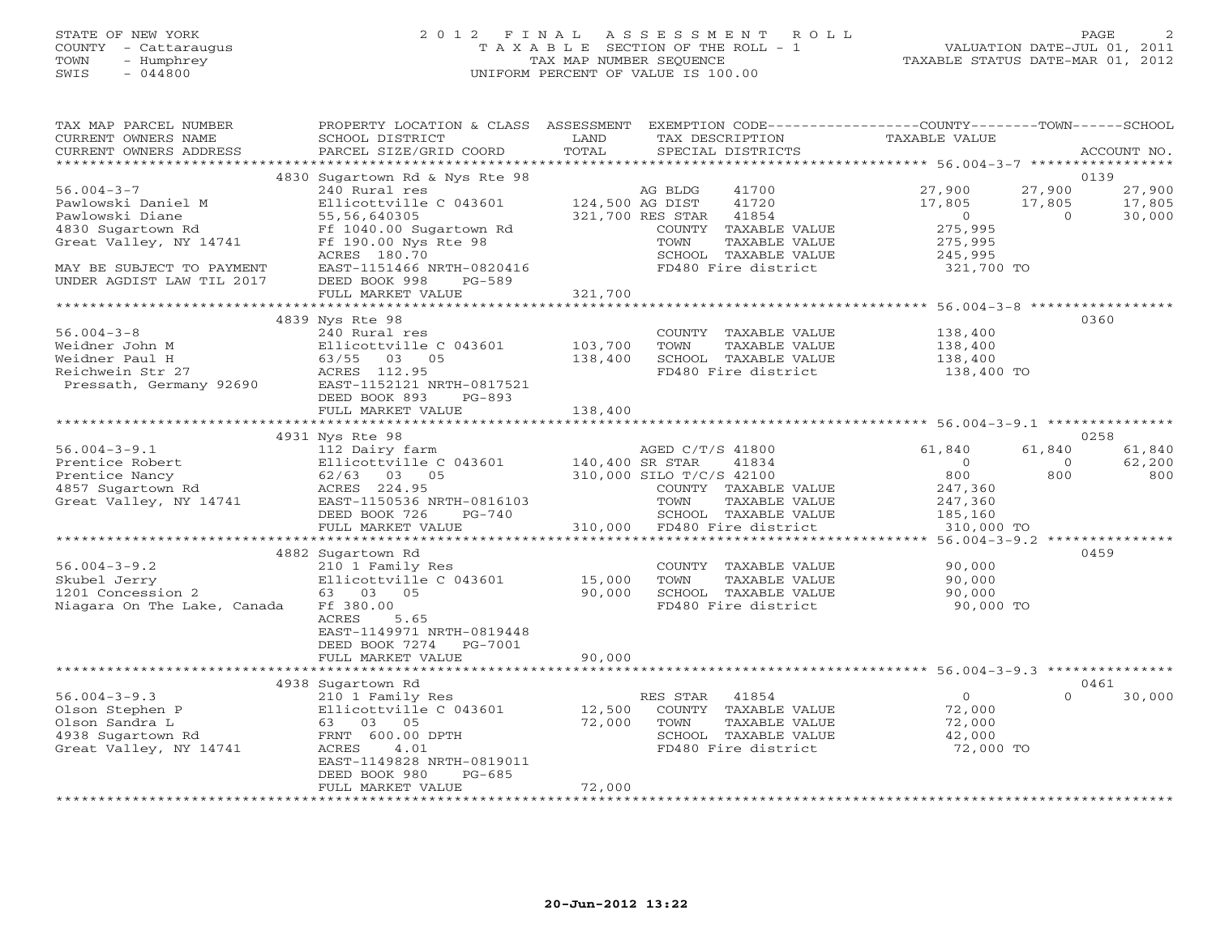STATE OF NEW YORK
COUNTY - Cattaraugus
TOWN - Humphrey
SWIS - 044800

# 2012 FINAL ASSESSMENT ROLL

TAXABLE SECTION OF THE ROLL - 1
TAX MAP NUMBER SEQUENCE
UNIFORM PERCENT OF VALUE IS 100.00

VALUATION DATE-JUL 01, 2011
TAXABLE STATUS DATE-MAR 01, 2012

| TAX MAP PARCEL NUMBER / CURRENT OWNERS NAME / CURRENT OWNERS ADDRESS | PROPERTY LOCATION & CLASS / SCHOOL DISTRICT / PARCEL SIZE/GRID COORD | ASSESSMENT LAND | TOTAL | EXEMPTION CODE / TAX DESCRIPTION / SPECIAL DISTRICTS | COUNTY TAXABLE VALUE | TOWN | SCHOOL | ACCOUNT NO. |
|---|---|---|---|---|---|---|---|---|
| | 4830 Sugartown Rd & Nys Rte 98 | | | | | | | 0139 |
| 56.004-3-7 | 240 Rural res | | | AG BLDG 41700 | 27,900 | 27,900 | 27,900 | |
| Pawlowski Daniel M | Ellicottville C 043601 | 124,500 | | AG DIST 41720 | 17,805 | 17,805 | 17,805 | |
| Pawlowski Diane | 55,56,640305 | | 321,700 | RES STAR 41854 | 0 | 0 | 30,000 | |
| 4830 Sugartown Rd | Ff 1040.00 Sugartown Rd | | | COUNTY TAXABLE VALUE | 275,995 | | | |
| Great Valley, NY 14741 | Ff 190.00 Nys Rte 98 | | | TOWN TAXABLE VALUE | 275,995 | | | |
| | ACRES 180.70 | | | SCHOOL TAXABLE VALUE | 245,995 | | | |
| MAY BE SUBJECT TO PAYMENT | EAST-1151466 NRTH-0820416 | | | FD480 Fire district | 321,700 TO | | | |
| UNDER AGDIST LAW TIL 2017 | DEED BOOK 998 PG-589 | | | | | | | |
| | FULL MARKET VALUE | | 321,700 | | | | | |
| | 4839 Nys Rte 98 | | | | | | | 0360 |
| 56.004-3-8 | 240 Rural res | | | COUNTY TAXABLE VALUE | 138,400 | | | |
| Weidner John M | Ellicottville C 043601 | 103,700 | | TOWN TAXABLE VALUE | 138,400 | | | |
| Weidner Paul H | 63/55 03 05 | | 138,400 | SCHOOL TAXABLE VALUE | 138,400 | | | |
| Reichwein Str 27 | ACRES 112.95 | | | FD480 Fire district | 138,400 TO | | | |
| Pressath, Germany 92690 | EAST-1152121 NRTH-0817521 | | | | | | | |
| | DEED BOOK 893 PG-893 | | | | | | | |
| | FULL MARKET VALUE | | 138,400 | | | | | |
| | 4931 Nys Rte 98 | | | | | | | 0258 |
| 56.004-3-9.1 | 112 Dairy farm | | | AGED C/T/S 41800 | 61,840 | 61,840 | 61,840 | |
| Prentice Robert | Ellicottville C 043601 | 140,400 | | SR STAR 41834 | 0 | 0 | 62,200 | |
| Prentice Nancy | 62/63 03 05 | | 310,000 | SILO T/C/S 42100 | 800 | 800 | 800 | |
| 4857 Sugartown Rd | ACRES 224.95 | | | COUNTY TAXABLE VALUE | 247,360 | | | |
| Great Valley, NY 14741 | EAST-1150536 NRTH-0816103 | | | TOWN TAXABLE VALUE | 247,360 | | | |
| | DEED BOOK 726 PG-740 | | | SCHOOL TAXABLE VALUE | 185,160 | | | |
| | FULL MARKET VALUE | | 310,000 | FD480 Fire district | 310,000 TO | | | |
| | 4882 Sugartown Rd | | | | | | | 0459 |
| 56.004-3-9.2 | 210 1 Family Res | | | COUNTY TAXABLE VALUE | 90,000 | | | |
| Skubel Jerry | Ellicottville C 043601 | 15,000 | | TOWN TAXABLE VALUE | 90,000 | | | |
| 1201 Concession 2 | 63 03 05 | | 90,000 | SCHOOL TAXABLE VALUE | 90,000 | | | |
| Niagara On The Lake, Canada | Ff 380.00 | | | FD480 Fire district | 90,000 TO | | | |
| | ACRES 5.65 | | | | | | | |
| | EAST-1149971 NRTH-0819448 | | | | | | | |
| | DEED BOOK 7274 PG-7001 | | | | | | | |
| | FULL MARKET VALUE | | 90,000 | | | | | |
| | 4938 Sugartown Rd | | | | | | | 0461 |
| 56.004-3-9.3 | 210 1 Family Res | | | RES STAR 41854 | 0 | 0 | 30,000 | |
| Olson Stephen P | Ellicottville C 043601 | 12,500 | | COUNTY TAXABLE VALUE | 72,000 | | | |
| Olson Sandra L | 63 03 05 | | 72,000 | TOWN TAXABLE VALUE | 72,000 | | | |
| 4938 Sugartown Rd | FRNT 600.00 DPTH | | | SCHOOL TAXABLE VALUE | 42,000 | | | |
| Great Valley, NY 14741 | ACRES 4.01 | | | FD480 Fire district | 72,000 TO | | | |
| | EAST-1149828 NRTH-0819011 | | | | | | | |
| | DEED BOOK 980 PG-685 | | | | | | | |
| | FULL MARKET VALUE | | 72,000 | | | | | |

20-Jun-2012 13:22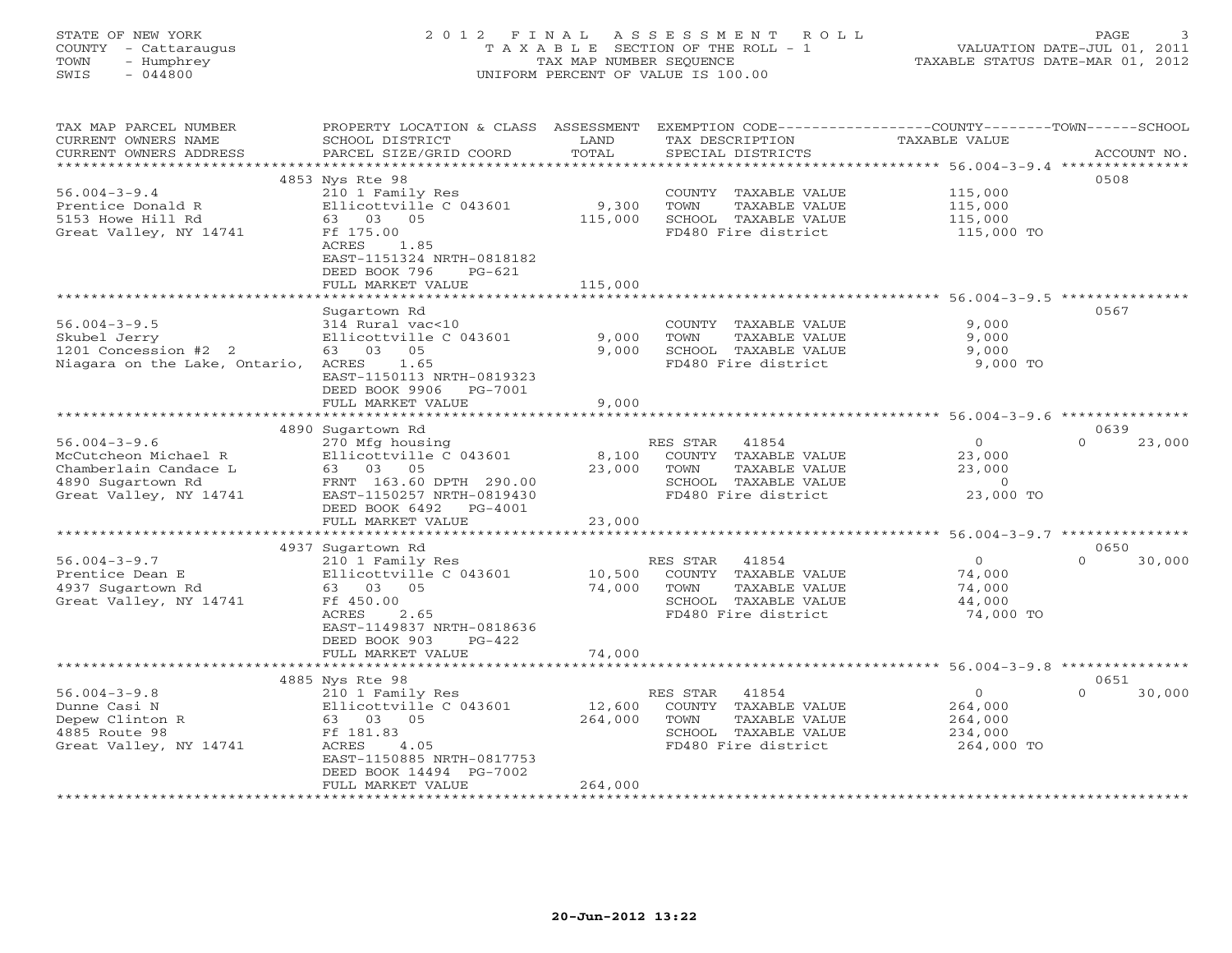STATE OF NEW YORK
COUNTY - Cattaraugus
TOWN - Humphrey
SWIS - 044800

# 2012 FINAL ASSESSMENT ROLL

TAXABLE SECTION OF THE ROLL - 1
TAX MAP NUMBER SEQUENCE
UNIFORM PERCENT OF VALUE IS 100.00

VALUATION DATE-JUL 01, 2011
TAXABLE STATUS DATE-MAR 01, 2012

| TAX MAP PARCEL NUMBER / CURRENT OWNERS NAME / CURRENT OWNERS ADDRESS | PROPERTY LOCATION & CLASS / SCHOOL DISTRICT / PARCEL SIZE/GRID COORD | ASSESSMENT LAND | TOTAL | EXEMPTION CODE / TAX DESCRIPTION / SPECIAL DISTRICTS | COUNTY TAXABLE VALUE | TOWN | SCHOOL | ACCOUNT NO. |
|---|---|---|---|---|---|---|---|---|
| | 4853 Nys Rte 98 | | | | | | | 0508 |
| 56.004-3-9.4 | 210 1 Family Res | | | COUNTY TAXABLE VALUE | 115,000 | | | |
| Prentice Donald R | Ellicottville C 043601 | 9,300 | | TOWN TAXABLE VALUE | 115,000 | | | |
| 5153 Howe Hill Rd | 63 03 05 | | 115,000 | SCHOOL TAXABLE VALUE | 115,000 | | | |
| Great Valley, NY 14741 | Ff 175.00 | | | FD480 Fire district | 115,000 TO | | | |
| | ACRES 1.85 | | | | | | | |
| | EAST-1151324 NRTH-0818182 | | | | | | | |
| | DEED BOOK 796 PG-621 | | | | | | | |
| | FULL MARKET VALUE | | 115,000 | | | | | |
| | Sugartown Rd | | | | | | | 0567 |
| 56.004-3-9.5 | 314 Rural vac<10 | | | COUNTY TAXABLE VALUE | 9,000 | | | |
| Skubel Jerry | Ellicottville C 043601 | 9,000 | | TOWN TAXABLE VALUE | 9,000 | | | |
| 1201 Concession #2 2 | 63 03 05 | | 9,000 | SCHOOL TAXABLE VALUE | 9,000 | | | |
| Niagara on the Lake, Ontario, | ACRES 1.65 | | | FD480 Fire district | 9,000 TO | | | |
| | EAST-1150113 NRTH-0819323 | | | | | | | |
| | DEED BOOK 9906 PG-7001 | | | | | | | |
| | FULL MARKET VALUE | | 9,000 | | | | | |
| | 4890 Sugartown Rd | | | | | | | 0639 |
| 56.004-3-9.6 | 270 Mfg housing | | | RES STAR 41854 | 0 | | 0 | 23,000 |
| McCutcheon Michael R | Ellicottville C 043601 | 8,100 | | COUNTY TAXABLE VALUE | 23,000 | | | |
| Chamberlain Candace L | 63 03 05 | | 23,000 | TOWN TAXABLE VALUE | 23,000 | | | |
| 4890 Sugartown Rd | FRNT 163.60 DPTH 290.00 | | | SCHOOL TAXABLE VALUE | 0 | | | |
| Great Valley, NY 14741 | EAST-1150257 NRTH-0819430 | | | FD480 Fire district | 23,000 TO | | | |
| | DEED BOOK 6492 PG-4001 | | | | | | | |
| | FULL MARKET VALUE | | 23,000 | | | | | |
| | 4937 Sugartown Rd | | | | | | | 0650 |
| 56.004-3-9.7 | 210 1 Family Res | | | RES STAR 41854 | 0 | | 0 | 30,000 |
| Prentice Dean E | Ellicottville C 043601 | 10,500 | | COUNTY TAXABLE VALUE | 74,000 | | | |
| 4937 Sugartown Rd | 63 03 05 | | 74,000 | TOWN TAXABLE VALUE | 74,000 | | | |
| Great Valley, NY 14741 | Ff 450.00 | | | SCHOOL TAXABLE VALUE | 44,000 | | | |
| | ACRES 2.65 | | | FD480 Fire district | 74,000 TO | | | |
| | EAST-1149837 NRTH-0818636 | | | | | | | |
| | DEED BOOK 903 PG-422 | | | | | | | |
| | FULL MARKET VALUE | | 74,000 | | | | | |
| | 4885 Nys Rte 98 | | | | | | | 0651 |
| 56.004-3-9.8 | 210 1 Family Res | | | RES STAR 41854 | 0 | | 0 | 30,000 |
| Dunne Casi N | Ellicottville C 043601 | 12,600 | | COUNTY TAXABLE VALUE | 264,000 | | | |
| Depew Clinton R | 63 03 05 | | 264,000 | TOWN TAXABLE VALUE | 264,000 | | | |
| 4885 Route 98 | Ff 181.83 | | | SCHOOL TAXABLE VALUE | 234,000 | | | |
| Great Valley, NY 14741 | ACRES 4.05 | | | FD480 Fire district | 264,000 TO | | | |
| | EAST-1150885 NRTH-0817753 | | | | | | | |
| | DEED BOOK 14494 PG-7002 | | | | | | | |
| | FULL MARKET VALUE | | 264,000 | | | | | |

20-Jun-2012 13:22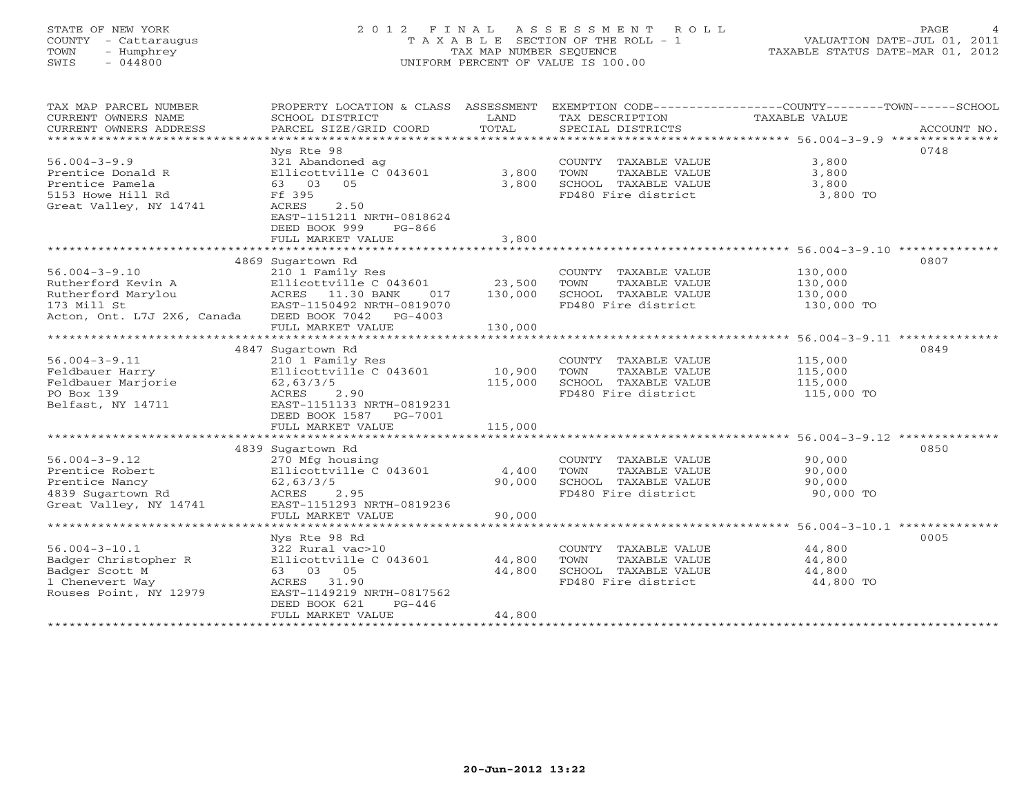STATE OF NEW YORK — 2012 FINAL ASSESSMENT ROLL
COUNTY - Cattaraugus — TAXABLE SECTION OF THE ROLL - 1 — VALUATION DATE-JUL 01, 2011
TOWN - Humphrey — TAX MAP NUMBER SEQUENCE — TAXABLE STATUS DATE-MAR 01, 2012
SWIS - 044800 — UNIFORM PERCENT OF VALUE IS 100.00

| TAX MAP PARCEL NUMBER / CURRENT OWNERS NAME / CURRENT OWNERS ADDRESS | PROPERTY LOCATION & CLASS / SCHOOL DISTRICT / PARCEL SIZE/GRID COORD | ASSESSMENT LAND / TOTAL | EXEMPTION CODE / TAX DESCRIPTION / SPECIAL DISTRICTS | COUNTY--TOWN--SCHOOL TAXABLE VALUE | ACCOUNT NO. |
|---|---|---|---|---|---|
| 56.004-3-9.9 | Nys Rte 98 | | | | 0748 |
| | 321 Abandoned ag | | COUNTY TAXABLE VALUE | 3,800 | |
| Prentice Donald R | Ellicottville C 043601 | 3,800 | TOWN TAXABLE VALUE | 3,800 | |
| Prentice Pamela | 63 03 05 | 3,800 | SCHOOL TAXABLE VALUE | 3,800 | |
| 5153 Howe Hill Rd | Ff 395 | | FD480 Fire district | 3,800 TO | |
| Great Valley, NY 14741 | ACRES 2.50 | | | | |
| | EAST-1151211 NRTH-0818624 | | | | |
| | DEED BOOK 999 PG-866 | | | | |
| | FULL MARKET VALUE | 3,800 | | | |
| 56.004-3-9.10 | 4869 Sugartown Rd | | | | 0807 |
| | 210 1 Family Res | | COUNTY TAXABLE VALUE | 130,000 | |
| Rutherford Kevin A | Ellicottville C 043601 | 23,500 | TOWN TAXABLE VALUE | 130,000 | |
| Rutherford Marylou | ACRES 11.30 BANK 017 | 130,000 | SCHOOL TAXABLE VALUE | 130,000 | |
| 173 Mill St | EAST-1150492 NRTH-0819070 | | FD480 Fire district | 130,000 TO | |
| Acton, Ont. L7J 2X6, Canada | DEED BOOK 7042 PG-4003 | | | | |
| | FULL MARKET VALUE | 130,000 | | | |
| 56.004-3-9.11 | 4847 Sugartown Rd | | | | 0849 |
| | 210 1 Family Res | | COUNTY TAXABLE VALUE | 115,000 | |
| Feldbauer Harry | Ellicottville C 043601 | 10,900 | TOWN TAXABLE VALUE | 115,000 | |
| Feldbauer Marjorie | 62,63/3/5 | 115,000 | SCHOOL TAXABLE VALUE | 115,000 | |
| PO Box 139 | ACRES 2.90 | | FD480 Fire district | 115,000 TO | |
| Belfast, NY 14711 | EAST-1151133 NRTH-0819231 | | | | |
| | DEED BOOK 1587 PG-7001 | | | | |
| | FULL MARKET VALUE | 115,000 | | | |
| 56.004-3-9.12 | 4839 Sugartown Rd | | | | 0850 |
| | 270 Mfg housing | | COUNTY TAXABLE VALUE | 90,000 | |
| Prentice Robert | Ellicottville C 043601 | 4,400 | TOWN TAXABLE VALUE | 90,000 | |
| Prentice Nancy | 62,63/3/5 | 90,000 | SCHOOL TAXABLE VALUE | 90,000 | |
| 4839 Sugartown Rd | ACRES 2.95 | | FD480 Fire district | 90,000 TO | |
| Great Valley, NY 14741 | EAST-1151293 NRTH-0819236 | | | | |
| | FULL MARKET VALUE | 90,000 | | | |
| 56.004-3-10.1 | Nys Rte 98 Rd | | | | 0005 |
| | 322 Rural vac>10 | | COUNTY TAXABLE VALUE | 44,800 | |
| Badger Christopher R | Ellicottville C 043601 | 44,800 | TOWN TAXABLE VALUE | 44,800 | |
| Badger Scott M | 63 03 05 | 44,800 | SCHOOL TAXABLE VALUE | 44,800 | |
| 1 Chenevert Way | ACRES 31.90 | | FD480 Fire district | 44,800 TO | |
| Rouses Point, NY 12979 | EAST-1149219 NRTH-0817562 | | | | |
| | DEED BOOK 621 PG-446 | | | | |
| | FULL MARKET VALUE | 44,800 | | | |

20-Jun-2012 13:22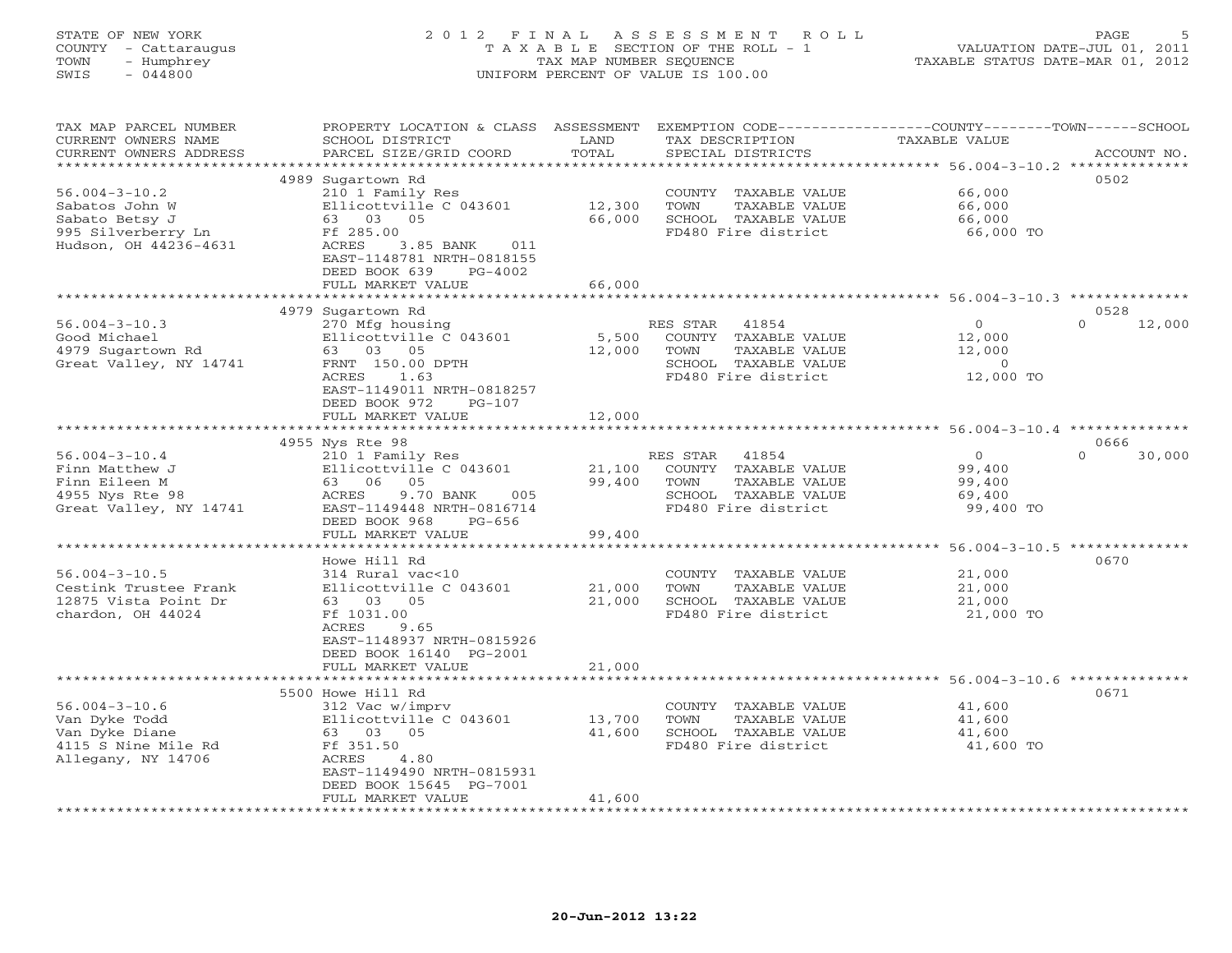STATE OF NEW YORK
COUNTY - Cattaraugus
TOWN - Humphrey
SWIS - 044800

# 2012 FINAL ASSESSMENT ROLL

TAXABLE SECTION OF THE ROLL - 1
TAX MAP NUMBER SEQUENCE
UNIFORM PERCENT OF VALUE IS 100.00

VALUATION DATE-JUL 01, 2011
TAXABLE STATUS DATE-MAR 01, 2012

| TAX MAP PARCEL NUMBER / CURRENT OWNERS NAME / CURRENT OWNERS ADDRESS | PROPERTY LOCATION & CLASS / SCHOOL DISTRICT / PARCEL SIZE/GRID COORD | ASSESSMENT LAND | TOTAL | EXEMPTION CODE / TAX DESCRIPTION / SPECIAL DISTRICTS | COUNTY / TOWN / SCHOOL TAXABLE VALUE | ACCOUNT NO. |
|---|---|---|---|---|---|---|
| 56.004-3-10.2 | 4989 Sugartown Rd | | | | | 0502 |
| 56.004-3-10.2 | 210 1 Family Res | | | COUNTY TAXABLE VALUE | 66,000 | |
| Sabatos John W | Ellicottville C 043601 | 12,300 | | TOWN TAXABLE VALUE | 66,000 | |
| Sabato Betsy J | 63 03 05 | | 66,000 | SCHOOL TAXABLE VALUE | 66,000 | |
| 995 Silverberry Ln | Ff 285.00 | | | FD480 Fire district | 66,000 TO | |
| Hudson, OH 44236-4631 | ACRES 3.85 BANK 011 | | | | | |
| | EAST-1148781 NRTH-0818155 | | | | | |
| | DEED BOOK 639 PG-4002 | | | | | |
| | FULL MARKET VALUE | | 66,000 | | | |
| 56.004-3-10.3 | 4979 Sugartown Rd | | | | | 0528 |
| 56.004-3-10.3 | 270 Mfg housing | | | RES STAR 41854 | 0 0 12,000 | |
| Good Michael | Ellicottville C 043601 | 5,500 | | COUNTY TAXABLE VALUE | 12,000 | |
| 4979 Sugartown Rd | 63 03 05 | | 12,000 | TOWN TAXABLE VALUE | 12,000 | |
| Great Valley, NY 14741 | FRNT 150.00 DPTH | | | SCHOOL TAXABLE VALUE | 0 | |
| | ACRES 1.63 | | | FD480 Fire district | 12,000 TO | |
| | EAST-1149011 NRTH-0818257 | | | | | |
| | DEED BOOK 972 PG-107 | | | | | |
| | FULL MARKET VALUE | | 12,000 | | | |
| 56.004-3-10.4 | 4955 Nys Rte 98 | | | | | 0666 |
| 56.004-3-10.4 | 210 1 Family Res | | | RES STAR 41854 | 0 0 30,000 | |
| Finn Matthew J | Ellicottville C 043601 | 21,100 | | COUNTY TAXABLE VALUE | 99,400 | |
| Finn Eileen M | 63 06 05 | | 99,400 | TOWN TAXABLE VALUE | 99,400 | |
| 4955 Nys Rte 98 | ACRES 9.70 BANK 005 | | | SCHOOL TAXABLE VALUE | 69,400 | |
| Great Valley, NY 14741 | EAST-1149448 NRTH-0816714 | | | FD480 Fire district | 99,400 TO | |
| | DEED BOOK 968 PG-656 | | | | | |
| | FULL MARKET VALUE | | 99,400 | | | |
| 56.004-3-10.5 | Howe Hill Rd | | | | | 0670 |
| 56.004-3-10.5 | 314 Rural vac<10 | | | COUNTY TAXABLE VALUE | 21,000 | |
| Cestink Trustee Frank | Ellicottville C 043601 | 21,000 | | TOWN TAXABLE VALUE | 21,000 | |
| 12875 Vista Point Dr | 63 03 05 | | 21,000 | SCHOOL TAXABLE VALUE | 21,000 | |
| chardon, OH 44024 | Ff 1031.00 | | | FD480 Fire district | 21,000 TO | |
| | ACRES 9.65 | | | | | |
| | EAST-1148937 NRTH-0815926 | | | | | |
| | DEED BOOK 16140 PG-2001 | | | | | |
| | FULL MARKET VALUE | | 21,000 | | | |
| 56.004-3-10.6 | 5500 Howe Hill Rd | | | | | 0671 |
| 56.004-3-10.6 | 312 Vac w/imprv | | | COUNTY TAXABLE VALUE | 41,600 | |
| Van Dyke Todd | Ellicottville C 043601 | 13,700 | | TOWN TAXABLE VALUE | 41,600 | |
| Van Dyke Diane | 63 03 05 | | 41,600 | SCHOOL TAXABLE VALUE | 41,600 | |
| 4115 S Nine Mile Rd | Ff 351.50 | | | FD480 Fire district | 41,600 TO | |
| Allegany, NY 14706 | ACRES 4.80 | | | | | |
| | EAST-1149490 NRTH-0815931 | | | | | |
| | DEED BOOK 15645 PG-7001 | | | | | |
| | FULL MARKET VALUE | | 41,600 | | | |

20-Jun-2012 13:22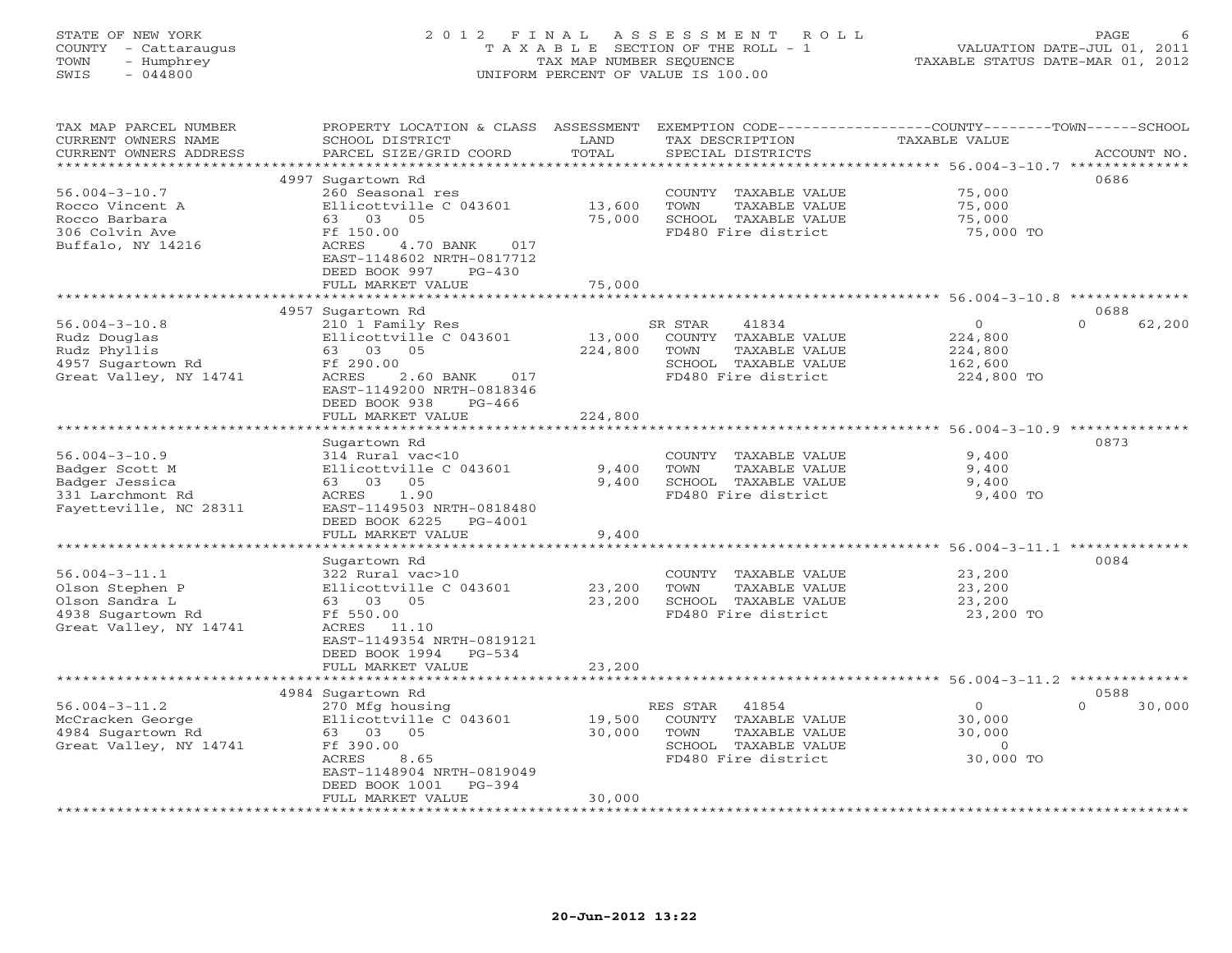STATE OF NEW YORK
COUNTY - Cattaraugus
TOWN - Humphrey
SWIS - 044800

# 2012 FINAL ASSESSMENT ROLL

TAXABLE SECTION OF THE ROLL - 1
TAX MAP NUMBER SEQUENCE
UNIFORM PERCENT OF VALUE IS 100.00

VALUATION DATE-JUL 01, 2011
TAXABLE STATUS DATE-MAR 01, 2012

| TAX MAP PARCEL NUMBER / CURRENT OWNERS NAME / CURRENT OWNERS ADDRESS | PROPERTY LOCATION & CLASS / SCHOOL DISTRICT / PARCEL SIZE/GRID COORD | ASSESSMENT LAND / TOTAL | EXEMPTION CODE / TAX DESCRIPTION / SPECIAL DISTRICTS | COUNTY / TOWN / SCHOOL TAXABLE VALUE | ACCOUNT NO. |
|---|---|---|---|---|---|
| **56.004-3-10.7** | 4997 Sugartown Rd | | | | 0686 |
| Rocco Vincent A | 260 Seasonal res | | COUNTY TAXABLE VALUE | 75,000 | |
| Rocco Barbara | Ellicottville C 043601 | 13,600 | TOWN TAXABLE VALUE | 75,000 | |
| 306 Colvin Ave | 63 03 05 | 75,000 | SCHOOL TAXABLE VALUE | 75,000 | |
| Buffalo, NY 14216 | Ff 150.00 | | FD480 Fire district | 75,000 TO | |
| | ACRES 4.70 BANK 017 | | | | |
| | EAST-1148602 NRTH-0817712 | | | | |
| | DEED BOOK 997 PG-430 | | | | |
| | FULL MARKET VALUE | 75,000 | | | |
| **56.004-3-10.8** | 4957 Sugartown Rd | | | | 0688 |
| Rudz Douglas | 210 1 Family Res | | SR STAR 41834 | 0 / 0 / 62,200 | |
| Rudz Phyllis | Ellicottville C 043601 | 13,000 | COUNTY TAXABLE VALUE | 224,800 | |
| 4957 Sugartown Rd | 63 03 05 | 224,800 | TOWN TAXABLE VALUE | 224,800 | |
| Great Valley, NY 14741 | Ff 290.00 | | SCHOOL TAXABLE VALUE | 162,600 | |
| | ACRES 2.60 BANK 017 | | FD480 Fire district | 224,800 TO | |
| | EAST-1149200 NRTH-0818346 | | | | |
| | DEED BOOK 938 PG-466 | | | | |
| | FULL MARKET VALUE | 224,800 | | | |
| **56.004-3-10.9** | Sugartown Rd | | | | 0873 |
| Badger Scott M | 314 Rural vac<10 | | COUNTY TAXABLE VALUE | 9,400 | |
| Badger Jessica | Ellicottville C 043601 | 9,400 | TOWN TAXABLE VALUE | 9,400 | |
| 331 Larchmont Rd | 63 03 05 | 9,400 | SCHOOL TAXABLE VALUE | 9,400 | |
| Fayetteville, NC 28311 | ACRES 1.90 | | FD480 Fire district | 9,400 TO | |
| | EAST-1149503 NRTH-0818480 | | | | |
| | DEED BOOK 6225 PG-4001 | | | | |
| | FULL MARKET VALUE | 9,400 | | | |
| **56.004-3-11.1** | Sugartown Rd | | | | 0084 |
| Olson Stephen P | 322 Rural vac>10 | | COUNTY TAXABLE VALUE | 23,200 | |
| Olson Sandra L | Ellicottville C 043601 | 23,200 | TOWN TAXABLE VALUE | 23,200 | |
| 4938 Sugartown Rd | 63 03 05 | 23,200 | SCHOOL TAXABLE VALUE | 23,200 | |
| Great Valley, NY 14741 | Ff 550.00 | | FD480 Fire district | 23,200 TO | |
| | ACRES 11.10 | | | | |
| | EAST-1149354 NRTH-0819121 | | | | |
| | DEED BOOK 1994 PG-534 | | | | |
| | FULL MARKET VALUE | 23,200 | | | |
| **56.004-3-11.2** | 4984 Sugartown Rd | | | | 0588 |
| McCracken George | 270 Mfg housing | | RES STAR 41854 | 0 / 0 / 30,000 | |
| 4984 Sugartown Rd | Ellicottville C 043601 | 19,500 | COUNTY TAXABLE VALUE | 30,000 | |
| Great Valley, NY 14741 | 63 03 05 | 30,000 | TOWN TAXABLE VALUE | 30,000 | |
| | Ff 390.00 | | SCHOOL TAXABLE VALUE | 0 | |
| | ACRES 8.65 | | FD480 Fire district | 30,000 TO | |
| | EAST-1148904 NRTH-0819049 | | | | |
| | DEED BOOK 1001 PG-394 | | | | |
| | FULL MARKET VALUE | 30,000 | | | |

20-Jun-2012 13:22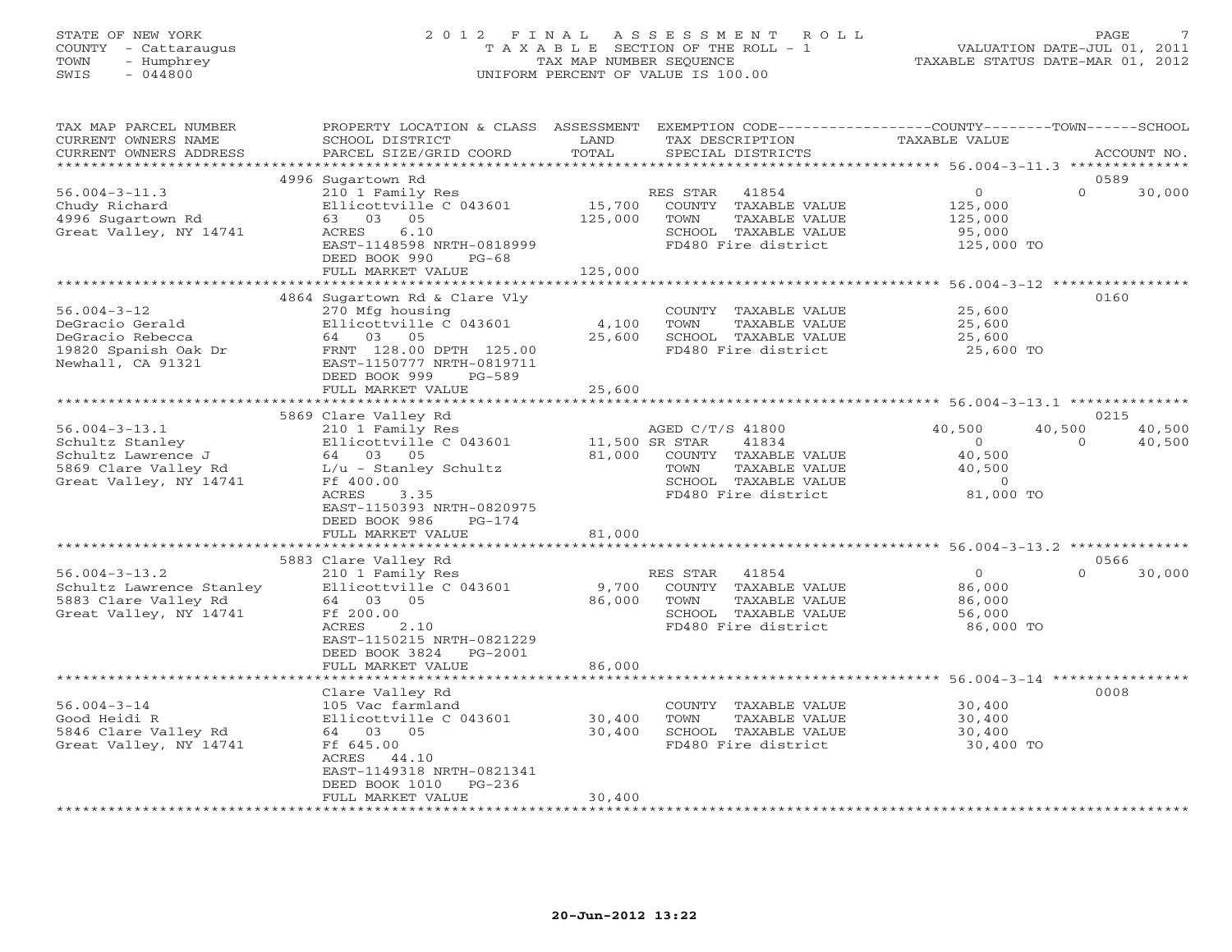STATE OF NEW YORK
COUNTY - Cattaraugus
TOWN - Humphrey
SWIS - 044800

# 2012 FINAL ASSESSMENT ROLL
TAXABLE SECTION OF THE ROLL - 1
TAX MAP NUMBER SEQUENCE
UNIFORM PERCENT OF VALUE IS 100.00

VALUATION DATE-JUL 01, 2011
TAXABLE STATUS DATE-MAR 01, 2012

| TAX MAP PARCEL NUMBER / CURRENT OWNERS NAME / CURRENT OWNERS ADDRESS | PROPERTY LOCATION & CLASS / SCHOOL DISTRICT / PARCEL SIZE/GRID COORD | ASSESSMENT LAND | TOTAL | EXEMPTION CODE / TAX DESCRIPTION / SPECIAL DISTRICTS | COUNTY TAXABLE VALUE | TOWN | SCHOOL | ACCOUNT NO. |
|---|---|---|---|---|---|---|---|---|
| 56.004-3-11.3 | 4996 Sugartown Rd | | | | | | | 0589 |
| 56.004-3-11.3 | 210 1 Family Res | | | RES STAR 41854 | 0 | 0 | 30,000 | |
| Chudy Richard | Ellicottville C 043601 | 15,700 | | COUNTY TAXABLE VALUE | 125,000 | | | |
| 4996 Sugartown Rd | 63 03 05 | | 125,000 | TOWN TAXABLE VALUE | 125,000 | | | |
| Great Valley, NY 14741 | ACRES 6.10 | | | SCHOOL TAXABLE VALUE | 95,000 | | | |
| | EAST-1148598 NRTH-0818999 | | | FD480 Fire district | 125,000 TO | | | |
| | DEED BOOK 990 PG-68 | | | | | | | |
| | FULL MARKET VALUE | | 125,000 | | | | | |
| 56.004-3-12 | 4864 Sugartown Rd & Clare Vly | | | | | | | 0160 |
| 56.004-3-12 | 270 Mfg housing | | | COUNTY TAXABLE VALUE | 25,600 | | | |
| DeGracio Gerald | Ellicottville C 043601 | 4,100 | | TOWN TAXABLE VALUE | 25,600 | | | |
| DeGracio Rebecca | 64 03 05 | | 25,600 | SCHOOL TAXABLE VALUE | 25,600 | | | |
| 19820 Spanish Oak Dr | FRNT 128.00 DPTH 125.00 | | | FD480 Fire district | 25,600 TO | | | |
| Newhall, CA 91321 | EAST-1150777 NRTH-0819711 | | | | | | | |
| | DEED BOOK 999 PG-589 | | | | | | | |
| | FULL MARKET VALUE | | 25,600 | | | | | |
| 56.004-3-13.1 | 5869 Clare Valley Rd | | | | | | | 0215 |
| 56.004-3-13.1 | 210 1 Family Res | | | AGED C/T/S 41800 | 40,500 | 40,500 | 40,500 | |
| Schultz Stanley | Ellicottville C 043601 | 11,500 | | SR STAR 41834 | 0 | 0 | 40,500 | |
| Schultz Lawrence J | 64 03 05 | | 81,000 | COUNTY TAXABLE VALUE | 40,500 | | | |
| 5869 Clare Valley Rd | L/u - Stanley Schultz | | | TOWN TAXABLE VALUE | 40,500 | | | |
| Great Valley, NY 14741 | Ff 400.00 | | | SCHOOL TAXABLE VALUE | 0 | | | |
| | ACRES 3.35 | | | FD480 Fire district | 81,000 TO | | | |
| | EAST-1150393 NRTH-0820975 | | | | | | | |
| | DEED BOOK 986 PG-174 | | | | | | | |
| | FULL MARKET VALUE | | 81,000 | | | | | |
| 56.004-3-13.2 | 5883 Clare Valley Rd | | | | | | | 0566 |
| 56.004-3-13.2 | 210 1 Family Res | | | RES STAR 41854 | 0 | 0 | 30,000 | |
| Schultz Lawrence Stanley | Ellicottville C 043601 | 9,700 | | COUNTY TAXABLE VALUE | 86,000 | | | |
| 5883 Clare Valley Rd | 64 03 05 | | 86,000 | TOWN TAXABLE VALUE | 86,000 | | | |
| Great Valley, NY 14741 | Ff 200.00 | | | SCHOOL TAXABLE VALUE | 56,000 | | | |
| | ACRES 2.10 | | | FD480 Fire district | 86,000 TO | | | |
| | EAST-1150215 NRTH-0821229 | | | | | | | |
| | DEED BOOK 3824 PG-2001 | | | | | | | |
| | FULL MARKET VALUE | | 86,000 | | | | | |
| 56.004-3-14 | Clare Valley Rd | | | | | | | 0008 |
| 56.004-3-14 | 105 Vac farmland | | | COUNTY TAXABLE VALUE | 30,400 | | | |
| Good Heidi R | Ellicottville C 043601 | 30,400 | | TOWN TAXABLE VALUE | 30,400 | | | |
| 5846 Clare Valley Rd | 64 03 05 | | 30,400 | SCHOOL TAXABLE VALUE | 30,400 | | | |
| Great Valley, NY 14741 | Ff 645.00 | | | FD480 Fire district | 30,400 TO | | | |
| | ACRES 44.10 | | | | | | | |
| | EAST-1149318 NRTH-0821341 | | | | | | | |
| | DEED BOOK 1010 PG-236 | | | | | | | |
| | FULL MARKET VALUE | | 30,400 | | | | | |

20-Jun-2012 13:22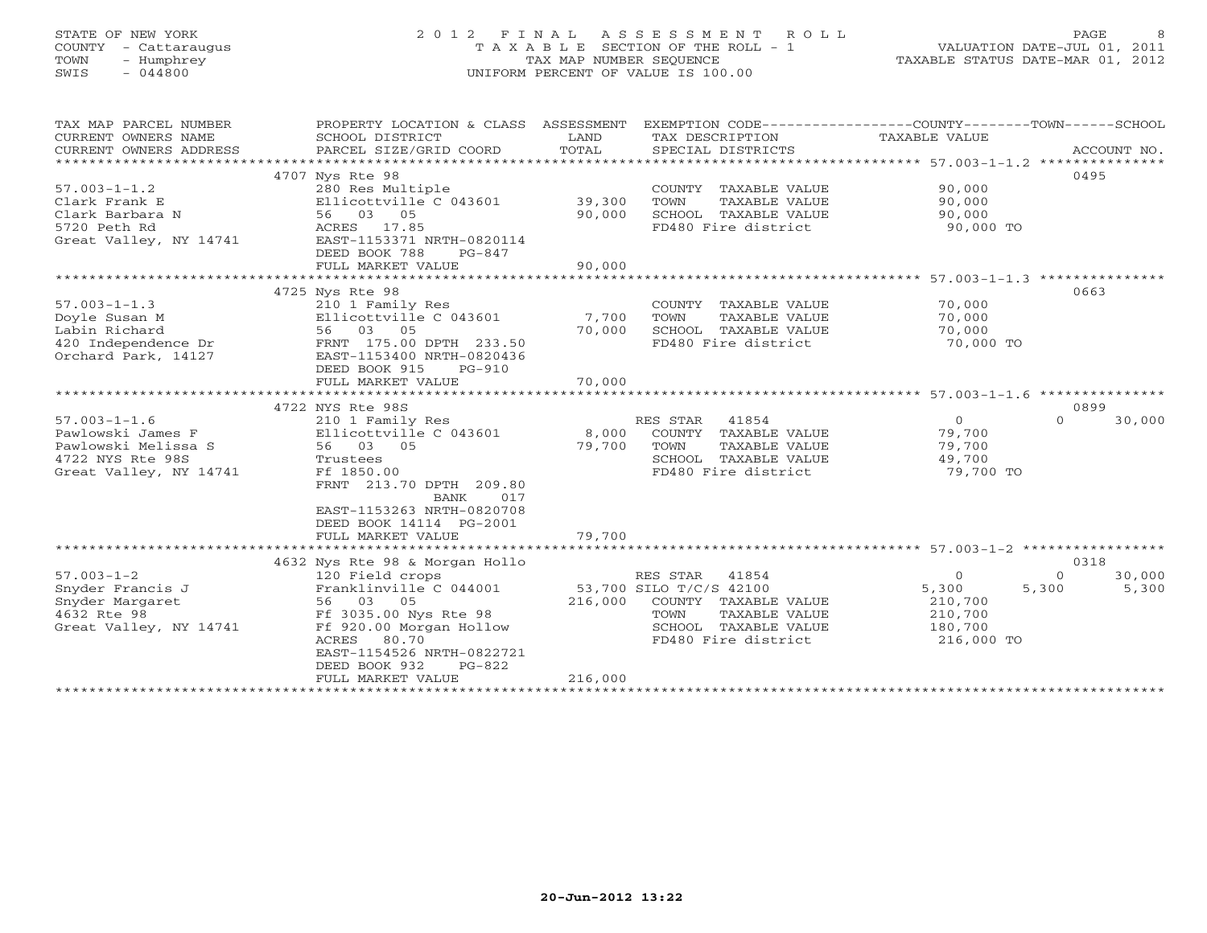STATE OF NEW YORK
COUNTY - Cattaraugus
TOWN - Humphrey
SWIS - 044800

# 2012 FINAL ASSESSMENT ROLL

TAXABLE SECTION OF THE ROLL - 1
TAX MAP NUMBER SEQUENCE
UNIFORM PERCENT OF VALUE IS 100.00

VALUATION DATE-JUL 01, 2011
TAXABLE STATUS DATE-MAR 01, 2012

| TAX MAP PARCEL NUMBER / CURRENT OWNERS NAME / CURRENT OWNERS ADDRESS | PROPERTY LOCATION & CLASS / SCHOOL DISTRICT / PARCEL SIZE/GRID COORD | ASSESSMENT LAND | ASSESSMENT TOTAL | EXEMPTION CODE / TAX DESCRIPTION / SPECIAL DISTRICTS | COUNTY TAXABLE VALUE | TOWN | SCHOOL | ACCOUNT NO. |
|---|---|---|---|---|---|---|---|---|
| 57.003-1-1.2 | 4707 Nys Rte 98 | | | | | | | 0495 |
| Clark Frank E | 280 Res Multiple | | | COUNTY TAXABLE VALUE | 90,000 | | | |
| Clark Barbara N | Ellicottville C 043601 | 39,300 | | TOWN TAXABLE VALUE | 90,000 | | | |
| 5720 Peth Rd | 56 03 05 | | 90,000 | SCHOOL TAXABLE VALUE | 90,000 | | | |
| Great Valley, NY 14741 | ACRES 17.85 | | | FD480 Fire district | 90,000 TO | | | |
| | EAST-1153371 NRTH-0820114 | | | | | | | |
| | DEED BOOK 788 PG-847 | | | | | | | |
| | FULL MARKET VALUE | | 90,000 | | | | | |
| 57.003-1-1.3 | 4725 Nys Rte 98 | | | | | | | 0663 |
| Doyle Susan M | 210 1 Family Res | | | COUNTY TAXABLE VALUE | 70,000 | | | |
| Labin Richard | Ellicottville C 043601 | 7,700 | | TOWN TAXABLE VALUE | 70,000 | | | |
| 420 Independence Dr | 56 03 05 | | 70,000 | SCHOOL TAXABLE VALUE | 70,000 | | | |
| Orchard Park, 14127 | FRNT 175.00 DPTH 233.50 | | | FD480 Fire district | 70,000 TO | | | |
| | EAST-1153400 NRTH-0820436 | | | | | | | |
| | DEED BOOK 915 PG-910 | | | | | | | |
| | FULL MARKET VALUE | | 70,000 | | | | | |
| 57.003-1-1.6 | 4722 NYS Rte 98S | | | | | | | 0899 |
| Pawlowski James F | 210 1 Family Res | | | RES STAR 41854 | 0 | 0 | 30,000 | |
| Pawlowski Melissa S | Ellicottville C 043601 | 8,000 | | COUNTY TAXABLE VALUE | 79,700 | | | |
| 4722 NYS Rte 98S | 56 03 05 | | 79,700 | TOWN TAXABLE VALUE | 79,700 | | | |
| Great Valley, NY 14741 | Trustees | | | SCHOOL TAXABLE VALUE | 49,700 | | | |
| | Ff 1850.00 | | | FD480 Fire district | 79,700 TO | | | |
| | FRNT 213.70 DPTH 209.80 | | | | | | | |
| | BANK 017 | | | | | | | |
| | EAST-1153263 NRTH-0820708 | | | | | | | |
| | DEED BOOK 14114 PG-2001 | | | | | | | |
| | FULL MARKET VALUE | | 79,700 | | | | | |
| 57.003-1-2 | 4632 Nys Rte 98 & Morgan Hollo | | | | | | | 0318 |
| Snyder Francis J | 120 Field crops | | | RES STAR 41854 | 0 | 0 | 30,000 | |
| Snyder Margaret | Franklinville C 044001 | 53,700 | | SILO T/C/S 42100 | 5,300 | 5,300 | 5,300 | |
| 4632 Rte 98 | 56 03 05 | | 216,000 | COUNTY TAXABLE VALUE | 210,700 | | | |
| Great Valley, NY 14741 | Ff 3035.00 Nys Rte 98 | | | TOWN TAXABLE VALUE | 210,700 | | | |
| | Ff 920.00 Morgan Hollow | | | SCHOOL TAXABLE VALUE | 180,700 | | | |
| | ACRES 80.70 | | | FD480 Fire district | 216,000 TO | | | |
| | EAST-1154526 NRTH-0822721 | | | | | | | |
| | DEED BOOK 932 PG-822 | | | | | | | |
| | FULL MARKET VALUE | | 216,000 | | | | | |

20-Jun-2012 13:22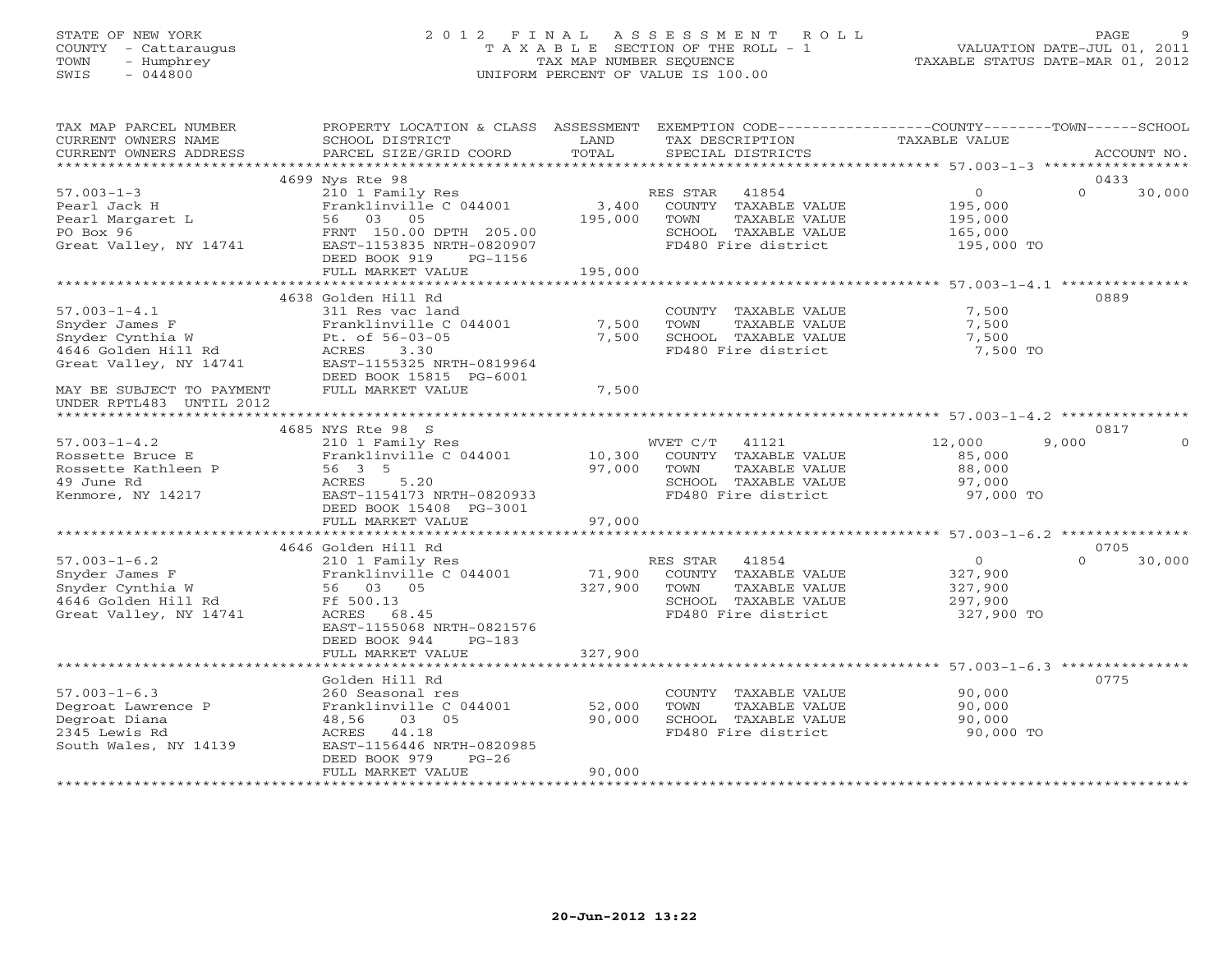STATE OF NEW YORK
COUNTY - Cattaraugus
TOWN - Humphrey
SWIS - 044800

# 2012 FINAL ASSESSMENT ROLL

TAXABLE SECTION OF THE ROLL - 1
TAX MAP NUMBER SEQUENCE
UNIFORM PERCENT OF VALUE IS 100.00

VALUATION DATE-JUL 01, 2011
TAXABLE STATUS DATE-MAR 01, 2012

| TAX MAP PARCEL NUMBER / CURRENT OWNERS NAME / CURRENT OWNERS ADDRESS | PROPERTY LOCATION & CLASS / SCHOOL DISTRICT / PARCEL SIZE/GRID COORD | ASSESSMENT LAND / TOTAL | EXEMPTION CODE / TAX DESCRIPTION / SPECIAL DISTRICTS | COUNTY | TOWN | SCHOOL | ACCOUNT NO. |
|---|---|---|---|---|---|---|---|
| **57.003-1-3** | 4699 Nys Rte 98 | | | | | | 0433 |
| 57.003-1-3 | 210 1 Family Res | | RES STAR 41854 | 0 | 0 | 30,000 | |
| Pearl Jack H | Franklinville C 044001 | 3,400 | COUNTY TAXABLE VALUE | 195,000 | | | |
| Pearl Margaret L | 56 03 05 | 195,000 | TOWN TAXABLE VALUE | | 195,000 | | |
| PO Box 96 | FRNT 150.00 DPTH 205.00 | | SCHOOL TAXABLE VALUE | | | 165,000 | |
| Great Valley, NY 14741 | EAST-1153835 NRTH-0820907 | | FD480 Fire district | 195,000 TO | | | |
| | DEED BOOK 919 PG-1156 | | | | | | |
| | FULL MARKET VALUE | 195,000 | | | | | |
| **57.003-1-4.1** | 4638 Golden Hill Rd | | | | | | 0889 |
| 57.003-1-4.1 | 311 Res vac land | | COUNTY TAXABLE VALUE | 7,500 | | | |
| Snyder James F | Franklinville C 044001 | 7,500 | TOWN TAXABLE VALUE | | 7,500 | | |
| Snyder Cynthia W | Pt. of 56-03-05 | 7,500 | SCHOOL TAXABLE VALUE | | | 7,500 | |
| 4646 Golden Hill Rd | ACRES 3.30 | | FD480 Fire district | 7,500 TO | | | |
| Great Valley, NY 14741 | EAST-1155325 NRTH-0819964 | | | | | | |
| | DEED BOOK 15815 PG-6001 | | | | | | |
| MAY BE SUBJECT TO PAYMENT UNDER RPTL483 UNTIL 2012 | FULL MARKET VALUE | 7,500 | | | | | |
| **57.003-1-4.2** | 4685 NYS Rte 98 S | | | | | | 0817 |
| 57.003-1-4.2 | 210 1 Family Res | | WVET C/T 41121 | 12,000 | 9,000 | 0 | |
| Rossette Bruce E | Franklinville C 044001 | 10,300 | COUNTY TAXABLE VALUE | 85,000 | | | |
| Rossette Kathleen P | 56 3 5 | 97,000 | TOWN TAXABLE VALUE | | 88,000 | | |
| 49 June Rd | ACRES 5.20 | | SCHOOL TAXABLE VALUE | | | 97,000 | |
| Kenmore, NY 14217 | EAST-1154173 NRTH-0820933 | | FD480 Fire district | 97,000 TO | | | |
| | DEED BOOK 15408 PG-3001 | | | | | | |
| | FULL MARKET VALUE | 97,000 | | | | | |
| **57.003-1-6.2** | 4646 Golden Hill Rd | | | | | | 0705 |
| 57.003-1-6.2 | 210 1 Family Res | | RES STAR 41854 | 0 | 0 | 30,000 | |
| Snyder James F | Franklinville C 044001 | 71,900 | COUNTY TAXABLE VALUE | 327,900 | | | |
| Snyder Cynthia W | 56 03 05 | 327,900 | TOWN TAXABLE VALUE | | 327,900 | | |
| 4646 Golden Hill Rd | Ff 500.13 | | SCHOOL TAXABLE VALUE | | | 297,900 | |
| Great Valley, NY 14741 | ACRES 68.45 | | FD480 Fire district | 327,900 TO | | | |
| | EAST-1155068 NRTH-0821576 | | | | | | |
| | DEED BOOK 944 PG-183 | | | | | | |
| | FULL MARKET VALUE | 327,900 | | | | | |
| **57.003-1-6.3** | Golden Hill Rd | | | | | | 0775 |
| 57.003-1-6.3 | 260 Seasonal res | | COUNTY TAXABLE VALUE | 90,000 | | | |
| Degroat Lawrence P | Franklinville C 044001 | 52,000 | TOWN TAXABLE VALUE | | 90,000 | | |
| Degroat Diana | 48,56 03 05 | 90,000 | SCHOOL TAXABLE VALUE | | | 90,000 | |
| 2345 Lewis Rd | ACRES 44.18 | | FD480 Fire district | 90,000 TO | | | |
| South Wales, NY 14139 | EAST-1156446 NRTH-0820985 | | | | | | |
| | DEED BOOK 979 PG-26 | | | | | | |
| | FULL MARKET VALUE | 90,000 | | | | | |

20-Jun-2012 13:22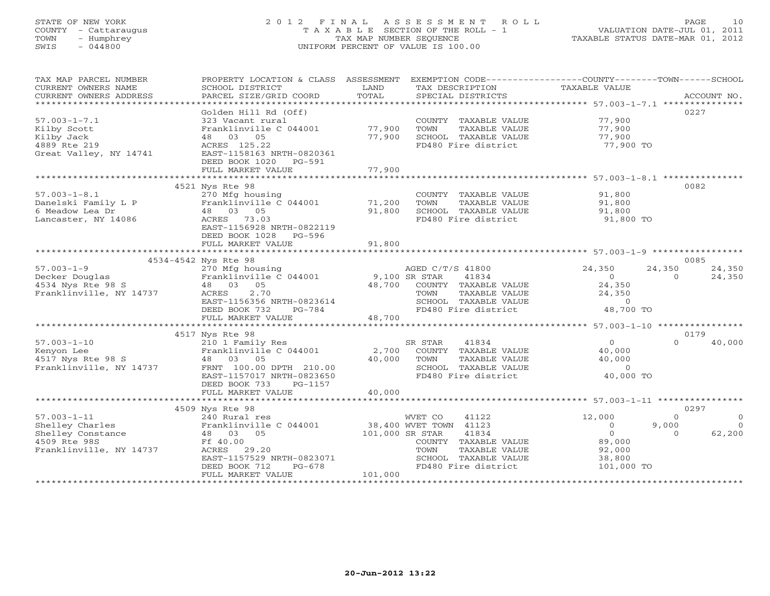STATE OF NEW YORK
COUNTY - Cattaraugus
TOWN - Humphrey
SWIS - 044800

# 2012 FINAL ASSESSMENT ROLL

TAXABLE SECTION OF THE ROLL - 1
TAX MAP NUMBER SEQUENCE
UNIFORM PERCENT OF VALUE IS 100.00

VALUATION DATE-JUL 01, 2011
TAXABLE STATUS DATE-MAR 01, 2012

| TAX MAP PARCEL NUMBER / CURRENT OWNERS NAME / CURRENT OWNERS ADDRESS | PROPERTY LOCATION & CLASS / SCHOOL DISTRICT / PARCEL SIZE/GRID COORD | ASSESSMENT LAND / TOTAL | EXEMPTION CODE / TAX DESCRIPTION / SPECIAL DISTRICTS | COUNTY TAXABLE VALUE | TOWN | SCHOOL | ACCOUNT NO. |
|---|---|---|---|---|---|---|---|
| 57.003-1-7.1 | Golden Hill Rd (Off) | | | | | | 0227 |
| Kilby Scott | 323 Vacant rural | | COUNTY TAXABLE VALUE | 77,900 | | | |
| Kilby Jack | Franklinville C 044001 | 77,900 | TOWN TAXABLE VALUE | 77,900 | | | |
| 4889 Rte 219 | 48 03 05 | 77,900 | SCHOOL TAXABLE VALUE | 77,900 | | | |
| Great Valley, NY 14741 | ACRES 125.22 | | FD480 Fire district | 77,900 TO | | | |
| | EAST-1158163 NRTH-0820361 | | | | | | |
| | DEED BOOK 1020 PG-591 | | | | | | |
| | FULL MARKET VALUE | 77,900 | | | | | |
| 57.003-1-8.1 | 4521 Nys Rte 98 | | | | | | 0082 |
| Danelski Family L P | 270 Mfg housing | | COUNTY TAXABLE VALUE | 91,800 | | | |
| 6 Meadow Lea Dr | Franklinville C 044001 | 71,200 | TOWN TAXABLE VALUE | 91,800 | | | |
| Lancaster, NY 14086 | 48 03 05 | 91,800 | SCHOOL TAXABLE VALUE | 91,800 | | | |
| | ACRES 73.03 | | FD480 Fire district | 91,800 TO | | | |
| | EAST-1156928 NRTH-0822119 | | | | | | |
| | DEED BOOK 1028 PG-596 | | | | | | |
| | FULL MARKET VALUE | 91,800 | | | | | |
| 57.003-1-9 | 4534-4542 Nys Rte 98 | | | | | | 0085 |
| Decker Douglas | 270 Mfg housing | | AGED C/T/S 41800 | 24,350 | 24,350 | 24,350 | |
| 4534 Nys Rte 98 S | Franklinville C 044001 | 9,100 | SR STAR 41834 | 0 | 0 | 24,350 | |
| Franklinville, NY 14737 | 48 03 05 | 48,700 | COUNTY TAXABLE VALUE | 24,350 | | | |
| | ACRES 2.70 | | TOWN TAXABLE VALUE | 24,350 | | | |
| | EAST-1156356 NRTH-0823614 | | SCHOOL TAXABLE VALUE | 0 | | | |
| | DEED BOOK 732 PG-784 | | FD480 Fire district | 48,700 TO | | | |
| | FULL MARKET VALUE | 48,700 | | | | | |
| 57.003-1-10 | 4517 Nys Rte 98 | | | | | | 0179 |
| Kenyon Lee | 210 1 Family Res | | SR STAR 41834 | 0 | 0 | 40,000 | |
| 4517 Nys Rte 98 S | Franklinville C 044001 | 2,700 | COUNTY TAXABLE VALUE | 40,000 | | | |
| Franklinville, NY 14737 | 48 03 05 | 40,000 | TOWN TAXABLE VALUE | 40,000 | | | |
| | FRNT 100.00 DPTH 210.00 | | SCHOOL TAXABLE VALUE | 0 | | | |
| | EAST-1157017 NRTH-0823650 | | FD480 Fire district | 40,000 TO | | | |
| | DEED BOOK 733 PG-1157 | | | | | | |
| | FULL MARKET VALUE | 40,000 | | | | | |
| 57.003-1-11 | 4509 Nys Rte 98 | | | | | | 0297 |
| Shelley Charles | 240 Rural res | | WVET CO 41122 | 12,000 | 0 | 0 | |
| Shelley Constance | Franklinville C 044001 | 38,400 | WVET TOWN 41123 | 0 | 9,000 | 0 | |
| 4509 Rte 98S | 48 03 05 | 101,000 | SR STAR 41834 | 0 | 0 | 62,200 | |
| Franklinville, NY 14737 | Ff 40.00 | | COUNTY TAXABLE VALUE | 89,000 | | | |
| | ACRES 29.20 | | TOWN TAXABLE VALUE | 92,000 | | | |
| | EAST-1157529 NRTH-0823071 | | SCHOOL TAXABLE VALUE | 38,800 | | | |
| | DEED BOOK 712 PG-678 | | FD480 Fire district | 101,000 TO | | | |
| | FULL MARKET VALUE | 101,000 | | | | | |

20-Jun-2012 13:22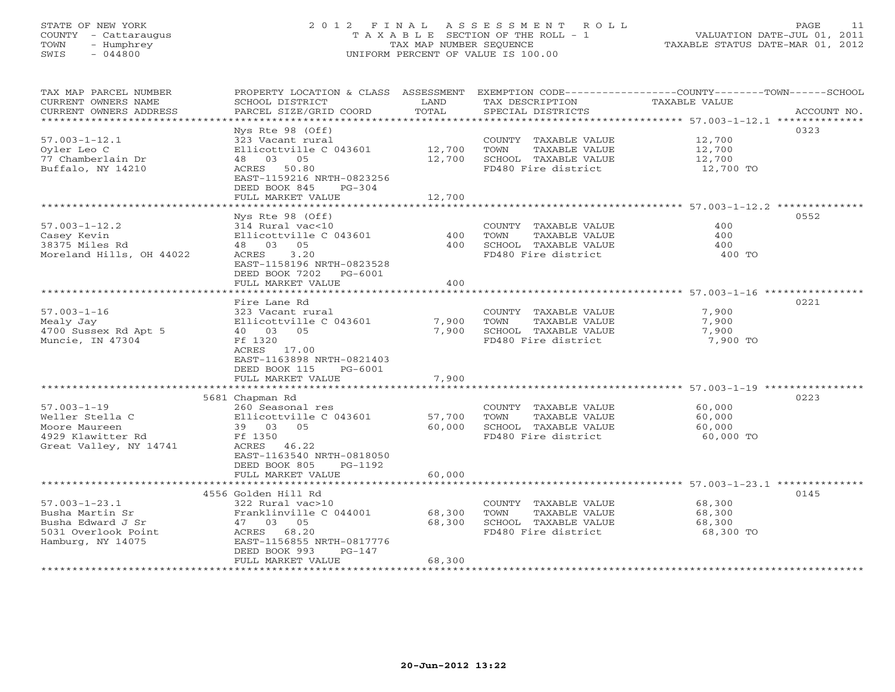STATE OF NEW YORK
COUNTY - Cattaraugus
TOWN - Humphrey
SWIS - 044800

2012 FINAL ASSESSMENT ROLL
TAXABLE SECTION OF THE ROLL - 1
TAX MAP NUMBER SEQUENCE
UNIFORM PERCENT OF VALUE IS 100.00

VALUATION DATE-JUL 01, 2011
TAXABLE STATUS DATE-MAR 01, 2012

| TAX MAP PARCEL NUMBER / CURRENT OWNERS NAME / CURRENT OWNERS ADDRESS | PROPERTY LOCATION & CLASS / SCHOOL DISTRICT / PARCEL SIZE/GRID COORD | ASSESSMENT LAND | TOTAL | EXEMPTION CODE / TAX DESCRIPTION / SPECIAL DISTRICTS | TAXABLE VALUE | ACCOUNT NO. |
|---|---|---|---|---|---|---|
| 57.003-1-12.1 | Nys Rte 98 (Off) | | | | | 0323 |
| Oyler Leo C | 323 Vacant rural | | | COUNTY TAXABLE VALUE | 12,700 | |
| 77 Chamberlain Dr | Ellicottville C 043601 | 12,700 | | TOWN TAXABLE VALUE | 12,700 | |
| Buffalo, NY 14210 | 48 03 05 | | 12,700 | SCHOOL TAXABLE VALUE | 12,700 | |
| | ACRES 50.80 | | | FD480 Fire district | 12,700 TO | |
| | EAST-1159216 NRTH-0823256 | | | | | |
| | DEED BOOK 845 PG-304 | | | | | |
| | FULL MARKET VALUE | | 12,700 | | | |
| 57.003-1-12.2 | Nys Rte 98 (Off) | | | | | 0552 |
| Casey Kevin | 314 Rural vac<10 | | | COUNTY TAXABLE VALUE | 400 | |
| 38375 Miles Rd | Ellicottville C 043601 | 400 | | TOWN TAXABLE VALUE | 400 | |
| Moreland Hills, OH 44022 | 48 03 05 | | 400 | SCHOOL TAXABLE VALUE | 400 | |
| | ACRES 3.20 | | | FD480 Fire district | 400 TO | |
| | EAST-1158196 NRTH-0823528 | | | | | |
| | DEED BOOK 7202 PG-6001 | | | | | |
| | FULL MARKET VALUE | | 400 | | | |
| 57.003-1-16 | Fire Lane Rd | | | | | 0221 |
| Mealy Jay | 323 Vacant rural | | | COUNTY TAXABLE VALUE | 7,900 | |
| 4700 Sussex Rd Apt 5 | Ellicottville C 043601 | 7,900 | | TOWN TAXABLE VALUE | 7,900 | |
| Muncie, IN 47304 | 40 03 05 | | 7,900 | SCHOOL TAXABLE VALUE | 7,900 | |
| | Ff 1320 | | | FD480 Fire district | 7,900 TO | |
| | ACRES 17.00 | | | | | |
| | EAST-1163898 NRTH-0821403 | | | | | |
| | DEED BOOK 115 PG-6001 | | | | | |
| | FULL MARKET VALUE | | 7,900 | | | |
| 57.003-1-19 | 5681 Chapman Rd | | | | | 0223 |
| Weller Stella C | 260 Seasonal res | | | COUNTY TAXABLE VALUE | 60,000 | |
| Moore Maureen | Ellicottville C 043601 | 57,700 | | TOWN TAXABLE VALUE | 60,000 | |
| 4929 Klawitter Rd | 39 03 05 | | 60,000 | SCHOOL TAXABLE VALUE | 60,000 | |
| Great Valley, NY 14741 | Ff 1350 | | | FD480 Fire district | 60,000 TO | |
| | ACRES 46.22 | | | | | |
| | EAST-1163540 NRTH-0818050 | | | | | |
| | DEED BOOK 805 PG-1192 | | | | | |
| | FULL MARKET VALUE | | 60,000 | | | |
| 57.003-1-23.1 | 4556 Golden Hill Rd | | | | | 0145 |
| Busha Martin Sr | 322 Rural vac>10 | | | COUNTY TAXABLE VALUE | 68,300 | |
| Busha Edward J Sr | Franklinville C 044001 | 68,300 | | TOWN TAXABLE VALUE | 68,300 | |
| 5031 Overlook Point | 47 03 05 | | 68,300 | SCHOOL TAXABLE VALUE | 68,300 | |
| Hamburg, NY 14075 | ACRES 68.20 | | | FD480 Fire district | 68,300 TO | |
| | EAST-1156855 NRTH-0817776 | | | | | |
| | DEED BOOK 993 PG-147 | | | | | |
| | FULL MARKET VALUE | | 68,300 | | | |

20-Jun-2012 13:22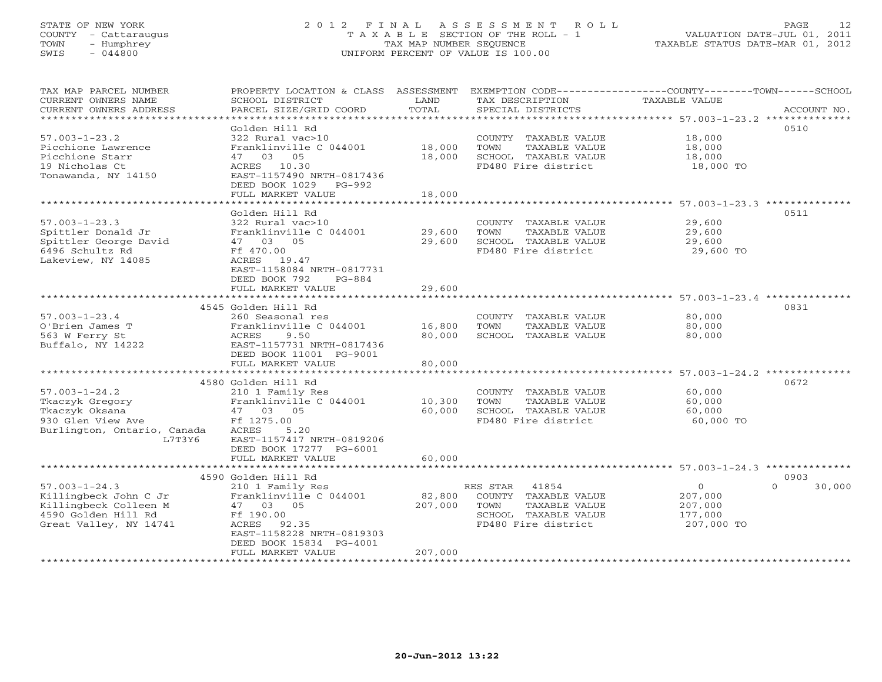STATE OF NEW YORK
COUNTY - Cattaraugus
TOWN - Humphrey
SWIS - 044800

# 2012 FINAL ASSESSMENT ROLL
TAXABLE SECTION OF THE ROLL - 1
TAX MAP NUMBER SEQUENCE
UNIFORM PERCENT OF VALUE IS 100.00

VALUATION DATE-JUL 01, 2011
TAXABLE STATUS DATE-MAR 01, 2012

| TAX MAP PARCEL NUMBER / CURRENT OWNERS NAME / CURRENT OWNERS ADDRESS | PROPERTY LOCATION & CLASS / SCHOOL DISTRICT / PARCEL SIZE/GRID COORD | ASSESSMENT LAND | TOTAL | EXEMPTION CODE / TAX DESCRIPTION / SPECIAL DISTRICTS | COUNTY / TOWN / SCHOOL TAXABLE VALUE | ACCOUNT NO. |
|---|---|---|---|---|---|---|
| 57.003-1-23.2 | Golden Hill Rd | | | | | 0510 |
| Picchione Lawrence | 322 Rural vac>10 | | | COUNTY TAXABLE VALUE | 18,000 | |
| Picchione Starr | Franklinville C 044001 | 18,000 | | TOWN TAXABLE VALUE | 18,000 | |
| 19 Nicholas Ct | 47 03 05 | | 18,000 | SCHOOL TAXABLE VALUE | 18,000 | |
| Tonawanda, NY 14150 | ACRES 10.30 | | | FD480 Fire district | 18,000 TO | |
| | EAST-1157490 NRTH-0817436 | | | | | |
| | DEED BOOK 1029 PG-992 | | | | | |
| | FULL MARKET VALUE | | 18,000 | | | |
| 57.003-1-23.3 | Golden Hill Rd | | | | | 0511 |
| Spittler Donald Jr | 322 Rural vac>10 | | | COUNTY TAXABLE VALUE | 29,600 | |
| Spittler George David | Franklinville C 044001 | 29,600 | | TOWN TAXABLE VALUE | 29,600 | |
| 6496 Schultz Rd | 47 03 05 | | 29,600 | SCHOOL TAXABLE VALUE | 29,600 | |
| Lakeview, NY 14085 | Ff 470.00 | | | FD480 Fire district | 29,600 TO | |
| | ACRES 19.47 | | | | | |
| | EAST-1158084 NRTH-0817731 | | | | | |
| | DEED BOOK 792 PG-884 | | | | | |
| | FULL MARKET VALUE | | 29,600 | | | |
| 57.003-1-23.4 | 4545 Golden Hill Rd | | | | | 0831 |
| O'Brien James T | 260 Seasonal res | | | COUNTY TAXABLE VALUE | 80,000 | |
| 563 W Ferry St | Franklinville C 044001 | 16,800 | | TOWN TAXABLE VALUE | 80,000 | |
| Buffalo, NY 14222 | ACRES 9.50 | | 80,000 | SCHOOL TAXABLE VALUE | 80,000 | |
| | EAST-1157731 NRTH-0817436 | | | | | |
| | DEED BOOK 11001 PG-9001 | | | | | |
| | FULL MARKET VALUE | | 80,000 | | | |
| 57.003-1-24.2 | 4580 Golden Hill Rd | | | | | 0672 |
| Tkaczyk Gregory | 210 1 Family Res | | | COUNTY TAXABLE VALUE | 60,000 | |
| Tkaczyk Oksana | Franklinville C 044001 | 10,300 | | TOWN TAXABLE VALUE | 60,000 | |
| 930 Glen View Ave | 47 03 05 | | 60,000 | SCHOOL TAXABLE VALUE | 60,000 | |
| Burlington, Ontario, Canada L7T3Y6 | Ff 1275.00 | | | FD480 Fire district | 60,000 TO | |
| | ACRES 5.20 | | | | | |
| | EAST-1157417 NRTH-0819206 | | | | | |
| | DEED BOOK 17277 PG-6001 | | | | | |
| | FULL MARKET VALUE | | 60,000 | | | |
| 57.003-1-24.3 | 4590 Golden Hill Rd | | | | | 0903 |
| Killingbeck John C Jr | 210 1 Family Res | | | RES STAR 41854 | 0 / 0 / 30,000 | |
| Killingbeck Colleen M | Franklinville C 044001 | 82,800 | | COUNTY TAXABLE VALUE | 207,000 | |
| 4590 Golden Hill Rd | 47 03 05 | | 207,000 | TOWN TAXABLE VALUE | 207,000 | |
| Great Valley, NY 14741 | Ff 190.00 | | | SCHOOL TAXABLE VALUE | 177,000 | |
| | ACRES 92.35 | | | FD480 Fire district | 207,000 TO | |
| | EAST-1158228 NRTH-0819303 | | | | | |
| | DEED BOOK 15834 PG-4001 | | | | | |
| | FULL MARKET VALUE | | 207,000 | | | |

20-Jun-2012 13:22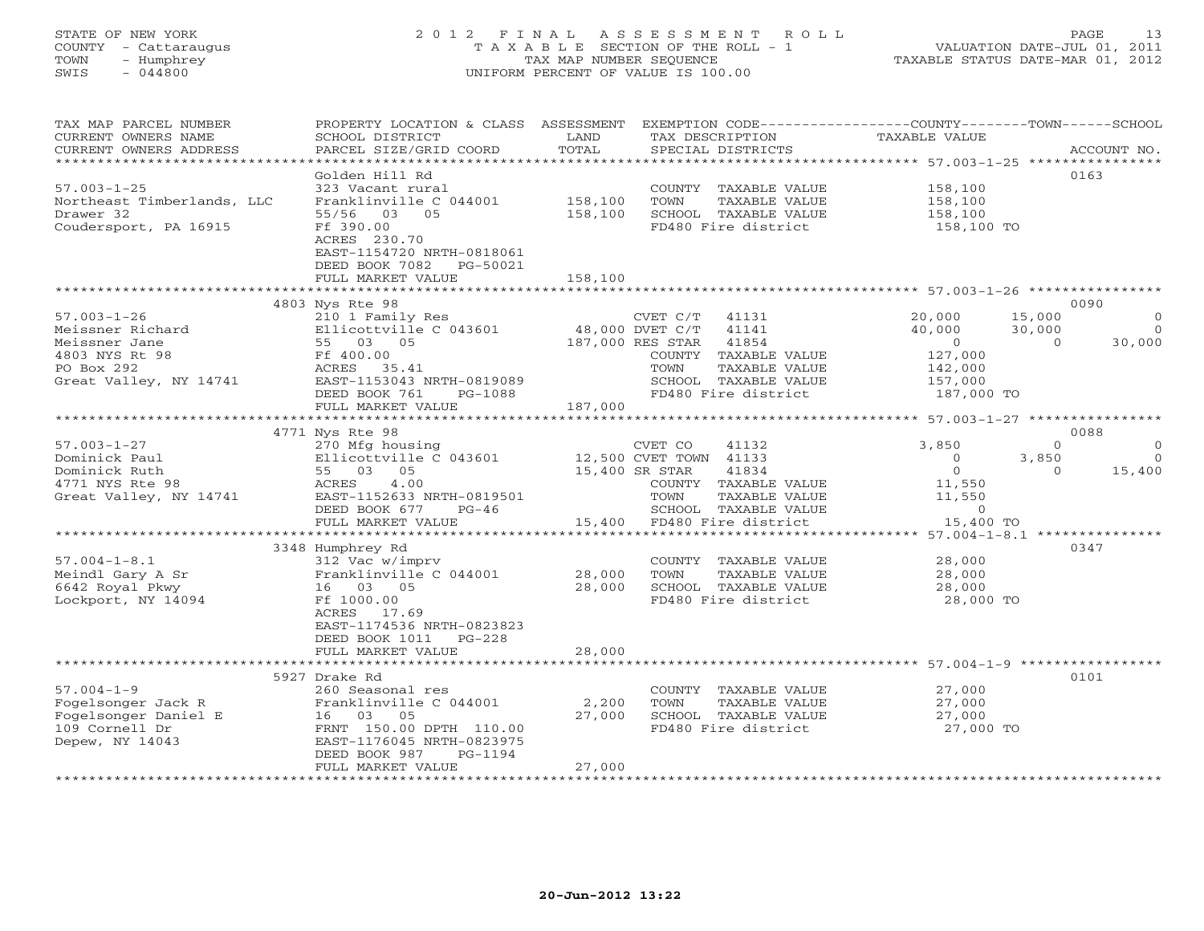STATE OF NEW YORK
COUNTY - Cattaraugus
TOWN - Humphrey
SWIS - 044800

2 0 1 2 F I N A L A S S E S S M E N T R O L L
T A X A B L E SECTION OF THE ROLL - 1
TAX MAP NUMBER SEQUENCE
UNIFORM PERCENT OF VALUE IS 100.00

VALUATION DATE-JUL 01, 2011
TAXABLE STATUS DATE-MAR 01, 2012

```
TAX MAP PARCEL NUMBER          PROPERTY LOCATION & CLASS  ASSESSMENT  EXEMPTION CODE-----------------COUNTY--------TOWN------SCHOOL
CURRENT OWNERS NAME            SCHOOL DISTRICT              LAND      TAX DESCRIPTION            TAXABLE VALUE
CURRENT OWNERS ADDRESS         PARCEL SIZE/GRID COORD       TOTAL     SPECIAL DISTRICTS                                     ACCOUNT NO.
******************************************************************************************************* 57.003-1-25 ****************
                               Golden Hill Rd                                                                                 0163
57.003-1-25                    323 Vacant rural                        COUNTY  TAXABLE VALUE           158,100
Northeast Timberlands, LLC     Franklinville C 044001       158,100    TOWN    TAXABLE VALUE           158,100
Drawer 32                      55/56  03  05                158,100    SCHOOL  TAXABLE VALUE           158,100
Coudersport, PA 16915          Ff 390.00                               FD480 Fire district              158,100 TO
                               ACRES 230.70
                               EAST-1154720 NRTH-0818061
                               DEED BOOK 7082   PG-50021
                               FULL MARKET VALUE            158,100
******************************************************************************************************* 57.003-1-26 ****************
                               4803 Nys Rte 98                                                                                0090
57.003-1-26                    210 1 Family Res                        CVET C/T    41131          20,000        15,000             0
Meissner Richard               Ellicottville C 043601        48,000 DVET C/T    41141          40,000        30,000             0
Meissner Jane                  55  03  05                   187,000 RES STAR    41854               0             0        30,000
4803 NYS Rt 98                 Ff 400.00                               COUNTY  TAXABLE VALUE           127,000
PO Box 292                     ACRES  35.41                            TOWN    TAXABLE VALUE           142,000
Great Valley, NY 14741         EAST-1153043 NRTH-0819089               SCHOOL  TAXABLE VALUE           157,000
                               DEED BOOK 761    PG-1088                FD480 Fire district              187,000 TO
                               FULL MARKET VALUE            187,000
******************************************************************************************************* 57.003-1-27 ****************
                               4771 Nys Rte 98                                                                                0088
57.003-1-27                    270 Mfg housing                         CVET CO     41132           3,850             0             0
Dominick Paul                  Ellicottville C 043601        12,500 CVET TOWN  41133               0         3,850             0
Dominick Ruth                  55  03  05                    15,400 SR STAR     41834               0             0        15,400
4771 NYS Rte 98                ACRES    4.00                           COUNTY  TAXABLE VALUE            11,550
Great Valley, NY 14741         EAST-1152633 NRTH-0819501               TOWN    TAXABLE VALUE            11,550
                               DEED BOOK 677    PG-46                  SCHOOL  TAXABLE VALUE                 0
                               FULL MARKET VALUE             15,400    FD480 Fire district               15,400 TO
******************************************************************************************************* 57.004-1-8.1 ***************
                               3348 Humphrey Rd                                                                               0347
57.004-1-8.1                   312 Vac w/imprv                         COUNTY  TAXABLE VALUE            28,000
Meindl Gary A Sr               Franklinville C 044001        28,000    TOWN    TAXABLE VALUE            28,000
6642 Royal Pkwy                16  03  05                    28,000    SCHOOL  TAXABLE VALUE            28,000
Lockport, NY 14094             Ff 1000.00                              FD480 Fire district               28,000 TO
                               ACRES  17.69
                               EAST-1174536 NRTH-0823823
                               DEED BOOK 1011   PG-228
                               FULL MARKET VALUE             28,000
******************************************************************************************************* 57.004-1-9 *****************
                               5927 Drake Rd                                                                                  0101
57.004-1-9                     260 Seasonal res                        COUNTY  TAXABLE VALUE            27,000
Fogelsonger Jack R             Franklinville C 044001         2,200    TOWN    TAXABLE VALUE            27,000
Fogelsonger Daniel E           16  03  05                    27,000    SCHOOL  TAXABLE VALUE            27,000
109 Cornell Dr                 FRNT 150.00 DPTH 110.00                 FD480 Fire district               27,000 TO
Depew, NY 14043                EAST-1176045 NRTH-0823975
                               DEED BOOK 987    PG-1194
                               FULL MARKET VALUE             27,000
************************************************************************************************************************************
```

20-Jun-2012 13:22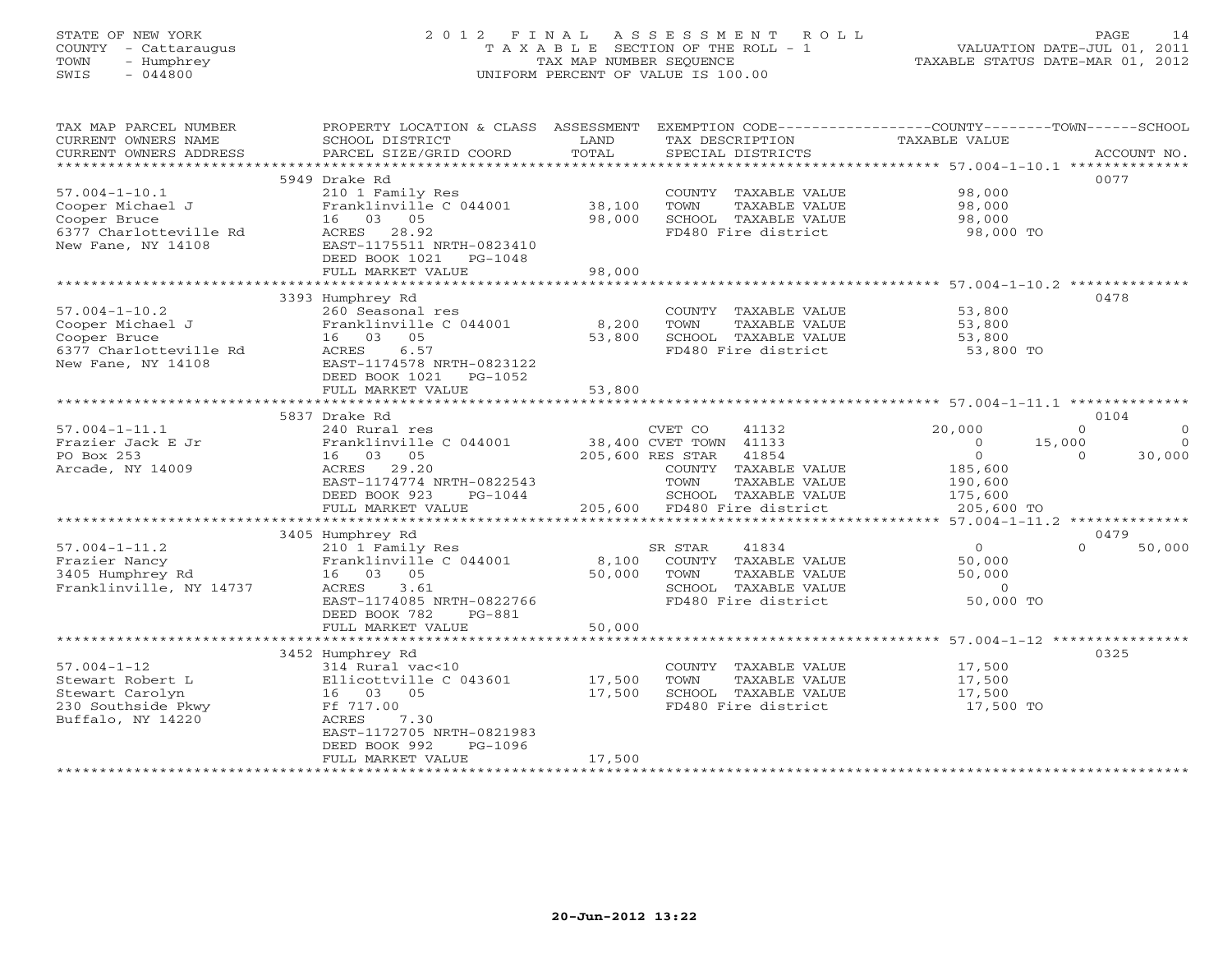STATE OF NEW YORK
COUNTY - Cattaraugus
TOWN - Humphrey
SWIS - 044800

# 2012 FINAL ASSESSMENT ROLL

TAXABLE SECTION OF THE ROLL - 1
TAX MAP NUMBER SEQUENCE
UNIFORM PERCENT OF VALUE IS 100.00

VALUATION DATE-JUL 01, 2011
TAXABLE STATUS DATE-MAR 01, 2012

| TAX MAP PARCEL NUMBER / CURRENT OWNERS NAME / CURRENT OWNERS ADDRESS | PROPERTY LOCATION & CLASS / SCHOOL DISTRICT / PARCEL SIZE/GRID COORD | ASSESSMENT LAND / TOTAL | EXEMPTION CODE / TAX DESCRIPTION / SPECIAL DISTRICTS | COUNTY TAXABLE VALUE | TOWN | SCHOOL | ACCOUNT NO. |
|---|---|---|---|---|---|---|---|
| **57.004-1-10.1** | 5949 Drake Rd | | | | | | 0077 |
| Cooper Michael J | 210 1 Family Res | | COUNTY TAXABLE VALUE | 98,000 | | | |
| Cooper Bruce | Franklinville C 044001 | 38,100 | TOWN TAXABLE VALUE | 98,000 | | | |
| 6377 Charlotteville Rd | 16 03 05 | 98,000 | SCHOOL TAXABLE VALUE | 98,000 | | | |
| New Fane, NY 14108 | ACRES 28.92 | | FD480 Fire district | 98,000 TO | | | |
| | EAST-1175511 NRTH-0823410 | | | | | | |
| | DEED BOOK 1021 PG-1048 | | | | | | |
| | FULL MARKET VALUE | 98,000 | | | | | |
| **57.004-1-10.2** | 3393 Humphrey Rd | | | | | | 0478 |
| Cooper Michael J | 260 Seasonal res | | COUNTY TAXABLE VALUE | 53,800 | | | |
| Cooper Bruce | Franklinville C 044001 | 8,200 | TOWN TAXABLE VALUE | 53,800 | | | |
| 6377 Charlotteville Rd | 16 03 05 | 53,800 | SCHOOL TAXABLE VALUE | 53,800 | | | |
| New Fane, NY 14108 | ACRES 6.57 | | FD480 Fire district | 53,800 TO | | | |
| | EAST-1174578 NRTH-0823122 | | | | | | |
| | DEED BOOK 1021 PG-1052 | | | | | | |
| | FULL MARKET VALUE | 53,800 | | | | | |
| **57.004-1-11.1** | 5837 Drake Rd | | | | | | 0104 |
| Frazier Jack E Jr | 240 Rural res | | CVET CO 41132 | 20,000 | 0 | 0 | |
| PO Box 253 | Franklinville C 044001 | 38,400 | CVET TOWN 41133 | 0 | 15,000 | 0 | |
| Arcade, NY 14009 | 16 03 05 | 205,600 | RES STAR 41854 | 0 | 0 | 30,000 | |
| | ACRES 29.20 | | COUNTY TAXABLE VALUE | 185,600 | | | |
| | EAST-1174774 NRTH-0822543 | | TOWN TAXABLE VALUE | 190,600 | | | |
| | DEED BOOK 923 PG-1044 | | SCHOOL TAXABLE VALUE | 175,600 | | | |
| | FULL MARKET VALUE | 205,600 | FD480 Fire district | 205,600 TO | | | |
| **57.004-1-11.2** | 3405 Humphrey Rd | | | | | | 0479 |
| Frazier Nancy | 210 1 Family Res | | SR STAR 41834 | 0 | 0 | 50,000 | |
| 3405 Humphrey Rd | Franklinville C 044001 | 8,100 | COUNTY TAXABLE VALUE | 50,000 | | | |
| Franklinville, NY 14737 | 16 03 05 | 50,000 | TOWN TAXABLE VALUE | 50,000 | | | |
| | ACRES 3.61 | | SCHOOL TAXABLE VALUE | 0 | | | |
| | EAST-1174085 NRTH-0822766 | | FD480 Fire district | 50,000 TO | | | |
| | DEED BOOK 782 PG-881 | | | | | | |
| | FULL MARKET VALUE | 50,000 | | | | | |
| **57.004-1-12** | 3452 Humphrey Rd | | | | | | 0325 |
| Stewart Robert L | 314 Rural vac<10 | | COUNTY TAXABLE VALUE | 17,500 | | | |
| Stewart Carolyn | Ellicottville C 043601 | 17,500 | TOWN TAXABLE VALUE | 17,500 | | | |
| 230 Southside Pkwy | 16 03 05 | 17,500 | SCHOOL TAXABLE VALUE | 17,500 | | | |
| Buffalo, NY 14220 | Ff 717.00 | | FD480 Fire district | 17,500 TO | | | |
| | ACRES 7.30 | | | | | | |
| | EAST-1172705 NRTH-0821983 | | | | | | |
| | DEED BOOK 992 PG-1096 | | | | | | |
| | FULL MARKET VALUE | 17,500 | | | | | |

20-Jun-2012 13:22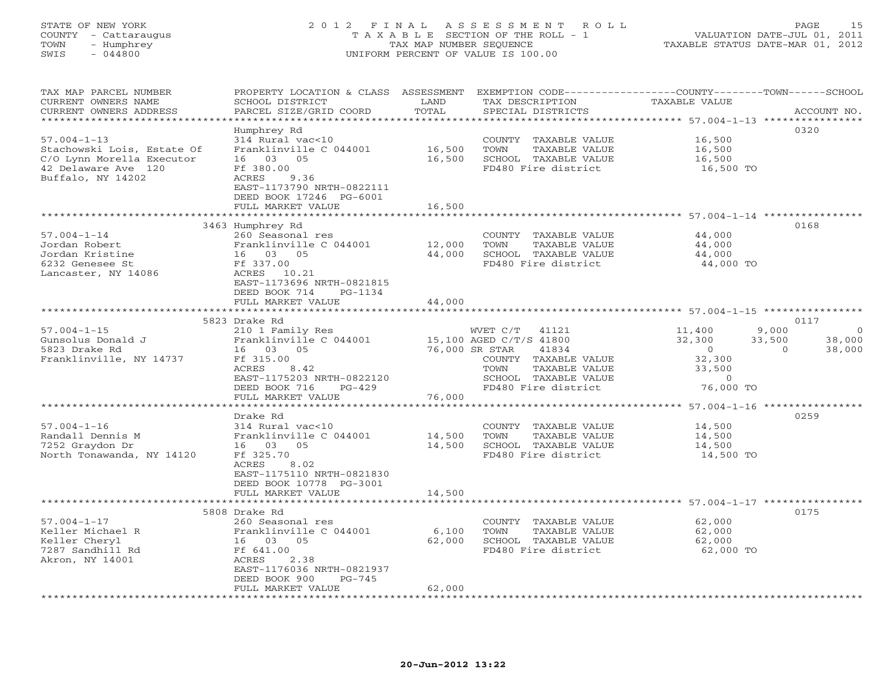STATE OF NEW YORK
COUNTY - Cattaraugus
TOWN - Humphrey
SWIS - 044800

2012 FINAL ASSESSMENT ROLL
TAXABLE SECTION OF THE ROLL - 1
TAX MAP NUMBER SEQUENCE
UNIFORM PERCENT OF VALUE IS 100.00

VALUATION DATE-JUL 01, 2011
TAXABLE STATUS DATE-MAR 01, 2012

| TAX MAP PARCEL NUMBER / CURRENT OWNERS NAME / CURRENT OWNERS ADDRESS | PROPERTY LOCATION & CLASS / SCHOOL DISTRICT / PARCEL SIZE/GRID COORD | ASSESSMENT LAND / TOTAL | EXEMPTION CODE / TAX DESCRIPTION / SPECIAL DISTRICTS | COUNTY TAXABLE VALUE | TOWN | SCHOOL | ACCOUNT NO. |
|---|---|---|---|---|---|---|---|
| 57.004-1-13 | Humphrey Rd | | | | | | 0320 |
| Stachowski Lois, Estate Of | 314 Rural vac<10 | | COUNTY TAXABLE VALUE | 16,500 | | | |
| C/O Lynn Morella Executor | Franklinville C 044001 | 16,500 | TOWN TAXABLE VALUE | 16,500 | | | |
| 42 Delaware Ave 120 | 16 03 05 | 16,500 | SCHOOL TAXABLE VALUE | 16,500 | | | |
| Buffalo, NY 14202 | Ff 380.00 | | FD480 Fire district | 16,500 TO | | | |
| | ACRES 9.36 | | | | | | |
| | EAST-1173790 NRTH-0822111 | | | | | | |
| | DEED BOOK 17246 PG-6001 | | | | | | |
| | FULL MARKET VALUE | 16,500 | | | | | |
| 57.004-1-14 | 3463 Humphrey Rd | | | | | | 0168 |
| Jordan Robert | 260 Seasonal res | | COUNTY TAXABLE VALUE | 44,000 | | | |
| Jordan Kristine | Franklinville C 044001 | 12,000 | TOWN TAXABLE VALUE | 44,000 | | | |
| 6232 Genesee St | 16 03 05 | 44,000 | SCHOOL TAXABLE VALUE | 44,000 | | | |
| Lancaster, NY 14086 | Ff 337.00 | | FD480 Fire district | 44,000 TO | | | |
| | ACRES 10.21 | | | | | | |
| | EAST-1173696 NRTH-0821815 | | | | | | |
| | DEED BOOK 714 PG-1134 | | | | | | |
| | FULL MARKET VALUE | 44,000 | | | | | |
| 57.004-1-15 | 5823 Drake Rd | | | | | | 0117 |
| Gunsolus Donald J | 210 1 Family Res | | WVET C/T 41121 | 11,400 | 9,000 | 0 | |
| 5823 Drake Rd | Franklinville C 044001 | 15,100 | AGED C/T/S 41800 | 32,300 | 33,500 | 38,000 | |
| Franklinville, NY 14737 | 16 03 05 | 76,000 | SR STAR 41834 | 0 | 0 | 38,000 | |
| | Ff 315.00 | | COUNTY TAXABLE VALUE | 32,300 | | | |
| | ACRES 8.42 | | TOWN TAXABLE VALUE | 33,500 | | | |
| | EAST-1175203 NRTH-0822120 | | SCHOOL TAXABLE VALUE | 0 | | | |
| | DEED BOOK 716 PG-429 | | FD480 Fire district | 76,000 TO | | | |
| | FULL MARKET VALUE | 76,000 | | | | | |
| 57.004-1-16 | Drake Rd | | | | | | 0259 |
| Randall Dennis M | 314 Rural vac<10 | | COUNTY TAXABLE VALUE | 14,500 | | | |
| 7252 Graydon Dr | Franklinville C 044001 | 14,500 | TOWN TAXABLE VALUE | 14,500 | | | |
| North Tonawanda, NY 14120 | 16 03 05 | 14,500 | SCHOOL TAXABLE VALUE | 14,500 | | | |
| | Ff 325.70 | | FD480 Fire district | 14,500 TO | | | |
| | ACRES 8.02 | | | | | | |
| | EAST-1175110 NRTH-0821830 | | | | | | |
| | DEED BOOK 10778 PG-3001 | | | | | | |
| | FULL MARKET VALUE | 14,500 | | | | | |
| 57.004-1-17 | 5808 Drake Rd | | | | | | 0175 |
| Keller Michael R | 260 Seasonal res | | COUNTY TAXABLE VALUE | 62,000 | | | |
| Keller Cheryl | Franklinville C 044001 | 6,100 | TOWN TAXABLE VALUE | 62,000 | | | |
| 7287 Sandhill Rd | 16 03 05 | 62,000 | SCHOOL TAXABLE VALUE | 62,000 | | | |
| Akron, NY 14001 | Ff 641.00 | | FD480 Fire district | 62,000 TO | | | |
| | ACRES 2.38 | | | | | | |
| | EAST-1176036 NRTH-0821937 | | | | | | |
| | DEED BOOK 900 PG-745 | | | | | | |
| | FULL MARKET VALUE | 62,000 | | | | | |

20-Jun-2012 13:22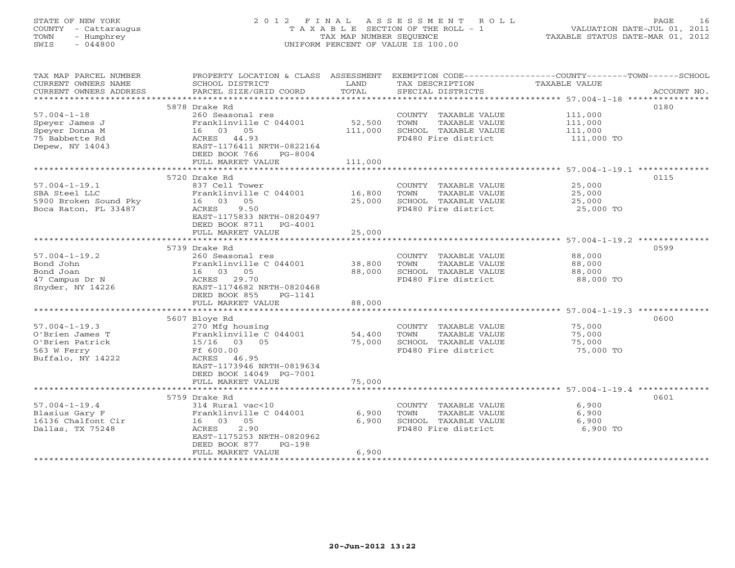STATE OF NEW YORK
COUNTY - Cattaraugus
TOWN - Humphrey
SWIS - 044800

# 2012 FINAL ASSESSMENT ROLL
TAXABLE SECTION OF THE ROLL - 1
TAX MAP NUMBER SEQUENCE
UNIFORM PERCENT OF VALUE IS 100.00

VALUATION DATE-JUL 01, 2011
TAXABLE STATUS DATE-MAR 01, 2012

| TAX MAP PARCEL NUMBER / CURRENT OWNERS NAME / CURRENT OWNERS ADDRESS | PROPERTY LOCATION & CLASS / SCHOOL DISTRICT / PARCEL SIZE/GRID COORD | ASSESSMENT LAND | TOTAL | EXEMPTION CODE / TAX DESCRIPTION / SPECIAL DISTRICTS | COUNTY--TOWN--SCHOOL TAXABLE VALUE | ACCOUNT NO. |
|---|---|---|---|---|---|---|
| 57.004-1-18 | 5878 Drake Rd | | | | | 0180 |
| Speyer James J | 260 Seasonal res | | | COUNTY TAXABLE VALUE | 111,000 | |
| Speyer Donna M | Franklinville C 044001 | 52,500 | | TOWN TAXABLE VALUE | 111,000 | |
| 75 Babbette Rd | 16 03 05 | | 111,000 | SCHOOL TAXABLE VALUE | 111,000 | |
| Depew, NY 14043 | ACRES 44.93 | | | FD480 Fire district | 111,000 TO | |
| | EAST-1176411 NRTH-0822164 | | | | | |
| | DEED BOOK 766 PG-8004 | | | | | |
| | FULL MARKET VALUE | | 111,000 | | | |
| 57.004-1-19.1 | 5720 Drake Rd | | | | | 0115 |
| SBA Steel LLC | 837 Cell Tower | | | COUNTY TAXABLE VALUE | 25,000 | |
| 5900 Broken Sound Pky | Franklinville C 044001 | 16,800 | | TOWN TAXABLE VALUE | 25,000 | |
| Boca Raton, FL 33487 | 16 03 05 | | 25,000 | SCHOOL TAXABLE VALUE | 25,000 | |
| | ACRES 9.50 | | | FD480 Fire district | 25,000 TO | |
| | EAST-1175833 NRTH-0820497 | | | | | |
| | DEED BOOK 8711 PG-4001 | | | | | |
| | FULL MARKET VALUE | | 25,000 | | | |
| 57.004-1-19.2 | 5739 Drake Rd | | | | | 0599 |
| Bond John | 260 Seasonal res | | | COUNTY TAXABLE VALUE | 88,000 | |
| Bond Joan | Franklinville C 044001 | 38,800 | | TOWN TAXABLE VALUE | 88,000 | |
| 47 Campus Dr N | 16 03 05 | | 88,000 | SCHOOL TAXABLE VALUE | 88,000 | |
| Snyder, NY 14226 | ACRES 29.70 | | | FD480 Fire district | 88,000 TO | |
| | EAST-1174682 NRTH-0820468 | | | | | |
| | DEED BOOK 855 PG-1141 | | | | | |
| | FULL MARKET VALUE | | 88,000 | | | |
| 57.004-1-19.3 | 5607 Bloye Rd | | | | | 0600 |
| O'Brien James T | 270 Mfg housing | | | COUNTY TAXABLE VALUE | 75,000 | |
| O'Brien Patrick | Franklinville C 044001 | 54,400 | | TOWN TAXABLE VALUE | 75,000 | |
| 563 W Ferry | 15/16 03 05 | | 75,000 | SCHOOL TAXABLE VALUE | 75,000 | |
| Buffalo, NY 14222 | Ff 600.00 | | | FD480 Fire district | 75,000 TO | |
| | ACRES 46.95 | | | | | |
| | EAST-1173946 NRTH-0819634 | | | | | |
| | DEED BOOK 14049 PG-7001 | | | | | |
| | FULL MARKET VALUE | | 75,000 | | | |
| 57.004-1-19.4 | 5759 Drake Rd | | | | | 0601 |
| Blasius Gary F | 314 Rural vac<10 | | | COUNTY TAXABLE VALUE | 6,900 | |
| 16136 Chalfont Cir | Franklinville C 044001 | 6,900 | | TOWN TAXABLE VALUE | 6,900 | |
| Dallas, TX 75248 | 16 03 05 | | 6,900 | SCHOOL TAXABLE VALUE | 6,900 | |
| | ACRES 2.90 | | | FD480 Fire district | 6,900 TO | |
| | EAST-1175253 NRTH-0820962 | | | | | |
| | DEED BOOK 877 PG-198 | | | | | |
| | FULL MARKET VALUE | | 6,900 | | | |

20-Jun-2012 13:22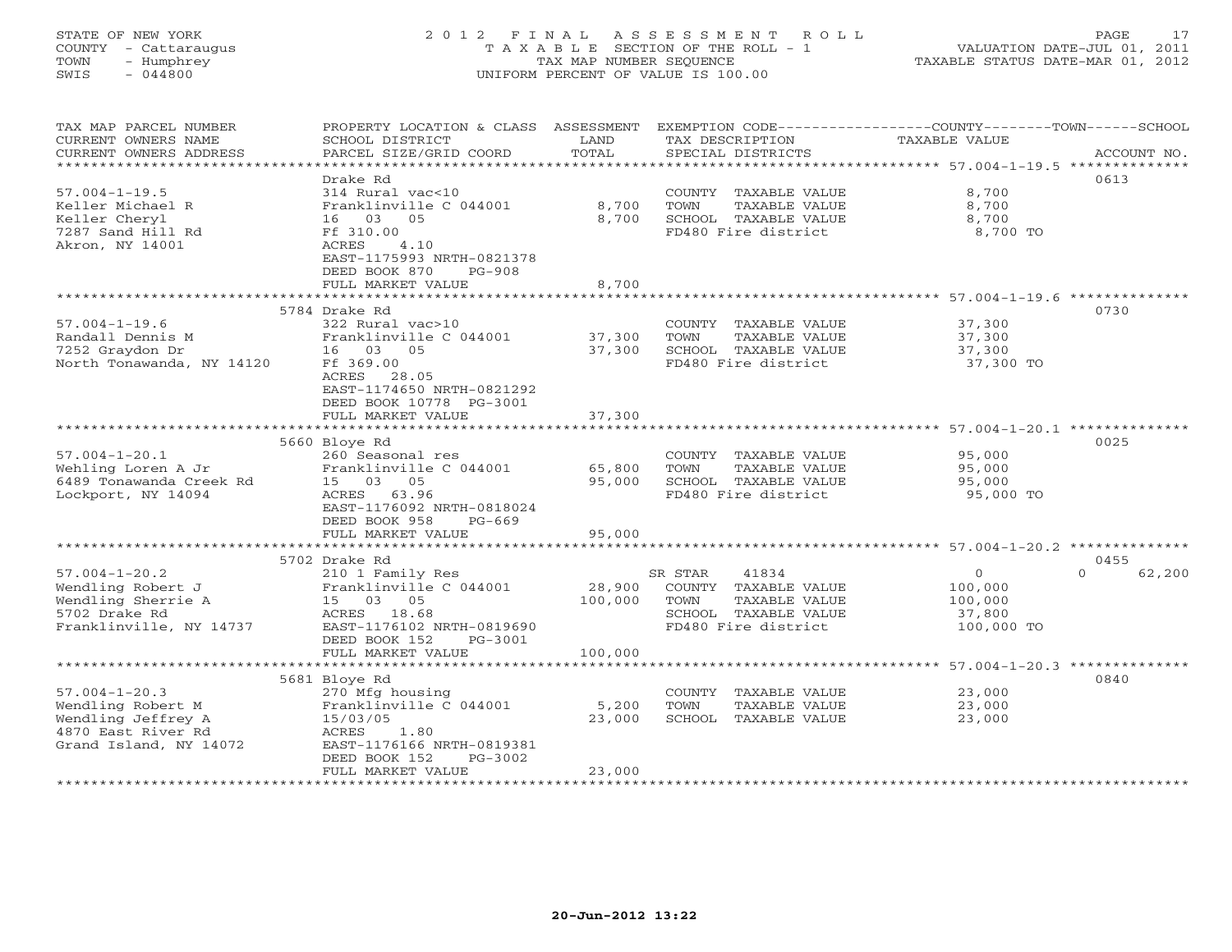STATE OF NEW YORK
COUNTY - Cattaraugus
TOWN - Humphrey
SWIS - 044800

# 2012 FINAL ASSESSMENT ROLL

TAXABLE SECTION OF THE ROLL - 1
TAX MAP NUMBER SEQUENCE
UNIFORM PERCENT OF VALUE IS 100.00

VALUATION DATE-JUL 01, 2011
TAXABLE STATUS DATE-MAR 01, 2012

| TAX MAP PARCEL NUMBER / CURRENT OWNERS NAME / CURRENT OWNERS ADDRESS | PROPERTY LOCATION & CLASS / SCHOOL DISTRICT / PARCEL SIZE/GRID COORD | ASSESSMENT LAND | TOTAL | EXEMPTION CODE / TAX DESCRIPTION / SPECIAL DISTRICTS | COUNTY / TOWN / SCHOOL TAXABLE VALUE | ACCOUNT NO. |
|---|---|---|---|---|---|---|
| **57.004-1-19.5** | Drake Rd | | | | | 0613 |
| Keller Michael R | 314 Rural vac<10 | | | COUNTY TAXABLE VALUE | 8,700 | |
| Keller Cheryl | Franklinville C 044001 | 8,700 | | TOWN TAXABLE VALUE | 8,700 | |
| 7287 Sand Hill Rd | 16 03 05 | | 8,700 | SCHOOL TAXABLE VALUE | 8,700 | |
| Akron, NY 14001 | Ff 310.00 | | | FD480 Fire district | 8,700 TO | |
| | ACRES 4.10 | | | | | |
| | EAST-1175993 NRTH-0821378 | | | | | |
| | DEED BOOK 870 PG-908 | | | | | |
| | FULL MARKET VALUE | | 8,700 | | | |
| **57.004-1-19.6** | 5784 Drake Rd | | | | | 0730 |
| Randall Dennis M | 322 Rural vac>10 | | | COUNTY TAXABLE VALUE | 37,300 | |
| 7252 Graydon Dr | Franklinville C 044001 | 37,300 | | TOWN TAXABLE VALUE | 37,300 | |
| North Tonawanda, NY 14120 | 16 03 05 | | 37,300 | SCHOOL TAXABLE VALUE | 37,300 | |
| | Ff 369.00 | | | FD480 Fire district | 37,300 TO | |
| | ACRES 28.05 | | | | | |
| | EAST-1174650 NRTH-0821292 | | | | | |
| | DEED BOOK 10778 PG-3001 | | | | | |
| | FULL MARKET VALUE | | 37,300 | | | |
| **57.004-1-20.1** | 5660 Bloye Rd | | | | | 0025 |
| Wehling Loren A Jr | 260 Seasonal res | | | COUNTY TAXABLE VALUE | 95,000 | |
| 6489 Tonawanda Creek Rd | Franklinville C 044001 | 65,800 | | TOWN TAXABLE VALUE | 95,000 | |
| Lockport, NY 14094 | 15 03 05 | | 95,000 | SCHOOL TAXABLE VALUE | 95,000 | |
| | ACRES 63.96 | | | FD480 Fire district | 95,000 TO | |
| | EAST-1176092 NRTH-0818024 | | | | | |
| | DEED BOOK 958 PG-669 | | | | | |
| | FULL MARKET VALUE | | 95,000 | | | |
| **57.004-1-20.2** | 5702 Drake Rd | | | | | 0455 |
| Wendling Robert J | 210 1 Family Res | | | SR STAR 41834 | 0 / 0 / 62,200 | |
| Wendling Sherrie A | Franklinville C 044001 | 28,900 | | COUNTY TAXABLE VALUE | 100,000 | |
| 5702 Drake Rd | 15 03 05 | | 100,000 | TOWN TAXABLE VALUE | 100,000 | |
| Franklinville, NY 14737 | ACRES 18.68 | | | SCHOOL TAXABLE VALUE | 37,800 | |
| | EAST-1176102 NRTH-0819690 | | | FD480 Fire district | 100,000 TO | |
| | DEED BOOK 152 PG-3001 | | | | | |
| | FULL MARKET VALUE | | 100,000 | | | |
| **57.004-1-20.3** | 5681 Bloye Rd | | | | | 0840 |
| Wendling Robert M | 270 Mfg housing | | | COUNTY TAXABLE VALUE | 23,000 | |
| Wendling Jeffrey A | Franklinville C 044001 | 5,200 | | TOWN TAXABLE VALUE | 23,000 | |
| 4870 East River Rd | 15/03/05 | | 23,000 | SCHOOL TAXABLE VALUE | 23,000 | |
| Grand Island, NY 14072 | ACRES 1.80 | | | | | |
| | EAST-1176166 NRTH-0819381 | | | | | |
| | DEED BOOK 152 PG-3002 | | | | | |
| | FULL MARKET VALUE | | 23,000 | | | |

20-Jun-2012 13:22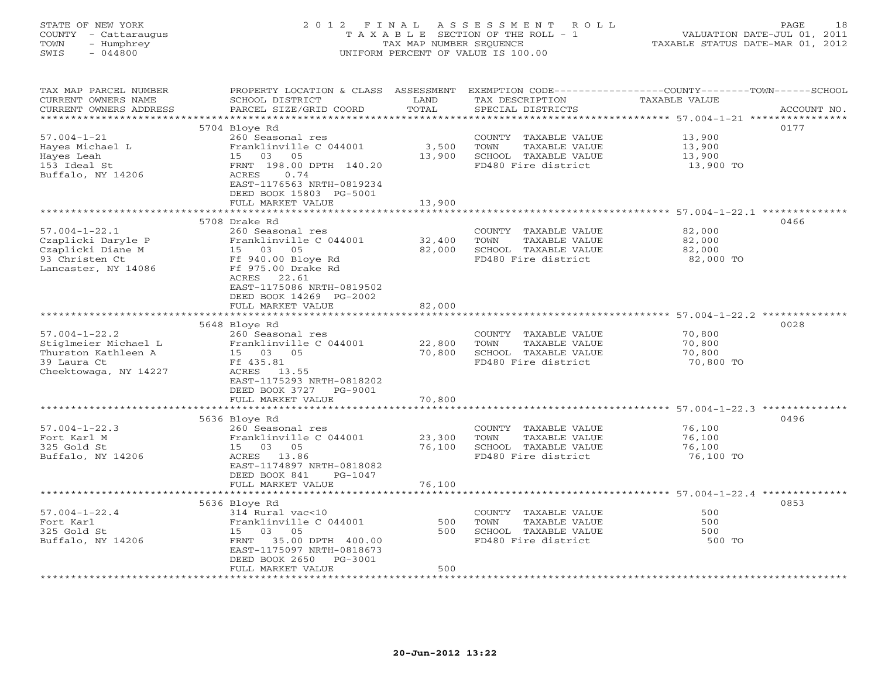STATE OF NEW YORK
COUNTY - Cattaraugus
TOWN - Humphrey
SWIS - 044800

# 2012 FINAL ASSESSMENT ROLL
TAXABLE SECTION OF THE ROLL - 1
TAX MAP NUMBER SEQUENCE
UNIFORM PERCENT OF VALUE IS 100.00

VALUATION DATE-JUL 01, 2011
TAXABLE STATUS DATE-MAR 01, 2012

| TAX MAP PARCEL NUMBER / CURRENT OWNERS NAME / CURRENT OWNERS ADDRESS | PROPERTY LOCATION & CLASS / SCHOOL DISTRICT / PARCEL SIZE/GRID COORD | ASSESSMENT LAND | TOTAL | EXEMPTION CODE / TAX DESCRIPTION / SPECIAL DISTRICTS | TAXABLE VALUE (COUNTY / TOWN / SCHOOL) | ACCOUNT NO. |
|---|---|---|---|---|---|---|
| 57.004-1-21 | 5704 Bloye Rd | | | | | 0177 |
| 57.004-1-21 | 260 Seasonal res | | | COUNTY TAXABLE VALUE | 13,900 | |
| Hayes Michael L | Franklinville C 044001 | 3,500 | | TOWN TAXABLE VALUE | 13,900 | |
| Hayes Leah | 15 03 05 | | 13,900 | SCHOOL TAXABLE VALUE | 13,900 | |
| 153 Ideal St | FRNT 198.00 DPTH 140.20 | | | FD480 Fire district | 13,900 TO | |
| Buffalo, NY 14206 | ACRES 0.74 | | | | | |
| | EAST-1176563 NRTH-0819234 | | | | | |
| | DEED BOOK 15803 PG-5001 | | | | | |
| | FULL MARKET VALUE | | 13,900 | | | |
| 57.004-1-22.1 | 5708 Drake Rd | | | | | 0466 |
| 57.004-1-22.1 | 260 Seasonal res | | | COUNTY TAXABLE VALUE | 82,000 | |
| Czaplicki Daryle P | Franklinville C 044001 | 32,400 | | TOWN TAXABLE VALUE | 82,000 | |
| Czaplicki Diane M | 15 03 05 | | 82,000 | SCHOOL TAXABLE VALUE | 82,000 | |
| 93 Christen Ct | Ff 940.00 Bloye Rd | | | FD480 Fire district | 82,000 TO | |
| Lancaster, NY 14086 | Ff 975.00 Drake Rd | | | | | |
| | ACRES 22.61 | | | | | |
| | EAST-1175086 NRTH-0819502 | | | | | |
| | DEED BOOK 14269 PG-2002 | | | | | |
| | FULL MARKET VALUE | | 82,000 | | | |
| 57.004-1-22.2 | 5648 Bloye Rd | | | | | 0028 |
| 57.004-1-22.2 | 260 Seasonal res | | | COUNTY TAXABLE VALUE | 70,800 | |
| Stiglmeier Michael L | Franklinville C 044001 | 22,800 | | TOWN TAXABLE VALUE | 70,800 | |
| Thurston Kathleen A | 15 03 05 | | 70,800 | SCHOOL TAXABLE VALUE | 70,800 | |
| 39 Laura Ct | Ff 435.81 | | | FD480 Fire district | 70,800 TO | |
| Cheektowaga, NY 14227 | ACRES 13.55 | | | | | |
| | EAST-1175293 NRTH-0818202 | | | | | |
| | DEED BOOK 3727 PG-9001 | | | | | |
| | FULL MARKET VALUE | | 70,800 | | | |
| 57.004-1-22.3 | 5636 Bloye Rd | | | | | 0496 |
| 57.004-1-22.3 | 260 Seasonal res | | | COUNTY TAXABLE VALUE | 76,100 | |
| Fort Karl M | Franklinville C 044001 | 23,300 | | TOWN TAXABLE VALUE | 76,100 | |
| 325 Gold St | 15 03 05 | | 76,100 | SCHOOL TAXABLE VALUE | 76,100 | |
| Buffalo, NY 14206 | ACRES 13.86 | | | FD480 Fire district | 76,100 TO | |
| | EAST-1174897 NRTH-0818082 | | | | | |
| | DEED BOOK 841 PG-1047 | | | | | |
| | FULL MARKET VALUE | | 76,100 | | | |
| 57.004-1-22.4 | 5636 Bloye Rd | | | | | 0853 |
| 57.004-1-22.4 | 314 Rural vac<10 | | | COUNTY TAXABLE VALUE | 500 | |
| Fort Karl | Franklinville C 044001 | 500 | | TOWN TAXABLE VALUE | 500 | |
| 325 Gold St | 15 03 05 | | 500 | SCHOOL TAXABLE VALUE | 500 | |
| Buffalo, NY 14206 | FRNT 35.00 DPTH 400.00 | | | FD480 Fire district | 500 TO | |
| | EAST-1175097 NRTH-0818673 | | | | | |
| | DEED BOOK 2650 PG-3001 | | | | | |
| | FULL MARKET VALUE | | 500 | | | |

20-Jun-2012 13:22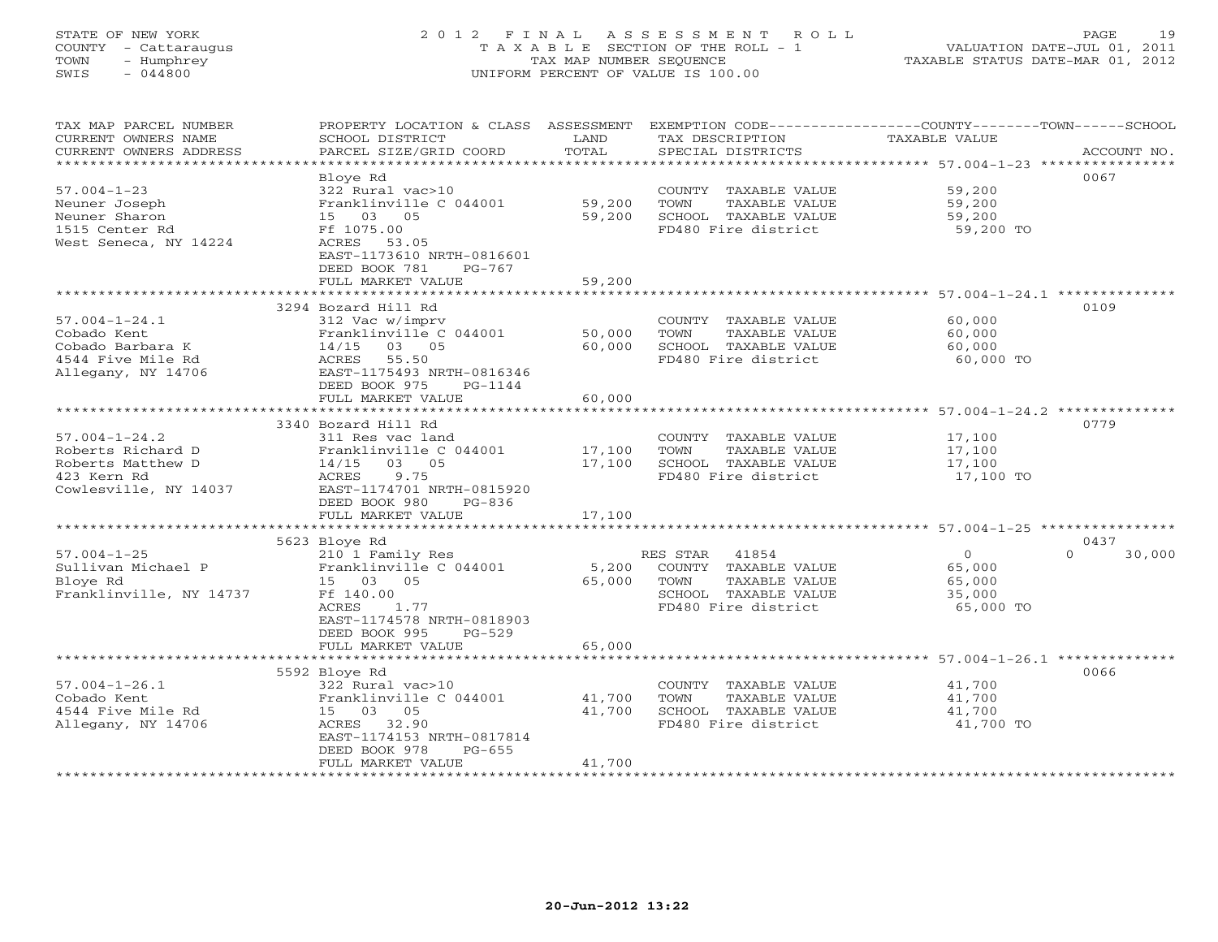STATE OF NEW YORK
COUNTY - Cattaraugus
TOWN - Humphrey
SWIS - 044800

# 2012 FINAL ASSESSMENT ROLL

TAXABLE SECTION OF THE ROLL - 1
TAX MAP NUMBER SEQUENCE
UNIFORM PERCENT OF VALUE IS 100.00

VALUATION DATE-JUL 01, 2011
TAXABLE STATUS DATE-MAR 01, 2012

| TAX MAP PARCEL NUMBER / CURRENT OWNERS NAME / CURRENT OWNERS ADDRESS | PROPERTY LOCATION & CLASS / SCHOOL DISTRICT / PARCEL SIZE/GRID COORD | ASSESSMENT LAND | TOTAL | EXEMPTION CODE / TAX DESCRIPTION / SPECIAL DISTRICTS | COUNTY | TOWN | SCHOOL | ACCOUNT NO. |
|---|---|---|---|---|---|---|---|---|
| 57.004-1-23 | Bloye Rd | | | | | | | 0067 |
| 57.004-1-23 | 322 Rural vac>10 | | | COUNTY TAXABLE VALUE | 59,200 | | | |
| Neuner Joseph | Franklinville C 044001 | 59,200 | | TOWN TAXABLE VALUE | | 59,200 | | |
| Neuner Sharon | 15 03 05 | | 59,200 | SCHOOL TAXABLE VALUE | | | 59,200 | |
| 1515 Center Rd | Ff 1075.00 | | | FD480 Fire district | 59,200 TO | | | |
| West Seneca, NY 14224 | ACRES 53.05 | | | | | | | |
| | EAST-1173610 NRTH-0816601 | | | | | | | |
| | DEED BOOK 781 PG-767 | | | | | | | |
| | FULL MARKET VALUE | | 59,200 | | | | | |
| 57.004-1-24.1 | 3294 Bozard Hill Rd | | | | | | | 0109 |
| 57.004-1-24.1 | 312 Vac w/imprv | | | COUNTY TAXABLE VALUE | 60,000 | | | |
| Cobado Kent | Franklinville C 044001 | 50,000 | | TOWN TAXABLE VALUE | | 60,000 | | |
| Cobado Barbara K | 14/15 03 05 | | 60,000 | SCHOOL TAXABLE VALUE | | | 60,000 | |
| 4544 Five Mile Rd | ACRES 55.50 | | | FD480 Fire district | 60,000 TO | | | |
| Allegany, NY 14706 | EAST-1175493 NRTH-0816346 | | | | | | | |
| | DEED BOOK 975 PG-1144 | | | | | | | |
| | FULL MARKET VALUE | | 60,000 | | | | | |
| 57.004-1-24.2 | 3340 Bozard Hill Rd | | | | | | | 0779 |
| 57.004-1-24.2 | 311 Res vac land | | | COUNTY TAXABLE VALUE | 17,100 | | | |
| Roberts Richard D | Franklinville C 044001 | 17,100 | | TOWN TAXABLE VALUE | | 17,100 | | |
| Roberts Matthew D | 14/15 03 05 | | 17,100 | SCHOOL TAXABLE VALUE | | | 17,100 | |
| 423 Kern Rd | ACRES 9.75 | | | FD480 Fire district | 17,100 TO | | | |
| Cowlesville, NY 14037 | EAST-1174701 NRTH-0815920 | | | | | | | |
| | DEED BOOK 980 PG-836 | | | | | | | |
| | FULL MARKET VALUE | | 17,100 | | | | | |
| 57.004-1-25 | 5623 Bloye Rd | | | | | | | 0437 |
| 57.004-1-25 | 210 1 Family Res | | | RES STAR 41854 | 0 | 0 | 30,000 | |
| Sullivan Michael P | Franklinville C 044001 | 5,200 | | COUNTY TAXABLE VALUE | 65,000 | | | |
| Bloye Rd | 15 03 05 | | 65,000 | TOWN TAXABLE VALUE | | 65,000 | | |
| Franklinville, NY 14737 | Ff 140.00 | | | SCHOOL TAXABLE VALUE | | | 35,000 | |
| | ACRES 1.77 | | | FD480 Fire district | 65,000 TO | | | |
| | EAST-1174578 NRTH-0818903 | | | | | | | |
| | DEED BOOK 995 PG-529 | | | | | | | |
| | FULL MARKET VALUE | | 65,000 | | | | | |
| 57.004-1-26.1 | 5592 Bloye Rd | | | | | | | 0066 |
| 57.004-1-26.1 | 322 Rural vac>10 | | | COUNTY TAXABLE VALUE | 41,700 | | | |
| Cobado Kent | Franklinville C 044001 | 41,700 | | TOWN TAXABLE VALUE | | 41,700 | | |
| 4544 Five Mile Rd | 15 03 05 | | 41,700 | SCHOOL TAXABLE VALUE | | | 41,700 | |
| Allegany, NY 14706 | ACRES 32.90 | | | FD480 Fire district | 41,700 TO | | | |
| | EAST-1174153 NRTH-0817814 | | | | | | | |
| | DEED BOOK 978 PG-655 | | | | | | | |
| | FULL MARKET VALUE | | 41,700 | | | | | |

20-Jun-2012 13:22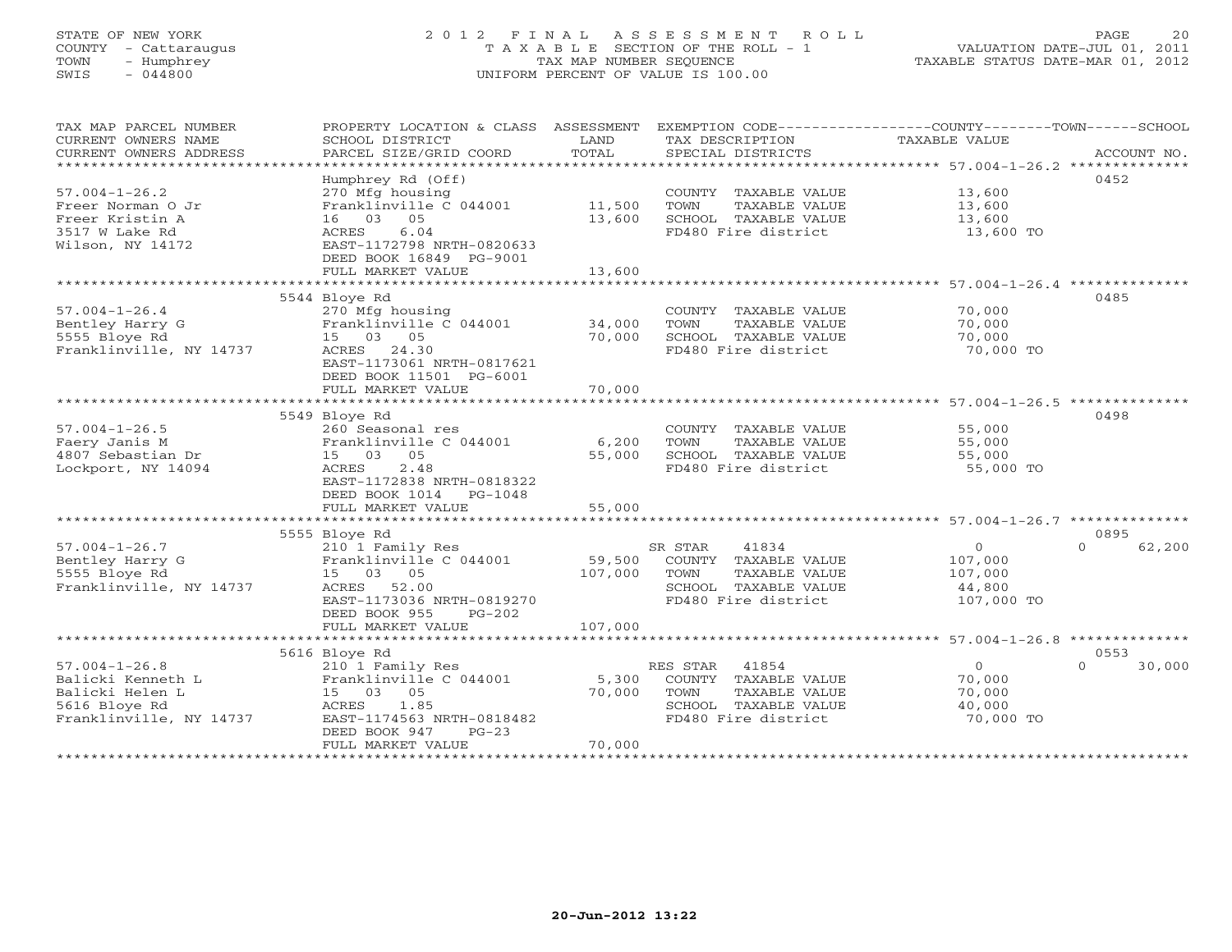STATE OF NEW YORK
COUNTY - Cattaraugus
TOWN - Humphrey
SWIS - 044800

# 2012 FINAL ASSESSMENT ROLL

TAXABLE SECTION OF THE ROLL - 1
TAX MAP NUMBER SEQUENCE
UNIFORM PERCENT OF VALUE IS 100.00

VALUATION DATE-JUL 01, 2011
TAXABLE STATUS DATE-MAR 01, 2012

| TAX MAP PARCEL NUMBER / CURRENT OWNERS NAME / CURRENT OWNERS ADDRESS | PROPERTY LOCATION & CLASS / SCHOOL DISTRICT / PARCEL SIZE/GRID COORD | ASSESSMENT LAND | TOTAL | EXEMPTION CODE / TAX DESCRIPTION / SPECIAL DISTRICTS | COUNTY / TOWN TAXABLE VALUE | SCHOOL | ACCOUNT NO. |
|---|---|---|---|---|---|---|---|
| 57.004-1-26.2 | Humphrey Rd (Off) | | | | | | 0452 |
| | 270 Mfg housing | | | COUNTY TAXABLE VALUE | 13,600 | | |
| Freer Norman O Jr | Franklinville C 044001 | 11,500 | | TOWN TAXABLE VALUE | 13,600 | | |
| Freer Kristin A | 16 03 05 | | 13,600 | SCHOOL TAXABLE VALUE | 13,600 | | |
| 3517 W Lake Rd | ACRES 6.04 | | | FD480 Fire district | 13,600 TO | | |
| Wilson, NY 14172 | EAST-1172798 NRTH-0820633 | | | | | | |
| | DEED BOOK 16849 PG-9001 | | | | | | |
| | FULL MARKET VALUE | | 13,600 | | | | |
| 57.004-1-26.4 | 5544 Bloye Rd | | | | | | 0485 |
| | 270 Mfg housing | | | COUNTY TAXABLE VALUE | 70,000 | | |
| Bentley Harry G | Franklinville C 044001 | 34,000 | | TOWN TAXABLE VALUE | 70,000 | | |
| 5555 Bloye Rd | 15 03 05 | | 70,000 | SCHOOL TAXABLE VALUE | 70,000 | | |
| Franklinville, NY 14737 | ACRES 24.30 | | | FD480 Fire district | 70,000 TO | | |
| | EAST-1173061 NRTH-0817621 | | | | | | |
| | DEED BOOK 11501 PG-6001 | | | | | | |
| | FULL MARKET VALUE | | 70,000 | | | | |
| 57.004-1-26.5 | 5549 Bloye Rd | | | | | | 0498 |
| | 260 Seasonal res | | | COUNTY TAXABLE VALUE | 55,000 | | |
| Faery Janis M | Franklinville C 044001 | 6,200 | | TOWN TAXABLE VALUE | 55,000 | | |
| 4807 Sebastian Dr | 15 03 05 | | 55,000 | SCHOOL TAXABLE VALUE | 55,000 | | |
| Lockport, NY 14094 | ACRES 2.48 | | | FD480 Fire district | 55,000 TO | | |
| | EAST-1172838 NRTH-0818322 | | | | | | |
| | DEED BOOK 1014 PG-1048 | | | | | | |
| | FULL MARKET VALUE | | 55,000 | | | | |
| 57.004-1-26.7 | 5555 Bloye Rd | | | | | | 0895 |
| | 210 1 Family Res | | | SR STAR 41834 | 0 | 0 | 62,200 |
| Bentley Harry G | Franklinville C 044001 | 59,500 | | COUNTY TAXABLE VALUE | 107,000 | | |
| 5555 Bloye Rd | 15 03 05 | | 107,000 | TOWN TAXABLE VALUE | 107,000 | | |
| Franklinville, NY 14737 | ACRES 52.00 | | | SCHOOL TAXABLE VALUE | 44,800 | | |
| | EAST-1173036 NRTH-0819270 | | | FD480 Fire district | 107,000 TO | | |
| | DEED BOOK 955 PG-202 | | | | | | |
| | FULL MARKET VALUE | | 107,000 | | | | |
| 57.004-1-26.8 | 5616 Bloye Rd | | | | | | 0553 |
| | 210 1 Family Res | | | RES STAR 41854 | 0 | 0 | 30,000 |
| Balicki Kenneth L | Franklinville C 044001 | 5,300 | | COUNTY TAXABLE VALUE | 70,000 | | |
| Balicki Helen L | 15 03 05 | | 70,000 | TOWN TAXABLE VALUE | 70,000 | | |
| 5616 Bloye Rd | ACRES 1.85 | | | SCHOOL TAXABLE VALUE | 40,000 | | |
| Franklinville, NY 14737 | EAST-1174563 NRTH-0818482 | | | FD480 Fire district | 70,000 TO | | |
| | DEED BOOK 947 PG-23 | | | | | | |
| | FULL MARKET VALUE | | 70,000 | | | | |

20-Jun-2012 13:22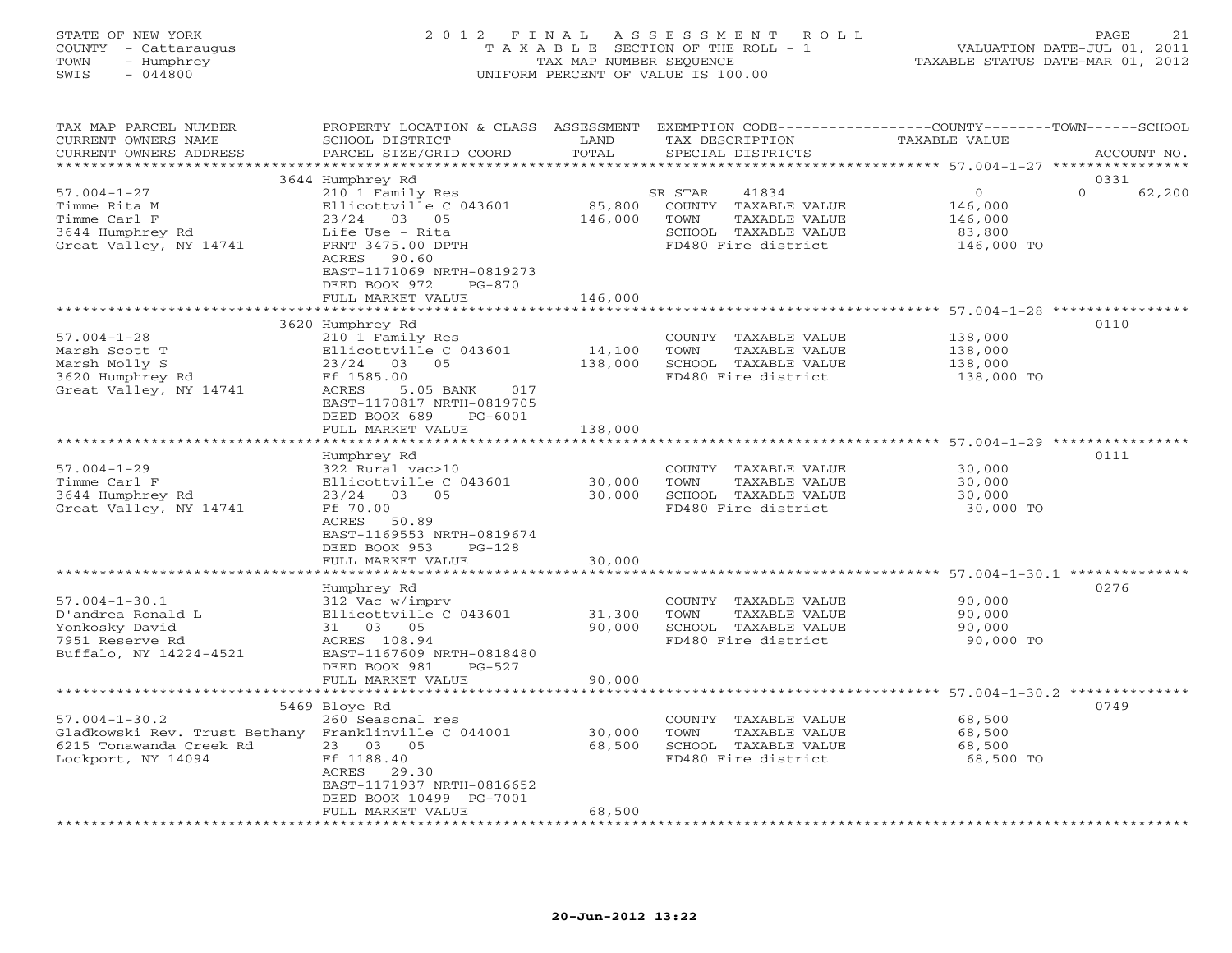STATE OF NEW YORK
COUNTY - Cattaraugus
TOWN - Humphrey
SWIS - 044800

2012 FINAL ASSESSMENT ROLL
TAXABLE SECTION OF THE ROLL - 1
TAX MAP NUMBER SEQUENCE
UNIFORM PERCENT OF VALUE IS 100.00

VALUATION DATE-JUL 01, 2011
TAXABLE STATUS DATE-MAR 01, 2012

| TAX MAP PARCEL NUMBER / CURRENT OWNERS NAME / CURRENT OWNERS ADDRESS | PROPERTY LOCATION & CLASS / SCHOOL DISTRICT / PARCEL SIZE/GRID COORD | ASSESSMENT LAND / TOTAL | EXEMPTION CODE / TAX DESCRIPTION / SPECIAL DISTRICTS | COUNTY / TOWN / SCHOOL TAXABLE VALUE | ACCOUNT NO. |
|---|---|---|---|---|---|
| **57.004-1-27** | 3644 Humphrey Rd | | | | 0331 |
| 57.004-1-27 | 210 1 Family Res | | SR STAR 41834 | 0 / 0 / 62,200 | |
| Timme Rita M | Ellicottville C 043601 | 85,800 | COUNTY TAXABLE VALUE | 146,000 | |
| Timme Carl F | 23/24 03 05 | 146,000 | TOWN TAXABLE VALUE | 146,000 | |
| 3644 Humphrey Rd | Life Use - Rita | | SCHOOL TAXABLE VALUE | 83,800 | |
| Great Valley, NY 14741 | FRNT 3475.00 DPTH | | FD480 Fire district | 146,000 TO | |
| | ACRES 90.60 | | | | |
| | EAST-1171069 NRTH-0819273 | | | | |
| | DEED BOOK 972 PG-870 | | | | |
| | FULL MARKET VALUE | 146,000 | | | |
| **57.004-1-28** | 3620 Humphrey Rd | | | | 0110 |
| 57.004-1-28 | 210 1 Family Res | | COUNTY TAXABLE VALUE | 138,000 | |
| Marsh Scott T | Ellicottville C 043601 | 14,100 | TOWN TAXABLE VALUE | 138,000 | |
| Marsh Molly S | 23/24 03 05 | 138,000 | SCHOOL TAXABLE VALUE | 138,000 | |
| 3620 Humphrey Rd | Ff 1585.00 | | FD480 Fire district | 138,000 TO | |
| Great Valley, NY 14741 | ACRES 5.05 BANK 017 | | | | |
| | EAST-1170817 NRTH-0819705 | | | | |
| | DEED BOOK 689 PG-6001 | | | | |
| | FULL MARKET VALUE | 138,000 | | | |
| **57.004-1-29** | Humphrey Rd | | | | 0111 |
| 57.004-1-29 | 322 Rural vac>10 | | COUNTY TAXABLE VALUE | 30,000 | |
| Timme Carl F | Ellicottville C 043601 | 30,000 | TOWN TAXABLE VALUE | 30,000 | |
| 3644 Humphrey Rd | 23/24 03 05 | 30,000 | SCHOOL TAXABLE VALUE | 30,000 | |
| Great Valley, NY 14741 | Ff 70.00 | | FD480 Fire district | 30,000 TO | |
| | ACRES 50.89 | | | | |
| | EAST-1169553 NRTH-0819674 | | | | |
| | DEED BOOK 953 PG-128 | | | | |
| | FULL MARKET VALUE | 30,000 | | | |
| **57.004-1-30.1** | Humphrey Rd | | | | 0276 |
| 57.004-1-30.1 | 312 Vac w/imprv | | COUNTY TAXABLE VALUE | 90,000 | |
| D'andrea Ronald L | Ellicottville C 043601 | 31,300 | TOWN TAXABLE VALUE | 90,000 | |
| Yonkosky David | 31 03 05 | 90,000 | SCHOOL TAXABLE VALUE | 90,000 | |
| 7951 Reserve Rd | ACRES 108.94 | | FD480 Fire district | 90,000 TO | |
| Buffalo, NY 14224-4521 | EAST-1167609 NRTH-0818480 | | | | |
| | DEED BOOK 981 PG-527 | | | | |
| | FULL MARKET VALUE | 90,000 | | | |
| **57.004-1-30.2** | 5469 Bloye Rd | | | | 0749 |
| 57.004-1-30.2 | 260 Seasonal res | | COUNTY TAXABLE VALUE | 68,500 | |
| Gladkowski Rev. Trust Bethany | Franklinville C 044001 | 30,000 | TOWN TAXABLE VALUE | 68,500 | |
| 6215 Tonawanda Creek Rd | 23 03 05 | 68,500 | SCHOOL TAXABLE VALUE | 68,500 | |
| Lockport, NY 14094 | Ff 1188.40 | | FD480 Fire district | 68,500 TO | |
| | ACRES 29.30 | | | | |
| | EAST-1171937 NRTH-0816652 | | | | |
| | DEED BOOK 10499 PG-7001 | | | | |
| | FULL MARKET VALUE | 68,500 | | | |

20-Jun-2012 13:22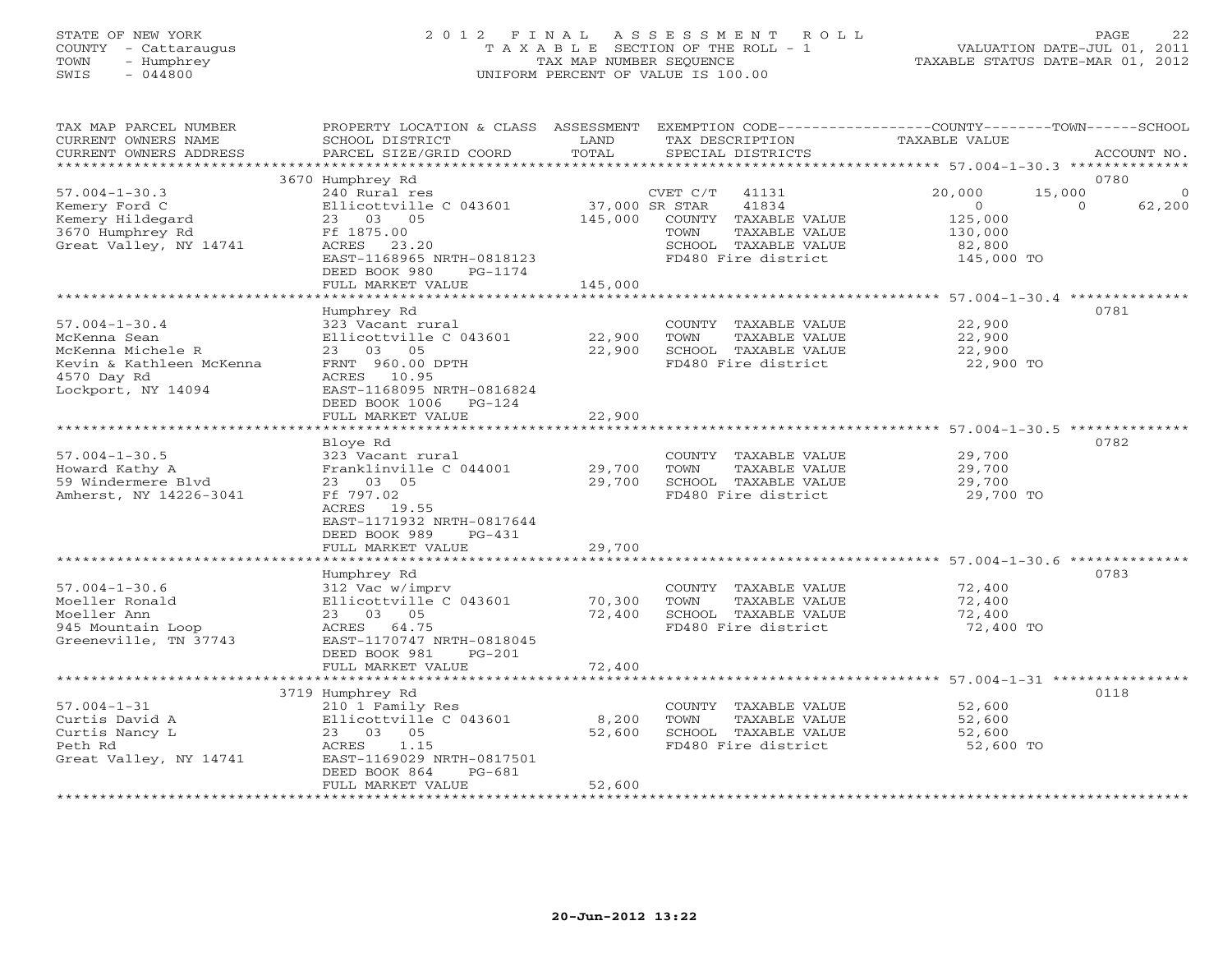STATE OF NEW YORK
COUNTY - Cattaraugus
TOWN - Humphrey
SWIS - 044800

# 2012 FINAL ASSESSMENT ROLL

TAXABLE SECTION OF THE ROLL - 1
TAX MAP NUMBER SEQUENCE
UNIFORM PERCENT OF VALUE IS 100.00

VALUATION DATE-JUL 01, 2011
TAXABLE STATUS DATE-MAR 01, 2012

| TAX MAP PARCEL NUMBER / CURRENT OWNERS NAME / CURRENT OWNERS ADDRESS | PROPERTY LOCATION & CLASS / SCHOOL DISTRICT / PARCEL SIZE/GRID COORD | ASSESSMENT LAND | TOTAL | EXEMPTION CODE / TAX DESCRIPTION / SPECIAL DISTRICTS | COUNTY TAXABLE VALUE | TOWN | SCHOOL | ACCOUNT NO. |
|---|---|---|---|---|---|---|---|---|
| **57.004-1-30.3** | 3670 Humphrey Rd | | | | | | | 0780 |
| 57.004-1-30.3 | 240 Rural res | | | CVET C/T 41131 | 20,000 | 15,000 | 0 | |
| Kemery Ford C | Ellicottville C 043601 | 37,000 | | SR STAR 41834 | 0 | 0 | 62,200 | |
| Kemery Hildegard | 23 03 05 | | 145,000 | COUNTY TAXABLE VALUE | 125,000 | | | |
| 3670 Humphrey Rd | Ff 1875.00 | | | TOWN TAXABLE VALUE | 130,000 | | | |
| Great Valley, NY 14741 | ACRES 23.20 | | | SCHOOL TAXABLE VALUE | 82,800 | | | |
| | EAST-1168965 NRTH-0818123 | | | FD480 Fire district | 145,000 TO | | | |
| | DEED BOOK 980 PG-1174 | | | | | | | |
| | FULL MARKET VALUE | | 145,000 | | | | | |
| **57.004-1-30.4** | Humphrey Rd | | | | | | | 0781 |
| 57.004-1-30.4 | 323 Vacant rural | | | COUNTY TAXABLE VALUE | 22,900 | | | |
| McKenna Sean | Ellicottville C 043601 | 22,900 | | TOWN TAXABLE VALUE | 22,900 | | | |
| McKenna Michele R | 23 03 05 | | 22,900 | SCHOOL TAXABLE VALUE | 22,900 | | | |
| Kevin & Kathleen McKenna | FRNT 960.00 DPTH | | | FD480 Fire district | 22,900 TO | | | |
| 4570 Day Rd | ACRES 10.95 | | | | | | | |
| Lockport, NY 14094 | EAST-1168095 NRTH-0816824 | | | | | | | |
| | DEED BOOK 1006 PG-124 | | | | | | | |
| | FULL MARKET VALUE | | 22,900 | | | | | |
| **57.004-1-30.5** | Bloye Rd | | | | | | | 0782 |
| 57.004-1-30.5 | 323 Vacant rural | | | COUNTY TAXABLE VALUE | 29,700 | | | |
| Howard Kathy A | Franklinville C 044001 | 29,700 | | TOWN TAXABLE VALUE | 29,700 | | | |
| 59 Windermere Blvd | 23 03 05 | | 29,700 | SCHOOL TAXABLE VALUE | 29,700 | | | |
| Amherst, NY 14226-3041 | Ff 797.02 | | | FD480 Fire district | 29,700 TO | | | |
| | ACRES 19.55 | | | | | | | |
| | EAST-1171932 NRTH-0817644 | | | | | | | |
| | DEED BOOK 989 PG-431 | | | | | | | |
| | FULL MARKET VALUE | | 29,700 | | | | | |
| **57.004-1-30.6** | Humphrey Rd | | | | | | | 0783 |
| 57.004-1-30.6 | 312 Vac w/imprv | | | COUNTY TAXABLE VALUE | 72,400 | | | |
| Moeller Ronald | Ellicottville C 043601 | 70,300 | | TOWN TAXABLE VALUE | 72,400 | | | |
| Moeller Ann | 23 03 05 | | 72,400 | SCHOOL TAXABLE VALUE | 72,400 | | | |
| 945 Mountain Loop | ACRES 64.75 | | | FD480 Fire district | 72,400 TO | | | |
| Greeneville, TN 37743 | EAST-1170747 NRTH-0818045 | | | | | | | |
| | DEED BOOK 981 PG-201 | | | | | | | |
| | FULL MARKET VALUE | | 72,400 | | | | | |
| **57.004-1-31** | 3719 Humphrey Rd | | | | | | | 0118 |
| 57.004-1-31 | 210 1 Family Res | | | COUNTY TAXABLE VALUE | 52,600 | | | |
| Curtis David A | Ellicottville C 043601 | 8,200 | | TOWN TAXABLE VALUE | 52,600 | | | |
| Curtis Nancy L | 23 03 05 | | 52,600 | SCHOOL TAXABLE VALUE | 52,600 | | | |
| Peth Rd | ACRES 1.15 | | | FD480 Fire district | 52,600 TO | | | |
| Great Valley, NY 14741 | EAST-1169029 NRTH-0817501 | | | | | | | |
| | DEED BOOK 864 PG-681 | | | | | | | |
| | FULL MARKET VALUE | | 52,600 | | | | | |

20-Jun-2012 13:22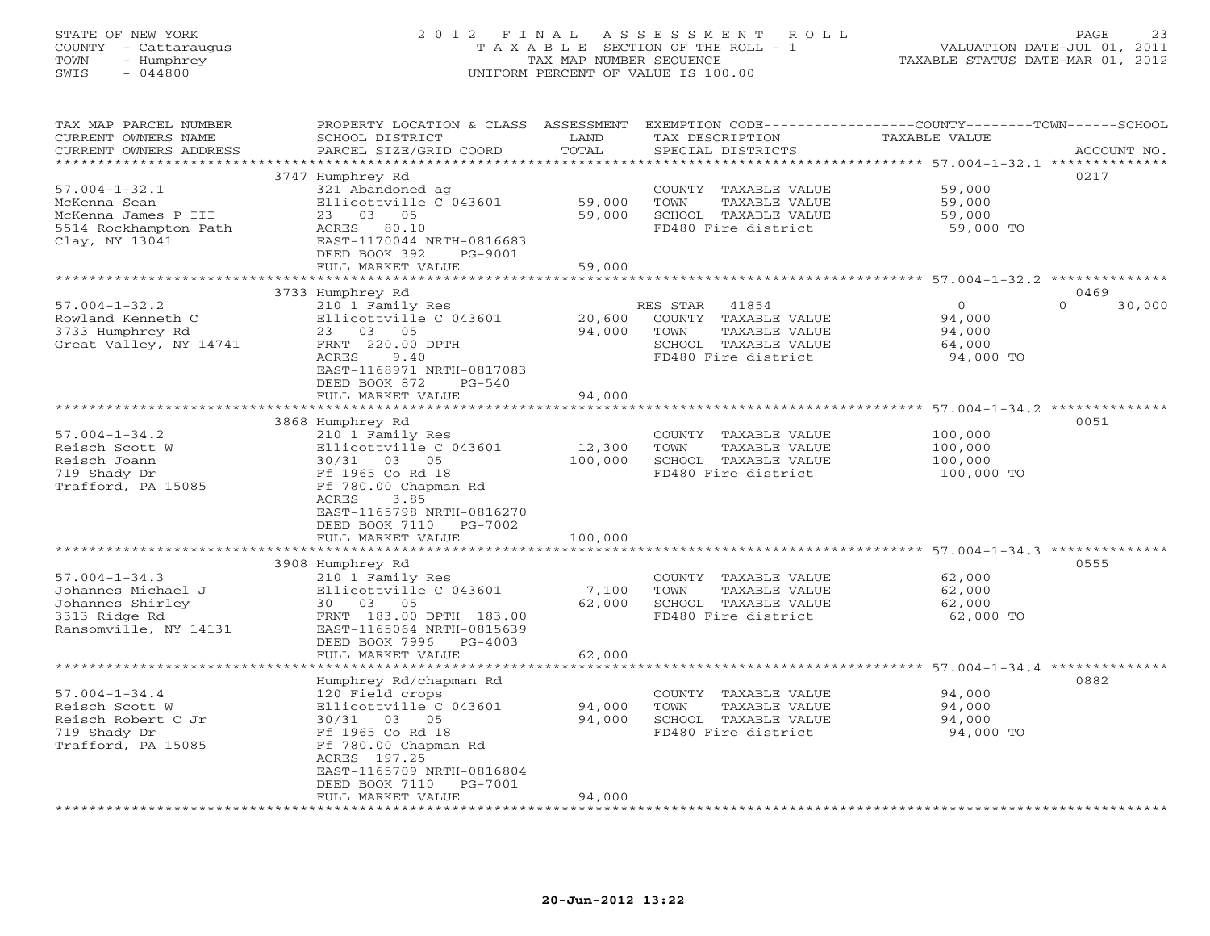STATE OF NEW YORK
COUNTY - Cattaraugus
TOWN - Humphrey
SWIS - 044800

# 2012 FINAL ASSESSMENT ROLL

TAXABLE SECTION OF THE ROLL - 1
TAX MAP NUMBER SEQUENCE
UNIFORM PERCENT OF VALUE IS 100.00

VALUATION DATE-JUL 01, 2011
TAXABLE STATUS DATE-MAR 01, 2012

| TAX MAP PARCEL NUMBER / CURRENT OWNERS NAME / CURRENT OWNERS ADDRESS | PROPERTY LOCATION & CLASS / SCHOOL DISTRICT / PARCEL SIZE/GRID COORD | ASSESSMENT LAND | TOTAL | EXEMPTION CODE / TAX DESCRIPTION / SPECIAL DISTRICTS | COUNTY TAXABLE VALUE | TOWN | SCHOOL | ACCOUNT NO. |
|---|---|---|---|---|---|---|---|---|
| 57.004-1-32.1 | 3747 Humphrey Rd | | | | | | | 0217 |
| McKenna Sean | 321 Abandoned ag | | | COUNTY TAXABLE VALUE | 59,000 | | | |
| McKenna James P III | Ellicottville C 043601 | 59,000 | | TOWN TAXABLE VALUE | 59,000 | | | |
| 5514 Rockhampton Path | 23 03 05 | | 59,000 | SCHOOL TAXABLE VALUE | 59,000 | | | |
| Clay, NY 13041 | ACRES 80.10 | | | FD480 Fire district | 59,000 TO | | | |
| | EAST-1170044 NRTH-0816683 | | | | | | | |
| | DEED BOOK 392 PG-9001 | | | | | | | |
| | FULL MARKET VALUE | | 59,000 | | | | | |
| 57.004-1-32.2 | 3733 Humphrey Rd | | | | | | | 0469 |
| Rowland Kenneth C | 210 1 Family Res | | | RES STAR 41854 | 0 | | 0 | 30,000 |
| 3733 Humphrey Rd | Ellicottville C 043601 | 20,600 | | COUNTY TAXABLE VALUE | 94,000 | | | |
| Great Valley, NY 14741 | 23 03 05 | | 94,000 | TOWN TAXABLE VALUE | 94,000 | | | |
| | FRNT 220.00 DPTH | | | SCHOOL TAXABLE VALUE | 64,000 | | | |
| | ACRES 9.40 | | | FD480 Fire district | 94,000 TO | | | |
| | EAST-1168971 NRTH-0817083 | | | | | | | |
| | DEED BOOK 872 PG-540 | | | | | | | |
| | FULL MARKET VALUE | | 94,000 | | | | | |
| 57.004-1-34.2 | 3868 Humphrey Rd | | | | | | | 0051 |
| Reisch Scott W | 210 1 Family Res | | | COUNTY TAXABLE VALUE | 100,000 | | | |
| Reisch Joann | Ellicottville C 043601 | 12,300 | | TOWN TAXABLE VALUE | 100,000 | | | |
| 719 Shady Dr | 30/31 03 05 | | 100,000 | SCHOOL TAXABLE VALUE | 100,000 | | | |
| Trafford, PA 15085 | Ff 1965 Co Rd 18 | | | FD480 Fire district | 100,000 TO | | | |
| | Ff 780.00 Chapman Rd | | | | | | | |
| | ACRES 3.85 | | | | | | | |
| | EAST-1165798 NRTH-0816270 | | | | | | | |
| | DEED BOOK 7110 PG-7002 | | | | | | | |
| | FULL MARKET VALUE | | 100,000 | | | | | |
| 57.004-1-34.3 | 3908 Humphrey Rd | | | | | | | 0555 |
| Johannes Michael J | 210 1 Family Res | | | COUNTY TAXABLE VALUE | 62,000 | | | |
| Johannes Shirley | Ellicottville C 043601 | 7,100 | | TOWN TAXABLE VALUE | 62,000 | | | |
| 3313 Ridge Rd | 30 03 05 | | 62,000 | SCHOOL TAXABLE VALUE | 62,000 | | | |
| Ransomville, NY 14131 | FRNT 183.00 DPTH 183.00 | | | FD480 Fire district | 62,000 TO | | | |
| | EAST-1165064 NRTH-0815639 | | | | | | | |
| | DEED BOOK 7996 PG-4003 | | | | | | | |
| | FULL MARKET VALUE | | 62,000 | | | | | |
| 57.004-1-34.4 | Humphrey Rd/chapman Rd | | | | | | | 0882 |
| Reisch Scott W | 120 Field crops | | | COUNTY TAXABLE VALUE | 94,000 | | | |
| Reisch Robert C Jr | Ellicottville C 043601 | 94,000 | | TOWN TAXABLE VALUE | 94,000 | | | |
| 719 Shady Dr | 30/31 03 05 | | 94,000 | SCHOOL TAXABLE VALUE | 94,000 | | | |
| Trafford, PA 15085 | Ff 1965 Co Rd 18 | | | FD480 Fire district | 94,000 TO | | | |
| | Ff 780.00 Chapman Rd | | | | | | | |
| | ACRES 197.25 | | | | | | | |
| | EAST-1165709 NRTH-0816804 | | | | | | | |
| | DEED BOOK 7110 PG-7001 | | | | | | | |
| | FULL MARKET VALUE | | 94,000 | | | | | |

20-Jun-2012 13:22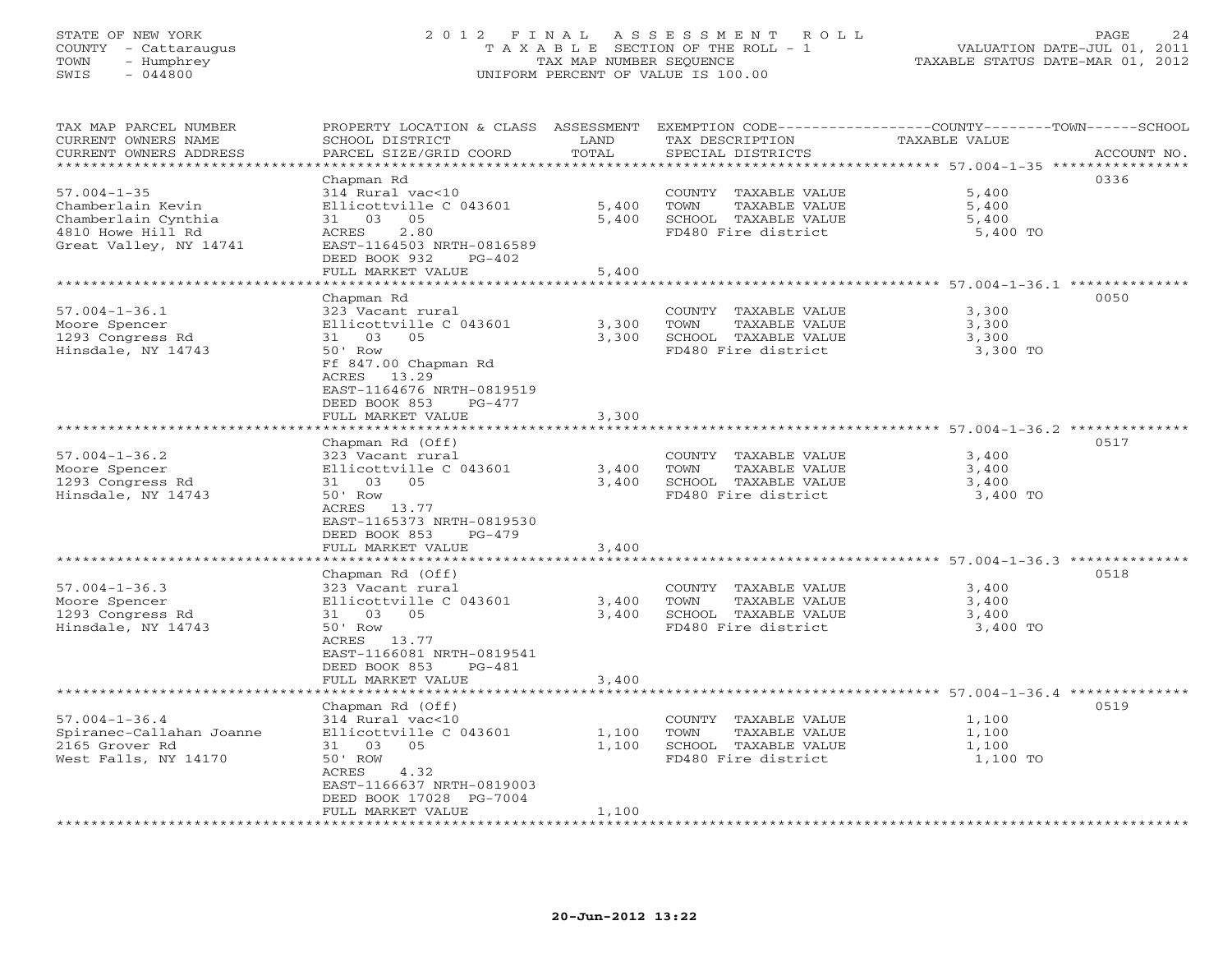STATE OF NEW YORK
COUNTY - Cattaraugus
TOWN - Humphrey
SWIS - 044800

# 2012 FINAL ASSESSMENT ROLL
TAXABLE SECTION OF THE ROLL - 1
TAX MAP NUMBER SEQUENCE
UNIFORM PERCENT OF VALUE IS 100.00

VALUATION DATE-JUL 01, 2011
TAXABLE STATUS DATE-MAR 01, 2012

| TAX MAP PARCEL NUMBER / CURRENT OWNERS NAME / CURRENT OWNERS ADDRESS | PROPERTY LOCATION & CLASS / SCHOOL DISTRICT / PARCEL SIZE/GRID COORD | ASSESSMENT LAND | TOTAL | EXEMPTION CODE / TAX DESCRIPTION / SPECIAL DISTRICTS | TAXABLE VALUE (COUNTY / TOWN / SCHOOL) | ACCOUNT NO. |
|---|---|---|---|---|---|---|
| 57.004-1-35 | Chapman Rd | | | | | 0336 |
| Chamberlain Kevin | 314 Rural vac<10 | | | COUNTY TAXABLE VALUE | 5,400 | |
| Chamberlain Cynthia | Ellicottville C 043601 | 5,400 | | TOWN TAXABLE VALUE | 5,400 | |
| 4810 Howe Hill Rd | 31 03 05 | | 5,400 | SCHOOL TAXABLE VALUE | 5,400 | |
| Great Valley, NY 14741 | ACRES 2.80 | | | FD480 Fire district | 5,400 TO | |
| | EAST-1164503 NRTH-0816589 | | | | | |
| | DEED BOOK 932 PG-402 | | | | | |
| | FULL MARKET VALUE | | 5,400 | | | |
| 57.004-1-36.1 | Chapman Rd | | | | | 0050 |
| Moore Spencer | 323 Vacant rural | | | COUNTY TAXABLE VALUE | 3,300 | |
| 1293 Congress Rd | Ellicottville C 043601 | 3,300 | | TOWN TAXABLE VALUE | 3,300 | |
| Hinsdale, NY 14743 | 31 03 05 | | 3,300 | SCHOOL TAXABLE VALUE | 3,300 | |
| | 50' Row | | | FD480 Fire district | 3,300 TO | |
| | Ff 847.00 Chapman Rd | | | | | |
| | ACRES 13.29 | | | | | |
| | EAST-1164676 NRTH-0819519 | | | | | |
| | DEED BOOK 853 PG-477 | | | | | |
| | FULL MARKET VALUE | | 3,300 | | | |
| 57.004-1-36.2 | Chapman Rd (Off) | | | | | 0517 |
| Moore Spencer | 323 Vacant rural | | | COUNTY TAXABLE VALUE | 3,400 | |
| 1293 Congress Rd | Ellicottville C 043601 | 3,400 | | TOWN TAXABLE VALUE | 3,400 | |
| Hinsdale, NY 14743 | 31 03 05 | | 3,400 | SCHOOL TAXABLE VALUE | 3,400 | |
| | 50' Row | | | FD480 Fire district | 3,400 TO | |
| | ACRES 13.77 | | | | | |
| | EAST-1165373 NRTH-0819530 | | | | | |
| | DEED BOOK 853 PG-479 | | | | | |
| | FULL MARKET VALUE | | 3,400 | | | |
| 57.004-1-36.3 | Chapman Rd (Off) | | | | | 0518 |
| Moore Spencer | 323 Vacant rural | | | COUNTY TAXABLE VALUE | 3,400 | |
| 1293 Congress Rd | Ellicottville C 043601 | 3,400 | | TOWN TAXABLE VALUE | 3,400 | |
| Hinsdale, NY 14743 | 31 03 05 | | 3,400 | SCHOOL TAXABLE VALUE | 3,400 | |
| | 50' Row | | | FD480 Fire district | 3,400 TO | |
| | ACRES 13.77 | | | | | |
| | EAST-1166081 NRTH-0819541 | | | | | |
| | DEED BOOK 853 PG-481 | | | | | |
| | FULL MARKET VALUE | | 3,400 | | | |
| 57.004-1-36.4 | Chapman Rd (Off) | | | | | 0519 |
| Spiranec-Callahan Joanne | 314 Rural vac<10 | | | COUNTY TAXABLE VALUE | 1,100 | |
| 2165 Grover Rd | Ellicottville C 043601 | 1,100 | | TOWN TAXABLE VALUE | 1,100 | |
| West Falls, NY 14170 | 31 03 05 | | 1,100 | SCHOOL TAXABLE VALUE | 1,100 | |
| | 50' ROW | | | FD480 Fire district | 1,100 TO | |
| | ACRES 4.32 | | | | | |
| | EAST-1166637 NRTH-0819003 | | | | | |
| | DEED BOOK 17028 PG-7004 | | | | | |
| | FULL MARKET VALUE | | 1,100 | | | |

20-Jun-2012 13:22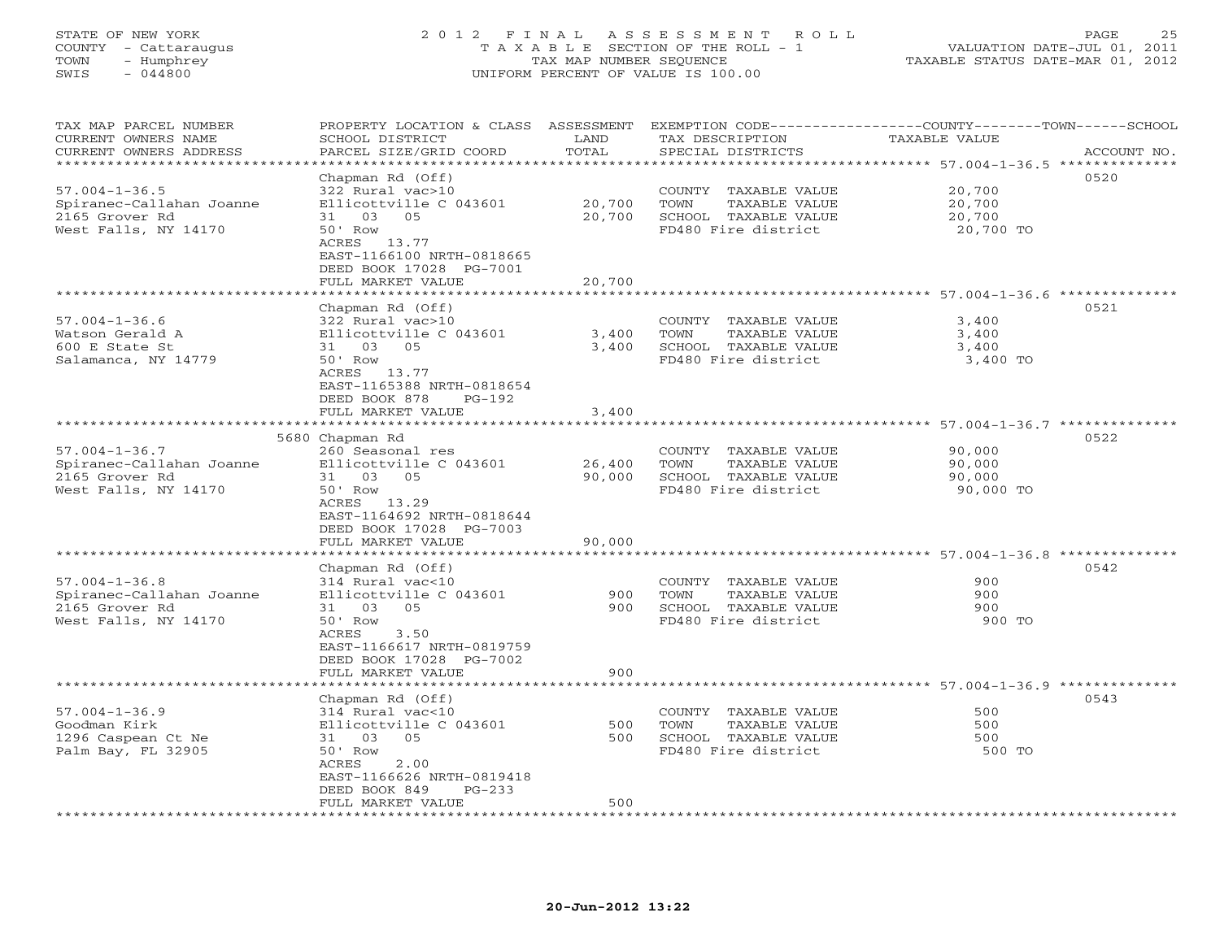STATE OF NEW YORK
COUNTY - Cattaraugus
TOWN - Humphrey
SWIS - 044800

# 2012 FINAL ASSESSMENT ROLL
TAXABLE SECTION OF THE ROLL - 1
TAX MAP NUMBER SEQUENCE
UNIFORM PERCENT OF VALUE IS 100.00

VALUATION DATE-JUL 01, 2011
TAXABLE STATUS DATE-MAR 01, 2012

| TAX MAP PARCEL NUMBER / CURRENT OWNERS NAME / CURRENT OWNERS ADDRESS | PROPERTY LOCATION & CLASS / SCHOOL DISTRICT / PARCEL SIZE/GRID COORD | ASSESSMENT LAND / TOTAL | EXEMPTION CODE / TAX DESCRIPTION / SPECIAL DISTRICTS | COUNTY / TOWN / SCHOOL TAXABLE VALUE | ACCOUNT NO. |
|---|---|---|---|---|---|
| 57.004-1-36.5 | Chapman Rd (Off) | | | | 0520 |
| Spiranec-Callahan Joanne | 322 Rural vac>10 | | COUNTY TAXABLE VALUE | 20,700 | |
| 2165 Grover Rd | Ellicottville C 043601 | 20,700 | TOWN TAXABLE VALUE | 20,700 | |
| West Falls, NY 14170 | 31 03 05 | 20,700 | SCHOOL TAXABLE VALUE | 20,700 | |
| | 50' Row | | FD480 Fire district | 20,700 TO | |
| | ACRES 13.77 | | | | |
| | EAST-1166100 NRTH-0818665 | | | | |
| | DEED BOOK 17028 PG-7001 | | | | |
| | FULL MARKET VALUE | 20,700 | | | |
| 57.004-1-36.6 | Chapman Rd (Off) | | | | 0521 |
| Watson Gerald A | 322 Rural vac>10 | | COUNTY TAXABLE VALUE | 3,400 | |
| 600 E State St | Ellicottville C 043601 | 3,400 | TOWN TAXABLE VALUE | 3,400 | |
| Salamanca, NY 14779 | 31 03 05 | 3,400 | SCHOOL TAXABLE VALUE | 3,400 | |
| | 50' Row | | FD480 Fire district | 3,400 TO | |
| | ACRES 13.77 | | | | |
| | EAST-1165388 NRTH-0818654 | | | | |
| | DEED BOOK 878 PG-192 | | | | |
| | FULL MARKET VALUE | 3,400 | | | |
| 57.004-1-36.7 | 5680 Chapman Rd | | | | 0522 |
| Spiranec-Callahan Joanne | 260 Seasonal res | | COUNTY TAXABLE VALUE | 90,000 | |
| 2165 Grover Rd | Ellicottville C 043601 | 26,400 | TOWN TAXABLE VALUE | 90,000 | |
| West Falls, NY 14170 | 31 03 05 | 90,000 | SCHOOL TAXABLE VALUE | 90,000 | |
| | 50' Row | | FD480 Fire district | 90,000 TO | |
| | ACRES 13.29 | | | | |
| | EAST-1164692 NRTH-0818644 | | | | |
| | DEED BOOK 17028 PG-7003 | | | | |
| | FULL MARKET VALUE | 90,000 | | | |
| 57.004-1-36.8 | Chapman Rd (Off) | | | | 0542 |
| Spiranec-Callahan Joanne | 314 Rural vac<10 | | COUNTY TAXABLE VALUE | 900 | |
| 2165 Grover Rd | Ellicottville C 043601 | 900 | TOWN TAXABLE VALUE | 900 | |
| West Falls, NY 14170 | 31 03 05 | 900 | SCHOOL TAXABLE VALUE | 900 | |
| | 50' Row | | FD480 Fire district | 900 TO | |
| | ACRES 3.50 | | | | |
| | EAST-1166617 NRTH-0819759 | | | | |
| | DEED BOOK 17028 PG-7002 | | | | |
| | FULL MARKET VALUE | 900 | | | |
| 57.004-1-36.9 | Chapman Rd (Off) | | | | 0543 |
| Goodman Kirk | 314 Rural vac<10 | | COUNTY TAXABLE VALUE | 500 | |
| 1296 Caspean Ct Ne | Ellicottville C 043601 | 500 | TOWN TAXABLE VALUE | 500 | |
| Palm Bay, FL 32905 | 31 03 05 | 500 | SCHOOL TAXABLE VALUE | 500 | |
| | 50' Row | | FD480 Fire district | 500 TO | |
| | ACRES 2.00 | | | | |
| | EAST-1166626 NRTH-0819418 | | | | |
| | DEED BOOK 849 PG-233 | | | | |
| | FULL MARKET VALUE | 500 | | | |

20-Jun-2012 13:22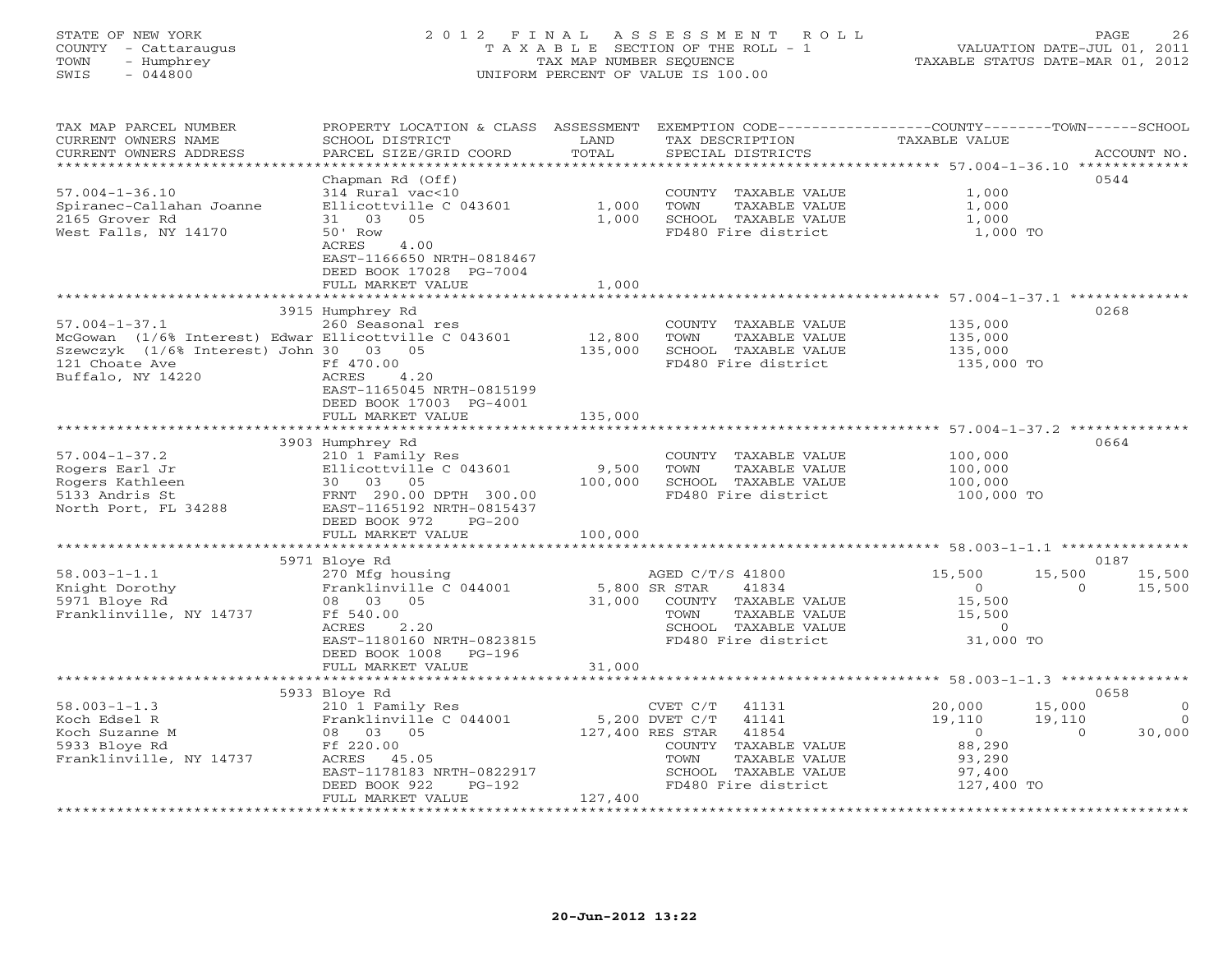STATE OF NEW YORK — COUNTY - Cattaraugus — TOWN - Humphrey — SWIS - 044800

# 2012 FINAL ASSESSMENT ROLL

TAXABLE SECTION OF THE ROLL - 1
TAX MAP NUMBER SEQUENCE
UNIFORM PERCENT OF VALUE IS 100.00

VALUATION DATE-JUL 01, 2011
TAXABLE STATUS DATE-MAR 01, 2012

| TAX MAP PARCEL NUMBER / CURRENT OWNERS NAME / CURRENT OWNERS ADDRESS | PROPERTY LOCATION & CLASS / SCHOOL DISTRICT / PARCEL SIZE/GRID COORD | ASSESSMENT LAND / TOTAL | EXEMPTION CODE / TAX DESCRIPTION / SPECIAL DISTRICTS | COUNTY TAXABLE VALUE | TOWN | SCHOOL | ACCOUNT NO. |
|---|---|---|---|---|---|---|---|
| **57.004-1-36.10** | Chapman Rd (Off) | | | | | | 0544 |
| Spiranec-Callahan Joanne | 314 Rural vac<10 | | COUNTY TAXABLE VALUE | 1,000 | | | |
| 2165 Grover Rd | Ellicottville C 043601 | 1,000 | TOWN TAXABLE VALUE | 1,000 | | | |
| West Falls, NY 14170 | 31 03 05 | 1,000 | SCHOOL TAXABLE VALUE | 1,000 | | | |
| | 50' Row | | FD480 Fire district | 1,000 TO | | | |
| | ACRES 4.00 | | | | | | |
| | EAST-1166650 NRTH-0818467 | | | | | | |
| | DEED BOOK 17028 PG-7004 | | | | | | |
| | FULL MARKET VALUE | 1,000 | | | | | |
| **57.004-1-37.1** | 3915 Humphrey Rd | | | | | | 0268 |
| McGowan (1/6% Interest) Edwar | 260 Seasonal res | | COUNTY TAXABLE VALUE | 135,000 | | | |
| Szewczyk (1/6% Interest) John | Ellicottville C 043601 | 12,800 | TOWN TAXABLE VALUE | 135,000 | | | |
| 121 Choate Ave | 30 03 05 | 135,000 | SCHOOL TAXABLE VALUE | 135,000 | | | |
| Buffalo, NY 14220 | Ff 470.00 | | FD480 Fire district | 135,000 TO | | | |
| | ACRES 4.20 | | | | | | |
| | EAST-1165045 NRTH-0815199 | | | | | | |
| | DEED BOOK 17003 PG-4001 | | | | | | |
| | FULL MARKET VALUE | 135,000 | | | | | |
| **57.004-1-37.2** | 3903 Humphrey Rd | | | | | | 0664 |
| Rogers Earl Jr | 210 1 Family Res | | COUNTY TAXABLE VALUE | 100,000 | | | |
| Rogers Kathleen | Ellicottville C 043601 | 9,500 | TOWN TAXABLE VALUE | 100,000 | | | |
| 5133 Andris St | 30 03 05 | 100,000 | SCHOOL TAXABLE VALUE | 100,000 | | | |
| North Port, FL 34288 | FRNT 290.00 DPTH 300.00 | | FD480 Fire district | 100,000 TO | | | |
| | EAST-1165192 NRTH-0815437 | | | | | | |
| | DEED BOOK 972 PG-200 | | | | | | |
| | FULL MARKET VALUE | 100,000 | | | | | |
| **58.003-1-1.1** | 5971 Bloye Rd | | | | | | 0187 |
| Knight Dorothy | 270 Mfg housing | | AGED C/T/S 41800 | 15,500 | 15,500 | 15,500 | |
| 5971 Bloye Rd | Franklinville C 044001 | 5,800 | SR STAR 41834 | 0 | 0 | 15,500 | |
| Franklinville, NY 14737 | 08 03 05 | 31,000 | COUNTY TAXABLE VALUE | 15,500 | | | |
| | Ff 540.00 | | TOWN TAXABLE VALUE | 15,500 | | | |
| | ACRES 2.20 | | SCHOOL TAXABLE VALUE | 0 | | | |
| | EAST-1180160 NRTH-0823815 | | FD480 Fire district | 31,000 TO | | | |
| | DEED BOOK 1008 PG-196 | | | | | | |
| | FULL MARKET VALUE | 31,000 | | | | | |
| **58.003-1-1.3** | 5933 Bloye Rd | | | | | | 0658 |
| Koch Edsel R | 210 1 Family Res | | CVET C/T 41131 | 20,000 | 15,000 | 0 | |
| Koch Suzanne M | Franklinville C 044001 | 5,200 | DVET C/T 41141 | 19,110 | 19,110 | 0 | |
| 5933 Bloye Rd | 08 03 05 | 127,400 | RES STAR 41854 | 0 | 0 | 30,000 | |
| Franklinville, NY 14737 | Ff 220.00 | | COUNTY TAXABLE VALUE | 88,290 | | | |
| | ACRES 45.05 | | TOWN TAXABLE VALUE | 93,290 | | | |
| | EAST-1178183 NRTH-0822917 | | SCHOOL TAXABLE VALUE | 97,400 | | | |
| | DEED BOOK 922 PG-192 | | FD480 Fire district | 127,400 TO | | | |
| | FULL MARKET VALUE | 127,400 | | | | | |

20-Jun-2012 13:22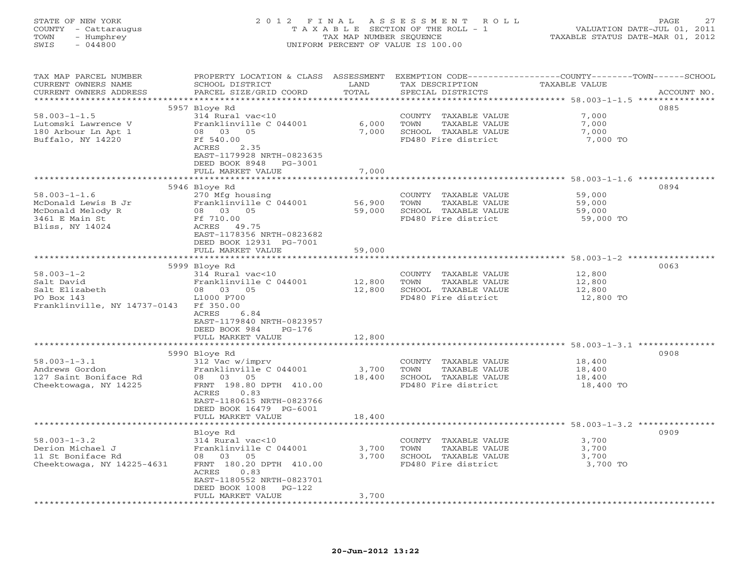STATE OF NEW YORK
COUNTY - Cattaraugus
TOWN - Humphrey
SWIS - 044800

# 2012 FINAL ASSESSMENT ROLL

TAXABLE SECTION OF THE ROLL - 1
TAX MAP NUMBER SEQUENCE
UNIFORM PERCENT OF VALUE IS 100.00

VALUATION DATE-JUL 01, 2011
TAXABLE STATUS DATE-MAR 01, 2012

| TAX MAP PARCEL NUMBER / CURRENT OWNERS NAME / CURRENT OWNERS ADDRESS | PROPERTY LOCATION & CLASS / SCHOOL DISTRICT / PARCEL SIZE/GRID COORD | ASSESSMENT LAND | ASSESSMENT TOTAL | EXEMPTION CODE / TAX DESCRIPTION / SPECIAL DISTRICTS | TAXABLE VALUE (COUNTY / TOWN / SCHOOL) | ACCOUNT NO. |
|---|---|---|---|---|---|---|
| **58.003-1-1.5** | 5957 Bloye Rd | | | | | 0885 |
| | 314 Rural vac<10 | | | COUNTY TAXABLE VALUE | 7,000 | |
| Lutomski Lawrence V | Franklinville C 044001 | 6,000 | | TOWN TAXABLE VALUE | 7,000 | |
| 180 Arbour Ln Apt 1 | 08 03 05 | | 7,000 | SCHOOL TAXABLE VALUE | 7,000 | |
| Buffalo, NY 14220 | Ff 540.00 | | | FD480 Fire district | 7,000 TO | |
| | ACRES 2.35 | | | | | |
| | EAST-1179928 NRTH-0823635 | | | | | |
| | DEED BOOK 8948 PG-3001 | | | | | |
| | FULL MARKET VALUE | | 7,000 | | | |
| **58.003-1-1.6** | 5946 Bloye Rd | | | | | 0894 |
| | 270 Mfg housing | | | COUNTY TAXABLE VALUE | 59,000 | |
| McDonald Lewis B Jr | Franklinville C 044001 | 56,900 | | TOWN TAXABLE VALUE | 59,000 | |
| McDonald Melody R | 08 03 05 | | 59,000 | SCHOOL TAXABLE VALUE | 59,000 | |
| 3461 E Main St | Ff 710.00 | | | FD480 Fire district | 59,000 TO | |
| Bliss, NY 14024 | ACRES 49.75 | | | | | |
| | EAST-1178356 NRTH-0823682 | | | | | |
| | DEED BOOK 12931 PG-7001 | | | | | |
| | FULL MARKET VALUE | | 59,000 | | | |
| **58.003-1-2** | 5999 Bloye Rd | | | | | 0063 |
| | 314 Rural vac<10 | | | COUNTY TAXABLE VALUE | 12,800 | |
| Salt David | Franklinville C 044001 | 12,800 | | TOWN TAXABLE VALUE | 12,800 | |
| Salt Elizabeth | 08 03 05 | | 12,800 | SCHOOL TAXABLE VALUE | 12,800 | |
| PO Box 143 | L1000 P700 | | | FD480 Fire district | 12,800 TO | |
| Franklinville, NY 14737-0143 | Ff 350.00 | | | | | |
| | ACRES 6.84 | | | | | |
| | EAST-1179840 NRTH-0823957 | | | | | |
| | DEED BOOK 984 PG-176 | | | | | |
| | FULL MARKET VALUE | | 12,800 | | | |
| **58.003-1-3.1** | 5990 Bloye Rd | | | | | 0908 |
| | 312 Vac w/imprv | | | COUNTY TAXABLE VALUE | 18,400 | |
| Andrews Gordon | Franklinville C 044001 | 3,700 | | TOWN TAXABLE VALUE | 18,400 | |
| 127 Saint Boniface Rd | 08 03 05 | | 18,400 | SCHOOL TAXABLE VALUE | 18,400 | |
| Cheektowaga, NY 14225 | FRNT 198.80 DPTH 410.00 | | | FD480 Fire district | 18,400 TO | |
| | ACRES 0.83 | | | | | |
| | EAST-1180615 NRTH-0823766 | | | | | |
| | DEED BOOK 16479 PG-6001 | | | | | |
| | FULL MARKET VALUE | | 18,400 | | | |
| **58.003-1-3.2** | Bloye Rd | | | | | 0909 |
| | 314 Rural vac<10 | | | COUNTY TAXABLE VALUE | 3,700 | |
| Derion Michael J | Franklinville C 044001 | 3,700 | | TOWN TAXABLE VALUE | 3,700 | |
| 11 St Boniface Rd | 08 03 05 | | 3,700 | SCHOOL TAXABLE VALUE | 3,700 | |
| Cheektowaga, NY 14225-4631 | FRNT 180.20 DPTH 410.00 | | | FD480 Fire district | 3,700 TO | |
| | ACRES 0.83 | | | | | |
| | EAST-1180552 NRTH-0823701 | | | | | |
| | DEED BOOK 1008 PG-122 | | | | | |
| | FULL MARKET VALUE | | 3,700 | | | |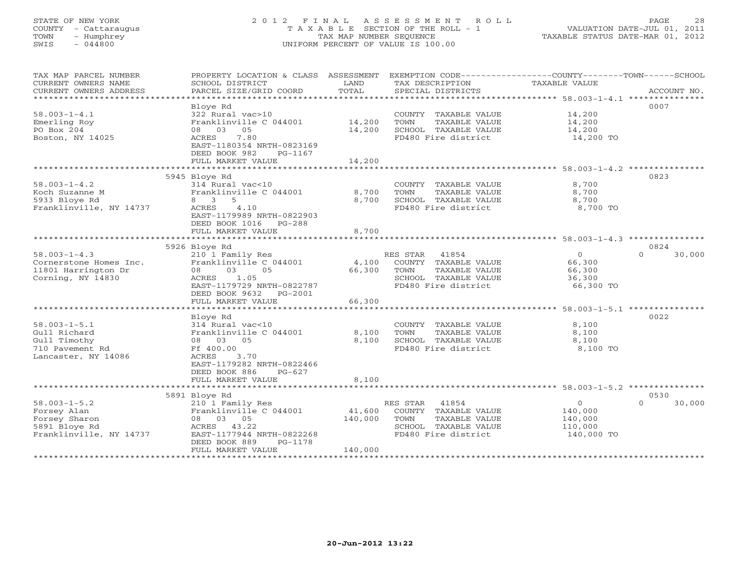STATE OF NEW YORK
COUNTY - Cattaraugus
TOWN - Humphrey
SWIS - 044800

2012 FINAL ASSESSMENT ROLL
TAXABLE SECTION OF THE ROLL - 1
TAX MAP NUMBER SEQUENCE
UNIFORM PERCENT OF VALUE IS 100.00

VALUATION DATE-JUL 01, 2011
TAXABLE STATUS DATE-MAR 01, 2012

| TAX MAP PARCEL NUMBER / CURRENT OWNERS NAME / CURRENT OWNERS ADDRESS | PROPERTY LOCATION & CLASS / SCHOOL DISTRICT / PARCEL SIZE/GRID COORD | ASSESSMENT LAND | TOTAL | EXEMPTION CODE / TAX DESCRIPTION / SPECIAL DISTRICTS | COUNTY TAXABLE VALUE | TOWN | SCHOOL | ACCOUNT NO. |
|---|---|---|---|---|---|---|---|---|
| **58.003-1-4.1** | Bloye Rd | | | | | | | 0007 |
| 58.003-1-4.1 | 322 Rural vac>10 | | | COUNTY TAXABLE VALUE | 14,200 | | | |
| Emerling Roy | Franklinville C 044001 | 14,200 | | TOWN TAXABLE VALUE | 14,200 | | | |
| PO Box 204 | 08 03 05 | | 14,200 | SCHOOL TAXABLE VALUE | 14,200 | | | |
| Boston, NY 14025 | ACRES 7.80 | | | FD480 Fire district | 14,200 TO | | | |
| | EAST-1180354 NRTH-0823169 | | | | | | | |
| | DEED BOOK 982 PG-1167 | | | | | | | |
| | FULL MARKET VALUE | | 14,200 | | | | | |
| **58.003-1-4.2** | 5945 Bloye Rd | | | | | | | 0823 |
| 58.003-1-4.2 | 314 Rural vac<10 | | | COUNTY TAXABLE VALUE | 8,700 | | | |
| Koch Suzanne M | Franklinville C 044001 | 8,700 | | TOWN TAXABLE VALUE | 8,700 | | | |
| 5933 Bloye Rd | 8 3 5 | | 8,700 | SCHOOL TAXABLE VALUE | 8,700 | | | |
| Franklinville, NY 14737 | ACRES 4.10 | | | FD480 Fire district | 8,700 TO | | | |
| | EAST-1179989 NRTH-0822903 | | | | | | | |
| | DEED BOOK 1016 PG-288 | | | | | | | |
| | FULL MARKET VALUE | | 8,700 | | | | | |
| **58.003-1-4.3** | 5926 Bloye Rd | | | | | | | 0824 |
| 58.003-1-4.3 | 210 1 Family Res | | | RES STAR 41854 | 0 | | 0 | 30,000 |
| Cornerstone Homes Inc. | Franklinville C 044001 | 4,100 | | COUNTY TAXABLE VALUE | 66,300 | | | |
| 11801 Harrington Dr | 08 03 05 | | 66,300 | TOWN TAXABLE VALUE | 66,300 | | | |
| Corning, NY 14830 | ACRES 1.05 | | | SCHOOL TAXABLE VALUE | 36,300 | | | |
| | EAST-1179729 NRTH-0822787 | | | FD480 Fire district | 66,300 TO | | | |
| | DEED BOOK 9632 PG-2001 | | | | | | | |
| | FULL MARKET VALUE | | 66,300 | | | | | |
| **58.003-1-5.1** | Bloye Rd | | | | | | | 0022 |
| 58.003-1-5.1 | 314 Rural vac<10 | | | COUNTY TAXABLE VALUE | 8,100 | | | |
| Gull Richard | Franklinville C 044001 | 8,100 | | TOWN TAXABLE VALUE | 8,100 | | | |
| Gull Timothy | 08 03 05 | | 8,100 | SCHOOL TAXABLE VALUE | 8,100 | | | |
| 710 Pavement Rd | Ff 400.00 | | | FD480 Fire district | 8,100 TO | | | |
| Lancaster, NY 14086 | ACRES 3.70 | | | | | | | |
| | EAST-1179282 NRTH-0822466 | | | | | | | |
| | DEED BOOK 886 PG-627 | | | | | | | |
| | FULL MARKET VALUE | | 8,100 | | | | | |
| **58.003-1-5.2** | 5891 Bloye Rd | | | | | | | 0530 |
| 58.003-1-5.2 | 210 1 Family Res | | | RES STAR 41854 | 0 | | 0 | 30,000 |
| Forsey Alan | Franklinville C 044001 | 41,600 | | COUNTY TAXABLE VALUE | 140,000 | | | |
| Forsey Sharon | 08 03 05 | | 140,000 | TOWN TAXABLE VALUE | 140,000 | | | |
| 5891 Bloye Rd | ACRES 43.22 | | | SCHOOL TAXABLE VALUE | 110,000 | | | |
| Franklinville, NY 14737 | EAST-1177944 NRTH-0822268 | | | FD480 Fire district | 140,000 TO | | | |
| | DEED BOOK 889 PG-1178 | | | | | | | |
| | FULL MARKET VALUE | | 140,000 | | | | | |

20-Jun-2012 13:22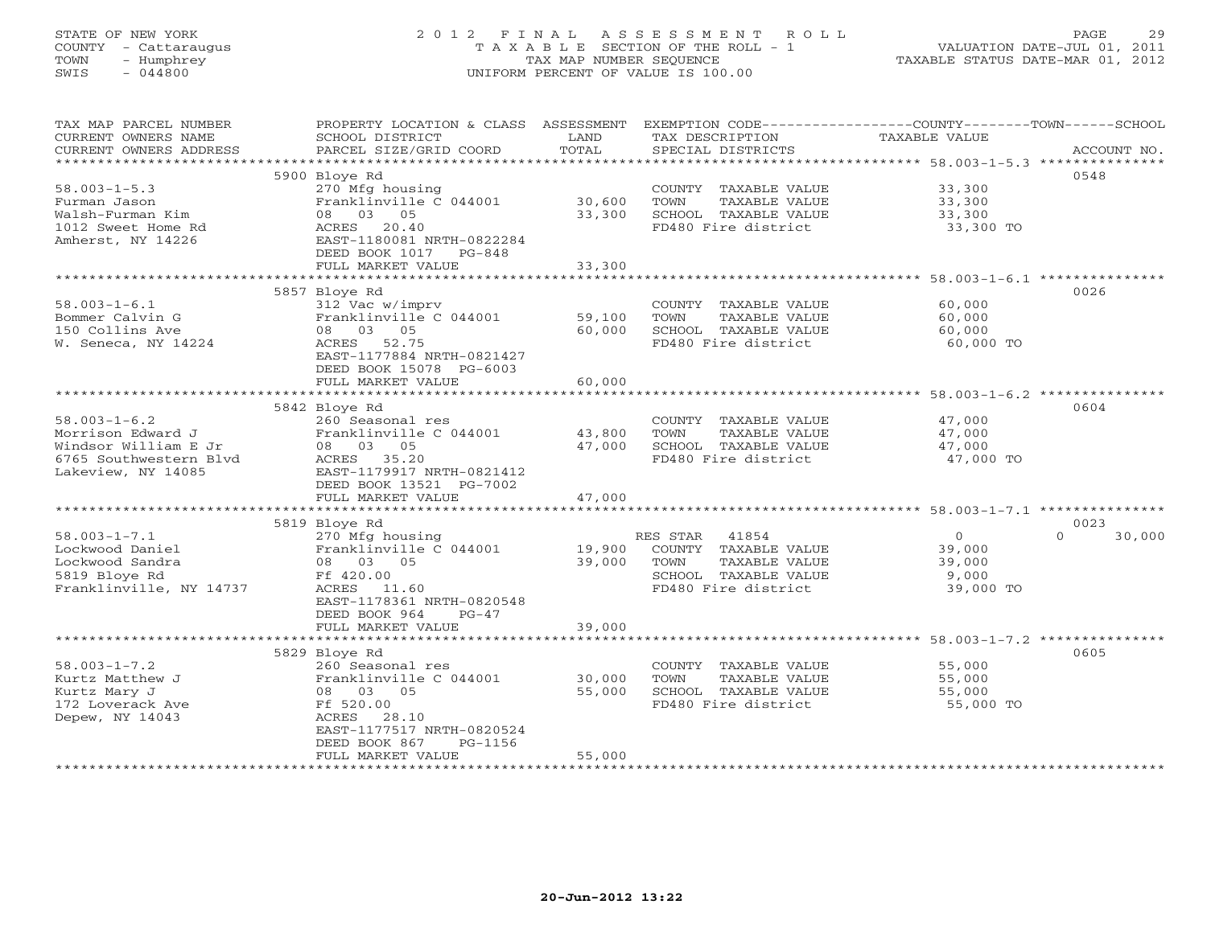STATE OF NEW YORK
COUNTY - Cattaraugus
TOWN - Humphrey
SWIS - 044800

# 2012 FINAL ASSESSMENT ROLL

TAXABLE SECTION OF THE ROLL - 1
TAX MAP NUMBER SEQUENCE
UNIFORM PERCENT OF VALUE IS 100.00

VALUATION DATE-JUL 01, 2011
TAXABLE STATUS DATE-MAR 01, 2012

| TAX MAP PARCEL NUMBER / CURRENT OWNERS NAME / CURRENT OWNERS ADDRESS | PROPERTY LOCATION & CLASS / SCHOOL DISTRICT / PARCEL SIZE/GRID COORD | ASSESSMENT LAND | TOTAL | EXEMPTION CODE / TAX DESCRIPTION / SPECIAL DISTRICTS | COUNTY / TOWN TAXABLE VALUE | SCHOOL | ACCOUNT NO. |
|---|---|---|---|---|---|---|---|
| 58.003-1-5.3 | 5900 Bloye Rd | | | | | | 0548 |
| 58.003-1-5.3 | 270 Mfg housing | | | COUNTY TAXABLE VALUE | 33,300 | | |
| Furman Jason | Franklinville C 044001 | 30,600 | | TOWN TAXABLE VALUE | 33,300 | | |
| Walsh-Furman Kim | 08 03 05 | | 33,300 | SCHOOL TAXABLE VALUE | 33,300 | | |
| 1012 Sweet Home Rd | ACRES 20.40 | | | FD480 Fire district | 33,300 TO | | |
| Amherst, NY 14226 | EAST-1180081 NRTH-0822284 | | | | | | |
| | DEED BOOK 1017 PG-848 | | | | | | |
| | FULL MARKET VALUE | | 33,300 | | | | |
| 58.003-1-6.1 | 5857 Bloye Rd | | | | | | 0026 |
| 58.003-1-6.1 | 312 Vac w/imprv | | | COUNTY TAXABLE VALUE | 60,000 | | |
| Bommer Calvin G | Franklinville C 044001 | 59,100 | | TOWN TAXABLE VALUE | 60,000 | | |
| 150 Collins Ave | 08 03 05 | | 60,000 | SCHOOL TAXABLE VALUE | 60,000 | | |
| W. Seneca, NY 14224 | ACRES 52.75 | | | FD480 Fire district | 60,000 TO | | |
| | EAST-1177884 NRTH-0821427 | | | | | | |
| | DEED BOOK 15078 PG-6003 | | | | | | |
| | FULL MARKET VALUE | | 60,000 | | | | |
| 58.003-1-6.2 | 5842 Bloye Rd | | | | | | 0604 |
| 58.003-1-6.2 | 260 Seasonal res | | | COUNTY TAXABLE VALUE | 47,000 | | |
| Morrison Edward J | Franklinville C 044001 | 43,800 | | TOWN TAXABLE VALUE | 47,000 | | |
| Windsor William E Jr | 08 03 05 | | 47,000 | SCHOOL TAXABLE VALUE | 47,000 | | |
| 6765 Southwestern Blvd | ACRES 35.20 | | | FD480 Fire district | 47,000 TO | | |
| Lakeview, NY 14085 | EAST-1179917 NRTH-0821412 | | | | | | |
| | DEED BOOK 13521 PG-7002 | | | | | | |
| | FULL MARKET VALUE | | 47,000 | | | | |
| 58.003-1-7.1 | 5819 Bloye Rd | | | | | | 0023 |
| 58.003-1-7.1 | 270 Mfg housing | | | RES STAR 41854 | 0 | 0 | 30,000 |
| Lockwood Daniel | Franklinville C 044001 | 19,900 | | COUNTY TAXABLE VALUE | 39,000 | | |
| Lockwood Sandra | 08 03 05 | | 39,000 | TOWN TAXABLE VALUE | 39,000 | | |
| 5819 Bloye Rd | Ff 420.00 | | | SCHOOL TAXABLE VALUE | 9,000 | | |
| Franklinville, NY 14737 | ACRES 11.60 | | | FD480 Fire district | 39,000 TO | | |
| | EAST-1178361 NRTH-0820548 | | | | | | |
| | DEED BOOK 964 PG-47 | | | | | | |
| | FULL MARKET VALUE | | 39,000 | | | | |
| 58.003-1-7.2 | 5829 Bloye Rd | | | | | | 0605 |
| 58.003-1-7.2 | 260 Seasonal res | | | COUNTY TAXABLE VALUE | 55,000 | | |
| Kurtz Matthew J | Franklinville C 044001 | 30,000 | | TOWN TAXABLE VALUE | 55,000 | | |
| Kurtz Mary J | 08 03 05 | | 55,000 | SCHOOL TAXABLE VALUE | 55,000 | | |
| 172 Loverack Ave | Ff 520.00 | | | FD480 Fire district | 55,000 TO | | |
| Depew, NY 14043 | ACRES 28.10 | | | | | | |
| | EAST-1177517 NRTH-0820524 | | | | | | |
| | DEED BOOK 867 PG-1156 | | | | | | |
| | FULL MARKET VALUE | | 55,000 | | | | |

20-Jun-2012 13:22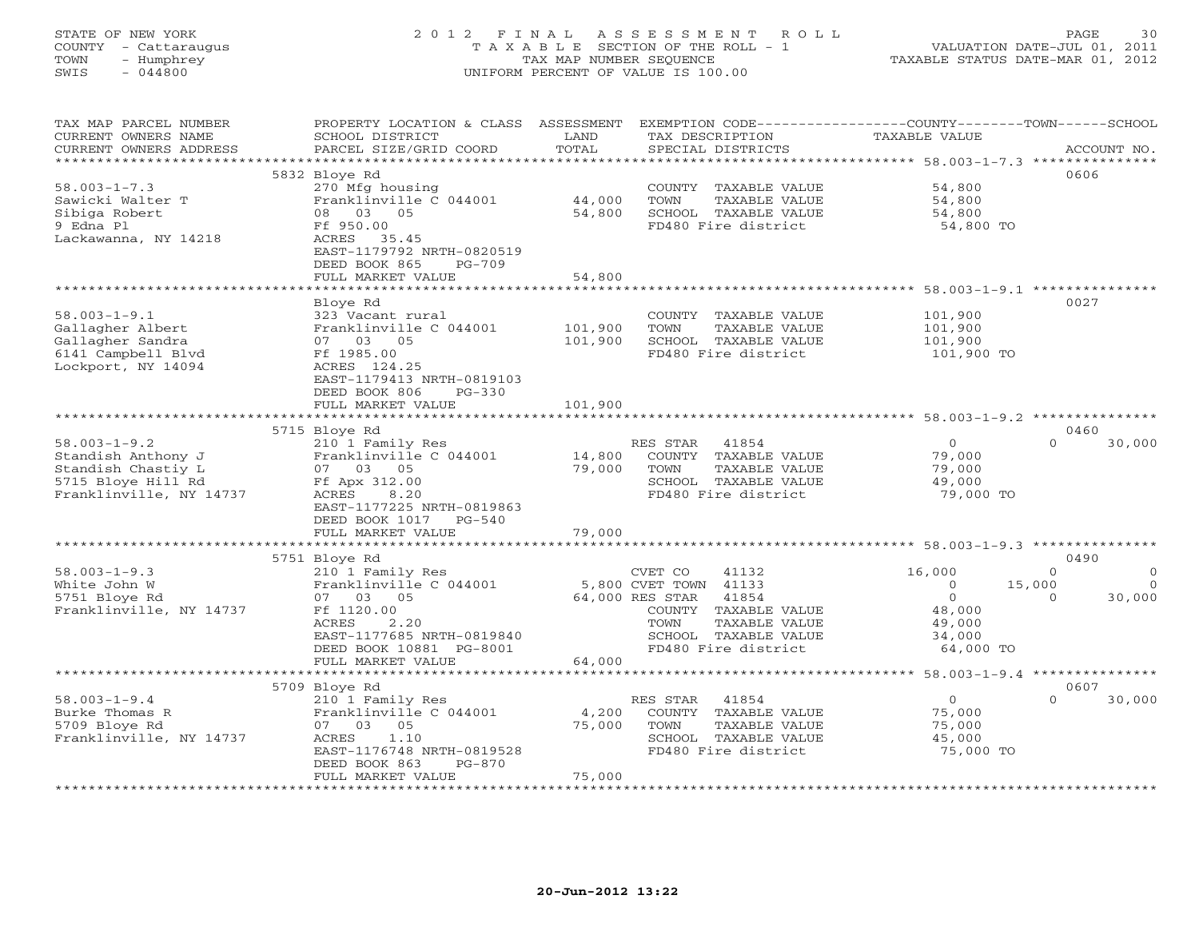STATE OF NEW YORK
COUNTY - Cattaraugus
TOWN - Humphrey
SWIS - 044800

# 2012 FINAL ASSESSMENT ROLL

TAXABLE SECTION OF THE ROLL - 1
TAX MAP NUMBER SEQUENCE
UNIFORM PERCENT OF VALUE IS 100.00

VALUATION DATE-JUL 01, 2011
TAXABLE STATUS DATE-MAR 01, 2012

| TAX MAP PARCEL NUMBER / CURRENT OWNERS NAME / CURRENT OWNERS ADDRESS | PROPERTY LOCATION & CLASS / SCHOOL DISTRICT / PARCEL SIZE/GRID COORD | ASSESSMENT LAND | TOTAL | EXEMPTION CODE / TAX DESCRIPTION / SPECIAL DISTRICTS | COUNTY TAXABLE VALUE | TOWN | SCHOOL | ACCOUNT NO. |
|---|---|---|---|---|---|---|---|---|
| **58.003-1-7.3** | 5832 Bloye Rd | | | | | | | 0606 |
| Sawicki Walter T | 270 Mfg housing | | | COUNTY TAXABLE VALUE | 54,800 | | | |
| Sibiga Robert | Franklinville C 044001 | 44,000 | | TOWN TAXABLE VALUE | 54,800 | | | |
| 9 Edna Pl | 08 03 05 | | 54,800 | SCHOOL TAXABLE VALUE | 54,800 | | | |
| Lackawanna, NY 14218 | Ff 950.00 | | | FD480 Fire district | 54,800 TO | | | |
| | ACRES 35.45 | | | | | | | |
| | EAST-1179792 NRTH-0820519 | | | | | | | |
| | DEED BOOK 865 PG-709 | | | | | | | |
| | FULL MARKET VALUE | | 54,800 | | | | | |
| **58.003-1-9.1** | Bloye Rd | | | | | | | 0027 |
| Gallagher Albert | 323 Vacant rural | | | COUNTY TAXABLE VALUE | 101,900 | | | |
| Gallagher Sandra | Franklinville C 044001 | 101,900 | | TOWN TAXABLE VALUE | 101,900 | | | |
| 6141 Campbell Blvd | 07 03 05 | | 101,900 | SCHOOL TAXABLE VALUE | 101,900 | | | |
| Lockport, NY 14094 | Ff 1985.00 | | | FD480 Fire district | 101,900 TO | | | |
| | ACRES 124.25 | | | | | | | |
| | EAST-1179413 NRTH-0819103 | | | | | | | |
| | DEED BOOK 806 PG-330 | | | | | | | |
| | FULL MARKET VALUE | | 101,900 | | | | | |
| **58.003-1-9.2** | 5715 Bloye Rd | | | | | | | 0460 |
| Standish Anthony J | 210 1 Family Res | | | RES STAR 41854 | 0 | 0 | 30,000 | |
| Standish Chastiy L | Franklinville C 044001 | 14,800 | | COUNTY TAXABLE VALUE | 79,000 | | | |
| 5715 Bloye Hill Rd | 07 03 05 | | 79,000 | TOWN TAXABLE VALUE | 79,000 | | | |
| Franklinville, NY 14737 | Ff Apx 312.00 | | | SCHOOL TAXABLE VALUE | 49,000 | | | |
| | ACRES 8.20 | | | FD480 Fire district | 79,000 TO | | | |
| | EAST-1177225 NRTH-0819863 | | | | | | | |
| | DEED BOOK 1017 PG-540 | | | | | | | |
| | FULL MARKET VALUE | | 79,000 | | | | | |
| **58.003-1-9.3** | 5751 Bloye Rd | | | | | | | 0490 |
| White John W | 210 1 Family Res | | | CVET CO 41132 | 16,000 | 0 | 0 | |
| 5751 Bloye Rd | Franklinville C 044001 | 5,800 | | CVET TOWN 41133 | 0 | 15,000 | 0 | |
| Franklinville, NY 14737 | 07 03 05 | | 64,000 | RES STAR 41854 | 0 | 0 | 30,000 | |
| | Ff 1120.00 | | | COUNTY TAXABLE VALUE | 48,000 | | | |
| | ACRES 2.20 | | | TOWN TAXABLE VALUE | 49,000 | | | |
| | EAST-1177685 NRTH-0819840 | | | SCHOOL TAXABLE VALUE | 34,000 | | | |
| | DEED BOOK 10881 PG-8001 | | | FD480 Fire district | 64,000 TO | | | |
| | FULL MARKET VALUE | | 64,000 | | | | | |
| **58.003-1-9.4** | 5709 Bloye Rd | | | | | | | 0607 |
| Burke Thomas R | 210 1 Family Res | | | RES STAR 41854 | 0 | 0 | 30,000 | |
| 5709 Bloye Rd | Franklinville C 044001 | 4,200 | | COUNTY TAXABLE VALUE | 75,000 | | | |
| Franklinville, NY 14737 | 07 03 05 | | 75,000 | TOWN TAXABLE VALUE | 75,000 | | | |
| | ACRES 1.10 | | | SCHOOL TAXABLE VALUE | 45,000 | | | |
| | EAST-1176748 NRTH-0819528 | | | FD480 Fire district | 75,000 TO | | | |
| | DEED BOOK 863 PG-870 | | | | | | | |
| | FULL MARKET VALUE | | 75,000 | | | | | |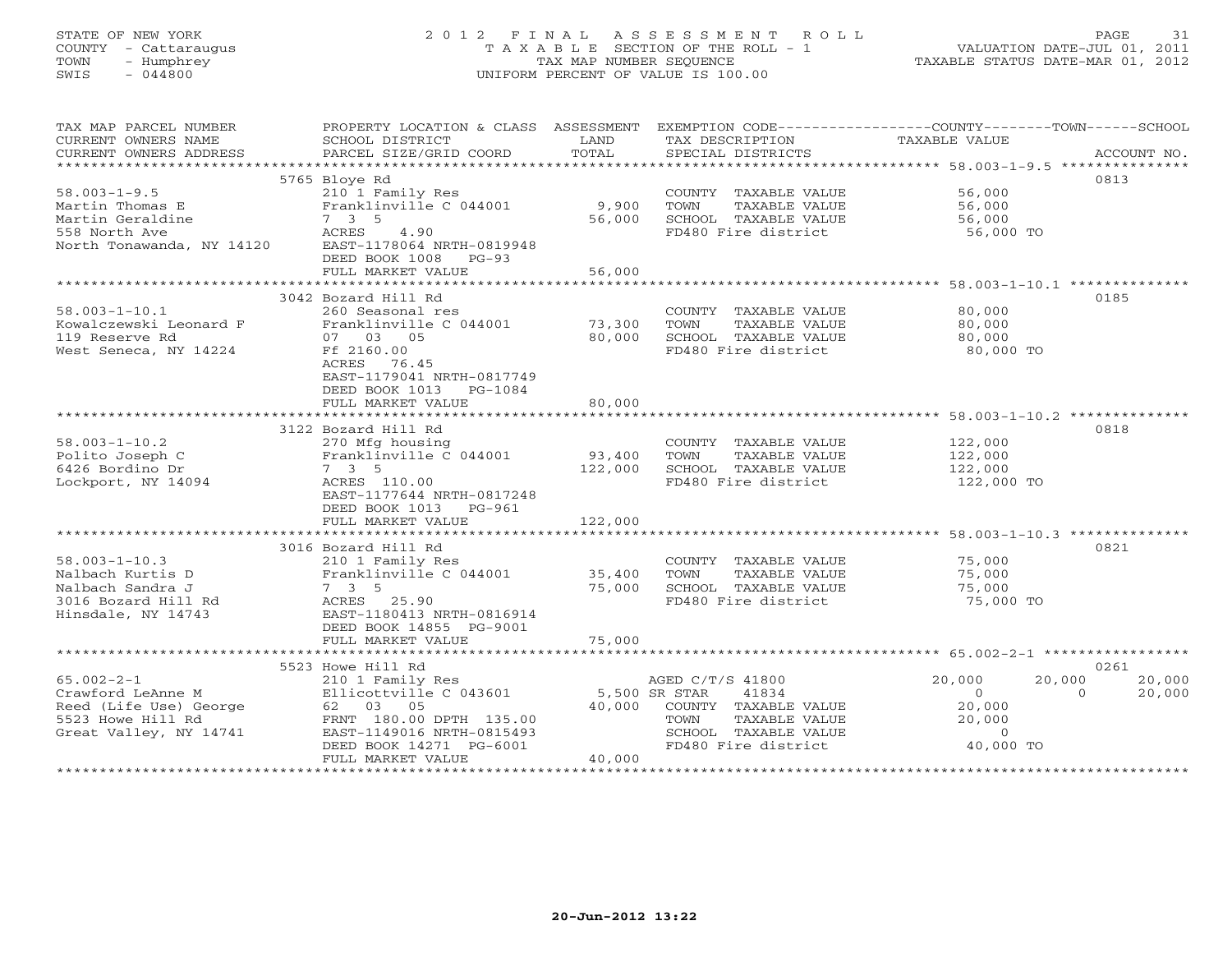STATE OF NEW YORK
COUNTY - Cattaraugus
TOWN - Humphrey
SWIS - 044800

# 2012 FINAL ASSESSMENT ROLL
TAXABLE SECTION OF THE ROLL - 1
TAX MAP NUMBER SEQUENCE
UNIFORM PERCENT OF VALUE IS 100.00

VALUATION DATE-JUL 01, 2011
TAXABLE STATUS DATE-MAR 01, 2012

| TAX MAP PARCEL NUMBER / CURRENT OWNERS NAME / CURRENT OWNERS ADDRESS | PROPERTY LOCATION & CLASS / SCHOOL DISTRICT / PARCEL SIZE/GRID COORD | ASSESSMENT LAND / TOTAL | EXEMPTION CODE / TAX DESCRIPTION / SPECIAL DISTRICTS | COUNTY | TOWN | SCHOOL / ACCOUNT NO. |
|---|---|---|---|---|---|---|
| 58.003-1-9.5 | 5765 Bloye Rd | | | | | 0813 |
| | 210 1 Family Res | | COUNTY TAXABLE VALUE | 56,000 | | |
| Martin Thomas E | Franklinville C 044001 | 9,900 | TOWN TAXABLE VALUE | | 56,000 | |
| Martin Geraldine | 7 3 5 | 56,000 | SCHOOL TAXABLE VALUE | | | 56,000 |
| 558 North Ave | ACRES 4.90 | | FD480 Fire district | 56,000 TO | | |
| North Tonawanda, NY 14120 | EAST-1178064 NRTH-0819948 | | | | | |
| | DEED BOOK 1008 PG-93 | | | | | |
| | FULL MARKET VALUE | 56,000 | | | | |
| 58.003-1-10.1 | 3042 Bozard Hill Rd | | | | | 0185 |
| | 260 Seasonal res | | COUNTY TAXABLE VALUE | 80,000 | | |
| Kowalczewski Leonard F | Franklinville C 044001 | 73,300 | TOWN TAXABLE VALUE | | 80,000 | |
| 119 Reserve Rd | 07 03 05 | 80,000 | SCHOOL TAXABLE VALUE | | | 80,000 |
| West Seneca, NY 14224 | Ff 2160.00 | | FD480 Fire district | 80,000 TO | | |
| | ACRES 76.45 | | | | | |
| | EAST-1179041 NRTH-0817749 | | | | | |
| | DEED BOOK 1013 PG-1084 | | | | | |
| | FULL MARKET VALUE | 80,000 | | | | |
| 58.003-1-10.2 | 3122 Bozard Hill Rd | | | | | 0818 |
| | 270 Mfg housing | | COUNTY TAXABLE VALUE | 122,000 | | |
| Polito Joseph C | Franklinville C 044001 | 93,400 | TOWN TAXABLE VALUE | | 122,000 | |
| 6426 Bordino Dr | 7 3 5 | 122,000 | SCHOOL TAXABLE VALUE | | | 122,000 |
| Lockport, NY 14094 | ACRES 110.00 | | FD480 Fire district | 122,000 TO | | |
| | EAST-1177644 NRTH-0817248 | | | | | |
| | DEED BOOK 1013 PG-961 | | | | | |
| | FULL MARKET VALUE | 122,000 | | | | |
| 58.003-1-10.3 | 3016 Bozard Hill Rd | | | | | 0821 |
| | 210 1 Family Res | | COUNTY TAXABLE VALUE | 75,000 | | |
| Nalbach Kurtis D | Franklinville C 044001 | 35,400 | TOWN TAXABLE VALUE | | 75,000 | |
| Nalbach Sandra J | 7 3 5 | 75,000 | SCHOOL TAXABLE VALUE | | | 75,000 |
| 3016 Bozard Hill Rd | ACRES 25.90 | | FD480 Fire district | 75,000 TO | | |
| Hinsdale, NY 14743 | EAST-1180413 NRTH-0816914 | | | | | |
| | DEED BOOK 14855 PG-9001 | | | | | |
| | FULL MARKET VALUE | 75,000 | | | | |
| 65.002-2-1 | 5523 Howe Hill Rd | | | | | 0261 |
| | 210 1 Family Res | | AGED C/T/S 41800 | 20,000 | 20,000 | 20,000 |
| Crawford LeAnne M | Ellicottville C 043601 | 5,500 | SR STAR 41834 | 0 | 0 | 20,000 |
| Reed (Life Use) George | 62 03 05 | 40,000 | COUNTY TAXABLE VALUE | 20,000 | | |
| 5523 Howe Hill Rd | FRNT 180.00 DPTH 135.00 | | TOWN TAXABLE VALUE | | 20,000 | |
| Great Valley, NY 14741 | EAST-1149016 NRTH-0815493 | | SCHOOL TAXABLE VALUE | | | 0 |
| | DEED BOOK 14271 PG-6001 | | FD480 Fire district | 40,000 TO | | |
| | FULL MARKET VALUE | 40,000 | | | | |

20-Jun-2012 13:22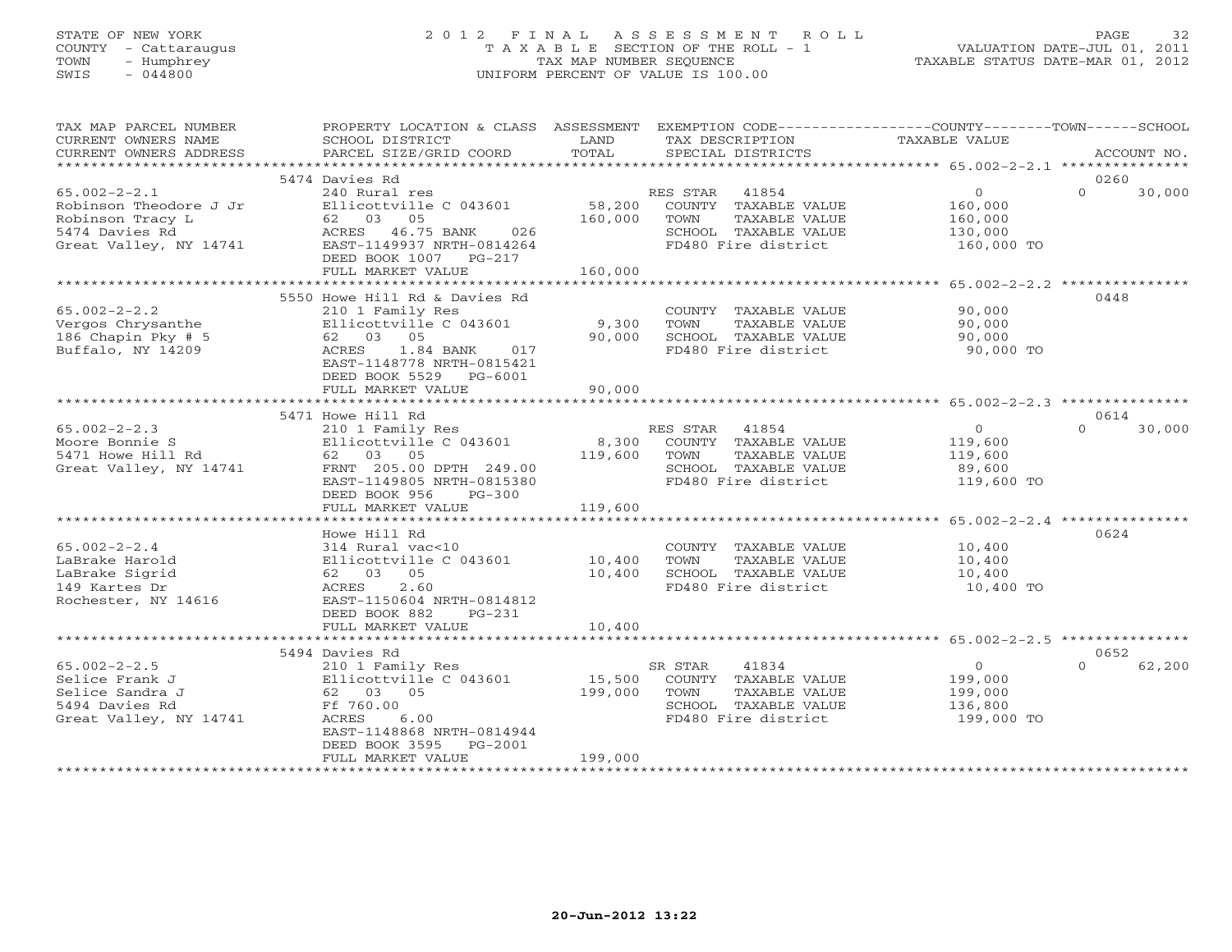STATE OF NEW YORK
COUNTY - Cattaraugus
TOWN - Humphrey
SWIS - 044800

# 2012 FINAL ASSESSMENT ROLL

TAXABLE SECTION OF THE ROLL - 1
TAX MAP NUMBER SEQUENCE
UNIFORM PERCENT OF VALUE IS 100.00

VALUATION DATE-JUL 01, 2011
TAXABLE STATUS DATE-MAR 01, 2012

| TAX MAP PARCEL NUMBER / CURRENT OWNERS NAME / CURRENT OWNERS ADDRESS | PROPERTY LOCATION & CLASS / SCHOOL DISTRICT / PARCEL SIZE/GRID COORD | ASSESSMENT LAND | TOTAL | EXEMPTION CODE / TAX DESCRIPTION / SPECIAL DISTRICTS | COUNTY TAXABLE VALUE | TOWN | SCHOOL / ACCOUNT NO. |
|---|---|---|---|---|---|---|---|
| | 5474 Davies Rd | | | | | | 0260 |
| 65.002-2-2.1 | 240 Rural res | | | RES STAR 41854 | 0 | 0 | 30,000 |
| Robinson Theodore J Jr | Ellicottville C 043601 | 58,200 | | COUNTY TAXABLE VALUE | 160,000 | | |
| Robinson Tracy L | 62 03 05 | | 160,000 | TOWN TAXABLE VALUE | 160,000 | | |
| 5474 Davies Rd | ACRES 46.75 BANK 026 | | | SCHOOL TAXABLE VALUE | 130,000 | | |
| Great Valley, NY 14741 | EAST-1149937 NRTH-0814264 | | | FD480 Fire district | 160,000 TO | | |
| | DEED BOOK 1007 PG-217 | | | | | | |
| | FULL MARKET VALUE | | 160,000 | | | | |
| | 5550 Howe Hill Rd & Davies Rd | | | | | | 0448 |
| 65.002-2-2.2 | 210 1 Family Res | | | COUNTY TAXABLE VALUE | 90,000 | | |
| Vergos Chrysanthe | Ellicottville C 043601 | 9,300 | | TOWN TAXABLE VALUE | 90,000 | | |
| 186 Chapin Pky # 5 | 62 03 05 | | 90,000 | SCHOOL TAXABLE VALUE | 90,000 | | |
| Buffalo, NY 14209 | ACRES 1.84 BANK 017 | | | FD480 Fire district | 90,000 TO | | |
| | EAST-1148778 NRTH-0815421 | | | | | | |
| | DEED BOOK 5529 PG-6001 | | | | | | |
| | FULL MARKET VALUE | | 90,000 | | | | |
| | 5471 Howe Hill Rd | | | | | | 0614 |
| 65.002-2-2.3 | 210 1 Family Res | | | RES STAR 41854 | 0 | 0 | 30,000 |
| Moore Bonnie S | Ellicottville C 043601 | 8,300 | | COUNTY TAXABLE VALUE | 119,600 | | |
| 5471 Howe Hill Rd | 62 03 05 | | 119,600 | TOWN TAXABLE VALUE | 119,600 | | |
| Great Valley, NY 14741 | FRNT 205.00 DPTH 249.00 | | | SCHOOL TAXABLE VALUE | 89,600 | | |
| | EAST-1149805 NRTH-0815380 | | | FD480 Fire district | 119,600 TO | | |
| | DEED BOOK 956 PG-300 | | | | | | |
| | FULL MARKET VALUE | | 119,600 | | | | |
| | Howe Hill Rd | | | | | | 0624 |
| 65.002-2-2.4 | 314 Rural vac<10 | | | COUNTY TAXABLE VALUE | 10,400 | | |
| LaBrake Harold | Ellicottville C 043601 | 10,400 | | TOWN TAXABLE VALUE | 10,400 | | |
| LaBrake Sigrid | 62 03 05 | | 10,400 | SCHOOL TAXABLE VALUE | 10,400 | | |
| 149 Kartes Dr | ACRES 2.60 | | | FD480 Fire district | 10,400 TO | | |
| Rochester, NY 14616 | EAST-1150604 NRTH-0814812 | | | | | | |
| | DEED BOOK 882 PG-231 | | | | | | |
| | FULL MARKET VALUE | | 10,400 | | | | |
| | 5494 Davies Rd | | | | | | 0652 |
| 65.002-2-2.5 | 210 1 Family Res | | | SR STAR 41834 | 0 | 0 | 62,200 |
| Selice Frank J | Ellicottville C 043601 | 15,500 | | COUNTY TAXABLE VALUE | 199,000 | | |
| Selice Sandra J | 62 03 05 | | 199,000 | TOWN TAXABLE VALUE | 199,000 | | |
| 5494 Davies Rd | Ff 760.00 | | | SCHOOL TAXABLE VALUE | 136,800 | | |
| Great Valley, NY 14741 | ACRES 6.00 | | | FD480 Fire district | 199,000 TO | | |
| | EAST-1148868 NRTH-0814944 | | | | | | |
| | DEED BOOK 3595 PG-2001 | | | | | | |
| | FULL MARKET VALUE | | 199,000 | | | | |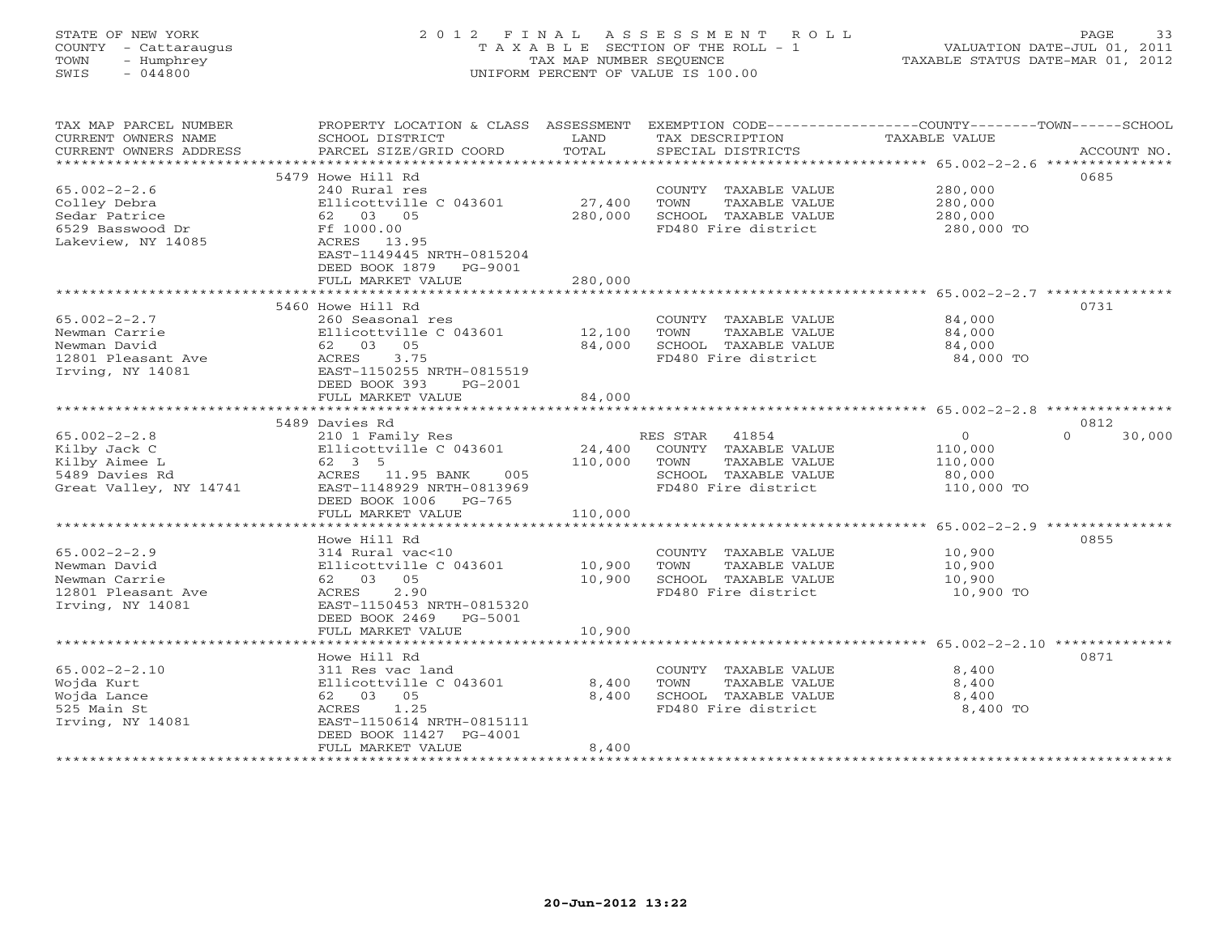STATE OF NEW YORK
COUNTY - Cattaraugus
TOWN - Humphrey
SWIS - 044800

2 0 1 2 F I N A L A S S E S S M E N T R O L L
T A X A B L E SECTION OF THE ROLL - 1
TAX MAP NUMBER SEQUENCE
UNIFORM PERCENT OF VALUE IS 100.00

VALUATION DATE-JUL 01, 2011
TAXABLE STATUS DATE-MAR 01, 2012

| TAX MAP PARCEL NUMBER / CURRENT OWNERS NAME / CURRENT OWNERS ADDRESS | PROPERTY LOCATION & CLASS / SCHOOL DISTRICT / PARCEL SIZE/GRID COORD | ASSESSMENT LAND | ASSESSMENT TOTAL | EXEMPTION CODE / TAX DESCRIPTION / SPECIAL DISTRICTS | COUNTY TAXABLE VALUE | TOWN | SCHOOL | ACCOUNT NO. |
|---|---|---|---|---|---|---|---|---|
| 65.002-2-2.6 | 5479 Howe Hill Rd | | | | | | | 0685 |
| 65.002-2-2.6 | 240 Rural res | | | COUNTY TAXABLE VALUE | 280,000 | | | |
| Colley Debra | Ellicottville C 043601 | 27,400 | | TOWN TAXABLE VALUE | 280,000 | | | |
| Sedar Patrice | 62 03 05 | | 280,000 | SCHOOL TAXABLE VALUE | 280,000 | | | |
| 6529 Basswood Dr | Ff 1000.00 | | | FD480 Fire district | 280,000 TO | | | |
| Lakeview, NY 14085 | ACRES 13.95 | | | | | | | |
| | EAST-1149445 NRTH-0815204 | | | | | | | |
| | DEED BOOK 1879 PG-9001 | | | | | | | |
| | FULL MARKET VALUE | | 280,000 | | | | | |
| 65.002-2-2.7 | 5460 Howe Hill Rd | | | | | | | 0731 |
| 65.002-2-2.7 | 260 Seasonal res | | | COUNTY TAXABLE VALUE | 84,000 | | | |
| Newman Carrie | Ellicottville C 043601 | 12,100 | | TOWN TAXABLE VALUE | 84,000 | | | |
| Newman David | 62 03 05 | | 84,000 | SCHOOL TAXABLE VALUE | 84,000 | | | |
| 12801 Pleasant Ave | ACRES 3.75 | | | FD480 Fire district | 84,000 TO | | | |
| Irving, NY 14081 | EAST-1150255 NRTH-0815519 | | | | | | | |
| | DEED BOOK 393 PG-2001 | | | | | | | |
| | FULL MARKET VALUE | | 84,000 | | | | | |
| 65.002-2-2.8 | 5489 Davies Rd | | | | | | | 0812 |
| 65.002-2-2.8 | 210 1 Family Res | | | RES STAR 41854 | 0 | | 0 | 30,000 |
| Kilby Jack C | Ellicottville C 043601 | 24,400 | | COUNTY TAXABLE VALUE | 110,000 | | | |
| Kilby Aimee L | 62 3 5 | | 110,000 | TOWN TAXABLE VALUE | 110,000 | | | |
| 5489 Davies Rd | ACRES 11.95 BANK 005 | | | SCHOOL TAXABLE VALUE | 80,000 | | | |
| Great Valley, NY 14741 | EAST-1148929 NRTH-0813969 | | | FD480 Fire district | 110,000 TO | | | |
| | DEED BOOK 1006 PG-765 | | | | | | | |
| | FULL MARKET VALUE | | 110,000 | | | | | |
| 65.002-2-2.9 | Howe Hill Rd | | | | | | | 0855 |
| 65.002-2-2.9 | 314 Rural vac<10 | | | COUNTY TAXABLE VALUE | 10,900 | | | |
| Newman David | Ellicottville C 043601 | 10,900 | | TOWN TAXABLE VALUE | 10,900 | | | |
| Newman Carrie | 62 03 05 | | 10,900 | SCHOOL TAXABLE VALUE | 10,900 | | | |
| 12801 Pleasant Ave | ACRES 2.90 | | | FD480 Fire district | 10,900 TO | | | |
| Irving, NY 14081 | EAST-1150453 NRTH-0815320 | | | | | | | |
| | DEED BOOK 2469 PG-5001 | | | | | | | |
| | FULL MARKET VALUE | | 10,900 | | | | | |
| 65.002-2-2.10 | Howe Hill Rd | | | | | | | 0871 |
| 65.002-2-2.10 | 311 Res vac land | | | COUNTY TAXABLE VALUE | 8,400 | | | |
| Wojda Kurt | Ellicottville C 043601 | 8,400 | | TOWN TAXABLE VALUE | 8,400 | | | |
| Wojda Lance | 62 03 05 | | 8,400 | SCHOOL TAXABLE VALUE | 8,400 | | | |
| 525 Main St | ACRES 1.25 | | | FD480 Fire district | 8,400 TO | | | |
| Irving, NY 14081 | EAST-1150614 NRTH-0815111 | | | | | | | |
| | DEED BOOK 11427 PG-4001 | | | | | | | |
| | FULL MARKET VALUE | | 8,400 | | | | | |

20-Jun-2012 13:22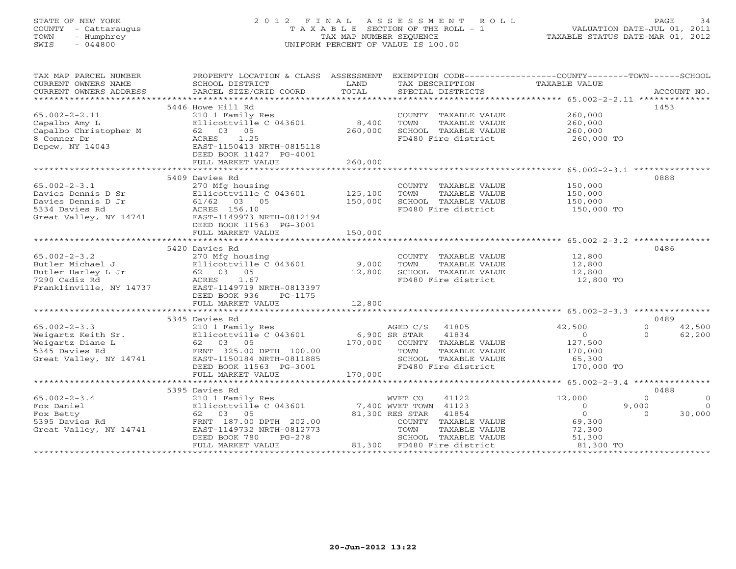STATE OF NEW YORK
COUNTY - Cattaraugus
TOWN - Humphrey
SWIS - 044800

# 2012 FINAL ASSESSMENT ROLL

TAXABLE SECTION OF THE ROLL - 1
TAX MAP NUMBER SEQUENCE
UNIFORM PERCENT OF VALUE IS 100.00

VALUATION DATE-JUL 01, 2011
TAXABLE STATUS DATE-MAR 01, 2012

| TAX MAP PARCEL NUMBER / CURRENT OWNERS NAME / CURRENT OWNERS ADDRESS | PROPERTY LOCATION & CLASS / SCHOOL DISTRICT / PARCEL SIZE/GRID COORD | ASSESSMENT LAND | TOTAL | EXEMPTION CODE / TAX DESCRIPTION / SPECIAL DISTRICTS | COUNTY TAXABLE VALUE | TOWN | SCHOOL | ACCOUNT NO. |
|---|---|---|---|---|---|---|---|---|
| | 5446 Howe Hill Rd | | | | | | | 1453 |
| 65.002-2-2.11 | 210 1 Family Res | | | COUNTY TAXABLE VALUE | 260,000 | | | |
| Capalbo Amy L | Ellicottville C 043601 | 8,400 | | TOWN TAXABLE VALUE | 260,000 | | | |
| Capalbo Christopher M | 62 03 05 | | 260,000 | SCHOOL TAXABLE VALUE | 260,000 | | | |
| 8 Conner Dr | ACRES 1.25 | | | FD480 Fire district | 260,000 TO | | | |
| Depew, NY 14043 | EAST-1150413 NRTH-0815118 | | | | | | | |
| | DEED BOOK 11427 PG-4001 | | | | | | | |
| | FULL MARKET VALUE | | 260,000 | | | | | |
| | 5409 Davies Rd | | | | | | | 0888 |
| 65.002-2-3.1 | 270 Mfg housing | | | COUNTY TAXABLE VALUE | 150,000 | | | |
| Davies Dennis D Sr | Ellicottville C 043601 | 125,100 | | TOWN TAXABLE VALUE | 150,000 | | | |
| Davies Dennis D Jr | 61/62 03 05 | | 150,000 | SCHOOL TAXABLE VALUE | 150,000 | | | |
| 5334 Davies Rd | ACRES 156.10 | | | FD480 Fire district | 150,000 TO | | | |
| Great Valley, NY 14741 | EAST-1149973 NRTH-0812194 | | | | | | | |
| | DEED BOOK 11563 PG-3001 | | | | | | | |
| | FULL MARKET VALUE | | 150,000 | | | | | |
| | 5420 Davies Rd | | | | | | | 0486 |
| 65.002-2-3.2 | 270 Mfg housing | | | COUNTY TAXABLE VALUE | 12,800 | | | |
| Butler Michael J | Ellicottville C 043601 | 9,000 | | TOWN TAXABLE VALUE | 12,800 | | | |
| Butler Harley L Jr | 62 03 05 | | 12,800 | SCHOOL TAXABLE VALUE | 12,800 | | | |
| 7290 Cadiz Rd | ACRES 1.67 | | | FD480 Fire district | 12,800 TO | | | |
| Franklinville, NY 14737 | EAST-1149719 NRTH-0813397 | | | | | | | |
| | DEED BOOK 936 PG-1175 | | | | | | | |
| | FULL MARKET VALUE | | 12,800 | | | | | |
| | 5345 Davies Rd | | | | | | | 0489 |
| 65.002-2-3.3 | 210 1 Family Res | | | AGED C/S 41805 | 42,500 | 0 | 42,500 | |
| Weigartz Keith Sr. | Ellicottville C 043601 | 6,900 | | SR STAR 41834 | 0 | 0 | 62,200 | |
| Weigartz Diane L | 62 03 05 | | 170,000 | COUNTY TAXABLE VALUE | 127,500 | | | |
| 5345 Davies Rd | FRNT 325.00 DPTH 100.00 | | | TOWN TAXABLE VALUE | 170,000 | | | |
| Great Valley, NY 14741 | EAST-1150184 NRTH-0811885 | | | SCHOOL TAXABLE VALUE | 65,300 | | | |
| | DEED BOOK 11563 PG-3001 | | | FD480 Fire district | 170,000 TO | | | |
| | FULL MARKET VALUE | | 170,000 | | | | | |
| | 5395 Davies Rd | | | | | | | 0488 |
| 65.002-2-3.4 | 210 1 Family Res | | | WVET CO 41122 | 12,000 | 0 | 0 | |
| Fox Daniel | Ellicottville C 043601 | 7,400 | | WVET TOWN 41123 | 0 | 9,000 | 0 | |
| Fox Betty | 62 03 05 | | 81,300 | RES STAR 41854 | 0 | 0 | 30,000 | |
| 5395 Davies Rd | FRNT 187.00 DPTH 202.00 | | | COUNTY TAXABLE VALUE | 69,300 | | | |
| Great Valley, NY 14741 | EAST-1149732 NRTH-0812773 | | | TOWN TAXABLE VALUE | 72,300 | | | |
| | DEED BOOK 780 PG-278 | | | SCHOOL TAXABLE VALUE | 51,300 | | | |
| | FULL MARKET VALUE | | 81,300 | FD480 Fire district | 81,300 TO | | | |

20-Jun-2012 13:22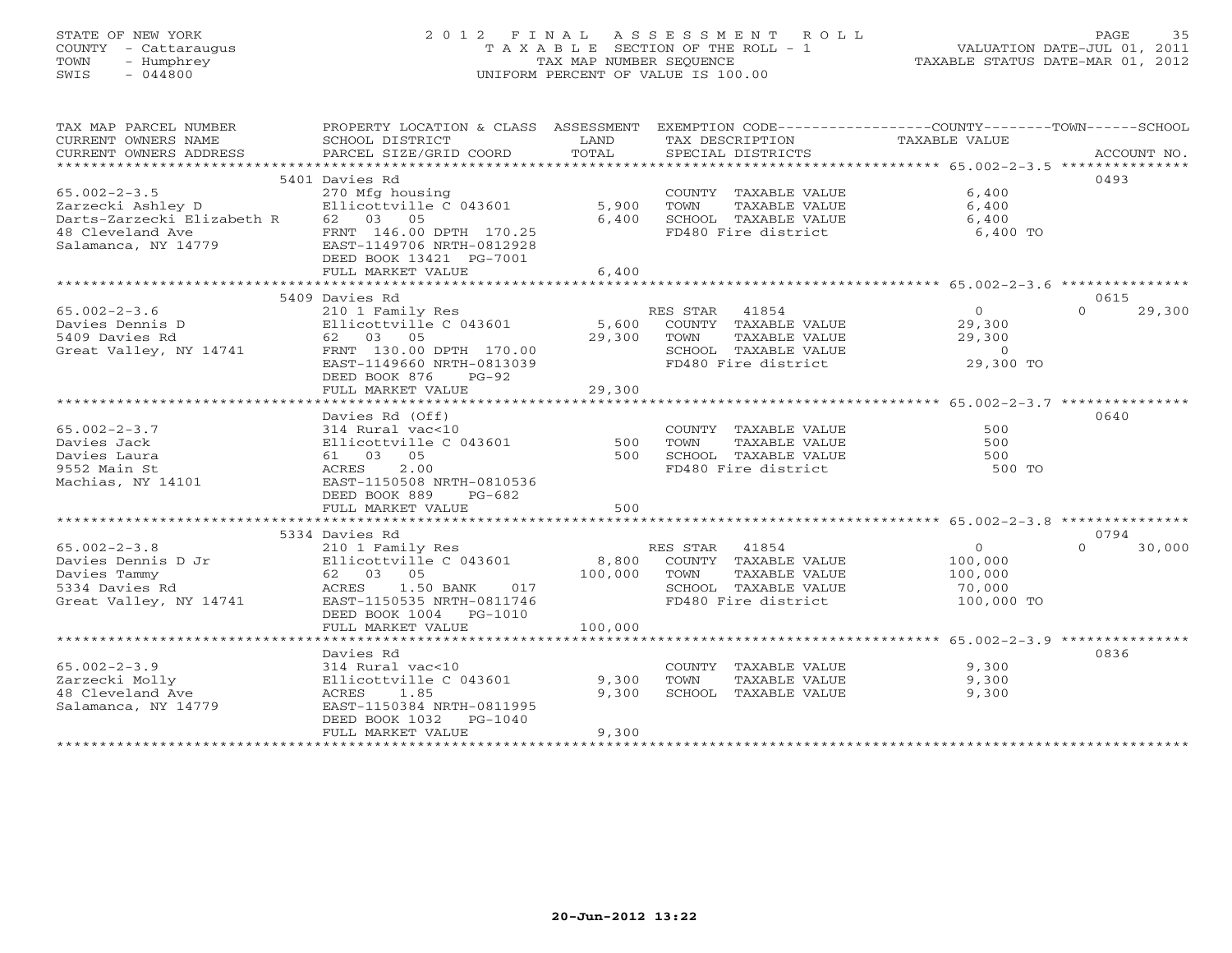STATE OF NEW YORK
COUNTY - Cattaraugus
TOWN - Humphrey
SWIS - 044800

# 2012 FINAL ASSESSMENT ROLL

TAXABLE SECTION OF THE ROLL - 1
TAX MAP NUMBER SEQUENCE
UNIFORM PERCENT OF VALUE IS 100.00

VALUATION DATE-JUL 01, 2011
TAXABLE STATUS DATE-MAR 01, 2012

| TAX MAP PARCEL NUMBER / CURRENT OWNERS NAME / CURRENT OWNERS ADDRESS | PROPERTY LOCATION & CLASS / SCHOOL DISTRICT / PARCEL SIZE/GRID COORD | ASSESSMENT LAND | TOTAL | EXEMPTION CODE / TAX DESCRIPTION / SPECIAL DISTRICTS | COUNTY / TAXABLE VALUE | TOWN | SCHOOL / ACCOUNT NO. |
|---|---|---|---|---|---|---|---|
| 65.002-2-3.5 | 5401 Davies Rd | | | | | | 0493 |
| 65.002-2-3.5 | 270 Mfg housing | | | COUNTY TAXABLE VALUE | 6,400 | | |
| Zarzecki Ashley D | Ellicottville C 043601 | 5,900 | | TOWN TAXABLE VALUE | 6,400 | | |
| Darts-Zarzecki Elizabeth R | 62 03 05 | | 6,400 | SCHOOL TAXABLE VALUE | 6,400 | | |
| 48 Cleveland Ave | FRNT 146.00 DPTH 170.25 | | | FD480 Fire district | 6,400 TO | | |
| Salamanca, NY 14779 | EAST-1149706 NRTH-0812928 | | | | | | |
| | DEED BOOK 13421 PG-7001 | | | | | | |
| | FULL MARKET VALUE | | 6,400 | | | | |
| 65.002-2-3.6 | 5409 Davies Rd | | | | | | 0615 |
| 65.002-2-3.6 | 210 1 Family Res | | | RES STAR 41854 | 0 | 0 | 29,300 |
| Davies Dennis D | Ellicottville C 043601 | 5,600 | | COUNTY TAXABLE VALUE | 29,300 | | |
| 5409 Davies Rd | 62 03 05 | | 29,300 | TOWN TAXABLE VALUE | 29,300 | | |
| Great Valley, NY 14741 | FRNT 130.00 DPTH 170.00 | | | SCHOOL TAXABLE VALUE | 0 | | |
| | EAST-1149660 NRTH-0813039 | | | FD480 Fire district | 29,300 TO | | |
| | DEED BOOK 876 PG-92 | | | | | | |
| | FULL MARKET VALUE | | 29,300 | | | | |
| 65.002-2-3.7 | Davies Rd (Off) | | | | | | 0640 |
| 65.002-2-3.7 | 314 Rural vac<10 | | | COUNTY TAXABLE VALUE | 500 | | |
| Davies Jack | Ellicottville C 043601 | 500 | | TOWN TAXABLE VALUE | 500 | | |
| Davies Laura | 61 03 05 | | 500 | SCHOOL TAXABLE VALUE | 500 | | |
| 9552 Main St | ACRES 2.00 | | | FD480 Fire district | 500 TO | | |
| Machias, NY 14101 | EAST-1150508 NRTH-0810536 | | | | | | |
| | DEED BOOK 889 PG-682 | | | | | | |
| | FULL MARKET VALUE | | 500 | | | | |
| 65.002-2-3.8 | 5334 Davies Rd | | | | | | 0794 |
| 65.002-2-3.8 | 210 1 Family Res | | | RES STAR 41854 | 0 | 0 | 30,000 |
| Davies Dennis D Jr | Ellicottville C 043601 | 8,800 | | COUNTY TAXABLE VALUE | 100,000 | | |
| Davies Tammy | 62 03 05 | | 100,000 | TOWN TAXABLE VALUE | 100,000 | | |
| 5334 Davies Rd | ACRES 1.50 BANK 017 | | | SCHOOL TAXABLE VALUE | 70,000 | | |
| Great Valley, NY 14741 | EAST-1150535 NRTH-0811746 | | | FD480 Fire district | 100,000 TO | | |
| | DEED BOOK 1004 PG-1010 | | | | | | |
| | FULL MARKET VALUE | | 100,000 | | | | |
| 65.002-2-3.9 | Davies Rd | | | | | | 0836 |
| 65.002-2-3.9 | 314 Rural vac<10 | | | COUNTY TAXABLE VALUE | 9,300 | | |
| Zarzecki Molly | Ellicottville C 043601 | 9,300 | | TOWN TAXABLE VALUE | 9,300 | | |
| 48 Cleveland Ave | ACRES 1.85 | | 9,300 | SCHOOL TAXABLE VALUE | 9,300 | | |
| Salamanca, NY 14779 | EAST-1150384 NRTH-0811995 | | | | | | |
| | DEED BOOK 1032 PG-1040 | | | | | | |
| | FULL MARKET VALUE | | 9,300 | | | | |

20-Jun-2012 13:22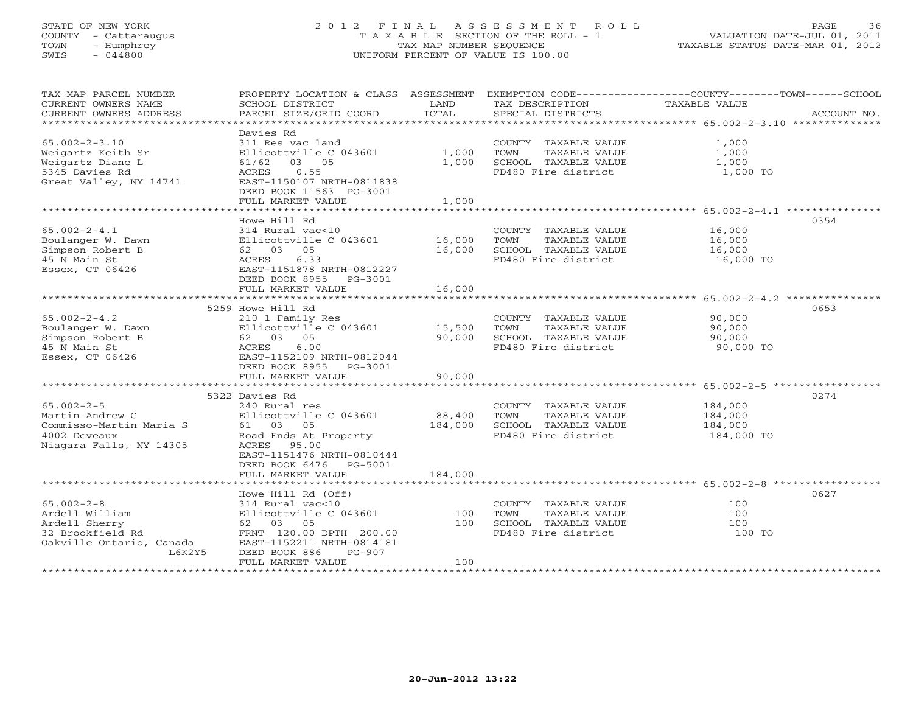STATE OF NEW YORK
COUNTY - Cattaraugus
TOWN - Humphrey
SWIS - 044800

2012 FINAL ASSESSMENT ROLL
TAXABLE SECTION OF THE ROLL - 1
TAX MAP NUMBER SEQUENCE
UNIFORM PERCENT OF VALUE IS 100.00

VALUATION DATE-JUL 01, 2011
TAXABLE STATUS DATE-MAR 01, 2012

| TAX MAP PARCEL NUMBER / CURRENT OWNERS NAME / CURRENT OWNERS ADDRESS | PROPERTY LOCATION & CLASS / SCHOOL DISTRICT / PARCEL SIZE/GRID COORD | ASSESSMENT LAND / TOTAL | EXEMPTION CODE / TAX DESCRIPTION / SPECIAL DISTRICTS | TAXABLE VALUE | ACCOUNT NO. |
|---|---|---|---|---|---|
| 65.002-2-3.10 | Davies Rd | | | | |
| 65.002-2-3.10 | 311 Res vac land | | COUNTY TAXABLE VALUE | 1,000 | |
| Weigartz Keith Sr | Ellicottville C 043601 | 1,000 | TOWN TAXABLE VALUE | 1,000 | |
| Weigartz Diane L | 61/62 03 05 | 1,000 | SCHOOL TAXABLE VALUE | 1,000 | |
| 5345 Davies Rd | ACRES 0.55 | | FD480 Fire district | 1,000 TO | |
| Great Valley, NY 14741 | EAST-1150107 NRTH-0811838 | | | | |
| | DEED BOOK 11563 PG-3001 | | | | |
| | FULL MARKET VALUE | 1,000 | | | |
| 65.002-2-4.1 | Howe Hill Rd | | | | 0354 |
| 65.002-2-4.1 | 314 Rural vac<10 | | COUNTY TAXABLE VALUE | 16,000 | |
| Boulanger W. Dawn | Ellicottville C 043601 | 16,000 | TOWN TAXABLE VALUE | 16,000 | |
| Simpson Robert B | 62 03 05 | 16,000 | SCHOOL TAXABLE VALUE | 16,000 | |
| 45 N Main St | ACRES 6.33 | | FD480 Fire district | 16,000 TO | |
| Essex, CT 06426 | EAST-1151878 NRTH-0812227 | | | | |
| | DEED BOOK 8955 PG-3001 | | | | |
| | FULL MARKET VALUE | 16,000 | | | |
| 65.002-2-4.2 | 5259 Howe Hill Rd | | | | 0653 |
| 65.002-2-4.2 | 210 1 Family Res | | COUNTY TAXABLE VALUE | 90,000 | |
| Boulanger W. Dawn | Ellicottville C 043601 | 15,500 | TOWN TAXABLE VALUE | 90,000 | |
| Simpson Robert B | 62 03 05 | 90,000 | SCHOOL TAXABLE VALUE | 90,000 | |
| 45 N Main St | ACRES 6.00 | | FD480 Fire district | 90,000 TO | |
| Essex, CT 06426 | EAST-1152109 NRTH-0812044 | | | | |
| | DEED BOOK 8955 PG-3001 | | | | |
| | FULL MARKET VALUE | 90,000 | | | |
| 65.002-2-5 | 5322 Davies Rd | | | | 0274 |
| 65.002-2-5 | 240 Rural res | | COUNTY TAXABLE VALUE | 184,000 | |
| Martin Andrew C | Ellicottville C 043601 | 88,400 | TOWN TAXABLE VALUE | 184,000 | |
| Commisso-Martin Maria S | 61 03 05 | 184,000 | SCHOOL TAXABLE VALUE | 184,000 | |
| 4002 Deveaux | Road Ends At Property | | FD480 Fire district | 184,000 TO | |
| Niagara Falls, NY 14305 | ACRES 95.00 | | | | |
| | EAST-1151476 NRTH-0810444 | | | | |
| | DEED BOOK 6476 PG-5001 | | | | |
| | FULL MARKET VALUE | 184,000 | | | |
| 65.002-2-8 | Howe Hill Rd (Off) | | | | 0627 |
| 65.002-2-8 | 314 Rural vac<10 | | COUNTY TAXABLE VALUE | 100 | |
| Ardell William | Ellicottville C 043601 | 100 | TOWN TAXABLE VALUE | 100 | |
| Ardell Sherry | 62 03 05 | 100 | SCHOOL TAXABLE VALUE | 100 | |
| 32 Brookfield Rd | FRNT 120.00 DPTH 200.00 | | FD480 Fire district | 100 TO | |
| Oakville Ontario, Canada L6K2Y5 | EAST-1152211 NRTH-0814181 | | | | |
| | DEED BOOK 886 PG-907 | | | | |
| | FULL MARKET VALUE | 100 | | | |

20-Jun-2012 13:22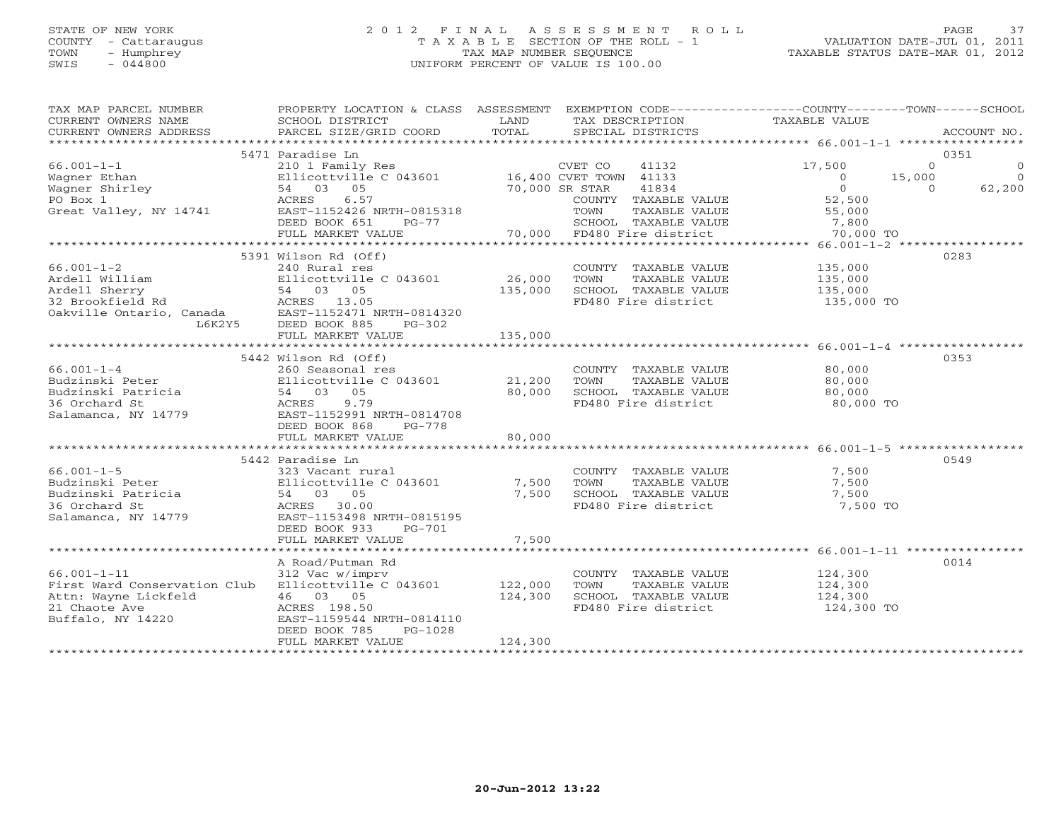STATE OF NEW YORK
COUNTY - Cattaraugus
TOWN - Humphrey
SWIS - 044800

# 2012 FINAL ASSESSMENT ROLL
TAXABLE SECTION OF THE ROLL - 1
TAX MAP NUMBER SEQUENCE
UNIFORM PERCENT OF VALUE IS 100.00

VALUATION DATE-JUL 01, 2011
TAXABLE STATUS DATE-MAR 01, 2012

| TAX MAP PARCEL NUMBER / CURRENT OWNERS NAME / CURRENT OWNERS ADDRESS | PROPERTY LOCATION & CLASS / SCHOOL DISTRICT / PARCEL SIZE/GRID COORD | ASSESSMENT LAND / TOTAL | EXEMPTION CODE / TAX DESCRIPTION / SPECIAL DISTRICTS | COUNTY TAXABLE VALUE | TOWN | SCHOOL | ACCOUNT NO. |
|---|---|---|---|---|---|---|---|
| | 5471 Paradise Ln | | | | | | 0351 |
| 66.001-1-1 | 210 1 Family Res | | CVET CO 41132 | 17,500 | 0 | 0 | |
| Wagner Ethan | Ellicottville C 043601 | 16,400 | CVET TOWN 41133 | 0 | 15,000 | 0 | |
| Wagner Shirley | 54 03 05 | 70,000 | SR STAR 41834 | 0 | 0 | 62,200 | |
| PO Box 1 | ACRES 6.57 | | COUNTY TAXABLE VALUE | 52,500 | | | |
| Great Valley, NY 14741 | EAST-1152426 NRTH-0815318 | | TOWN TAXABLE VALUE | 55,000 | | | |
| | DEED BOOK 651 PG-77 | | SCHOOL TAXABLE VALUE | 7,800 | | | |
| | FULL MARKET VALUE | 70,000 | FD480 Fire district | 70,000 TO | | | |
| | 5391 Wilson Rd (Off) | | | | | | 0283 |
| 66.001-1-2 | 240 Rural res | | COUNTY TAXABLE VALUE | 135,000 | | | |
| Ardell William | Ellicottville C 043601 | 26,000 | TOWN TAXABLE VALUE | 135,000 | | | |
| Ardell Sherry | 54 03 05 | 135,000 | SCHOOL TAXABLE VALUE | 135,000 | | | |
| 32 Brookfield Rd | ACRES 13.05 | | FD480 Fire district | 135,000 TO | | | |
| Oakville Ontario, Canada L6K2Y5 | EAST-1152471 NRTH-0814320 | | | | | | |
| | DEED BOOK 885 PG-302 | | | | | | |
| | FULL MARKET VALUE | 135,000 | | | | | |
| | 5442 Wilson Rd (Off) | | | | | | 0353 |
| 66.001-1-4 | 260 Seasonal res | | COUNTY TAXABLE VALUE | 80,000 | | | |
| Budzinski Peter | Ellicottville C 043601 | 21,200 | TOWN TAXABLE VALUE | 80,000 | | | |
| Budzinski Patricia | 54 03 05 | 80,000 | SCHOOL TAXABLE VALUE | 80,000 | | | |
| 36 Orchard St | ACRES 9.79 | | FD480 Fire district | 80,000 TO | | | |
| Salamanca, NY 14779 | EAST-1152991 NRTH-0814708 | | | | | | |
| | DEED BOOK 868 PG-778 | | | | | | |
| | FULL MARKET VALUE | 80,000 | | | | | |
| | 5442 Paradise Ln | | | | | | 0549 |
| 66.001-1-5 | 323 Vacant rural | | COUNTY TAXABLE VALUE | 7,500 | | | |
| Budzinski Peter | Ellicottville C 043601 | 7,500 | TOWN TAXABLE VALUE | 7,500 | | | |
| Budzinski Patricia | 54 03 05 | 7,500 | SCHOOL TAXABLE VALUE | 7,500 | | | |
| 36 Orchard St | ACRES 30.00 | | FD480 Fire district | 7,500 TO | | | |
| Salamanca, NY 14779 | EAST-1153498 NRTH-0815195 | | | | | | |
| | DEED BOOK 933 PG-701 | | | | | | |
| | FULL MARKET VALUE | 7,500 | | | | | |
| | A Road/Putman Rd | | | | | | 0014 |
| 66.001-1-11 | 312 Vac w/imprv | | COUNTY TAXABLE VALUE | 124,300 | | | |
| First Ward Conservation Club | Ellicottville C 043601 | 122,000 | TOWN TAXABLE VALUE | 124,300 | | | |
| Attn: Wayne Lickfeld | 46 03 05 | 124,300 | SCHOOL TAXABLE VALUE | 124,300 | | | |
| 21 Chaote Ave | ACRES 198.50 | | FD480 Fire district | 124,300 TO | | | |
| Buffalo, NY 14220 | EAST-1159544 NRTH-0814110 | | | | | | |
| | DEED BOOK 785 PG-1028 | | | | | | |
| | FULL MARKET VALUE | 124,300 | | | | | |

20-Jun-2012 13:22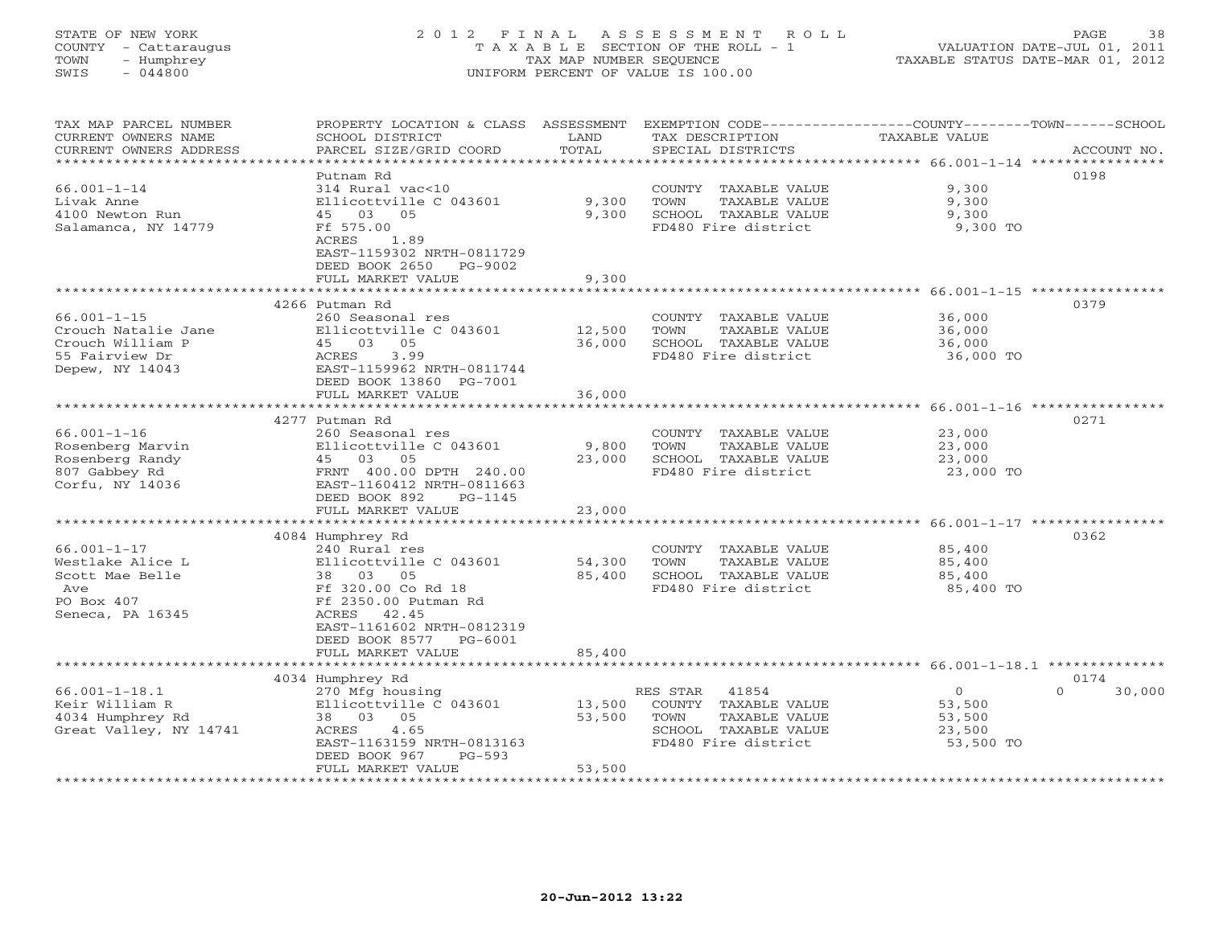STATE OF NEW YORK | 2012 FINAL ASSESSMENT ROLL | PAGE 38
COUNTY - Cattaraugus | TAXABLE SECTION OF THE ROLL - 1 | VALUATION DATE-JUL 01, 2011
TOWN - Humphrey | TAX MAP NUMBER SEQUENCE | TAXABLE STATUS DATE-MAR 01, 2012
SWIS - 044800 | UNIFORM PERCENT OF VALUE IS 100.00

| TAX MAP PARCEL NUMBER / CURRENT OWNERS NAME / CURRENT OWNERS ADDRESS | PROPERTY LOCATION & CLASS / SCHOOL DISTRICT / PARCEL SIZE/GRID COORD | ASSESSMENT LAND / TOTAL | EXEMPTION CODE / TAX DESCRIPTION / SPECIAL DISTRICTS | COUNTY / TOWN / SCHOOL TAXABLE VALUE | ACCOUNT NO. |
|---|---|---|---|---|---|
| 66.001-1-14 | Putnam Rd | | | | 0198 |
| Livak Anne | 314 Rural vac<10 | | COUNTY TAXABLE VALUE | 9,300 | |
| 4100 Newton Run | Ellicottville C 043601 | 9,300 | TOWN TAXABLE VALUE | 9,300 | |
| Salamanca, NY 14779 | 45 03 05 | 9,300 | SCHOOL TAXABLE VALUE | 9,300 | |
| | Ff 575.00 | | FD480 Fire district | 9,300 TO | |
| | ACRES 1.89 | | | | |
| | EAST-1159302 NRTH-0811729 | | | | |
| | DEED BOOK 2650 PG-9002 | | | | |
| | FULL MARKET VALUE | 9,300 | | | |
| 66.001-1-15 | 4266 Putman Rd | | | | 0379 |
| Crouch Natalie Jane | 260 Seasonal res | | COUNTY TAXABLE VALUE | 36,000 | |
| Crouch William P | Ellicottville C 043601 | 12,500 | TOWN TAXABLE VALUE | 36,000 | |
| 55 Fairview Dr | 45 03 05 | 36,000 | SCHOOL TAXABLE VALUE | 36,000 | |
| Depew, NY 14043 | ACRES 3.99 | | FD480 Fire district | 36,000 TO | |
| | EAST-1159962 NRTH-0811744 | | | | |
| | DEED BOOK 13860 PG-7001 | | | | |
| | FULL MARKET VALUE | 36,000 | | | |
| 66.001-1-16 | 4277 Putman Rd | | | | 0271 |
| Rosenberg Marvin | 260 Seasonal res | | COUNTY TAXABLE VALUE | 23,000 | |
| Rosenberg Randy | Ellicottville C 043601 | 9,800 | TOWN TAXABLE VALUE | 23,000 | |
| 807 Gabbey Rd | 45 03 05 | 23,000 | SCHOOL TAXABLE VALUE | 23,000 | |
| Corfu, NY 14036 | FRNT 400.00 DPTH 240.00 | | FD480 Fire district | 23,000 TO | |
| | EAST-1160412 NRTH-0811663 | | | | |
| | DEED BOOK 892 PG-1145 | | | | |
| | FULL MARKET VALUE | 23,000 | | | |
| 66.001-1-17 | 4084 Humphrey Rd | | | | 0362 |
| Westlake Alice L | 240 Rural res | | COUNTY TAXABLE VALUE | 85,400 | |
| Scott Mae Belle | Ellicottville C 043601 | 54,300 | TOWN TAXABLE VALUE | 85,400 | |
| Ave | 38 03 05 | 85,400 | SCHOOL TAXABLE VALUE | 85,400 | |
| PO Box 407 | Ff 320.00 Co Rd 18 | | FD480 Fire district | 85,400 TO | |
| Seneca, PA 16345 | Ff 2350.00 Putman Rd | | | | |
| | ACRES 42.45 | | | | |
| | EAST-1161602 NRTH-0812319 | | | | |
| | DEED BOOK 8577 PG-6001 | | | | |
| | FULL MARKET VALUE | 85,400 | | | |
| 66.001-1-18.1 | 4034 Humphrey Rd | | | | 0174 |
| Keir William R | 270 Mfg housing | | RES STAR 41854 | 0 / 0 / 30,000 | |
| 4034 Humphrey Rd | Ellicottville C 043601 | 13,500 | COUNTY TAXABLE VALUE | 53,500 | |
| Great Valley, NY 14741 | 38 03 05 | 53,500 | TOWN TAXABLE VALUE | 53,500 | |
| | ACRES 4.65 | | SCHOOL TAXABLE VALUE | 23,500 | |
| | EAST-1163159 NRTH-0813163 | | FD480 Fire district | 53,500 TO | |
| | DEED BOOK 967 PG-593 | | | | |
| | FULL MARKET VALUE | 53,500 | | | |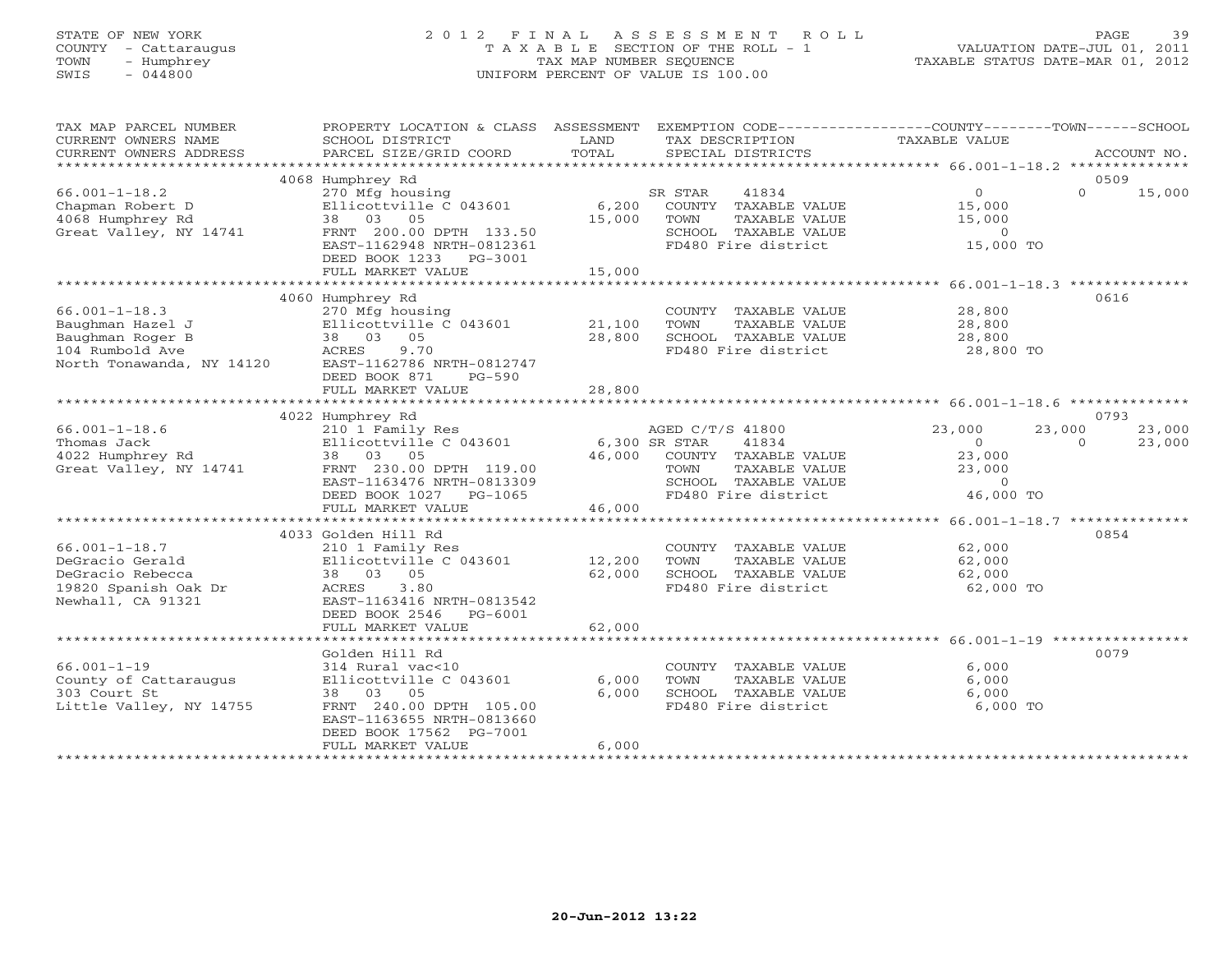STATE OF NEW YORK
COUNTY - Cattaraugus
TOWN - Humphrey
SWIS - 044800

# 2012 FINAL ASSESSMENT ROLL
TAXABLE SECTION OF THE ROLL - 1
TAX MAP NUMBER SEQUENCE
UNIFORM PERCENT OF VALUE IS 100.00

VALUATION DATE-JUL 01, 2011
TAXABLE STATUS DATE-MAR 01, 2012

| TAX MAP PARCEL NUMBER / CURRENT OWNERS NAME / CURRENT OWNERS ADDRESS | PROPERTY LOCATION & CLASS / SCHOOL DISTRICT / PARCEL SIZE/GRID COORD | ASSESSMENT LAND | TOTAL | EXEMPTION CODE / TAX DESCRIPTION / SPECIAL DISTRICTS | COUNTY TAXABLE VALUE | TOWN | SCHOOL | ACCOUNT NO. |
|---|---|---|---|---|---|---|---|---|
| 66.001-1-18.2 | 4068 Humphrey Rd | | | | | | | 0509 |
| Chapman Robert D | 270 Mfg housing | | | SR STAR 41834 | 0 | 0 | 15,000 | |
| 4068 Humphrey Rd | Ellicottville C 043601 | 6,200 | | COUNTY TAXABLE VALUE | 15,000 | | | |
| Great Valley, NY 14741 | 38 03 05 | | 15,000 | TOWN TAXABLE VALUE | 15,000 | | | |
| | FRNT 200.00 DPTH 133.50 | | | SCHOOL TAXABLE VALUE | 0 | | | |
| | EAST-1162948 NRTH-0812361 | | | FD480 Fire district | 15,000 TO | | | |
| | DEED BOOK 1233 PG-3001 | | | | | | | |
| | FULL MARKET VALUE | | 15,000 | | | | | |
| 66.001-1-18.3 | 4060 Humphrey Rd | | | | | | | 0616 |
| Baughman Hazel J | 270 Mfg housing | | | COUNTY TAXABLE VALUE | 28,800 | | | |
| Baughman Roger B | Ellicottville C 043601 | 21,100 | | TOWN TAXABLE VALUE | 28,800 | | | |
| 104 Rumbold Ave | 38 03 05 | | 28,800 | SCHOOL TAXABLE VALUE | 28,800 | | | |
| North Tonawanda, NY 14120 | ACRES 9.70 | | | FD480 Fire district | 28,800 TO | | | |
| | EAST-1162786 NRTH-0812747 | | | | | | | |
| | DEED BOOK 871 PG-590 | | | | | | | |
| | FULL MARKET VALUE | | 28,800 | | | | | |
| 66.001-1-18.6 | 4022 Humphrey Rd | | | | | | | 0793 |
| Thomas Jack | 210 1 Family Res | | | AGED C/T/S 41800 | 23,000 | 23,000 | 23,000 | |
| 4022 Humphrey Rd | Ellicottville C 043601 | 6,300 | | SR STAR 41834 | 0 | 0 | 23,000 | |
| Great Valley, NY 14741 | 38 03 05 | | 46,000 | COUNTY TAXABLE VALUE | 23,000 | | | |
| | FRNT 230.00 DPTH 119.00 | | | TOWN TAXABLE VALUE | 23,000 | | | |
| | EAST-1163476 NRTH-0813309 | | | SCHOOL TAXABLE VALUE | 0 | | | |
| | DEED BOOK 1027 PG-1065 | | | FD480 Fire district | 46,000 TO | | | |
| | FULL MARKET VALUE | | 46,000 | | | | | |
| 66.001-1-18.7 | 4033 Golden Hill Rd | | | | | | | 0854 |
| DeGracio Gerald | 210 1 Family Res | | | COUNTY TAXABLE VALUE | 62,000 | | | |
| DeGracio Rebecca | Ellicottville C 043601 | 12,200 | | TOWN TAXABLE VALUE | 62,000 | | | |
| 19820 Spanish Oak Dr | 38 03 05 | | 62,000 | SCHOOL TAXABLE VALUE | 62,000 | | | |
| Newhall, CA 91321 | ACRES 3.80 | | | FD480 Fire district | 62,000 TO | | | |
| | EAST-1163416 NRTH-0813542 | | | | | | | |
| | DEED BOOK 2546 PG-6001 | | | | | | | |
| | FULL MARKET VALUE | | 62,000 | | | | | |
| 66.001-1-19 | Golden Hill Rd | | | | | | | 0079 |
| County of Cattaraugus | 314 Rural vac<10 | | | COUNTY TAXABLE VALUE | 6,000 | | | |
| 303 Court St | Ellicottville C 043601 | 6,000 | | TOWN TAXABLE VALUE | 6,000 | | | |
| Little Valley, NY 14755 | 38 03 05 | | 6,000 | SCHOOL TAXABLE VALUE | 6,000 | | | |
| | FRNT 240.00 DPTH 105.00 | | | FD480 Fire district | 6,000 TO | | | |
| | EAST-1163655 NRTH-0813660 | | | | | | | |
| | DEED BOOK 17562 PG-7001 | | | | | | | |
| | FULL MARKET VALUE | | 6,000 | | | | | |

20-Jun-2012 13:22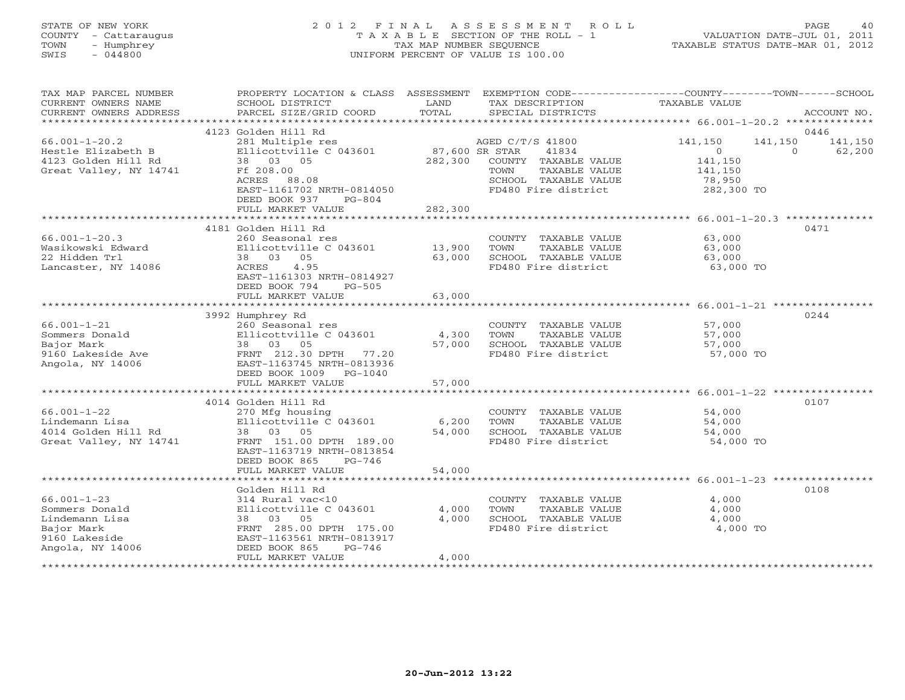STATE OF NEW YORK
COUNTY - Cattaraugus
TOWN - Humphrey
SWIS - 044800

# 2012 FINAL ASSESSMENT ROLL

TAXABLE SECTION OF THE ROLL - 1
TAX MAP NUMBER SEQUENCE
UNIFORM PERCENT OF VALUE IS 100.00

VALUATION DATE-JUL 01, 2011
TAXABLE STATUS DATE-MAR 01, 2012

| TAX MAP PARCEL NUMBER / CURRENT OWNERS NAME / CURRENT OWNERS ADDRESS | PROPERTY LOCATION & CLASS / SCHOOL DISTRICT / PARCEL SIZE/GRID COORD | ASSESSMENT LAND / TOTAL | EXEMPTION CODE / TAX DESCRIPTION / SPECIAL DISTRICTS | COUNTY TAXABLE VALUE | TOWN | SCHOOL | ACCOUNT NO. |
|---|---|---|---|---|---|---|---|
| 66.001-1-20.2 | 4123 Golden Hill Rd | | | | | | 0446 |
| Hestle Elizabeth B | 281 Multiple res | | AGED C/T/S 41800 | 141,150 | 141,150 | 141,150 | |
| 4123 Golden Hill Rd | Ellicottville C 043601 | 87,600 | SR STAR 41834 | 0 | 0 | 62,200 | |
| Great Valley, NY 14741 | 38 03 05 | 282,300 | COUNTY TAXABLE VALUE | 141,150 | | | |
| | Ff 208.00 | | TOWN TAXABLE VALUE | 141,150 | | | |
| | ACRES 88.08 | | SCHOOL TAXABLE VALUE | 78,950 | | | |
| | EAST-1161702 NRTH-0814050 | | FD480 Fire district | 282,300 TO | | | |
| | DEED BOOK 937 PG-804 | | | | | | |
| | FULL MARKET VALUE | 282,300 | | | | | |
| 66.001-1-20.3 | 4181 Golden Hill Rd | | | | | | 0471 |
| Wasikowski Edward | 260 Seasonal res | | COUNTY TAXABLE VALUE | 63,000 | | | |
| 22 Hidden Trl | Ellicottville C 043601 | 13,900 | TOWN TAXABLE VALUE | 63,000 | | | |
| Lancaster, NY 14086 | 38 03 05 | 63,000 | SCHOOL TAXABLE VALUE | 63,000 | | | |
| | ACRES 4.95 | | FD480 Fire district | 63,000 TO | | | |
| | EAST-1161303 NRTH-0814927 | | | | | | |
| | DEED BOOK 794 PG-505 | | | | | | |
| | FULL MARKET VALUE | 63,000 | | | | | |
| 66.001-1-21 | 3992 Humphrey Rd | | | | | | 0244 |
| Sommers Donald | 260 Seasonal res | | COUNTY TAXABLE VALUE | 57,000 | | | |
| Bajor Mark | Ellicottville C 043601 | 4,300 | TOWN TAXABLE VALUE | 57,000 | | | |
| 9160 Lakeside Ave | 38 03 05 | 57,000 | SCHOOL TAXABLE VALUE | 57,000 | | | |
| Angola, NY 14006 | FRNT 212.30 DPTH 77.20 | | FD480 Fire district | 57,000 TO | | | |
| | EAST-1163745 NRTH-0813936 | | | | | | |
| | DEED BOOK 1009 PG-1040 | | | | | | |
| | FULL MARKET VALUE | 57,000 | | | | | |
| 66.001-1-22 | 4014 Golden Hill Rd | | | | | | 0107 |
| Lindemann Lisa | 270 Mfg housing | | COUNTY TAXABLE VALUE | 54,000 | | | |
| 4014 Golden Hill Rd | Ellicottville C 043601 | 6,200 | TOWN TAXABLE VALUE | 54,000 | | | |
| Great Valley, NY 14741 | 38 03 05 | 54,000 | SCHOOL TAXABLE VALUE | 54,000 | | | |
| | FRNT 151.00 DPTH 189.00 | | FD480 Fire district | 54,000 TO | | | |
| | EAST-1163719 NRTH-0813854 | | | | | | |
| | DEED BOOK 865 PG-746 | | | | | | |
| | FULL MARKET VALUE | 54,000 | | | | | |
| 66.001-1-23 | Golden Hill Rd | | | | | | 0108 |
| Sommers Donald | 314 Rural vac<10 | | COUNTY TAXABLE VALUE | 4,000 | | | |
| Lindemann Lisa | Ellicottville C 043601 | 4,000 | TOWN TAXABLE VALUE | 4,000 | | | |
| Bajor Mark | 38 03 05 | 4,000 | SCHOOL TAXABLE VALUE | 4,000 | | | |
| 9160 Lakeside | FRNT 285.00 DPTH 175.00 | | FD480 Fire district | 4,000 TO | | | |
| Angola, NY 14006 | EAST-1163561 NRTH-0813917 | | | | | | |
| | DEED BOOK 865 PG-746 | | | | | | |
| | FULL MARKET VALUE | 4,000 | | | | | |

20-Jun-2012 13:22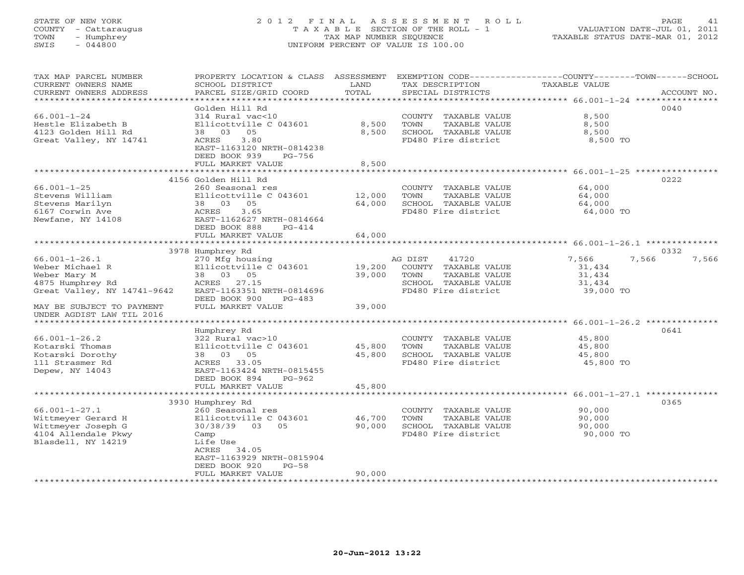STATE OF NEW YORK
COUNTY - Cattaraugus
TOWN - Humphrey
SWIS - 044800

# 2012 FINAL ASSESSMENT ROLL
TAXABLE SECTION OF THE ROLL - 1
TAX MAP NUMBER SEQUENCE
UNIFORM PERCENT OF VALUE IS 100.00

VALUATION DATE-JUL 01, 2011
TAXABLE STATUS DATE-MAR 01, 2012

| TAX MAP PARCEL NUMBER / CURRENT OWNERS NAME / CURRENT OWNERS ADDRESS | PROPERTY LOCATION & CLASS / SCHOOL DISTRICT / PARCEL SIZE/GRID COORD | ASSESSMENT LAND / TOTAL | EXEMPTION CODE / TAX DESCRIPTION / SPECIAL DISTRICTS | COUNTY | TOWN | SCHOOL | ACCOUNT NO. |
|---|---|---|---|---|---|---|---|
| **66.001-1-24** | Golden Hill Rd | | | | | | 0040 |
| 66.001-1-24 | 314 Rural vac<10 | | COUNTY TAXABLE VALUE | 8,500 | | | |
| Hestle Elizabeth B | Ellicottville C 043601 | 8,500 | TOWN TAXABLE VALUE | | 8,500 | | |
| 4123 Golden Hill Rd | 38 03 05 | 8,500 | SCHOOL TAXABLE VALUE | | | 8,500 | |
| Great Valley, NY 14741 | ACRES 3.80 | | FD480 Fire district | 8,500 TO | | | |
| | EAST-1163120 NRTH-0814238 | | | | | | |
| | DEED BOOK 939 PG-756 | | | | | | |
| | FULL MARKET VALUE | 8,500 | | | | | |
| **66.001-1-25** | 4156 Golden Hill Rd | | | | | | 0222 |
| 66.001-1-25 | 260 Seasonal res | | COUNTY TAXABLE VALUE | 64,000 | | | |
| Stevens William | Ellicottville C 043601 | 12,000 | TOWN TAXABLE VALUE | | 64,000 | | |
| Stevens Marilyn | 38 03 05 | 64,000 | SCHOOL TAXABLE VALUE | | | 64,000 | |
| 6167 Corwin Ave | ACRES 3.65 | | FD480 Fire district | 64,000 TO | | | |
| Newfane, NY 14108 | EAST-1162627 NRTH-0814664 | | | | | | |
| | DEED BOOK 888 PG-414 | | | | | | |
| | FULL MARKET VALUE | 64,000 | | | | | |
| **66.001-1-26.1** | 3978 Humphrey Rd | | | | | | 0332 |
| 66.001-1-26.1 | 270 Mfg housing | | AG DIST 41720 | 7,566 | 7,566 | 7,566 | |
| Weber Michael R | Ellicottville C 043601 | 19,200 | COUNTY TAXABLE VALUE | 31,434 | | | |
| Weber Mary M | 38 03 05 | 39,000 | TOWN TAXABLE VALUE | | 31,434 | | |
| 4875 Humphrey Rd | ACRES 27.15 | | SCHOOL TAXABLE VALUE | | | 31,434 | |
| Great Valley, NY 14741-9642 | EAST-1163351 NRTH-0814696 | | FD480 Fire district | 39,000 TO | | | |
| | DEED BOOK 900 PG-483 | | | | | | |
| MAY BE SUBJECT TO PAYMENT UNDER AGDIST LAW TIL 2016 | FULL MARKET VALUE | 39,000 | | | | | |
| **66.001-1-26.2** | Humphrey Rd | | | | | | 0641 |
| 66.001-1-26.2 | 322 Rural vac>10 | | COUNTY TAXABLE VALUE | 45,800 | | | |
| Kotarski Thomas | Ellicottville C 043601 | 45,800 | TOWN TAXABLE VALUE | | 45,800 | | |
| Kotarski Dorothy | 38 03 05 | 45,800 | SCHOOL TAXABLE VALUE | | | 45,800 | |
| 111 Strasmer Rd | ACRES 33.05 | | FD480 Fire district | 45,800 TO | | | |
| Depew, NY 14043 | EAST-1163424 NRTH-0815455 | | | | | | |
| | DEED BOOK 894 PG-962 | | | | | | |
| | FULL MARKET VALUE | 45,800 | | | | | |
| **66.001-1-27.1** | 3930 Humphrey Rd | | | | | | 0365 |
| 66.001-1-27.1 | 260 Seasonal res | | COUNTY TAXABLE VALUE | 90,000 | | | |
| Wittmeyer Gerard H | Ellicottville C 043601 | 46,700 | TOWN TAXABLE VALUE | | 90,000 | | |
| Wittmeyer Joseph G | 30/38/39 03 05 | 90,000 | SCHOOL TAXABLE VALUE | | | 90,000 | |
| 4104 Allendale Pkwy | Camp | | FD480 Fire district | 90,000 TO | | | |
| Blasdell, NY 14219 | Life Use | | | | | | |
| | ACRES 34.05 | | | | | | |
| | EAST-1163929 NRTH-0815904 | | | | | | |
| | DEED BOOK 920 PG-58 | | | | | | |
| | FULL MARKET VALUE | 90,000 | | | | | |

20-Jun-2012 13:22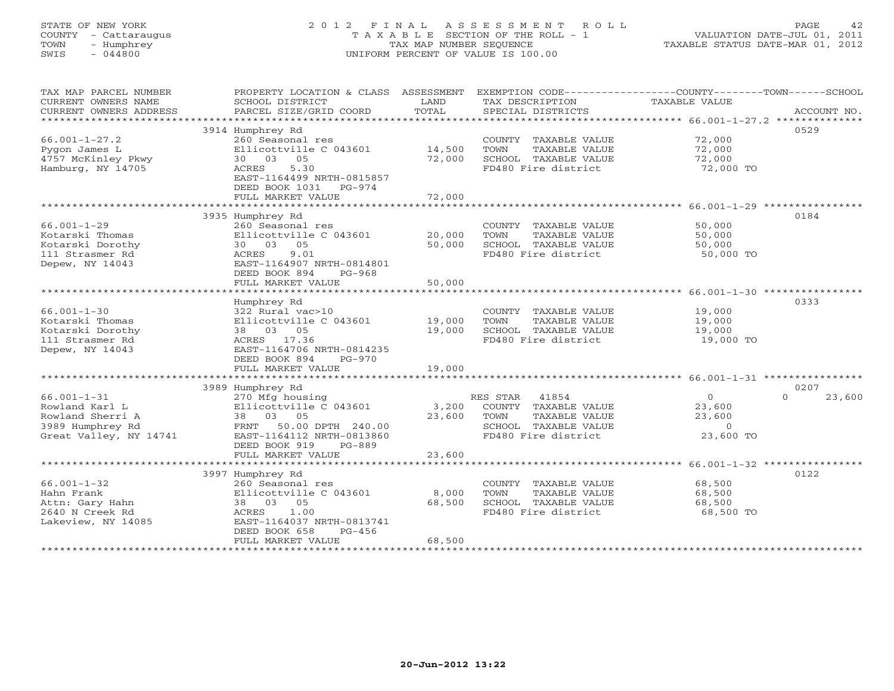STATE OF NEW YORK
COUNTY - Cattaraugus
TOWN - Humphrey
SWIS - 044800

2012 FINAL ASSESSMENT ROLL
TAXABLE SECTION OF THE ROLL - 1
TAX MAP NUMBER SEQUENCE
UNIFORM PERCENT OF VALUE IS 100.00

VALUATION DATE-JUL 01, 2011
TAXABLE STATUS DATE-MAR 01, 2012

| TAX MAP PARCEL NUMBER / CURRENT OWNERS NAME / CURRENT OWNERS ADDRESS | PROPERTY LOCATION & CLASS / SCHOOL DISTRICT / PARCEL SIZE/GRID COORD | ASSESSMENT LAND / TOTAL | EXEMPTION CODE / TAX DESCRIPTION / SPECIAL DISTRICTS | COUNTY TAXABLE VALUE | TOWN | SCHOOL / ACCOUNT NO. |
|---|---|---|---|---|---|---|
| 66.001-1-27.2 | 3914 Humphrey Rd | | | | | 0529 |
| | 260 Seasonal res | | COUNTY TAXABLE VALUE | 72,000 | | |
| Pygon James L | Ellicottville C 043601 | 14,500 | TOWN TAXABLE VALUE | 72,000 | | |
| 4757 McKinley Pkwy | 30 03 05 | 72,000 | SCHOOL TAXABLE VALUE | 72,000 | | |
| Hamburg, NY 14705 | ACRES 5.30 | | FD480 Fire district | 72,000 TO | | |
| | EAST-1164499 NRTH-0815857 | | | | | |
| | DEED BOOK 1031 PG-974 | | | | | |
| | FULL MARKET VALUE | 72,000 | | | | |
| 66.001-1-29 | 3935 Humphrey Rd | | | | | 0184 |
| | 260 Seasonal res | | COUNTY TAXABLE VALUE | 50,000 | | |
| Kotarski Thomas | Ellicottville C 043601 | 20,000 | TOWN TAXABLE VALUE | 50,000 | | |
| Kotarski Dorothy | 30 03 05 | 50,000 | SCHOOL TAXABLE VALUE | 50,000 | | |
| 111 Strasmer Rd | ACRES 9.01 | | FD480 Fire district | 50,000 TO | | |
| Depew, NY 14043 | EAST-1164907 NRTH-0814801 | | | | | |
| | DEED BOOK 894 PG-968 | | | | | |
| | FULL MARKET VALUE | 50,000 | | | | |
| 66.001-1-30 | Humphrey Rd | | | | | 0333 |
| | 322 Rural vac>10 | | COUNTY TAXABLE VALUE | 19,000 | | |
| Kotarski Thomas | Ellicottville C 043601 | 19,000 | TOWN TAXABLE VALUE | 19,000 | | |
| Kotarski Dorothy | 38 03 05 | 19,000 | SCHOOL TAXABLE VALUE | 19,000 | | |
| 111 Strasmer Rd | ACRES 17.36 | | FD480 Fire district | 19,000 TO | | |
| Depew, NY 14043 | EAST-1164706 NRTH-0814235 | | | | | |
| | DEED BOOK 894 PG-970 | | | | | |
| | FULL MARKET VALUE | 19,000 | | | | |
| 66.001-1-31 | 3989 Humphrey Rd | | | | | 0207 |
| | 270 Mfg housing | | RES STAR 41854 | 0 | 0 | 23,600 |
| Rowland Karl L | Ellicottville C 043601 | 3,200 | COUNTY TAXABLE VALUE | 23,600 | | |
| Rowland Sherri A | 38 03 05 | 23,600 | TOWN TAXABLE VALUE | 23,600 | | |
| 3989 Humphrey Rd | FRNT 50.00 DPTH 240.00 | | SCHOOL TAXABLE VALUE | 0 | | |
| Great Valley, NY 14741 | EAST-1164112 NRTH-0813860 | | FD480 Fire district | 23,600 TO | | |
| | DEED BOOK 919 PG-889 | | | | | |
| | FULL MARKET VALUE | 23,600 | | | | |
| 66.001-1-32 | 3997 Humphrey Rd | | | | | 0122 |
| | 260 Seasonal res | | COUNTY TAXABLE VALUE | 68,500 | | |
| Hahn Frank | Ellicottville C 043601 | 8,000 | TOWN TAXABLE VALUE | 68,500 | | |
| Attn: Gary Hahn | 38 03 05 | 68,500 | SCHOOL TAXABLE VALUE | 68,500 | | |
| 2640 N Creek Rd | ACRES 1.00 | | FD480 Fire district | 68,500 TO | | |
| Lakeview, NY 14085 | EAST-1164037 NRTH-0813741 | | | | | |
| | DEED BOOK 658 PG-456 | | | | | |
| | FULL MARKET VALUE | 68,500 | | | | |

20-Jun-2012 13:22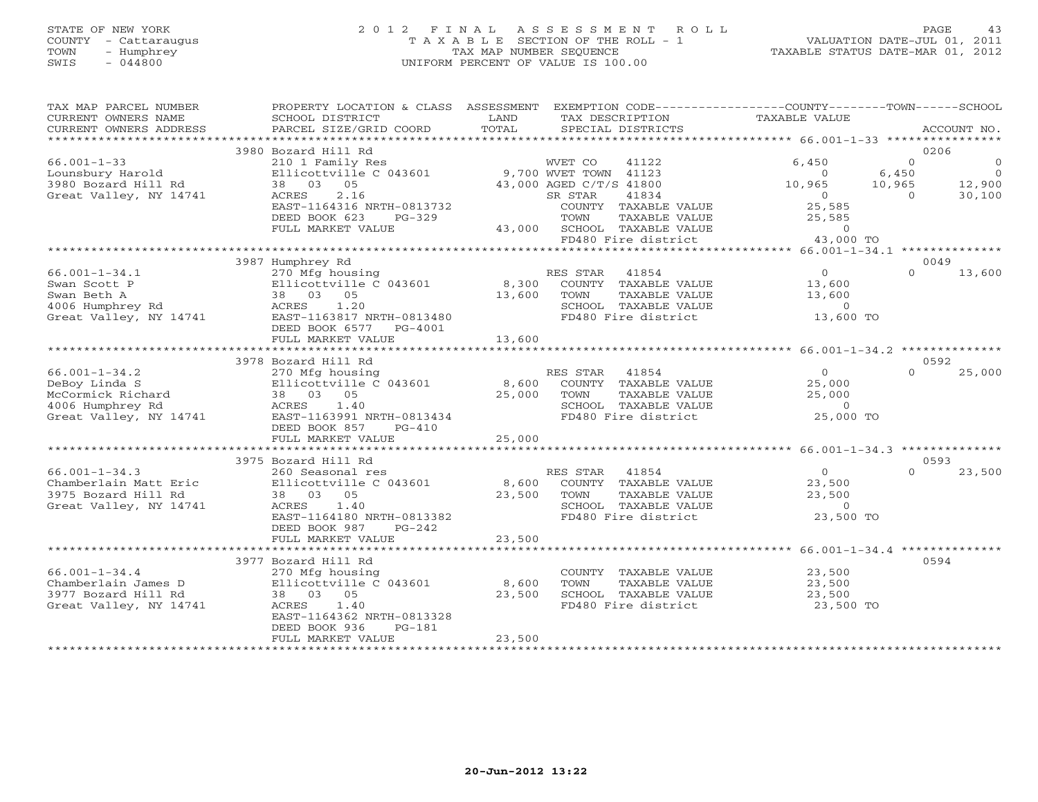STATE OF NEW YORK
COUNTY - Cattaraugus
TOWN - Humphrey
SWIS - 044800

2012 FINAL ASSESSMENT ROLL
TAXABLE SECTION OF THE ROLL - 1
TAX MAP NUMBER SEQUENCE
UNIFORM PERCENT OF VALUE IS 100.00

VALUATION DATE-JUL 01, 2011
TAXABLE STATUS DATE-MAR 01, 2012

| TAX MAP PARCEL NUMBER / CURRENT OWNERS NAME / CURRENT OWNERS ADDRESS | PROPERTY LOCATION & CLASS / SCHOOL DISTRICT / PARCEL SIZE/GRID COORD | ASSESSMENT LAND / TOTAL | EXEMPTION CODE / TAX DESCRIPTION / SPECIAL DISTRICTS | COUNTY TAXABLE VALUE | TOWN | SCHOOL | ACCOUNT NO. |
|---|---|---|---|---|---|---|---|
| 66.001-1-33 | 3980 Bozard Hill Rd | | | | | | 0206 |
| Lounsbury Harold | 210 1 Family Res | | WVET CO 41122 | 6,450 | 0 | 0 | |
| 3980 Bozard Hill Rd | Ellicottville C 043601 | 9,700 | WVET TOWN 41123 | 0 | 6,450 | 0 | |
| Great Valley, NY 14741 | 38 03 05 | 43,000 | AGED C/T/S 41800 | 10,965 | 10,965 | 12,900 | |
| | ACRES 2.16 | | SR STAR 41834 | 0 | 0 | 30,100 | |
| | EAST-1164316 NRTH-0813732 | | COUNTY TAXABLE VALUE | 25,585 | | | |
| | DEED BOOK 623 PG-329 | | TOWN TAXABLE VALUE | 25,585 | | | |
| | FULL MARKET VALUE | 43,000 | SCHOOL TAXABLE VALUE | 0 | | | |
| | | | FD480 Fire district | 43,000 TO | | | |
| 66.001-1-34.1 | 3987 Humphrey Rd | | | | | | 0049 |
| Swan Scott P | 270 Mfg housing | | RES STAR 41854 | 0 | 0 | 13,600 | |
| Swan Beth A | Ellicottville C 043601 | 8,300 | COUNTY TAXABLE VALUE | 13,600 | | | |
| 4006 Humphrey Rd | 38 03 05 | 13,600 | TOWN TAXABLE VALUE | 13,600 | | | |
| Great Valley, NY 14741 | ACRES 1.20 | | SCHOOL TAXABLE VALUE | 0 | | | |
| | EAST-1163817 NRTH-0813480 | | FD480 Fire district | 13,600 TO | | | |
| | DEED BOOK 6577 PG-4001 | | | | | | |
| | FULL MARKET VALUE | 13,600 | | | | | |
| 66.001-1-34.2 | 3978 Bozard Hill Rd | | | | | | 0592 |
| DeBoy Linda S | 270 Mfg housing | | RES STAR 41854 | 0 | 0 | 25,000 | |
| McCormick Richard | Ellicottville C 043601 | 8,600 | COUNTY TAXABLE VALUE | 25,000 | | | |
| 4006 Humphrey Rd | 38 03 05 | 25,000 | TOWN TAXABLE VALUE | 25,000 | | | |
| Great Valley, NY 14741 | ACRES 1.40 | | SCHOOL TAXABLE VALUE | 0 | | | |
| | EAST-1163991 NRTH-0813434 | | FD480 Fire district | 25,000 TO | | | |
| | DEED BOOK 857 PG-410 | | | | | | |
| | FULL MARKET VALUE | 25,000 | | | | | |
| 66.001-1-34.3 | 3975 Bozard Hill Rd | | | | | | 0593 |
| Chamberlain Matt Eric | 260 Seasonal res | | RES STAR 41854 | 0 | 0 | 23,500 | |
| 3975 Bozard Hill Rd | Ellicottville C 043601 | 8,600 | COUNTY TAXABLE VALUE | 23,500 | | | |
| Great Valley, NY 14741 | 38 03 05 | 23,500 | TOWN TAXABLE VALUE | 23,500 | | | |
| | ACRES 1.40 | | SCHOOL TAXABLE VALUE | 0 | | | |
| | EAST-1164180 NRTH-0813382 | | FD480 Fire district | 23,500 TO | | | |
| | DEED BOOK 987 PG-242 | | | | | | |
| | FULL MARKET VALUE | 23,500 | | | | | |
| 66.001-1-34.4 | 3977 Bozard Hill Rd | | | | | | 0594 |
| Chamberlain James D | 270 Mfg housing | | COUNTY TAXABLE VALUE | 23,500 | | | |
| 3977 Bozard Hill Rd | Ellicottville C 043601 | 8,600 | TOWN TAXABLE VALUE | 23,500 | | | |
| Great Valley, NY 14741 | 38 03 05 | 23,500 | SCHOOL TAXABLE VALUE | 23,500 | | | |
| | ACRES 1.40 | | FD480 Fire district | 23,500 TO | | | |
| | EAST-1164362 NRTH-0813328 | | | | | | |
| | DEED BOOK 936 PG-181 | | | | | | |
| | FULL MARKET VALUE | 23,500 | | | | | |

20-Jun-2012 13:22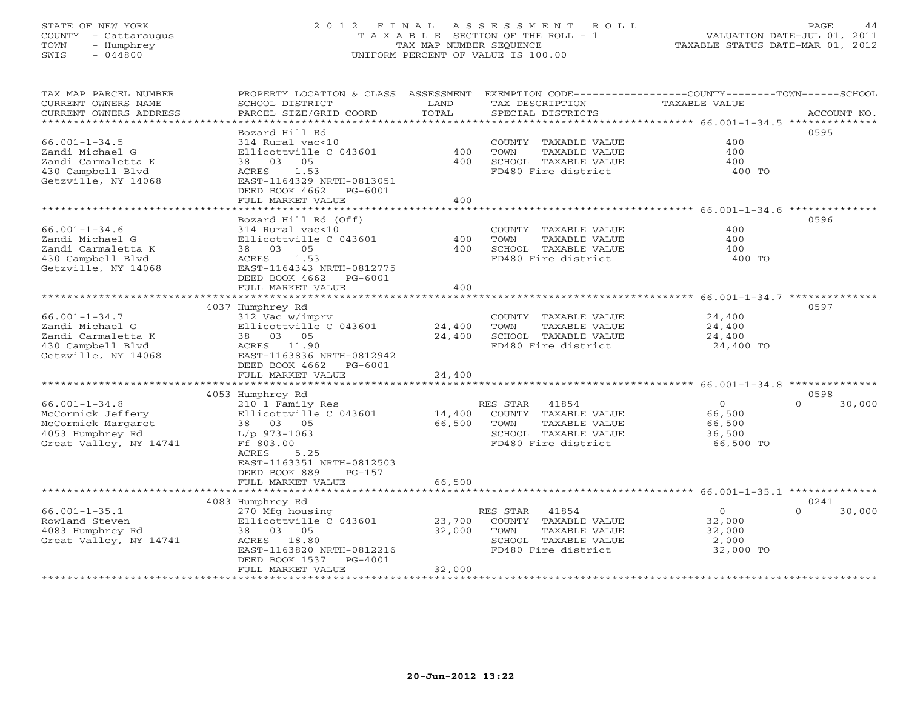STATE OF NEW YORK
COUNTY - Cattaraugus
TOWN - Humphrey
SWIS - 044800

2012 FINAL ASSESSMENT ROLL
TAXABLE SECTION OF THE ROLL - 1
TAX MAP NUMBER SEQUENCE
UNIFORM PERCENT OF VALUE IS 100.00

VALUATION DATE-JUL 01, 2011
TAXABLE STATUS DATE-MAR 01, 2012

| TAX MAP PARCEL NUMBER / CURRENT OWNERS NAME / CURRENT OWNERS ADDRESS | PROPERTY LOCATION & CLASS / SCHOOL DISTRICT / PARCEL SIZE/GRID COORD | ASSESSMENT LAND | TOTAL | EXEMPTION CODE / TAX DESCRIPTION / SPECIAL DISTRICTS | COUNTY TAXABLE VALUE | TOWN | SCHOOL / ACCOUNT NO. |
|---|---|---|---|---|---|---|---|
| **66.001-1-34.5** | Bozard Hill Rd | | | | | | 0595 |
| 66.001-1-34.5 | 314 Rural vac<10 | | | COUNTY TAXABLE VALUE | 400 | | |
| Zandi Michael G | Ellicottville C 043601 | 400 | | TOWN TAXABLE VALUE | 400 | | |
| Zandi Carmaletta K | 38 03 05 | | 400 | SCHOOL TAXABLE VALUE | 400 | | |
| 430 Campbell Blvd | ACRES 1.53 | | | FD480 Fire district | 400 TO | | |
| Getzville, NY 14068 | EAST-1164329 NRTH-0813051 | | | | | | |
| | DEED BOOK 4662 PG-6001 | | | | | | |
| | FULL MARKET VALUE | | 400 | | | | |
| **66.001-1-34.6** | Bozard Hill Rd (Off) | | | | | | 0596 |
| 66.001-1-34.6 | 314 Rural vac<10 | | | COUNTY TAXABLE VALUE | 400 | | |
| Zandi Michael G | Ellicottville C 043601 | 400 | | TOWN TAXABLE VALUE | 400 | | |
| Zandi Carmaletta K | 38 03 05 | | 400 | SCHOOL TAXABLE VALUE | 400 | | |
| 430 Campbell Blvd | ACRES 1.53 | | | FD480 Fire district | 400 TO | | |
| Getzville, NY 14068 | EAST-1164343 NRTH-0812775 | | | | | | |
| | DEED BOOK 4662 PG-6001 | | | | | | |
| | FULL MARKET VALUE | | 400 | | | | |
| **66.001-1-34.7** | 4037 Humphrey Rd | | | | | | 0597 |
| 66.001-1-34.7 | 312 Vac w/imprv | | | COUNTY TAXABLE VALUE | 24,400 | | |
| Zandi Michael G | Ellicottville C 043601 | 24,400 | | TOWN TAXABLE VALUE | 24,400 | | |
| Zandi Carmaletta K | 38 03 05 | | 24,400 | SCHOOL TAXABLE VALUE | 24,400 | | |
| 430 Campbell Blvd | ACRES 11.90 | | | FD480 Fire district | 24,400 TO | | |
| Getzville, NY 14068 | EAST-1163836 NRTH-0812942 | | | | | | |
| | DEED BOOK 4662 PG-6001 | | | | | | |
| | FULL MARKET VALUE | | 24,400 | | | | |
| **66.001-1-34.8** | 4053 Humphrey Rd | | | | | | 0598 |
| 66.001-1-34.8 | 210 1 Family Res | | | RES STAR 41854 | 0 | 0 | 30,000 |
| McCormick Jeffery | Ellicottville C 043601 | 14,400 | | COUNTY TAXABLE VALUE | 66,500 | | |
| McCormick Margaret | 38 03 05 | | 66,500 | TOWN TAXABLE VALUE | 66,500 | | |
| 4053 Humphrey Rd | L/p 973-1063 | | | SCHOOL TAXABLE VALUE | 36,500 | | |
| Great Valley, NY 14741 | Ff 803.00 | | | FD480 Fire district | 66,500 TO | | |
| | ACRES 5.25 | | | | | | |
| | EAST-1163351 NRTH-0812503 | | | | | | |
| | DEED BOOK 889 PG-157 | | | | | | |
| | FULL MARKET VALUE | | 66,500 | | | | |
| **66.001-1-35.1** | 4083 Humphrey Rd | | | | | | 0241 |
| 66.001-1-35.1 | 270 Mfg housing | | | RES STAR 41854 | 0 | 0 | 30,000 |
| Rowland Steven | Ellicottville C 043601 | 23,700 | | COUNTY TAXABLE VALUE | 32,000 | | |
| 4083 Humphrey Rd | 38 03 05 | | 32,000 | TOWN TAXABLE VALUE | 32,000 | | |
| Great Valley, NY 14741 | ACRES 18.80 | | | SCHOOL TAXABLE VALUE | 2,000 | | |
| | EAST-1163820 NRTH-0812216 | | | FD480 Fire district | 32,000 TO | | |
| | DEED BOOK 1537 PG-4001 | | | | | | |
| | FULL MARKET VALUE | | 32,000 | | | | |

20-Jun-2012 13:22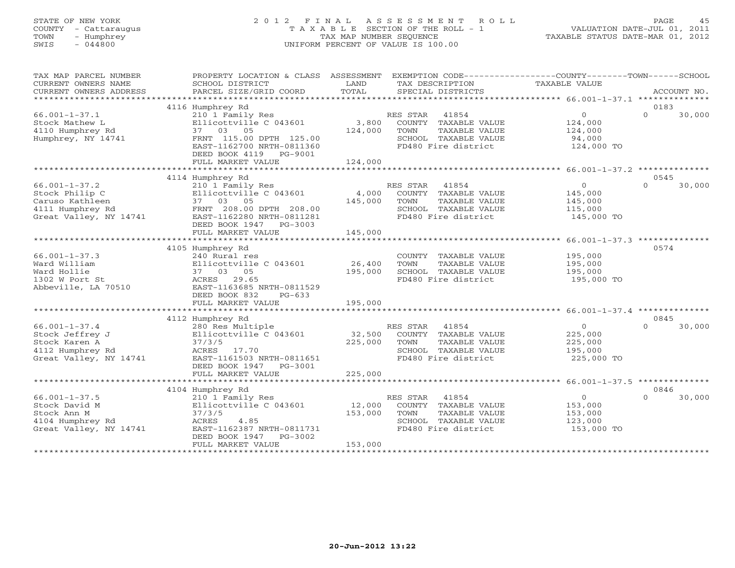STATE OF NEW YORK
COUNTY - Cattaraugus
TOWN - Humphrey
SWIS - 044800

2012 FINAL ASSESSMENT ROLL
TAXABLE SECTION OF THE ROLL - 1
TAX MAP NUMBER SEQUENCE
UNIFORM PERCENT OF VALUE IS 100.00

VALUATION DATE-JUL 01, 2011
TAXABLE STATUS DATE-MAR 01, 2012

| TAX MAP PARCEL NUMBER / CURRENT OWNERS NAME / CURRENT OWNERS ADDRESS | PROPERTY LOCATION & CLASS / SCHOOL DISTRICT / PARCEL SIZE/GRID COORD | ASSESSMENT LAND / TOTAL | EXEMPTION CODE / TAX DESCRIPTION / SPECIAL DISTRICTS | COUNTY / TOWN / SCHOOL TAXABLE VALUE | ACCOUNT NO. |
|---|---|---|---|---|---|
| | 4116 Humphrey Rd | | | | 0183 |
| 66.001-1-37.1 | 210 1 Family Res | | RES STAR 41854 | 0 | 0 30,000 |
| Stock Mathew L | Ellicottville C 043601 | 3,800 | COUNTY TAXABLE VALUE | 124,000 | |
| 4110 Humphrey Rd | 37 03 05 | 124,000 | TOWN TAXABLE VALUE | 124,000 | |
| Humphrey, NY 14741 | FRNT 115.00 DPTH 125.00 | | SCHOOL TAXABLE VALUE | 94,000 | |
| | EAST-1162700 NRTH-0811360 | | FD480 Fire district | 124,000 TO | |
| | DEED BOOK 4119 PG-9001 | | | | |
| | FULL MARKET VALUE | 124,000 | | | |
| | 4114 Humphrey Rd | | | | 0545 |
| 66.001-1-37.2 | 210 1 Family Res | | RES STAR 41854 | 0 | 0 30,000 |
| Stock Philip C | Ellicottville C 043601 | 4,000 | COUNTY TAXABLE VALUE | 145,000 | |
| Caruso Kathleen | 37 03 05 | 145,000 | TOWN TAXABLE VALUE | 145,000 | |
| 4111 Humphrey Rd | FRNT 208.00 DPTH 208.00 | | SCHOOL TAXABLE VALUE | 115,000 | |
| Great Valley, NY 14741 | EAST-1162280 NRTH-0811281 | | FD480 Fire district | 145,000 TO | |
| | DEED BOOK 1947 PG-3003 | | | | |
| | FULL MARKET VALUE | 145,000 | | | |
| | 4105 Humphrey Rd | | | | 0574 |
| 66.001-1-37.3 | 240 Rural res | | COUNTY TAXABLE VALUE | 195,000 | |
| Ward William | Ellicottville C 043601 | 26,400 | TOWN TAXABLE VALUE | 195,000 | |
| Ward Hollie | 37 03 05 | 195,000 | SCHOOL TAXABLE VALUE | 195,000 | |
| 1302 W Port St | ACRES 29.65 | | FD480 Fire district | 195,000 TO | |
| Abbeville, LA 70510 | EAST-1163685 NRTH-0811529 | | | | |
| | DEED BOOK 832 PG-633 | | | | |
| | FULL MARKET VALUE | 195,000 | | | |
| | 4112 Humphrey Rd | | | | 0845 |
| 66.001-1-37.4 | 280 Res Multiple | | RES STAR 41854 | 0 | 0 30,000 |
| Stock Jeffrey J | Ellicottville C 043601 | 32,500 | COUNTY TAXABLE VALUE | 225,000 | |
| Stock Karen A | 37/3/5 | 225,000 | TOWN TAXABLE VALUE | 225,000 | |
| 4112 Humphrey Rd | ACRES 17.70 | | SCHOOL TAXABLE VALUE | 195,000 | |
| Great Valley, NY 14741 | EAST-1161503 NRTH-0811651 | | FD480 Fire district | 225,000 TO | |
| | DEED BOOK 1947 PG-3001 | | | | |
| | FULL MARKET VALUE | 225,000 | | | |
| | 4104 Humphrey Rd | | | | 0846 |
| 66.001-1-37.5 | 210 1 Family Res | | RES STAR 41854 | 0 | 0 30,000 |
| Stock David M | Ellicottville C 043601 | 12,000 | COUNTY TAXABLE VALUE | 153,000 | |
| Stock Ann M | 37/3/5 | 153,000 | TOWN TAXABLE VALUE | 153,000 | |
| 4104 Humphrey Rd | ACRES 4.85 | | SCHOOL TAXABLE VALUE | 123,000 | |
| Great Valley, NY 14741 | EAST-1162387 NRTH-0811731 | | FD480 Fire district | 153,000 TO | |
| | DEED BOOK 1947 PG-3002 | | | | |
| | FULL MARKET VALUE | 153,000 | | | |

20-Jun-2012 13:22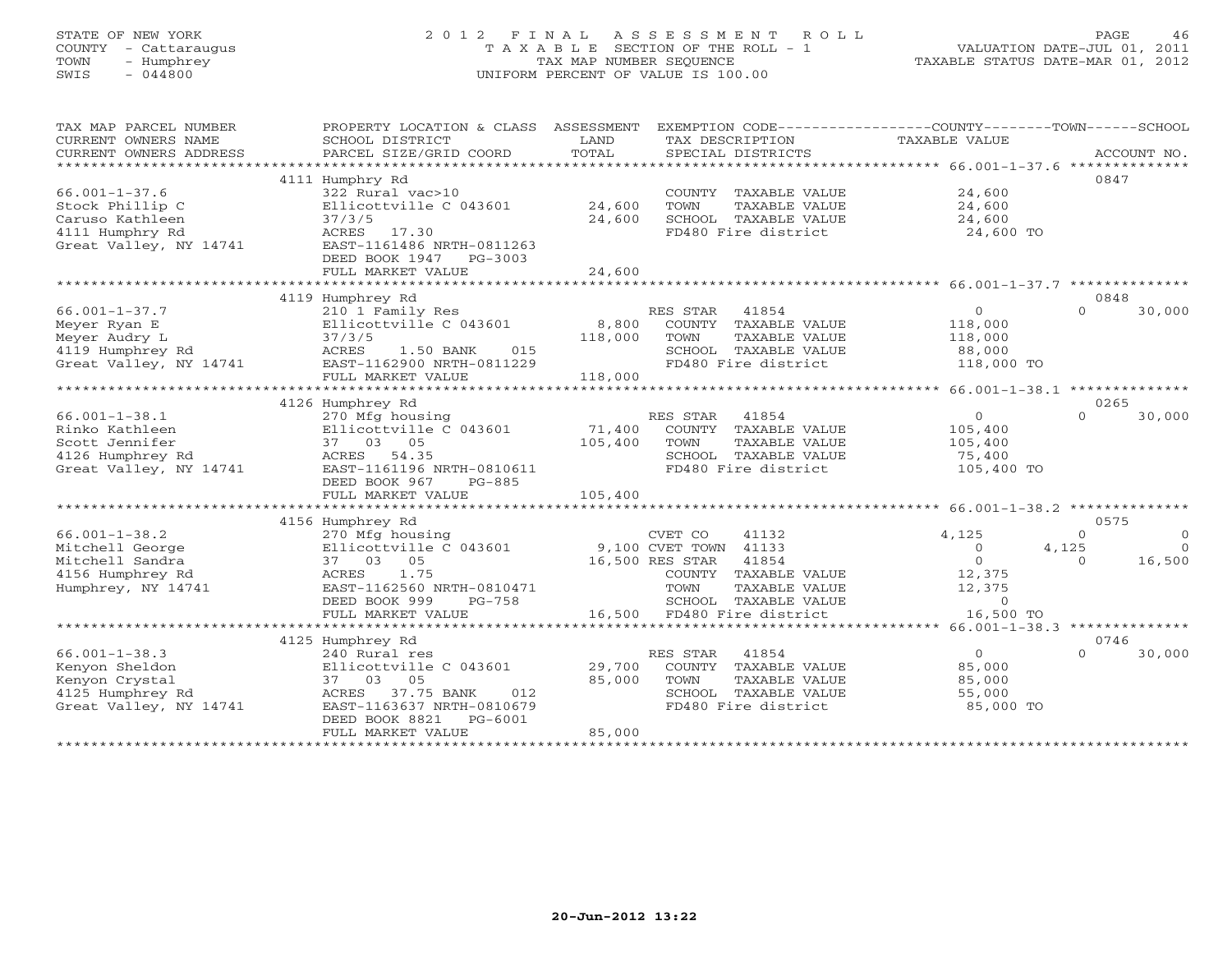STATE OF NEW YORK
COUNTY - Cattaraugus
TOWN - Humphrey
SWIS - 044800

# 2012 FINAL ASSESSMENT ROLL

TAXABLE SECTION OF THE ROLL - 1
TAX MAP NUMBER SEQUENCE
UNIFORM PERCENT OF VALUE IS 100.00

VALUATION DATE-JUL 01, 2011
TAXABLE STATUS DATE-MAR 01, 2012

| TAX MAP PARCEL NUMBER / CURRENT OWNERS NAME / CURRENT OWNERS ADDRESS | PROPERTY LOCATION & CLASS / SCHOOL DISTRICT / PARCEL SIZE/GRID COORD | ASSESSMENT LAND / TOTAL | EXEMPTION CODE / TAX DESCRIPTION / SPECIAL DISTRICTS | COUNTY TAXABLE VALUE | TOWN | SCHOOL | ACCOUNT NO. |
|---|---|---|---|---|---|---|---|
| **66.001-1-37.6** | 4111 Humphry Rd | | | | | | 0847 |
| Stock Phillip C | 322 Rural vac>10 | | COUNTY TAXABLE VALUE | 24,600 | | | |
| Caruso Kathleen | Ellicottville C 043601 | 24,600 | TOWN TAXABLE VALUE | 24,600 | | | |
| 4111 Humphry Rd | 37/3/5 | 24,600 | SCHOOL TAXABLE VALUE | 24,600 | | | |
| Great Valley, NY 14741 | ACRES 17.30 | | FD480 Fire district | 24,600 TO | | | |
| | EAST-1161486 NRTH-0811263 | | | | | | |
| | DEED BOOK 1947 PG-3003 | | | | | | |
| | FULL MARKET VALUE | 24,600 | | | | | |
| **66.001-1-37.7** | 4119 Humphrey Rd | | | | | | 0848 |
| Meyer Ryan E | 210 1 Family Res | | RES STAR 41854 | 0 | 0 | 30,000 | |
| Meyer Audry L | Ellicottville C 043601 | 8,800 | COUNTY TAXABLE VALUE | 118,000 | | | |
| 4119 Humphrey Rd | 37/3/5 | 118,000 | TOWN TAXABLE VALUE | 118,000 | | | |
| Great Valley, NY 14741 | ACRES 1.50 BANK 015 | | SCHOOL TAXABLE VALUE | 88,000 | | | |
| | EAST-1162900 NRTH-0811229 | | FD480 Fire district | 118,000 TO | | | |
| | FULL MARKET VALUE | 118,000 | | | | | |
| **66.001-1-38.1** | 4126 Humphrey Rd | | | | | | 0265 |
| Rinko Kathleen | 270 Mfg housing | | RES STAR 41854 | 0 | 0 | 30,000 | |
| Scott Jennifer | Ellicottville C 043601 | 71,400 | COUNTY TAXABLE VALUE | 105,400 | | | |
| 4126 Humphrey Rd | 37 03 05 | 105,400 | TOWN TAXABLE VALUE | 105,400 | | | |
| Great Valley, NY 14741 | ACRES 54.35 | | SCHOOL TAXABLE VALUE | 75,400 | | | |
| | EAST-1161196 NRTH-0810611 | | FD480 Fire district | 105,400 TO | | | |
| | DEED BOOK 967 PG-885 | | | | | | |
| | FULL MARKET VALUE | 105,400 | | | | | |
| **66.001-1-38.2** | 4156 Humphrey Rd | | | | | | 0575 |
| Mitchell George | 270 Mfg housing | | CVET CO 41132 | 4,125 | 0 | 0 | |
| Mitchell Sandra | Ellicottville C 043601 | 9,100 | CVET TOWN 41133 | 0 | 4,125 | 0 | |
| 4156 Humphrey Rd | 37 03 05 | 16,500 | RES STAR 41854 | 0 | 0 | 16,500 | |
| Humphrey, NY 14741 | ACRES 1.75 | | COUNTY TAXABLE VALUE | 12,375 | | | |
| | EAST-1162560 NRTH-0810471 | | TOWN TAXABLE VALUE | 12,375 | | | |
| | DEED BOOK 999 PG-758 | | SCHOOL TAXABLE VALUE | 0 | | | |
| | FULL MARKET VALUE | 16,500 | FD480 Fire district | 16,500 TO | | | |
| **66.001-1-38.3** | 4125 Humphrey Rd | | | | | | 0746 |
| Kenyon Sheldon | 240 Rural res | | RES STAR 41854 | 0 | 0 | 30,000 | |
| Kenyon Crystal | Ellicottville C 043601 | 29,700 | COUNTY TAXABLE VALUE | 85,000 | | | |
| 4125 Humphrey Rd | 37 03 05 | 85,000 | TOWN TAXABLE VALUE | 85,000 | | | |
| Great Valley, NY 14741 | ACRES 37.75 BANK 012 | | SCHOOL TAXABLE VALUE | 55,000 | | | |
| | EAST-1163637 NRTH-0810679 | | FD480 Fire district | 85,000 TO | | | |
| | DEED BOOK 8821 PG-6001 | | | | | | |
| | FULL MARKET VALUE | 85,000 | | | | | |

20-Jun-2012 13:22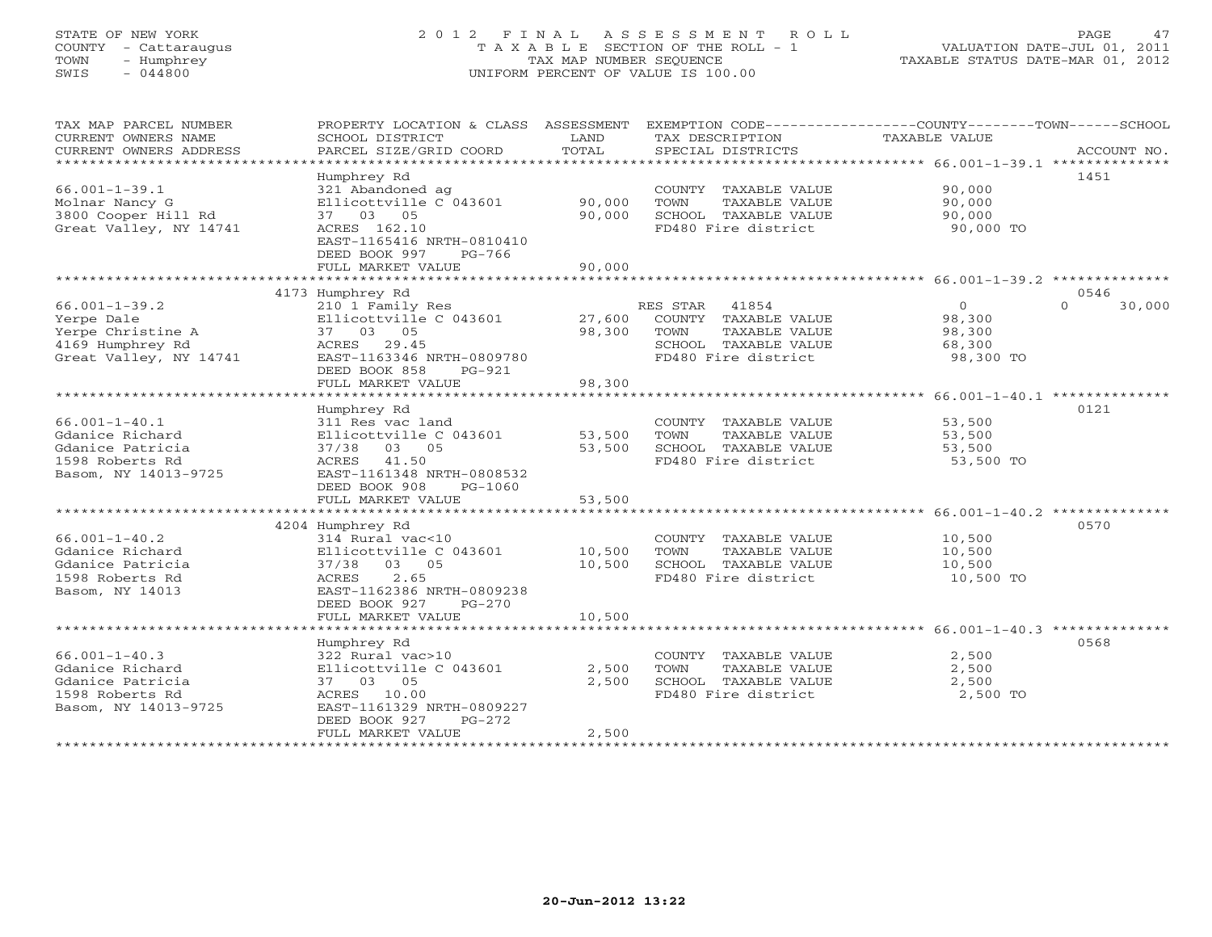STATE OF NEW YORK
COUNTY - Cattaraugus
TOWN - Humphrey
SWIS - 044800

# 2012 FINAL ASSESSMENT ROLL

TAXABLE SECTION OF THE ROLL - 1
TAX MAP NUMBER SEQUENCE
UNIFORM PERCENT OF VALUE IS 100.00

VALUATION DATE-JUL 01, 2011
TAXABLE STATUS DATE-MAR 01, 2012

| TAX MAP PARCEL NUMBER / CURRENT OWNERS NAME / CURRENT OWNERS ADDRESS | PROPERTY LOCATION & CLASS / SCHOOL DISTRICT / PARCEL SIZE/GRID COORD | ASSESSMENT LAND | TOTAL | EXEMPTION CODE / TAX DESCRIPTION / SPECIAL DISTRICTS | COUNTY TAXABLE VALUE | TOWN | SCHOOL | ACCOUNT NO. |
|---|---|---|---|---|---|---|---|---|
| 66.001-1-39.1 | Humphrey Rd | | | | | | | 1451 |
| Molnar Nancy G | 321 Abandoned ag | | | COUNTY TAXABLE VALUE | 90,000 | | | |
| 3800 Cooper Hill Rd | Ellicottville C 043601 | 90,000 | | TOWN TAXABLE VALUE | 90,000 | | | |
| Great Valley, NY 14741 | 37 03 05 | | 90,000 | SCHOOL TAXABLE VALUE | 90,000 | | | |
| | ACRES 162.10 | | | FD480 Fire district | 90,000 TO | | | |
| | EAST-1165416 NRTH-0810410 | | | | | | | |
| | DEED BOOK 997 PG-766 | | | | | | | |
| | FULL MARKET VALUE | | 90,000 | | | | | |
| 66.001-1-39.2 | 4173 Humphrey Rd | | | | | | | 0546 |
| Yerpe Dale | 210 1 Family Res | | | RES STAR 41854 | 0 | | 0 30,000 | |
| Yerpe Christine A | Ellicottville C 043601 | 27,600 | | COUNTY TAXABLE VALUE | 98,300 | | | |
| 4169 Humphrey Rd | 37 03 05 | | 98,300 | TOWN TAXABLE VALUE | 98,300 | | | |
| Great Valley, NY 14741 | ACRES 29.45 | | | SCHOOL TAXABLE VALUE | 68,300 | | | |
| | EAST-1163346 NRTH-0809780 | | | FD480 Fire district | 98,300 TO | | | |
| | DEED BOOK 858 PG-921 | | | | | | | |
| | FULL MARKET VALUE | | 98,300 | | | | | |
| 66.001-1-40.1 | Humphrey Rd | | | | | | | 0121 |
| Gdanice Richard | 311 Res vac land | | | COUNTY TAXABLE VALUE | 53,500 | | | |
| Gdanice Patricia | Ellicottville C 043601 | 53,500 | | TOWN TAXABLE VALUE | 53,500 | | | |
| 1598 Roberts Rd | 37/38 03 05 | | 53,500 | SCHOOL TAXABLE VALUE | 53,500 | | | |
| Basom, NY 14013-9725 | ACRES 41.50 | | | FD480 Fire district | 53,500 TO | | | |
| | EAST-1161348 NRTH-0808532 | | | | | | | |
| | DEED BOOK 908 PG-1060 | | | | | | | |
| | FULL MARKET VALUE | | 53,500 | | | | | |
| 66.001-1-40.2 | 4204 Humphrey Rd | | | | | | | 0570 |
| Gdanice Richard | 314 Rural vac<10 | | | COUNTY TAXABLE VALUE | 10,500 | | | |
| Gdanice Patricia | Ellicottville C 043601 | 10,500 | | TOWN TAXABLE VALUE | 10,500 | | | |
| 1598 Roberts Rd | 37/38 03 05 | | 10,500 | SCHOOL TAXABLE VALUE | 10,500 | | | |
| Basom, NY 14013 | ACRES 2.65 | | | FD480 Fire district | 10,500 TO | | | |
| | EAST-1162386 NRTH-0809238 | | | | | | | |
| | DEED BOOK 927 PG-270 | | | | | | | |
| | FULL MARKET VALUE | | 10,500 | | | | | |
| 66.001-1-40.3 | Humphrey Rd | | | | | | | 0568 |
| Gdanice Richard | 322 Rural vac>10 | | | COUNTY TAXABLE VALUE | 2,500 | | | |
| Gdanice Patricia | Ellicottville C 043601 | 2,500 | | TOWN TAXABLE VALUE | 2,500 | | | |
| 1598 Roberts Rd | 37 03 05 | | 2,500 | SCHOOL TAXABLE VALUE | 2,500 | | | |
| Basom, NY 14013-9725 | ACRES 10.00 | | | FD480 Fire district | 2,500 TO | | | |
| | EAST-1161329 NRTH-0809227 | | | | | | | |
| | DEED BOOK 927 PG-272 | | | | | | | |
| | FULL MARKET VALUE | | 2,500 | | | | | |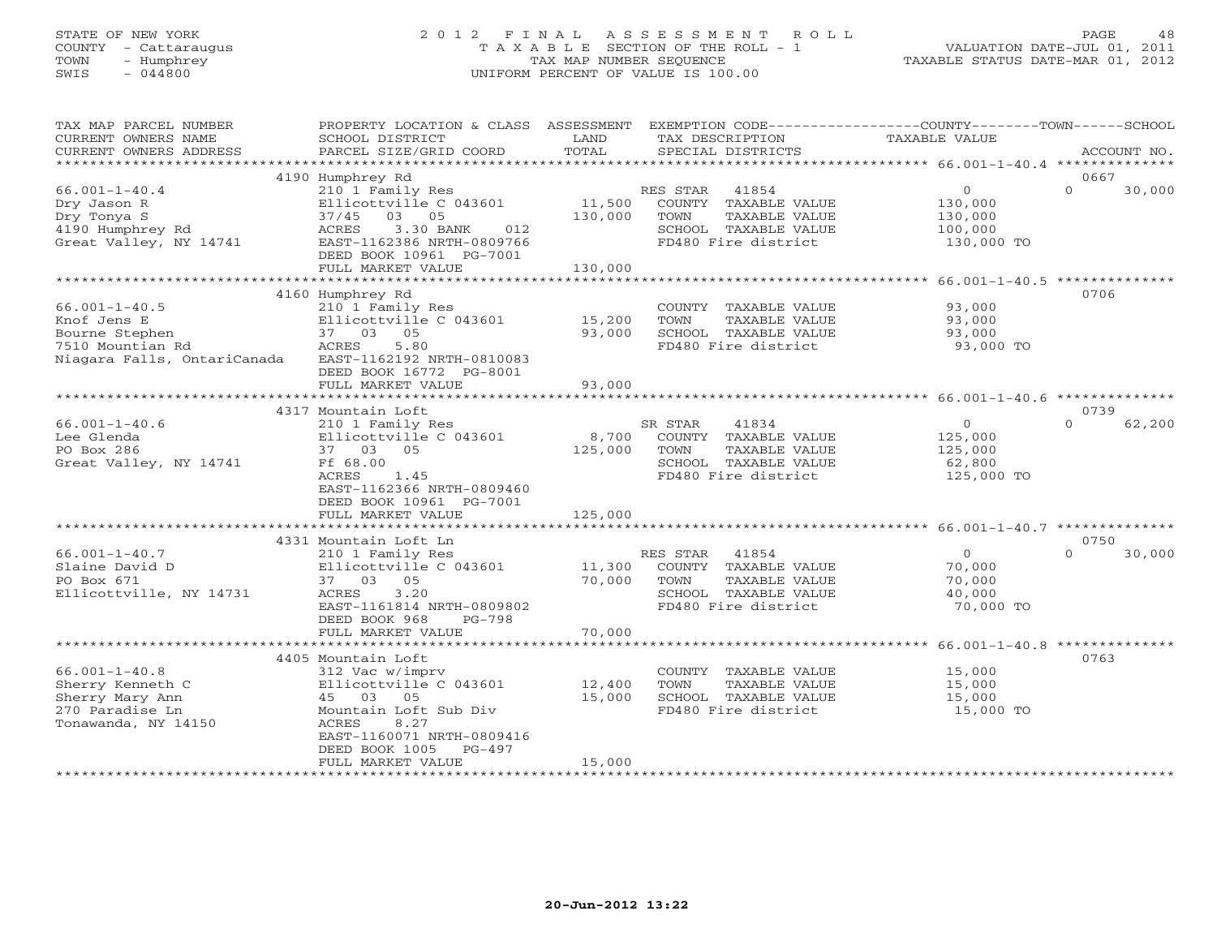STATE OF NEW YORK
COUNTY - Cattaraugus
TOWN - Humphrey
SWIS - 044800

2012 FINAL ASSESSMENT ROLL
TAXABLE SECTION OF THE ROLL - 1
TAX MAP NUMBER SEQUENCE
UNIFORM PERCENT OF VALUE IS 100.00

VALUATION DATE-JUL 01, 2011
TAXABLE STATUS DATE-MAR 01, 2012

| TAX MAP PARCEL NUMBER / CURRENT OWNERS NAME / CURRENT OWNERS ADDRESS | PROPERTY LOCATION & CLASS / SCHOOL DISTRICT / PARCEL SIZE/GRID COORD | ASSESSMENT LAND / TOTAL | EXEMPTION CODE / TAX DESCRIPTION / SPECIAL DISTRICTS | COUNTY / TOWN / SCHOOL TAXABLE VALUE | ACCOUNT NO. |
|---|---|---|---|---|---|
| **66.001-1-40.4** | 4190 Humphrey Rd | | | | 0667 |
| 66.001-1-40.4 | 210 1 Family Res | | RES STAR 41854 | 0 | 0 30,000 |
| Dry Jason R | Ellicottville C 043601 | 11,500 | COUNTY TAXABLE VALUE | 130,000 | |
| Dry Tonya S | 37/45 03 05 | 130,000 | TOWN TAXABLE VALUE | 130,000 | |
| 4190 Humphrey Rd | ACRES 3.30 BANK 012 | | SCHOOL TAXABLE VALUE | 100,000 | |
| Great Valley, NY 14741 | EAST-1162386 NRTH-0809766 | | FD480 Fire district | 130,000 TO | |
| | DEED BOOK 10961 PG-7001 | | | | |
| | FULL MARKET VALUE | 130,000 | | | |
| **66.001-1-40.5** | 4160 Humphrey Rd | | | | 0706 |
| 66.001-1-40.5 | 210 1 Family Res | | COUNTY TAXABLE VALUE | 93,000 | |
| Knof Jens E | Ellicottville C 043601 | 15,200 | TOWN TAXABLE VALUE | 93,000 | |
| Bourne Stephen | 37 03 05 | 93,000 | SCHOOL TAXABLE VALUE | 93,000 | |
| 7510 Mountian Rd | ACRES 5.80 | | FD480 Fire district | 93,000 TO | |
| Niagara Falls, OntariCanada | EAST-1162192 NRTH-0810083 | | | | |
| | DEED BOOK 16772 PG-8001 | | | | |
| | FULL MARKET VALUE | 93,000 | | | |
| **66.001-1-40.6** | 4317 Mountain Loft | | | | 0739 |
| 66.001-1-40.6 | 210 1 Family Res | | SR STAR 41834 | 0 | 0 62,200 |
| Lee Glenda | Ellicottville C 043601 | 8,700 | COUNTY TAXABLE VALUE | 125,000 | |
| PO Box 286 | 37 03 05 | 125,000 | TOWN TAXABLE VALUE | 125,000 | |
| Great Valley, NY 14741 | Ff 68.00 | | SCHOOL TAXABLE VALUE | 62,800 | |
| | ACRES 1.45 | | FD480 Fire district | 125,000 TO | |
| | EAST-1162366 NRTH-0809460 | | | | |
| | DEED BOOK 10961 PG-7001 | | | | |
| | FULL MARKET VALUE | 125,000 | | | |
| **66.001-1-40.7** | 4331 Mountain Loft Ln | | | | 0750 |
| 66.001-1-40.7 | 210 1 Family Res | | RES STAR 41854 | 0 | 0 30,000 |
| Slaine David D | Ellicottville C 043601 | 11,300 | COUNTY TAXABLE VALUE | 70,000 | |
| PO Box 671 | 37 03 05 | 70,000 | TOWN TAXABLE VALUE | 70,000 | |
| Ellicottville, NY 14731 | ACRES 3.20 | | SCHOOL TAXABLE VALUE | 40,000 | |
| | EAST-1161814 NRTH-0809802 | | FD480 Fire district | 70,000 TO | |
| | DEED BOOK 968 PG-798 | | | | |
| | FULL MARKET VALUE | 70,000 | | | |
| **66.001-1-40.8** | 4405 Mountain Loft | | | | 0763 |
| 66.001-1-40.8 | 312 Vac w/imprv | | COUNTY TAXABLE VALUE | 15,000 | |
| Sherry Kenneth C | Ellicottville C 043601 | 12,400 | TOWN TAXABLE VALUE | 15,000 | |
| Sherry Mary Ann | 45 03 05 | 15,000 | SCHOOL TAXABLE VALUE | 15,000 | |
| 270 Paradise Ln | Mountain Loft Sub Div | | FD480 Fire district | 15,000 TO | |
| Tonawanda, NY 14150 | ACRES 8.27 | | | | |
| | EAST-1160071 NRTH-0809416 | | | | |
| | DEED BOOK 1005 PG-497 | | | | |
| | FULL MARKET VALUE | 15,000 | | | |

20-Jun-2012 13:22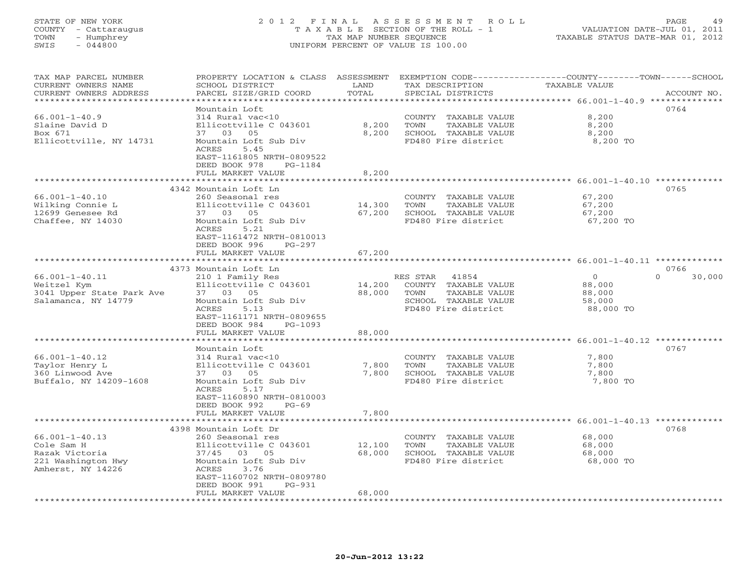STATE OF NEW YORK
COUNTY - Cattaraugus
TOWN - Humphrey
SWIS - 044800

2012 FINAL ASSESSMENT ROLL
TAXABLE SECTION OF THE ROLL - 1
TAX MAP NUMBER SEQUENCE
UNIFORM PERCENT OF VALUE IS 100.00

VALUATION DATE-JUL 01, 2011
TAXABLE STATUS DATE-MAR 01, 2012

| TAX MAP PARCEL NUMBER / CURRENT OWNERS NAME / CURRENT OWNERS ADDRESS | PROPERTY LOCATION & CLASS / SCHOOL DISTRICT / PARCEL SIZE/GRID COORD | ASSESSMENT LAND / TOTAL | EXEMPTION CODE / TAX DESCRIPTION / SPECIAL DISTRICTS | COUNTY / TOWN / SCHOOL TAXABLE VALUE | ACCOUNT NO. |
|---|---|---|---|---|---|
| 66.001-1-40.9 | Mountain Loft | | | | 0764 |
| | 314 Rural vac<10 | | COUNTY TAXABLE VALUE | 8,200 | |
| Slaine David D | Ellicottville C 043601 | 8,200 | TOWN TAXABLE VALUE | 8,200 | |
| Box 671 | 37 03 05 | 8,200 | SCHOOL TAXABLE VALUE | 8,200 | |
| Ellicottville, NY 14731 | Mountain Loft Sub Div | | FD480 Fire district | 8,200 TO | |
| | ACRES 5.45 | | | | |
| | EAST-1161805 NRTH-0809522 | | | | |
| | DEED BOOK 978 PG-1184 | | | | |
| | FULL MARKET VALUE | 8,200 | | | |
| 66.001-1-40.10 | 4342 Mountain Loft Ln | | | | 0765 |
| | 260 Seasonal res | | COUNTY TAXABLE VALUE | 67,200 | |
| Wilking Connie L | Ellicottville C 043601 | 14,300 | TOWN TAXABLE VALUE | 67,200 | |
| 12699 Genesee Rd | 37 03 05 | 67,200 | SCHOOL TAXABLE VALUE | 67,200 | |
| Chaffee, NY 14030 | Mountain Loft Sub Div | | FD480 Fire district | 67,200 TO | |
| | ACRES 5.21 | | | | |
| | EAST-1161472 NRTH-0810013 | | | | |
| | DEED BOOK 996 PG-297 | | | | |
| | FULL MARKET VALUE | 67,200 | | | |
| 66.001-1-40.11 | 4373 Mountain Loft Ln | | | | 0766 |
| | 210 1 Family Res | | RES STAR 41854 | 0 / 0 / 30,000 | |
| Weitzel Kym | Ellicottville C 043601 | 14,200 | COUNTY TAXABLE VALUE | 88,000 | |
| 3041 Upper State Park Ave | 37 03 05 | 88,000 | TOWN TAXABLE VALUE | 88,000 | |
| Salamanca, NY 14779 | Mountain Loft Sub Div | | SCHOOL TAXABLE VALUE | 58,000 | |
| | ACRES 5.13 | | FD480 Fire district | 88,000 TO | |
| | EAST-1161171 NRTH-0809655 | | | | |
| | DEED BOOK 984 PG-1093 | | | | |
| | FULL MARKET VALUE | 88,000 | | | |
| 66.001-1-40.12 | Mountain Loft | | | | 0767 |
| | 314 Rural vac<10 | | COUNTY TAXABLE VALUE | 7,800 | |
| Taylor Henry L | Ellicottville C 043601 | 7,800 | TOWN TAXABLE VALUE | 7,800 | |
| 360 Linwood Ave | 37 03 05 | 7,800 | SCHOOL TAXABLE VALUE | 7,800 | |
| Buffalo, NY 14209-1608 | Mountain Loft Sub Div | | FD480 Fire district | 7,800 TO | |
| | ACRES 5.17 | | | | |
| | EAST-1160890 NRTH-0810003 | | | | |
| | DEED BOOK 992 PG-69 | | | | |
| | FULL MARKET VALUE | 7,800 | | | |
| 66.001-1-40.13 | 4398 Mountain Loft Dr | | | | 0768 |
| | 260 Seasonal res | | COUNTY TAXABLE VALUE | 68,000 | |
| Cole Sam H | Ellicottville C 043601 | 12,100 | TOWN TAXABLE VALUE | 68,000 | |
| Razak Victoria | 37/45 03 05 | 68,000 | SCHOOL TAXABLE VALUE | 68,000 | |
| 221 Washington Hwy | Mountain Loft Sub Div | | FD480 Fire district | 68,000 TO | |
| Amherst, NY 14226 | ACRES 3.76 | | | | |
| | EAST-1160702 NRTH-0809780 | | | | |
| | DEED BOOK 991 PG-931 | | | | |
| | FULL MARKET VALUE | 68,000 | | | |

20-Jun-2012 13:22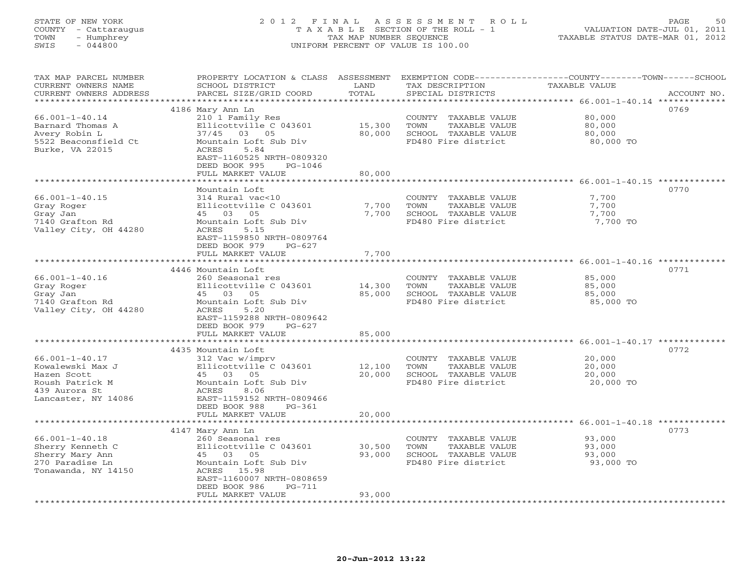STATE OF NEW YORK
COUNTY - Cattaraugus
TOWN - Humphrey
SWIS - 044800

# 2012 FINAL ASSESSMENT ROLL

TAXABLE SECTION OF THE ROLL - 1
TAX MAP NUMBER SEQUENCE
UNIFORM PERCENT OF VALUE IS 100.00

VALUATION DATE-JUL 01, 2011
TAXABLE STATUS DATE-MAR 01, 2012

| TAX MAP PARCEL NUMBER / CURRENT OWNERS NAME / CURRENT OWNERS ADDRESS | PROPERTY LOCATION & CLASS / SCHOOL DISTRICT / PARCEL SIZE/GRID COORD | ASSESSMENT LAND | TOTAL | EXEMPTION CODE / TAX DESCRIPTION / SPECIAL DISTRICTS | TAXABLE VALUE (COUNTY / TOWN / SCHOOL) | ACCOUNT NO. |
|---|---|---|---|---|---|---|
| 66.001-1-40.14 | 4186 Mary Ann Ln | | | | | 0769 |
| 66.001-1-40.14 | 210 1 Family Res | | | COUNTY TAXABLE VALUE | 80,000 | |
| Barnard Thomas A | Ellicottville C 043601 | 15,300 | | TOWN TAXABLE VALUE | 80,000 | |
| Avery Robin L | 37/45 03 05 | | 80,000 | SCHOOL TAXABLE VALUE | 80,000 | |
| 5522 Beaconsfield Ct | Mountain Loft Sub Div | | | FD480 Fire district | 80,000 TO | |
| Burke, VA 22015 | ACRES 5.84 | | | | | |
| | EAST-1160525 NRTH-0809320 | | | | | |
| | DEED BOOK 995 PG-1046 | | | | | |
| | FULL MARKET VALUE | | 80,000 | | | |
| 66.001-1-40.15 | Mountain Loft | | | | | 0770 |
| 66.001-1-40.15 | 314 Rural vac<10 | | | COUNTY TAXABLE VALUE | 7,700 | |
| Gray Roger | Ellicottville C 043601 | 7,700 | | TOWN TAXABLE VALUE | 7,700 | |
| Gray Jan | 45 03 05 | | 7,700 | SCHOOL TAXABLE VALUE | 7,700 | |
| 7140 Grafton Rd | Mountain Loft Sub Div | | | FD480 Fire district | 7,700 TO | |
| Valley City, OH 44280 | ACRES 5.15 | | | | | |
| | EAST-1159850 NRTH-0809764 | | | | | |
| | DEED BOOK 979 PG-627 | | | | | |
| | FULL MARKET VALUE | | 7,700 | | | |
| 66.001-1-40.16 | 4446 Mountain Loft | | | | | 0771 |
| 66.001-1-40.16 | 260 Seasonal res | | | COUNTY TAXABLE VALUE | 85,000 | |
| Gray Roger | Ellicottville C 043601 | 14,300 | | TOWN TAXABLE VALUE | 85,000 | |
| Gray Jan | 45 03 05 | | 85,000 | SCHOOL TAXABLE VALUE | 85,000 | |
| 7140 Grafton Rd | Mountain Loft Sub Div | | | FD480 Fire district | 85,000 TO | |
| Valley City, OH 44280 | ACRES 5.20 | | | | | |
| | EAST-1159288 NRTH-0809642 | | | | | |
| | DEED BOOK 979 PG-627 | | | | | |
| | FULL MARKET VALUE | | 85,000 | | | |
| 66.001-1-40.17 | 4435 Mountain Loft | | | | | 0772 |
| 66.001-1-40.17 | 312 Vac w/imprv | | | COUNTY TAXABLE VALUE | 20,000 | |
| Kowalewski Max J | Ellicottville C 043601 | 12,100 | | TOWN TAXABLE VALUE | 20,000 | |
| Hazen Scott | 45 03 05 | | 20,000 | SCHOOL TAXABLE VALUE | 20,000 | |
| Roush Patrick M | Mountain Loft Sub Div | | | FD480 Fire district | 20,000 TO | |
| 439 Aurora St | ACRES 8.06 | | | | | |
| Lancaster, NY 14086 | EAST-1159152 NRTH-0809466 | | | | | |
| | DEED BOOK 988 PG-361 | | | | | |
| | FULL MARKET VALUE | | 20,000 | | | |
| 66.001-1-40.18 | 4147 Mary Ann Ln | | | | | 0773 |
| 66.001-1-40.18 | 260 Seasonal res | | | COUNTY TAXABLE VALUE | 93,000 | |
| Sherry Kenneth C | Ellicottville C 043601 | 30,500 | | TOWN TAXABLE VALUE | 93,000 | |
| Sherry Mary Ann | 45 03 05 | | 93,000 | SCHOOL TAXABLE VALUE | 93,000 | |
| 270 Paradise Ln | Mountain Loft Sub Div | | | FD480 Fire district | 93,000 TO | |
| Tonawanda, NY 14150 | ACRES 15.98 | | | | | |
| | EAST-1160007 NRTH-0808659 | | | | | |
| | DEED BOOK 986 PG-711 | | | | | |
| | FULL MARKET VALUE | | 93,000 | | | |

20-Jun-2012 13:22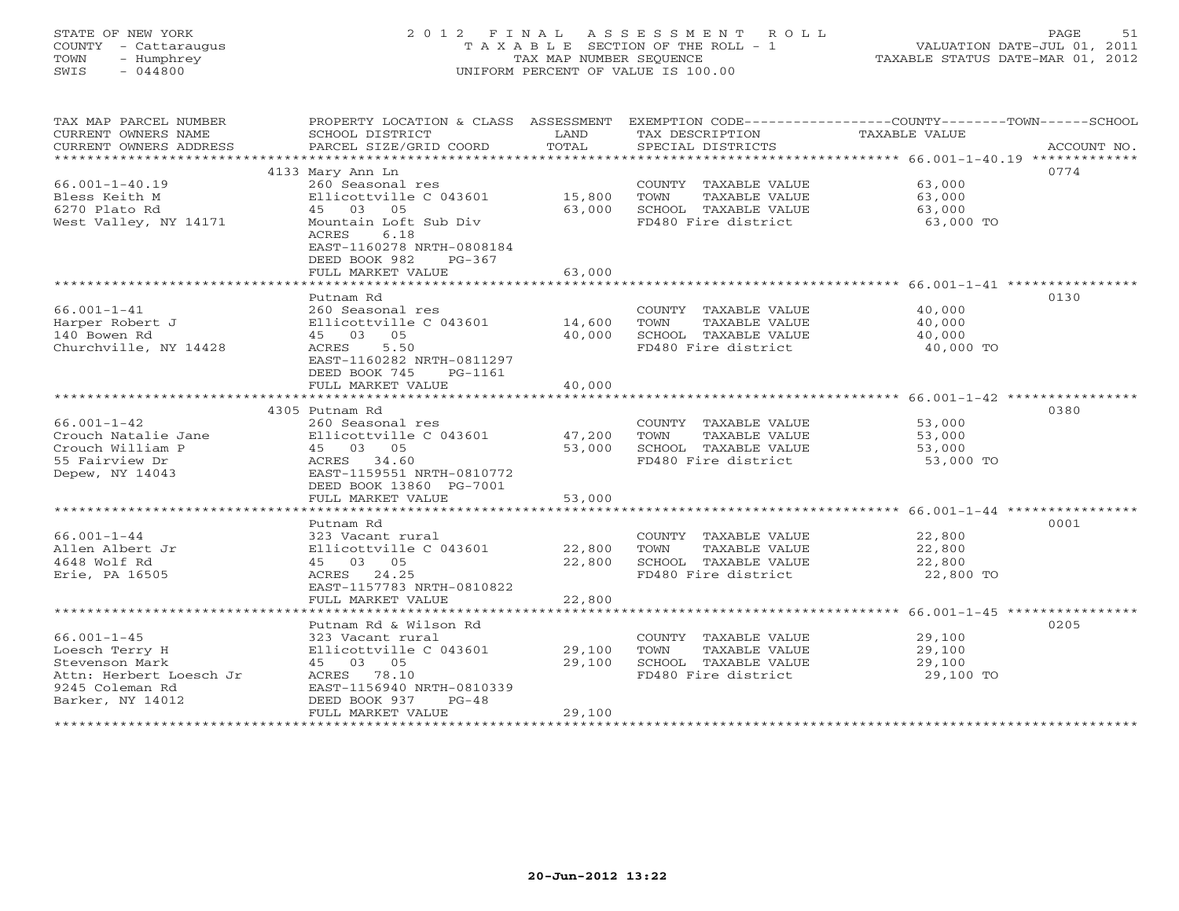STATE OF NEW YORK
COUNTY - Cattaraugus
TOWN - Humphrey
SWIS - 044800

# 2012 FINAL ASSESSMENT ROLL

TAXABLE SECTION OF THE ROLL - 1
TAX MAP NUMBER SEQUENCE
UNIFORM PERCENT OF VALUE IS 100.00

VALUATION DATE-JUL 01, 2011
TAXABLE STATUS DATE-MAR 01, 2012

| TAX MAP PARCEL NUMBER / CURRENT OWNERS NAME / CURRENT OWNERS ADDRESS | PROPERTY LOCATION & CLASS / SCHOOL DISTRICT / PARCEL SIZE/GRID COORD | ASSESSMENT LAND | TOTAL | EXEMPTION CODE / TAX DESCRIPTION / SPECIAL DISTRICTS | COUNTY--------TOWN------SCHOOL TAXABLE VALUE | ACCOUNT NO. |
|---|---|---|---|---|---|---|
| 66.001-1-40.19 | 4133 Mary Ann Ln | | | | | 0774 |
| | 260 Seasonal res | | | COUNTY TAXABLE VALUE | 63,000 | |
| Bless Keith M | Ellicottville C 043601 | 15,800 | | TOWN TAXABLE VALUE | 63,000 | |
| 6270 Plato Rd | 45 03 05 | | 63,000 | SCHOOL TAXABLE VALUE | 63,000 | |
| West Valley, NY 14171 | Mountain Loft Sub Div | | | FD480 Fire district | 63,000 TO | |
| | ACRES 6.18 | | | | | |
| | EAST-1160278 NRTH-0808184 | | | | | |
| | DEED BOOK 982 PG-367 | | | | | |
| | FULL MARKET VALUE | | 63,000 | | | |
| 66.001-1-41 | Putnam Rd | | | | | 0130 |
| | 260 Seasonal res | | | COUNTY TAXABLE VALUE | 40,000 | |
| Harper Robert J | Ellicottville C 043601 | 14,600 | | TOWN TAXABLE VALUE | 40,000 | |
| 140 Bowen Rd | 45 03 05 | | 40,000 | SCHOOL TAXABLE VALUE | 40,000 | |
| Churchville, NY 14428 | ACRES 5.50 | | | FD480 Fire district | 40,000 TO | |
| | EAST-1160282 NRTH-0811297 | | | | | |
| | DEED BOOK 745 PG-1161 | | | | | |
| | FULL MARKET VALUE | | 40,000 | | | |
| 66.001-1-42 | 4305 Putnam Rd | | | | | 0380 |
| | 260 Seasonal res | | | COUNTY TAXABLE VALUE | 53,000 | |
| Crouch Natalie Jane | Ellicottville C 043601 | 47,200 | | TOWN TAXABLE VALUE | 53,000 | |
| Crouch William P | 45 03 05 | | 53,000 | SCHOOL TAXABLE VALUE | 53,000 | |
| 55 Fairview Dr | ACRES 34.60 | | | FD480 Fire district | 53,000 TO | |
| Depew, NY 14043 | EAST-1159551 NRTH-0810772 | | | | | |
| | DEED BOOK 13860 PG-7001 | | | | | |
| | FULL MARKET VALUE | | 53,000 | | | |
| 66.001-1-44 | Putnam Rd | | | | | 0001 |
| | 323 Vacant rural | | | COUNTY TAXABLE VALUE | 22,800 | |
| Allen Albert Jr | Ellicottville C 043601 | 22,800 | | TOWN TAXABLE VALUE | 22,800 | |
| 4648 Wolf Rd | 45 03 05 | | 22,800 | SCHOOL TAXABLE VALUE | 22,800 | |
| Erie, PA 16505 | ACRES 24.25 | | | FD480 Fire district | 22,800 TO | |
| | EAST-1157783 NRTH-0810822 | | | | | |
| | FULL MARKET VALUE | | 22,800 | | | |
| 66.001-1-45 | Putnam Rd & Wilson Rd | | | | | 0205 |
| | 323 Vacant rural | | | COUNTY TAXABLE VALUE | 29,100 | |
| Loesch Terry H | Ellicottville C 043601 | 29,100 | | TOWN TAXABLE VALUE | 29,100 | |
| Stevenson Mark | 45 03 05 | | 29,100 | SCHOOL TAXABLE VALUE | 29,100 | |
| Attn: Herbert Loesch Jr | ACRES 78.10 | | | FD480 Fire district | 29,100 TO | |
| 9245 Coleman Rd | EAST-1156940 NRTH-0810339 | | | | | |
| Barker, NY 14012 | DEED BOOK 937 PG-48 | | | | | |
| | FULL MARKET VALUE | | 29,100 | | | |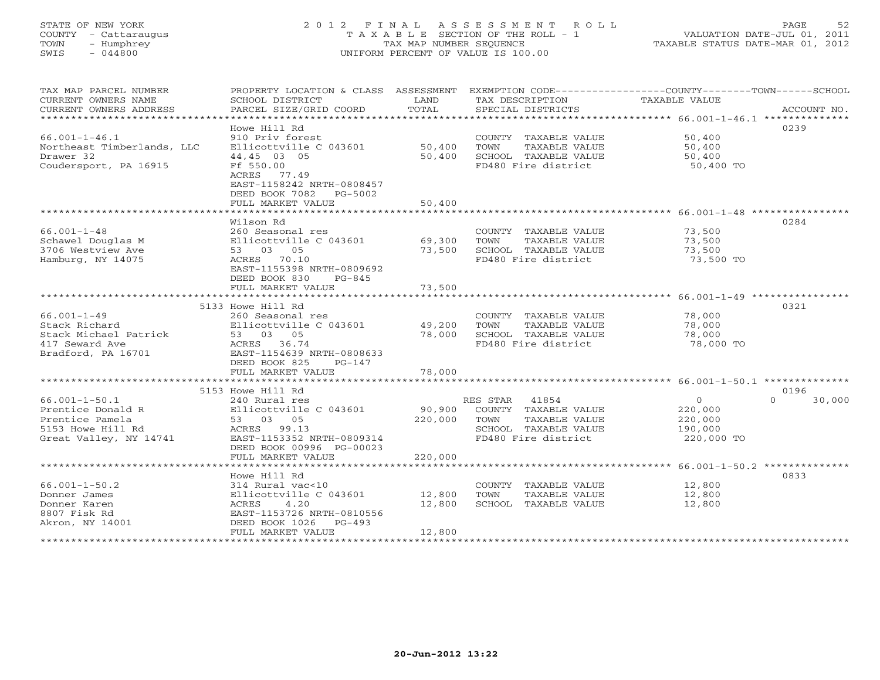STATE OF NEW YORK
COUNTY - Cattaraugus
TOWN - Humphrey
SWIS - 044800

# 2012 FINAL ASSESSMENT ROLL
TAXABLE SECTION OF THE ROLL - 1
TAX MAP NUMBER SEQUENCE
UNIFORM PERCENT OF VALUE IS 100.00

VALUATION DATE-JUL 01, 2011
TAXABLE STATUS DATE-MAR 01, 2012

| TAX MAP PARCEL NUMBER / CURRENT OWNERS NAME / CURRENT OWNERS ADDRESS | PROPERTY LOCATION & CLASS / SCHOOL DISTRICT / PARCEL SIZE/GRID COORD | ASSESSMENT LAND / TOTAL | EXEMPTION CODE / TAX DESCRIPTION / SPECIAL DISTRICTS | COUNTY / TOWN / SCHOOL TAXABLE VALUE | ACCOUNT NO. |
|---|---|---|---|---|---|
| 66.001-1-46.1 | Howe Hill Rd | | | | 0239 |
| | 910 Priv forest | | COUNTY TAXABLE VALUE | 50,400 | |
| Northeast Timberlands, LLC | Ellicottville C 043601 | 50,400 | TOWN TAXABLE VALUE | 50,400 | |
| Drawer 32 | 44,45 03 05 | 50,400 | SCHOOL TAXABLE VALUE | 50,400 | |
| Coudersport, PA 16915 | Ff 550.00 | | FD480 Fire district | 50,400 TO | |
| | ACRES 77.49 | | | | |
| | EAST-1158242 NRTH-0808457 | | | | |
| | DEED BOOK 7082 PG-5002 | | | | |
| | FULL MARKET VALUE | 50,400 | | | |
| 66.001-1-48 | Wilson Rd | | | | 0284 |
| | 260 Seasonal res | | COUNTY TAXABLE VALUE | 73,500 | |
| Schawel Douglas M | Ellicottville C 043601 | 69,300 | TOWN TAXABLE VALUE | 73,500 | |
| 3706 Westview Ave | 53 03 05 | 73,500 | SCHOOL TAXABLE VALUE | 73,500 | |
| Hamburg, NY 14075 | ACRES 70.10 | | FD480 Fire district | 73,500 TO | |
| | EAST-1155398 NRTH-0809692 | | | | |
| | DEED BOOK 830 PG-845 | | | | |
| | FULL MARKET VALUE | 73,500 | | | |
| 66.001-1-49 | 5133 Howe Hill Rd | | | | 0321 |
| | 260 Seasonal res | | COUNTY TAXABLE VALUE | 78,000 | |
| Stack Richard | Ellicottville C 043601 | 49,200 | TOWN TAXABLE VALUE | 78,000 | |
| Stack Michael Patrick | 53 03 05 | 78,000 | SCHOOL TAXABLE VALUE | 78,000 | |
| 417 Seward Ave | ACRES 36.74 | | FD480 Fire district | 78,000 TO | |
| Bradford, PA 16701 | EAST-1154639 NRTH-0808633 | | | | |
| | DEED BOOK 825 PG-147 | | | | |
| | FULL MARKET VALUE | 78,000 | | | |
| 66.001-1-50.1 | 5153 Howe Hill Rd | | | | 0196 |
| | 240 Rural res | | RES STAR 41854 | 0 / 0 / 30,000 | |
| Prentice Donald R | Ellicottville C 043601 | 90,900 | COUNTY TAXABLE VALUE | 220,000 | |
| Prentice Pamela | 53 03 05 | 220,000 | TOWN TAXABLE VALUE | 220,000 | |
| 5153 Howe Hill Rd | ACRES 99.13 | | SCHOOL TAXABLE VALUE | 190,000 | |
| Great Valley, NY 14741 | EAST-1153352 NRTH-0809314 | | FD480 Fire district | 220,000 TO | |
| | DEED BOOK 00996 PG-00023 | | | | |
| | FULL MARKET VALUE | 220,000 | | | |
| 66.001-1-50.2 | Howe Hill Rd | | | | 0833 |
| | 314 Rural vac<10 | | COUNTY TAXABLE VALUE | 12,800 | |
| Donner James | Ellicottville C 043601 | 12,800 | TOWN TAXABLE VALUE | 12,800 | |
| Donner Karen | ACRES 4.20 | 12,800 | SCHOOL TAXABLE VALUE | 12,800 | |
| 8807 Fisk Rd | EAST-1153726 NRTH-0810556 | | | | |
| Akron, NY 14001 | DEED BOOK 1026 PG-493 | | | | |
| | FULL MARKET VALUE | 12,800 | | | |

20-Jun-2012 13:22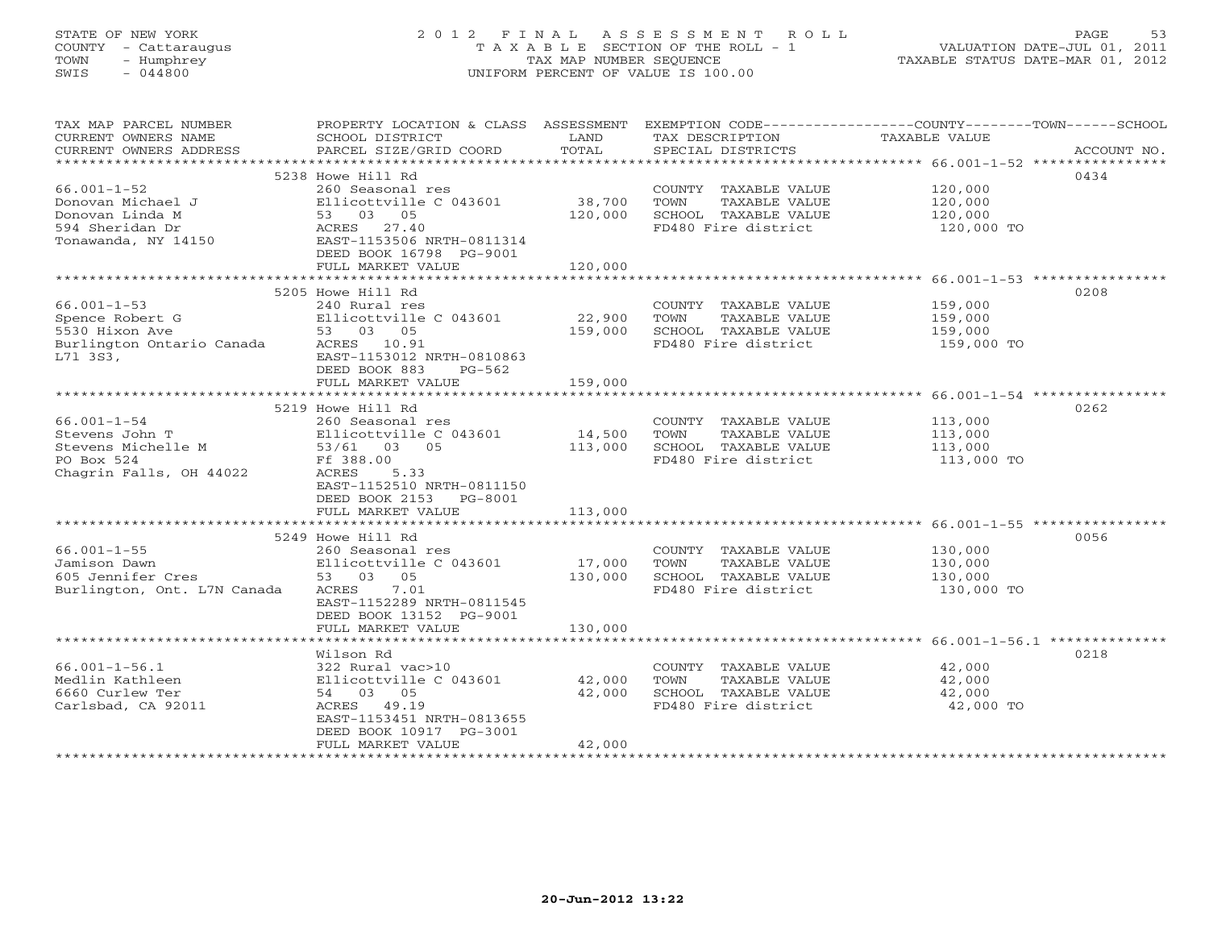STATE OF NEW YORK
COUNTY - Cattaraugus
TOWN - Humphrey
SWIS - 044800

# 2012 FINAL ASSESSMENT ROLL

TAXABLE SECTION OF THE ROLL - 1
TAX MAP NUMBER SEQUENCE
UNIFORM PERCENT OF VALUE IS 100.00

VALUATION DATE-JUL 01, 2011
TAXABLE STATUS DATE-MAR 01, 2012

| TAX MAP PARCEL NUMBER / CURRENT OWNERS NAME / CURRENT OWNERS ADDRESS | PROPERTY LOCATION & CLASS / SCHOOL DISTRICT / PARCEL SIZE/GRID COORD | ASSESSMENT LAND | TOTAL | EXEMPTION CODE / TAX DESCRIPTION / SPECIAL DISTRICTS | COUNTY / TOWN / SCHOOL TAXABLE VALUE | ACCOUNT NO. |
|---|---|---|---|---|---|---|
| 66.001-1-52 | 5238 Howe Hill Rd | | | | | 0434 |
| Donovan Michael J | 260 Seasonal res | | | COUNTY TAXABLE VALUE | 120,000 | |
| Donovan Linda M | Ellicottville C 043601 | 38,700 | | TOWN TAXABLE VALUE | 120,000 | |
| 594 Sheridan Dr | 53 03 05 | | 120,000 | SCHOOL TAXABLE VALUE | 120,000 | |
| Tonawanda, NY 14150 | ACRES 27.40 | | | FD480 Fire district | 120,000 TO | |
| | EAST-1153506 NRTH-0811314 | | | | | |
| | DEED BOOK 16798 PG-9001 | | | | | |
| | FULL MARKET VALUE | | 120,000 | | | |
| 66.001-1-53 | 5205 Howe Hill Rd | | | | | 0208 |
| Spence Robert G | 240 Rural res | | | COUNTY TAXABLE VALUE | 159,000 | |
| 5530 Hixon Ave | Ellicottville C 043601 | 22,900 | | TOWN TAXABLE VALUE | 159,000 | |
| Burlington Ontario Canada | 53 03 05 | | 159,000 | SCHOOL TAXABLE VALUE | 159,000 | |
| L71 3S3, | ACRES 10.91 | | | FD480 Fire district | 159,000 TO | |
| | EAST-1153012 NRTH-0810863 | | | | | |
| | DEED BOOK 883 PG-562 | | | | | |
| | FULL MARKET VALUE | | 159,000 | | | |
| 66.001-1-54 | 5219 Howe Hill Rd | | | | | 0262 |
| Stevens John T | 260 Seasonal res | | | COUNTY TAXABLE VALUE | 113,000 | |
| Stevens Michelle M | Ellicottville C 043601 | 14,500 | | TOWN TAXABLE VALUE | 113,000 | |
| PO Box 524 | 53/61 03 05 | | 113,000 | SCHOOL TAXABLE VALUE | 113,000 | |
| Chagrin Falls, OH 44022 | Ff 388.00 | | | FD480 Fire district | 113,000 TO | |
| | ACRES 5.33 | | | | | |
| | EAST-1152510 NRTH-0811150 | | | | | |
| | DEED BOOK 2153 PG-8001 | | | | | |
| | FULL MARKET VALUE | | 113,000 | | | |
| 66.001-1-55 | 5249 Howe Hill Rd | | | | | 0056 |
| Jamison Dawn | 260 Seasonal res | | | COUNTY TAXABLE VALUE | 130,000 | |
| 605 Jennifer Cres | Ellicottville C 043601 | 17,000 | | TOWN TAXABLE VALUE | 130,000 | |
| Burlington, Ont. L7N Canada | 53 03 05 | | 130,000 | SCHOOL TAXABLE VALUE | 130,000 | |
| | ACRES 7.01 | | | FD480 Fire district | 130,000 TO | |
| | EAST-1152289 NRTH-0811545 | | | | | |
| | DEED BOOK 13152 PG-9001 | | | | | |
| | FULL MARKET VALUE | | 130,000 | | | |
| 66.001-1-56.1 | Wilson Rd | | | | | 0218 |
| Medlin Kathleen | 322 Rural vac>10 | | | COUNTY TAXABLE VALUE | 42,000 | |
| 6660 Curlew Ter | Ellicottville C 043601 | 42,000 | | TOWN TAXABLE VALUE | 42,000 | |
| Carlsbad, CA 92011 | 54 03 05 | | 42,000 | SCHOOL TAXABLE VALUE | 42,000 | |
| | ACRES 49.19 | | | FD480 Fire district | 42,000 TO | |
| | EAST-1153451 NRTH-0813655 | | | | | |
| | DEED BOOK 10917 PG-3001 | | | | | |
| | FULL MARKET VALUE | | 42,000 | | | |

20-Jun-2012 13:22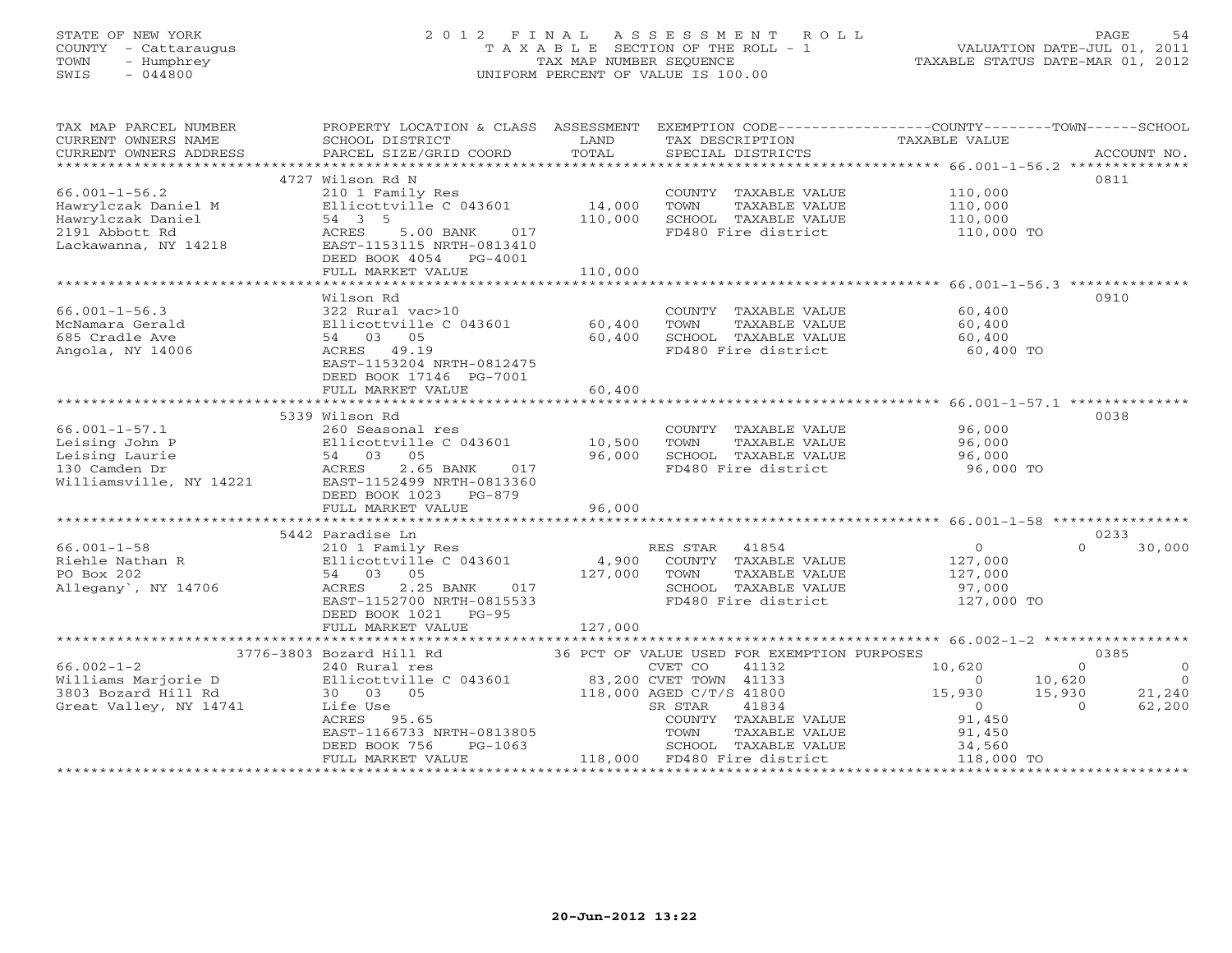STATE OF NEW YORK
COUNTY - Cattaraugus
TOWN - Humphrey
SWIS - 044800

2012 FINAL ASSESSMENT ROLL
TAXABLE SECTION OF THE ROLL - 1
TAX MAP NUMBER SEQUENCE
UNIFORM PERCENT OF VALUE IS 100.00

VALUATION DATE-JUL 01, 2011
TAXABLE STATUS DATE-MAR 01, 2012

| TAX MAP PARCEL NUMBER / CURRENT OWNERS NAME / CURRENT OWNERS ADDRESS | PROPERTY LOCATION & CLASS / SCHOOL DISTRICT / PARCEL SIZE/GRID COORD | ASSESSMENT LAND / TOTAL | EXEMPTION CODE / TAX DESCRIPTION / SPECIAL DISTRICTS | COUNTY TAXABLE VALUE | TOWN | SCHOOL | ACCOUNT NO. |
|---|---|---|---|---|---|---|---|
| | 4727 Wilson Rd N | | | | | | 0811 |
| 66.001-1-56.2 | 210 1 Family Res | | COUNTY TAXABLE VALUE | 110,000 | | | |
| Hawrylczak Daniel M | Ellicottville C 043601 | 14,000 | TOWN TAXABLE VALUE | 110,000 | | | |
| Hawrylczak Daniel | 54 3 5 | 110,000 | SCHOOL TAXABLE VALUE | 110,000 | | | |
| 2191 Abbott Rd | ACRES 5.00 BANK 017 | | FD480 Fire district | 110,000 TO | | | |
| Lackawanna, NY 14218 | EAST-1153115 NRTH-0813410 | | | | | | |
| | DEED BOOK 4054 PG-4001 | | | | | | |
| | FULL MARKET VALUE | 110,000 | | | | | |
| | Wilson Rd | | | | | | 0910 |
| 66.001-1-56.3 | 322 Rural vac>10 | | COUNTY TAXABLE VALUE | 60,400 | | | |
| McNamara Gerald | Ellicottville C 043601 | 60,400 | TOWN TAXABLE VALUE | 60,400 | | | |
| 685 Cradle Ave | 54 03 05 | 60,400 | SCHOOL TAXABLE VALUE | 60,400 | | | |
| Angola, NY 14006 | ACRES 49.19 | | FD480 Fire district | 60,400 TO | | | |
| | EAST-1153204 NRTH-0812475 | | | | | | |
| | DEED BOOK 17146 PG-7001 | | | | | | |
| | FULL MARKET VALUE | 60,400 | | | | | |
| | 5339 Wilson Rd | | | | | | 0038 |
| 66.001-1-57.1 | 260 Seasonal res | | COUNTY TAXABLE VALUE | 96,000 | | | |
| Leising John P | Ellicottville C 043601 | 10,500 | TOWN TAXABLE VALUE | 96,000 | | | |
| Leising Laurie | 54 03 05 | 96,000 | SCHOOL TAXABLE VALUE | 96,000 | | | |
| 130 Camden Dr | ACRES 2.65 BANK 017 | | FD480 Fire district | 96,000 TO | | | |
| Williamsville, NY 14221 | EAST-1152499 NRTH-0813360 | | | | | | |
| | DEED BOOK 1023 PG-879 | | | | | | |
| | FULL MARKET VALUE | 96,000 | | | | | |
| | 5442 Paradise Ln | | | | | | 0233 |
| 66.001-1-58 | 210 1 Family Res | | RES STAR 41854 | 0 | 0 | 30,000 | |
| Riehle Nathan R | Ellicottville C 043601 | 4,900 | COUNTY TAXABLE VALUE | 127,000 | | | |
| PO Box 202 | 54 03 05 | 127,000 | TOWN TAXABLE VALUE | 127,000 | | | |
| Allegany`, NY 14706 | ACRES 2.25 BANK 017 | | SCHOOL TAXABLE VALUE | 97,000 | | | |
| | EAST-1152700 NRTH-0815533 | | FD480 Fire district | 127,000 TO | | | |
| | DEED BOOK 1021 PG-95 | | | | | | |
| | FULL MARKET VALUE | 127,000 | | | | | |
| | 3776-3803 Bozard Hill Rd | | 36 PCT OF VALUE USED FOR EXEMPTION PURPOSES | | | | 0385 |
| 66.002-1-2 | 240 Rural res | | CVET CO 41132 | 10,620 | 0 | 0 | |
| Williams Marjorie D | Ellicottville C 043601 | 83,200 | CVET TOWN 41133 | 0 | 10,620 | 0 | |
| 3803 Bozard Hill Rd | 30 03 05 | 118,000 | AGED C/T/S 41800 | 15,930 | 15,930 | 21,240 | |
| Great Valley, NY 14741 | Life Use | | SR STAR 41834 | 0 | 0 | 62,200 | |
| | ACRES 95.65 | | COUNTY TAXABLE VALUE | 91,450 | | | |
| | EAST-1166733 NRTH-0813805 | | TOWN TAXABLE VALUE | 91,450 | | | |
| | DEED BOOK 756 PG-1063 | | SCHOOL TAXABLE VALUE | 34,560 | | | |
| | FULL MARKET VALUE | 118,000 | FD480 Fire district | 118,000 TO | | | |

20-Jun-2012 13:22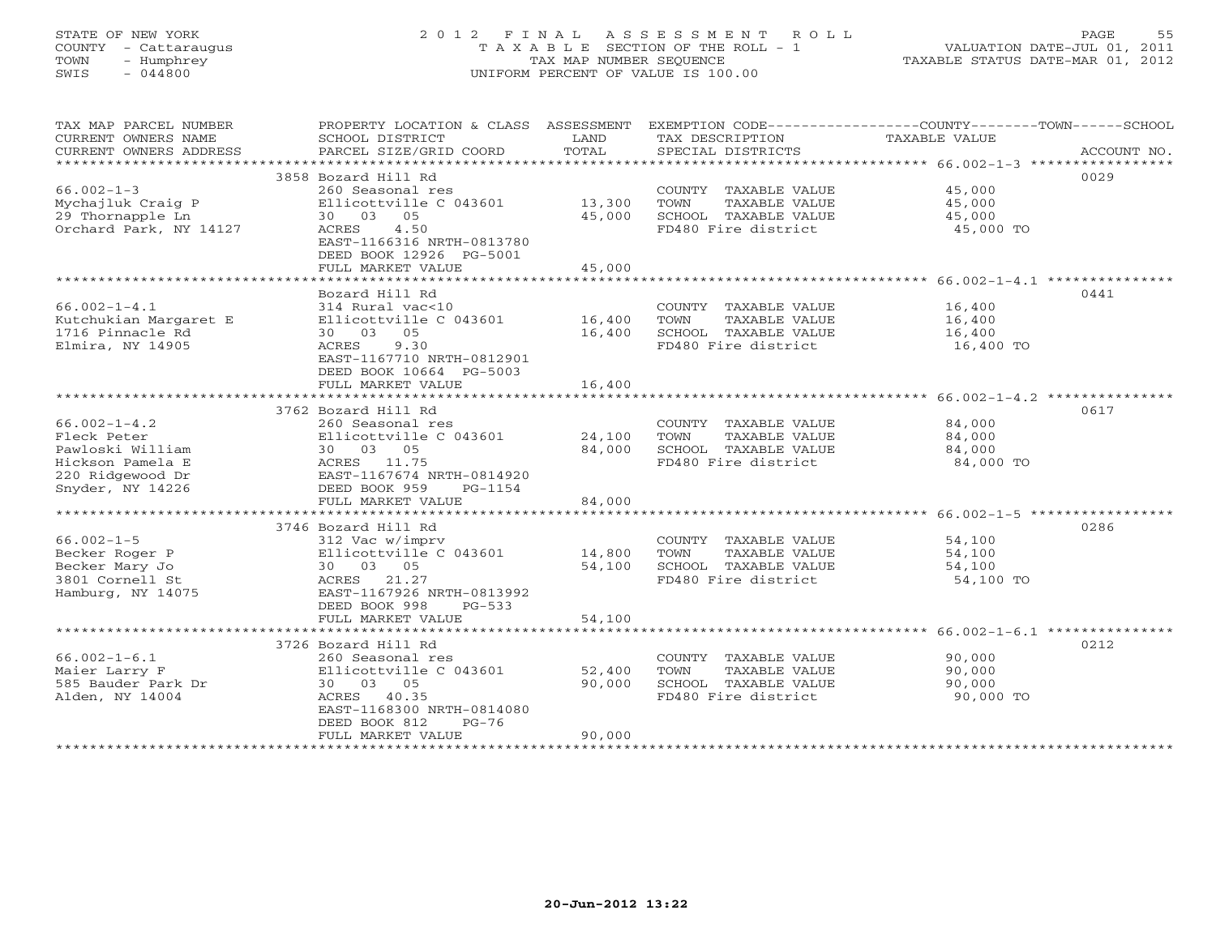STATE OF NEW YORK
COUNTY - Cattaraugus
TOWN - Humphrey
SWIS - 044800

# 2012 FINAL ASSESSMENT ROLL

TAXABLE SECTION OF THE ROLL - 1
TAX MAP NUMBER SEQUENCE
UNIFORM PERCENT OF VALUE IS 100.00

VALUATION DATE-JUL 01, 2011
TAXABLE STATUS DATE-MAR 01, 2012

| TAX MAP PARCEL NUMBER / CURRENT OWNERS NAME / CURRENT OWNERS ADDRESS | PROPERTY LOCATION & CLASS / SCHOOL DISTRICT / PARCEL SIZE/GRID COORD | ASSESSMENT LAND | TOTAL | EXEMPTION CODE / TAX DESCRIPTION / SPECIAL DISTRICTS | COUNTY--TOWN--SCHOOL TAXABLE VALUE | ACCOUNT NO. |
|---|---|---|---|---|---|---|
| 66.002-1-3 | 3858 Bozard Hill Rd | | | | | 0029 |
| Mychajluk Craig P | 260 Seasonal res | | | COUNTY TAXABLE VALUE | 45,000 | |
| 29 Thornapple Ln | Ellicottville C 043601 | 13,300 | | TOWN TAXABLE VALUE | 45,000 | |
| Orchard Park, NY 14127 | 30 03 05 | | 45,000 | SCHOOL TAXABLE VALUE | 45,000 | |
| | ACRES 4.50 | | | FD480 Fire district | 45,000 TO | |
| | EAST-1166316 NRTH-0813780 | | | | | |
| | DEED BOOK 12926 PG-5001 | | | | | |
| | FULL MARKET VALUE | | 45,000 | | | |
| 66.002-1-4.1 | Bozard Hill Rd | | | | | 0441 |
| Kutchukian Margaret E | 314 Rural vac<10 | | | COUNTY TAXABLE VALUE | 16,400 | |
| 1716 Pinnacle Rd | Ellicottville C 043601 | 16,400 | | TOWN TAXABLE VALUE | 16,400 | |
| Elmira, NY 14905 | 30 03 05 | | 16,400 | SCHOOL TAXABLE VALUE | 16,400 | |
| | ACRES 9.30 | | | FD480 Fire district | 16,400 TO | |
| | EAST-1167710 NRTH-0812901 | | | | | |
| | DEED BOOK 10664 PG-5003 | | | | | |
| | FULL MARKET VALUE | | 16,400 | | | |
| 66.002-1-4.2 | 3762 Bozard Hill Rd | | | | | 0617 |
| Fleck Peter | 260 Seasonal res | | | COUNTY TAXABLE VALUE | 84,000 | |
| Pawloski William | Ellicottville C 043601 | 24,100 | | TOWN TAXABLE VALUE | 84,000 | |
| Hickson Pamela E | 30 03 05 | | 84,000 | SCHOOL TAXABLE VALUE | 84,000 | |
| 220 Ridgewood Dr | ACRES 11.75 | | | FD480 Fire district | 84,000 TO | |
| Snyder, NY 14226 | EAST-1167674 NRTH-0814920 | | | | | |
| | DEED BOOK 959 PG-1154 | | | | | |
| | FULL MARKET VALUE | | 84,000 | | | |
| 66.002-1-5 | 3746 Bozard Hill Rd | | | | | 0286 |
| Becker Roger P | 312 Vac w/imprv | | | COUNTY TAXABLE VALUE | 54,100 | |
| Becker Mary Jo | Ellicottville C 043601 | 14,800 | | TOWN TAXABLE VALUE | 54,100 | |
| 3801 Cornell St | 30 03 05 | | 54,100 | SCHOOL TAXABLE VALUE | 54,100 | |
| Hamburg, NY 14075 | ACRES 21.27 | | | FD480 Fire district | 54,100 TO | |
| | EAST-1167926 NRTH-0813992 | | | | | |
| | DEED BOOK 998 PG-533 | | | | | |
| | FULL MARKET VALUE | | 54,100 | | | |
| 66.002-1-6.1 | 3726 Bozard Hill Rd | | | | | 0212 |
| Maier Larry F | 260 Seasonal res | | | COUNTY TAXABLE VALUE | 90,000 | |
| 585 Bauder Park Dr | Ellicottville C 043601 | 52,400 | | TOWN TAXABLE VALUE | 90,000 | |
| Alden, NY 14004 | 30 03 05 | | 90,000 | SCHOOL TAXABLE VALUE | 90,000 | |
| | ACRES 40.35 | | | FD480 Fire district | 90,000 TO | |
| | EAST-1168300 NRTH-0814080 | | | | | |
| | DEED BOOK 812 PG-76 | | | | | |
| | FULL MARKET VALUE | | 90,000 | | | |

20-Jun-2012 13:22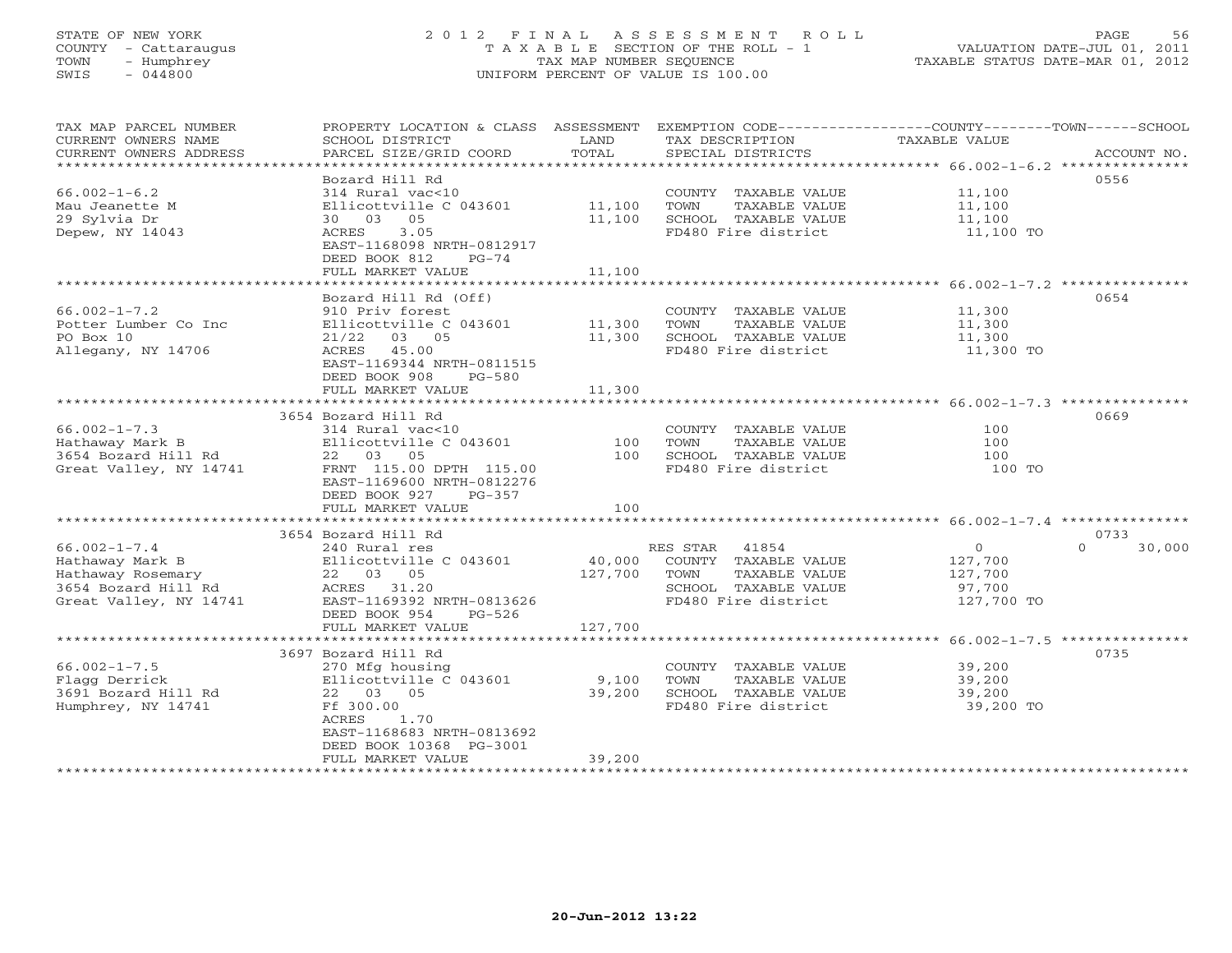STATE OF NEW YORK
COUNTY - Cattaraugus
TOWN - Humphrey
SWIS - 044800

# 2012 FINAL ASSESSMENT ROLL
TAXABLE SECTION OF THE ROLL - 1
TAX MAP NUMBER SEQUENCE
UNIFORM PERCENT OF VALUE IS 100.00

VALUATION DATE-JUL 01, 2011
TAXABLE STATUS DATE-MAR 01, 2012

| TAX MAP PARCEL NUMBER / CURRENT OWNERS NAME / CURRENT OWNERS ADDRESS | PROPERTY LOCATION & CLASS / SCHOOL DISTRICT / PARCEL SIZE/GRID COORD | ASSESSMENT LAND | TOTAL | EXEMPTION CODE / TAX DESCRIPTION / SPECIAL DISTRICTS | COUNTY / TOWN / SCHOOL TAXABLE VALUE | ACCOUNT NO. |
|---|---|---|---|---|---|---|
| 66.002-1-6.2 | Bozard Hill Rd | | | | | 0556 |
| 66.002-1-6.2 | 314 Rural vac<10 | | | COUNTY TAXABLE VALUE | 11,100 | |
| Mau Jeanette M | Ellicottville C 043601 | 11,100 | | TOWN TAXABLE VALUE | 11,100 | |
| 29 Sylvia Dr | 30 03 05 | | 11,100 | SCHOOL TAXABLE VALUE | 11,100 | |
| Depew, NY 14043 | ACRES 3.05 | | | FD480 Fire district | 11,100 TO | |
| | EAST-1168098 NRTH-0812917 | | | | | |
| | DEED BOOK 812 PG-74 | | | | | |
| | FULL MARKET VALUE | | 11,100 | | | |
| 66.002-1-7.2 | Bozard Hill Rd (Off) | | | | | 0654 |
| 66.002-1-7.2 | 910 Priv forest | | | COUNTY TAXABLE VALUE | 11,300 | |
| Potter Lumber Co Inc | Ellicottville C 043601 | 11,300 | | TOWN TAXABLE VALUE | 11,300 | |
| PO Box 10 | 21/22 03 05 | | 11,300 | SCHOOL TAXABLE VALUE | 11,300 | |
| Allegany, NY 14706 | ACRES 45.00 | | | FD480 Fire district | 11,300 TO | |
| | EAST-1169344 NRTH-0811515 | | | | | |
| | DEED BOOK 908 PG-580 | | | | | |
| | FULL MARKET VALUE | | 11,300 | | | |
| 66.002-1-7.3 | 3654 Bozard Hill Rd | | | | | 0669 |
| 66.002-1-7.3 | 314 Rural vac<10 | | | COUNTY TAXABLE VALUE | 100 | |
| Hathaway Mark B | Ellicottville C 043601 | 100 | | TOWN TAXABLE VALUE | 100 | |
| 3654 Bozard Hill Rd | 22 03 05 | | 100 | SCHOOL TAXABLE VALUE | 100 | |
| Great Valley, NY 14741 | FRNT 115.00 DPTH 115.00 | | | FD480 Fire district | 100 TO | |
| | EAST-1169600 NRTH-0812276 | | | | | |
| | DEED BOOK 927 PG-357 | | | | | |
| | FULL MARKET VALUE | | 100 | | | |
| 66.002-1-7.4 | 3654 Bozard Hill Rd | | | | | 0733 |
| 66.002-1-7.4 | 240 Rural res | | | RES STAR 41854 | 0 / 0 / 30,000 | |
| Hathaway Mark B | Ellicottville C 043601 | 40,000 | | COUNTY TAXABLE VALUE | 127,700 | |
| Hathaway Rosemary | 22 03 05 | | 127,700 | TOWN TAXABLE VALUE | 127,700 | |
| 3654 Bozard Hill Rd | ACRES 31.20 | | | SCHOOL TAXABLE VALUE | 97,700 | |
| Great Valley, NY 14741 | EAST-1169392 NRTH-0813626 | | | FD480 Fire district | 127,700 TO | |
| | DEED BOOK 954 PG-526 | | | | | |
| | FULL MARKET VALUE | | 127,700 | | | |
| 66.002-1-7.5 | 3697 Bozard Hill Rd | | | | | 0735 |
| 66.002-1-7.5 | 270 Mfg housing | | | COUNTY TAXABLE VALUE | 39,200 | |
| Flagg Derrick | Ellicottville C 043601 | 9,100 | | TOWN TAXABLE VALUE | 39,200 | |
| 3691 Bozard Hill Rd | 22 03 05 | | 39,200 | SCHOOL TAXABLE VALUE | 39,200 | |
| Humphrey, NY 14741 | Ff 300.00 | | | FD480 Fire district | 39,200 TO | |
| | ACRES 1.70 | | | | | |
| | EAST-1168683 NRTH-0813692 | | | | | |
| | DEED BOOK 10368 PG-3001 | | | | | |
| | FULL MARKET VALUE | | 39,200 | | | |

20-Jun-2012 13:22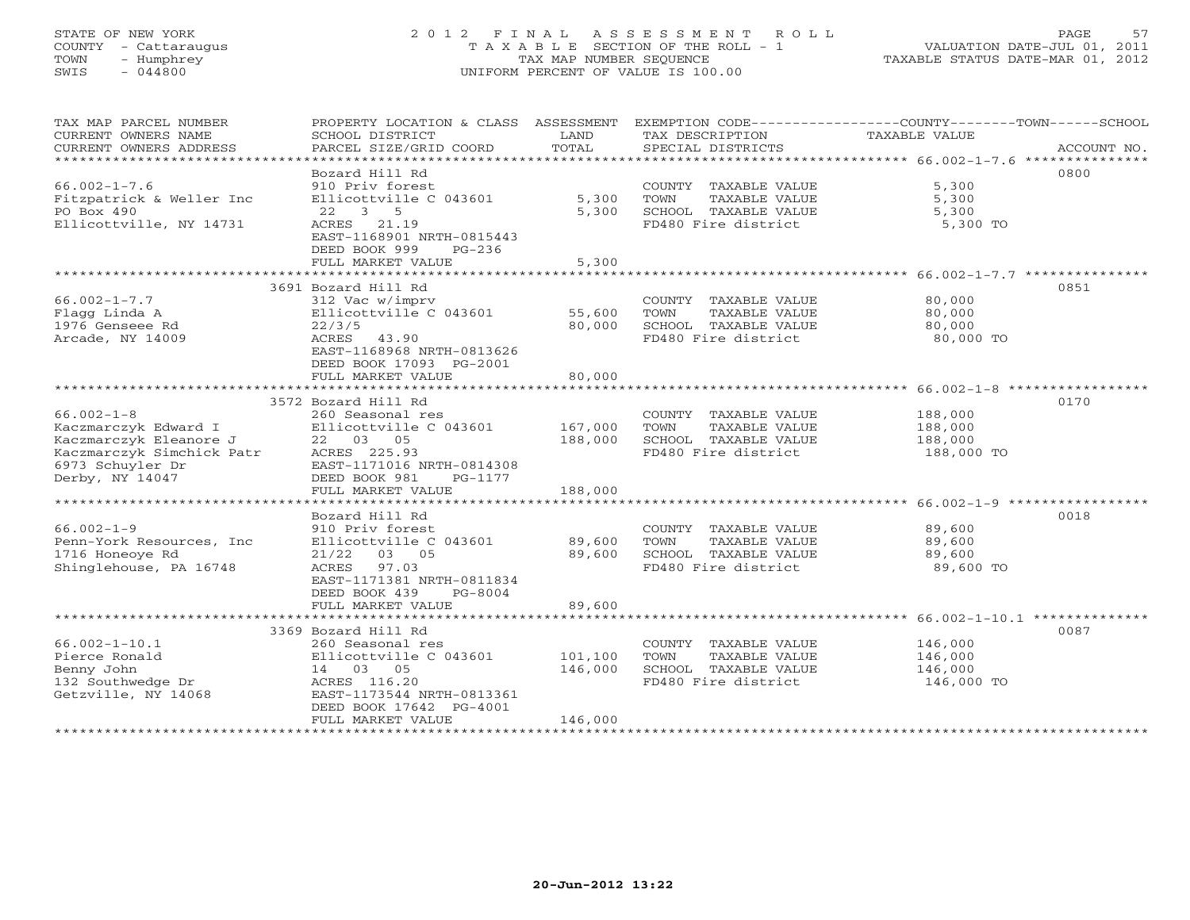STATE OF NEW YORK
COUNTY - Cattaraugus
TOWN - Humphrey
SWIS - 044800

# 2012 FINAL ASSESSMENT ROLL
TAXABLE SECTION OF THE ROLL - 1
TAX MAP NUMBER SEQUENCE
UNIFORM PERCENT OF VALUE IS 100.00

VALUATION DATE-JUL 01, 2011
TAXABLE STATUS DATE-MAR 01, 2012

| TAX MAP PARCEL NUMBER / CURRENT OWNERS NAME / CURRENT OWNERS ADDRESS | PROPERTY LOCATION & CLASS / SCHOOL DISTRICT / PARCEL SIZE/GRID COORD | ASSESSMENT LAND / TOTAL | EXEMPTION CODE / TAX DESCRIPTION / SPECIAL DISTRICTS | COUNTY--------TOWN------SCHOOL TAXABLE VALUE | ACCOUNT NO. |
|---|---|---|---|---|---|
| 66.002-1-7.6 | Bozard Hill Rd | | | | 0800 |
| | 910 Priv forest | | COUNTY TAXABLE VALUE | 5,300 | |
| Fitzpatrick & Weller Inc | Ellicottville C 043601 | 5,300 | TOWN TAXABLE VALUE | 5,300 | |
| PO Box 490 | 22 3 5 | 5,300 | SCHOOL TAXABLE VALUE | 5,300 | |
| Ellicottville, NY 14731 | ACRES 21.19 | | FD480 Fire district | 5,300 TO | |
| | EAST-1168901 NRTH-0815443 | | | | |
| | DEED BOOK 999 PG-236 | | | | |
| | FULL MARKET VALUE | 5,300 | | | |
| 66.002-1-7.7 | 3691 Bozard Hill Rd | | | | 0851 |
| | 312 Vac w/imprv | | COUNTY TAXABLE VALUE | 80,000 | |
| Flagg Linda A | Ellicottville C 043601 | 55,600 | TOWN TAXABLE VALUE | 80,000 | |
| 1976 Genseee Rd | 22/3/5 | 80,000 | SCHOOL TAXABLE VALUE | 80,000 | |
| Arcade, NY 14009 | ACRES 43.90 | | FD480 Fire district | 80,000 TO | |
| | EAST-1168968 NRTH-0813626 | | | | |
| | DEED BOOK 17093 PG-2001 | | | | |
| | FULL MARKET VALUE | 80,000 | | | |
| 66.002-1-8 | 3572 Bozard Hill Rd | | | | 0170 |
| | 260 Seasonal res | | COUNTY TAXABLE VALUE | 188,000 | |
| Kaczmarczyk Edward I | Ellicottville C 043601 | 167,000 | TOWN TAXABLE VALUE | 188,000 | |
| Kaczmarczyk Eleanore J | 22 03 05 | 188,000 | SCHOOL TAXABLE VALUE | 188,000 | |
| Kaczmarczyk Simchick Patr | ACRES 225.93 | | FD480 Fire district | 188,000 TO | |
| 6973 Schuyler Dr | EAST-1171016 NRTH-0814308 | | | | |
| Derby, NY 14047 | DEED BOOK 981 PG-1177 | | | | |
| | FULL MARKET VALUE | 188,000 | | | |
| 66.002-1-9 | Bozard Hill Rd | | | | 0018 |
| | 910 Priv forest | | COUNTY TAXABLE VALUE | 89,600 | |
| Penn-York Resources, Inc | Ellicottville C 043601 | 89,600 | TOWN TAXABLE VALUE | 89,600 | |
| 1716 Honeoye Rd | 21/22 03 05 | 89,600 | SCHOOL TAXABLE VALUE | 89,600 | |
| Shinglehouse, PA 16748 | ACRES 97.03 | | FD480 Fire district | 89,600 TO | |
| | EAST-1171381 NRTH-0811834 | | | | |
| | DEED BOOK 439 PG-8004 | | | | |
| | FULL MARKET VALUE | 89,600 | | | |
| 66.002-1-10.1 | 3369 Bozard Hill Rd | | | | 0087 |
| | 260 Seasonal res | | COUNTY TAXABLE VALUE | 146,000 | |
| Pierce Ronald | Ellicottville C 043601 | 101,100 | TOWN TAXABLE VALUE | 146,000 | |
| Benny John | 14 03 05 | 146,000 | SCHOOL TAXABLE VALUE | 146,000 | |
| 132 Southwedge Dr | ACRES 116.20 | | FD480 Fire district | 146,000 TO | |
| Getzville, NY 14068 | EAST-1173544 NRTH-0813361 | | | | |
| | DEED BOOK 17642 PG-4001 | | | | |
| | FULL MARKET VALUE | 146,000 | | | |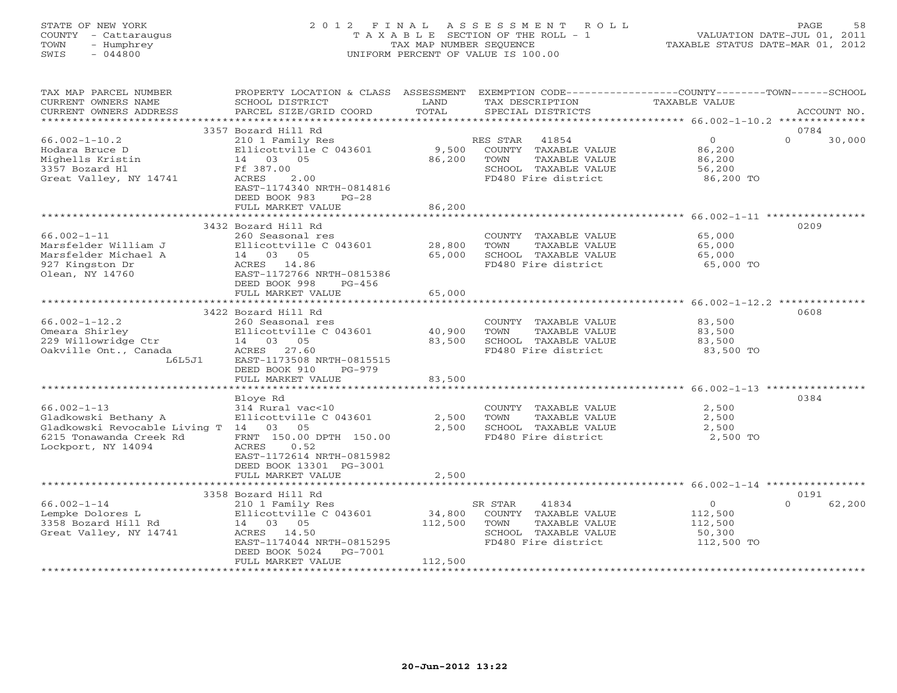STATE OF NEW YORK
COUNTY - Cattaraugus
TOWN - Humphrey
SWIS - 044800

# 2012 FINAL ASSESSMENT ROLL

TAXABLE SECTION OF THE ROLL - 1
TAX MAP NUMBER SEQUENCE
UNIFORM PERCENT OF VALUE IS 100.00

VALUATION DATE-JUL 01, 2011
TAXABLE STATUS DATE-MAR 01, 2012

| TAX MAP PARCEL NUMBER / CURRENT OWNERS NAME / CURRENT OWNERS ADDRESS | PROPERTY LOCATION & CLASS / SCHOOL DISTRICT / PARCEL SIZE/GRID COORD | ASSESSMENT LAND | TOTAL | EXEMPTION CODE / TAX DESCRIPTION / SPECIAL DISTRICTS | COUNTY TAXABLE VALUE | TOWN | SCHOOL / ACCOUNT NO. |
|---|---|---|---|---|---|---|---|
| | 3357 Bozard Hill Rd | | | | | | 0784 |
| 66.002-1-10.2 | 210 1 Family Res | | | RES STAR 41854 | 0 | 0 | 30,000 |
| Hodara Bruce D | Ellicottville C 043601 | 9,500 | | COUNTY TAXABLE VALUE | 86,200 | | |
| Mighells Kristin | 14 03 05 | | 86,200 | TOWN TAXABLE VALUE | 86,200 | | |
| 3357 Bozard Hl | Ff 387.00 | | | SCHOOL TAXABLE VALUE | 56,200 | | |
| Great Valley, NY 14741 | ACRES 2.00 | | | FD480 Fire district | 86,200 TO | | |
| | EAST-1174340 NRTH-0814816 | | | | | | |
| | DEED BOOK 983 PG-28 | | | | | | |
| | FULL MARKET VALUE | | 86,200 | | | | |
| | 3432 Bozard Hill Rd | | | | | | 0209 |
| 66.002-1-11 | 260 Seasonal res | | | COUNTY TAXABLE VALUE | 65,000 | | |
| Marsfelder William J | Ellicottville C 043601 | 28,800 | | TOWN TAXABLE VALUE | 65,000 | | |
| Marsfelder Michael A | 14 03 05 | | 65,000 | SCHOOL TAXABLE VALUE | 65,000 | | |
| 927 Kingston Dr | ACRES 14.86 | | | FD480 Fire district | 65,000 TO | | |
| Olean, NY 14760 | EAST-1172766 NRTH-0815386 | | | | | | |
| | DEED BOOK 998 PG-456 | | | | | | |
| | FULL MARKET VALUE | | 65,000 | | | | |
| | 3422 Bozard Hill Rd | | | | | | 0608 |
| 66.002-1-12.2 | 260 Seasonal res | | | COUNTY TAXABLE VALUE | 83,500 | | |
| Omeara Shirley | Ellicottville C 043601 | 40,900 | | TOWN TAXABLE VALUE | 83,500 | | |
| 229 Willowridge Ctr | 14 03 05 | | 83,500 | SCHOOL TAXABLE VALUE | 83,500 | | |
| Oakville Ont., Canada | ACRES 27.60 | | | FD480 Fire district | 83,500 TO | | |
| L6L5J1 | EAST-1173508 NRTH-0815515 | | | | | | |
| | DEED BOOK 910 PG-979 | | | | | | |
| | FULL MARKET VALUE | | 83,500 | | | | |
| | Bloye Rd | | | | | | 0384 |
| 66.002-1-13 | 314 Rural vac<10 | | | COUNTY TAXABLE VALUE | 2,500 | | |
| Gladkowski Bethany A | Ellicottville C 043601 | 2,500 | | TOWN TAXABLE VALUE | 2,500 | | |
| Gladkowski Revocable Living T | 14 03 05 | | 2,500 | SCHOOL TAXABLE VALUE | 2,500 | | |
| 6215 Tonawanda Creek Rd | FRNT 150.00 DPTH 150.00 | | | FD480 Fire district | 2,500 TO | | |
| Lockport, NY 14094 | ACRES 0.52 | | | | | | |
| | EAST-1172614 NRTH-0815982 | | | | | | |
| | DEED BOOK 13301 PG-3001 | | | | | | |
| | FULL MARKET VALUE | | 2,500 | | | | |
| | 3358 Bozard Hill Rd | | | | | | 0191 |
| 66.002-1-14 | 210 1 Family Res | | | SR STAR 41834 | 0 | 0 | 62,200 |
| Lempke Dolores L | Ellicottville C 043601 | 34,800 | | COUNTY TAXABLE VALUE | 112,500 | | |
| 3358 Bozard Hill Rd | 14 03 05 | | 112,500 | TOWN TAXABLE VALUE | 112,500 | | |
| Great Valley, NY 14741 | ACRES 14.50 | | | SCHOOL TAXABLE VALUE | 50,300 | | |
| | EAST-1174044 NRTH-0815295 | | | FD480 Fire district | 112,500 TO | | |
| | DEED BOOK 5024 PG-7001 | | | | | | |
| | FULL MARKET VALUE | | 112,500 | | | | |

20-Jun-2012 13:22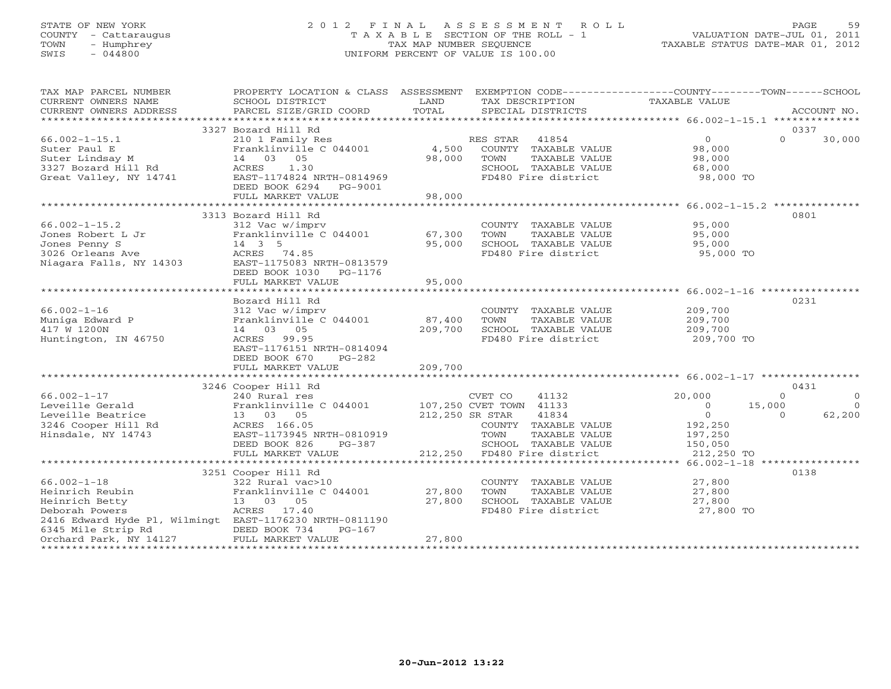STATE OF NEW YORK
COUNTY - Cattaraugus
TOWN - Humphrey
SWIS - 044800

# 2012 FINAL ASSESSMENT ROLL
TAXABLE SECTION OF THE ROLL - 1
TAX MAP NUMBER SEQUENCE
UNIFORM PERCENT OF VALUE IS 100.00

VALUATION DATE-JUL 01, 2011
TAXABLE STATUS DATE-MAR 01, 2012

| TAX MAP PARCEL NUMBER / CURRENT OWNERS NAME / CURRENT OWNERS ADDRESS | PROPERTY LOCATION & CLASS / SCHOOL DISTRICT / PARCEL SIZE/GRID COORD | ASSESSMENT LAND / TOTAL | EXEMPTION CODE / TAX DESCRIPTION / SPECIAL DISTRICTS | COUNTY TAXABLE VALUE | TOWN | SCHOOL / ACCOUNT NO. |
|---|---|---|---|---|---|---|
| **66.002-1-15.1** | 3327 Bozard Hill Rd | | | | | 0337 |
| 66.002-1-15.1 | 210 1 Family Res | | RES STAR 41854 | 0 | 0 | 30,000 |
| Suter Paul E | Franklinville C 044001 | 4,500 | COUNTY TAXABLE VALUE | 98,000 | | |
| Suter Lindsay M | 14 03 05 | 98,000 | TOWN TAXABLE VALUE | 98,000 | | |
| 3327 Bozard Hill Rd | ACRES 1.30 | | SCHOOL TAXABLE VALUE | 68,000 | | |
| Great Valley, NY 14741 | EAST-1174824 NRTH-0814969 | | FD480 Fire district | 98,000 TO | | |
| | DEED BOOK 6294 PG-9001 | | | | | |
| | FULL MARKET VALUE | 98,000 | | | | |
| **66.002-1-15.2** | 3313 Bozard Hill Rd | | | | | 0801 |
| 66.002-1-15.2 | 312 Vac w/imprv | | COUNTY TAXABLE VALUE | 95,000 | | |
| Jones Robert L Jr | Franklinville C 044001 | 67,300 | TOWN TAXABLE VALUE | 95,000 | | |
| Jones Penny S | 14 3 5 | 95,000 | SCHOOL TAXABLE VALUE | 95,000 | | |
| 3026 Orleans Ave | ACRES 74.85 | | FD480 Fire district | 95,000 TO | | |
| Niagara Falls, NY 14303 | EAST-1175083 NRTH-0813579 | | | | | |
| | DEED BOOK 1030 PG-1176 | | | | | |
| | FULL MARKET VALUE | 95,000 | | | | |
| **66.002-1-16** | Bozard Hill Rd | | | | | 0231 |
| 66.002-1-16 | 312 Vac w/imprv | | COUNTY TAXABLE VALUE | 209,700 | | |
| Muniga Edward P | Franklinville C 044001 | 87,400 | TOWN TAXABLE VALUE | 209,700 | | |
| 417 W 1200N | 14 03 05 | 209,700 | SCHOOL TAXABLE VALUE | 209,700 | | |
| Huntington, IN 46750 | ACRES 99.95 | | FD480 Fire district | 209,700 TO | | |
| | EAST-1176151 NRTH-0814094 | | | | | |
| | DEED BOOK 670 PG-282 | | | | | |
| | FULL MARKET VALUE | 209,700 | | | | |
| **66.002-1-17** | 3246 Cooper Hill Rd | | | | | 0431 |
| 66.002-1-17 | 240 Rural res | | CVET CO 41132 | 20,000 | 0 | 0 |
| Leveille Gerald | Franklinville C 044001 | 107,250 | CVET TOWN 41133 | 0 | 15,000 | 0 |
| Leveille Beatrice | 13 03 05 | 212,250 | SR STAR 41834 | 0 | 0 | 62,200 |
| 3246 Cooper Hill Rd | ACRES 166.05 | | COUNTY TAXABLE VALUE | 192,250 | | |
| Hinsdale, NY 14743 | EAST-1173945 NRTH-0810919 | | TOWN TAXABLE VALUE | 197,250 | | |
| | DEED BOOK 826 PG-387 | | SCHOOL TAXABLE VALUE | 150,050 | | |
| | FULL MARKET VALUE | 212,250 | FD480 Fire district | 212,250 TO | | |
| **66.002-1-18** | 3251 Cooper Hill Rd | | | | | 0138 |
| 66.002-1-18 | 322 Rural vac>10 | | COUNTY TAXABLE VALUE | 27,800 | | |
| Heinrich Reubin | Franklinville C 044001 | 27,800 | TOWN TAXABLE VALUE | 27,800 | | |
| Heinrich Betty | 13 03 05 | 27,800 | SCHOOL TAXABLE VALUE | 27,800 | | |
| Deborah Powers | ACRES 17.40 | | FD480 Fire district | 27,800 TO | | |
| 2416 Edward Hyde Pl, Wilmingt | EAST-1176230 NRTH-0811190 | | | | | |
| 6345 Mile Strip Rd | DEED BOOK 734 PG-167 | | | | | |
| Orchard Park, NY 14127 | FULL MARKET VALUE | 27,800 | | | | |

20-Jun-2012 13:22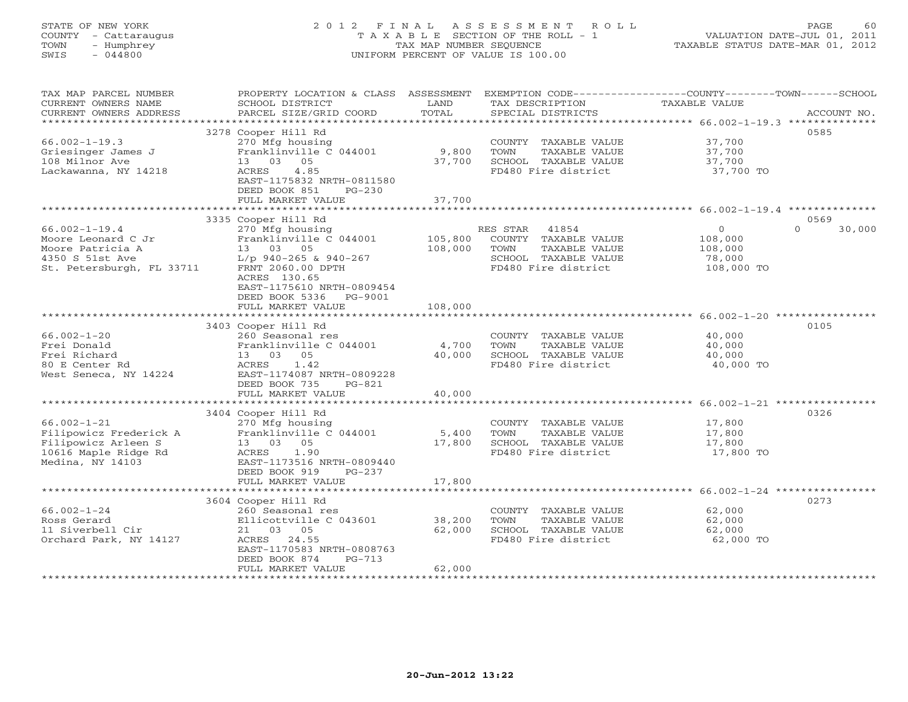STATE OF NEW YORK
COUNTY - Cattaraugus
TOWN - Humphrey
SWIS - 044800

# 2012 FINAL ASSESSMENT ROLL
TAXABLE SECTION OF THE ROLL - 1
TAX MAP NUMBER SEQUENCE
UNIFORM PERCENT OF VALUE IS 100.00

VALUATION DATE-JUL 01, 2011
TAXABLE STATUS DATE-MAR 01, 2012

| TAX MAP PARCEL NUMBER / CURRENT OWNERS NAME / CURRENT OWNERS ADDRESS | PROPERTY LOCATION & CLASS / SCHOOL DISTRICT / PARCEL SIZE/GRID COORD | ASSESSMENT LAND | TOTAL | EXEMPTION CODE / TAX DESCRIPTION / SPECIAL DISTRICTS | COUNTY / TOWN TAXABLE VALUE | SCHOOL | ACCOUNT NO. |
|---|---|---|---|---|---|---|---|
| 66.002-1-19.3 | 3278 Cooper Hill Rd | | | | | | 0585 |
| Griesinger James J | 270 Mfg housing | | | COUNTY TAXABLE VALUE | 37,700 | | |
| 108 Milnor Ave | Franklinville C 044001 | 9,800 | | TOWN TAXABLE VALUE | 37,700 | | |
| Lackawanna, NY 14218 | 13 03 05 | | 37,700 | SCHOOL TAXABLE VALUE | 37,700 | | |
| | ACRES 4.85 | | | FD480 Fire district | 37,700 TO | | |
| | EAST-1175832 NRTH-0811580 | | | | | | |
| | DEED BOOK 851 PG-230 | | | | | | |
| | FULL MARKET VALUE | | 37,700 | | | | |
| 66.002-1-19.4 | 3335 Cooper Hill Rd | | | | | | 0569 |
| Moore Leonard C Jr | 270 Mfg housing | | | RES STAR 41854 | 0 | 0 30,000 | |
| Moore Patricia A | Franklinville C 044001 | 105,800 | | COUNTY TAXABLE VALUE | 108,000 | | |
| 4350 S 51st Ave | 13 03 05 | | 108,000 | TOWN TAXABLE VALUE | 108,000 | | |
| St. Petersburgh, FL 33711 | L/p 940-265 & 940-267 | | | SCHOOL TAXABLE VALUE | | 78,000 | |
| | FRNT 2060.00 DPTH | | | FD480 Fire district | 108,000 TO | | |
| | ACRES 130.65 | | | | | | |
| | EAST-1175610 NRTH-0809454 | | | | | | |
| | DEED BOOK 5336 PG-9001 | | | | | | |
| | FULL MARKET VALUE | | 108,000 | | | | |
| 66.002-1-20 | 3403 Cooper Hill Rd | | | | | | 0105 |
| Frei Donald | 260 Seasonal res | | | COUNTY TAXABLE VALUE | 40,000 | | |
| Frei Richard | Franklinville C 044001 | 4,700 | | TOWN TAXABLE VALUE | 40,000 | | |
| 80 E Center Rd | 13 03 05 | | 40,000 | SCHOOL TAXABLE VALUE | 40,000 | | |
| West Seneca, NY 14224 | ACRES 1.42 | | | FD480 Fire district | 40,000 TO | | |
| | EAST-1174087 NRTH-0809228 | | | | | | |
| | DEED BOOK 735 PG-821 | | | | | | |
| | FULL MARKET VALUE | | 40,000 | | | | |
| 66.002-1-21 | 3404 Cooper Hill Rd | | | | | | 0326 |
| Filipowicz Frederick A | 270 Mfg housing | | | COUNTY TAXABLE VALUE | 17,800 | | |
| Filipowicz Arleen S | Franklinville C 044001 | 5,400 | | TOWN TAXABLE VALUE | 17,800 | | |
| 10616 Maple Ridge Rd | 13 03 05 | | 17,800 | SCHOOL TAXABLE VALUE | 17,800 | | |
| Medina, NY 14103 | ACRES 1.90 | | | FD480 Fire district | 17,800 TO | | |
| | EAST-1173516 NRTH-0809440 | | | | | | |
| | DEED BOOK 919 PG-237 | | | | | | |
| | FULL MARKET VALUE | | 17,800 | | | | |
| 66.002-1-24 | 3604 Cooper Hill Rd | | | | | | 0273 |
| Ross Gerard | 260 Seasonal res | | | COUNTY TAXABLE VALUE | 62,000 | | |
| 11 Siverbell Cir | Ellicottville C 043601 | 38,200 | | TOWN TAXABLE VALUE | 62,000 | | |
| Orchard Park, NY 14127 | 21 03 05 | | 62,000 | SCHOOL TAXABLE VALUE | 62,000 | | |
| | ACRES 24.55 | | | FD480 Fire district | 62,000 TO | | |
| | EAST-1170583 NRTH-0808763 | | | | | | |
| | DEED BOOK 874 PG-713 | | | | | | |
| | FULL MARKET VALUE | | 62,000 | | | | |

20-Jun-2012 13:22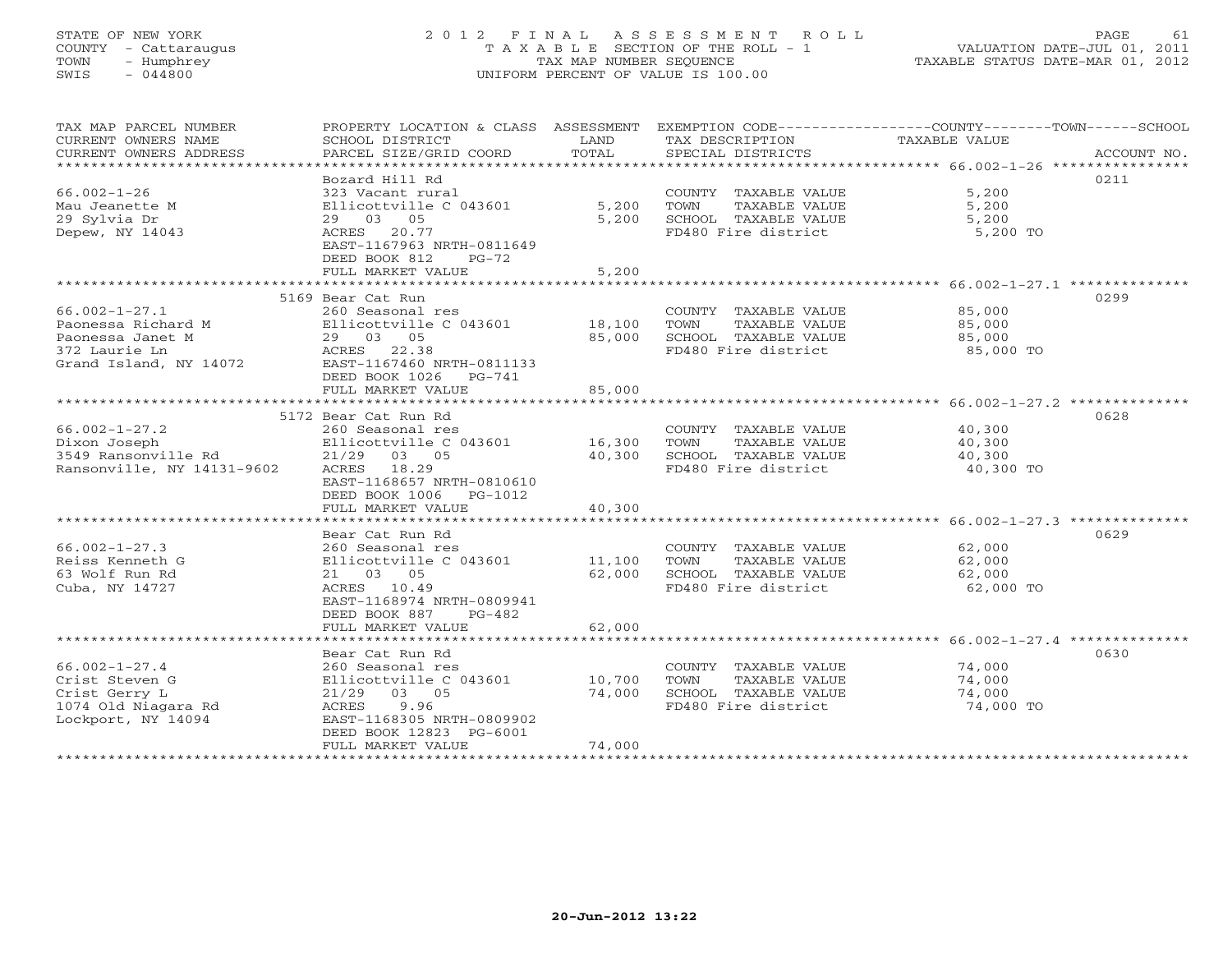STATE OF NEW YORK
COUNTY - Cattaraugus
TOWN - Humphrey
SWIS - 044800

# 2012 FINAL ASSESSMENT ROLL

TAXABLE SECTION OF THE ROLL - 1
TAX MAP NUMBER SEQUENCE
UNIFORM PERCENT OF VALUE IS 100.00

VALUATION DATE-JUL 01, 2011
TAXABLE STATUS DATE-MAR 01, 2012

| TAX MAP PARCEL NUMBER / CURRENT OWNERS NAME / CURRENT OWNERS ADDRESS | PROPERTY LOCATION & CLASS / SCHOOL DISTRICT / PARCEL SIZE/GRID COORD | ASSESSMENT LAND | TOTAL | EXEMPTION CODE / TAX DESCRIPTION / SPECIAL DISTRICTS | TAXABLE VALUE (COUNTY / TOWN / SCHOOL) | ACCOUNT NO. |
|---|---|---|---|---|---|---|
| 66.002-1-26 | Bozard Hill Rd | | | | | 0211 |
| 66.002-1-26 | 323 Vacant rural | | | COUNTY TAXABLE VALUE | 5,200 | |
| Mau Jeanette M | Ellicottville C 043601 | 5,200 | | TOWN TAXABLE VALUE | 5,200 | |
| 29 Sylvia Dr | 29 03 05 | | 5,200 | SCHOOL TAXABLE VALUE | 5,200 | |
| Depew, NY 14043 | ACRES 20.77 | | | FD480 Fire district | 5,200 TO | |
| | EAST-1167963 NRTH-0811649 | | | | | |
| | DEED BOOK 812 PG-72 | | | | | |
| | FULL MARKET VALUE | | 5,200 | | | |
| 66.002-1-27.1 | 5169 Bear Cat Run | | | | | 0299 |
| 66.002-1-27.1 | 260 Seasonal res | | | COUNTY TAXABLE VALUE | 85,000 | |
| Paonessa Richard M | Ellicottville C 043601 | 18,100 | | TOWN TAXABLE VALUE | 85,000 | |
| Paonessa Janet M | 29 03 05 | | 85,000 | SCHOOL TAXABLE VALUE | 85,000 | |
| 372 Laurie Ln | ACRES 22.38 | | | FD480 Fire district | 85,000 TO | |
| Grand Island, NY 14072 | EAST-1167460 NRTH-0811133 | | | | | |
| | DEED BOOK 1026 PG-741 | | | | | |
| | FULL MARKET VALUE | | 85,000 | | | |
| 66.002-1-27.2 | 5172 Bear Cat Run Rd | | | | | 0628 |
| 66.002-1-27.2 | 260 Seasonal res | | | COUNTY TAXABLE VALUE | 40,300 | |
| Dixon Joseph | Ellicottville C 043601 | 16,300 | | TOWN TAXABLE VALUE | 40,300 | |
| 3549 Ransonville Rd | 21/29 03 05 | | 40,300 | SCHOOL TAXABLE VALUE | 40,300 | |
| Ransonville, NY 14131-9602 | ACRES 18.29 | | | FD480 Fire district | 40,300 TO | |
| | EAST-1168657 NRTH-0810610 | | | | | |
| | DEED BOOK 1006 PG-1012 | | | | | |
| | FULL MARKET VALUE | | 40,300 | | | |
| 66.002-1-27.3 | Bear Cat Run Rd | | | | | 0629 |
| 66.002-1-27.3 | 260 Seasonal res | | | COUNTY TAXABLE VALUE | 62,000 | |
| Reiss Kenneth G | Ellicottville C 043601 | 11,100 | | TOWN TAXABLE VALUE | 62,000 | |
| 63 Wolf Run Rd | 21 03 05 | | 62,000 | SCHOOL TAXABLE VALUE | 62,000 | |
| Cuba, NY 14727 | ACRES 10.49 | | | FD480 Fire district | 62,000 TO | |
| | EAST-1168974 NRTH-0809941 | | | | | |
| | DEED BOOK 887 PG-482 | | | | | |
| | FULL MARKET VALUE | | 62,000 | | | |
| 66.002-1-27.4 | Bear Cat Run Rd | | | | | 0630 |
| 66.002-1-27.4 | 260 Seasonal res | | | COUNTY TAXABLE VALUE | 74,000 | |
| Crist Steven G | Ellicottville C 043601 | 10,700 | | TOWN TAXABLE VALUE | 74,000 | |
| Crist Gerry L | 21/29 03 05 | | 74,000 | SCHOOL TAXABLE VALUE | 74,000 | |
| 1074 Old Niagara Rd | ACRES 9.96 | | | FD480 Fire district | 74,000 TO | |
| Lockport, NY 14094 | EAST-1168305 NRTH-0809902 | | | | | |
| | DEED BOOK 12823 PG-6001 | | | | | |
| | FULL MARKET VALUE | | 74,000 | | | |

20-Jun-2012 13:22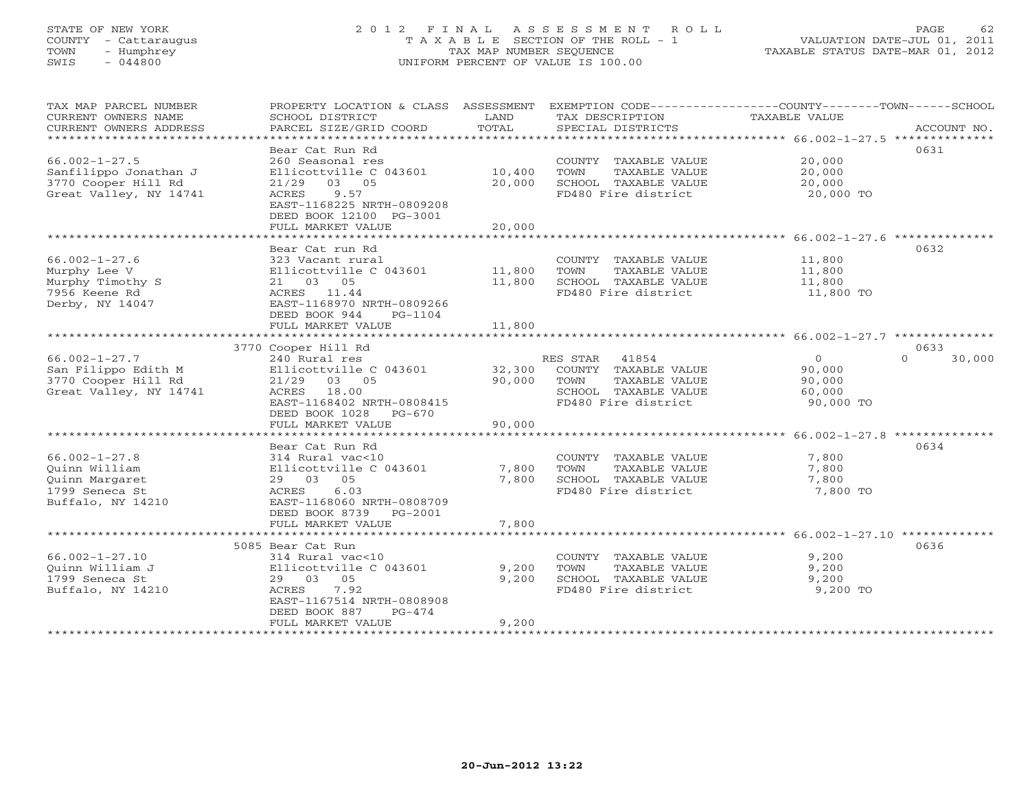STATE OF NEW YORK
COUNTY - Cattaraugus
TOWN - Humphrey
SWIS - 044800

# 2012 FINAL ASSESSMENT ROLL
TAXABLE SECTION OF THE ROLL - 1
TAX MAP NUMBER SEQUENCE
UNIFORM PERCENT OF VALUE IS 100.00

VALUATION DATE-JUL 01, 2011
TAXABLE STATUS DATE-MAR 01, 2012

| TAX MAP PARCEL NUMBER / CURRENT OWNERS NAME / CURRENT OWNERS ADDRESS | PROPERTY LOCATION & CLASS / SCHOOL DISTRICT / PARCEL SIZE/GRID COORD | ASSESSMENT LAND | TOTAL | EXEMPTION CODE / TAX DESCRIPTION / SPECIAL DISTRICTS | COUNTY / TOWN / SCHOOL TAXABLE VALUE | ACCOUNT NO. |
|---|---|---|---|---|---|---|
| 66.002-1-27.5 | Bear Cat Run Rd | | | | | 0631 |
| Sanfilippo Jonathan J | 260 Seasonal res | | | COUNTY TAXABLE VALUE | 20,000 | |
| 3770 Cooper Hill Rd | Ellicottville C 043601 | 10,400 | | TOWN TAXABLE VALUE | 20,000 | |
| Great Valley, NY 14741 | 21/29 03 05 | | 20,000 | SCHOOL TAXABLE VALUE | 20,000 | |
| | ACRES 9.57 | | | FD480 Fire district | 20,000 TO | |
| | EAST-1168225 NRTH-0809208 | | | | | |
| | DEED BOOK 12100 PG-3001 | | | | | |
| | FULL MARKET VALUE | | 20,000 | | | |
| 66.002-1-27.6 | Bear Cat run Rd | | | | | 0632 |
| Murphy Lee V | 323 Vacant rural | | | COUNTY TAXABLE VALUE | 11,800 | |
| Murphy Timothy S | Ellicottville C 043601 | 11,800 | | TOWN TAXABLE VALUE | 11,800 | |
| 7956 Keene Rd | 21 03 05 | | 11,800 | SCHOOL TAXABLE VALUE | 11,800 | |
| Derby, NY 14047 | ACRES 11.44 | | | FD480 Fire district | 11,800 TO | |
| | EAST-1168970 NRTH-0809266 | | | | | |
| | DEED BOOK 944 PG-1104 | | | | | |
| | FULL MARKET VALUE | | 11,800 | | | |
| 66.002-1-27.7 | 3770 Cooper Hill Rd | | | | | 0633 |
| San Filippo Edith M | 240 Rural res | | | RES STAR 41854 | 0 / 0 / 30,000 | |
| 3770 Cooper Hill Rd | Ellicottville C 043601 | 32,300 | | COUNTY TAXABLE VALUE | 90,000 | |
| Great Valley, NY 14741 | 21/29 03 05 | | 90,000 | TOWN TAXABLE VALUE | 90,000 | |
| | ACRES 18.00 | | | SCHOOL TAXABLE VALUE | 60,000 | |
| | EAST-1168402 NRTH-0808415 | | | FD480 Fire district | 90,000 TO | |
| | DEED BOOK 1028 PG-670 | | | | | |
| | FULL MARKET VALUE | | 90,000 | | | |
| 66.002-1-27.8 | Bear Cat Run Rd | | | | | 0634 |
| Quinn William | 314 Rural vac<10 | | | COUNTY TAXABLE VALUE | 7,800 | |
| Quinn Margaret | Ellicottville C 043601 | 7,800 | | TOWN TAXABLE VALUE | 7,800 | |
| 1799 Seneca St | 29 03 05 | | 7,800 | SCHOOL TAXABLE VALUE | 7,800 | |
| Buffalo, NY 14210 | ACRES 6.03 | | | FD480 Fire district | 7,800 TO | |
| | EAST-1168060 NRTH-0808709 | | | | | |
| | DEED BOOK 8739 PG-2001 | | | | | |
| | FULL MARKET VALUE | | 7,800 | | | |
| 66.002-1-27.10 | 5085 Bear Cat Run | | | | | 0636 |
| Quinn William J | 314 Rural vac<10 | | | COUNTY TAXABLE VALUE | 9,200 | |
| 1799 Seneca St | Ellicottville C 043601 | 9,200 | | TOWN TAXABLE VALUE | 9,200 | |
| Buffalo, NY 14210 | 29 03 05 | | 9,200 | SCHOOL TAXABLE VALUE | 9,200 | |
| | ACRES 7.92 | | | FD480 Fire district | 9,200 TO | |
| | EAST-1167514 NRTH-0808908 | | | | | |
| | DEED BOOK 887 PG-474 | | | | | |
| | FULL MARKET VALUE | | 9,200 | | | |

20-Jun-2012 13:22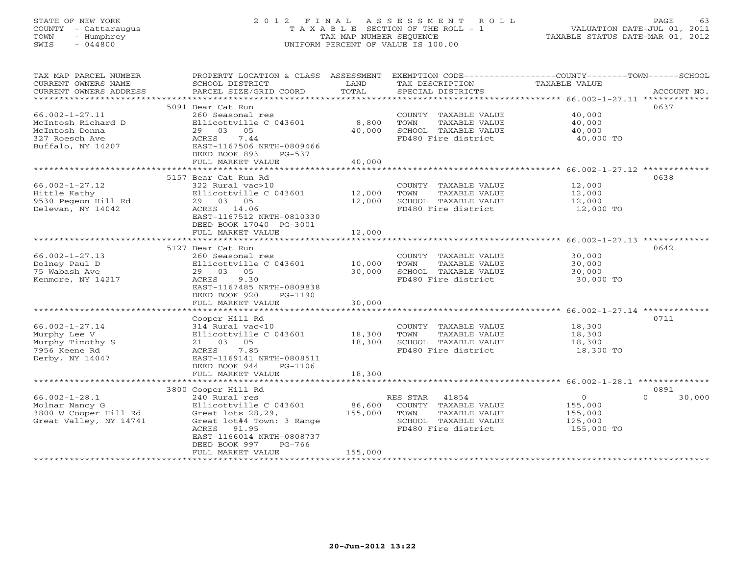STATE OF NEW YORK
COUNTY - Cattaraugus
TOWN - Humphrey
SWIS - 044800

# 2012 FINAL ASSESSMENT ROLL
TAXABLE SECTION OF THE ROLL - 1
TAX MAP NUMBER SEQUENCE
UNIFORM PERCENT OF VALUE IS 100.00

VALUATION DATE-JUL 01, 2011
TAXABLE STATUS DATE-MAR 01, 2012

| TAX MAP PARCEL NUMBER / CURRENT OWNERS NAME / CURRENT OWNERS ADDRESS | PROPERTY LOCATION & CLASS / SCHOOL DISTRICT / PARCEL SIZE/GRID COORD | ASSESSMENT LAND / TOTAL | EXEMPTION CODE / TAX DESCRIPTION / SPECIAL DISTRICTS | COUNTY / TOWN / SCHOOL TAXABLE VALUE | ACCOUNT NO. |
|---|---|---|---|---|---|
| 66.002-1-27.11 | 5091 Bear Cat Run | | | | 0637 |
| McIntosh Richard D | 260 Seasonal res | | COUNTY TAXABLE VALUE | 40,000 | |
| McIntosh Donna | Ellicottville C 043601 | 8,800 | TOWN TAXABLE VALUE | 40,000 | |
| 327 Roesch Ave | 29 03 05 | 40,000 | SCHOOL TAXABLE VALUE | 40,000 | |
| Buffalo, NY 14207 | ACRES 7.44 | | FD480 Fire district | 40,000 TO | |
| | EAST-1167506 NRTH-0809466 | | | | |
| | DEED BOOK 893 PG-537 | | | | |
| | FULL MARKET VALUE | 40,000 | | | |
| 66.002-1-27.12 | 5157 Bear Cat Run Rd | | | | 0638 |
| Hittle Kathy | 322 Rural vac>10 | | COUNTY TAXABLE VALUE | 12,000 | |
| 9530 Pegeon Hill Rd | Ellicottville C 043601 | 12,000 | TOWN TAXABLE VALUE | 12,000 | |
| Delevan, NY 14042 | 29 03 05 | 12,000 | SCHOOL TAXABLE VALUE | 12,000 | |
| | ACRES 14.06 | | FD480 Fire district | 12,000 TO | |
| | EAST-1167512 NRTH-0810330 | | | | |
| | DEED BOOK 17040 PG-3001 | | | | |
| | FULL MARKET VALUE | 12,000 | | | |
| 66.002-1-27.13 | 5127 Bear Cat Run | | | | 0642 |
| Dolney Paul D | 260 Seasonal res | | COUNTY TAXABLE VALUE | 30,000 | |
| 75 Wabash Ave | Ellicottville C 043601 | 10,000 | TOWN TAXABLE VALUE | 30,000 | |
| Kenmore, NY 14217 | 29 03 05 | 30,000 | SCHOOL TAXABLE VALUE | 30,000 | |
| | ACRES 9.30 | | FD480 Fire district | 30,000 TO | |
| | EAST-1167485 NRTH-0809838 | | | | |
| | DEED BOOK 920 PG-1190 | | | | |
| | FULL MARKET VALUE | 30,000 | | | |
| 66.002-1-27.14 | Cooper Hill Rd | | | | 0711 |
| Murphy Lee V | 314 Rural vac<10 | | COUNTY TAXABLE VALUE | 18,300 | |
| Murphy Timothy S | Ellicottville C 043601 | 18,300 | TOWN TAXABLE VALUE | 18,300 | |
| 7956 Keene Rd | 21 03 05 | 18,300 | SCHOOL TAXABLE VALUE | 18,300 | |
| Derby, NY 14047 | ACRES 7.85 | | FD480 Fire district | 18,300 TO | |
| | EAST-1169141 NRTH-0808511 | | | | |
| | DEED BOOK 944 PG-1106 | | | | |
| | FULL MARKET VALUE | 18,300 | | | |
| 66.002-1-28.1 | 3800 Cooper Hill Rd | | | | 0891 |
| Molnar Nancy G | 240 Rural res | | RES STAR 41854 | 0 / 0 / 30,000 | |
| 3800 W Cooper Hill Rd | Ellicottville C 043601 | 86,600 | COUNTY TAXABLE VALUE | 155,000 | |
| Great Valley, NY 14741 | Great lots 28,29, | 155,000 | TOWN TAXABLE VALUE | 155,000 | |
| | Great lot#4 Town: 3 Range | | SCHOOL TAXABLE VALUE | 125,000 | |
| | ACRES 91.95 | | FD480 Fire district | 155,000 TO | |
| | EAST-1166014 NRTH-0808737 | | | | |
| | DEED BOOK 997 PG-766 | | | | |
| | FULL MARKET VALUE | 155,000 | | | |

20-Jun-2012 13:22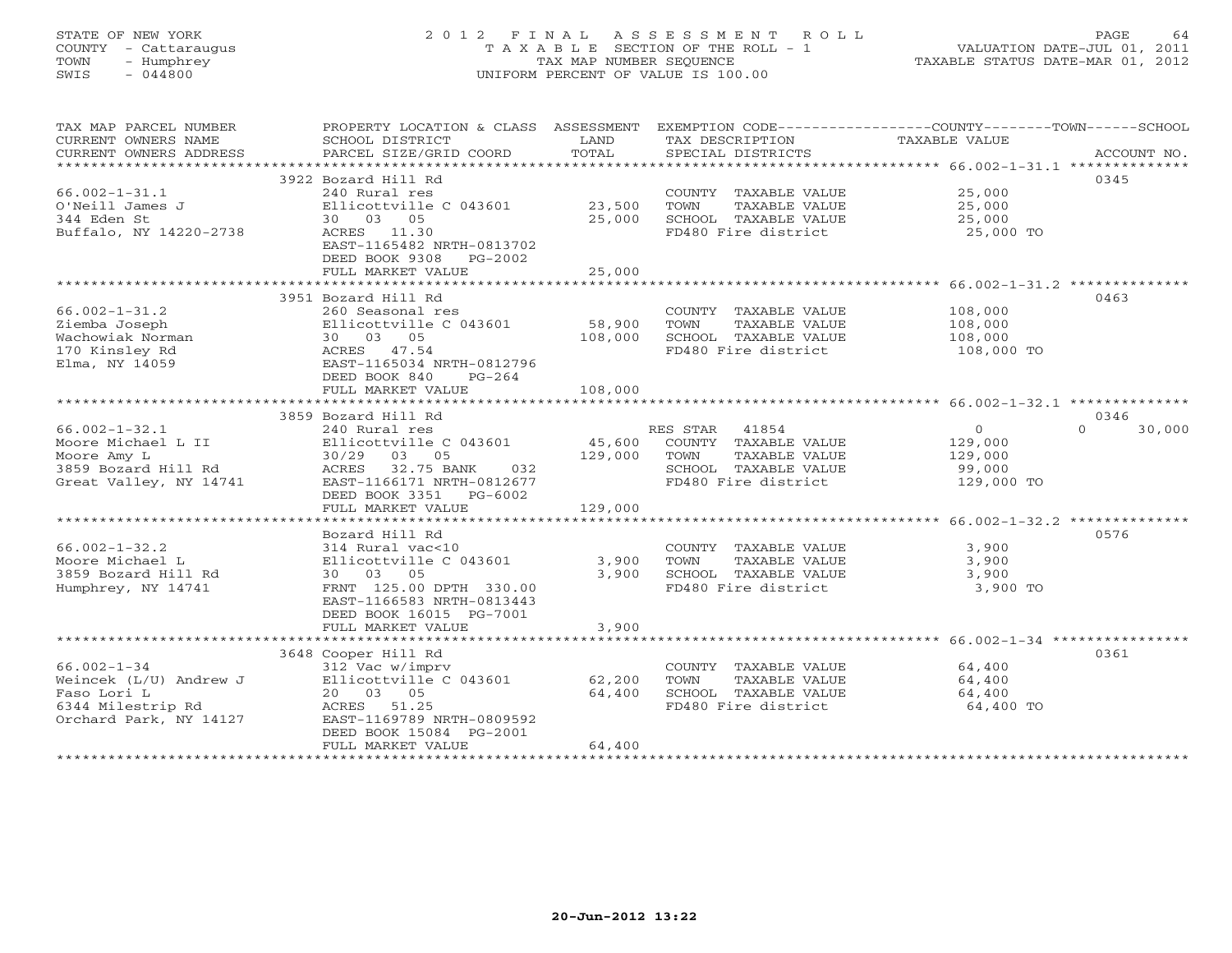STATE OF NEW YORK
COUNTY - Cattaraugus
TOWN - Humphrey
SWIS - 044800

# 2012 FINAL ASSESSMENT ROLL

TAXABLE SECTION OF THE ROLL - 1
TAX MAP NUMBER SEQUENCE
UNIFORM PERCENT OF VALUE IS 100.00

VALUATION DATE-JUL 01, 2011
TAXABLE STATUS DATE-MAR 01, 2012

| TAX MAP PARCEL NUMBER / CURRENT OWNERS NAME / CURRENT OWNERS ADDRESS | PROPERTY LOCATION & CLASS / SCHOOL DISTRICT / PARCEL SIZE/GRID COORD | ASSESSMENT LAND | TOTAL | EXEMPTION CODE / TAX DESCRIPTION / SPECIAL DISTRICTS | COUNTY TAXABLE VALUE | TOWN | SCHOOL | ACCOUNT NO. |
|---|---|---|---|---|---|---|---|---|
| 66.002-1-31.1 | 3922 Bozard Hill Rd | | | | | | | 0345 |
| O'Neill James J | 240 Rural res | | | COUNTY TAXABLE VALUE | 25,000 | | | |
| 344 Eden St | Ellicottville C 043601 | 23,500 | | TOWN TAXABLE VALUE | 25,000 | | | |
| Buffalo, NY 14220-2738 | 30 03 05 | | 25,000 | SCHOOL TAXABLE VALUE | 25,000 | | | |
| | ACRES 11.30 | | | FD480 Fire district | 25,000 TO | | | |
| | EAST-1165482 NRTH-0813702 | | | | | | | |
| | DEED BOOK 9308 PG-2002 | | | | | | | |
| | FULL MARKET VALUE | | 25,000 | | | | | |
| 66.002-1-31.2 | 3951 Bozard Hill Rd | | | | | | | 0463 |
| Ziemba Joseph | 260 Seasonal res | | | COUNTY TAXABLE VALUE | 108,000 | | | |
| Wachowiak Norman | Ellicottville C 043601 | 58,900 | | TOWN TAXABLE VALUE | 108,000 | | | |
| 170 Kinsley Rd | 30 03 05 | | 108,000 | SCHOOL TAXABLE VALUE | 108,000 | | | |
| Elma, NY 14059 | ACRES 47.54 | | | FD480 Fire district | 108,000 TO | | | |
| | EAST-1165034 NRTH-0812796 | | | | | | | |
| | DEED BOOK 840 PG-264 | | | | | | | |
| | FULL MARKET VALUE | | 108,000 | | | | | |
| 66.002-1-32.1 | 3859 Bozard Hill Rd | | | | | | | 0346 |
| Moore Michael L II | 240 Rural res | | | RES STAR 41854 | 0 | | 0 | 30,000 |
| Moore Amy L | Ellicottville C 043601 | 45,600 | | COUNTY TAXABLE VALUE | 129,000 | | | |
| 3859 Bozard Hill Rd | 30/29 03 05 | | 129,000 | TOWN TAXABLE VALUE | 129,000 | | | |
| Great Valley, NY 14741 | ACRES 32.75 BANK 032 | | | SCHOOL TAXABLE VALUE | 99,000 | | | |
| | EAST-1166171 NRTH-0812677 | | | FD480 Fire district | 129,000 TO | | | |
| | DEED BOOK 3351 PG-6002 | | | | | | | |
| | FULL MARKET VALUE | | 129,000 | | | | | |
| 66.002-1-32.2 | Bozard Hill Rd | | | | | | | 0576 |
| Moore Michael L | 314 Rural vac<10 | | | COUNTY TAXABLE VALUE | 3,900 | | | |
| 3859 Bozard Hill Rd | Ellicottville C 043601 | 3,900 | | TOWN TAXABLE VALUE | 3,900 | | | |
| Humphrey, NY 14741 | 30 03 05 | | 3,900 | SCHOOL TAXABLE VALUE | 3,900 | | | |
| | FRNT 125.00 DPTH 330.00 | | | FD480 Fire district | 3,900 TO | | | |
| | EAST-1166583 NRTH-0813443 | | | | | | | |
| | DEED BOOK 16015 PG-7001 | | | | | | | |
| | FULL MARKET VALUE | | 3,900 | | | | | |
| 66.002-1-34 | 3648 Cooper Hill Rd | | | | | | | 0361 |
| Weincek (L/U) Andrew J | 312 Vac w/imprv | | | COUNTY TAXABLE VALUE | 64,400 | | | |
| Faso Lori L | Ellicottville C 043601 | 62,200 | | TOWN TAXABLE VALUE | 64,400 | | | |
| 6344 Milestrip Rd | 20 03 05 | | 64,400 | SCHOOL TAXABLE VALUE | 64,400 | | | |
| Orchard Park, NY 14127 | ACRES 51.25 | | | FD480 Fire district | 64,400 TO | | | |
| | EAST-1169789 NRTH-0809592 | | | | | | | |
| | DEED BOOK 15084 PG-2001 | | | | | | | |
| | FULL MARKET VALUE | | 64,400 | | | | | |

20-Jun-2012 13:22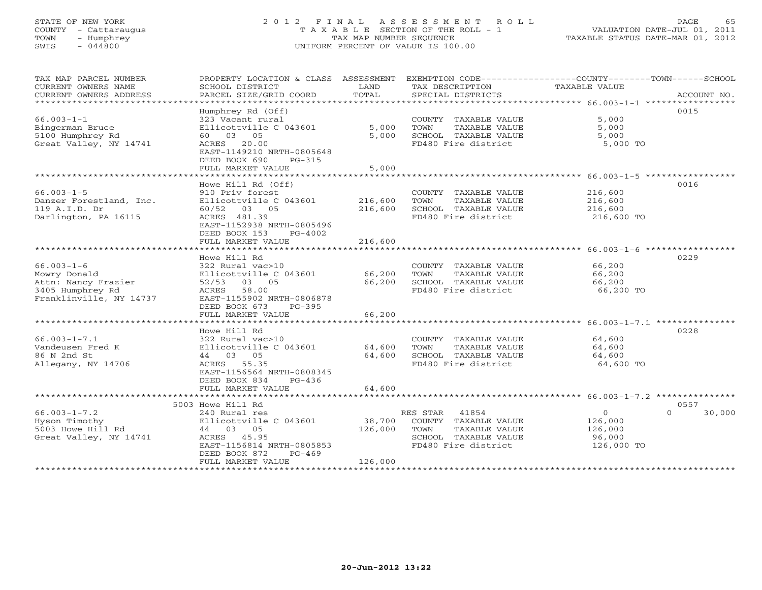STATE OF NEW YORK
COUNTY - Cattaraugus
TOWN - Humphrey
SWIS - 044800

# 2012 FINAL ASSESSMENT ROLL

TAXABLE SECTION OF THE ROLL - 1
TAX MAP NUMBER SEQUENCE
UNIFORM PERCENT OF VALUE IS 100.00

VALUATION DATE-JUL 01, 2011
TAXABLE STATUS DATE-MAR 01, 2012

| TAX MAP PARCEL NUMBER / CURRENT OWNERS NAME / CURRENT OWNERS ADDRESS | PROPERTY LOCATION & CLASS / SCHOOL DISTRICT / PARCEL SIZE/GRID COORD | ASSESSMENT LAND | TOTAL | EXEMPTION CODE / TAX DESCRIPTION / SPECIAL DISTRICTS | COUNTY / TOWN / SCHOOL TAXABLE VALUE | ACCOUNT NO. |
|---|---|---|---|---|---|---|
| 66.003-1-1 | Humphrey Rd (Off) | | | | | 0015 |
| Bingerman Bruce | 323 Vacant rural | | | COUNTY TAXABLE VALUE | 5,000 | |
| 5100 Humphrey Rd | Ellicottville C 043601 | 5,000 | | TOWN TAXABLE VALUE | 5,000 | |
| Great Valley, NY 14741 | 60 03 05 | | 5,000 | SCHOOL TAXABLE VALUE | 5,000 | |
| | ACRES 20.00 | | | FD480 Fire district | 5,000 TO | |
| | EAST-1149210 NRTH-0805648 | | | | | |
| | DEED BOOK 690 PG-315 | | | | | |
| | FULL MARKET VALUE | | 5,000 | | | |
| 66.003-1-5 | Howe Hill Rd (Off) | | | | | 0016 |
| Danzer Forestland, Inc. | 910 Priv forest | | | COUNTY TAXABLE VALUE | 216,600 | |
| 119 A.I.D. Dr | Ellicottville C 043601 | 216,600 | | TOWN TAXABLE VALUE | 216,600 | |
| Darlington, PA 16115 | 60/52 03 05 | | 216,600 | SCHOOL TAXABLE VALUE | 216,600 | |
| | ACRES 481.39 | | | FD480 Fire district | 216,600 TO | |
| | EAST-1152938 NRTH-0805496 | | | | | |
| | DEED BOOK 153 PG-4002 | | | | | |
| | FULL MARKET VALUE | | 216,600 | | | |
| 66.003-1-6 | Howe Hill Rd | | | | | 0229 |
| Mowry Donald | 322 Rural vac>10 | | | COUNTY TAXABLE VALUE | 66,200 | |
| Attn: Nancy Frazier | Ellicottville C 043601 | 66,200 | | TOWN TAXABLE VALUE | 66,200 | |
| 3405 Humphrey Rd | 52/53 03 05 | | 66,200 | SCHOOL TAXABLE VALUE | 66,200 | |
| Franklinville, NY 14737 | ACRES 58.00 | | | FD480 Fire district | 66,200 TO | |
| | EAST-1155902 NRTH-0806878 | | | | | |
| | DEED BOOK 673 PG-395 | | | | | |
| | FULL MARKET VALUE | | 66,200 | | | |
| 66.003-1-7.1 | Howe Hill Rd | | | | | 0228 |
| Vandeusen Fred K | 322 Rural vac>10 | | | COUNTY TAXABLE VALUE | 64,600 | |
| 86 N 2nd St | Ellicottville C 043601 | 64,600 | | TOWN TAXABLE VALUE | 64,600 | |
| Allegany, NY 14706 | 44 03 05 | | 64,600 | SCHOOL TAXABLE VALUE | 64,600 | |
| | ACRES 55.35 | | | FD480 Fire district | 64,600 TO | |
| | EAST-1156564 NRTH-0808345 | | | | | |
| | DEED BOOK 834 PG-436 | | | | | |
| | FULL MARKET VALUE | | 64,600 | | | |
| 66.003-1-7.2 | 5003 Howe Hill Rd | | | | | 0557 |
| Hyson Timothy | 240 Rural res | | | RES STAR 41854 | 0 0 30,000 | |
| 5003 Howe Hill Rd | Ellicottville C 043601 | 38,700 | | COUNTY TAXABLE VALUE | 126,000 | |
| Great Valley, NY 14741 | 44 03 05 | | 126,000 | TOWN TAXABLE VALUE | 126,000 | |
| | ACRES 45.95 | | | SCHOOL TAXABLE VALUE | 96,000 | |
| | EAST-1156814 NRTH-0805853 | | | FD480 Fire district | 126,000 TO | |
| | DEED BOOK 872 PG-469 | | | | | |
| | FULL MARKET VALUE | | 126,000 | | | |

20-Jun-2012 13:22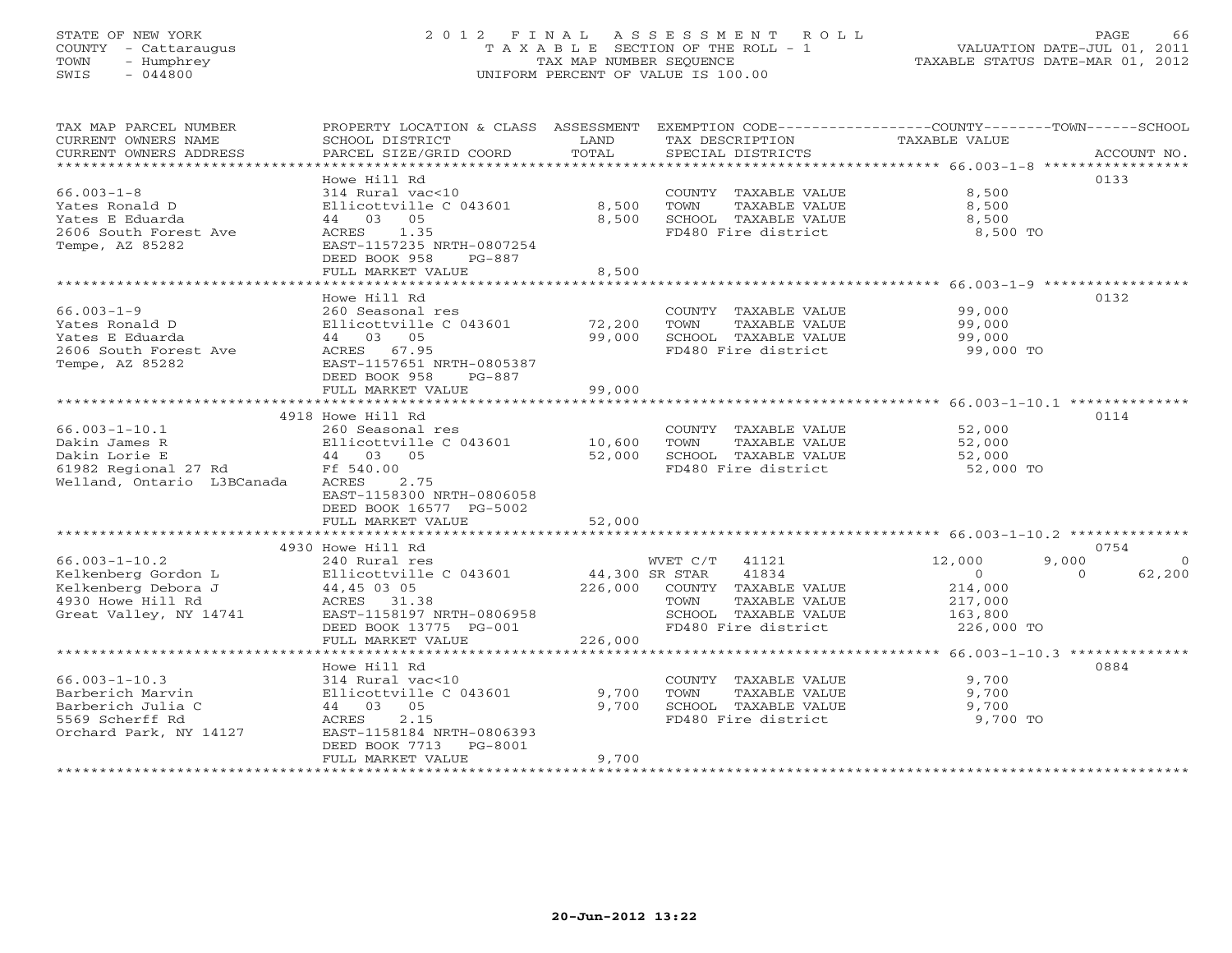STATE OF NEW YORK
COUNTY - Cattaraugus
TOWN - Humphrey
SWIS - 044800

# 2012 FINAL ASSESSMENT ROLL

TAXABLE SECTION OF THE ROLL - 1
TAX MAP NUMBER SEQUENCE
UNIFORM PERCENT OF VALUE IS 100.00

VALUATION DATE-JUL 01, 2011
TAXABLE STATUS DATE-MAR 01, 2012

| TAX MAP PARCEL NUMBER / CURRENT OWNERS NAME / CURRENT OWNERS ADDRESS | PROPERTY LOCATION & CLASS / SCHOOL DISTRICT / PARCEL SIZE/GRID COORD | ASSESSMENT LAND | TOTAL | EXEMPTION CODE / TAX DESCRIPTION / SPECIAL DISTRICTS | COUNTY TAXABLE VALUE | TOWN | SCHOOL | ACCOUNT NO. |
|---|---|---|---|---|---|---|---|---|
| **66.003-1-8** | Howe Hill Rd | | | | | | | 0133 |
| Yates Ronald D | 314 Rural vac<10 | | | COUNTY TAXABLE VALUE | 8,500 | | | |
| Yates E Eduarda | Ellicottville C 043601 | 8,500 | | TOWN TAXABLE VALUE | 8,500 | | | |
| 2606 South Forest Ave | 44 03 05 | | 8,500 | SCHOOL TAXABLE VALUE | 8,500 | | | |
| Tempe, AZ 85282 | ACRES 1.35 | | | FD480 Fire district | 8,500 TO | | | |
| | EAST-1157235 NRTH-0807254 | | | | | | | |
| | DEED BOOK 958 PG-887 | | | | | | | |
| | FULL MARKET VALUE | | 8,500 | | | | | |
| **66.003-1-9** | Howe Hill Rd | | | | | | | 0132 |
| Yates Ronald D | 260 Seasonal res | | | COUNTY TAXABLE VALUE | 99,000 | | | |
| Yates E Eduarda | Ellicottville C 043601 | 72,200 | | TOWN TAXABLE VALUE | 99,000 | | | |
| 2606 South Forest Ave | 44 03 05 | | 99,000 | SCHOOL TAXABLE VALUE | 99,000 | | | |
| Tempe, AZ 85282 | ACRES 67.95 | | | FD480 Fire district | 99,000 TO | | | |
| | EAST-1157651 NRTH-0805387 | | | | | | | |
| | DEED BOOK 958 PG-887 | | | | | | | |
| | FULL MARKET VALUE | | 99,000 | | | | | |
| **66.003-1-10.1** | 4918 Howe Hill Rd | | | | | | | 0114 |
| Dakin James R | 260 Seasonal res | | | COUNTY TAXABLE VALUE | 52,000 | | | |
| Dakin Lorie E | Ellicottville C 043601 | 10,600 | | TOWN TAXABLE VALUE | 52,000 | | | |
| 61982 Regional 27 Rd | 44 03 05 | | 52,000 | SCHOOL TAXABLE VALUE | 52,000 | | | |
| Welland, Ontario L3BCanada | Ff 540.00 | | | FD480 Fire district | 52,000 TO | | | |
| | ACRES 2.75 | | | | | | | |
| | EAST-1158300 NRTH-0806058 | | | | | | | |
| | DEED BOOK 16577 PG-5002 | | | | | | | |
| | FULL MARKET VALUE | | 52,000 | | | | | |
| **66.003-1-10.2** | 4930 Howe Hill Rd | | | | | | | 0754 |
| Kelkenberg Gordon L | 240 Rural res | | | WVET C/T 41121 | 12,000 | 9,000 | 0 | |
| Kelkenberg Debora J | Ellicottville C 043601 | 44,300 | | SR STAR 41834 | 0 | 0 | 62,200 | |
| 4930 Howe Hill Rd | 44,45 03 05 | | 226,000 | COUNTY TAXABLE VALUE | 214,000 | | | |
| Great Valley, NY 14741 | ACRES 31.38 | | | TOWN TAXABLE VALUE | 217,000 | | | |
| | EAST-1158197 NRTH-0806958 | | | SCHOOL TAXABLE VALUE | 163,800 | | | |
| | DEED BOOK 13775 PG-001 | | | FD480 Fire district | 226,000 TO | | | |
| | FULL MARKET VALUE | | 226,000 | | | | | |
| **66.003-1-10.3** | Howe Hill Rd | | | | | | | 0884 |
| Barberich Marvin | 314 Rural vac<10 | | | COUNTY TAXABLE VALUE | 9,700 | | | |
| Barberich Julia C | Ellicottville C 043601 | 9,700 | | TOWN TAXABLE VALUE | 9,700 | | | |
| 5569 Scherff Rd | 44 03 05 | | 9,700 | SCHOOL TAXABLE VALUE | 9,700 | | | |
| Orchard Park, NY 14127 | ACRES 2.15 | | | FD480 Fire district | 9,700 TO | | | |
| | EAST-1158184 NRTH-0806393 | | | | | | | |
| | DEED BOOK 7713 PG-8001 | | | | | | | |
| | FULL MARKET VALUE | | 9,700 | | | | | |

20-Jun-2012 13:22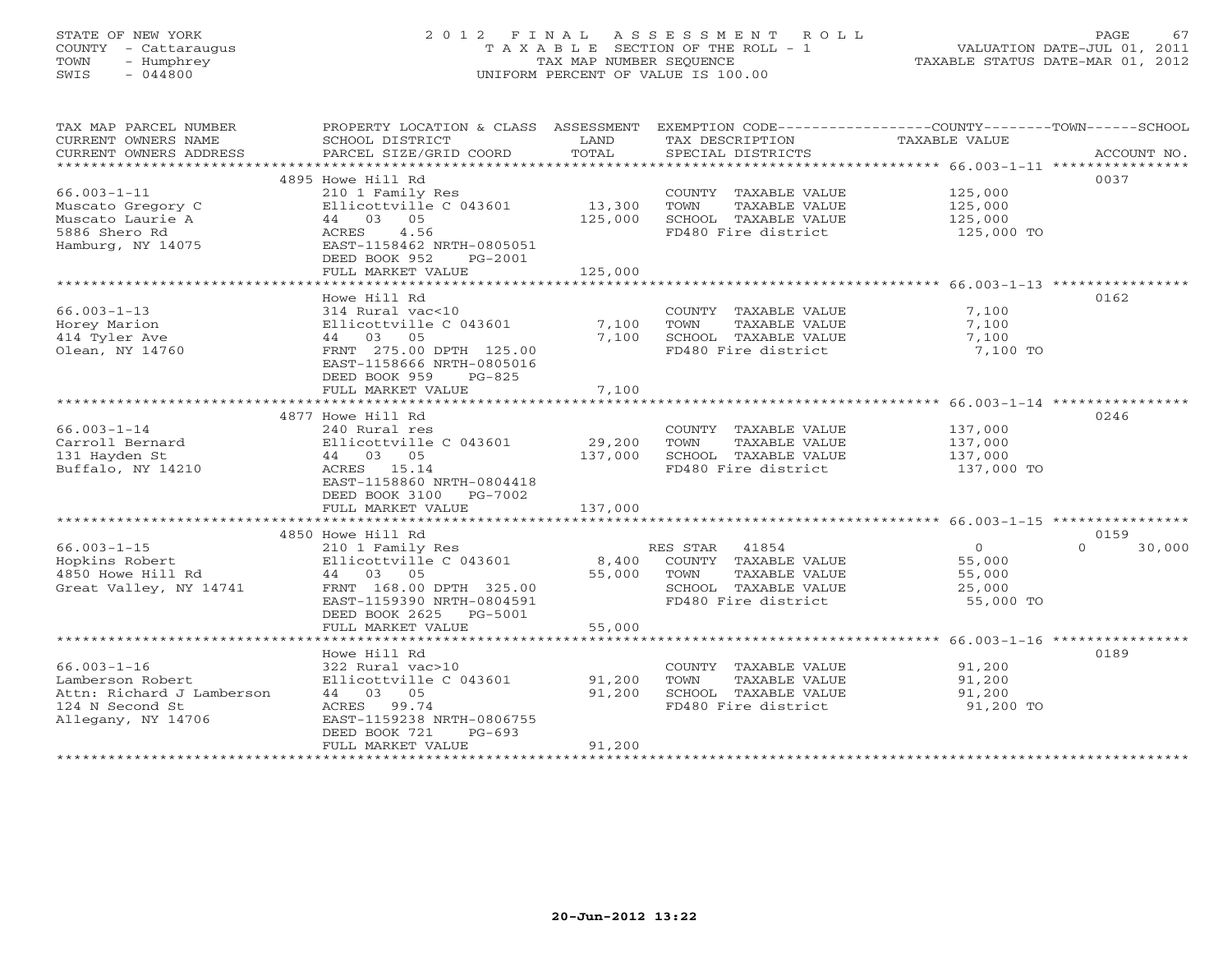STATE OF NEW YORK
COUNTY - Cattaraugus
TOWN - Humphrey
SWIS - 044800

# 2012 FINAL ASSESSMENT ROLL
TAXABLE SECTION OF THE ROLL - 1
TAX MAP NUMBER SEQUENCE
UNIFORM PERCENT OF VALUE IS 100.00

VALUATION DATE-JUL 01, 2011
TAXABLE STATUS DATE-MAR 01, 2012

| TAX MAP PARCEL NUMBER / CURRENT OWNERS NAME / CURRENT OWNERS ADDRESS | PROPERTY LOCATION & CLASS / SCHOOL DISTRICT / PARCEL SIZE/GRID COORD | ASSESSMENT LAND / TOTAL | EXEMPTION CODE / TAX DESCRIPTION / SPECIAL DISTRICTS | COUNTY / TOWN / SCHOOL TAXABLE VALUE | ACCOUNT NO. |
|---|---|---|---|---|---|
| **66.003-1-11** | 4895 Howe Hill Rd | | | | 0037 |
| Muscato Gregory C | 210 1 Family Res | | COUNTY TAXABLE VALUE | 125,000 | |
| Muscato Laurie A | Ellicottville C 043601 | 13,300 | TOWN TAXABLE VALUE | 125,000 | |
| 5886 Shero Rd | 44 03 05 | 125,000 | SCHOOL TAXABLE VALUE | 125,000 | |
| Hamburg, NY 14075 | ACRES 4.56 | | FD480 Fire district | 125,000 TO | |
| | EAST-1158462 NRTH-0805051 | | | | |
| | DEED BOOK 952 PG-2001 | | | | |
| | FULL MARKET VALUE | 125,000 | | | |
| **66.003-1-13** | Howe Hill Rd | | | | 0162 |
| Horey Marion | 314 Rural vac<10 | | COUNTY TAXABLE VALUE | 7,100 | |
| 414 Tyler Ave | Ellicottville C 043601 | 7,100 | TOWN TAXABLE VALUE | 7,100 | |
| Olean, NY 14760 | 44 03 05 | 7,100 | SCHOOL TAXABLE VALUE | 7,100 | |
| | FRNT 275.00 DPTH 125.00 | | FD480 Fire district | 7,100 TO | |
| | EAST-1158666 NRTH-0805016 | | | | |
| | DEED BOOK 959 PG-825 | | | | |
| | FULL MARKET VALUE | 7,100 | | | |
| **66.003-1-14** | 4877 Howe Hill Rd | | | | 0246 |
| Carroll Bernard | 240 Rural res | | COUNTY TAXABLE VALUE | 137,000 | |
| 131 Hayden St | Ellicottville C 043601 | 29,200 | TOWN TAXABLE VALUE | 137,000 | |
| Buffalo, NY 14210 | 44 03 05 | 137,000 | SCHOOL TAXABLE VALUE | 137,000 | |
| | ACRES 15.14 | | FD480 Fire district | 137,000 TO | |
| | EAST-1158860 NRTH-0804418 | | | | |
| | DEED BOOK 3100 PG-7002 | | | | |
| | FULL MARKET VALUE | 137,000 | | | |
| **66.003-1-15** | 4850 Howe Hill Rd | | | | 0159 |
| Hopkins Robert | 210 1 Family Res | | RES STAR 41854 | 0 / 0 / 30,000 | |
| 4850 Howe Hill Rd | Ellicottville C 043601 | 8,400 | COUNTY TAXABLE VALUE | 55,000 | |
| Great Valley, NY 14741 | 44 03 05 | 55,000 | TOWN TAXABLE VALUE | 55,000 | |
| | FRNT 168.00 DPTH 325.00 | | SCHOOL TAXABLE VALUE | 25,000 | |
| | EAST-1159390 NRTH-0804591 | | FD480 Fire district | 55,000 TO | |
| | DEED BOOK 2625 PG-5001 | | | | |
| | FULL MARKET VALUE | 55,000 | | | |
| **66.003-1-16** | Howe Hill Rd | | | | 0189 |
| Lamberson Robert | 322 Rural vac>10 | | COUNTY TAXABLE VALUE | 91,200 | |
| Attn: Richard J Lamberson | Ellicottville C 043601 | 91,200 | TOWN TAXABLE VALUE | 91,200 | |
| 124 N Second St | 44 03 05 | 91,200 | SCHOOL TAXABLE VALUE | 91,200 | |
| Allegany, NY 14706 | ACRES 99.74 | | FD480 Fire district | 91,200 TO | |
| | EAST-1159238 NRTH-0806755 | | | | |
| | DEED BOOK 721 PG-693 | | | | |
| | FULL MARKET VALUE | 91,200 | | | |

20-Jun-2012 13:22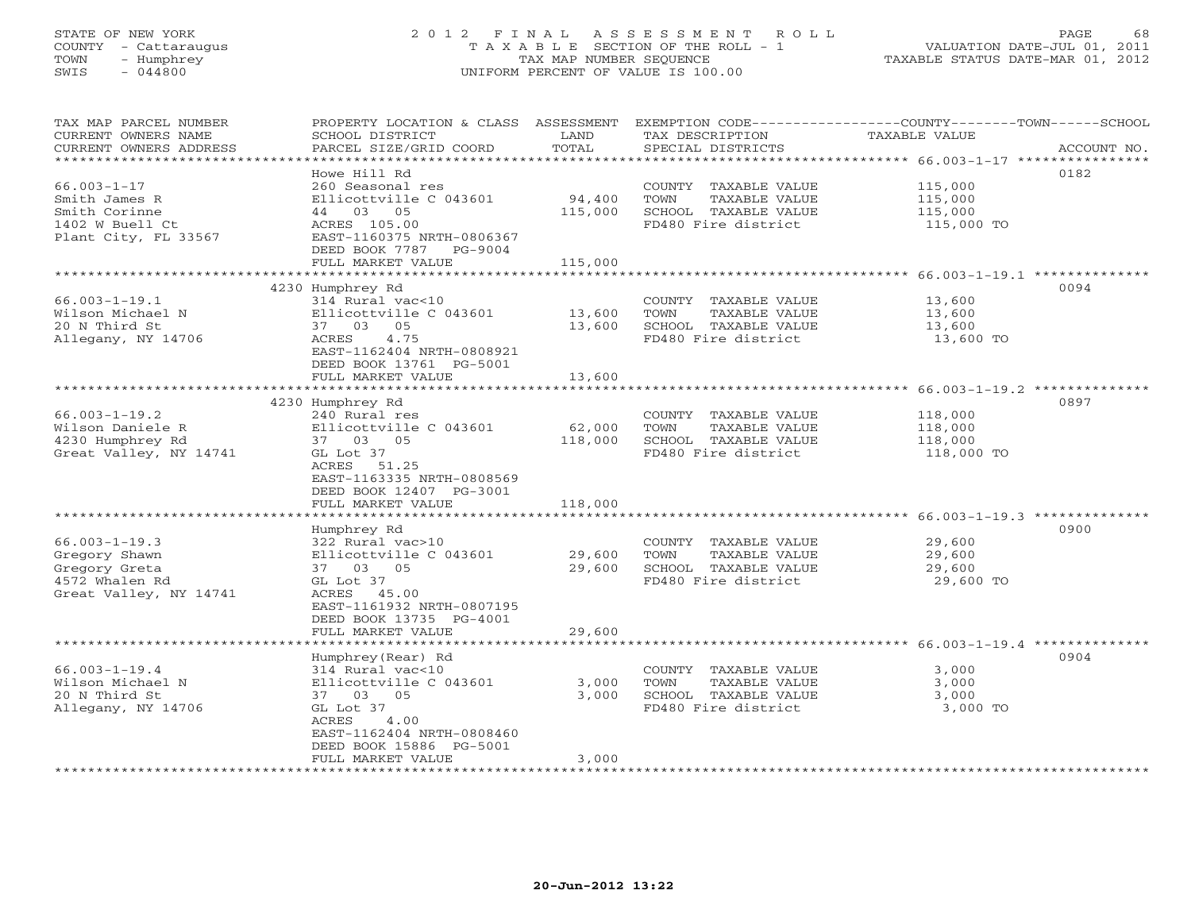STATE OF NEW YORK
COUNTY - Cattaraugus
TOWN - Humphrey
SWIS - 044800

# 2012 FINAL ASSESSMENT ROLL

TAXABLE SECTION OF THE ROLL - 1
TAX MAP NUMBER SEQUENCE
UNIFORM PERCENT OF VALUE IS 100.00

VALUATION DATE-JUL 01, 2011
TAXABLE STATUS DATE-MAR 01, 2012

| TAX MAP PARCEL NUMBER / CURRENT OWNERS NAME / CURRENT OWNERS ADDRESS | PROPERTY LOCATION & CLASS / SCHOOL DISTRICT / PARCEL SIZE/GRID COORD | ASSESSMENT LAND | TOTAL | EXEMPTION CODE / TAX DESCRIPTION / SPECIAL DISTRICTS | TAXABLE VALUE (COUNTY / TOWN / SCHOOL) | ACCOUNT NO. |
|---|---|---|---|---|---|---|
| 66.003-1-17 | Howe Hill Rd | | | | | 0182 |
| Smith James R | 260 Seasonal res | | | COUNTY TAXABLE VALUE | 115,000 | |
| Smith Corinne | Ellicottville C 043601 | 94,400 | | TOWN TAXABLE VALUE | 115,000 | |
| 1402 W Buell Ct | 44 03 05 | | 115,000 | SCHOOL TAXABLE VALUE | 115,000 | |
| Plant City, FL 33567 | ACRES 105.00 | | | FD480 Fire district | 115,000 TO | |
| | EAST-1160375 NRTH-0806367 | | | | | |
| | DEED BOOK 7787 PG-9004 | | | | | |
| | FULL MARKET VALUE | | 115,000 | | | |
| 66.003-1-19.1 | 4230 Humphrey Rd | | | | | 0094 |
| Wilson Michael N | 314 Rural vac<10 | | | COUNTY TAXABLE VALUE | 13,600 | |
| 20 N Third St | Ellicottville C 043601 | 13,600 | | TOWN TAXABLE VALUE | 13,600 | |
| Allegany, NY 14706 | 37 03 05 | | 13,600 | SCHOOL TAXABLE VALUE | 13,600 | |
| | ACRES 4.75 | | | FD480 Fire district | 13,600 TO | |
| | EAST-1162404 NRTH-0808921 | | | | | |
| | DEED BOOK 13761 PG-5001 | | | | | |
| | FULL MARKET VALUE | | 13,600 | | | |
| 66.003-1-19.2 | 4230 Humphrey Rd | | | | | 0897 |
| Wilson Daniele R | 240 Rural res | | | COUNTY TAXABLE VALUE | 118,000 | |
| 4230 Humphrey Rd | Ellicottville C 043601 | 62,000 | | TOWN TAXABLE VALUE | 118,000 | |
| Great Valley, NY 14741 | 37 03 05 | | 118,000 | SCHOOL TAXABLE VALUE | 118,000 | |
| | GL Lot 37 | | | FD480 Fire district | 118,000 TO | |
| | ACRES 51.25 | | | | | |
| | EAST-1163335 NRTH-0808569 | | | | | |
| | DEED BOOK 12407 PG-3001 | | | | | |
| | FULL MARKET VALUE | | 118,000 | | | |
| 66.003-1-19.3 | Humphrey Rd | | | | | 0900 |
| Gregory Shawn | 322 Rural vac>10 | | | COUNTY TAXABLE VALUE | 29,600 | |
| Gregory Greta | Ellicottville C 043601 | 29,600 | | TOWN TAXABLE VALUE | 29,600 | |
| 4572 Whalen Rd | 37 03 05 | | 29,600 | SCHOOL TAXABLE VALUE | 29,600 | |
| Great Valley, NY 14741 | GL Lot 37 | | | FD480 Fire district | 29,600 TO | |
| | ACRES 45.00 | | | | | |
| | EAST-1161932 NRTH-0807195 | | | | | |
| | DEED BOOK 13735 PG-4001 | | | | | |
| | FULL MARKET VALUE | | 29,600 | | | |
| 66.003-1-19.4 | Humphrey(Rear) Rd | | | | | 0904 |
| Wilson Michael N | 314 Rural vac<10 | | | COUNTY TAXABLE VALUE | 3,000 | |
| 20 N Third St | Ellicottville C 043601 | 3,000 | | TOWN TAXABLE VALUE | 3,000 | |
| Allegany, NY 14706 | 37 03 05 | | 3,000 | SCHOOL TAXABLE VALUE | 3,000 | |
| | GL Lot 37 | | | FD480 Fire district | 3,000 TO | |
| | ACRES 4.00 | | | | | |
| | EAST-1162404 NRTH-0808460 | | | | | |
| | DEED BOOK 15886 PG-5001 | | | | | |
| | FULL MARKET VALUE | | 3,000 | | | |

20-Jun-2012 13:22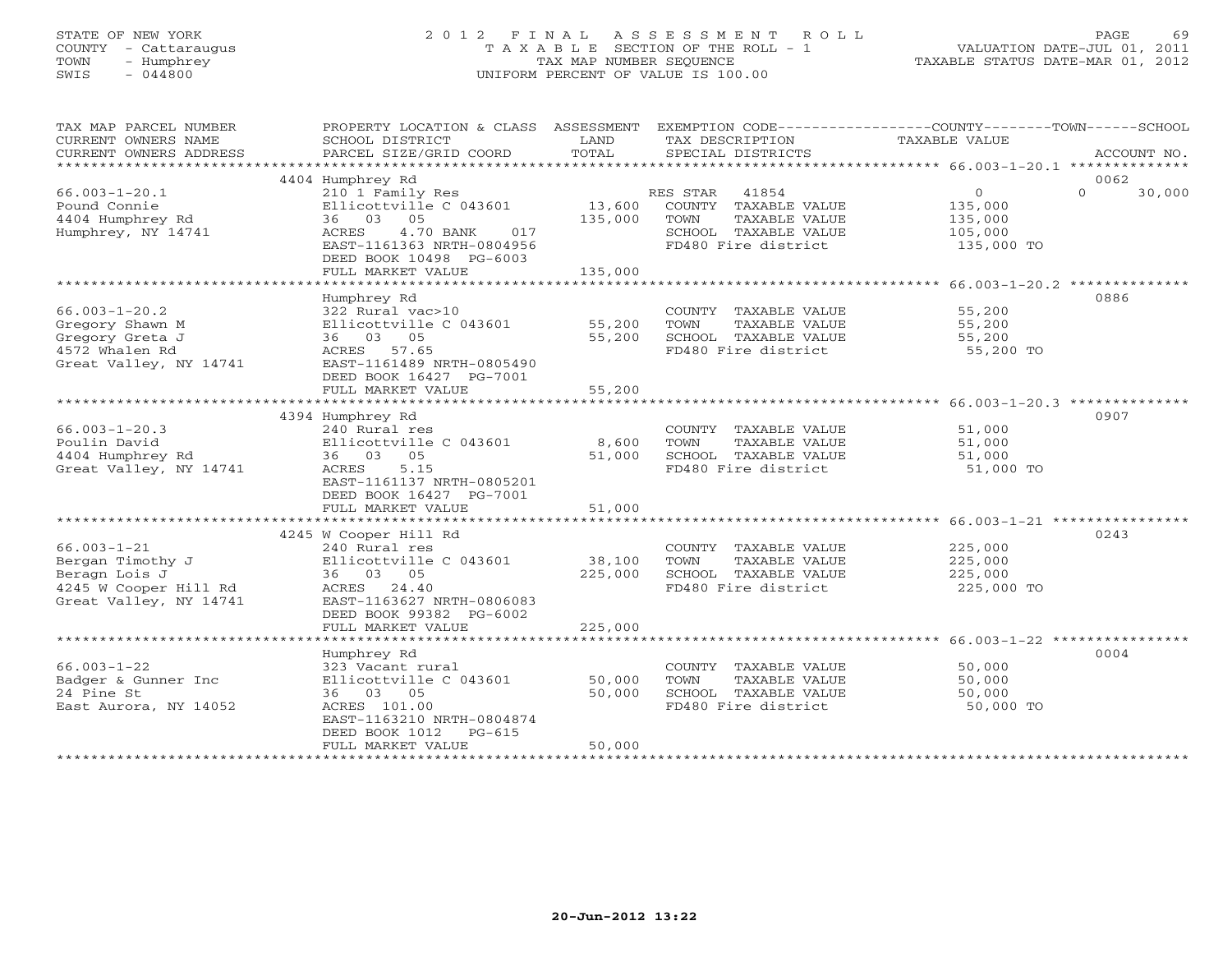STATE OF NEW YORK
COUNTY - Cattaraugus
TOWN - Humphrey
SWIS - 044800

2012 FINAL ASSESSMENT ROLL
TAXABLE SECTION OF THE ROLL - 1
TAX MAP NUMBER SEQUENCE
UNIFORM PERCENT OF VALUE IS 100.00

VALUATION DATE-JUL 01, 2011
TAXABLE STATUS DATE-MAR 01, 2012

| TAX MAP PARCEL NUMBER / CURRENT OWNERS NAME / CURRENT OWNERS ADDRESS | PROPERTY LOCATION & CLASS / SCHOOL DISTRICT / PARCEL SIZE/GRID COORD | ASSESSMENT LAND | TOTAL | EXEMPTION CODE / TAX DESCRIPTION / SPECIAL DISTRICTS | COUNTY TAXABLE VALUE | TOWN | SCHOOL | ACCOUNT NO. |
|---|---|---|---|---|---|---|---|---|
| 66.003-1-20.1 | 4404 Humphrey Rd | | | | | | | 0062 |
| Pound Connie | 210 1 Family Res | | | RES STAR 41854 | 0 | 0 | 30,000 | |
| 4404 Humphrey Rd | Ellicottville C 043601 | 13,600 | | COUNTY TAXABLE VALUE | 135,000 | | | |
| Humphrey, NY 14741 | 36 03 05 | | 135,000 | TOWN TAXABLE VALUE | 135,000 | | | |
| | ACRES 4.70 BANK 017 | | | SCHOOL TAXABLE VALUE | 105,000 | | | |
| | EAST-1161363 NRTH-0804956 | | | FD480 Fire district | 135,000 TO | | | |
| | DEED BOOK 10498 PG-6003 | | | | | | | |
| | FULL MARKET VALUE | | 135,000 | | | | | |
| 66.003-1-20.2 | Humphrey Rd | | | | | | | 0886 |
| Gregory Shawn M | 322 Rural vac>10 | | | COUNTY TAXABLE VALUE | 55,200 | | | |
| Gregory Greta J | Ellicottville C 043601 | 55,200 | | TOWN TAXABLE VALUE | 55,200 | | | |
| 4572 Whalen Rd | 36 03 05 | | 55,200 | SCHOOL TAXABLE VALUE | 55,200 | | | |
| Great Valley, NY 14741 | ACRES 57.65 | | | FD480 Fire district | 55,200 TO | | | |
| | EAST-1161489 NRTH-0805490 | | | | | | | |
| | DEED BOOK 16427 PG-7001 | | | | | | | |
| | FULL MARKET VALUE | | 55,200 | | | | | |
| 66.003-1-20.3 | 4394 Humphrey Rd | | | | | | | 0907 |
| Poulin David | 240 Rural res | | | COUNTY TAXABLE VALUE | 51,000 | | | |
| 4404 Humphrey Rd | Ellicottville C 043601 | 8,600 | | TOWN TAXABLE VALUE | 51,000 | | | |
| Great Valley, NY 14741 | 36 03 05 | | 51,000 | SCHOOL TAXABLE VALUE | 51,000 | | | |
| | ACRES 5.15 | | | FD480 Fire district | 51,000 TO | | | |
| | EAST-1161137 NRTH-0805201 | | | | | | | |
| | DEED BOOK 16427 PG-7001 | | | | | | | |
| | FULL MARKET VALUE | | 51,000 | | | | | |
| 66.003-1-21 | 4245 W Cooper Hill Rd | | | | | | | 0243 |
| Bergan Timothy J | 240 Rural res | | | COUNTY TAXABLE VALUE | 225,000 | | | |
| Beragn Lois J | Ellicottville C 043601 | 38,100 | | TOWN TAXABLE VALUE | 225,000 | | | |
| 4245 W Cooper Hill Rd | 36 03 05 | | 225,000 | SCHOOL TAXABLE VALUE | 225,000 | | | |
| Great Valley, NY 14741 | ACRES 24.40 | | | FD480 Fire district | 225,000 TO | | | |
| | EAST-1163627 NRTH-0806083 | | | | | | | |
| | DEED BOOK 99382 PG-6002 | | | | | | | |
| | FULL MARKET VALUE | | 225,000 | | | | | |
| 66.003-1-22 | Humphrey Rd | | | | | | | 0004 |
| Badger & Gunner Inc | 323 Vacant rural | | | COUNTY TAXABLE VALUE | 50,000 | | | |
| 24 Pine St | Ellicottville C 043601 | 50,000 | | TOWN TAXABLE VALUE | 50,000 | | | |
| East Aurora, NY 14052 | 36 03 05 | | 50,000 | SCHOOL TAXABLE VALUE | 50,000 | | | |
| | ACRES 101.00 | | | FD480 Fire district | 50,000 TO | | | |
| | EAST-1163210 NRTH-0804874 | | | | | | | |
| | DEED BOOK 1012 PG-615 | | | | | | | |
| | FULL MARKET VALUE | | 50,000 | | | | | |

20-Jun-2012 13:22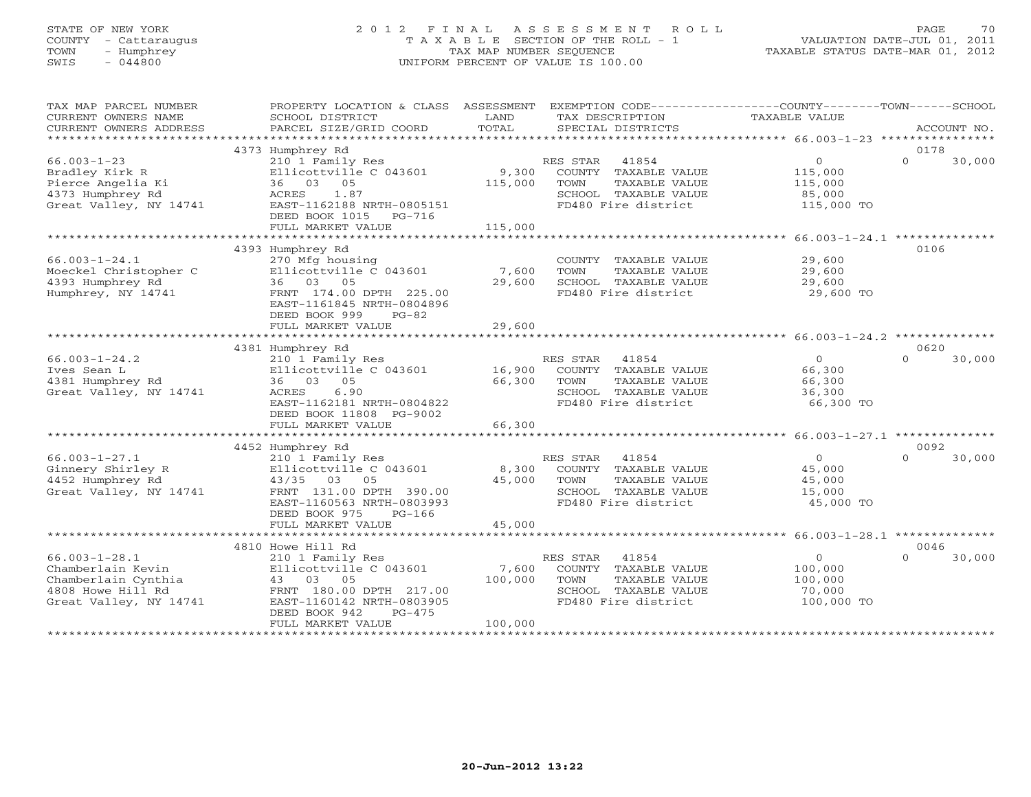STATE OF NEW YORK
COUNTY - Cattaraugus
TOWN - Humphrey
SWIS - 044800

2012 FINAL ASSESSMENT ROLL
TAXABLE SECTION OF THE ROLL - 1
TAX MAP NUMBER SEQUENCE
UNIFORM PERCENT OF VALUE IS 100.00

VALUATION DATE-JUL 01, 2011
TAXABLE STATUS DATE-MAR 01, 2012

| TAX MAP PARCEL NUMBER / CURRENT OWNERS NAME / CURRENT OWNERS ADDRESS | PROPERTY LOCATION & CLASS / SCHOOL DISTRICT / PARCEL SIZE/GRID COORD | ASSESSMENT LAND / TOTAL | EXEMPTION CODE / TAX DESCRIPTION / SPECIAL DISTRICTS | COUNTY TOWN SCHOOL TAXABLE VALUE | ACCOUNT NO. |
|---|---|---|---|---|---|
| | 4373 Humphrey Rd | | | | 0178 |
| 66.003-1-23 | 210 1 Family Res | | RES STAR 41854 | 0 | 0 30,000 |
| Bradley Kirk R | Ellicottville C 043601 | 9,300 | COUNTY TAXABLE VALUE | 115,000 | |
| Pierce Angelia Ki | 36 03 05 | 115,000 | TOWN TAXABLE VALUE | 115,000 | |
| 4373 Humphrey Rd | ACRES 1.87 | | SCHOOL TAXABLE VALUE | 85,000 | |
| Great Valley, NY 14741 | EAST-1162188 NRTH-0805151 | | FD480 Fire district | 115,000 TO | |
| | DEED BOOK 1015 PG-716 | | | | |
| | FULL MARKET VALUE | 115,000 | | | |
| | 4393 Humphrey Rd | | | | 0106 |
| 66.003-1-24.1 | 270 Mfg housing | | COUNTY TAXABLE VALUE | 29,600 | |
| Moeckel Christopher C | Ellicottville C 043601 | 7,600 | TOWN TAXABLE VALUE | 29,600 | |
| 4393 Humphrey Rd | 36 03 05 | 29,600 | SCHOOL TAXABLE VALUE | 29,600 | |
| Humphrey, NY 14741 | FRNT 174.00 DPTH 225.00 | | FD480 Fire district | 29,600 TO | |
| | EAST-1161845 NRTH-0804896 | | | | |
| | DEED BOOK 999 PG-82 | | | | |
| | FULL MARKET VALUE | 29,600 | | | |
| | 4381 Humphrey Rd | | | | 0620 |
| 66.003-1-24.2 | 210 1 Family Res | | RES STAR 41854 | 0 | 0 30,000 |
| Ives Sean L | Ellicottville C 043601 | 16,900 | COUNTY TAXABLE VALUE | 66,300 | |
| 4381 Humphrey Rd | 36 03 05 | 66,300 | TOWN TAXABLE VALUE | 66,300 | |
| Great Valley, NY 14741 | ACRES 6.90 | | SCHOOL TAXABLE VALUE | 36,300 | |
| | EAST-1162181 NRTH-0804822 | | FD480 Fire district | 66,300 TO | |
| | DEED BOOK 11808 PG-9002 | | | | |
| | FULL MARKET VALUE | 66,300 | | | |
| | 4452 Humphrey Rd | | | | 0092 |
| 66.003-1-27.1 | 210 1 Family Res | | RES STAR 41854 | 0 | 0 30,000 |
| Ginnery Shirley R | Ellicottville C 043601 | 8,300 | COUNTY TAXABLE VALUE | 45,000 | |
| 4452 Humphrey Rd | 43/35 03 05 | 45,000 | TOWN TAXABLE VALUE | 45,000 | |
| Great Valley, NY 14741 | FRNT 131.00 DPTH 390.00 | | SCHOOL TAXABLE VALUE | 15,000 | |
| | EAST-1160563 NRTH-0803993 | | FD480 Fire district | 45,000 TO | |
| | DEED BOOK 975 PG-166 | | | | |
| | FULL MARKET VALUE | 45,000 | | | |
| | 4810 Howe Hill Rd | | | | 0046 |
| 66.003-1-28.1 | 210 1 Family Res | | RES STAR 41854 | 0 | 0 30,000 |
| Chamberlain Kevin | Ellicottville C 043601 | 7,600 | COUNTY TAXABLE VALUE | 100,000 | |
| Chamberlain Cynthia | 43 03 05 | 100,000 | TOWN TAXABLE VALUE | 100,000 | |
| 4808 Howe Hill Rd | FRNT 180.00 DPTH 217.00 | | SCHOOL TAXABLE VALUE | 70,000 | |
| Great Valley, NY 14741 | EAST-1160142 NRTH-0803905 | | FD480 Fire district | 100,000 TO | |
| | DEED BOOK 942 PG-475 | | | | |
| | FULL MARKET VALUE | 100,000 | | | |

20-Jun-2012 13:22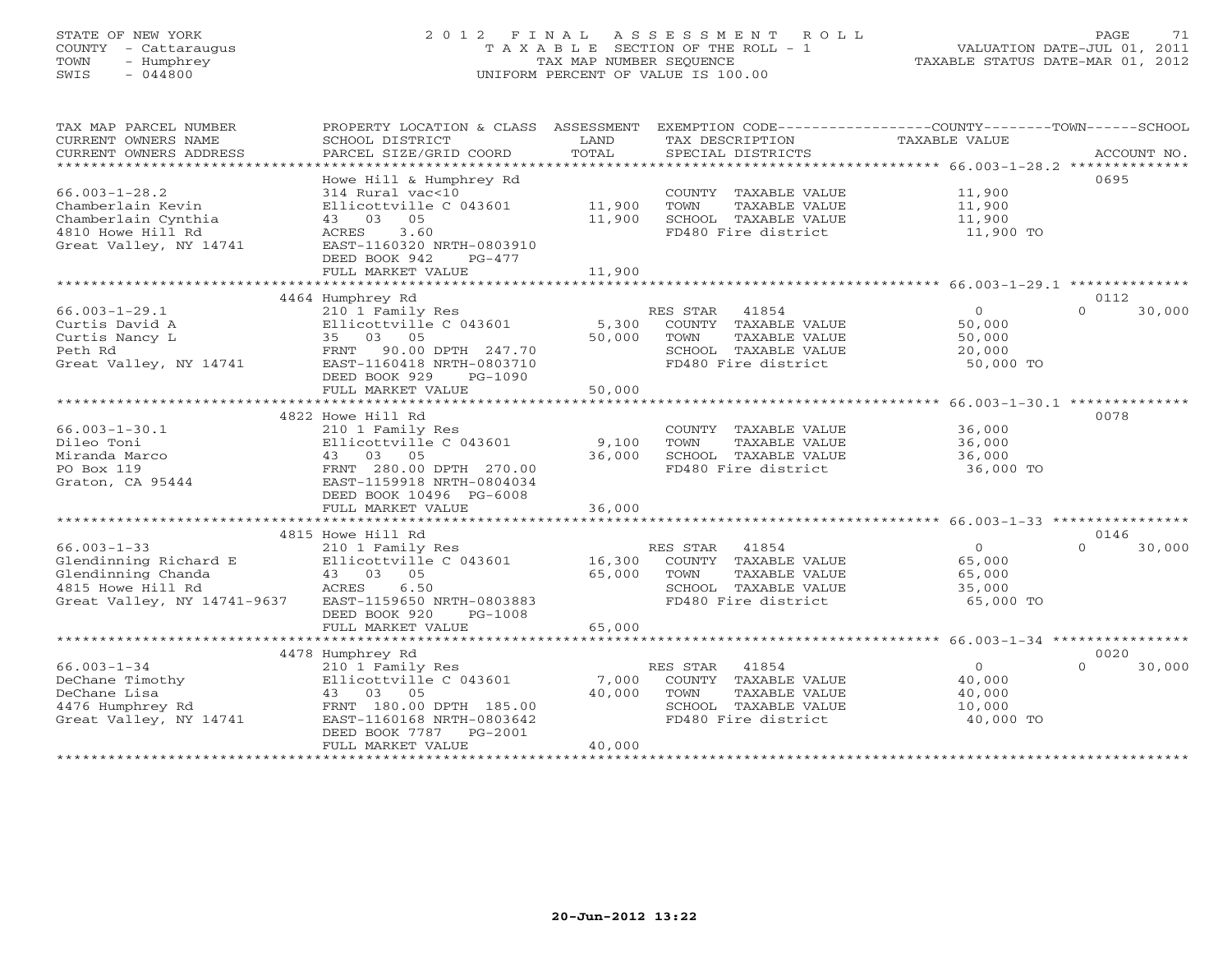STATE OF NEW YORK
COUNTY - Cattaraugus
TOWN - Humphrey
SWIS - 044800

# 2012 FINAL ASSESSMENT ROLL

TAXABLE SECTION OF THE ROLL - 1
TAX MAP NUMBER SEQUENCE
UNIFORM PERCENT OF VALUE IS 100.00

VALUATION DATE-JUL 01, 2011
TAXABLE STATUS DATE-MAR 01, 2012

| TAX MAP PARCEL NUMBER / CURRENT OWNERS NAME / CURRENT OWNERS ADDRESS | PROPERTY LOCATION & CLASS / SCHOOL DISTRICT / PARCEL SIZE/GRID COORD | ASSESSMENT LAND | ASSESSMENT TOTAL | EXEMPTION CODE / TAX DESCRIPTION / SPECIAL DISTRICTS | COUNTY TAXABLE VALUE | TOWN | SCHOOL | ACCOUNT NO. |
|---|---|---|---|---|---|---|---|---|
| 66.003-1-28.2 | Howe Hill & Humphrey Rd | | | | | | | 0695 |
| Chamberlain Kevin | 314 Rural vac<10 | | | COUNTY TAXABLE VALUE | 11,900 | | | |
| Chamberlain Cynthia | Ellicottville C 043601 | 11,900 | | TOWN TAXABLE VALUE | 11,900 | | | |
| 4810 Howe Hill Rd | 43 03 05 | | 11,900 | SCHOOL TAXABLE VALUE | 11,900 | | | |
| Great Valley, NY 14741 | ACRES 3.60 | | | FD480 Fire district | 11,900 TO | | | |
| | EAST-1160320 NRTH-0803910 | | | | | | | |
| | DEED BOOK 942 PG-477 | | | | | | | |
| | FULL MARKET VALUE | | 11,900 | | | | | |
| 66.003-1-29.1 | 4464 Humphrey Rd | | | | | | | 0112 |
| Curtis David A | 210 1 Family Res | | | RES STAR 41854 | 0 | 0 | 30,000 | |
| Curtis Nancy L | Ellicottville C 043601 | 5,300 | | COUNTY TAXABLE VALUE | 50,000 | | | |
| Peth Rd | 35 03 05 | | 50,000 | TOWN TAXABLE VALUE | 50,000 | | | |
| Great Valley, NY 14741 | FRNT 90.00 DPTH 247.70 | | | SCHOOL TAXABLE VALUE | 20,000 | | | |
| | EAST-1160418 NRTH-0803710 | | | FD480 Fire district | 50,000 TO | | | |
| | DEED BOOK 929 PG-1090 | | | | | | | |
| | FULL MARKET VALUE | | 50,000 | | | | | |
| 66.003-1-30.1 | 4822 Howe Hill Rd | | | | | | | 0078 |
| Dileo Toni | 210 1 Family Res | | | COUNTY TAXABLE VALUE | 36,000 | | | |
| Miranda Marco | Ellicottville C 043601 | 9,100 | | TOWN TAXABLE VALUE | 36,000 | | | |
| PO Box 119 | 43 03 05 | | 36,000 | SCHOOL TAXABLE VALUE | 36,000 | | | |
| Graton, CA 95444 | FRNT 280.00 DPTH 270.00 | | | FD480 Fire district | 36,000 TO | | | |
| | EAST-1159918 NRTH-0804034 | | | | | | | |
| | DEED BOOK 10496 PG-6008 | | | | | | | |
| | FULL MARKET VALUE | | 36,000 | | | | | |
| 66.003-1-33 | 4815 Howe Hill Rd | | | | | | | 0146 |
| Glendinning Richard E | 210 1 Family Res | | | RES STAR 41854 | 0 | 0 | 30,000 | |
| Glendinning Chanda | Ellicottville C 043601 | 16,300 | | COUNTY TAXABLE VALUE | 65,000 | | | |
| 4815 Howe Hill Rd | 43 03 05 | | 65,000 | TOWN TAXABLE VALUE | 65,000 | | | |
| Great Valley, NY 14741-9637 | ACRES 6.50 | | | SCHOOL TAXABLE VALUE | 35,000 | | | |
| | EAST-1159650 NRTH-0803883 | | | FD480 Fire district | 65,000 TO | | | |
| | DEED BOOK 920 PG-1008 | | | | | | | |
| | FULL MARKET VALUE | | 65,000 | | | | | |
| 66.003-1-34 | 4478 Humphrey Rd | | | | | | | 0020 |
| DeChane Timothy | 210 1 Family Res | | | RES STAR 41854 | 0 | 0 | 30,000 | |
| DeChane Lisa | Ellicottville C 043601 | 7,000 | | COUNTY TAXABLE VALUE | 40,000 | | | |
| 4476 Humphrey Rd | 43 03 05 | | 40,000 | TOWN TAXABLE VALUE | 40,000 | | | |
| Great Valley, NY 14741 | FRNT 180.00 DPTH 185.00 | | | SCHOOL TAXABLE VALUE | 10,000 | | | |
| | EAST-1160168 NRTH-0803642 | | | FD480 Fire district | 40,000 TO | | | |
| | DEED BOOK 7787 PG-2001 | | | | | | | |
| | FULL MARKET VALUE | | 40,000 | | | | | |

20-Jun-2012 13:22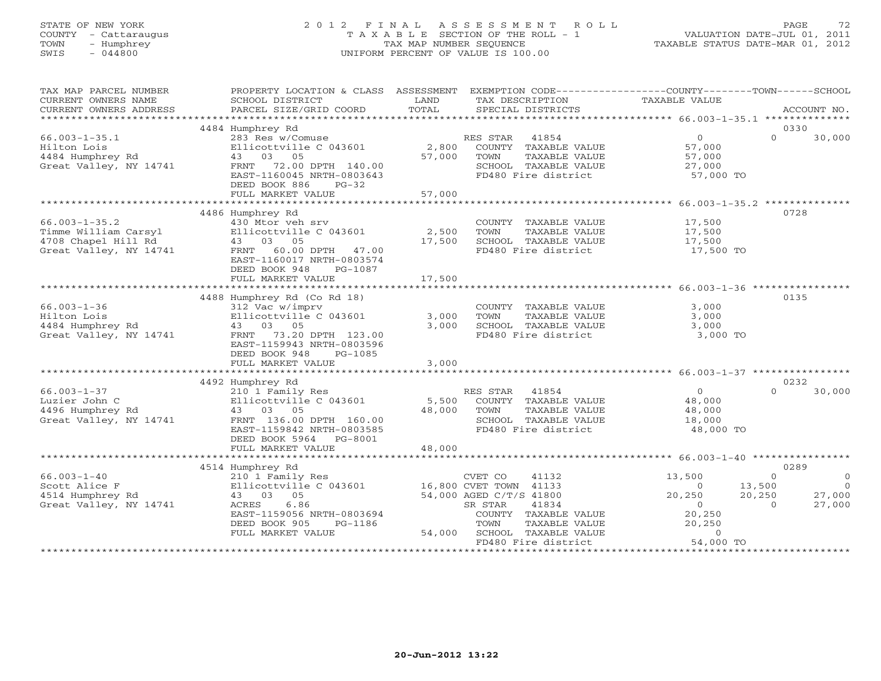STATE OF NEW YORK
COUNTY - Cattaraugus
TOWN - Humphrey
SWIS - 044800

2012 FINAL ASSESSMENT ROLL
TAXABLE SECTION OF THE ROLL - 1
TAX MAP NUMBER SEQUENCE
UNIFORM PERCENT OF VALUE IS 100.00

VALUATION DATE-JUL 01, 2011
TAXABLE STATUS DATE-MAR 01, 2012

| TAX MAP PARCEL NUMBER / CURRENT OWNERS NAME / CURRENT OWNERS ADDRESS | PROPERTY LOCATION & CLASS / SCHOOL DISTRICT / PARCEL SIZE/GRID COORD | ASSESSMENT LAND / TOTAL | EXEMPTION CODE / TAX DESCRIPTION / SPECIAL DISTRICTS | COUNTY TAXABLE VALUE | TOWN | SCHOOL | ACCOUNT NO. |
|---|---|---|---|---|---|---|---|
| | 4484 Humphrey Rd | | | | | | 0330 |
| 66.003-1-35.1 | 283 Res w/Comuse | | RES STAR 41854 | 0 | 0 | 30,000 | |
| Hilton Lois | Ellicottville C 043601 | 2,800 | COUNTY TAXABLE VALUE | 57,000 | | | |
| 4484 Humphrey Rd | 43 03 05 | 57,000 | TOWN TAXABLE VALUE | 57,000 | | | |
| Great Valley, NY 14741 | FRNT 72.00 DPTH 140.00 | | SCHOOL TAXABLE VALUE | 27,000 | | | |
| | EAST-1160045 NRTH-0803643 | | FD480 Fire district | 57,000 TO | | | |
| | DEED BOOK 886 PG-32 | | | | | | |
| | FULL MARKET VALUE | 57,000 | | | | | |
| | 4486 Humphrey Rd | | | | | | 0728 |
| 66.003-1-35.2 | 430 Mtor veh srv | | COUNTY TAXABLE VALUE | 17,500 | | | |
| Timme William Carsyl | Ellicottville C 043601 | 2,500 | TOWN TAXABLE VALUE | 17,500 | | | |
| 4708 Chapel Hill Rd | 43 03 05 | 17,500 | SCHOOL TAXABLE VALUE | 17,500 | | | |
| Great Valley, NY 14741 | FRNT 60.00 DPTH 47.00 | | FD480 Fire district | 17,500 TO | | | |
| | EAST-1160017 NRTH-0803574 | | | | | | |
| | DEED BOOK 948 PG-1087 | | | | | | |
| | FULL MARKET VALUE | 17,500 | | | | | |
| | 4488 Humphrey Rd (Co Rd 18) | | | | | | 0135 |
| 66.003-1-36 | 312 Vac w/imprv | | COUNTY TAXABLE VALUE | 3,000 | | | |
| Hilton Lois | Ellicottville C 043601 | 3,000 | TOWN TAXABLE VALUE | 3,000 | | | |
| 4484 Humphrey Rd | 43 03 05 | 3,000 | SCHOOL TAXABLE VALUE | 3,000 | | | |
| Great Valley, NY 14741 | FRNT 73.20 DPTH 123.00 | | FD480 Fire district | 3,000 TO | | | |
| | EAST-1159943 NRTH-0803596 | | | | | | |
| | DEED BOOK 948 PG-1085 | | | | | | |
| | FULL MARKET VALUE | 3,000 | | | | | |
| | 4492 Humphrey Rd | | | | | | 0232 |
| 66.003-1-37 | 210 1 Family Res | | RES STAR 41854 | 0 | 0 | 30,000 | |
| Luzier John C | Ellicottville C 043601 | 5,500 | COUNTY TAXABLE VALUE | 48,000 | | | |
| 4496 Humphrey Rd | 43 03 05 | 48,000 | TOWN TAXABLE VALUE | 48,000 | | | |
| Great Valley, NY 14741 | FRNT 136.00 DPTH 160.00 | | SCHOOL TAXABLE VALUE | 18,000 | | | |
| | EAST-1159842 NRTH-0803585 | | FD480 Fire district | 48,000 TO | | | |
| | DEED BOOK 5964 PG-8001 | | | | | | |
| | FULL MARKET VALUE | 48,000 | | | | | |
| | 4514 Humphrey Rd | | | | | | 0289 |
| 66.003-1-40 | 210 1 Family Res | | CVET CO 41132 | 13,500 | 0 | 0 | |
| Scott Alice F | Ellicottville C 043601 | 16,800 | CVET TOWN 41133 | 0 | 13,500 | 0 | |
| 4514 Humphrey Rd | 43 03 05 | 54,000 | AGED C/T/S 41800 | 20,250 | 20,250 | 27,000 | |
| Great Valley, NY 14741 | ACRES 6.86 | | SR STAR 41834 | 0 | 0 | 27,000 | |
| | EAST-1159056 NRTH-0803694 | | COUNTY TAXABLE VALUE | 20,250 | | | |
| | DEED BOOK 905 PG-1186 | | TOWN TAXABLE VALUE | 20,250 | | | |
| | FULL MARKET VALUE | 54,000 | SCHOOL TAXABLE VALUE | 0 | | | |
| | | | FD480 Fire district | 54,000 TO | | | |

20-Jun-2012 13:22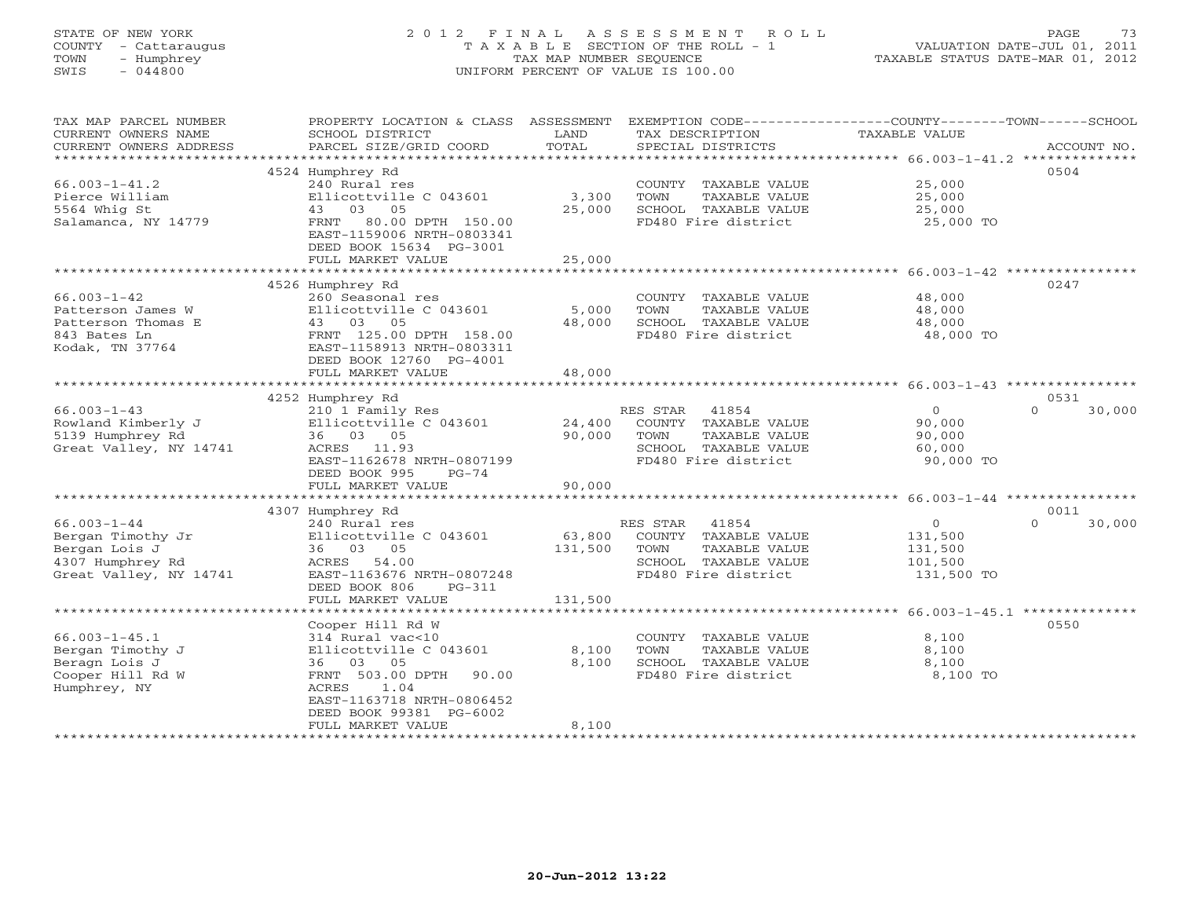STATE OF NEW YORK
COUNTY - Cattaraugus
TOWN - Humphrey
SWIS - 044800

# 2012 FINAL ASSESSMENT ROLL

TAXABLE SECTION OF THE ROLL - 1
TAX MAP NUMBER SEQUENCE
UNIFORM PERCENT OF VALUE IS 100.00

VALUATION DATE-JUL 01, 2011
TAXABLE STATUS DATE-MAR 01, 2012

| TAX MAP PARCEL NUMBER / CURRENT OWNERS NAME / CURRENT OWNERS ADDRESS | PROPERTY LOCATION & CLASS / SCHOOL DISTRICT / PARCEL SIZE/GRID COORD | ASSESSMENT LAND | ASSESSMENT TOTAL | EXEMPTION CODE / TAX DESCRIPTION / SPECIAL DISTRICTS | COUNTY TAXABLE VALUE | TOWN | SCHOOL / ACCOUNT NO. |
|---|---|---|---|---|---|---|---|
| **66.003-1-41.2** | 4524 Humphrey Rd | | | | | | 0504 |
| Pierce William | 240 Rural res | | | COUNTY TAXABLE VALUE | 25,000 | | |
| 5564 Whig St | Ellicottville C 043601 | 3,300 | | TOWN TAXABLE VALUE | 25,000 | | |
| Salamanca, NY 14779 | 43 03 05 | | 25,000 | SCHOOL TAXABLE VALUE | 25,000 | | |
| | FRNT 80.00 DPTH 150.00 | | | FD480 Fire district | 25,000 TO | | |
| | EAST-1159006 NRTH-0803341 | | | | | | |
| | DEED BOOK 15634 PG-3001 | | | | | | |
| | FULL MARKET VALUE | | 25,000 | | | | |
| **66.003-1-42** | 4526 Humphrey Rd | | | | | | 0247 |
| Patterson James W | 260 Seasonal res | | | COUNTY TAXABLE VALUE | 48,000 | | |
| Patterson Thomas E | Ellicottville C 043601 | 5,000 | | TOWN TAXABLE VALUE | 48,000 | | |
| 843 Bates Ln | 43 03 05 | | 48,000 | SCHOOL TAXABLE VALUE | 48,000 | | |
| Kodak, TN 37764 | FRNT 125.00 DPTH 158.00 | | | FD480 Fire district | 48,000 TO | | |
| | EAST-1158913 NRTH-0803311 | | | | | | |
| | DEED BOOK 12760 PG-4001 | | | | | | |
| | FULL MARKET VALUE | | 48,000 | | | | |
| **66.003-1-43** | 4252 Humphrey Rd | | | | | | 0531 |
| Rowland Kimberly J | 210 1 Family Res | | | RES STAR 41854 | 0 | 0 | 30,000 |
| 5139 Humphrey Rd | Ellicottville C 043601 | 24,400 | | COUNTY TAXABLE VALUE | 90,000 | | |
| Great Valley, NY 14741 | 36 03 05 | | 90,000 | TOWN TAXABLE VALUE | 90,000 | | |
| | ACRES 11.93 | | | SCHOOL TAXABLE VALUE | 60,000 | | |
| | EAST-1162678 NRTH-0807199 | | | FD480 Fire district | 90,000 TO | | |
| | DEED BOOK 995 PG-74 | | | | | | |
| | FULL MARKET VALUE | | 90,000 | | | | |
| **66.003-1-44** | 4307 Humphrey Rd | | | | | | 0011 |
| Bergan Timothy Jr | 240 Rural res | | | RES STAR 41854 | 0 | 0 | 30,000 |
| Bergan Lois J | Ellicottville C 043601 | 63,800 | | COUNTY TAXABLE VALUE | 131,500 | | |
| 4307 Humphrey Rd | 36 03 05 | | 131,500 | TOWN TAXABLE VALUE | 131,500 | | |
| Great Valley, NY 14741 | ACRES 54.00 | | | SCHOOL TAXABLE VALUE | 101,500 | | |
| | EAST-1163676 NRTH-0807248 | | | FD480 Fire district | 131,500 TO | | |
| | DEED BOOK 806 PG-311 | | | | | | |
| | FULL MARKET VALUE | | 131,500 | | | | |
| **66.003-1-45.1** | Cooper Hill Rd W | | | | | | 0550 |
| Bergan Timothy J | 314 Rural vac<10 | | | COUNTY TAXABLE VALUE | 8,100 | | |
| Beragn Lois J | Ellicottville C 043601 | 8,100 | | TOWN TAXABLE VALUE | 8,100 | | |
| Cooper Hill Rd W | 36 03 05 | | 8,100 | SCHOOL TAXABLE VALUE | 8,100 | | |
| Humphrey, NY | FRNT 503.00 DPTH 90.00 | | | FD480 Fire district | 8,100 TO | | |
| | ACRES 1.04 | | | | | | |
| | EAST-1163718 NRTH-0806452 | | | | | | |
| | DEED BOOK 99381 PG-6002 | | | | | | |
| | FULL MARKET VALUE | | 8,100 | | | | |

20-Jun-2012 13:22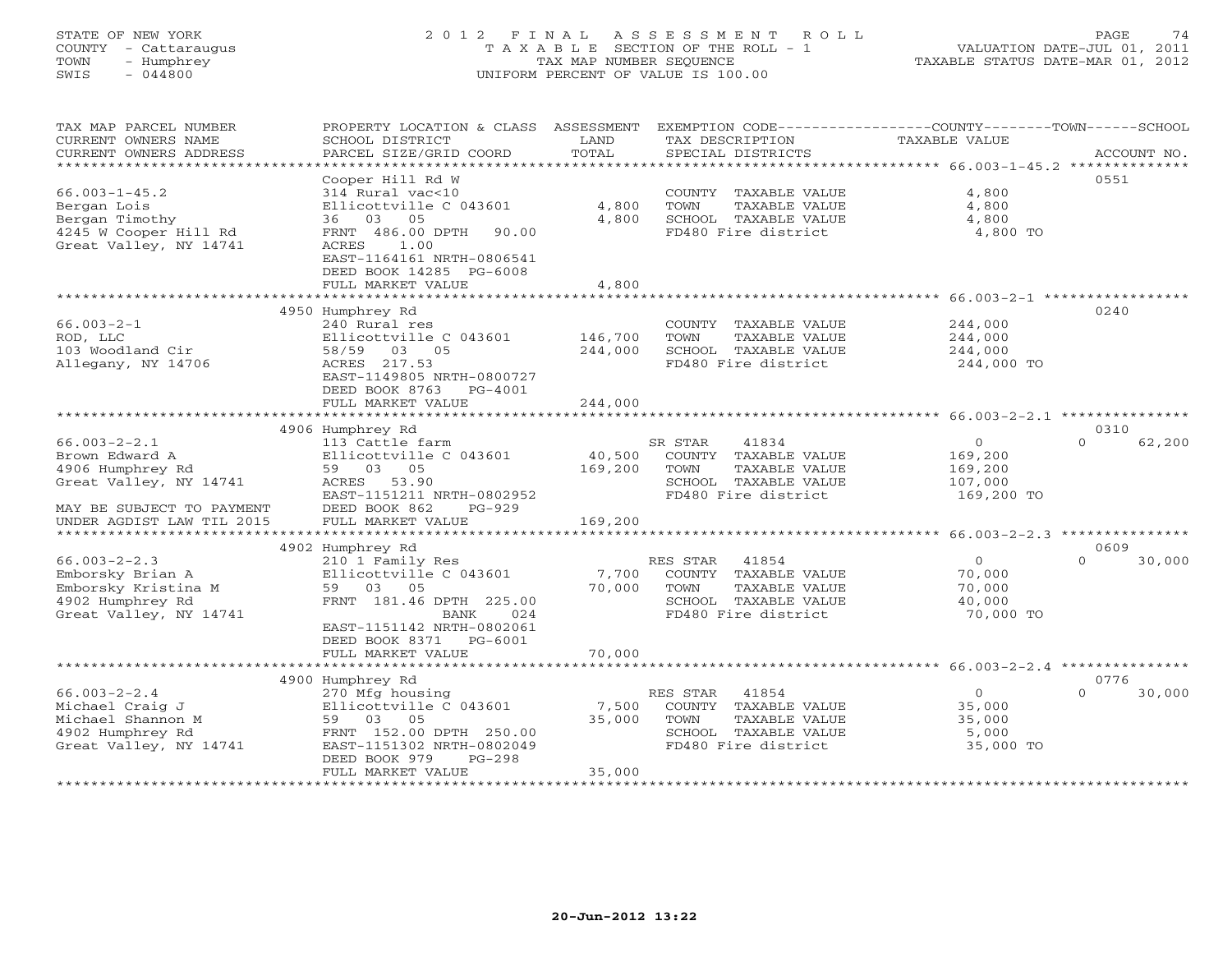STATE OF NEW YORK — COUNTY - Cattaraugus — TOWN - Humphrey — SWIS - 044800

# 2012 FINAL ASSESSMENT ROLL
TAXABLE SECTION OF THE ROLL - 1
TAX MAP NUMBER SEQUENCE
UNIFORM PERCENT OF VALUE IS 100.00

VALUATION DATE-JUL 01, 2011
TAXABLE STATUS DATE-MAR 01, 2012

| TAX MAP PARCEL NUMBER / CURRENT OWNERS NAME / CURRENT OWNERS ADDRESS | PROPERTY LOCATION & CLASS / SCHOOL DISTRICT / PARCEL SIZE/GRID COORD | ASSESSMENT LAND / TOTAL | EXEMPTION CODE / TAX DESCRIPTION / SPECIAL DISTRICTS | COUNTY / TOWN / SCHOOL TAXABLE VALUE | ACCOUNT NO. |
|---|---|---|---|---|---|
| 66.003-1-45.2 | Cooper Hill Rd W | | | | 0551 |
| 66.003-1-45.2 | 314 Rural vac<10 | | COUNTY TAXABLE VALUE | 4,800 | |
| Bergan Lois | Ellicottville C 043601 | 4,800 | TOWN TAXABLE VALUE | 4,800 | |
| Bergan Timothy | 36 03 05 | 4,800 | SCHOOL TAXABLE VALUE | 4,800 | |
| 4245 W Cooper Hill Rd | FRNT 486.00 DPTH 90.00 | | FD480 Fire district | 4,800 TO | |
| Great Valley, NY 14741 | ACRES 1.00 | | | | |
| | EAST-1164161 NRTH-0806541 | | | | |
| | DEED BOOK 14285 PG-6008 | | | | |
| | FULL MARKET VALUE | 4,800 | | | |
| 66.003-2-1 | 4950 Humphrey Rd | | | | 0240 |
| 66.003-2-1 | 240 Rural res | | COUNTY TAXABLE VALUE | 244,000 | |
| ROD, LLC | Ellicottville C 043601 | 146,700 | TOWN TAXABLE VALUE | 244,000 | |
| 103 Woodland Cir | 58/59 03 05 | 244,000 | SCHOOL TAXABLE VALUE | 244,000 | |
| Allegany, NY 14706 | ACRES 217.53 | | FD480 Fire district | 244,000 TO | |
| | EAST-1149805 NRTH-0800727 | | | | |
| | DEED BOOK 8763 PG-4001 | | | | |
| | FULL MARKET VALUE | 244,000 | | | |
| 66.003-2-2.1 | 4906 Humphrey Rd | | | | 0310 |
| 66.003-2-2.1 | 113 Cattle farm | | SR STAR 41834 | 0 / 0 / 62,200 | |
| Brown Edward A | Ellicottville C 043601 | 40,500 | COUNTY TAXABLE VALUE | 169,200 | |
| 4906 Humphrey Rd | 59 03 05 | 169,200 | TOWN TAXABLE VALUE | 169,200 | |
| Great Valley, NY 14741 | ACRES 53.90 | | SCHOOL TAXABLE VALUE | 107,000 | |
| | EAST-1151211 NRTH-0802952 | | FD480 Fire district | 169,200 TO | |
| MAY BE SUBJECT TO PAYMENT | DEED BOOK 862 PG-929 | | | | |
| UNDER AGDIST LAW TIL 2015 | FULL MARKET VALUE | 169,200 | | | |
| 66.003-2-2.3 | 4902 Humphrey Rd | | | | 0609 |
| 66.003-2-2.3 | 210 1 Family Res | | RES STAR 41854 | 0 / 0 / 30,000 | |
| Emborsky Brian A | Ellicottville C 043601 | 7,700 | COUNTY TAXABLE VALUE | 70,000 | |
| Emborsky Kristina M | 59 03 05 | 70,000 | TOWN TAXABLE VALUE | 70,000 | |
| 4902 Humphrey Rd | FRNT 181.46 DPTH 225.00 | | SCHOOL TAXABLE VALUE | 40,000 | |
| Great Valley, NY 14741 | BANK 024 | | FD480 Fire district | 70,000 TO | |
| | EAST-1151142 NRTH-0802061 | | | | |
| | DEED BOOK 8371 PG-6001 | | | | |
| | FULL MARKET VALUE | 70,000 | | | |
| 66.003-2-2.4 | 4900 Humphrey Rd | | | | 0776 |
| 66.003-2-2.4 | 270 Mfg housing | | RES STAR 41854 | 0 / 0 / 30,000 | |
| Michael Craig J | Ellicottville C 043601 | 7,500 | COUNTY TAXABLE VALUE | 35,000 | |
| Michael Shannon M | 59 03 05 | 35,000 | TOWN TAXABLE VALUE | 35,000 | |
| 4902 Humphrey Rd | FRNT 152.00 DPTH 250.00 | | SCHOOL TAXABLE VALUE | 5,000 | |
| Great Valley, NY 14741 | EAST-1151302 NRTH-0802049 | | FD480 Fire district | 35,000 TO | |
| | DEED BOOK 979 PG-298 | | | | |
| | FULL MARKET VALUE | 35,000 | | | |

20-Jun-2012 13:22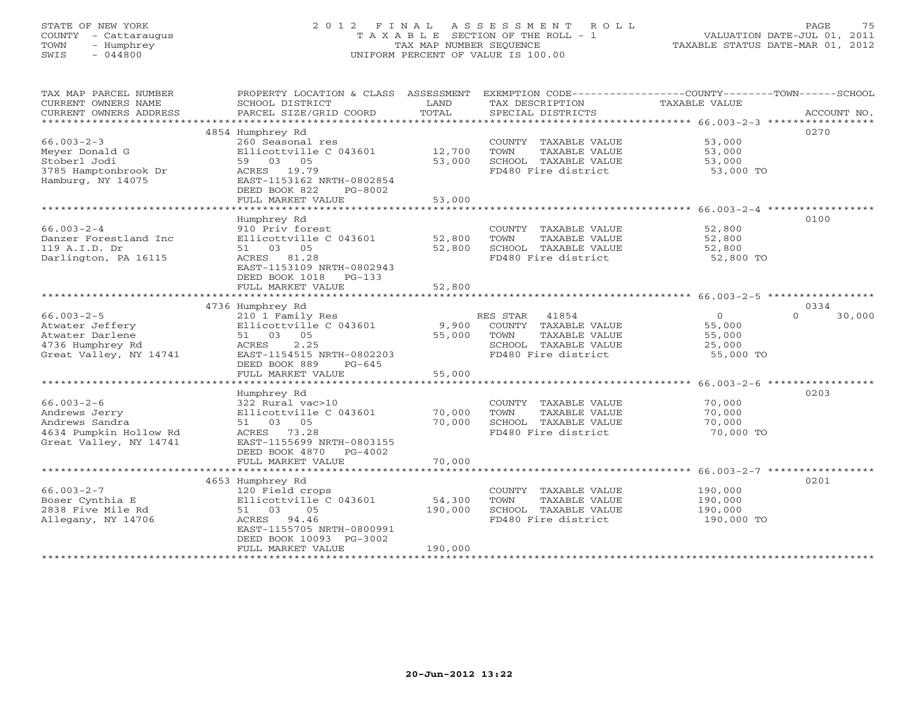STATE OF NEW YORK
COUNTY - Cattaraugus
TOWN - Humphrey
SWIS - 044800

2012 FINAL ASSESSMENT ROLL
TAXABLE SECTION OF THE ROLL - 1
TAX MAP NUMBER SEQUENCE
UNIFORM PERCENT OF VALUE IS 100.00

VALUATION DATE-JUL 01, 2011
TAXABLE STATUS DATE-MAR 01, 2012

| TAX MAP PARCEL NUMBER / CURRENT OWNERS NAME / CURRENT OWNERS ADDRESS | PROPERTY LOCATION & CLASS / SCHOOL DISTRICT / PARCEL SIZE/GRID COORD | ASSESSMENT LAND | TOTAL | EXEMPTION CODE / TAX DESCRIPTION / SPECIAL DISTRICTS | COUNTY / TOWN / SCHOOL TAXABLE VALUE | ACCOUNT NO. |
|---|---|---|---|---|---|---|
| 66.003-2-3 | 4854 Humphrey Rd | | | | | 0270 |
| Meyer Donald G | 260 Seasonal res | | | COUNTY TAXABLE VALUE | 53,000 | |
| Stoberl Jodi | Ellicottville C 043601 | 12,700 | | TOWN TAXABLE VALUE | 53,000 | |
| 3785 Hamptonbrook Dr | 59 03 05 | | 53,000 | SCHOOL TAXABLE VALUE | 53,000 | |
| Hamburg, NY 14075 | ACRES 19.79 | | | FD480 Fire district | 53,000 TO | |
| | EAST-1153162 NRTH-0802854 | | | | | |
| | DEED BOOK 822 PG-8002 | | | | | |
| | FULL MARKET VALUE | | 53,000 | | | |
| 66.003-2-4 | Humphrey Rd | | | | | 0100 |
| Danzer Forestland Inc | 910 Priv forest | | | COUNTY TAXABLE VALUE | 52,800 | |
| 119 A.I.D. Dr | Ellicottville C 043601 | 52,800 | | TOWN TAXABLE VALUE | 52,800 | |
| Darlington, PA 16115 | 51 03 05 | | 52,800 | SCHOOL TAXABLE VALUE | 52,800 | |
| | ACRES 81.28 | | | FD480 Fire district | 52,800 TO | |
| | EAST-1153109 NRTH-0802943 | | | | | |
| | DEED BOOK 1018 PG-133 | | | | | |
| | FULL MARKET VALUE | | 52,800 | | | |
| 66.003-2-5 | 4736 Humphrey Rd | | | | | 0334 |
| Atwater Jeffery | 210 1 Family Res | | | RES STAR 41854 | 0 / 0 / 30,000 | |
| Atwater Darlene | Ellicottville C 043601 | 9,900 | | COUNTY TAXABLE VALUE | 55,000 | |
| 4736 Humphrey Rd | 51 03 05 | | 55,000 | TOWN TAXABLE VALUE | 55,000 | |
| Great Valley, NY 14741 | ACRES 2.25 | | | SCHOOL TAXABLE VALUE | 25,000 | |
| | EAST-1154515 NRTH-0802203 | | | FD480 Fire district | 55,000 TO | |
| | DEED BOOK 889 PG-645 | | | | | |
| | FULL MARKET VALUE | | 55,000 | | | |
| 66.003-2-6 | Humphrey Rd | | | | | 0203 |
| Andrews Jerry | 322 Rural vac>10 | | | COUNTY TAXABLE VALUE | 70,000 | |
| Andrews Sandra | Ellicottville C 043601 | 70,000 | | TOWN TAXABLE VALUE | 70,000 | |
| 4634 Pumpkin Hollow Rd | 51 03 05 | | 70,000 | SCHOOL TAXABLE VALUE | 70,000 | |
| Great Valley, NY 14741 | ACRES 73.28 | | | FD480 Fire district | 70,000 TO | |
| | EAST-1155699 NRTH-0803155 | | | | | |
| | DEED BOOK 4870 PG-4002 | | | | | |
| | FULL MARKET VALUE | | 70,000 | | | |
| 66.003-2-7 | 4653 Humphrey Rd | | | | | 0201 |
| Boser Cynthia E | 120 Field crops | | | COUNTY TAXABLE VALUE | 190,000 | |
| 2838 Five Mile Rd | Ellicottville C 043601 | 54,300 | | TOWN TAXABLE VALUE | 190,000 | |
| Allegany, NY 14706 | 51 03 05 | | 190,000 | SCHOOL TAXABLE VALUE | 190,000 | |
| | ACRES 94.46 | | | FD480 Fire district | 190,000 TO | |
| | EAST-1155705 NRTH-0800991 | | | | | |
| | DEED BOOK 10093 PG-3002 | | | | | |
| | FULL MARKET VALUE | | 190,000 | | | |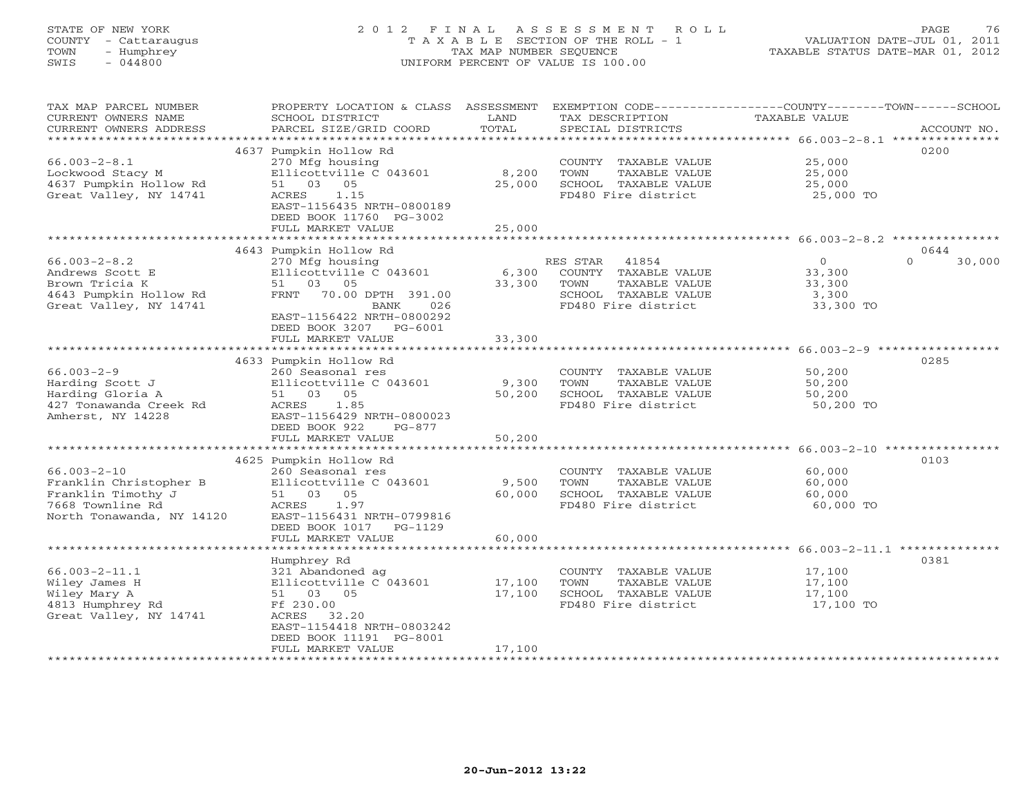STATE OF NEW YORK
COUNTY - Cattaraugus
TOWN - Humphrey
SWIS - 044800

# 2012 FINAL ASSESSMENT ROLL
TAXABLE SECTION OF THE ROLL - 1
TAX MAP NUMBER SEQUENCE
UNIFORM PERCENT OF VALUE IS 100.00

VALUATION DATE-JUL 01, 2011
TAXABLE STATUS DATE-MAR 01, 2012

| TAX MAP PARCEL NUMBER / CURRENT OWNERS NAME / CURRENT OWNERS ADDRESS | PROPERTY LOCATION & CLASS / SCHOOL DISTRICT / PARCEL SIZE/GRID COORD | ASSESSMENT LAND | TOTAL | EXEMPTION CODE / TAX DESCRIPTION / SPECIAL DISTRICTS | COUNTY TAXABLE VALUE | TOWN | SCHOOL | ACCOUNT NO. |
|---|---|---|---|---|---|---|---|---|
| 66.003-2-8.1 | 4637 Pumpkin Hollow Rd | | | | | | | 0200 |
| Lockwood Stacy M | 270 Mfg housing | | | COUNTY TAXABLE VALUE | 25,000 | | | |
| 4637 Pumpkin Hollow Rd | Ellicottville C 043601 | 8,200 | | TOWN TAXABLE VALUE | 25,000 | | | |
| Great Valley, NY 14741 | 51 03 05 | | 25,000 | SCHOOL TAXABLE VALUE | 25,000 | | | |
| | ACRES 1.15 | | | FD480 Fire district | 25,000 TO | | | |
| | EAST-1156435 NRTH-0800189 | | | | | | | |
| | DEED BOOK 11760 PG-3002 | | | | | | | |
| | FULL MARKET VALUE | | 25,000 | | | | | |
| 66.003-2-8.2 | 4643 Pumpkin Hollow Rd | | | | | | | 0644 |
| Andrews Scott E | 270 Mfg housing | | | RES STAR 41854 | 0 | | 0 30,000 | |
| Brown Tricia K | Ellicottville C 043601 | 6,300 | | COUNTY TAXABLE VALUE | 33,300 | | | |
| 4643 Pumpkin Hollow Rd | 51 03 05 | | 33,300 | TOWN TAXABLE VALUE | 33,300 | | | |
| Great Valley, NY 14741 | FRNT 70.00 DPTH 391.00 | | | SCHOOL TAXABLE VALUE | 3,300 | | | |
| | BANK 026 | | | FD480 Fire district | 33,300 TO | | | |
| | EAST-1156422 NRTH-0800292 | | | | | | | |
| | DEED BOOK 3207 PG-6001 | | | | | | | |
| | FULL MARKET VALUE | | 33,300 | | | | | |
| 66.003-2-9 | 4633 Pumpkin Hollow Rd | | | | | | | 0285 |
| Harding Scott J | 260 Seasonal res | | | COUNTY TAXABLE VALUE | 50,200 | | | |
| Harding Gloria A | Ellicottville C 043601 | 9,300 | | TOWN TAXABLE VALUE | 50,200 | | | |
| 427 Tonawanda Creek Rd | 51 03 05 | | 50,200 | SCHOOL TAXABLE VALUE | 50,200 | | | |
| Amherst, NY 14228 | ACRES 1.85 | | | FD480 Fire district | 50,200 TO | | | |
| | EAST-1156429 NRTH-0800023 | | | | | | | |
| | DEED BOOK 922 PG-877 | | | | | | | |
| | FULL MARKET VALUE | | 50,200 | | | | | |
| 66.003-2-10 | 4625 Pumpkin Hollow Rd | | | | | | | 0103 |
| Franklin Christopher B | 260 Seasonal res | | | COUNTY TAXABLE VALUE | 60,000 | | | |
| Franklin Timothy J | Ellicottville C 043601 | 9,500 | | TOWN TAXABLE VALUE | 60,000 | | | |
| 7668 Townline Rd | 51 03 05 | | 60,000 | SCHOOL TAXABLE VALUE | 60,000 | | | |
| North Tonawanda, NY 14120 | ACRES 1.97 | | | FD480 Fire district | 60,000 TO | | | |
| | EAST-1156431 NRTH-0799816 | | | | | | | |
| | DEED BOOK 1017 PG-1129 | | | | | | | |
| | FULL MARKET VALUE | | 60,000 | | | | | |
| 66.003-2-11.1 | Humphrey Rd | | | | | | | 0381 |
| Wiley James H | 321 Abandoned ag | | | COUNTY TAXABLE VALUE | 17,100 | | | |
| Wiley Mary A | Ellicottville C 043601 | 17,100 | | TOWN TAXABLE VALUE | 17,100 | | | |
| 4813 Humphrey Rd | 51 03 05 | | 17,100 | SCHOOL TAXABLE VALUE | 17,100 | | | |
| Great Valley, NY 14741 | Ff 230.00 | | | FD480 Fire district | 17,100 TO | | | |
| | ACRES 32.20 | | | | | | | |
| | EAST-1154418 NRTH-0803242 | | | | | | | |
| | DEED BOOK 11191 PG-8001 | | | | | | | |
| | FULL MARKET VALUE | | 17,100 | | | | | |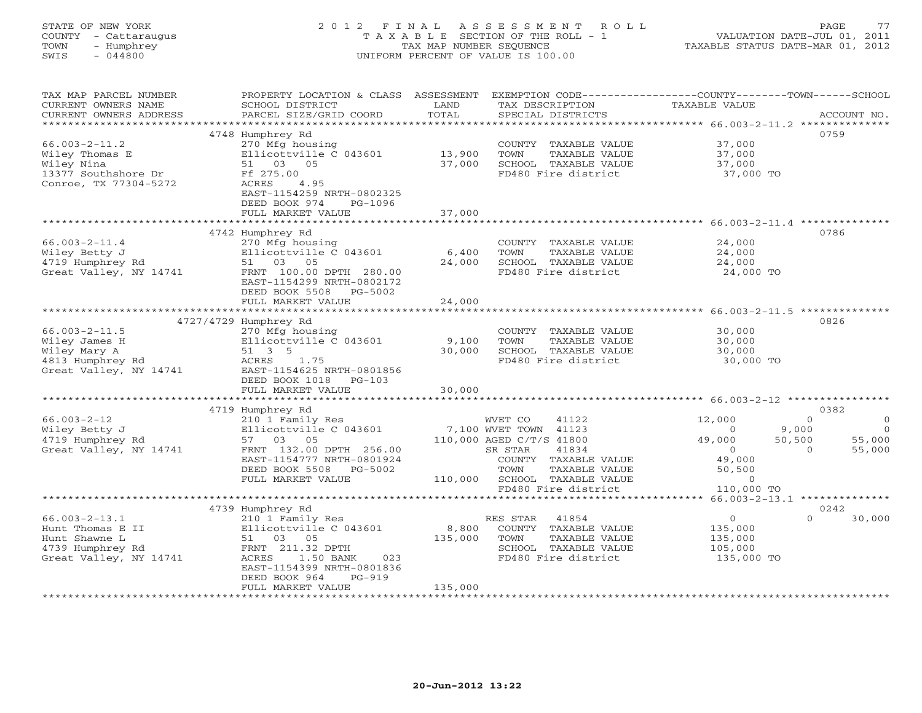STATE OF NEW YORK
COUNTY - Cattaraugus
TOWN - Humphrey
SWIS - 044800

2012 FINAL ASSESSMENT ROLL
TAXABLE SECTION OF THE ROLL - 1
TAX MAP NUMBER SEQUENCE
UNIFORM PERCENT OF VALUE IS 100.00

VALUATION DATE-JUL 01, 2011
TAXABLE STATUS DATE-MAR 01, 2012

| TAX MAP PARCEL NUMBER / CURRENT OWNERS NAME / CURRENT OWNERS ADDRESS | PROPERTY LOCATION & CLASS / SCHOOL DISTRICT / PARCEL SIZE/GRID COORD | ASSESSMENT LAND / TOTAL | EXEMPTION CODE / TAX DESCRIPTION / SPECIAL DISTRICTS | COUNTY | TOWN | SCHOOL | ACCOUNT NO. |
|---|---|---|---|---|---|---|---|
| 66.003-2-11.2 | 4748 Humphrey Rd | | | | | | 0759 |
| Wiley Thomas E | 270 Mfg housing | | COUNTY TAXABLE VALUE | 37,000 | | | |
| Wiley Nina | Ellicottville C 043601 | 13,900 | TOWN TAXABLE VALUE | | 37,000 | | |
| 13377 Southshore Dr | 51 03 05 | 37,000 | SCHOOL TAXABLE VALUE | | | 37,000 | |
| Conroe, TX 77304-5272 | Ff 275.00 | | FD480 Fire district | 37,000 TO | | | |
| | ACRES 4.95 | | | | | | |
| | EAST-1154259 NRTH-0802325 | | | | | | |
| | DEED BOOK 974 PG-1096 | | | | | | |
| | FULL MARKET VALUE | 37,000 | | | | | |
| 66.003-2-11.4 | 4742 Humphrey Rd | | | | | | 0786 |
| Wiley Betty J | 270 Mfg housing | | COUNTY TAXABLE VALUE | 24,000 | | | |
| 4719 Humphrey Rd | Ellicottville C 043601 | 6,400 | TOWN TAXABLE VALUE | | 24,000 | | |
| Great Valley, NY 14741 | 51 03 05 | 24,000 | SCHOOL TAXABLE VALUE | | | 24,000 | |
| | FRNT 100.00 DPTH 280.00 | | FD480 Fire district | 24,000 TO | | | |
| | EAST-1154299 NRTH-0802172 | | | | | | |
| | DEED BOOK 5508 PG-5002 | | | | | | |
| | FULL MARKET VALUE | 24,000 | | | | | |
| 66.003-2-11.5 | 4727/4729 Humphrey Rd | | | | | | 0826 |
| Wiley James H | 270 Mfg housing | | COUNTY TAXABLE VALUE | 30,000 | | | |
| Wiley Mary A | Ellicottville C 043601 | 9,100 | TOWN TAXABLE VALUE | | 30,000 | | |
| 4813 Humphrey Rd | 51 3 5 | 30,000 | SCHOOL TAXABLE VALUE | | | 30,000 | |
| Great Valley, NY 14741 | ACRES 1.75 | | FD480 Fire district | 30,000 TO | | | |
| | EAST-1154625 NRTH-0801856 | | | | | | |
| | DEED BOOK 1018 PG-103 | | | | | | |
| | FULL MARKET VALUE | 30,000 | | | | | |
| 66.003-2-12 | 4719 Humphrey Rd | | | | | | 0382 |
| Wiley Betty J | 210 1 Family Res | | WVET CO 41122 | 12,000 | 0 | 0 | |
| 4719 Humphrey Rd | Ellicottville C 043601 | 7,100 | WVET TOWN 41123 | 0 | 9,000 | 0 | |
| Great Valley, NY 14741 | 57 03 05 | 110,000 | AGED C/T/S 41800 | 49,000 | 50,500 | 55,000 | |
| | FRNT 132.00 DPTH 256.00 | | SR STAR 41834 | 0 | 0 | 55,000 | |
| | EAST-1154777 NRTH-0801924 | | COUNTY TAXABLE VALUE | 49,000 | | | |
| | DEED BOOK 5508 PG-5002 | | TOWN TAXABLE VALUE | | 50,500 | | |
| | FULL MARKET VALUE | 110,000 | SCHOOL TAXABLE VALUE | | | 0 | |
| | | | FD480 Fire district | 110,000 TO | | | |
| 66.003-2-13.1 | 4739 Humphrey Rd | | | | | | 0242 |
| Hunt Thomas E II | 210 1 Family Res | | RES STAR 41854 | 0 | 0 | 30,000 | |
| Hunt Shawne L | Ellicottville C 043601 | 8,800 | COUNTY TAXABLE VALUE | 135,000 | | | |
| 4739 Humphrey Rd | 51 03 05 | 135,000 | TOWN TAXABLE VALUE | | 135,000 | | |
| Great Valley, NY 14741 | FRNT 211.32 DPTH | | SCHOOL TAXABLE VALUE | | | 105,000 | |
| | ACRES 1.50 BANK 023 | | FD480 Fire district | 135,000 TO | | | |
| | EAST-1154399 NRTH-0801836 | | | | | | |
| | DEED BOOK 964 PG-919 | | | | | | |
| | FULL MARKET VALUE | 135,000 | | | | | |

20-Jun-2012 13:22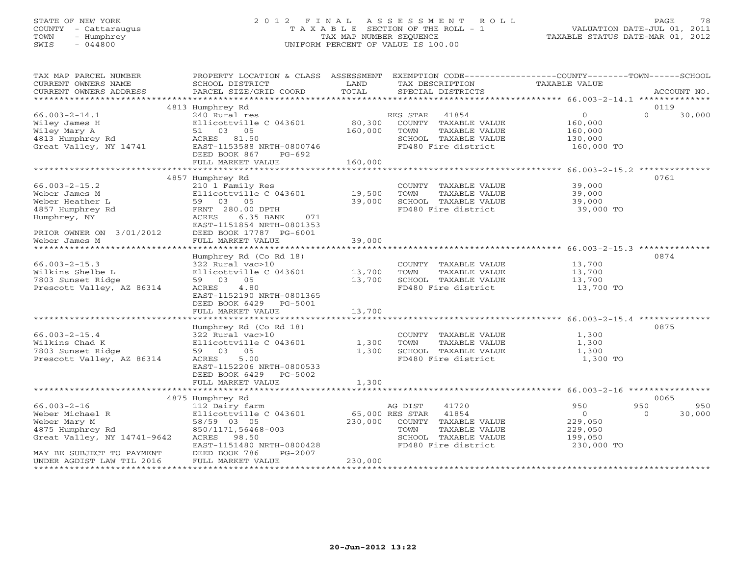STATE OF NEW YORK
COUNTY - Cattaraugus
TOWN - Humphrey
SWIS - 044800

# 2012 FINAL ASSESSMENT ROLL
TAXABLE SECTION OF THE ROLL - 1
TAX MAP NUMBER SEQUENCE
UNIFORM PERCENT OF VALUE IS 100.00

VALUATION DATE-JUL 01, 2011
TAXABLE STATUS DATE-MAR 01, 2012

| TAX MAP PARCEL NUMBER / CURRENT OWNERS NAME / CURRENT OWNERS ADDRESS | PROPERTY LOCATION & CLASS / SCHOOL DISTRICT / PARCEL SIZE/GRID COORD | ASSESSMENT LAND / TOTAL | EXEMPTION CODE / TAX DESCRIPTION / SPECIAL DISTRICTS | COUNTY TAXABLE VALUE | TOWN | SCHOOL / ACCOUNT NO. |
|---|---|---|---|---|---|---|
| 66.003-2-14.1 | 4813 Humphrey Rd | | | | | 0119 |
| Wiley James H | 240 Rural res | | RES STAR 41854 | 0 | 0 | 30,000 |
| Wiley Mary A | Ellicottville C 043601 | 80,300 | COUNTY TAXABLE VALUE | 160,000 | | |
| 4813 Humphrey Rd | 51 03 05 | 160,000 | TOWN TAXABLE VALUE | | 160,000 | |
| Great Valley, NY 14741 | ACRES 81.50 | | SCHOOL TAXABLE VALUE | | | 130,000 |
| | EAST-1153588 NRTH-0800746 | | FD480 Fire district | 160,000 TO | | |
| | DEED BOOK 867 PG-692 | | | | | |
| | FULL MARKET VALUE | 160,000 | | | | |
| 66.003-2-15.2 | 4857 Humphrey Rd | | | | | 0761 |
| Weber James M | 210 1 Family Res | | COUNTY TAXABLE VALUE | 39,000 | | |
| Weber Heather L | Ellicottville C 043601 | 19,500 | TOWN TAXABLE VALUE | | 39,000 | |
| 4857 Humphrey Rd | 59 03 05 | 39,000 | SCHOOL TAXABLE VALUE | | | 39,000 |
| Humphrey, NY | FRNT 280.00 DPTH | | FD480 Fire district | 39,000 TO | | |
| | ACRES 6.35 BANK 071 | | | | | |
| | EAST-1151854 NRTH-0801353 | | | | | |
| PRIOR OWNER ON 3/01/2012 | DEED BOOK 17787 PG-6001 | | | | | |
| Weber James M | FULL MARKET VALUE | 39,000 | | | | |
| 66.003-2-15.3 | Humphrey Rd (Co Rd 18) | | | | | 0874 |
| Wilkins Shelbe L | 322 Rural vac>10 | | COUNTY TAXABLE VALUE | 13,700 | | |
| 7803 Sunset Ridge | Ellicottville C 043601 | 13,700 | TOWN TAXABLE VALUE | | 13,700 | |
| Prescott Valley, AZ 86314 | 59 03 05 | 13,700 | SCHOOL TAXABLE VALUE | | | 13,700 |
| | ACRES 4.80 | | FD480 Fire district | 13,700 TO | | |
| | EAST-1152190 NRTH-0801365 | | | | | |
| | DEED BOOK 6429 PG-5001 | | | | | |
| | FULL MARKET VALUE | 13,700 | | | | |
| 66.003-2-15.4 | Humphrey Rd (Co Rd 18) | | | | | 0875 |
| Wilkins Chad K | 322 Rural vac>10 | | COUNTY TAXABLE VALUE | 1,300 | | |
| 7803 Sunset Ridge | Ellicottville C 043601 | 1,300 | TOWN TAXABLE VALUE | | 1,300 | |
| Prescott Valley, AZ 86314 | 59 03 05 | 1,300 | SCHOOL TAXABLE VALUE | | | 1,300 |
| | ACRES 5.00 | | FD480 Fire district | 1,300 TO | | |
| | EAST-1152206 NRTH-0800533 | | | | | |
| | DEED BOOK 6429 PG-5002 | | | | | |
| | FULL MARKET VALUE | 1,300 | | | | |
| 66.003-2-16 | 4875 Humphrey Rd | | | | | 0065 |
| Weber Michael R | 112 Dairy farm | | AG DIST 41720 | 950 | 950 | 950 |
| Weber Mary M | Ellicottville C 043601 | 65,000 | RES STAR 41854 | 0 | 0 | 30,000 |
| 4875 Humphrey Rd | 58/59 03 05 | 230,000 | COUNTY TAXABLE VALUE | 229,050 | | |
| Great Valley, NY 14741-9642 | 850/1171,56468-003 | | TOWN TAXABLE VALUE | | 229,050 | |
| | ACRES 98.50 | | SCHOOL TAXABLE VALUE | | | 199,050 |
| | EAST-1151480 NRTH-0800428 | | FD480 Fire district | 230,000 TO | | |
| MAY BE SUBJECT TO PAYMENT | DEED BOOK 786 PG-2007 | | | | | |
| UNDER AGDIST LAW TIL 2016 | FULL MARKET VALUE | 230,000 | | | | |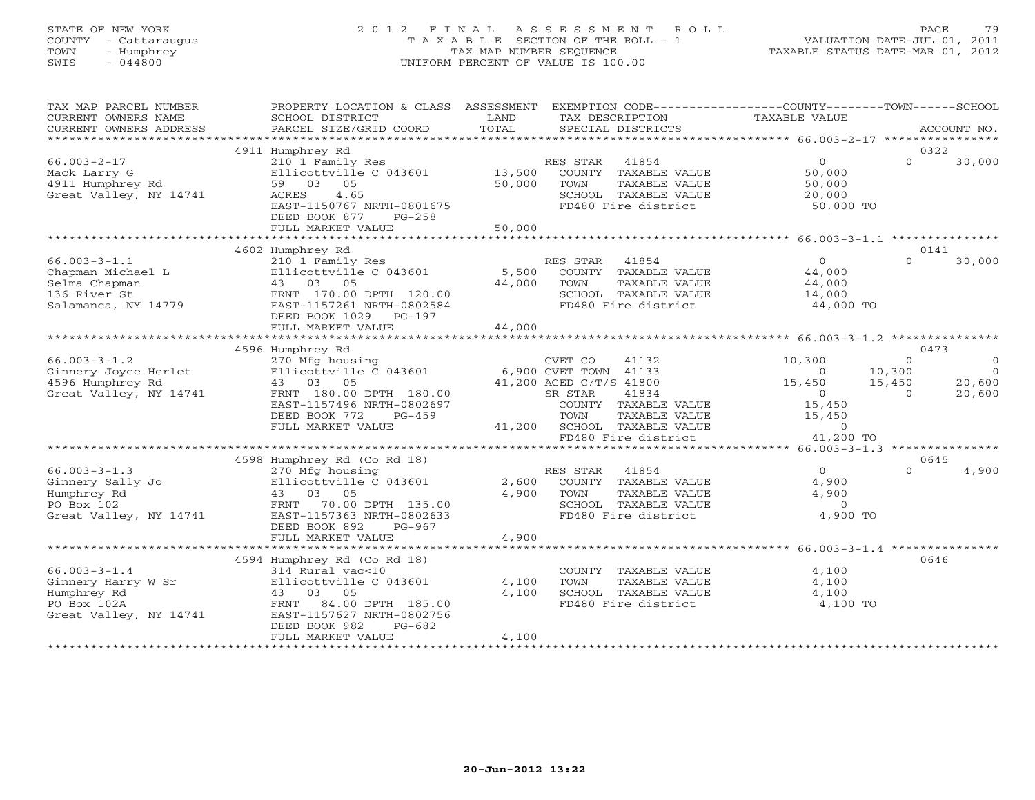STATE OF NEW YORK
COUNTY - Cattaraugus
TOWN - Humphrey
SWIS - 044800

# 2012 FINAL ASSESSMENT ROLL

T A X A B L E SECTION OF THE ROLL - 1
TAX MAP NUMBER SEQUENCE
UNIFORM PERCENT OF VALUE IS 100.00

VALUATION DATE-JUL 01, 2011
TAXABLE STATUS DATE-MAR 01, 2012

| TAX MAP PARCEL NUMBER / CURRENT OWNERS NAME / CURRENT OWNERS ADDRESS | PROPERTY LOCATION & CLASS / SCHOOL DISTRICT / PARCEL SIZE/GRID COORD | ASSESSMENT LAND / TOTAL | EXEMPTION CODE / TAX DESCRIPTION / SPECIAL DISTRICTS | COUNTY TAXABLE VALUE | TOWN | SCHOOL | ACCOUNT NO. |
|---|---|---|---|---|---|---|---|
| 66.003-2-17 | 4911 Humphrey Rd | | | | | | 0322 |
| Mack Larry G | 210 1 Family Res | | RES STAR 41854 | 0 | 0 | 30,000 | |
| 4911 Humphrey Rd | Ellicottville C 043601 | 13,500 | COUNTY TAXABLE VALUE | 50,000 | | | |
| Great Valley, NY 14741 | 59 03 05 | 50,000 | TOWN TAXABLE VALUE | 50,000 | | | |
| | ACRES 4.65 | | SCHOOL TAXABLE VALUE | 20,000 | | | |
| | EAST-1150767 NRTH-0801675 | | FD480 Fire district | 50,000 TO | | | |
| | DEED BOOK 877 PG-258 | | | | | | |
| | FULL MARKET VALUE | 50,000 | | | | | |
| 66.003-3-1.1 | 4602 Humphrey Rd | | | | | | 0141 |
| Chapman Michael L | 210 1 Family Res | | RES STAR 41854 | 0 | 0 | 30,000 | |
| Selma Chapman | Ellicottville C 043601 | 5,500 | COUNTY TAXABLE VALUE | 44,000 | | | |
| 136 River St | 43 03 05 | 44,000 | TOWN TAXABLE VALUE | 44,000 | | | |
| Salamanca, NY 14779 | FRNT 170.00 DPTH 120.00 | | SCHOOL TAXABLE VALUE | 14,000 | | | |
| | EAST-1157261 NRTH-0802584 | | FD480 Fire district | 44,000 TO | | | |
| | DEED BOOK 1029 PG-197 | | | | | | |
| | FULL MARKET VALUE | 44,000 | | | | | |
| 66.003-3-1.2 | 4596 Humphrey Rd | | | | | | 0473 |
| Ginnery Joyce Herlet | 270 Mfg housing | | CVET CO 41132 | 10,300 | 0 | 0 | |
| 4596 Humphrey Rd | Ellicottville C 043601 | 6,900 | CVET TOWN 41133 | 0 | 10,300 | 0 | |
| Great Valley, NY 14741 | 43 03 05 | 41,200 | AGED C/T/S 41800 | 15,450 | 15,450 | 20,600 | |
| | FRNT 180.00 DPTH 180.00 | | SR STAR 41834 | 0 | 0 | 20,600 | |
| | EAST-1157496 NRTH-0802697 | | COUNTY TAXABLE VALUE | 15,450 | | | |
| | DEED BOOK 772 PG-459 | | TOWN TAXABLE VALUE | 15,450 | | | |
| | FULL MARKET VALUE | 41,200 | SCHOOL TAXABLE VALUE | 0 | | | |
| | | | FD480 Fire district | 41,200 TO | | | |
| 66.003-3-1.3 | 4598 Humphrey Rd (Co Rd 18) | | | | | | 0645 |
| Ginnery Sally Jo | 270 Mfg housing | | RES STAR 41854 | 0 | 0 | 4,900 | |
| Humphrey Rd | Ellicottville C 043601 | 2,600 | COUNTY TAXABLE VALUE | 4,900 | | | |
| PO Box 102 | 43 03 05 | 4,900 | TOWN TAXABLE VALUE | 4,900 | | | |
| Great Valley, NY 14741 | FRNT 70.00 DPTH 135.00 | | SCHOOL TAXABLE VALUE | 0 | | | |
| | EAST-1157363 NRTH-0802633 | | FD480 Fire district | 4,900 TO | | | |
| | DEED BOOK 892 PG-967 | | | | | | |
| | FULL MARKET VALUE | 4,900 | | | | | |
| 66.003-3-1.4 | 4594 Humphrey Rd (Co Rd 18) | | | | | | 0646 |
| Ginnery Harry W Sr | 314 Rural vac<10 | | COUNTY TAXABLE VALUE | 4,100 | | | |
| Humphrey Rd | Ellicottville C 043601 | 4,100 | TOWN TAXABLE VALUE | 4,100 | | | |
| PO Box 102A | 43 03 05 | 4,100 | SCHOOL TAXABLE VALUE | 4,100 | | | |
| Great Valley, NY 14741 | FRNT 84.00 DPTH 185.00 | | FD480 Fire district | 4,100 TO | | | |
| | EAST-1157627 NRTH-0802756 | | | | | | |
| | DEED BOOK 982 PG-682 | | | | | | |
| | FULL MARKET VALUE | 4,100 | | | | | |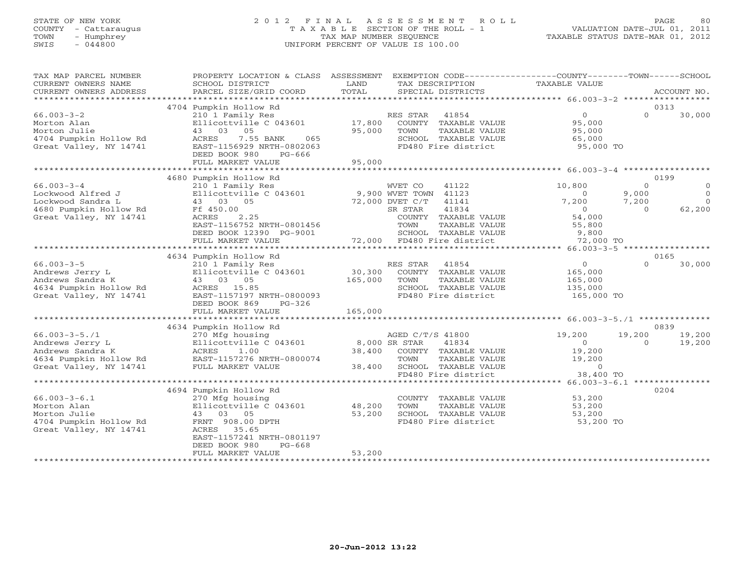STATE OF NEW YORK
COUNTY - Cattaraugus
TOWN - Humphrey
SWIS - 044800

# 2012 FINAL ASSESSMENT ROLL
TAXABLE SECTION OF THE ROLL - 1
TAX MAP NUMBER SEQUENCE
UNIFORM PERCENT OF VALUE IS 100.00

VALUATION DATE-JUL 01, 2011
TAXABLE STATUS DATE-MAR 01, 2012

| TAX MAP PARCEL NUMBER / CURRENT OWNERS NAME / CURRENT OWNERS ADDRESS | PROPERTY LOCATION & CLASS / SCHOOL DISTRICT / PARCEL SIZE/GRID COORD | ASSESSMENT LAND / TOTAL | EXEMPTION CODE / TAX DESCRIPTION / SPECIAL DISTRICTS | COUNTY TAXABLE VALUE | TOWN | SCHOOL / ACCOUNT NO. |
|---|---|---|---|---|---|---|
| | 4704 Pumpkin Hollow Rd | | | | | 0313 |
| 66.003-3-2 | 210 1 Family Res | | RES STAR 41854 | 0 | 0 | 30,000 |
| Morton Alan | Ellicottville C 043601 | 17,800 | COUNTY TAXABLE VALUE | 95,000 | | |
| Morton Julie | 43 03 05 | 95,000 | TOWN TAXABLE VALUE | 95,000 | | |
| 4704 Pumpkin Hollow Rd | ACRES 7.55 BANK 065 | | SCHOOL TAXABLE VALUE | 65,000 | | |
| Great Valley, NY 14741 | EAST-1156929 NRTH-0802063 | | FD480 Fire district | 95,000 TO | | |
| | DEED BOOK 980 PG-666 | | | | | |
| | FULL MARKET VALUE | 95,000 | | | | |
| | 4680 Pumpkin Hollow Rd | | | | | 0199 |
| 66.003-3-4 | 210 1 Family Res | | WVET CO 41122 | 10,800 | 0 | 0 |
| Lockwood Alfred J | Ellicottville C 043601 | 9,900 | WVET TOWN 41123 | 0 | 9,000 | 0 |
| Lockwood Sandra L | 43 03 05 | 72,000 | DVET C/T 41141 | 7,200 | 7,200 | 0 |
| 4680 Pumpkin Hollow Rd | Ff 450.00 | | SR STAR 41834 | 0 | 0 | 62,200 |
| Great Valley, NY 14741 | ACRES 2.25 | | COUNTY TAXABLE VALUE | 54,000 | | |
| | EAST-1156752 NRTH-0801456 | | TOWN TAXABLE VALUE | 55,800 | | |
| | DEED BOOK 12390 PG-9001 | | SCHOOL TAXABLE VALUE | 9,800 | | |
| | FULL MARKET VALUE | 72,000 | FD480 Fire district | 72,000 TO | | |
| | 4634 Pumpkin Hollow Rd | | | | | 0165 |
| 66.003-3-5 | 210 1 Family Res | | RES STAR 41854 | 0 | 0 | 30,000 |
| Andrews Jerry L | Ellicottville C 043601 | 30,300 | COUNTY TAXABLE VALUE | 165,000 | | |
| Andrews Sandra K | 43 03 05 | 165,000 | TOWN TAXABLE VALUE | 165,000 | | |
| 4634 Pumpkin Hollow Rd | ACRES 15.85 | | SCHOOL TAXABLE VALUE | 135,000 | | |
| Great Valley, NY 14741 | EAST-1157197 NRTH-0800093 | | FD480 Fire district | 165,000 TO | | |
| | DEED BOOK 869 PG-326 | | | | | |
| | FULL MARKET VALUE | 165,000 | | | | |
| | 4634 Pumpkin Hollow Rd | | | | | 0839 |
| 66.003-3-5./1 | 270 Mfg housing | | AGED C/T/S 41800 | 19,200 | 19,200 | 19,200 |
| Andrews Jerry L | Ellicottville C 043601 | 8,000 | SR STAR 41834 | 0 | 0 | 19,200 |
| Andrews Sandra K | ACRES 1.00 | 38,400 | COUNTY TAXABLE VALUE | 19,200 | | |
| 4634 Pumpkin Hollow Rd | EAST-1157276 NRTH-0800074 | | TOWN TAXABLE VALUE | 19,200 | | |
| Great Valley, NY 14741 | FULL MARKET VALUE | 38,400 | SCHOOL TAXABLE VALUE | 0 | | |
| | | | FD480 Fire district | 38,400 TO | | |
| | 4694 Pumpkin Hollow Rd | | | | | 0204 |
| 66.003-3-6.1 | 270 Mfg housing | | COUNTY TAXABLE VALUE | 53,200 | | |
| Morton Alan | Ellicottville C 043601 | 48,200 | TOWN TAXABLE VALUE | 53,200 | | |
| Morton Julie | 43 03 05 | 53,200 | SCHOOL TAXABLE VALUE | 53,200 | | |
| 4704 Pumpkin Hollow Rd | FRNT 908.00 DPTH | | FD480 Fire district | 53,200 TO | | |
| Great Valley, NY 14741 | ACRES 35.65 | | | | | |
| | EAST-1157241 NRTH-0801197 | | | | | |
| | DEED BOOK 980 PG-668 | | | | | |
| | FULL MARKET VALUE | 53,200 | | | | |

20-Jun-2012 13:22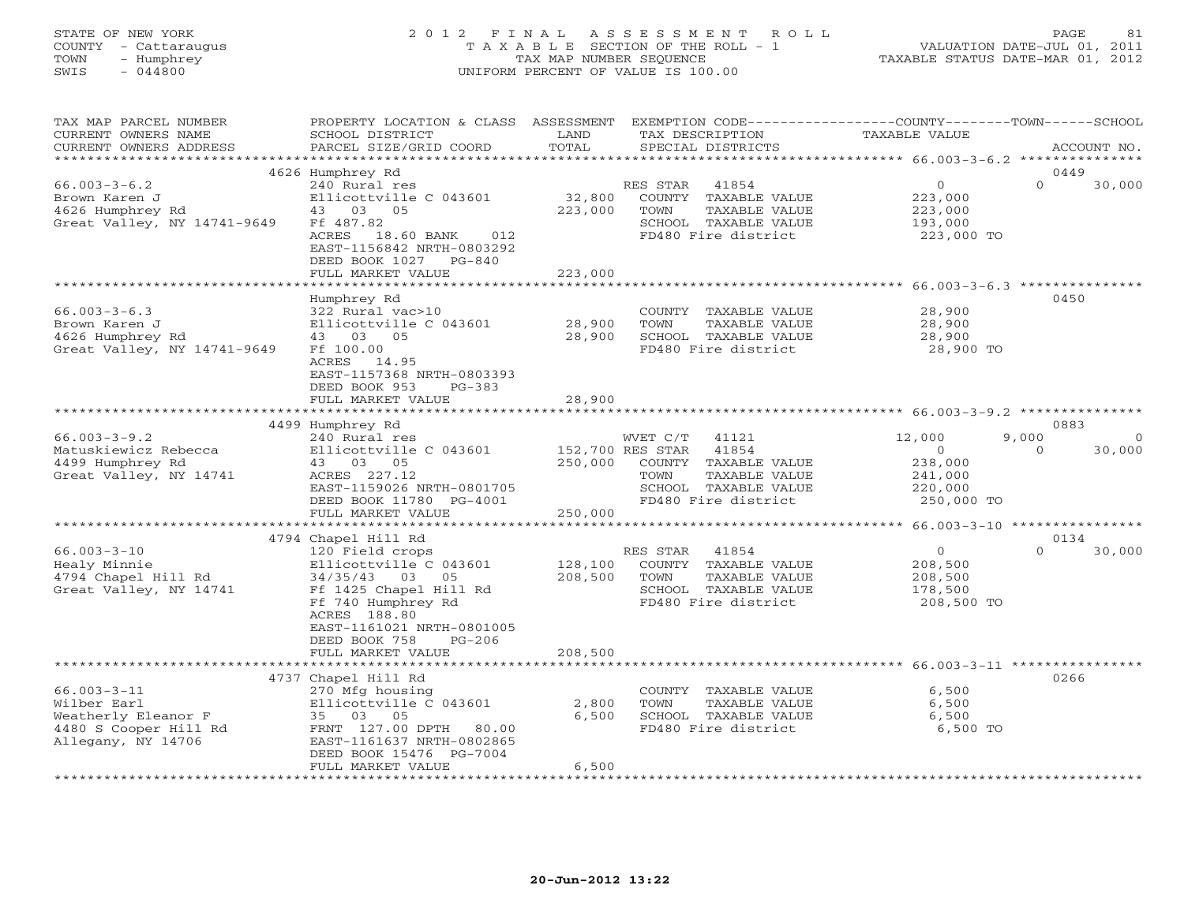STATE OF NEW YORK
COUNTY - Cattaraugus
TOWN - Humphrey
SWIS - 044800

# 2012 FINAL ASSESSMENT ROLL
TAXABLE SECTION OF THE ROLL - 1
TAX MAP NUMBER SEQUENCE
UNIFORM PERCENT OF VALUE IS 100.00

VALUATION DATE-JUL 01, 2011
TAXABLE STATUS DATE-MAR 01, 2012

| TAX MAP PARCEL NUMBER / CURRENT OWNERS NAME / CURRENT OWNERS ADDRESS | PROPERTY LOCATION & CLASS / SCHOOL DISTRICT / PARCEL SIZE/GRID COORD | ASSESSMENT LAND / TOTAL | EXEMPTION CODE / TAX DESCRIPTION / SPECIAL DISTRICTS | COUNTY TAXABLE VALUE | TOWN | SCHOOL | ACCOUNT NO. |
|---|---|---|---|---|---|---|---|
| 66.003-3-6.2 | 4626 Humphrey Rd | | | | | | 0449 |
| Brown Karen J | 240 Rural res | | RES STAR 41854 | 0 | 0 | 30,000 | |
| 4626 Humphrey Rd | Ellicottville C 043601 | 32,800 | COUNTY TAXABLE VALUE | 223,000 | | | |
| Great Valley, NY 14741-9649 | 43 03 05 | 223,000 | TOWN TAXABLE VALUE | 223,000 | | | |
| | Ff 487.82 | | SCHOOL TAXABLE VALUE | 193,000 | | | |
| | ACRES 18.60 BANK 012 | | FD480 Fire district | 223,000 TO | | | |
| | EAST-1156842 NRTH-0803292 | | | | | | |
| | DEED BOOK 1027 PG-840 | | | | | | |
| | FULL MARKET VALUE | 223,000 | | | | | |
| 66.003-3-6.3 | Humphrey Rd | | | | | | 0450 |
| Brown Karen J | 322 Rural vac>10 | | COUNTY TAXABLE VALUE | 28,900 | | | |
| 4626 Humphrey Rd | Ellicottville C 043601 | 28,900 | TOWN TAXABLE VALUE | 28,900 | | | |
| Great Valley, NY 14741-9649 | 43 03 05 | 28,900 | SCHOOL TAXABLE VALUE | 28,900 | | | |
| | Ff 100.00 | | FD480 Fire district | 28,900 TO | | | |
| | ACRES 14.95 | | | | | | |
| | EAST-1157368 NRTH-0803393 | | | | | | |
| | DEED BOOK 953 PG-383 | | | | | | |
| | FULL MARKET VALUE | 28,900 | | | | | |
| 66.003-3-9.2 | 4499 Humphrey Rd | | | | | | 0883 |
| Matuskiewicz Rebecca | 240 Rural res | | WVET C/T 41121 | 12,000 | 9,000 | 0 | |
| 4499 Humphrey Rd | Ellicottville C 043601 | 152,700 | RES STAR 41854 | 0 | 0 | 30,000 | |
| Great Valley, NY 14741 | 43 03 05 | 250,000 | COUNTY TAXABLE VALUE | 238,000 | | | |
| | ACRES 227.12 | | TOWN TAXABLE VALUE | 241,000 | | | |
| | EAST-1159026 NRTH-0801705 | | SCHOOL TAXABLE VALUE | 220,000 | | | |
| | DEED BOOK 11780 PG-4001 | | FD480 Fire district | 250,000 TO | | | |
| | FULL MARKET VALUE | 250,000 | | | | | |
| 66.003-3-10 | 4794 Chapel Hill Rd | | | | | | 0134 |
| Healy Minnie | 120 Field crops | | RES STAR 41854 | 0 | 0 | 30,000 | |
| 4794 Chapel Hill Rd | Ellicottville C 043601 | 128,100 | COUNTY TAXABLE VALUE | 208,500 | | | |
| Great Valley, NY 14741 | 34/35/43 03 05 | 208,500 | TOWN TAXABLE VALUE | 208,500 | | | |
| | Ff 1425 Chapel Hill Rd | | SCHOOL TAXABLE VALUE | 178,500 | | | |
| | Ff 740 Humphrey Rd | | FD480 Fire district | 208,500 TO | | | |
| | ACRES 188.80 | | | | | | |
| | EAST-1161021 NRTH-0801005 | | | | | | |
| | DEED BOOK 758 PG-206 | | | | | | |
| | FULL MARKET VALUE | 208,500 | | | | | |
| 66.003-3-11 | 4737 Chapel Hill Rd | | | | | | 0266 |
| Wilber Earl | 270 Mfg housing | | COUNTY TAXABLE VALUE | 6,500 | | | |
| Weatherly Eleanor F | Ellicottville C 043601 | 2,800 | TOWN TAXABLE VALUE | 6,500 | | | |
| 4480 S Cooper Hill Rd | 35 03 05 | 6,500 | SCHOOL TAXABLE VALUE | 6,500 | | | |
| Allegany, NY 14706 | FRNT 127.00 DPTH 80.00 | | FD480 Fire district | 6,500 TO | | | |
| | EAST-1161637 NRTH-0802865 | | | | | | |
| | DEED BOOK 15476 PG-7004 | | | | | | |
| | FULL MARKET VALUE | 6,500 | | | | | |

20-Jun-2012 13:22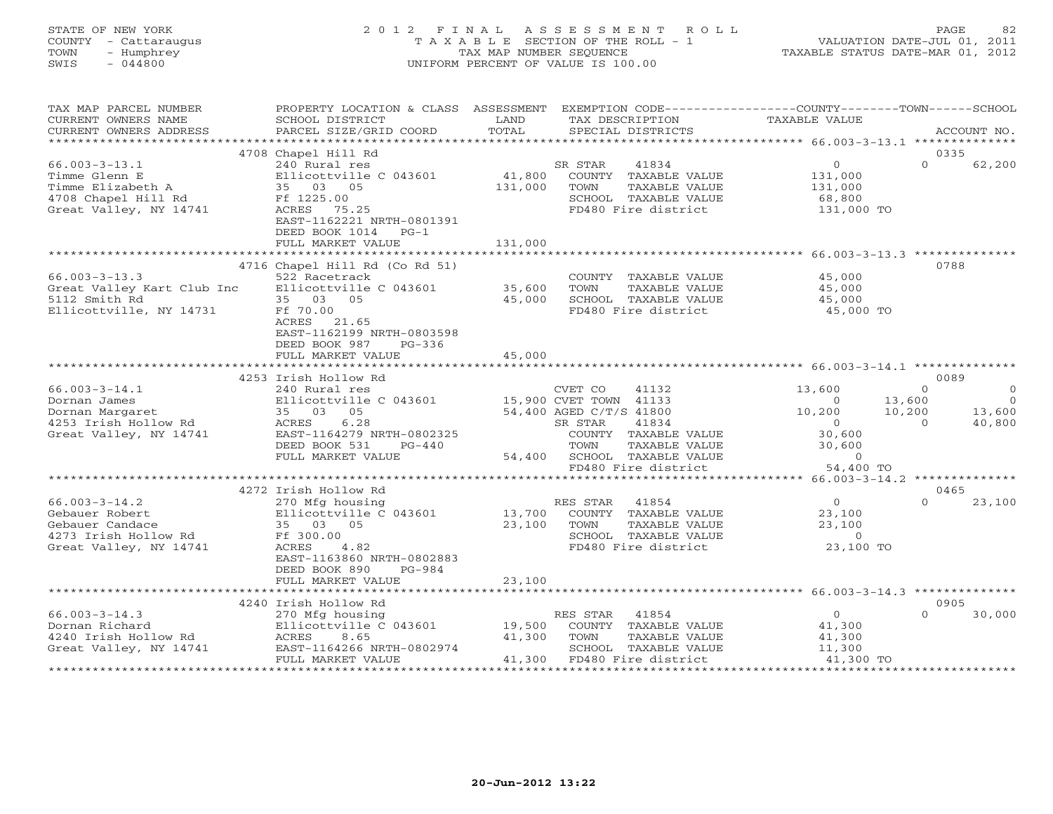STATE OF NEW YORK
COUNTY - Cattaraugus
TOWN - Humphrey
SWIS - 044800

# 2012 FINAL ASSESSMENT ROLL
TAXABLE SECTION OF THE ROLL - 1
TAX MAP NUMBER SEQUENCE
UNIFORM PERCENT OF VALUE IS 100.00

VALUATION DATE-JUL 01, 2011
TAXABLE STATUS DATE-MAR 01, 2012

| TAX MAP PARCEL NUMBER / CURRENT OWNERS NAME / CURRENT OWNERS ADDRESS | PROPERTY LOCATION & CLASS / SCHOOL DISTRICT / PARCEL SIZE/GRID COORD | ASSESSMENT LAND / TOTAL | EXEMPTION CODE / TAX DESCRIPTION / SPECIAL DISTRICTS | COUNTY TAXABLE VALUE | TOWN | SCHOOL | ACCOUNT NO. |
|---|---|---|---|---|---|---|---|
| 66.003-3-13.1 | 4708 Chapel Hill Rd | | | | | | 0335 |
| Timme Glenn E | 240 Rural res | | SR STAR 41834 | 0 | 0 | 62,200 | |
| Timme Elizabeth A | Ellicottville C 043601 | 41,800 | COUNTY TAXABLE VALUE | 131,000 | | | |
| 4708 Chapel Hill Rd | 35 03 05 | 131,000 | TOWN TAXABLE VALUE | 131,000 | | | |
| Great Valley, NY 14741 | Ff 1225.00 | | SCHOOL TAXABLE VALUE | 68,800 | | | |
| | ACRES 75.25 | | FD480 Fire district | 131,000 TO | | | |
| | EAST-1162221 NRTH-0801391 | | | | | | |
| | DEED BOOK 1014 PG-1 | | | | | | |
| | FULL MARKET VALUE | 131,000 | | | | | |
| 66.003-3-13.3 | 4716 Chapel Hill Rd (Co Rd 51) | | | | | | 0788 |
| Great Valley Kart Club Inc | 522 Racetrack | | COUNTY TAXABLE VALUE | 45,000 | | | |
| 5112 Smith Rd | Ellicottville C 043601 | 35,600 | TOWN TAXABLE VALUE | 45,000 | | | |
| Ellicottville, NY 14731 | 35 03 05 | 45,000 | SCHOOL TAXABLE VALUE | 45,000 | | | |
| | Ff 70.00 | | FD480 Fire district | 45,000 TO | | | |
| | ACRES 21.65 | | | | | | |
| | EAST-1162199 NRTH-0803598 | | | | | | |
| | DEED BOOK 987 PG-336 | | | | | | |
| | FULL MARKET VALUE | 45,000 | | | | | |
| 66.003-3-14.1 | 4253 Irish Hollow Rd | | | | | | 0089 |
| Dornan James | 240 Rural res | | CVET CO 41132 | 13,600 | 0 | 0 | |
| Dornan Margaret | Ellicottville C 043601 | 15,900 | CVET TOWN 41133 | 0 | 13,600 | 0 | |
| 4253 Irish Hollow Rd | 35 03 05 | 54,400 | AGED C/T/S 41800 | 10,200 | 10,200 | 13,600 | |
| Great Valley, NY 14741 | ACRES 6.28 | | SR STAR 41834 | 0 | 0 | 40,800 | |
| | EAST-1164279 NRTH-0802325 | | COUNTY TAXABLE VALUE | 30,600 | | | |
| | DEED BOOK 531 PG-440 | | TOWN TAXABLE VALUE | 30,600 | | | |
| | FULL MARKET VALUE | 54,400 | SCHOOL TAXABLE VALUE | 0 | | | |
| | | | FD480 Fire district | 54,400 TO | | | |
| 66.003-3-14.2 | 4272 Irish Hollow Rd | | | | | | 0465 |
| Gebauer Robert | 270 Mfg housing | | RES STAR 41854 | 0 | 0 | 23,100 | |
| Gebauer Candace | Ellicottville C 043601 | 13,700 | COUNTY TAXABLE VALUE | 23,100 | | | |
| 4273 Irish Hollow Rd | 35 03 05 | 23,100 | TOWN TAXABLE VALUE | 23,100 | | | |
| Great Valley, NY 14741 | Ff 300.00 | | SCHOOL TAXABLE VALUE | 0 | | | |
| | ACRES 4.82 | | FD480 Fire district | 23,100 TO | | | |
| | EAST-1163860 NRTH-0802883 | | | | | | |
| | DEED BOOK 890 PG-984 | | | | | | |
| | FULL MARKET VALUE | 23,100 | | | | | |
| 66.003-3-14.3 | 4240 Irish Hollow Rd | | | | | | 0905 |
| Dornan Richard | 270 Mfg housing | | RES STAR 41854 | 0 | 0 | 30,000 | |
| 4240 Irish Hollow Rd | Ellicottville C 043601 | 19,500 | COUNTY TAXABLE VALUE | 41,300 | | | |
| Great Valley, NY 14741 | ACRES 8.65 | 41,300 | TOWN TAXABLE VALUE | 41,300 | | | |
| | EAST-1164266 NRTH-0802974 | | SCHOOL TAXABLE VALUE | 11,300 | | | |
| | FULL MARKET VALUE | 41,300 | FD480 Fire district | 41,300 TO | | | |

20-Jun-2012 13:22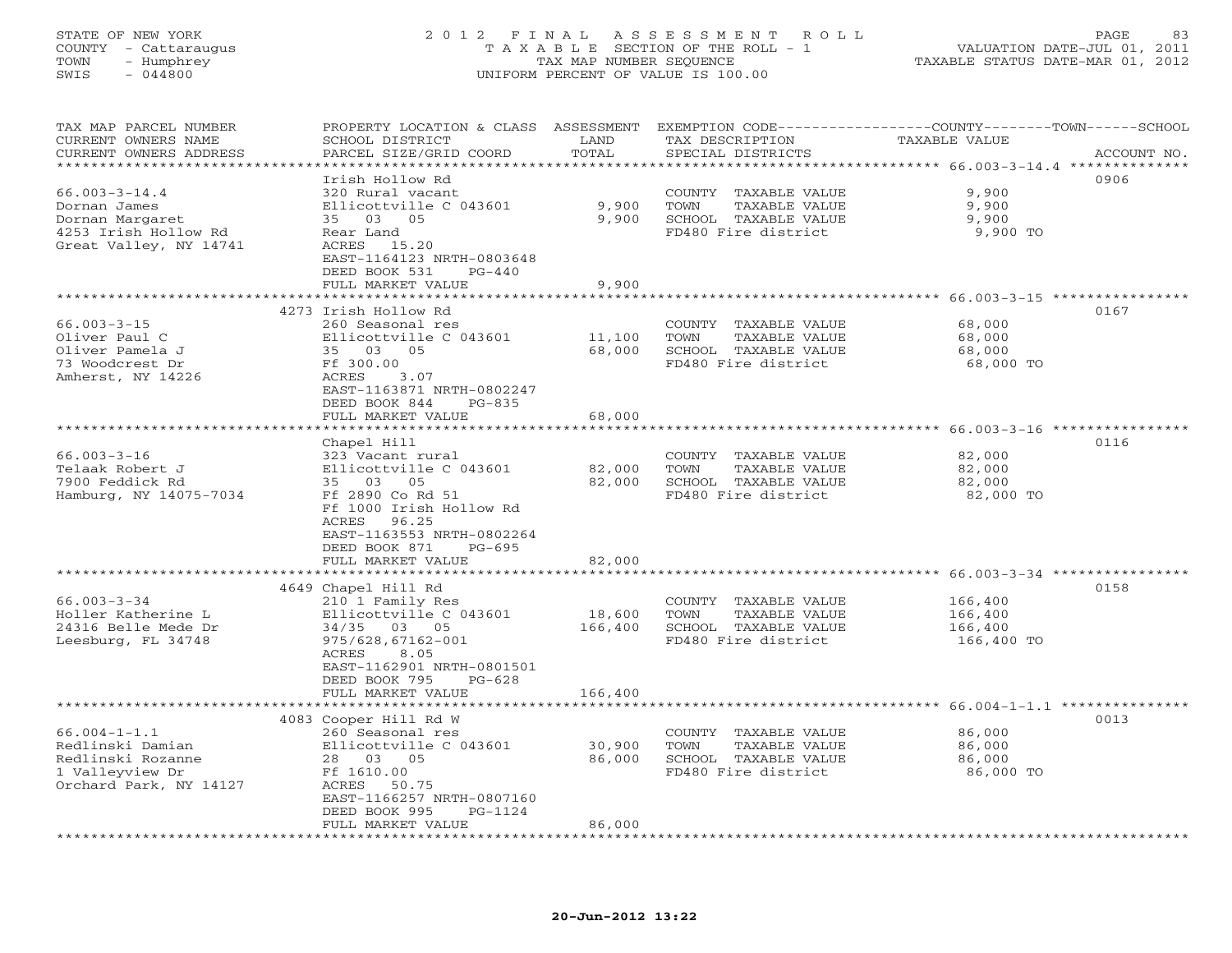STATE OF NEW YORK
COUNTY - Cattaraugus
TOWN - Humphrey
SWIS - 044800

2012 FINAL ASSESSMENT ROLL
TAXABLE SECTION OF THE ROLL - 1
TAX MAP NUMBER SEQUENCE
UNIFORM PERCENT OF VALUE IS 100.00

VALUATION DATE-JUL 01, 2011
TAXABLE STATUS DATE-MAR 01, 2012

| TAX MAP PARCEL NUMBER / CURRENT OWNERS NAME / CURRENT OWNERS ADDRESS | PROPERTY LOCATION & CLASS / SCHOOL DISTRICT / PARCEL SIZE/GRID COORD | ASSESSMENT LAND / TOTAL | EXEMPTION CODE / TAX DESCRIPTION / SPECIAL DISTRICTS | TAXABLE VALUE (COUNTY--TOWN--SCHOOL) | ACCOUNT NO. |
|---|---|---|---|---|---|
| 66.003-3-14.4 | Irish Hollow Rd | | | | 0906 |
| 66.003-3-14.4 | 320 Rural vacant | | COUNTY TAXABLE VALUE | 9,900 | |
| Dornan James | Ellicottville C 043601 | 9,900 | TOWN TAXABLE VALUE | 9,900 | |
| Dornan Margaret | 35 03 05 | 9,900 | SCHOOL TAXABLE VALUE | 9,900 | |
| 4253 Irish Hollow Rd | Rear Land | | FD480 Fire district | 9,900 TO | |
| Great Valley, NY 14741 | ACRES 15.20 | | | | |
| | EAST-1164123 NRTH-0803648 | | | | |
| | DEED BOOK 531 PG-440 | | | | |
| | FULL MARKET VALUE | 9,900 | | | |
| 66.003-3-15 | 4273 Irish Hollow Rd | | | | 0167 |
| 66.003-3-15 | 260 Seasonal res | | COUNTY TAXABLE VALUE | 68,000 | |
| Oliver Paul C | Ellicottville C 043601 | 11,100 | TOWN TAXABLE VALUE | 68,000 | |
| Oliver Pamela J | 35 03 05 | 68,000 | SCHOOL TAXABLE VALUE | 68,000 | |
| 73 Woodcrest Dr | Ff 300.00 | | FD480 Fire district | 68,000 TO | |
| Amherst, NY 14226 | ACRES 3.07 | | | | |
| | EAST-1163871 NRTH-0802247 | | | | |
| | DEED BOOK 844 PG-835 | | | | |
| | FULL MARKET VALUE | 68,000 | | | |
| 66.003-3-16 | Chapel Hill | | | | 0116 |
| 66.003-3-16 | 323 Vacant rural | | COUNTY TAXABLE VALUE | 82,000 | |
| Telaak Robert J | Ellicottville C 043601 | 82,000 | TOWN TAXABLE VALUE | 82,000 | |
| 7900 Feddick Rd | 35 03 05 | 82,000 | SCHOOL TAXABLE VALUE | 82,000 | |
| Hamburg, NY 14075-7034 | Ff 2890 Co Rd 51 | | FD480 Fire district | 82,000 TO | |
| | Ff 1000 Irish Hollow Rd | | | | |
| | ACRES 96.25 | | | | |
| | EAST-1163553 NRTH-0802264 | | | | |
| | DEED BOOK 871 PG-695 | | | | |
| | FULL MARKET VALUE | 82,000 | | | |
| 66.003-3-34 | 4649 Chapel Hill Rd | | | | 0158 |
| 66.003-3-34 | 210 1 Family Res | | COUNTY TAXABLE VALUE | 166,400 | |
| Holler Katherine L | Ellicottville C 043601 | 18,600 | TOWN TAXABLE VALUE | 166,400 | |
| 24316 Belle Mede Dr | 34/35 03 05 | 166,400 | SCHOOL TAXABLE VALUE | 166,400 | |
| Leesburg, FL 34748 | 975/628,67162-001 | | FD480 Fire district | 166,400 TO | |
| | ACRES 8.05 | | | | |
| | EAST-1162901 NRTH-0801501 | | | | |
| | DEED BOOK 795 PG-628 | | | | |
| | FULL MARKET VALUE | 166,400 | | | |
| 66.004-1-1.1 | 4083 Cooper Hill Rd W | | | | 0013 |
| 66.004-1-1.1 | 260 Seasonal res | | COUNTY TAXABLE VALUE | 86,000 | |
| Redlinski Damian | Ellicottville C 043601 | 30,900 | TOWN TAXABLE VALUE | 86,000 | |
| Redlinski Rozanne | 28 03 05 | 86,000 | SCHOOL TAXABLE VALUE | 86,000 | |
| 1 Valleyview Dr | Ff 1610.00 | | FD480 Fire district | 86,000 TO | |
| Orchard Park, NY 14127 | ACRES 50.75 | | | | |
| | EAST-1166257 NRTH-0807160 | | | | |
| | DEED BOOK 995 PG-1124 | | | | |
| | FULL MARKET VALUE | 86,000 | | | |

20-Jun-2012 13:22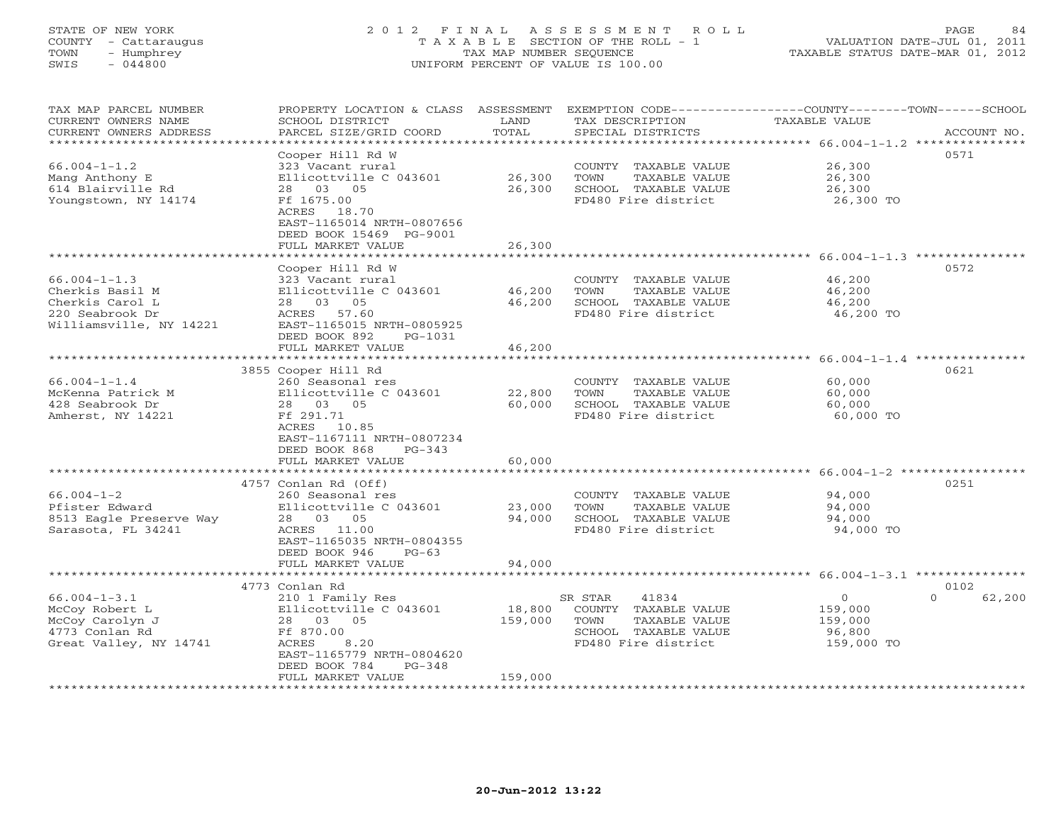STATE OF NEW YORK | COUNTY - Cattaraugus | TOWN - Humphrey | SWIS - 044800

# 2012 FINAL ASSESSMENT ROLL

TAXABLE SECTION OF THE ROLL - 1
TAX MAP NUMBER SEQUENCE
UNIFORM PERCENT OF VALUE IS 100.00

VALUATION DATE-JUL 01, 2011
TAXABLE STATUS DATE-MAR 01, 2012

| TAX MAP PARCEL NUMBER / CURRENT OWNERS NAME / CURRENT OWNERS ADDRESS | PROPERTY LOCATION & CLASS / SCHOOL DISTRICT / PARCEL SIZE/GRID COORD | ASSESSMENT LAND | ASSESSMENT TOTAL | EXEMPTION CODE / TAX DESCRIPTION / SPECIAL DISTRICTS | COUNTY / TOWN / SCHOOL TAXABLE VALUE | ACCOUNT NO. |
|---|---|---|---|---|---|---|
| **66.004-1-1.2** | Cooper Hill Rd W | | | | | 0571 |
| Mang Anthony E | 323 Vacant rural | | | COUNTY TAXABLE VALUE | 26,300 | |
| 614 Blairville Rd | Ellicottville C 043601 | 26,300 | | TOWN TAXABLE VALUE | 26,300 | |
| Youngstown, NY 14174 | 28 03 05 | | 26,300 | SCHOOL TAXABLE VALUE | 26,300 | |
| | Ff 1675.00 | | | FD480 Fire district | 26,300 TO | |
| | ACRES 18.70 | | | | | |
| | EAST-1165014 NRTH-0807656 | | | | | |
| | DEED BOOK 15469 PG-9001 | | | | | |
| | FULL MARKET VALUE | | 26,300 | | | |
| **66.004-1-1.3** | Cooper Hill Rd W | | | | | 0572 |
| Cherkis Basil M | 323 Vacant rural | | | COUNTY TAXABLE VALUE | 46,200 | |
| Cherkis Carol L | Ellicottville C 043601 | 46,200 | | TOWN TAXABLE VALUE | 46,200 | |
| 220 Seabrook Dr | 28 03 05 | | 46,200 | SCHOOL TAXABLE VALUE | 46,200 | |
| Williamsville, NY 14221 | ACRES 57.60 | | | FD480 Fire district | 46,200 TO | |
| | EAST-1165015 NRTH-0805925 | | | | | |
| | DEED BOOK 892 PG-1031 | | | | | |
| | FULL MARKET VALUE | | 46,200 | | | |
| **66.004-1-1.4** | 3855 Cooper Hill Rd | | | | | 0621 |
| McKenna Patrick M | 260 Seasonal res | | | COUNTY TAXABLE VALUE | 60,000 | |
| 428 Seabrook Dr | Ellicottville C 043601 | 22,800 | | TOWN TAXABLE VALUE | 60,000 | |
| Amherst, NY 14221 | 28 03 05 | | 60,000 | SCHOOL TAXABLE VALUE | 60,000 | |
| | Ff 291.71 | | | FD480 Fire district | 60,000 TO | |
| | ACRES 10.85 | | | | | |
| | EAST-1167111 NRTH-0807234 | | | | | |
| | DEED BOOK 868 PG-343 | | | | | |
| | FULL MARKET VALUE | | 60,000 | | | |
| **66.004-1-2** | 4757 Conlan Rd (Off) | | | | | 0251 |
| Pfister Edward | 260 Seasonal res | | | COUNTY TAXABLE VALUE | 94,000 | |
| 8513 Eagle Preserve Way | Ellicottville C 043601 | 23,000 | | TOWN TAXABLE VALUE | 94,000 | |
| Sarasota, FL 34241 | 28 03 05 | | 94,000 | SCHOOL TAXABLE VALUE | 94,000 | |
| | ACRES 11.00 | | | FD480 Fire district | 94,000 TO | |
| | EAST-1165035 NRTH-0804355 | | | | | |
| | DEED BOOK 946 PG-63 | | | | | |
| | FULL MARKET VALUE | | 94,000 | | | |
| **66.004-1-3.1** | 4773 Conlan Rd | | | | | 0102 |
| McCoy Robert L | 210 1 Family Res | | | SR STAR 41834 | 0 0 62,200 | |
| McCoy Carolyn J | Ellicottville C 043601 | 18,800 | | COUNTY TAXABLE VALUE | 159,000 | |
| 4773 Conlan Rd | 28 03 05 | | 159,000 | TOWN TAXABLE VALUE | 159,000 | |
| Great Valley, NY 14741 | Ff 870.00 | | | SCHOOL TAXABLE VALUE | 96,800 | |
| | ACRES 8.20 | | | FD480 Fire district | 159,000 TO | |
| | EAST-1165779 NRTH-0804620 | | | | | |
| | DEED BOOK 784 PG-348 | | | | | |
| | FULL MARKET VALUE | | 159,000 | | | |

20-Jun-2012 13:22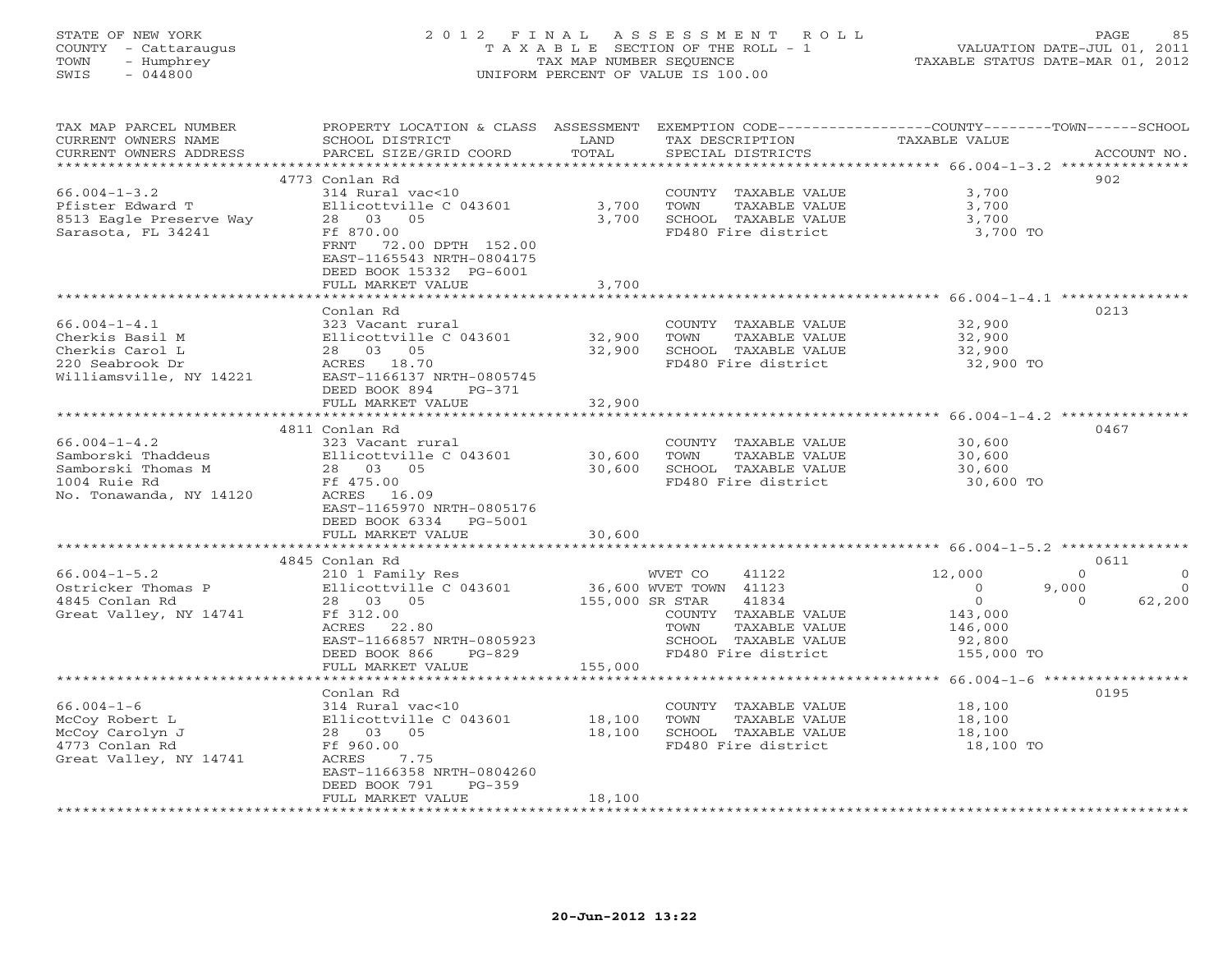STATE OF NEW YORK
COUNTY - Cattaraugus
TOWN - Humphrey
SWIS - 044800

# 2012 FINAL ASSESSMENT ROLL

TAXABLE SECTION OF THE ROLL - 1
TAX MAP NUMBER SEQUENCE
UNIFORM PERCENT OF VALUE IS 100.00

VALUATION DATE-JUL 01, 2011
TAXABLE STATUS DATE-MAR 01, 2012

| TAX MAP PARCEL NUMBER / CURRENT OWNERS NAME / CURRENT OWNERS ADDRESS | PROPERTY LOCATION & CLASS / SCHOOL DISTRICT / PARCEL SIZE/GRID COORD | ASSESSMENT LAND / TOTAL | EXEMPTION CODE / TAX DESCRIPTION / SPECIAL DISTRICTS | COUNTY | TOWN | SCHOOL | ACCOUNT NO. |
|---|---|---|---|---|---|---|---|
| **66.004-1-3.2** | 4773 Conlan Rd | | | | | | 902 |
| Pfister Edward T | 314 Rural vac<10 | | COUNTY TAXABLE VALUE | 3,700 | | | |
| 8513 Eagle Preserve Way | Ellicottville C 043601 | 3,700 | TOWN TAXABLE VALUE | | 3,700 | | |
| Sarasota, FL 34241 | 28 03 05 | 3,700 | SCHOOL TAXABLE VALUE | | | 3,700 | |
| | Ff 870.00 | | FD480 Fire district | 3,700 TO | | | |
| | FRNT 72.00 DPTH 152.00 | | | | | | |
| | EAST-1165543 NRTH-0804175 | | | | | | |
| | DEED BOOK 15332 PG-6001 | | | | | | |
| | FULL MARKET VALUE | 3,700 | | | | | |
| **66.004-1-4.1** | Conlan Rd | | | | | | 0213 |
| Cherkis Basil M | 323 Vacant rural | | COUNTY TAXABLE VALUE | 32,900 | | | |
| Cherkis Carol L | Ellicottville C 043601 | 32,900 | TOWN TAXABLE VALUE | | 32,900 | | |
| 220 Seabrook Dr | 28 03 05 | 32,900 | SCHOOL TAXABLE VALUE | | | 32,900 | |
| Williamsville, NY 14221 | ACRES 18.70 | | FD480 Fire district | 32,900 TO | | | |
| | EAST-1166137 NRTH-0805745 | | | | | | |
| | DEED BOOK 894 PG-371 | | | | | | |
| | FULL MARKET VALUE | 32,900 | | | | | |
| **66.004-1-4.2** | 4811 Conlan Rd | | | | | | 0467 |
| Samborski Thaddeus | 323 Vacant rural | | COUNTY TAXABLE VALUE | 30,600 | | | |
| Samborski Thomas M | Ellicottville C 043601 | 30,600 | TOWN TAXABLE VALUE | | 30,600 | | |
| 1004 Ruie Rd | 28 03 05 | 30,600 | SCHOOL TAXABLE VALUE | | | 30,600 | |
| No. Tonawanda, NY 14120 | Ff 475.00 | | FD480 Fire district | 30,600 TO | | | |
| | ACRES 16.09 | | | | | | |
| | EAST-1165970 NRTH-0805176 | | | | | | |
| | DEED BOOK 6334 PG-5001 | | | | | | |
| | FULL MARKET VALUE | 30,600 | | | | | |
| **66.004-1-5.2** | 4845 Conlan Rd | | | | | | 0611 |
| Ostricker Thomas P | 210 1 Family Res | | WVET CO 41122 | 12,000 | 0 | 0 | |
| 4845 Conlan Rd | Ellicottville C 043601 | 36,600 | WVET TOWN 41123 | 0 | 9,000 | 0 | |
| Great Valley, NY 14741 | 28 03 05 | 155,000 | SR STAR 41834 | 0 | 0 | 62,200 | |
| | Ff 312.00 | | COUNTY TAXABLE VALUE | 143,000 | | | |
| | ACRES 22.80 | | TOWN TAXABLE VALUE | | 146,000 | | |
| | EAST-1166857 NRTH-0805923 | | SCHOOL TAXABLE VALUE | | | 92,800 | |
| | DEED BOOK 866 PG-829 | | FD480 Fire district | 155,000 TO | | | |
| | FULL MARKET VALUE | 155,000 | | | | | |
| **66.004-1-6** | Conlan Rd | | | | | | 0195 |
| McCoy Robert L | 314 Rural vac<10 | | COUNTY TAXABLE VALUE | 18,100 | | | |
| McCoy Carolyn J | Ellicottville C 043601 | 18,100 | TOWN TAXABLE VALUE | | 18,100 | | |
| 4773 Conlan Rd | 28 03 05 | 18,100 | SCHOOL TAXABLE VALUE | | | 18,100 | |
| Great Valley, NY 14741 | Ff 960.00 | | FD480 Fire district | 18,100 TO | | | |
| | ACRES 7.75 | | | | | | |
| | EAST-1166358 NRTH-0804260 | | | | | | |
| | DEED BOOK 791 PG-359 | | | | | | |
| | FULL MARKET VALUE | 18,100 | | | | | |

20-Jun-2012 13:22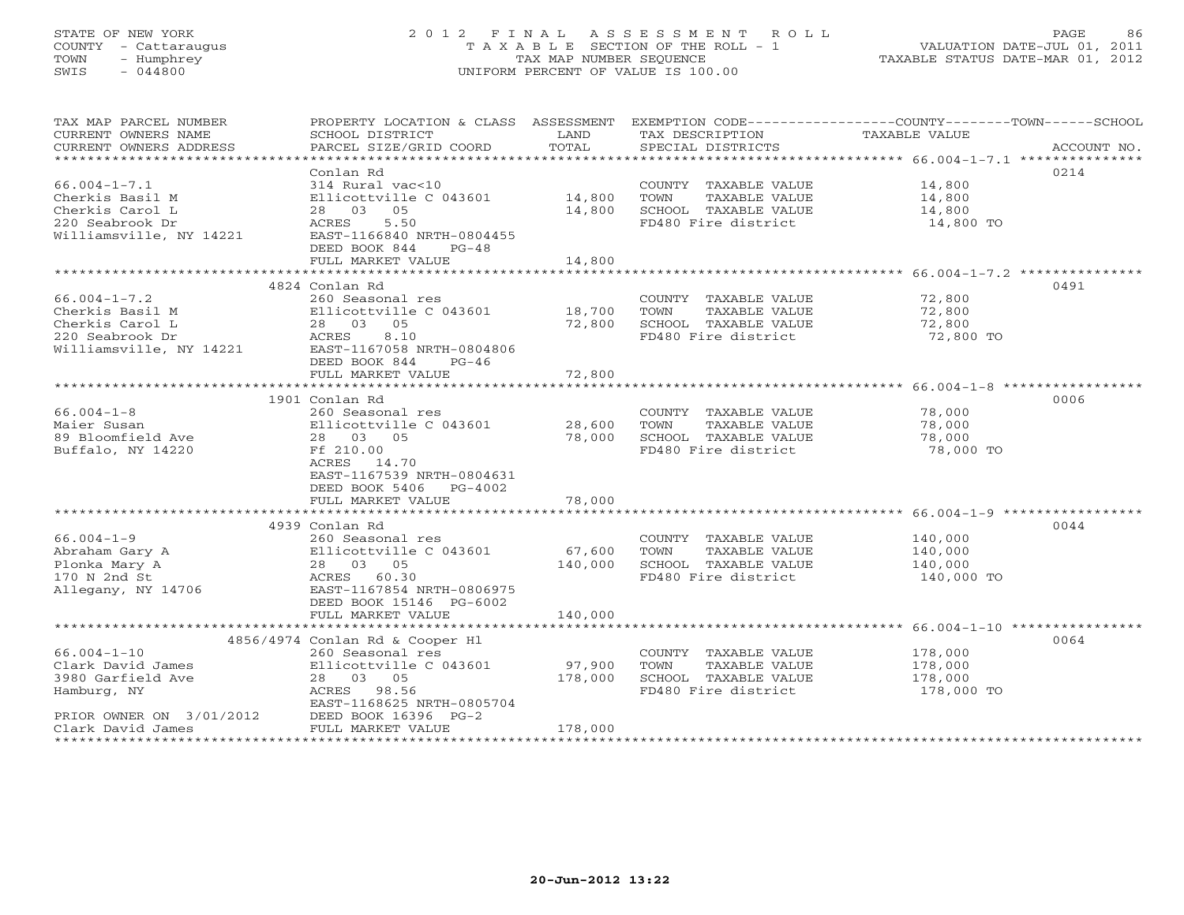STATE OF NEW YORK | 2012 FINAL ASSESSMENT ROLL | VALUATION DATE-JUL 01, 2011
COUNTY - Cattaraugus | TAXABLE SECTION OF THE ROLL - 1 | TAXABLE STATUS DATE-MAR 01, 2012
TOWN - Humphrey | TAX MAP NUMBER SEQUENCE
SWIS - 044800 | UNIFORM PERCENT OF VALUE IS 100.00

| TAX MAP PARCEL NUMBER / CURRENT OWNERS NAME / CURRENT OWNERS ADDRESS | PROPERTY LOCATION & CLASS / SCHOOL DISTRICT / PARCEL SIZE/GRID COORD | ASSESSMENT LAND | TOTAL | EXEMPTION CODE / TAX DESCRIPTION / SPECIAL DISTRICTS | TAXABLE VALUE (COUNTY/TOWN/SCHOOL) | ACCOUNT NO. |
|---|---|---|---|---|---|---|
| 66.004-1-7.1 | Conlan Rd | | | | | 0214 |
| Cherkis Basil M | 314 Rural vac<10 | | | COUNTY TAXABLE VALUE | 14,800 | |
| Cherkis Carol L | Ellicottville C 043601 | 14,800 | | TOWN TAXABLE VALUE | 14,800 | |
| 220 Seabrook Dr | 28 03 05 | | 14,800 | SCHOOL TAXABLE VALUE | 14,800 | |
| Williamsville, NY 14221 | ACRES 5.50 | | | FD480 Fire district | 14,800 TO | |
| | EAST-1166840 NRTH-0804455 | | | | | |
| | DEED BOOK 844 PG-48 | | | | | |
| | FULL MARKET VALUE | | 14,800 | | | |
| 66.004-1-7.2 | 4824 Conlan Rd | | | | | 0491 |
| Cherkis Basil M | 260 Seasonal res | | | COUNTY TAXABLE VALUE | 72,800 | |
| Cherkis Carol L | Ellicottville C 043601 | 18,700 | | TOWN TAXABLE VALUE | 72,800 | |
| 220 Seabrook Dr | 28 03 05 | | 72,800 | SCHOOL TAXABLE VALUE | 72,800 | |
| Williamsville, NY 14221 | ACRES 8.10 | | | FD480 Fire district | 72,800 TO | |
| | EAST-1167058 NRTH-0804806 | | | | | |
| | DEED BOOK 844 PG-46 | | | | | |
| | FULL MARKET VALUE | | 72,800 | | | |
| 66.004-1-8 | 1901 Conlan Rd | | | | | 0006 |
| Maier Susan | 260 Seasonal res | | | COUNTY TAXABLE VALUE | 78,000 | |
| 89 Bloomfield Ave | Ellicottville C 043601 | 28,600 | | TOWN TAXABLE VALUE | 78,000 | |
| Buffalo, NY 14220 | 28 03 05 | | 78,000 | SCHOOL TAXABLE VALUE | 78,000 | |
| | Ff 210.00 | | | FD480 Fire district | 78,000 TO | |
| | ACRES 14.70 | | | | | |
| | EAST-1167539 NRTH-0804631 | | | | | |
| | DEED BOOK 5406 PG-4002 | | | | | |
| | FULL MARKET VALUE | | 78,000 | | | |
| 66.004-1-9 | 4939 Conlan Rd | | | | | 0044 |
| Abraham Gary A | 260 Seasonal res | | | COUNTY TAXABLE VALUE | 140,000 | |
| Plonka Mary A | Ellicottville C 043601 | 67,600 | | TOWN TAXABLE VALUE | 140,000 | |
| 170 N 2nd St | 28 03 05 | | 140,000 | SCHOOL TAXABLE VALUE | 140,000 | |
| Allegany, NY 14706 | ACRES 60.30 | | | FD480 Fire district | 140,000 TO | |
| | EAST-1167854 NRTH-0806975 | | | | | |
| | DEED BOOK 15146 PG-6002 | | | | | |
| | FULL MARKET VALUE | | 140,000 | | | |
| 66.004-1-10 | 4856/4974 Conlan Rd & Cooper Hl | | | | | 0064 |
| Clark David James | 260 Seasonal res | | | COUNTY TAXABLE VALUE | 178,000 | |
| 3980 Garfield Ave | Ellicottville C 043601 | 97,900 | | TOWN TAXABLE VALUE | 178,000 | |
| Hamburg, NY | 28 03 05 | | 178,000 | SCHOOL TAXABLE VALUE | 178,000 | |
| | ACRES 98.56 | | | FD480 Fire district | 178,000 TO | |
| | EAST-1168625 NRTH-0805704 | | | | | |
| PRIOR OWNER ON 3/01/2012 | DEED BOOK 16396 PG-2 | | | | | |
| Clark David James | FULL MARKET VALUE | | 178,000 | | | |

20-Jun-2012 13:22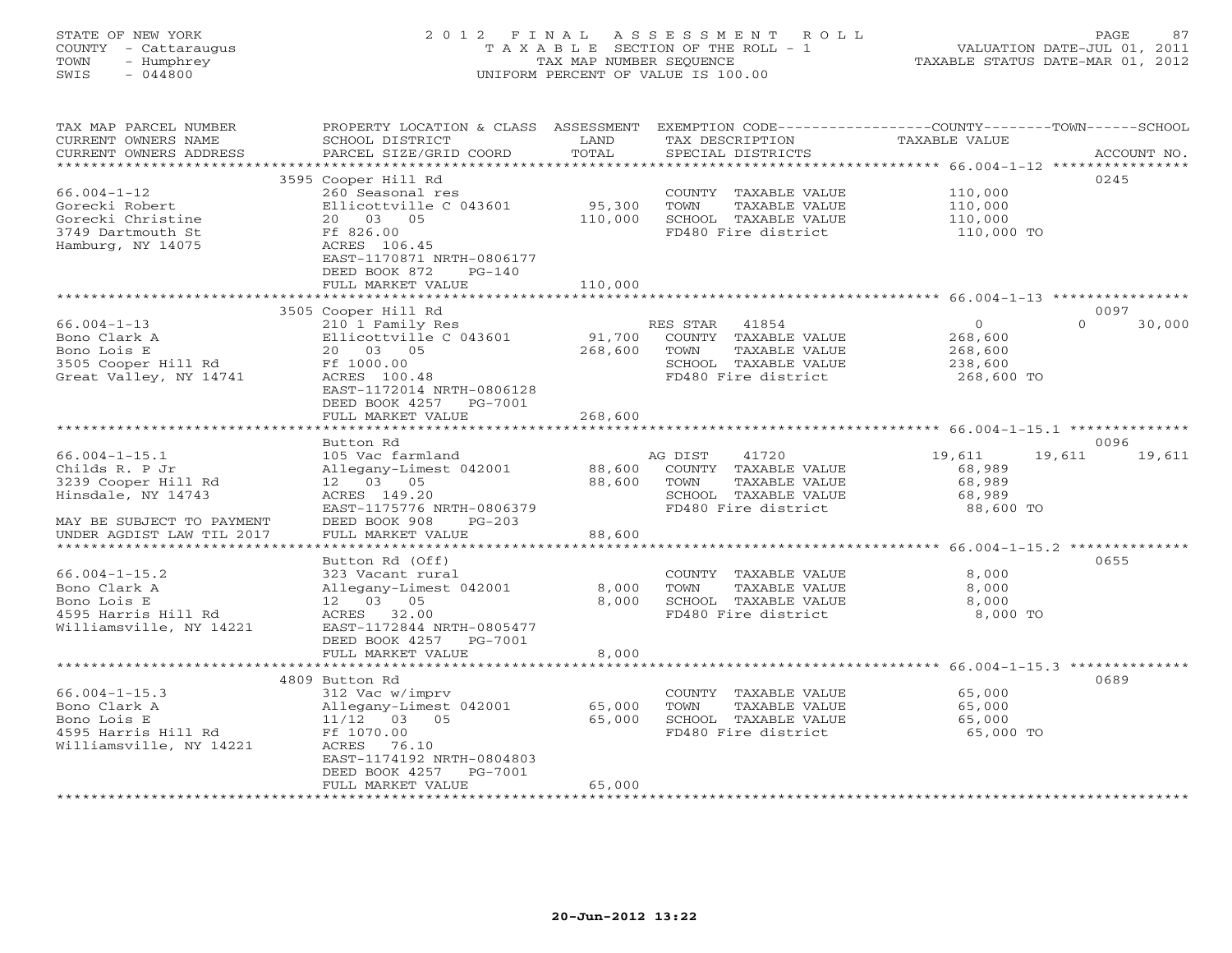STATE OF NEW YORK
COUNTY - Cattaraugus
TOWN - Humphrey
SWIS - 044800

# 2012 FINAL ASSESSMENT ROLL
TAXABLE SECTION OF THE ROLL - 1
TAX MAP NUMBER SEQUENCE
UNIFORM PERCENT OF VALUE IS 100.00

VALUATION DATE-JUL 01, 2011
TAXABLE STATUS DATE-MAR 01, 2012

| TAX MAP PARCEL NUMBER / CURRENT OWNERS NAME / CURRENT OWNERS ADDRESS | PROPERTY LOCATION & CLASS / SCHOOL DISTRICT / PARCEL SIZE/GRID COORD | ASSESSMENT LAND / TOTAL | EXEMPTION CODE / TAX DESCRIPTION / SPECIAL DISTRICTS | COUNTY TAXABLE VALUE | TOWN | SCHOOL | ACCOUNT NO. |
|---|---|---|---|---|---|---|---|
| 66.004-1-12 | 3595 Cooper Hill Rd | | | | | | 0245 |
| Gorecki Robert | 260 Seasonal res | | COUNTY TAXABLE VALUE | 110,000 | | | |
| Gorecki Christine | Ellicottville C 043601 | 95,300 | TOWN TAXABLE VALUE | 110,000 | | | |
| 3749 Dartmouth St | 20 03 05 | 110,000 | SCHOOL TAXABLE VALUE | 110,000 | | | |
| Hamburg, NY 14075 | Ff 826.00 | | FD480 Fire district | 110,000 TO | | | |
| | ACRES 106.45 | | | | | | |
| | EAST-1170871 NRTH-0806177 | | | | | | |
| | DEED BOOK 872 PG-140 | | | | | | |
| | FULL MARKET VALUE | 110,000 | | | | | |
| 66.004-1-13 | 3505 Cooper Hill Rd | | | | | | 0097 |
| Bono Clark A | 210 1 Family Res | | RES STAR 41854 | 0 | 0 | 30,000 | |
| Bono Lois E | Ellicottville C 043601 | 91,700 | COUNTY TAXABLE VALUE | 268,600 | | | |
| 3505 Cooper Hill Rd | 20 03 05 | 268,600 | TOWN TAXABLE VALUE | 268,600 | | | |
| Great Valley, NY 14741 | Ff 1000.00 | | SCHOOL TAXABLE VALUE | 238,600 | | | |
| | ACRES 100.48 | | FD480 Fire district | 268,600 TO | | | |
| | EAST-1172014 NRTH-0806128 | | | | | | |
| | DEED BOOK 4257 PG-7001 | | | | | | |
| | FULL MARKET VALUE | 268,600 | | | | | |
| 66.004-1-15.1 | Button Rd | | | | | | 0096 |
| Childs R. P Jr | 105 Vac farmland | | AG DIST 41720 | 19,611 | 19,611 | 19,611 | |
| 3239 Cooper Hill Rd | Allegany-Limest 042001 | 88,600 | COUNTY TAXABLE VALUE | 68,989 | | | |
| Hinsdale, NY 14743 | 12 03 05 | 88,600 | TOWN TAXABLE VALUE | 68,989 | | | |
| | ACRES 149.20 | | SCHOOL TAXABLE VALUE | 68,989 | | | |
| | EAST-1175776 NRTH-0806379 | | FD480 Fire district | 88,600 TO | | | |
| MAY BE SUBJECT TO PAYMENT | DEED BOOK 908 PG-203 | | | | | | |
| UNDER AGDIST LAW TIL 2017 | FULL MARKET VALUE | 88,600 | | | | | |
| 66.004-1-15.2 | Button Rd (Off) | | | | | | 0655 |
| Bono Clark A | 323 Vacant rural | | COUNTY TAXABLE VALUE | 8,000 | | | |
| Bono Lois E | Allegany-Limest 042001 | 8,000 | TOWN TAXABLE VALUE | 8,000 | | | |
| 4595 Harris Hill Rd | 12 03 05 | 8,000 | SCHOOL TAXABLE VALUE | 8,000 | | | |
| Williamsville, NY 14221 | ACRES 32.00 | | FD480 Fire district | 8,000 TO | | | |
| | EAST-1172844 NRTH-0805477 | | | | | | |
| | DEED BOOK 4257 PG-7001 | | | | | | |
| | FULL MARKET VALUE | 8,000 | | | | | |
| 66.004-1-15.3 | 4809 Button Rd | | | | | | 0689 |
| Bono Clark A | 312 Vac w/imprv | | COUNTY TAXABLE VALUE | 65,000 | | | |
| Bono Lois E | Allegany-Limest 042001 | 65,000 | TOWN TAXABLE VALUE | 65,000 | | | |
| 4595 Harris Hill Rd | 11/12 03 05 | 65,000 | SCHOOL TAXABLE VALUE | 65,000 | | | |
| Williamsville, NY 14221 | Ff 1070.00 | | FD480 Fire district | 65,000 TO | | | |
| | ACRES 76.10 | | | | | | |
| | EAST-1174192 NRTH-0804803 | | | | | | |
| | DEED BOOK 4257 PG-7001 | | | | | | |
| | FULL MARKET VALUE | 65,000 | | | | | |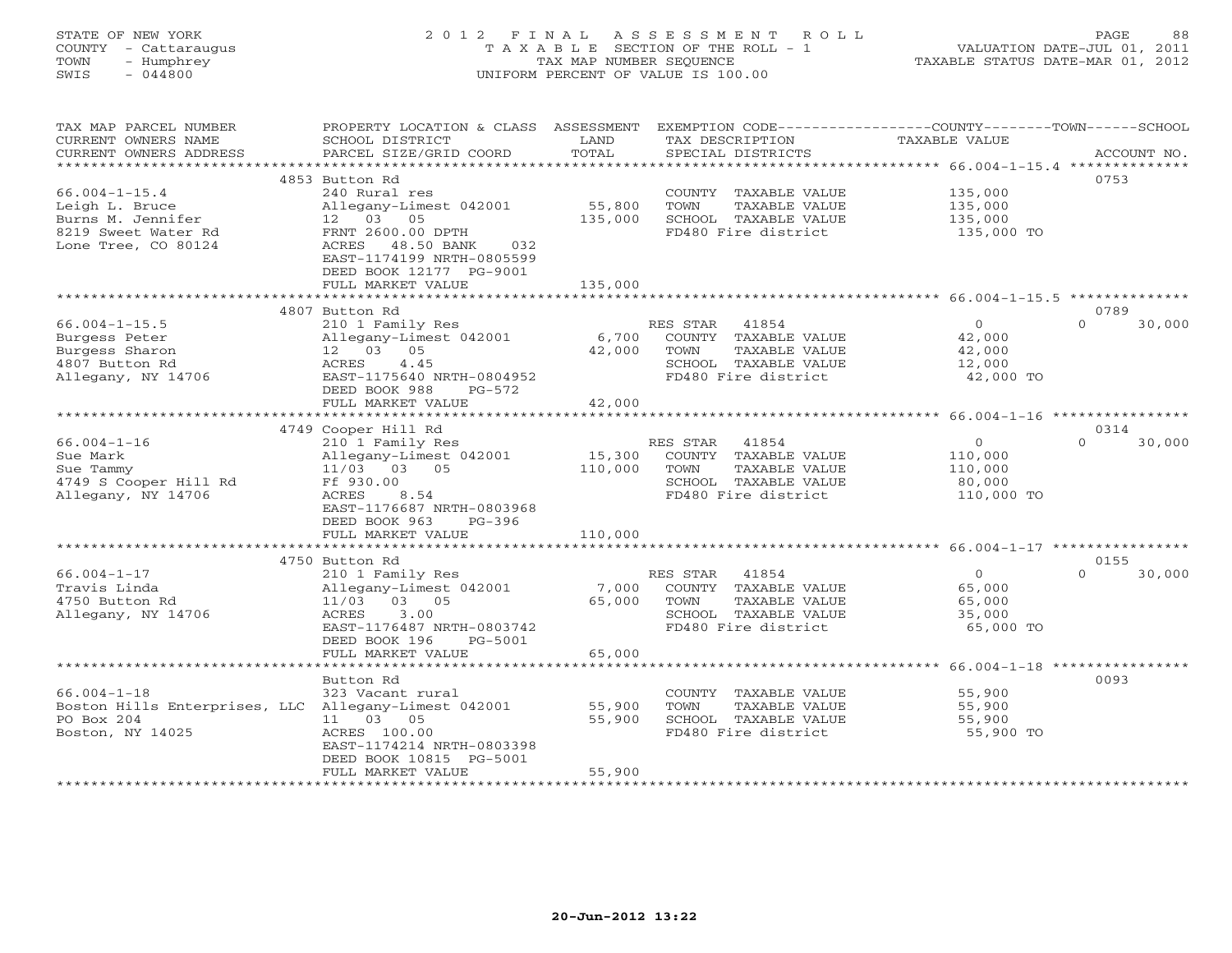STATE OF NEW YORK
COUNTY - Cattaraugus
TOWN - Humphrey
SWIS - 044800

# 2012 FINAL ASSESSMENT ROLL
TAXABLE SECTION OF THE ROLL - 1
TAX MAP NUMBER SEQUENCE
UNIFORM PERCENT OF VALUE IS 100.00

VALUATION DATE-JUL 01, 2011
TAXABLE STATUS DATE-MAR 01, 2012

| TAX MAP PARCEL NUMBER / CURRENT OWNERS NAME / CURRENT OWNERS ADDRESS | PROPERTY LOCATION & CLASS / SCHOOL DISTRICT / PARCEL SIZE/GRID COORD | ASSESSMENT LAND | TOTAL | EXEMPTION CODE / TAX DESCRIPTION / SPECIAL DISTRICTS | COUNTY / TOWN TAXABLE VALUE | SCHOOL | ACCOUNT NO. |
|---|---|---|---|---|---|---|---|
| | 4853 Button Rd | | | | | | 0753 |
| 66.004-1-15.4 | 240 Rural res | | | COUNTY TAXABLE VALUE | 135,000 | | |
| Leigh L. Bruce | Allegany-Limest 042001 | 55,800 | | TOWN TAXABLE VALUE | 135,000 | | |
| Burns M. Jennifer | 12 03 05 | | 135,000 | SCHOOL TAXABLE VALUE | 135,000 | | |
| 8219 Sweet Water Rd | FRNT 2600.00 DPTH | | | FD480 Fire district | 135,000 TO | | |
| Lone Tree, CO 80124 | ACRES 48.50 BANK 032 | | | | | | |
| | EAST-1174199 NRTH-0805599 | | | | | | |
| | DEED BOOK 12177 PG-9001 | | | | | | |
| | FULL MARKET VALUE | | 135,000 | | | | |
| | 4807 Button Rd | | | | | | 0789 |
| 66.004-1-15.5 | 210 1 Family Res | | | RES STAR 41854 | 0 | 0 | 30,000 |
| Burgess Peter | Allegany-Limest 042001 | 6,700 | | COUNTY TAXABLE VALUE | 42,000 | | |
| Burgess Sharon | 12 03 05 | | 42,000 | TOWN TAXABLE VALUE | 42,000 | | |
| 4807 Button Rd | ACRES 4.45 | | | SCHOOL TAXABLE VALUE | 12,000 | | |
| Allegany, NY 14706 | EAST-1175640 NRTH-0804952 | | | FD480 Fire district | 42,000 TO | | |
| | DEED BOOK 988 PG-572 | | | | | | |
| | FULL MARKET VALUE | | 42,000 | | | | |
| | 4749 Cooper Hill Rd | | | | | | 0314 |
| 66.004-1-16 | 210 1 Family Res | | | RES STAR 41854 | 0 | 0 | 30,000 |
| Sue Mark | Allegany-Limest 042001 | 15,300 | | COUNTY TAXABLE VALUE | 110,000 | | |
| Sue Tammy | 11/03 03 05 | | 110,000 | TOWN TAXABLE VALUE | 110,000 | | |
| 4749 S Cooper Hill Rd | Ff 930.00 | | | SCHOOL TAXABLE VALUE | 80,000 | | |
| Allegany, NY 14706 | ACRES 8.54 | | | FD480 Fire district | 110,000 TO | | |
| | EAST-1176687 NRTH-0803968 | | | | | | |
| | DEED BOOK 963 PG-396 | | | | | | |
| | FULL MARKET VALUE | | 110,000 | | | | |
| | 4750 Button Rd | | | | | | 0155 |
| 66.004-1-17 | 210 1 Family Res | | | RES STAR 41854 | 0 | 0 | 30,000 |
| Travis Linda | Allegany-Limest 042001 | 7,000 | | COUNTY TAXABLE VALUE | 65,000 | | |
| 4750 Button Rd | 11/03 03 05 | | 65,000 | TOWN TAXABLE VALUE | 65,000 | | |
| Allegany, NY 14706 | ACRES 3.00 | | | SCHOOL TAXABLE VALUE | 35,000 | | |
| | EAST-1176487 NRTH-0803742 | | | FD480 Fire district | 65,000 TO | | |
| | DEED BOOK 196 PG-5001 | | | | | | |
| | FULL MARKET VALUE | | 65,000 | | | | |
| | Button Rd | | | | | | 0093 |
| 66.004-1-18 | 323 Vacant rural | | | COUNTY TAXABLE VALUE | 55,900 | | |
| Boston Hills Enterprises, LLC | Allegany-Limest 042001 | 55,900 | | TOWN TAXABLE VALUE | 55,900 | | |
| PO Box 204 | 11 03 05 | | 55,900 | SCHOOL TAXABLE VALUE | 55,900 | | |
| Boston, NY 14025 | ACRES 100.00 | | | FD480 Fire district | 55,900 TO | | |
| | EAST-1174214 NRTH-0803398 | | | | | | |
| | DEED BOOK 10815 PG-5001 | | | | | | |
| | FULL MARKET VALUE | | 55,900 | | | | |

20-Jun-2012 13:22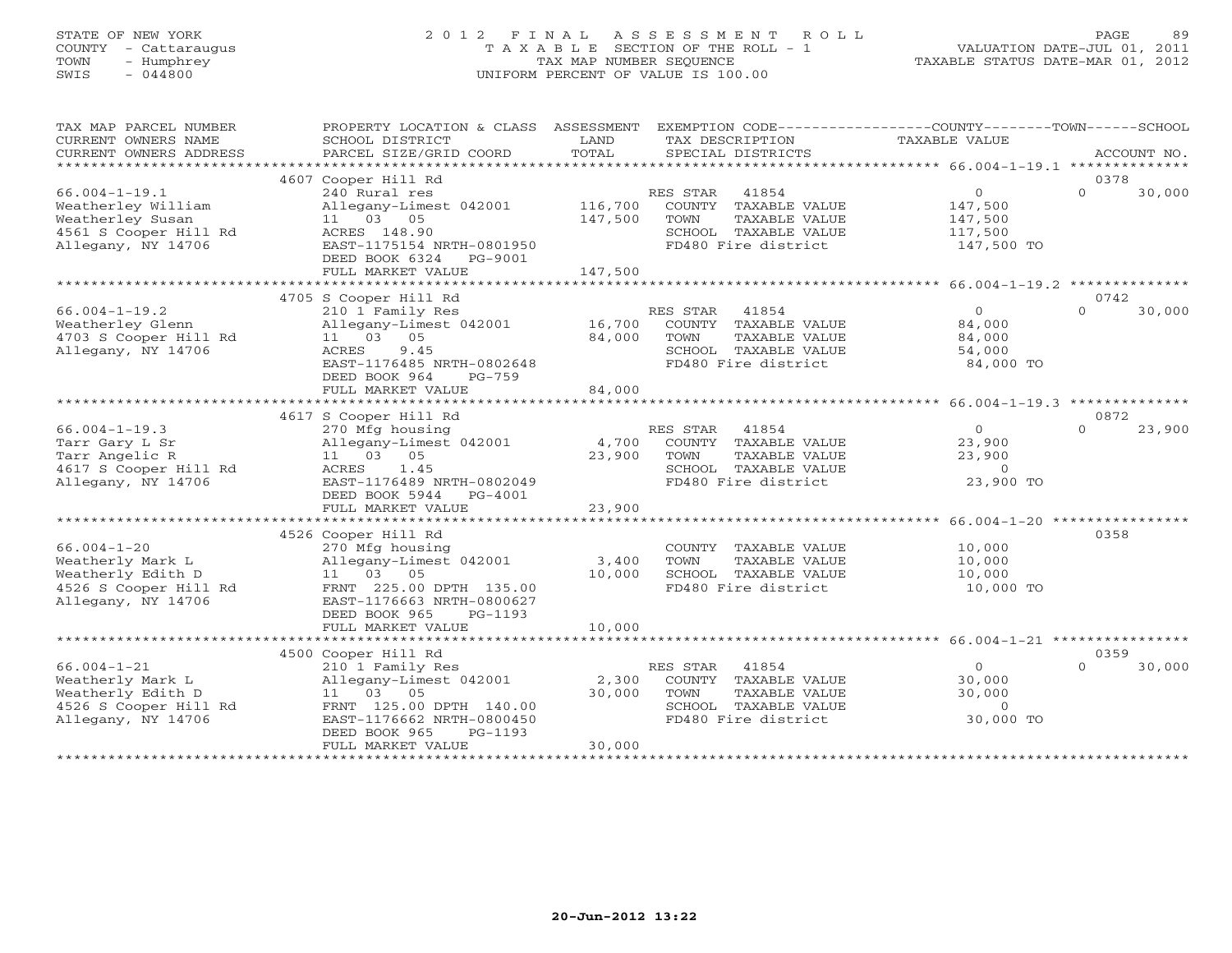STATE OF NEW YORK
COUNTY - Cattaraugus
TOWN - Humphrey
SWIS - 044800

# 2012 FINAL ASSESSMENT ROLL

TAXABLE SECTION OF THE ROLL - 1
TAX MAP NUMBER SEQUENCE
UNIFORM PERCENT OF VALUE IS 100.00

VALUATION DATE-JUL 01, 2011
TAXABLE STATUS DATE-MAR 01, 2012

| TAX MAP PARCEL NUMBER / CURRENT OWNERS NAME / CURRENT OWNERS ADDRESS | PROPERTY LOCATION & CLASS / SCHOOL DISTRICT / PARCEL SIZE/GRID COORD | ASSESSMENT LAND / TOTAL | EXEMPTION CODE / TAX DESCRIPTION / SPECIAL DISTRICTS | COUNTY / TOWN TAXABLE VALUE | SCHOOL / ACCOUNT NO. |
|---|---|---|---|---|---|
| | 4607 Cooper Hill Rd | | | | 0378 |
| 66.004-1-19.1 | 240 Rural res | | RES STAR 41854 | 0 | 0 30,000 |
| Weatherley William | Allegany-Limest 042001 | 116,700 | COUNTY TAXABLE VALUE | 147,500 | |
| Weatherley Susan | 11 03 05 | 147,500 | TOWN TAXABLE VALUE | 147,500 | |
| 4561 S Cooper Hill Rd | ACRES 148.90 | | SCHOOL TAXABLE VALUE | 117,500 | |
| Allegany, NY 14706 | EAST-1175154 NRTH-0801950 | | FD480 Fire district | 147,500 TO | |
| | DEED BOOK 6324 PG-9001 | | | | |
| | FULL MARKET VALUE | 147,500 | | | |
| | 4705 S Cooper Hill Rd | | | | 0742 |
| 66.004-1-19.2 | 210 1 Family Res | | RES STAR 41854 | 0 | 0 30,000 |
| Weatherley Glenn | Allegany-Limest 042001 | 16,700 | COUNTY TAXABLE VALUE | 84,000 | |
| 4703 S Cooper Hill Rd | 11 03 05 | 84,000 | TOWN TAXABLE VALUE | 84,000 | |
| Allegany, NY 14706 | ACRES 9.45 | | SCHOOL TAXABLE VALUE | 54,000 | |
| | EAST-1176485 NRTH-0802648 | | FD480 Fire district | 84,000 TO | |
| | DEED BOOK 964 PG-759 | | | | |
| | FULL MARKET VALUE | 84,000 | | | |
| | 4617 S Cooper Hill Rd | | | | 0872 |
| 66.004-1-19.3 | 270 Mfg housing | | RES STAR 41854 | 0 | 0 23,900 |
| Tarr Gary L Sr | Allegany-Limest 042001 | 4,700 | COUNTY TAXABLE VALUE | 23,900 | |
| Tarr Angelic R | 11 03 05 | 23,900 | TOWN TAXABLE VALUE | 23,900 | |
| 4617 S Cooper Hill Rd | ACRES 1.45 | | SCHOOL TAXABLE VALUE | 0 | |
| Allegany, NY 14706 | EAST-1176489 NRTH-0802049 | | FD480 Fire district | 23,900 TO | |
| | DEED BOOK 5944 PG-4001 | | | | |
| | FULL MARKET VALUE | 23,900 | | | |
| | 4526 Cooper Hill Rd | | | | 0358 |
| 66.004-1-20 | 270 Mfg housing | | COUNTY TAXABLE VALUE | 10,000 | |
| Weatherly Mark L | Allegany-Limest 042001 | 3,400 | TOWN TAXABLE VALUE | 10,000 | |
| Weatherly Edith D | 11 03 05 | 10,000 | SCHOOL TAXABLE VALUE | 10,000 | |
| 4526 S Cooper Hill Rd | FRNT 225.00 DPTH 135.00 | | FD480 Fire district | 10,000 TO | |
| Allegany, NY 14706 | EAST-1176663 NRTH-0800627 | | | | |
| | DEED BOOK 965 PG-1193 | | | | |
| | FULL MARKET VALUE | 10,000 | | | |
| | 4500 Cooper Hill Rd | | | | 0359 |
| 66.004-1-21 | 210 1 Family Res | | RES STAR 41854 | 0 | 0 30,000 |
| Weatherly Mark L | Allegany-Limest 042001 | 2,300 | COUNTY TAXABLE VALUE | 30,000 | |
| Weatherly Edith D | 11 03 05 | 30,000 | TOWN TAXABLE VALUE | 30,000 | |
| 4526 S Cooper Hill Rd | FRNT 125.00 DPTH 140.00 | | SCHOOL TAXABLE VALUE | 0 | |
| Allegany, NY 14706 | EAST-1176662 NRTH-0800450 | | FD480 Fire district | 30,000 TO | |
| | DEED BOOK 965 PG-1193 | | | | |
| | FULL MARKET VALUE | 30,000 | | | |

20-Jun-2012 13:22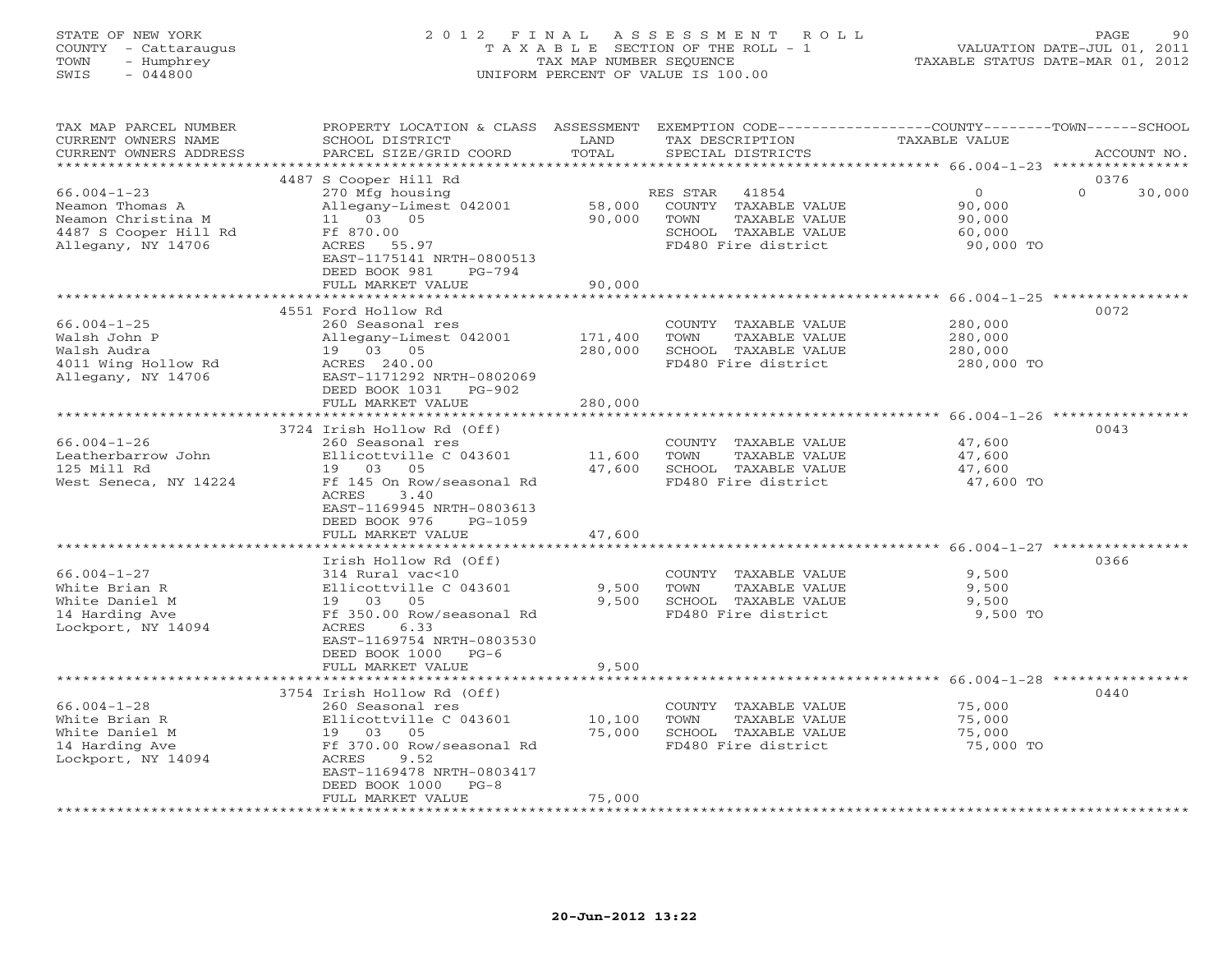STATE OF NEW YORK
COUNTY - Cattaraugus
TOWN - Humphrey
SWIS - 044800

# 2012 FINAL ASSESSMENT ROLL

TAXABLE SECTION OF THE ROLL - 1
TAX MAP NUMBER SEQUENCE
UNIFORM PERCENT OF VALUE IS 100.00

VALUATION DATE-JUL 01, 2011
TAXABLE STATUS DATE-MAR 01, 2012

| TAX MAP PARCEL NUMBER / CURRENT OWNERS NAME / CURRENT OWNERS ADDRESS | PROPERTY LOCATION & CLASS / SCHOOL DISTRICT / PARCEL SIZE/GRID COORD | ASSESSMENT LAND / TOTAL | EXEMPTION CODE / TAX DESCRIPTION / SPECIAL DISTRICTS | COUNTY / TOWN / SCHOOL TAXABLE VALUE | ACCOUNT NO. |
|---|---|---|---|---|---|
| **66.004-1-23** | 4487 S Cooper Hill Rd | | | | 0376 |
| Neamon Thomas A | 270 Mfg housing | | RES STAR 41854 | 0 / 0 / 30,000 | |
| Neamon Christina M | Allegany-Limest 042001 | 58,000 | COUNTY TAXABLE VALUE | 90,000 | |
| 4487 S Cooper Hill Rd | 11 03 05 | 90,000 | TOWN TAXABLE VALUE | 90,000 | |
| Allegany, NY 14706 | Ff 870.00 | | SCHOOL TAXABLE VALUE | 60,000 | |
| | ACRES 55.97 | | FD480 Fire district | 90,000 TO | |
| | EAST-1175141 NRTH-0800513 | | | | |
| | DEED BOOK 981 PG-794 | | | | |
| | FULL MARKET VALUE | 90,000 | | | |
| **66.004-1-25** | 4551 Ford Hollow Rd | | | | 0072 |
| Walsh John P | 260 Seasonal res | | COUNTY TAXABLE VALUE | 280,000 | |
| Walsh Audra | Allegany-Limest 042001 | 171,400 | TOWN TAXABLE VALUE | 280,000 | |
| 4011 Wing Hollow Rd | 19 03 05 | 280,000 | SCHOOL TAXABLE VALUE | 280,000 | |
| Allegany, NY 14706 | ACRES 240.00 | | FD480 Fire district | 280,000 TO | |
| | EAST-1171292 NRTH-0802069 | | | | |
| | DEED BOOK 1031 PG-902 | | | | |
| | FULL MARKET VALUE | 280,000 | | | |
| **66.004-1-26** | 3724 Irish Hollow Rd (Off) | | | | 0043 |
| Leatherbarrow John | 260 Seasonal res | | COUNTY TAXABLE VALUE | 47,600 | |
| 125 Mill Rd | Ellicottville C 043601 | 11,600 | TOWN TAXABLE VALUE | 47,600 | |
| West Seneca, NY 14224 | 19 03 05 | 47,600 | SCHOOL TAXABLE VALUE | 47,600 | |
| | Ff 145 On Row/seasonal Rd | | FD480 Fire district | 47,600 TO | |
| | ACRES 3.40 | | | | |
| | EAST-1169945 NRTH-0803613 | | | | |
| | DEED BOOK 976 PG-1059 | | | | |
| | FULL MARKET VALUE | 47,600 | | | |
| **66.004-1-27** | Irish Hollow Rd (Off) | | | | 0366 |
| White Brian R | 314 Rural vac<10 | | COUNTY TAXABLE VALUE | 9,500 | |
| White Daniel M | Ellicottville C 043601 | 9,500 | TOWN TAXABLE VALUE | 9,500 | |
| 14 Harding Ave | 19 03 05 | 9,500 | SCHOOL TAXABLE VALUE | 9,500 | |
| Lockport, NY 14094 | Ff 350.00 Row/seasonal Rd | | FD480 Fire district | 9,500 TO | |
| | ACRES 6.33 | | | | |
| | EAST-1169754 NRTH-0803530 | | | | |
| | DEED BOOK 1000 PG-6 | | | | |
| | FULL MARKET VALUE | 9,500 | | | |
| **66.004-1-28** | 3754 Irish Hollow Rd (Off) | | | | 0440 |
| White Brian R | 260 Seasonal res | | COUNTY TAXABLE VALUE | 75,000 | |
| White Daniel M | Ellicottville C 043601 | 10,100 | TOWN TAXABLE VALUE | 75,000 | |
| 14 Harding Ave | 19 03 05 | 75,000 | SCHOOL TAXABLE VALUE | 75,000 | |
| Lockport, NY 14094 | Ff 370.00 Row/seasonal Rd | | FD480 Fire district | 75,000 TO | |
| | ACRES 9.52 | | | | |
| | EAST-1169478 NRTH-0803417 | | | | |
| | DEED BOOK 1000 PG-8 | | | | |
| | FULL MARKET VALUE | 75,000 | | | |

20-Jun-2012 13:22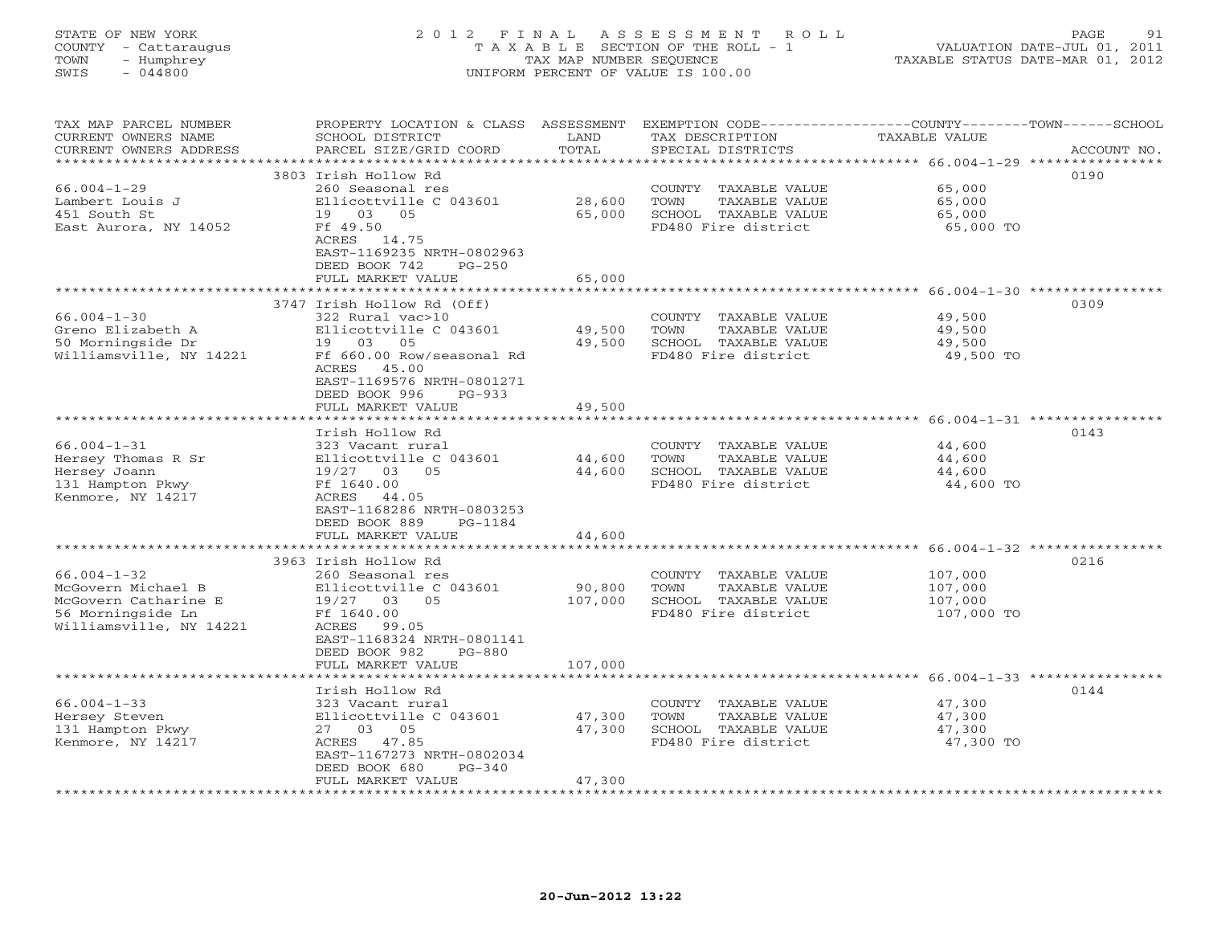STATE OF NEW YORK
COUNTY - Cattaraugus
TOWN - Humphrey
SWIS - 044800

2012 FINAL ASSESSMENT ROLL
TAXABLE SECTION OF THE ROLL - 1
TAX MAP NUMBER SEQUENCE
UNIFORM PERCENT OF VALUE IS 100.00

VALUATION DATE-JUL 01, 2011
TAXABLE STATUS DATE-MAR 01, 2012

| TAX MAP PARCEL NUMBER / CURRENT OWNERS NAME / CURRENT OWNERS ADDRESS | PROPERTY LOCATION & CLASS / SCHOOL DISTRICT / PARCEL SIZE/GRID COORD | ASSESSMENT LAND | TOTAL | EXEMPTION CODE / TAX DESCRIPTION / SPECIAL DISTRICTS | TAXABLE VALUE (COUNTY / TOWN / SCHOOL) | ACCOUNT NO. |
|---|---|---|---|---|---|---|
| 66.004-1-29 | 3803 Irish Hollow Rd | | | | | 0190 |
| Lambert Louis J | 260 Seasonal res | | | COUNTY TAXABLE VALUE | 65,000 | |
| 451 South St | Ellicottville C 043601 | 28,600 | | TOWN TAXABLE VALUE | 65,000 | |
| East Aurora, NY 14052 | 19 03 05 | | 65,000 | SCHOOL TAXABLE VALUE | 65,000 | |
| | Ff 49.50 | | | FD480 Fire district | 65,000 TO | |
| | ACRES 14.75 | | | | | |
| | EAST-1169235 NRTH-0802963 | | | | | |
| | DEED BOOK 742 PG-250 | | | | | |
| | FULL MARKET VALUE | | 65,000 | | | |
| 66.004-1-30 | 3747 Irish Hollow Rd (Off) | | | | | 0309 |
| Greno Elizabeth A | 322 Rural vac>10 | | | COUNTY TAXABLE VALUE | 49,500 | |
| 50 Morningside Dr | Ellicottville C 043601 | 49,500 | | TOWN TAXABLE VALUE | 49,500 | |
| Williamsville, NY 14221 | 19 03 05 | | 49,500 | SCHOOL TAXABLE VALUE | 49,500 | |
| | Ff 660.00 Row/seasonal Rd | | | FD480 Fire district | 49,500 TO | |
| | ACRES 45.00 | | | | | |
| | EAST-1169576 NRTH-0801271 | | | | | |
| | DEED BOOK 996 PG-933 | | | | | |
| | FULL MARKET VALUE | | 49,500 | | | |
| 66.004-1-31 | Irish Hollow Rd | | | | | 0143 |
| Hersey Thomas R Sr | 323 Vacant rural | | | COUNTY TAXABLE VALUE | 44,600 | |
| Hersey Joann | Ellicottville C 043601 | 44,600 | | TOWN TAXABLE VALUE | 44,600 | |
| 131 Hampton Pkwy | 19/27 03 05 | | 44,600 | SCHOOL TAXABLE VALUE | 44,600 | |
| Kenmore, NY 14217 | Ff 1640.00 | | | FD480 Fire district | 44,600 TO | |
| | ACRES 44.05 | | | | | |
| | EAST-1168286 NRTH-0803253 | | | | | |
| | DEED BOOK 889 PG-1184 | | | | | |
| | FULL MARKET VALUE | | 44,600 | | | |
| 66.004-1-32 | 3963 Irish Hollow Rd | | | | | 0216 |
| McGovern Michael B | 260 Seasonal res | | | COUNTY TAXABLE VALUE | 107,000 | |
| McGovern Catharine E | Ellicottville C 043601 | 90,800 | | TOWN TAXABLE VALUE | 107,000 | |
| 56 Morningside Ln | 19/27 03 05 | | 107,000 | SCHOOL TAXABLE VALUE | 107,000 | |
| Williamsville, NY 14221 | Ff 1640.00 | | | FD480 Fire district | 107,000 TO | |
| | ACRES 99.05 | | | | | |
| | EAST-1168324 NRTH-0801141 | | | | | |
| | DEED BOOK 982 PG-880 | | | | | |
| | FULL MARKET VALUE | | 107,000 | | | |
| 66.004-1-33 | Irish Hollow Rd | | | | | 0144 |
| Hersey Steven | 323 Vacant rural | | | COUNTY TAXABLE VALUE | 47,300 | |
| 131 Hampton Pkwy | Ellicottville C 043601 | 47,300 | | TOWN TAXABLE VALUE | 47,300 | |
| Kenmore, NY 14217 | 27 03 05 | | 47,300 | SCHOOL TAXABLE VALUE | 47,300 | |
| | ACRES 47.85 | | | FD480 Fire district | 47,300 TO | |
| | EAST-1167273 NRTH-0802034 | | | | | |
| | DEED BOOK 680 PG-340 | | | | | |
| | FULL MARKET VALUE | | 47,300 | | | |

20-Jun-2012 13:22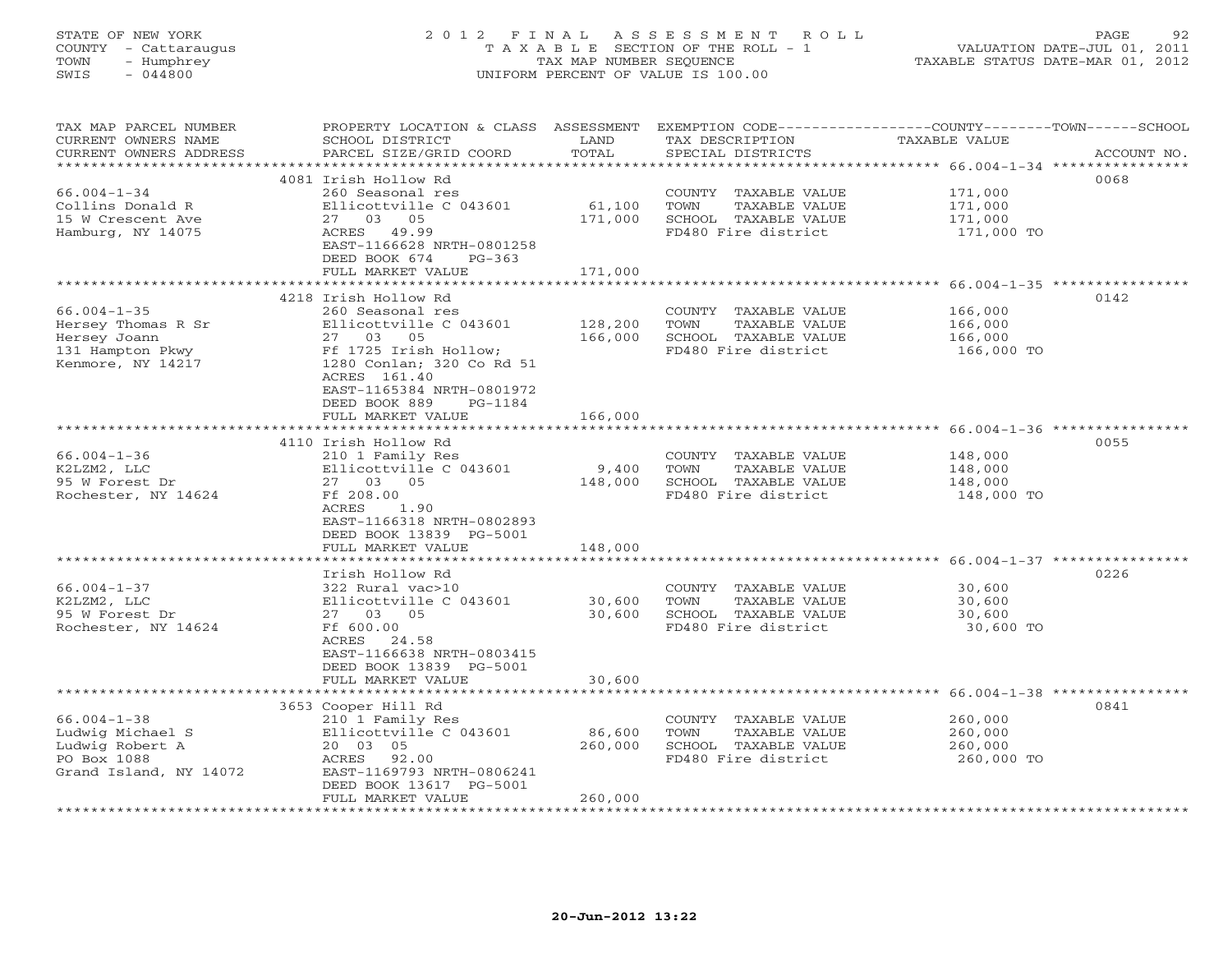STATE OF NEW YORK
COUNTY - Cattaraugus
TOWN - Humphrey
SWIS - 044800

2012 FINAL ASSESSMENT ROLL
TAXABLE SECTION OF THE ROLL - 1
TAX MAP NUMBER SEQUENCE
UNIFORM PERCENT OF VALUE IS 100.00

VALUATION DATE-JUL 01, 2011
TAXABLE STATUS DATE-MAR 01, 2012

| TAX MAP PARCEL NUMBER / CURRENT OWNERS NAME / CURRENT OWNERS ADDRESS | PROPERTY LOCATION & CLASS / SCHOOL DISTRICT / PARCEL SIZE/GRID COORD | ASSESSMENT LAND / TOTAL | EXEMPTION CODE / TAX DESCRIPTION / SPECIAL DISTRICTS | TAXABLE VALUE | ACCOUNT NO. |
|---|---|---|---|---|---|
| | 4081 Irish Hollow Rd | | | | 0068 |
| 66.004-1-34 | 260 Seasonal res | | COUNTY TAXABLE VALUE | 171,000 | |
| Collins Donald R | Ellicottville C 043601 | 61,100 | TOWN TAXABLE VALUE | 171,000 | |
| 15 W Crescent Ave | 27 03 05 | 171,000 | SCHOOL TAXABLE VALUE | 171,000 | |
| Hamburg, NY 14075 | ACRES 49.99 | | FD480 Fire district | 171,000 TO | |
| | EAST-1166628 NRTH-0801258 | | | | |
| | DEED BOOK 674 PG-363 | | | | |
| | FULL MARKET VALUE | 171,000 | | | |
| | 4218 Irish Hollow Rd | | | | 0142 |
| 66.004-1-35 | 260 Seasonal res | | COUNTY TAXABLE VALUE | 166,000 | |
| Hersey Thomas R Sr | Ellicottville C 043601 | 128,200 | TOWN TAXABLE VALUE | 166,000 | |
| Hersey Joann | 27 03 05 | 166,000 | SCHOOL TAXABLE VALUE | 166,000 | |
| 131 Hampton Pkwy | Ff 1725 Irish Hollow; | | FD480 Fire district | 166,000 TO | |
| Kenmore, NY 14217 | 1280 Conlan; 320 Co Rd 51 | | | | |
| | ACRES 161.40 | | | | |
| | EAST-1165384 NRTH-0801972 | | | | |
| | DEED BOOK 889 PG-1184 | | | | |
| | FULL MARKET VALUE | 166,000 | | | |
| | 4110 Irish Hollow Rd | | | | 0055 |
| 66.004-1-36 | 210 1 Family Res | | COUNTY TAXABLE VALUE | 148,000 | |
| K2LZM2, LLC | Ellicottville C 043601 | 9,400 | TOWN TAXABLE VALUE | 148,000 | |
| 95 W Forest Dr | 27 03 05 | 148,000 | SCHOOL TAXABLE VALUE | 148,000 | |
| Rochester, NY 14624 | Ff 208.00 | | FD480 Fire district | 148,000 TO | |
| | ACRES 1.90 | | | | |
| | EAST-1166318 NRTH-0802893 | | | | |
| | DEED BOOK 13839 PG-5001 | | | | |
| | FULL MARKET VALUE | 148,000 | | | |
| | Irish Hollow Rd | | | | 0226 |
| 66.004-1-37 | 322 Rural vac>10 | | COUNTY TAXABLE VALUE | 30,600 | |
| K2LZM2, LLC | Ellicottville C 043601 | 30,600 | TOWN TAXABLE VALUE | 30,600 | |
| 95 W Forest Dr | 27 03 05 | 30,600 | SCHOOL TAXABLE VALUE | 30,600 | |
| Rochester, NY 14624 | Ff 600.00 | | FD480 Fire district | 30,600 TO | |
| | ACRES 24.58 | | | | |
| | EAST-1166638 NRTH-0803415 | | | | |
| | DEED BOOK 13839 PG-5001 | | | | |
| | FULL MARKET VALUE | 30,600 | | | |
| | 3653 Cooper Hill Rd | | | | 0841 |
| 66.004-1-38 | 210 1 Family Res | | COUNTY TAXABLE VALUE | 260,000 | |
| Ludwig Michael S | Ellicottville C 043601 | 86,600 | TOWN TAXABLE VALUE | 260,000 | |
| Ludwig Robert A | 20 03 05 | 260,000 | SCHOOL TAXABLE VALUE | 260,000 | |
| PO Box 1088 | ACRES 92.00 | | FD480 Fire district | 260,000 TO | |
| Grand Island, NY 14072 | EAST-1169793 NRTH-0806241 | | | | |
| | DEED BOOK 13617 PG-5001 | | | | |
| | FULL MARKET VALUE | 260,000 | | | |

20-Jun-2012 13:22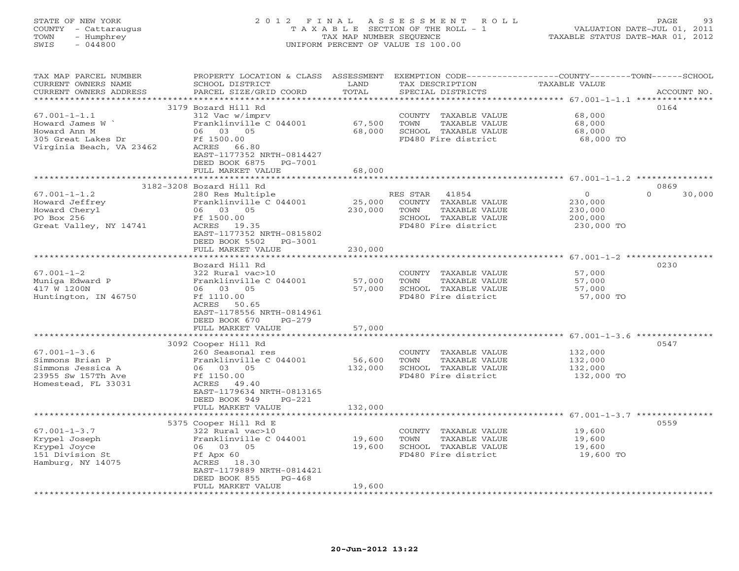STATE OF NEW YORK
COUNTY - Cattaraugus
TOWN - Humphrey
SWIS - 044800

# 2012 FINAL ASSESSMENT ROLL
TAXABLE SECTION OF THE ROLL - 1
TAX MAP NUMBER SEQUENCE
UNIFORM PERCENT OF VALUE IS 100.00

VALUATION DATE-JUL 01, 2011
TAXABLE STATUS DATE-MAR 01, 2012

| TAX MAP PARCEL NUMBER / CURRENT OWNERS NAME / CURRENT OWNERS ADDRESS | PROPERTY LOCATION & CLASS / SCHOOL DISTRICT / PARCEL SIZE/GRID COORD | ASSESSMENT LAND | ASSESSMENT TOTAL | EXEMPTION CODE / TAX DESCRIPTION / SPECIAL DISTRICTS | COUNTY TAXABLE VALUE | TOWN | SCHOOL | ACCOUNT NO. |
|---|---|---|---|---|---|---|---|---|
| 67.001-1-1.1 | 3179 Bozard Hill Rd | | | | | | | 0164 |
| Howard James W ` | 312 Vac w/imprv | | | COUNTY TAXABLE VALUE | 68,000 | | | |
| Howard Ann M | Franklinville C 044001 | 67,500 | | TOWN TAXABLE VALUE | 68,000 | | | |
| 305 Great Lakes Dr | 06 03 05 | | 68,000 | SCHOOL TAXABLE VALUE | 68,000 | | | |
| Virginia Beach, VA 23462 | Ff 1500.00 | | | FD480 Fire district | 68,000 TO | | | |
| | ACRES 66.80 | | | | | | | |
| | EAST-1177352 NRTH-0814427 | | | | | | | |
| | DEED BOOK 6875 PG-7001 | | | | | | | |
| | FULL MARKET VALUE | | 68,000 | | | | | |
| 67.001-1-1.2 | 3182-3208 Bozard Hill Rd | | | | | | | 0869 |
| Howard Jeffrey | 280 Res Multiple | | | RES STAR 41854 | 0 | | 0 30,000 | |
| Howard Cheryl | Franklinville C 044001 | 25,000 | | COUNTY TAXABLE VALUE | 230,000 | | | |
| PO Box 256 | 06 03 05 | | 230,000 | TOWN TAXABLE VALUE | 230,000 | | | |
| Great Valley, NY 14741 | Ff 1500.00 | | | SCHOOL TAXABLE VALUE | 200,000 | | | |
| | ACRES 19.35 | | | FD480 Fire district | 230,000 TO | | | |
| | EAST-1177352 NRTH-0815802 | | | | | | | |
| | DEED BOOK 5502 PG-3001 | | | | | | | |
| | FULL MARKET VALUE | | 230,000 | | | | | |
| 67.001-1-2 | Bozard Hill Rd | | | | | | | 0230 |
| Muniga Edward P | 322 Rural vac>10 | | | COUNTY TAXABLE VALUE | 57,000 | | | |
| 417 W 1200N | Franklinville C 044001 | 57,000 | | TOWN TAXABLE VALUE | 57,000 | | | |
| Huntington, IN 46750 | 06 03 05 | | 57,000 | SCHOOL TAXABLE VALUE | 57,000 | | | |
| | Ff 1110.00 | | | FD480 Fire district | 57,000 TO | | | |
| | ACRES 50.65 | | | | | | | |
| | EAST-1178556 NRTH-0814961 | | | | | | | |
| | DEED BOOK 670 PG-279 | | | | | | | |
| | FULL MARKET VALUE | | 57,000 | | | | | |
| 67.001-1-3.6 | 3092 Cooper Hill Rd | | | | | | | 0547 |
| Simmons Brian P | 260 Seasonal res | | | COUNTY TAXABLE VALUE | 132,000 | | | |
| Simmons Jessica A | Franklinville C 044001 | 56,600 | | TOWN TAXABLE VALUE | 132,000 | | | |
| 23955 Sw 157Th Ave | 06 03 05 | | 132,000 | SCHOOL TAXABLE VALUE | 132,000 | | | |
| Homestead, FL 33031 | Ff 1150.00 | | | FD480 Fire district | 132,000 TO | | | |
| | ACRES 49.40 | | | | | | | |
| | EAST-1179634 NRTH-0813165 | | | | | | | |
| | DEED BOOK 949 PG-221 | | | | | | | |
| | FULL MARKET VALUE | | 132,000 | | | | | |
| 67.001-1-3.7 | 5375 Cooper Hill Rd E | | | | | | | 0559 |
| Krypel Joseph | 322 Rural vac>10 | | | COUNTY TAXABLE VALUE | 19,600 | | | |
| Krypel Joyce | Franklinville C 044001 | 19,600 | | TOWN TAXABLE VALUE | 19,600 | | | |
| 151 Division St | 06 03 05 | | 19,600 | SCHOOL TAXABLE VALUE | 19,600 | | | |
| Hamburg, NY 14075 | Ff Apx 60 | | | FD480 Fire district | 19,600 TO | | | |
| | ACRES 18.30 | | | | | | | |
| | EAST-1179889 NRTH-0814421 | | | | | | | |
| | DEED BOOK 855 PG-468 | | | | | | | |
| | FULL MARKET VALUE | | 19,600 | | | | | |

20-Jun-2012 13:22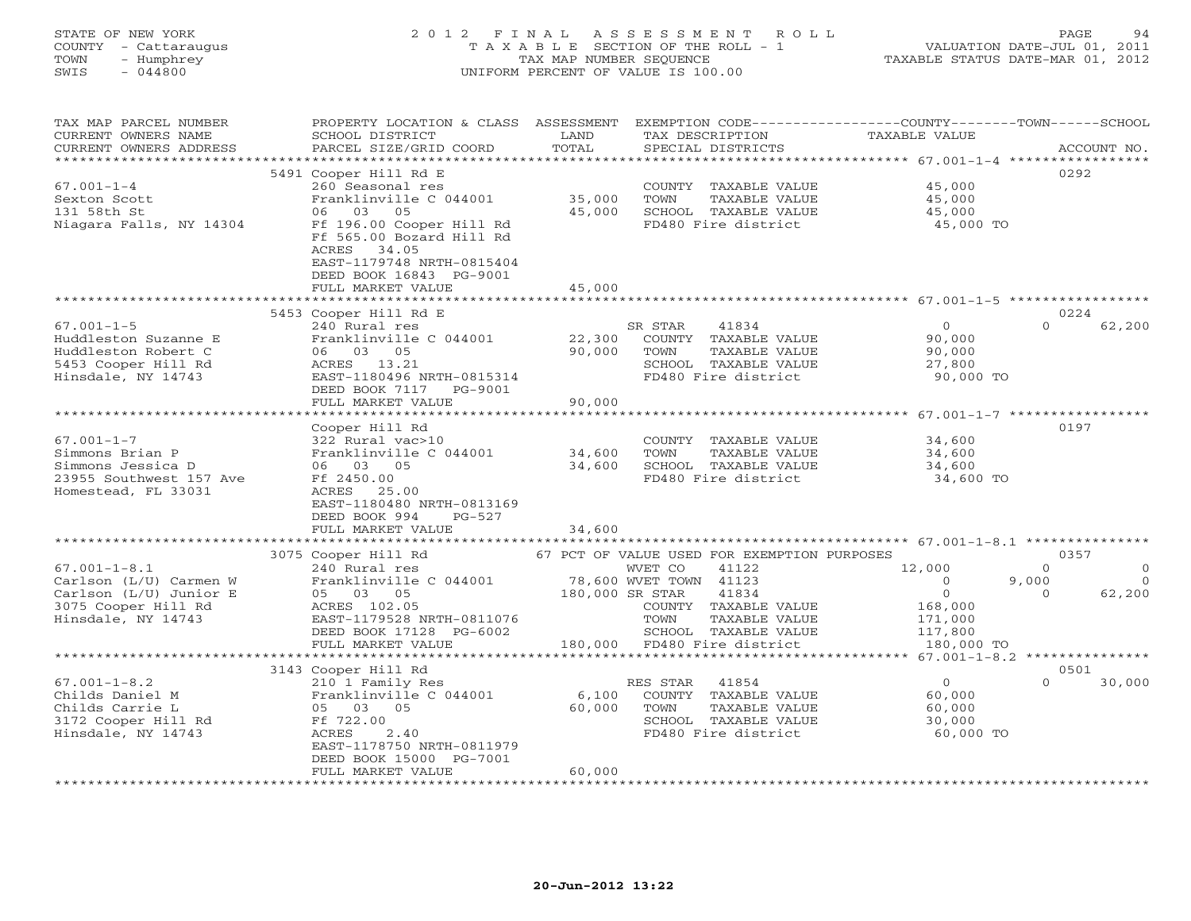STATE OF NEW YORK
COUNTY - Cattaraugus
TOWN - Humphrey
SWIS - 044800

# 2012 FINAL ASSESSMENT ROLL
TAXABLE SECTION OF THE ROLL - 1
TAX MAP NUMBER SEQUENCE
UNIFORM PERCENT OF VALUE IS 100.00

VALUATION DATE-JUL 01, 2011
TAXABLE STATUS DATE-MAR 01, 2012

| TAX MAP PARCEL NUMBER / CURRENT OWNERS NAME / CURRENT OWNERS ADDRESS | PROPERTY LOCATION & CLASS / SCHOOL DISTRICT / PARCEL SIZE/GRID COORD | ASSESSMENT LAND / TOTAL | EXEMPTION CODE / TAX DESCRIPTION / SPECIAL DISTRICTS | COUNTY TAXABLE VALUE | TOWN | SCHOOL / ACCOUNT NO. |
|---|---|---|---|---|---|---|
| | 5491 Cooper Hill Rd E | | | | | 0292 |
| 67.001-1-4 | 260 Seasonal res | | COUNTY TAXABLE VALUE | 45,000 | | |
| Sexton Scott | Franklinville C 044001 | 35,000 | TOWN TAXABLE VALUE | 45,000 | | |
| 131 58th St | 06 03 05 | 45,000 | SCHOOL TAXABLE VALUE | 45,000 | | |
| Niagara Falls, NY 14304 | Ff 196.00 Cooper Hill Rd | | FD480 Fire district | 45,000 TO | | |
| | Ff 565.00 Bozard Hill Rd | | | | | |
| | ACRES 34.05 | | | | | |
| | EAST-1179748 NRTH-0815404 | | | | | |
| | DEED BOOK 16843 PG-9001 | | | | | |
| | FULL MARKET VALUE | 45,000 | | | | |
| | 5453 Cooper Hill Rd E | | | | | 0224 |
| 67.001-1-5 | 240 Rural res | | SR STAR 41834 | 0 | 0 | 62,200 |
| Huddleston Suzanne E | Franklinville C 044001 | 22,300 | COUNTY TAXABLE VALUE | 90,000 | | |
| Huddleston Robert C | 06 03 05 | 90,000 | TOWN TAXABLE VALUE | 90,000 | | |
| 5453 Cooper Hill Rd | ACRES 13.21 | | SCHOOL TAXABLE VALUE | 27,800 | | |
| Hinsdale, NY 14743 | EAST-1180496 NRTH-0815314 | | FD480 Fire district | 90,000 TO | | |
| | DEED BOOK 7117 PG-9001 | | | | | |
| | FULL MARKET VALUE | 90,000 | | | | |
| | Cooper Hill Rd | | | | | 0197 |
| 67.001-1-7 | 322 Rural vac>10 | | COUNTY TAXABLE VALUE | 34,600 | | |
| Simmons Brian P | Franklinville C 044001 | 34,600 | TOWN TAXABLE VALUE | 34,600 | | |
| Simmons Jessica D | 06 03 05 | 34,600 | SCHOOL TAXABLE VALUE | 34,600 | | |
| 23955 Southwest 157 Ave | Ff 2450.00 | | FD480 Fire district | 34,600 TO | | |
| Homestead, FL 33031 | ACRES 25.00 | | | | | |
| | EAST-1180480 NRTH-0813169 | | | | | |
| | DEED BOOK 994 PG-527 | | | | | |
| | FULL MARKET VALUE | 34,600 | | | | |
| | 3075 Cooper Hill Rd | | 67 PCT OF VALUE USED FOR EXEMPTION PURPOSES | | | 0357 |
| 67.001-1-8.1 | 240 Rural res | | WVET CO 41122 | 12,000 | 0 | 0 |
| Carlson (L/U) Carmen W | Franklinville C 044001 | 78,600 | WVET TOWN 41123 | 0 | 9,000 | 0 |
| Carlson (L/U) Junior E | 05 03 05 | 180,000 | SR STAR 41834 | 0 | 0 | 62,200 |
| 3075 Cooper Hill Rd | ACRES 102.05 | | COUNTY TAXABLE VALUE | 168,000 | | |
| Hinsdale, NY 14743 | EAST-1179528 NRTH-0811076 | | TOWN TAXABLE VALUE | 171,000 | | |
| | DEED BOOK 17128 PG-6002 | | SCHOOL TAXABLE VALUE | 117,800 | | |
| | FULL MARKET VALUE | 180,000 | FD480 Fire district | 180,000 TO | | |
| | 3143 Cooper Hill Rd | | | | | 0501 |
| 67.001-1-8.2 | 210 1 Family Res | | RES STAR 41854 | 0 | 0 | 30,000 |
| Childs Daniel M | Franklinville C 044001 | 6,100 | COUNTY TAXABLE VALUE | 60,000 | | |
| Childs Carrie L | 05 03 05 | 60,000 | TOWN TAXABLE VALUE | 60,000 | | |
| 3172 Cooper Hill Rd | Ff 722.00 | | SCHOOL TAXABLE VALUE | 30,000 | | |
| Hinsdale, NY 14743 | ACRES 2.40 | | FD480 Fire district | 60,000 TO | | |
| | EAST-1178750 NRTH-0811979 | | | | | |
| | DEED BOOK 15000 PG-7001 | | | | | |
| | FULL MARKET VALUE | 60,000 | | | | |

20-Jun-2012 13:22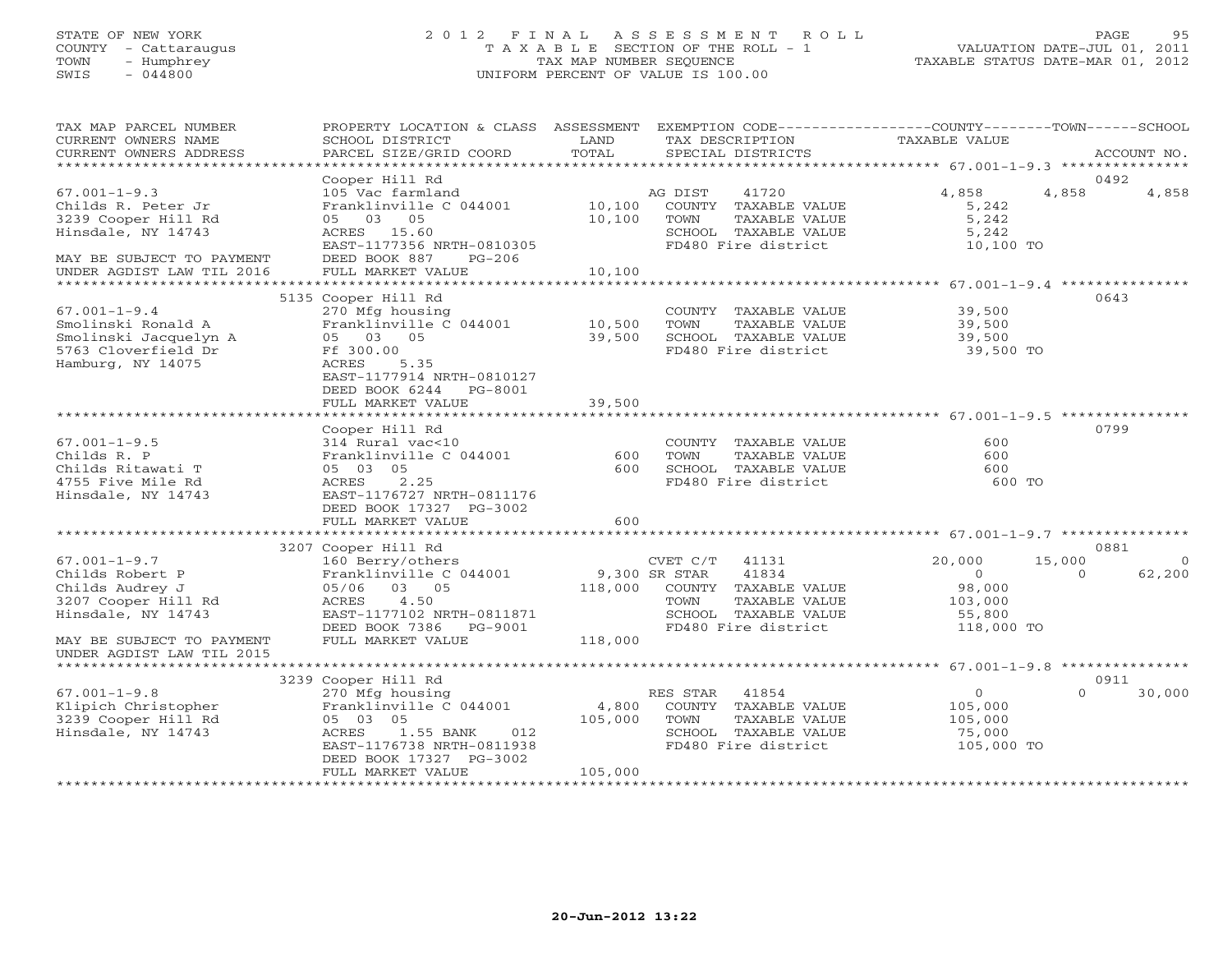STATE OF NEW YORK
COUNTY - Cattaraugus
TOWN - Humphrey
SWIS - 044800

2012 FINAL ASSESSMENT ROLL
TAXABLE SECTION OF THE ROLL - 1
TAX MAP NUMBER SEQUENCE
UNIFORM PERCENT OF VALUE IS 100.00

VALUATION DATE-JUL 01, 2011
TAXABLE STATUS DATE-MAR 01, 2012

| TAX MAP PARCEL NUMBER / CURRENT OWNERS NAME / CURRENT OWNERS ADDRESS | PROPERTY LOCATION & CLASS / SCHOOL DISTRICT / PARCEL SIZE/GRID COORD | ASSESSMENT LAND | TOTAL | EXEMPTION CODE / TAX DESCRIPTION / SPECIAL DISTRICTS | COUNTY TAXABLE VALUE | TOWN | SCHOOL | ACCOUNT NO. |
|---|---|---|---|---|---|---|---|---|
| 67.001-1-9.3 | Cooper Hill Rd | | | | | | | 0492 |
| Childs R. Peter Jr | 105 Vac farmland | | | AG DIST 41720 | 4,858 | 4,858 | 4,858 | |
| 3239 Cooper Hill Rd | Franklinville C 044001 | 10,100 | | COUNTY TAXABLE VALUE | 5,242 | | | |
| Hinsdale, NY 14743 | 05 03 05 | | 10,100 | TOWN TAXABLE VALUE | 5,242 | | | |
| | ACRES 15.60 | | | SCHOOL TAXABLE VALUE | 5,242 | | | |
| MAY BE SUBJECT TO PAYMENT | EAST-1177356 NRTH-0810305 | | | FD480 Fire district | 10,100 TO | | | |
| UNDER AGDIST LAW TIL 2016 | DEED BOOK 887 PG-206 | | | | | | | |
| | FULL MARKET VALUE | | 10,100 | | | | | |
| 67.001-1-9.4 | 5135 Cooper Hill Rd | | | | | | | 0643 |
| Smolinski Ronald A | 270 Mfg housing | | | COUNTY TAXABLE VALUE | 39,500 | | | |
| Smolinski Jacquelyn A | Franklinville C 044001 | 10,500 | | TOWN TAXABLE VALUE | 39,500 | | | |
| 5763 Cloverfield Dr | 05 03 05 | | 39,500 | SCHOOL TAXABLE VALUE | 39,500 | | | |
| Hamburg, NY 14075 | Ff 300.00 | | | FD480 Fire district | 39,500 TO | | | |
| | ACRES 5.35 | | | | | | | |
| | EAST-1177914 NRTH-0810127 | | | | | | | |
| | DEED BOOK 6244 PG-8001 | | | | | | | |
| | FULL MARKET VALUE | | 39,500 | | | | | |
| 67.001-1-9.5 | Cooper Hill Rd | | | | | | | 0799 |
| Childs R. P | 314 Rural vac<10 | | | COUNTY TAXABLE VALUE | 600 | | | |
| Childs Ritawati T | Franklinville C 044001 | 600 | | TOWN TAXABLE VALUE | 600 | | | |
| 4755 Five Mile Rd | 05 03 05 | | 600 | SCHOOL TAXABLE VALUE | 600 | | | |
| Hinsdale, NY 14743 | ACRES 2.25 | | | FD480 Fire district | 600 TO | | | |
| | EAST-1176727 NRTH-0811176 | | | | | | | |
| | DEED BOOK 17327 PG-3002 | | | | | | | |
| | FULL MARKET VALUE | | 600 | | | | | |
| 67.001-1-9.7 | 3207 Cooper Hill Rd | | | | | | | 0881 |
| Childs Robert P | 160 Berry/others | | | CVET C/T 41131 | 20,000 | 15,000 | 0 | |
| Childs Audrey J | Franklinville C 044001 | 9,300 | | SR STAR 41834 | 0 | 0 | 62,200 | |
| 3207 Cooper Hill Rd | 05/06 03 05 | | 118,000 | COUNTY TAXABLE VALUE | 98,000 | | | |
| Hinsdale, NY 14743 | ACRES 4.50 | | | TOWN TAXABLE VALUE | 103,000 | | | |
| | EAST-1177102 NRTH-0811871 | | | SCHOOL TAXABLE VALUE | 55,800 | | | |
| | DEED BOOK 7386 PG-9001 | | | FD480 Fire district | 118,000 TO | | | |
| MAY BE SUBJECT TO PAYMENT | FULL MARKET VALUE | | 118,000 | | | | | |
| UNDER AGDIST LAW TIL 2015 | | | | | | | | |
| 67.001-1-9.8 | 3239 Cooper Hill Rd | | | | | | | 0911 |
| Klipich Christopher | 270 Mfg housing | | | RES STAR 41854 | 0 | 0 | 30,000 | |
| 3239 Cooper Hill Rd | Franklinville C 044001 | 4,800 | | COUNTY TAXABLE VALUE | 105,000 | | | |
| Hinsdale, NY 14743 | 05 03 05 | | 105,000 | TOWN TAXABLE VALUE | 105,000 | | | |
| | ACRES 1.55 BANK 012 | | | SCHOOL TAXABLE VALUE | 75,000 | | | |
| | EAST-1176738 NRTH-0811938 | | | FD480 Fire district | 105,000 TO | | | |
| | DEED BOOK 17327 PG-3002 | | | | | | | |
| | FULL MARKET VALUE | | 105,000 | | | | | |

20-Jun-2012 13:22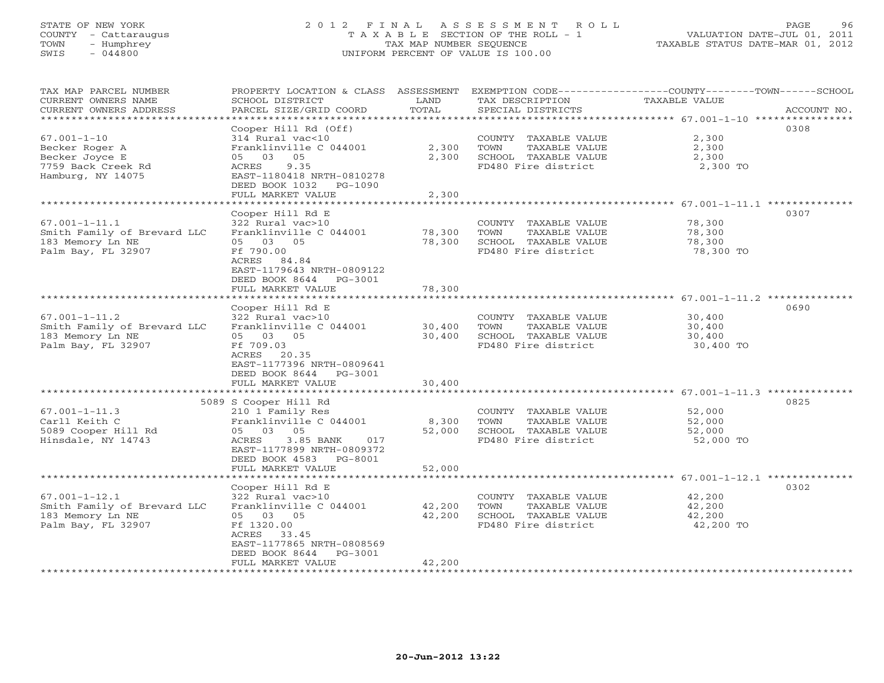STATE OF NEW YORK
COUNTY - Cattaraugus
TOWN - Humphrey
SWIS - 044800

# 2012 FINAL ASSESSMENT ROLL

TAXABLE SECTION OF THE ROLL - 1
TAX MAP NUMBER SEQUENCE
UNIFORM PERCENT OF VALUE IS 100.00

VALUATION DATE-JUL 01, 2011
TAXABLE STATUS DATE-MAR 01, 2012

| TAX MAP PARCEL NUMBER / CURRENT OWNERS NAME / CURRENT OWNERS ADDRESS | PROPERTY LOCATION & CLASS / SCHOOL DISTRICT / PARCEL SIZE/GRID COORD | ASSESSMENT LAND | ASSESSMENT TOTAL | EXEMPTION CODE / TAX DESCRIPTION / SPECIAL DISTRICTS | TAXABLE VALUE (COUNTY / TOWN / SCHOOL) | ACCOUNT NO. |
|---|---|---|---|---|---|---|
| 67.001-1-10 | Cooper Hill Rd (Off) | | | | | 0308 |
| Becker Roger A | 314 Rural vac<10 | | | COUNTY TAXABLE VALUE | 2,300 | |
| Becker Joyce E | Franklinville C 044001 | 2,300 | | TOWN TAXABLE VALUE | 2,300 | |
| 7759 Back Creek Rd | 05 03 05 | | 2,300 | SCHOOL TAXABLE VALUE | 2,300 | |
| Hamburg, NY 14075 | ACRES 9.35 | | | FD480 Fire district | 2,300 TO | |
| | EAST-1180418 NRTH-0810278 | | | | | |
| | DEED BOOK 1032 PG-1090 | | | | | |
| | FULL MARKET VALUE | | 2,300 | | | |
| 67.001-1-11.1 | Cooper Hill Rd E | | | | | 0307 |
| Smith Family of Brevard LLC | 322 Rural vac>10 | | | COUNTY TAXABLE VALUE | 78,300 | |
| 183 Memory Ln NE | Franklinville C 044001 | 78,300 | | TOWN TAXABLE VALUE | 78,300 | |
| Palm Bay, FL 32907 | 05 03 05 | | 78,300 | SCHOOL TAXABLE VALUE | 78,300 | |
| | Ff 790.00 | | | FD480 Fire district | 78,300 TO | |
| | ACRES 84.84 | | | | | |
| | EAST-1179643 NRTH-0809122 | | | | | |
| | DEED BOOK 8644 PG-3001 | | | | | |
| | FULL MARKET VALUE | | 78,300 | | | |
| 67.001-1-11.2 | Cooper Hill Rd E | | | | | 0690 |
| Smith Family of Brevard LLC | 322 Rural vac>10 | | | COUNTY TAXABLE VALUE | 30,400 | |
| 183 Memory Ln NE | Franklinville C 044001 | 30,400 | | TOWN TAXABLE VALUE | 30,400 | |
| Palm Bay, FL 32907 | 05 03 05 | | 30,400 | SCHOOL TAXABLE VALUE | 30,400 | |
| | Ff 709.03 | | | FD480 Fire district | 30,400 TO | |
| | ACRES 20.35 | | | | | |
| | EAST-1177396 NRTH-0809641 | | | | | |
| | DEED BOOK 8644 PG-3001 | | | | | |
| | FULL MARKET VALUE | | 30,400 | | | |
| 67.001-1-11.3 | 5089 S Cooper Hill Rd | | | | | 0825 |
| Carll Keith C | 210 1 Family Res | | | COUNTY TAXABLE VALUE | 52,000 | |
| 5089 Cooper Hill Rd | Franklinville C 044001 | 8,300 | | TOWN TAXABLE VALUE | 52,000 | |
| Hinsdale, NY 14743 | 05 03 05 | | 52,000 | SCHOOL TAXABLE VALUE | 52,000 | |
| | ACRES 3.85 BANK 017 | | | FD480 Fire district | 52,000 TO | |
| | EAST-1177899 NRTH-0809372 | | | | | |
| | DEED BOOK 4583 PG-8001 | | | | | |
| | FULL MARKET VALUE | | 52,000 | | | |
| 67.001-1-12.1 | Cooper Hill Rd E | | | | | 0302 |
| Smith Family of Brevard LLC | 322 Rural vac>10 | | | COUNTY TAXABLE VALUE | 42,200 | |
| 183 Memory Ln NE | Franklinville C 044001 | 42,200 | | TOWN TAXABLE VALUE | 42,200 | |
| Palm Bay, FL 32907 | 05 03 05 | | 42,200 | SCHOOL TAXABLE VALUE | 42,200 | |
| | Ff 1320.00 | | | FD480 Fire district | 42,200 TO | |
| | ACRES 33.45 | | | | | |
| | EAST-1177865 NRTH-0808569 | | | | | |
| | DEED BOOK 8644 PG-3001 | | | | | |
| | FULL MARKET VALUE | | 42,200 | | | |

20-Jun-2012 13:22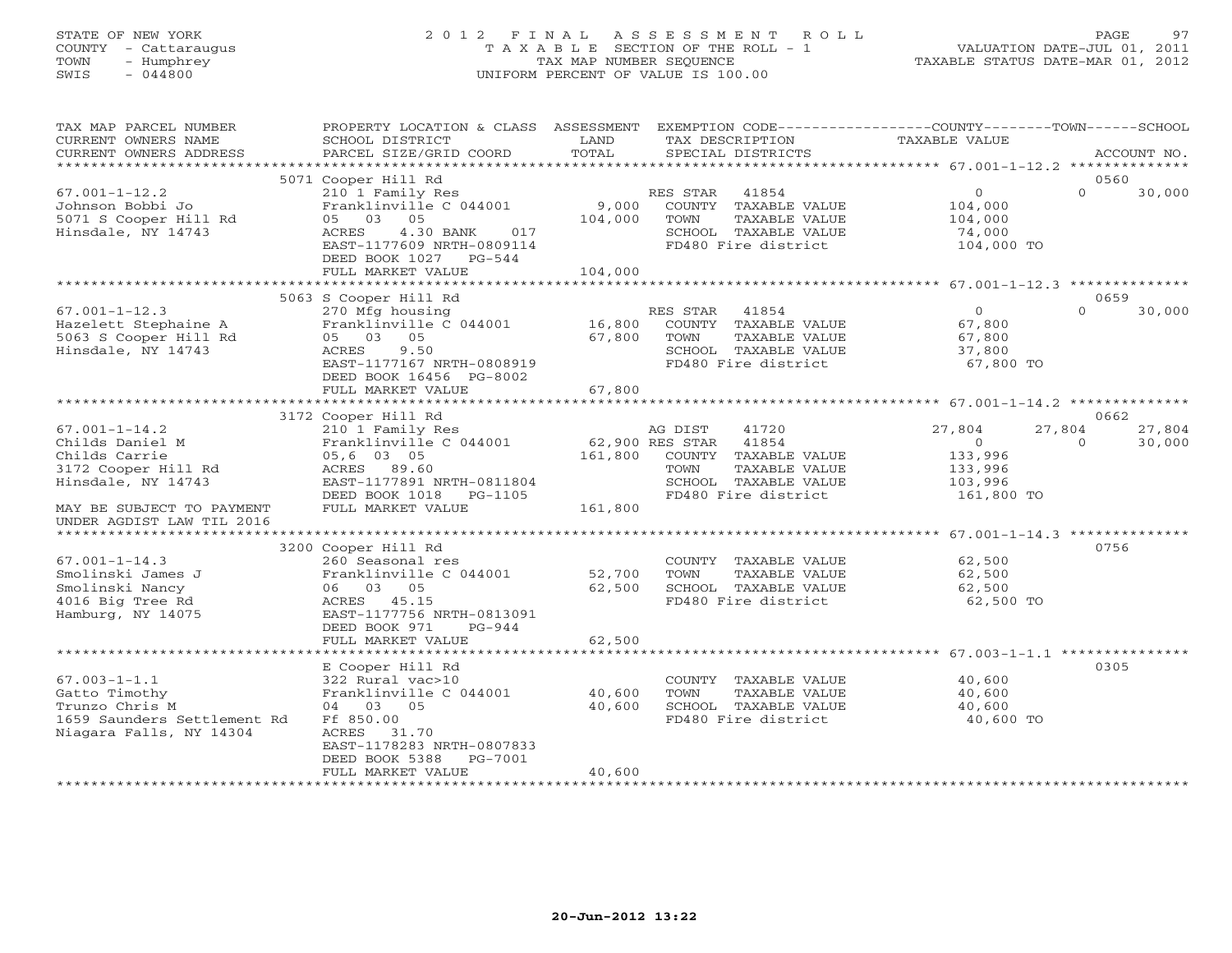STATE OF NEW YORK
COUNTY - Cattaraugus
TOWN - Humphrey
SWIS - 044800

# 2012 FINAL ASSESSMENT ROLL
TAXABLE SECTION OF THE ROLL - 1
TAX MAP NUMBER SEQUENCE
UNIFORM PERCENT OF VALUE IS 100.00

VALUATION DATE-JUL 01, 2011
TAXABLE STATUS DATE-MAR 01, 2012

| TAX MAP PARCEL NUMBER / CURRENT OWNERS NAME / CURRENT OWNERS ADDRESS | PROPERTY LOCATION & CLASS / SCHOOL DISTRICT / PARCEL SIZE/GRID COORD | ASSESSMENT LAND / TOTAL | EXEMPTION CODE / TAX DESCRIPTION / SPECIAL DISTRICTS | COUNTY TAXABLE VALUE | TOWN | SCHOOL | ACCOUNT NO. |
|---|---|---|---|---|---|---|---|
| **67.001-1-12.2** | 5071 Cooper Hill Rd | | | | | | 0560 |
| 67.001-1-12.2 | 210 1 Family Res | | RES STAR 41854 | 0 | 0 | 30,000 | |
| Johnson Bobbi Jo | Franklinville C 044001 | 9,000 | COUNTY TAXABLE VALUE | 104,000 | | | |
| 5071 S Cooper Hill Rd | 05 03 05 | 104,000 | TOWN TAXABLE VALUE | 104,000 | | | |
| Hinsdale, NY 14743 | ACRES 4.30 BANK 017 | | SCHOOL TAXABLE VALUE | 74,000 | | | |
| | EAST-1177609 NRTH-0809114 | | FD480 Fire district | 104,000 TO | | | |
| | DEED BOOK 1027 PG-544 | | | | | | |
| | FULL MARKET VALUE | 104,000 | | | | | |
| **67.001-1-12.3** | 5063 S Cooper Hill Rd | | | | | | 0659 |
| 67.001-1-12.3 | 270 Mfg housing | | RES STAR 41854 | 0 | 0 | 30,000 | |
| Hazelett Stephaine A | Franklinville C 044001 | 16,800 | COUNTY TAXABLE VALUE | 67,800 | | | |
| 5063 S Cooper Hill Rd | 05 03 05 | 67,800 | TOWN TAXABLE VALUE | 67,800 | | | |
| Hinsdale, NY 14743 | ACRES 9.50 | | SCHOOL TAXABLE VALUE | 37,800 | | | |
| | EAST-1177167 NRTH-0808919 | | FD480 Fire district | 67,800 TO | | | |
| | DEED BOOK 16456 PG-8002 | | | | | | |
| | FULL MARKET VALUE | 67,800 | | | | | |
| **67.001-1-14.2** | 3172 Cooper Hill Rd | | | | | | 0662 |
| 67.001-1-14.2 | 210 1 Family Res | | AG DIST 41720 | 27,804 | 27,804 | 27,804 | |
| Childs Daniel M | Franklinville C 044001 | 62,900 | RES STAR 41854 | 0 | 0 | 30,000 | |
| Childs Carrie | 05,6 03 05 | 161,800 | COUNTY TAXABLE VALUE | 133,996 | | | |
| 3172 Cooper Hill Rd | ACRES 89.60 | | TOWN TAXABLE VALUE | 133,996 | | | |
| Hinsdale, NY 14743 | EAST-1177891 NRTH-0811804 | | SCHOOL TAXABLE VALUE | 103,996 | | | |
| | DEED BOOK 1018 PG-1105 | | FD480 Fire district | 161,800 TO | | | |
| MAY BE SUBJECT TO PAYMENT | FULL MARKET VALUE | 161,800 | | | | | |
| UNDER AGDIST LAW TIL 2016 | | | | | | | |
| **67.001-1-14.3** | 3200 Cooper Hill Rd | | | | | | 0756 |
| 67.001-1-14.3 | 260 Seasonal res | | COUNTY TAXABLE VALUE | 62,500 | | | |
| Smolinski James J | Franklinville C 044001 | 52,700 | TOWN TAXABLE VALUE | 62,500 | | | |
| Smolinski Nancy | 06 03 05 | 62,500 | SCHOOL TAXABLE VALUE | 62,500 | | | |
| 4016 Big Tree Rd | ACRES 45.15 | | FD480 Fire district | 62,500 TO | | | |
| Hamburg, NY 14075 | EAST-1177756 NRTH-0813091 | | | | | | |
| | DEED BOOK 971 PG-944 | | | | | | |
| | FULL MARKET VALUE | 62,500 | | | | | |
| **67.003-1-1.1** | E Cooper Hill Rd | | | | | | 0305 |
| 67.003-1-1.1 | 322 Rural vac>10 | | COUNTY TAXABLE VALUE | 40,600 | | | |
| Gatto Timothy | Franklinville C 044001 | 40,600 | TOWN TAXABLE VALUE | 40,600 | | | |
| Trunzo Chris M | 04 03 05 | 40,600 | SCHOOL TAXABLE VALUE | 40,600 | | | |
| 1659 Saunders Settlement Rd | Ff 850.00 | | FD480 Fire district | 40,600 TO | | | |
| Niagara Falls, NY 14304 | ACRES 31.70 | | | | | | |
| | EAST-1178283 NRTH-0807833 | | | | | | |
| | DEED BOOK 5388 PG-7001 | | | | | | |
| | FULL MARKET VALUE | 40,600 | | | | | |

20-Jun-2012 13:22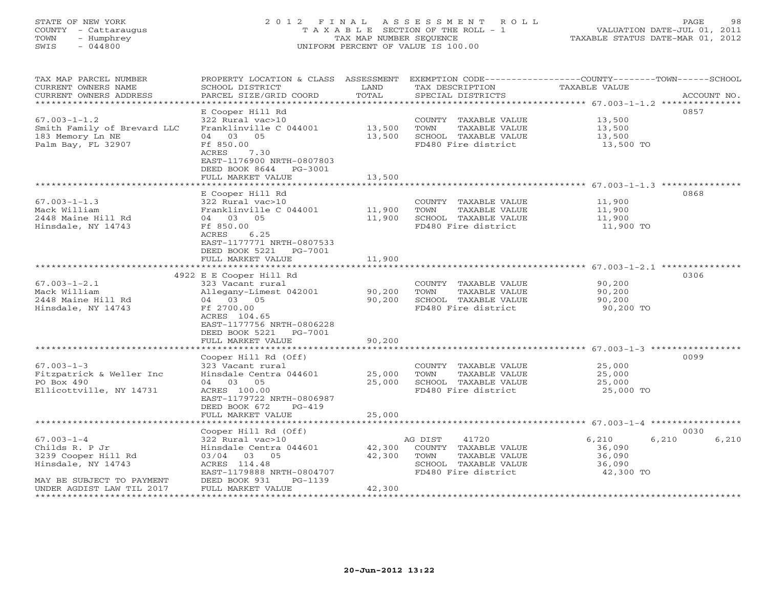STATE OF NEW YORK
COUNTY - Cattaraugus
TOWN - Humphrey
SWIS - 044800

# 2012 FINAL ASSESSMENT ROLL
TAXABLE SECTION OF THE ROLL - 1
TAX MAP NUMBER SEQUENCE
UNIFORM PERCENT OF VALUE IS 100.00

VALUATION DATE-JUL 01, 2011
TAXABLE STATUS DATE-MAR 01, 2012

| TAX MAP PARCEL NUMBER / CURRENT OWNERS NAME / CURRENT OWNERS ADDRESS | PROPERTY LOCATION & CLASS / SCHOOL DISTRICT / PARCEL SIZE/GRID COORD | ASSESSMENT LAND | TOTAL | EXEMPTION CODE / TAX DESCRIPTION / SPECIAL DISTRICTS | COUNTY TAXABLE VALUE | TOWN | SCHOOL | ACCOUNT NO. |
|---|---|---|---|---|---|---|---|---|
| 67.003-1-1.2 | E Cooper Hill Rd | | | | | | | 0857 |
| 67.003-1-1.2 | 322 Rural vac>10 | | | COUNTY TAXABLE VALUE | 13,500 | | | |
| Smith Family of Brevard LLC | Franklinville C 044001 | 13,500 | | TOWN TAXABLE VALUE | 13,500 | | | |
| 183 Memory Ln NE | 04 03 05 | | 13,500 | SCHOOL TAXABLE VALUE | 13,500 | | | |
| Palm Bay, FL 32907 | Ff 850.00 | | | FD480 Fire district | 13,500 TO | | | |
| | ACRES 7.30 | | | | | | | |
| | EAST-1176900 NRTH-0807803 | | | | | | | |
| | DEED BOOK 8644 PG-3001 | | | | | | | |
| | FULL MARKET VALUE | | 13,500 | | | | | |
| 67.003-1-1.3 | E Cooper Hill Rd | | | | | | | 0868 |
| 67.003-1-1.3 | 322 Rural vac>10 | | | COUNTY TAXABLE VALUE | 11,900 | | | |
| Mack William | Franklinville C 044001 | 11,900 | | TOWN TAXABLE VALUE | 11,900 | | | |
| 2448 Maine Hill Rd | 04 03 05 | | 11,900 | SCHOOL TAXABLE VALUE | 11,900 | | | |
| Hinsdale, NY 14743 | Ff 850.00 | | | FD480 Fire district | 11,900 TO | | | |
| | ACRES 6.25 | | | | | | | |
| | EAST-1177771 NRTH-0807533 | | | | | | | |
| | DEED BOOK 5221 PG-7001 | | | | | | | |
| | FULL MARKET VALUE | | 11,900 | | | | | |
| 67.003-1-2.1 | 4922 E E Cooper Hill Rd | | | | | | | 0306 |
| 67.003-1-2.1 | 323 Vacant rural | | | COUNTY TAXABLE VALUE | 90,200 | | | |
| Mack William | Allegany-Limest 042001 | 90,200 | | TOWN TAXABLE VALUE | 90,200 | | | |
| 2448 Maine Hill Rd | 04 03 05 | | 90,200 | SCHOOL TAXABLE VALUE | 90,200 | | | |
| Hinsdale, NY 14743 | Ff 2700.00 | | | FD480 Fire district | 90,200 TO | | | |
| | ACRES 104.65 | | | | | | | |
| | EAST-1177756 NRTH-0806228 | | | | | | | |
| | DEED BOOK 5221 PG-7001 | | | | | | | |
| | FULL MARKET VALUE | | 90,200 | | | | | |
| 67.003-1-3 | Cooper Hill Rd (Off) | | | | | | | 0099 |
| 67.003-1-3 | 323 Vacant rural | | | COUNTY TAXABLE VALUE | 25,000 | | | |
| Fitzpatrick & Weller Inc | Hinsdale Centra 044601 | 25,000 | | TOWN TAXABLE VALUE | 25,000 | | | |
| PO Box 490 | 04 03 05 | | 25,000 | SCHOOL TAXABLE VALUE | 25,000 | | | |
| Ellicottville, NY 14731 | ACRES 100.00 | | | FD480 Fire district | 25,000 TO | | | |
| | EAST-1179722 NRTH-0806987 | | | | | | | |
| | DEED BOOK 672 PG-419 | | | | | | | |
| | FULL MARKET VALUE | | 25,000 | | | | | |
| 67.003-1-4 | Cooper Hill Rd (Off) | | | | | | | 0030 |
| 67.003-1-4 | 322 Rural vac>10 | | | AG DIST 41720 | 6,210 | 6,210 | 6,210 | |
| Childs R. P Jr | Hinsdale Centra 044601 | 42,300 | | COUNTY TAXABLE VALUE | 36,090 | | | |
| 3239 Cooper Hill Rd | 03/04 03 05 | | 42,300 | TOWN TAXABLE VALUE | 36,090 | | | |
| Hinsdale, NY 14743 | ACRES 114.48 | | | SCHOOL TAXABLE VALUE | 36,090 | | | |
| | EAST-1179888 NRTH-0804707 | | | FD480 Fire district | 42,300 TO | | | |
| MAY BE SUBJECT TO PAYMENT | DEED BOOK 931 PG-1139 | | | | | | | |
| UNDER AGDIST LAW TIL 2017 | FULL MARKET VALUE | | 42,300 | | | | | |

20-Jun-2012 13:22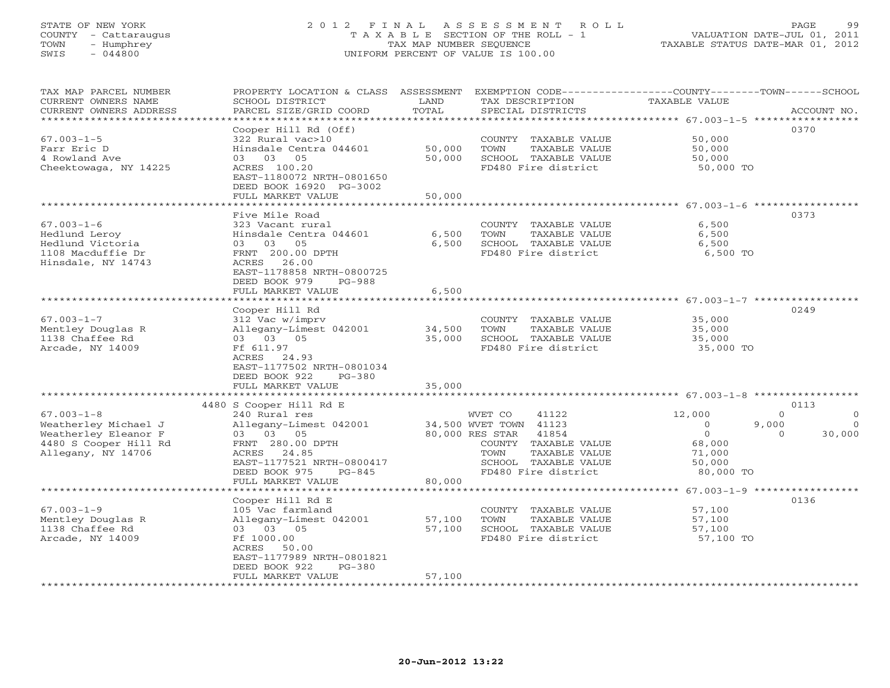STATE OF NEW YORK
COUNTY - Cattaraugus
TOWN - Humphrey
SWIS - 044800

# 2012 FINAL ASSESSMENT ROLL

TAXABLE SECTION OF THE ROLL - 1
TAX MAP NUMBER SEQUENCE
UNIFORM PERCENT OF VALUE IS 100.00

VALUATION DATE-JUL 01, 2011
TAXABLE STATUS DATE-MAR 01, 2012

| TAX MAP PARCEL NUMBER / CURRENT OWNERS NAME / CURRENT OWNERS ADDRESS | PROPERTY LOCATION & CLASS / SCHOOL DISTRICT / PARCEL SIZE/GRID COORD | ASSESSMENT LAND | TOTAL | EXEMPTION CODE / TAX DESCRIPTION / SPECIAL DISTRICTS | COUNTY TAXABLE VALUE | TOWN | SCHOOL | ACCOUNT NO. |
|---|---|---|---|---|---|---|---|---|
| 67.003-1-5 | Cooper Hill Rd (Off) | | | | | | | 0370 |
| Farr Eric D | 322 Rural vac>10 | | | COUNTY TAXABLE VALUE | 50,000 | | | |
| 4 Rowland Ave | Hinsdale Centra 044601 | 50,000 | | TOWN TAXABLE VALUE | 50,000 | | | |
| Cheektowaga, NY 14225 | 03 03 05 | | 50,000 | SCHOOL TAXABLE VALUE | 50,000 | | | |
| | ACRES 100.20 | | | FD480 Fire district | 50,000 TO | | | |
| | EAST-1180072 NRTH-0801650 | | | | | | | |
| | DEED BOOK 16920 PG-3002 | | | | | | | |
| | FULL MARKET VALUE | | 50,000 | | | | | |
| 67.003-1-6 | Five Mile Road | | | | | | | 0373 |
| Hedlund Leroy | 323 Vacant rural | | | COUNTY TAXABLE VALUE | 6,500 | | | |
| Hedlund Victoria | Hinsdale Centra 044601 | 6,500 | | TOWN TAXABLE VALUE | 6,500 | | | |
| 1108 Macduffie Dr | 03 03 05 | | 6,500 | SCHOOL TAXABLE VALUE | 6,500 | | | |
| Hinsdale, NY 14743 | FRNT 200.00 DPTH | | | FD480 Fire district | 6,500 TO | | | |
| | ACRES 26.00 | | | | | | | |
| | EAST-1178858 NRTH-0800725 | | | | | | | |
| | DEED BOOK 979 PG-988 | | | | | | | |
| | FULL MARKET VALUE | | 6,500 | | | | | |
| 67.003-1-7 | Cooper Hill Rd | | | | | | | 0249 |
| Mentley Douglas R | 312 Vac w/imprv | | | COUNTY TAXABLE VALUE | 35,000 | | | |
| 1138 Chaffee Rd | Allegany-Limest 042001 | 34,500 | | TOWN TAXABLE VALUE | 35,000 | | | |
| Arcade, NY 14009 | 03 03 05 | | 35,000 | SCHOOL TAXABLE VALUE | 35,000 | | | |
| | Ff 611.97 | | | FD480 Fire district | 35,000 TO | | | |
| | ACRES 24.93 | | | | | | | |
| | EAST-1177502 NRTH-0801034 | | | | | | | |
| | DEED BOOK 922 PG-380 | | | | | | | |
| | FULL MARKET VALUE | | 35,000 | | | | | |
| 67.003-1-8 | 4480 S Cooper Hill Rd E | | | | | | | 0113 |
| Weatherley Michael J | 240 Rural res | | | WVET CO 41122 | 12,000 | 0 | 0 | |
| Weatherley Eleanor F | Allegany-Limest 042001 | 34,500 | | WVET TOWN 41123 | 0 | 9,000 | 0 | |
| 4480 S Cooper Hill Rd | 03 03 05 | | 80,000 | RES STAR 41854 | 0 | 0 | 30,000 | |
| Allegany, NY 14706 | FRNT 280.00 DPTH | | | COUNTY TAXABLE VALUE | 68,000 | | | |
| | ACRES 24.85 | | | TOWN TAXABLE VALUE | 71,000 | | | |
| | EAST-1177521 NRTH-0800417 | | | SCHOOL TAXABLE VALUE | 50,000 | | | |
| | DEED BOOK 975 PG-845 | | | FD480 Fire district | 80,000 TO | | | |
| | FULL MARKET VALUE | | 80,000 | | | | | |
| 67.003-1-9 | Cooper Hill Rd E | | | | | | | 0136 |
| Mentley Douglas R | 105 Vac farmland | | | COUNTY TAXABLE VALUE | 57,100 | | | |
| 1138 Chaffee Rd | Allegany-Limest 042001 | 57,100 | | TOWN TAXABLE VALUE | 57,100 | | | |
| Arcade, NY 14009 | 03 03 05 | | 57,100 | SCHOOL TAXABLE VALUE | 57,100 | | | |
| | Ff 1000.00 | | | FD480 Fire district | 57,100 TO | | | |
| | ACRES 50.00 | | | | | | | |
| | EAST-1177989 NRTH-0801821 | | | | | | | |
| | DEED BOOK 922 PG-380 | | | | | | | |
| | FULL MARKET VALUE | | 57,100 | | | | | |

20-Jun-2012 13:22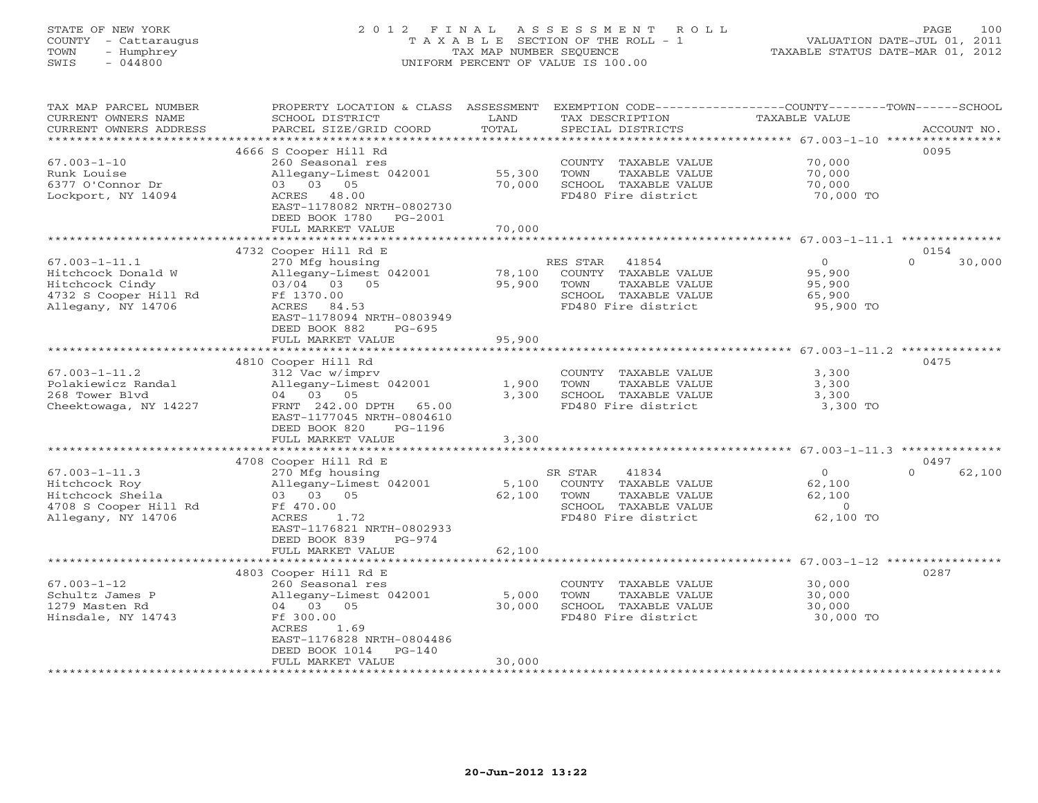STATE OF NEW YORK
COUNTY - Cattaraugus
TOWN - Humphrey
SWIS - 044800

2012 FINAL ASSESSMENT ROLL
TAXABLE SECTION OF THE ROLL - 1
TAX MAP NUMBER SEQUENCE
UNIFORM PERCENT OF VALUE IS 100.00

VALUATION DATE-JUL 01, 2011
TAXABLE STATUS DATE-MAR 01, 2012

| TAX MAP PARCEL NUMBER / CURRENT OWNERS NAME / CURRENT OWNERS ADDRESS | PROPERTY LOCATION & CLASS / SCHOOL DISTRICT / PARCEL SIZE/GRID COORD | ASSESSMENT LAND | TOTAL | EXEMPTION CODE / TAX DESCRIPTION / SPECIAL DISTRICTS | COUNTY TAXABLE VALUE | TOWN | SCHOOL / ACCOUNT NO. |
|---|---|---|---|---|---|---|---|
| 67.003-1-10 | 4666 S Cooper Hill Rd | | | | | | 0095 |
| Runk Louise | 260 Seasonal res | | | COUNTY TAXABLE VALUE | 70,000 | | |
| 6377 O'Connor Dr | Allegany-Limest 042001 | 55,300 | | TOWN TAXABLE VALUE | 70,000 | | |
| Lockport, NY 14094 | 03 03 05 | | 70,000 | SCHOOL TAXABLE VALUE | 70,000 | | |
| | ACRES 48.00 | | | FD480 Fire district | 70,000 TO | | |
| | EAST-1178082 NRTH-0802730 | | | | | | |
| | DEED BOOK 1780 PG-2001 | | | | | | |
| | FULL MARKET VALUE | | 70,000 | | | | |
| 67.003-1-11.1 | 4732 Cooper Hill Rd E | | | | | | 0154 |
| Hitchcock Donald W | 270 Mfg housing | | | RES STAR 41854 | 0 | 0 | 30,000 |
| Hitchcock Cindy | Allegany-Limest 042001 | 78,100 | | COUNTY TAXABLE VALUE | 95,900 | | |
| 4732 S Cooper Hill Rd | 03/04 03 05 | | 95,900 | TOWN TAXABLE VALUE | 95,900 | | |
| Allegany, NY 14706 | Ff 1370.00 | | | SCHOOL TAXABLE VALUE | 65,900 | | |
| | ACRES 84.53 | | | FD480 Fire district | 95,900 TO | | |
| | EAST-1178094 NRTH-0803949 | | | | | | |
| | DEED BOOK 882 PG-695 | | | | | | |
| | FULL MARKET VALUE | | 95,900 | | | | |
| 67.003-1-11.2 | 4810 Cooper Hill Rd | | | | | | 0475 |
| Polakiewicz Randal | 312 Vac w/imprv | | | COUNTY TAXABLE VALUE | 3,300 | | |
| 268 Tower Blvd | Allegany-Limest 042001 | 1,900 | | TOWN TAXABLE VALUE | 3,300 | | |
| Cheektowaga, NY 14227 | 04 03 05 | | 3,300 | SCHOOL TAXABLE VALUE | 3,300 | | |
| | FRNT 242.00 DPTH 65.00 | | | FD480 Fire district | 3,300 TO | | |
| | EAST-1177045 NRTH-0804610 | | | | | | |
| | DEED BOOK 820 PG-1196 | | | | | | |
| | FULL MARKET VALUE | | 3,300 | | | | |
| 67.003-1-11.3 | 4708 Cooper Hill Rd E | | | | | | 0497 |
| Hitchcock Roy | 270 Mfg housing | | | SR STAR 41834 | 0 | 0 | 62,100 |
| Hitchcock Sheila | Allegany-Limest 042001 | 5,100 | | COUNTY TAXABLE VALUE | 62,100 | | |
| 4708 S Cooper Hill Rd | 03 03 05 | | 62,100 | TOWN TAXABLE VALUE | 62,100 | | |
| Allegany, NY 14706 | Ff 470.00 | | | SCHOOL TAXABLE VALUE | 0 | | |
| | ACRES 1.72 | | | FD480 Fire district | 62,100 TO | | |
| | EAST-1176821 NRTH-0802933 | | | | | | |
| | DEED BOOK 839 PG-974 | | | | | | |
| | FULL MARKET VALUE | | 62,100 | | | | |
| 67.003-1-12 | 4803 Cooper Hill Rd E | | | | | | 0287 |
| Schultz James P | 260 Seasonal res | | | COUNTY TAXABLE VALUE | 30,000 | | |
| 1279 Masten Rd | Allegany-Limest 042001 | 5,000 | | TOWN TAXABLE VALUE | 30,000 | | |
| Hinsdale, NY 14743 | 04 03 05 | | 30,000 | SCHOOL TAXABLE VALUE | 30,000 | | |
| | Ff 300.00 | | | FD480 Fire district | 30,000 TO | | |
| | ACRES 1.69 | | | | | | |
| | EAST-1176828 NRTH-0804486 | | | | | | |
| | DEED BOOK 1014 PG-140 | | | | | | |
| | FULL MARKET VALUE | | 30,000 | | | | |

20-Jun-2012 13:22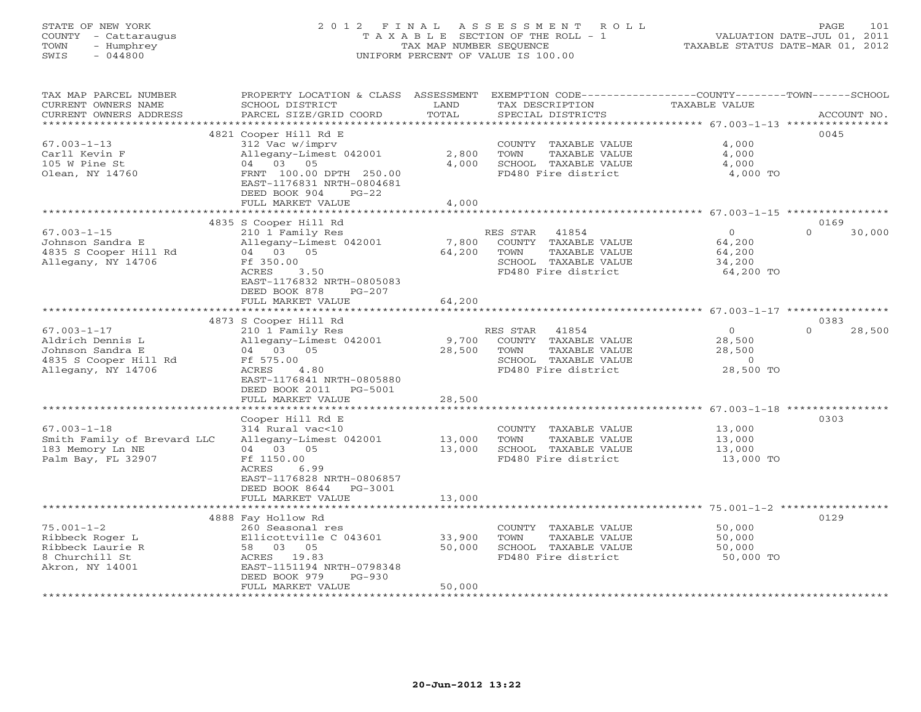STATE OF NEW YORK
COUNTY - Cattaraugus
TOWN - Humphrey
SWIS - 044800

# 2012 FINAL ASSESSMENT ROLL
TAXABLE SECTION OF THE ROLL - 1
TAX MAP NUMBER SEQUENCE
UNIFORM PERCENT OF VALUE IS 100.00

VALUATION DATE-JUL 01, 2011
TAXABLE STATUS DATE-MAR 01, 2012

| TAX MAP PARCEL NUMBER / CURRENT OWNERS NAME / CURRENT OWNERS ADDRESS | PROPERTY LOCATION & CLASS / SCHOOL DISTRICT / PARCEL SIZE/GRID COORD | ASSESSMENT LAND | TOTAL | EXEMPTION CODE / TAX DESCRIPTION / SPECIAL DISTRICTS | COUNTY TAXABLE VALUE | TOWN | SCHOOL | ACCOUNT NO. |
|---|---|---|---|---|---|---|---|---|
| | 4821 Cooper Hill Rd E | | | | | | | 0045 |
| 67.003-1-13 | 312 Vac w/imprv | | | COUNTY TAXABLE VALUE | 4,000 | | | |
| Carll Kevin F | Allegany-Limest 042001 | 2,800 | | TOWN TAXABLE VALUE | 4,000 | | | |
| 105 W Pine St | 04 03 05 | | 4,000 | SCHOOL TAXABLE VALUE | 4,000 | | | |
| Olean, NY 14760 | FRNT 100.00 DPTH 250.00 | | | FD480 Fire district | 4,000 TO | | | |
| | EAST-1176831 NRTH-0804681 | | | | | | | |
| | DEED BOOK 904 PG-22 | | | | | | | |
| | FULL MARKET VALUE | | 4,000 | | | | | |
| | 4835 S Cooper Hill Rd | | | | | | | 0169 |
| 67.003-1-15 | 210 1 Family Res | | | RES STAR 41854 | 0 | | 0 | 30,000 |
| Johnson Sandra E | Allegany-Limest 042001 | 7,800 | | COUNTY TAXABLE VALUE | 64,200 | | | |
| 4835 S Cooper Hill Rd | 04 03 05 | | 64,200 | TOWN TAXABLE VALUE | 64,200 | | | |
| Allegany, NY 14706 | Ff 350.00 | | | SCHOOL TAXABLE VALUE | 34,200 | | | |
| | ACRES 3.50 | | | FD480 Fire district | 64,200 TO | | | |
| | EAST-1176832 NRTH-0805083 | | | | | | | |
| | DEED BOOK 878 PG-207 | | | | | | | |
| | FULL MARKET VALUE | | 64,200 | | | | | |
| | 4873 S Cooper Hill Rd | | | | | | | 0383 |
| 67.003-1-17 | 210 1 Family Res | | | RES STAR 41854 | 0 | | 0 | 28,500 |
| Aldrich Dennis L | Allegany-Limest 042001 | 9,700 | | COUNTY TAXABLE VALUE | 28,500 | | | |
| Johnson Sandra E | 04 03 05 | | 28,500 | TOWN TAXABLE VALUE | 28,500 | | | |
| 4835 S Cooper Hill Rd | Ff 575.00 | | | SCHOOL TAXABLE VALUE | 0 | | | |
| Allegany, NY 14706 | ACRES 4.80 | | | FD480 Fire district | 28,500 TO | | | |
| | EAST-1176841 NRTH-0805880 | | | | | | | |
| | DEED BOOK 2011 PG-5001 | | | | | | | |
| | FULL MARKET VALUE | | 28,500 | | | | | |
| | Cooper Hill Rd E | | | | | | | 0303 |
| 67.003-1-18 | 314 Rural vac<10 | | | COUNTY TAXABLE VALUE | 13,000 | | | |
| Smith Family of Brevard LLC | Allegany-Limest 042001 | 13,000 | | TOWN TAXABLE VALUE | 13,000 | | | |
| 183 Memory Ln NE | 04 03 05 | | 13,000 | SCHOOL TAXABLE VALUE | 13,000 | | | |
| Palm Bay, FL 32907 | Ff 1150.00 | | | FD480 Fire district | 13,000 TO | | | |
| | ACRES 6.99 | | | | | | | |
| | EAST-1176828 NRTH-0806857 | | | | | | | |
| | DEED BOOK 8644 PG-3001 | | | | | | | |
| | FULL MARKET VALUE | | 13,000 | | | | | |
| | 4888 Fay Hollow Rd | | | | | | | 0129 |
| 75.001-1-2 | 260 Seasonal res | | | COUNTY TAXABLE VALUE | 50,000 | | | |
| Ribbeck Roger L | Ellicottville C 043601 | 33,900 | | TOWN TAXABLE VALUE | 50,000 | | | |
| Ribbeck Laurie R | 58 03 05 | | 50,000 | SCHOOL TAXABLE VALUE | 50,000 | | | |
| 8 Churchill St | ACRES 19.83 | | | FD480 Fire district | 50,000 TO | | | |
| Akron, NY 14001 | EAST-1151194 NRTH-0798348 | | | | | | | |
| | DEED BOOK 979 PG-930 | | | | | | | |
| | FULL MARKET VALUE | | 50,000 | | | | | |

20-Jun-2012 13:22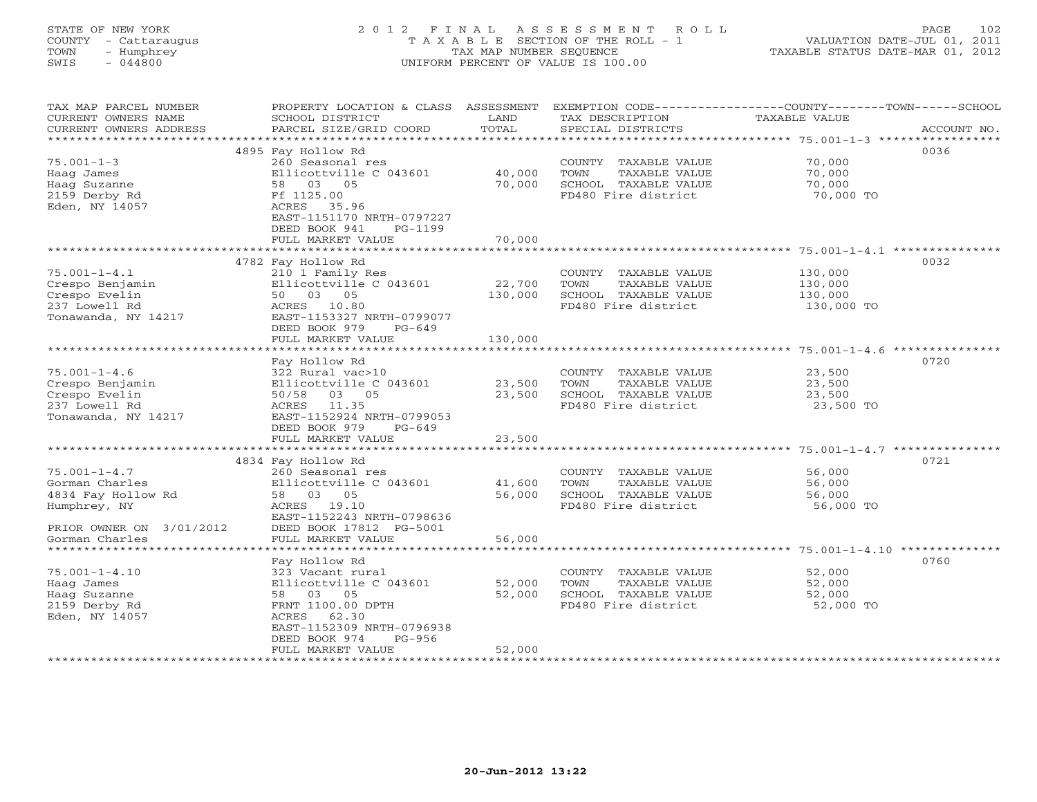STATE OF NEW YORK
COUNTY - Cattaraugus
TOWN - Humphrey
SWIS - 044800

# 2012 FINAL ASSESSMENT ROLL

TAXABLE SECTION OF THE ROLL - 1
TAX MAP NUMBER SEQUENCE
UNIFORM PERCENT OF VALUE IS 100.00

VALUATION DATE-JUL 01, 2011
TAXABLE STATUS DATE-MAR 01, 2012

| TAX MAP PARCEL NUMBER / CURRENT OWNERS NAME / CURRENT OWNERS ADDRESS | PROPERTY LOCATION & CLASS / SCHOOL DISTRICT / PARCEL SIZE/GRID COORD | ASSESSMENT LAND | TOTAL | EXEMPTION CODE / TAX DESCRIPTION / SPECIAL DISTRICTS | TAXABLE VALUE (COUNTY / TOWN / SCHOOL) | ACCOUNT NO. |
|---|---|---|---|---|---|---|
| 75.001-1-3 | 4895 Fay Hollow Rd | | | | | 0036 |
| Haag James | 260 Seasonal res | | | COUNTY TAXABLE VALUE | 70,000 | |
| Haag Suzanne | Ellicottville C 043601 | 40,000 | | TOWN TAXABLE VALUE | 70,000 | |
| 2159 Derby Rd | 58 03 05 | | 70,000 | SCHOOL TAXABLE VALUE | 70,000 | |
| Eden, NY 14057 | Ff 1125.00 | | | FD480 Fire district | 70,000 TO | |
| | ACRES 35.96 | | | | | |
| | EAST-1151170 NRTH-0797227 | | | | | |
| | DEED BOOK 941 PG-1199 | | | | | |
| | FULL MARKET VALUE | | 70,000 | | | |
| 75.001-1-4.1 | 4782 Fay Hollow Rd | | | | | 0032 |
| Crespo Benjamin | 210 1 Family Res | | | COUNTY TAXABLE VALUE | 130,000 | |
| Crespo Evelin | Ellicottville C 043601 | 22,700 | | TOWN TAXABLE VALUE | 130,000 | |
| 237 Lowell Rd | 50 03 05 | | 130,000 | SCHOOL TAXABLE VALUE | 130,000 | |
| Tonawanda, NY 14217 | ACRES 10.80 | | | FD480 Fire district | 130,000 TO | |
| | EAST-1153327 NRTH-0799077 | | | | | |
| | DEED BOOK 979 PG-649 | | | | | |
| | FULL MARKET VALUE | | 130,000 | | | |
| 75.001-1-4.6 | Fay Hollow Rd | | | | | 0720 |
| Crespo Benjamin | 322 Rural vac>10 | | | COUNTY TAXABLE VALUE | 23,500 | |
| Crespo Evelin | Ellicottville C 043601 | 23,500 | | TOWN TAXABLE VALUE | 23,500 | |
| 237 Lowell Rd | 50/58 03 05 | | 23,500 | SCHOOL TAXABLE VALUE | 23,500 | |
| Tonawanda, NY 14217 | ACRES 11.35 | | | FD480 Fire district | 23,500 TO | |
| | EAST-1152924 NRTH-0799053 | | | | | |
| | DEED BOOK 979 PG-649 | | | | | |
| | FULL MARKET VALUE | | 23,500 | | | |
| 75.001-1-4.7 | 4834 Fay Hollow Rd | | | | | 0721 |
| Gorman Charles | 260 Seasonal res | | | COUNTY TAXABLE VALUE | 56,000 | |
| 4834 Fay Hollow Rd | Ellicottville C 043601 | 41,600 | | TOWN TAXABLE VALUE | 56,000 | |
| Humphrey, NY | 58 03 05 | | 56,000 | SCHOOL TAXABLE VALUE | 56,000 | |
| | ACRES 19.10 | | | FD480 Fire district | 56,000 TO | |
| | EAST-1152243 NRTH-0798636 | | | | | |
| PRIOR OWNER ON 3/01/2012 | DEED BOOK 17812 PG-5001 | | | | | |
| Gorman Charles | FULL MARKET VALUE | | 56,000 | | | |
| 75.001-1-4.10 | Fay Hollow Rd | | | | | 0760 |
| Haag James | 323 Vacant rural | | | COUNTY TAXABLE VALUE | 52,000 | |
| Haag Suzanne | Ellicottville C 043601 | 52,000 | | TOWN TAXABLE VALUE | 52,000 | |
| 2159 Derby Rd | 58 03 05 | | 52,000 | SCHOOL TAXABLE VALUE | 52,000 | |
| Eden, NY 14057 | FRNT 1100.00 DPTH | | | FD480 Fire district | 52,000 TO | |
| | ACRES 62.30 | | | | | |
| | EAST-1152309 NRTH-0796938 | | | | | |
| | DEED BOOK 974 PG-956 | | | | | |
| | FULL MARKET VALUE | | 52,000 | | | |

20-Jun-2012 13:22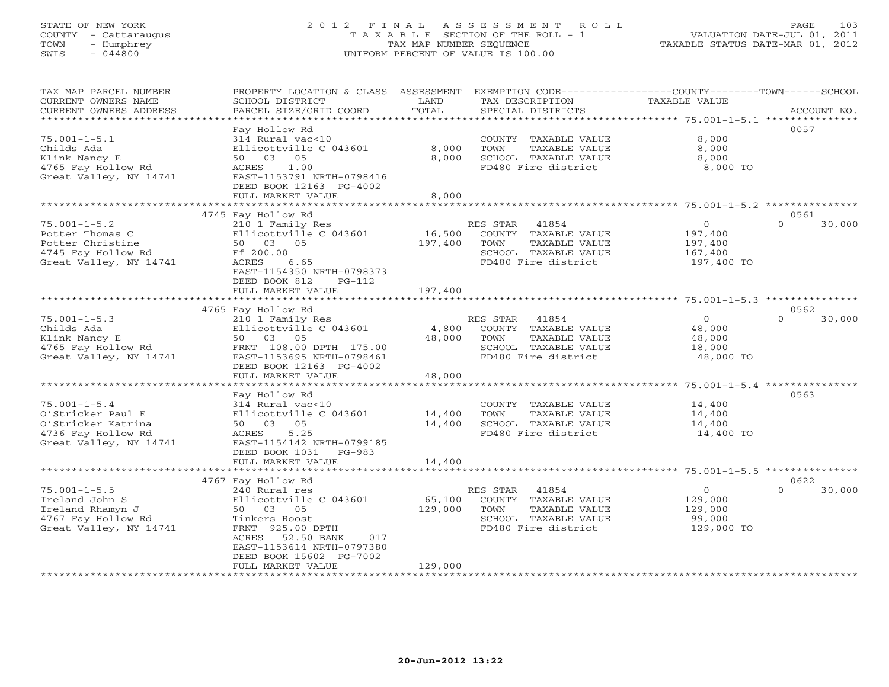STATE OF NEW YORK
COUNTY - Cattaraugus
TOWN - Humphrey
SWIS - 044800

# 2012 FINAL ASSESSMENT ROLL

TAXABLE SECTION OF THE ROLL - 1
TAX MAP NUMBER SEQUENCE
UNIFORM PERCENT OF VALUE IS 100.00

VALUATION DATE-JUL 01, 2011
TAXABLE STATUS DATE-MAR 01, 2012

| TAX MAP PARCEL NUMBER / CURRENT OWNERS NAME / CURRENT OWNERS ADDRESS | PROPERTY LOCATION & CLASS / SCHOOL DISTRICT / PARCEL SIZE/GRID COORD | ASSESSMENT LAND | TOTAL | EXEMPTION CODE / TAX DESCRIPTION / SPECIAL DISTRICTS | COUNTY / TOWN TAXABLE VALUE | SCHOOL | ACCOUNT NO. |
|---|---|---|---|---|---|---|---|
| **75.001-1-5.1** | Fay Hollow Rd | | | | | | 0057 |
| 75.001-1-5.1 | 314 Rural vac<10 | | | COUNTY TAXABLE VALUE | 8,000 | | |
| Childs Ada | Ellicottville C 043601 | 8,000 | | TOWN TAXABLE VALUE | 8,000 | | |
| Klink Nancy E | 50 03 05 | | 8,000 | SCHOOL TAXABLE VALUE | 8,000 | | |
| 4765 Fay Hollow Rd | ACRES 1.00 | | | FD480 Fire district | 8,000 TO | | |
| Great Valley, NY 14741 | EAST-1153791 NRTH-0798416 | | | | | | |
| | DEED BOOK 12163 PG-4002 | | | | | | |
| | FULL MARKET VALUE | | 8,000 | | | | |
| **75.001-1-5.2** | 4745 Fay Hollow Rd | | | | | | 0561 |
| 75.001-1-5.2 | 210 1 Family Res | | | RES STAR 41854 | 0 | 0 | 30,000 |
| Potter Thomas C | Ellicottville C 043601 | 16,500 | | COUNTY TAXABLE VALUE | 197,400 | | |
| Potter Christine | 50 03 05 | | 197,400 | TOWN TAXABLE VALUE | 197,400 | | |
| 4745 Fay Hollow Rd | Ff 200.00 | | | SCHOOL TAXABLE VALUE | 167,400 | | |
| Great Valley, NY 14741 | ACRES 6.65 | | | FD480 Fire district | 197,400 TO | | |
| | EAST-1154350 NRTH-0798373 | | | | | | |
| | DEED BOOK 812 PG-112 | | | | | | |
| | FULL MARKET VALUE | | 197,400 | | | | |
| **75.001-1-5.3** | 4765 Fay Hollow Rd | | | | | | 0562 |
| 75.001-1-5.3 | 210 1 Family Res | | | RES STAR 41854 | 0 | 0 | 30,000 |
| Childs Ada | Ellicottville C 043601 | 4,800 | | COUNTY TAXABLE VALUE | 48,000 | | |
| Klink Nancy E | 50 03 05 | | 48,000 | TOWN TAXABLE VALUE | 48,000 | | |
| 4765 Fay Hollow Rd | FRNT 108.00 DPTH 175.00 | | | SCHOOL TAXABLE VALUE | 18,000 | | |
| Great Valley, NY 14741 | EAST-1153695 NRTH-0798461 | | | FD480 Fire district | 48,000 TO | | |
| | DEED BOOK 12163 PG-4002 | | | | | | |
| | FULL MARKET VALUE | | 48,000 | | | | |
| **75.001-1-5.4** | Fay Hollow Rd | | | | | | 0563 |
| 75.001-1-5.4 | 314 Rural vac<10 | | | COUNTY TAXABLE VALUE | 14,400 | | |
| O'Stricker Paul E | Ellicottville C 043601 | 14,400 | | TOWN TAXABLE VALUE | 14,400 | | |
| O'Stricker Katrina | 50 03 05 | | 14,400 | SCHOOL TAXABLE VALUE | 14,400 | | |
| 4736 Fay Hollow Rd | ACRES 5.25 | | | FD480 Fire district | 14,400 TO | | |
| Great Valley, NY 14741 | EAST-1154142 NRTH-0799185 | | | | | | |
| | DEED BOOK 1031 PG-983 | | | | | | |
| | FULL MARKET VALUE | | 14,400 | | | | |
| **75.001-1-5.5** | 4767 Fay Hollow Rd | | | | | | 0622 |
| 75.001-1-5.5 | 240 Rural res | | | RES STAR 41854 | 0 | 0 | 30,000 |
| Ireland John S | Ellicottville C 043601 | 65,100 | | COUNTY TAXABLE VALUE | 129,000 | | |
| Ireland Rhamyn J | 50 03 05 | | 129,000 | TOWN TAXABLE VALUE | 129,000 | | |
| 4767 Fay Hollow Rd | Tinkers Roost | | | SCHOOL TAXABLE VALUE | 99,000 | | |
| Great Valley, NY 14741 | FRNT 925.00 DPTH | | | FD480 Fire district | 129,000 TO | | |
| | ACRES 52.50 BANK 017 | | | | | | |
| | EAST-1153614 NRTH-0797380 | | | | | | |
| | DEED BOOK 15602 PG-7002 | | | | | | |
| | FULL MARKET VALUE | | 129,000 | | | | |

20-Jun-2012 13:22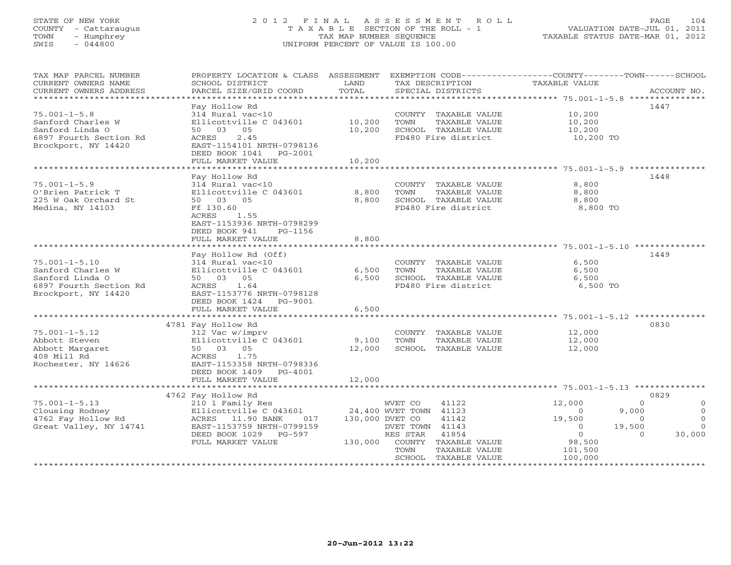STATE OF NEW YORK
COUNTY - Cattaraugus
TOWN - Humphrey
SWIS - 044800

# 2012 FINAL ASSESSMENT ROLL

TAXABLE SECTION OF THE ROLL - 1
TAX MAP NUMBER SEQUENCE
UNIFORM PERCENT OF VALUE IS 100.00

VALUATION DATE-JUL 01, 2011
TAXABLE STATUS DATE-MAR 01, 2012

| TAX MAP PARCEL NUMBER / CURRENT OWNERS NAME / CURRENT OWNERS ADDRESS | PROPERTY LOCATION & CLASS / SCHOOL DISTRICT / PARCEL SIZE/GRID COORD | ASSESSMENT LAND | TOTAL | EXEMPTION CODE / TAX DESCRIPTION / SPECIAL DISTRICTS | COUNTY TAXABLE VALUE | TOWN | SCHOOL | ACCOUNT NO. |
|---|---|---|---|---|---|---|---|---|
| **75.001-1-5.8** | Fay Hollow Rd | | | | | | | 1447 |
| 75.001-1-5.8 | 314 Rural vac<10 | | | COUNTY TAXABLE VALUE | 10,200 | | | |
| Sanford Charles W | Ellicottville C 043601 | 10,200 | | TOWN TAXABLE VALUE | 10,200 | | | |
| Sanford Linda O | 50 03 05 | | 10,200 | SCHOOL TAXABLE VALUE | 10,200 | | | |
| 6897 Fourth Section Rd | ACRES 2.45 | | | FD480 Fire district | 10,200 TO | | | |
| Brockport, NY 14420 | EAST-1154101 NRTH-0798136 | | | | | | | |
| | DEED BOOK 1041 PG-2001 | | | | | | | |
| | FULL MARKET VALUE | | 10,200 | | | | | |
| **75.001-1-5.9** | Fay Hollow Rd | | | | | | | 1448 |
| 75.001-1-5.9 | 314 Rural vac<10 | | | COUNTY TAXABLE VALUE | 8,800 | | | |
| O'Brien Patrick T | Ellicottville C 043601 | 8,800 | | TOWN TAXABLE VALUE | 8,800 | | | |
| 225 W Oak Orchard St | 50 03 05 | | 8,800 | SCHOOL TAXABLE VALUE | 8,800 | | | |
| Medina, NY 14103 | Ff 130.60 | | | FD480 Fire district | 8,800 TO | | | |
| | ACRES 1.55 | | | | | | | |
| | EAST-1153936 NRTH-0798299 | | | | | | | |
| | DEED BOOK 941 PG-1156 | | | | | | | |
| | FULL MARKET VALUE | | 8,800 | | | | | |
| **75.001-1-5.10** | Fay Hollow Rd (Off) | | | | | | | 1449 |
| 75.001-1-5.10 | 314 Rural vac<10 | | | COUNTY TAXABLE VALUE | 6,500 | | | |
| Sanford Charles W | Ellicottville C 043601 | 6,500 | | TOWN TAXABLE VALUE | 6,500 | | | |
| Sanford Linda O | 50 03 05 | | 6,500 | SCHOOL TAXABLE VALUE | 6,500 | | | |
| 6897 Fourth Section Rd | ACRES 1.64 | | | FD480 Fire district | 6,500 TO | | | |
| Brockport, NY 14420 | EAST-1153776 NRTH-0798128 | | | | | | | |
| | DEED BOOK 1424 PG-9001 | | | | | | | |
| | FULL MARKET VALUE | | 6,500 | | | | | |
| **75.001-1-5.12** | 4781 Fay Hollow Rd | | | | | | | 0830 |
| 75.001-1-5.12 | 312 Vac w/imprv | | | COUNTY TAXABLE VALUE | 12,000 | | | |
| Abbott Steven | Ellicottville C 043601 | 9,100 | | TOWN TAXABLE VALUE | 12,000 | | | |
| Abbott Margaret | 50 03 05 | | 12,000 | SCHOOL TAXABLE VALUE | 12,000 | | | |
| 408 Mill Rd | ACRES 1.75 | | | | | | | |
| Rochester, NY 14626 | EAST-1153358 NRTH-0798336 | | | | | | | |
| | DEED BOOK 1409 PG-4001 | | | | | | | |
| | FULL MARKET VALUE | | 12,000 | | | | | |
| **75.001-1-5.13** | 4762 Fay Hollow Rd | | | | | | | 0829 |
| 75.001-1-5.13 | 210 1 Family Res | | | WVET CO 41122 | 12,000 | 0 | 0 | |
| Clousing Rodney | Ellicottville C 043601 | 24,400 | | WVET TOWN 41123 | 0 | 9,000 | 0 | |
| 4762 Fay Hollow Rd | ACRES 11.90 BANK 017 | | 130,000 | DVET CO 41142 | 19,500 | 0 | 0 | |
| Great Valley, NY 14741 | EAST-1153759 NRTH-0799159 | | | DVET TOWN 41143 | 0 | 19,500 | 0 | |
| | DEED BOOK 1029 PG-597 | | | RES STAR 41854 | 0 | 0 | 30,000 | |
| | FULL MARKET VALUE | | 130,000 | COUNTY TAXABLE VALUE | 98,500 | | | |
| | | | | TOWN TAXABLE VALUE | 101,500 | | | |
| | | | | SCHOOL TAXABLE VALUE | 100,000 | | | |

20-Jun-2012 13:22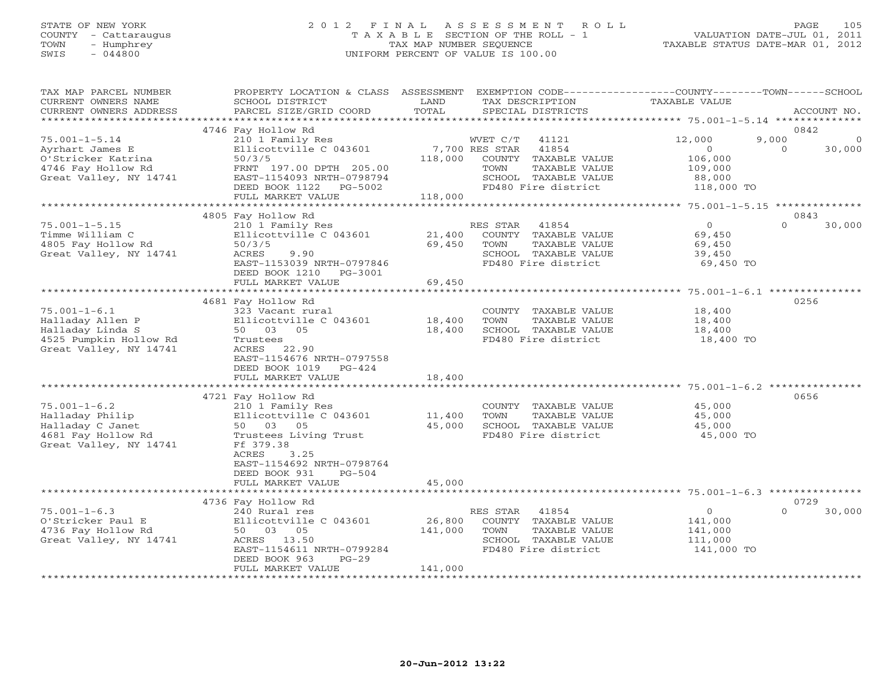STATE OF NEW YORK
COUNTY - Cattaraugus
TOWN - Humphrey
SWIS - 044800

2012 FINAL ASSESSMENT ROLL
TAXABLE SECTION OF THE ROLL - 1
TAX MAP NUMBER SEQUENCE
UNIFORM PERCENT OF VALUE IS 100.00

VALUATION DATE-JUL 01, 2011
TAXABLE STATUS DATE-MAR 01, 2012

| TAX MAP PARCEL NUMBER / CURRENT OWNERS NAME / CURRENT OWNERS ADDRESS | PROPERTY LOCATION & CLASS / SCHOOL DISTRICT / PARCEL SIZE/GRID COORD | ASSESSMENT LAND / TOTAL | EXEMPTION CODE / TAX DESCRIPTION / SPECIAL DISTRICTS | COUNTY TAXABLE VALUE | TOWN | SCHOOL / ACCOUNT NO. |
|---|---|---|---|---|---|---|
| **75.001-1-5.14** | 4746 Fay Hollow Rd | | | | | 0842 |
| 75.001-1-5.14 | 210 1 Family Res | | WVET C/T 41121 | 12,000 | 9,000 | 0 |
| Ayrhart James E | Ellicottville C 043601 | 7,700 | RES STAR 41854 | 0 | 0 | 30,000 |
| O'Stricker Katrina | 50/3/5 | 118,000 | COUNTY TAXABLE VALUE | 106,000 | | |
| 4746 Fay Hollow Rd | FRNT 197.00 DPTH 205.00 | | TOWN TAXABLE VALUE | 109,000 | | |
| Great Valley, NY 14741 | EAST-1154093 NRTH-0798794 | | SCHOOL TAXABLE VALUE | 88,000 | | |
| | DEED BOOK 1122 PG-5002 | | FD480 Fire district | 118,000 TO | | |
| | FULL MARKET VALUE | 118,000 | | | | |
| **75.001-1-5.15** | 4805 Fay Hollow Rd | | | | | 0843 |
| 75.001-1-5.15 | 210 1 Family Res | | RES STAR 41854 | 0 | 0 | 30,000 |
| Timme William C | Ellicottville C 043601 | 21,400 | COUNTY TAXABLE VALUE | 69,450 | | |
| 4805 Fay Hollow Rd | 50/3/5 | 69,450 | TOWN TAXABLE VALUE | 69,450 | | |
| Great Valley, NY 14741 | ACRES 9.90 | | SCHOOL TAXABLE VALUE | 39,450 | | |
| | EAST-1153039 NRTH-0797846 | | FD480 Fire district | 69,450 TO | | |
| | DEED BOOK 1210 PG-3001 | | | | | |
| | FULL MARKET VALUE | 69,450 | | | | |
| **75.001-1-6.1** | 4681 Fay Hollow Rd | | | | | 0256 |
| 75.001-1-6.1 | 323 Vacant rural | | COUNTY TAXABLE VALUE | 18,400 | | |
| Halladay Allen P | Ellicottville C 043601 | 18,400 | TOWN TAXABLE VALUE | 18,400 | | |
| Halladay Linda S | 50 03 05 | 18,400 | SCHOOL TAXABLE VALUE | 18,400 | | |
| 4525 Pumpkin Hollow Rd | Trustees | | FD480 Fire district | 18,400 TO | | |
| Great Valley, NY 14741 | ACRES 22.90 | | | | | |
| | EAST-1154676 NRTH-0797558 | | | | | |
| | DEED BOOK 1019 PG-424 | | | | | |
| | FULL MARKET VALUE | 18,400 | | | | |
| **75.001-1-6.2** | 4721 Fay Hollow Rd | | | | | 0656 |
| 75.001-1-6.2 | 210 1 Family Res | | COUNTY TAXABLE VALUE | 45,000 | | |
| Halladay Philip | Ellicottville C 043601 | 11,400 | TOWN TAXABLE VALUE | 45,000 | | |
| Halladay C Janet | 50 03 05 | 45,000 | SCHOOL TAXABLE VALUE | 45,000 | | |
| 4681 Fay Hollow Rd | Trustees Living Trust | | FD480 Fire district | 45,000 TO | | |
| Great Valley, NY 14741 | Ff 379.38 | | | | | |
| | ACRES 3.25 | | | | | |
| | EAST-1154692 NRTH-0798764 | | | | | |
| | DEED BOOK 931 PG-504 | | | | | |
| | FULL MARKET VALUE | 45,000 | | | | |
| **75.001-1-6.3** | 4736 Fay Hollow Rd | | | | | 0729 |
| 75.001-1-6.3 | 240 Rural res | | RES STAR 41854 | 0 | 0 | 30,000 |
| O'Stricker Paul E | Ellicottville C 043601 | 26,800 | COUNTY TAXABLE VALUE | 141,000 | | |
| 4736 Fay Hollow Rd | 50 03 05 | 141,000 | TOWN TAXABLE VALUE | 141,000 | | |
| Great Valley, NY 14741 | ACRES 13.50 | | SCHOOL TAXABLE VALUE | 111,000 | | |
| | EAST-1154611 NRTH-0799284 | | FD480 Fire district | 141,000 TO | | |
| | DEED BOOK 963 PG-29 | | | | | |
| | FULL MARKET VALUE | 141,000 | | | | |

20-Jun-2012 13:22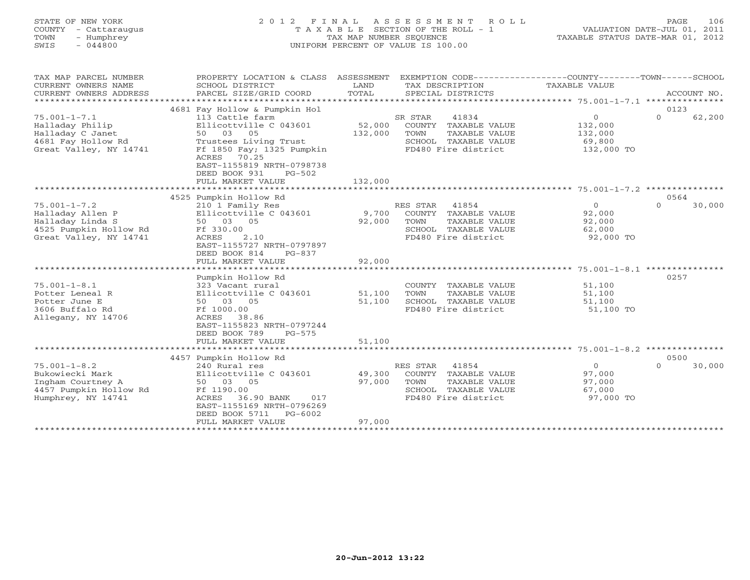STATE OF NEW YORK — COUNTY - Cattaraugus — TOWN - Humphrey — SWIS - 044800

# 2012 FINAL ASSESSMENT ROLL

TAXABLE SECTION OF THE ROLL - 1
TAX MAP NUMBER SEQUENCE
UNIFORM PERCENT OF VALUE IS 100.00

VALUATION DATE-JUL 01, 2011
TAXABLE STATUS DATE-MAR 01, 2012

| TAX MAP PARCEL NUMBER / CURRENT OWNERS NAME / CURRENT OWNERS ADDRESS | PROPERTY LOCATION & CLASS / SCHOOL DISTRICT / PARCEL SIZE/GRID COORD | ASSESSMENT LAND / TOTAL | EXEMPTION CODE / TAX DESCRIPTION / SPECIAL DISTRICTS | COUNTY / TOWN TAXABLE VALUE | SCHOOL / ACCOUNT NO. |
|---|---|---|---|---|---|
| | 4681 Fay Hollow & Pumpkin Hol | | | | 0123 |
| 75.001-1-7.1 | 113 Cattle farm | | SR STAR 41834 | 0 | 0 62,200 |
| Halladay Philip | Ellicottville C 043601 | 52,000 | COUNTY TAXABLE VALUE | 132,000 | |
| Halladay C Janet | 50 03 05 | 132,000 | TOWN TAXABLE VALUE | 132,000 | |
| 4681 Fay Hollow Rd | Trustees Living Trust | | SCHOOL TAXABLE VALUE | 69,800 | |
| Great Valley, NY 14741 | Ff 1850 Fay; 1325 Pumpkin | | FD480 Fire district | 132,000 TO | |
| | ACRES 70.25 | | | | |
| | EAST-1155819 NRTH-0798738 | | | | |
| | DEED BOOK 931 PG-502 | | | | |
| | FULL MARKET VALUE | 132,000 | | | |
| | 4525 Pumpkin Hollow Rd | | | | 0564 |
| 75.001-1-7.2 | 210 1 Family Res | | RES STAR 41854 | 0 | 0 30,000 |
| Halladay Allen P | Ellicottville C 043601 | 9,700 | COUNTY TAXABLE VALUE | 92,000 | |
| Halladay Linda S | 50 03 05 | 92,000 | TOWN TAXABLE VALUE | 92,000 | |
| 4525 Pumpkin Hollow Rd | Ff 330.00 | | SCHOOL TAXABLE VALUE | 62,000 | |
| Great Valley, NY 14741 | ACRES 2.10 | | FD480 Fire district | 92,000 TO | |
| | EAST-1155727 NRTH-0797897 | | | | |
| | DEED BOOK 814 PG-837 | | | | |
| | FULL MARKET VALUE | 92,000 | | | |
| | Pumpkin Hollow Rd | | | | 0257 |
| 75.001-1-8.1 | 323 Vacant rural | | COUNTY TAXABLE VALUE | 51,100 | |
| Potter Leneal R | Ellicottville C 043601 | 51,100 | TOWN TAXABLE VALUE | 51,100 | |
| Potter June E | 50 03 05 | 51,100 | SCHOOL TAXABLE VALUE | 51,100 | |
| 3606 Buffalo Rd | Ff 1000.00 | | FD480 Fire district | 51,100 TO | |
| Allegany, NY 14706 | ACRES 38.86 | | | | |
| | EAST-1155823 NRTH-0797244 | | | | |
| | DEED BOOK 789 PG-575 | | | | |
| | FULL MARKET VALUE | 51,100 | | | |
| | 4457 Pumpkin Hollow Rd | | | | 0500 |
| 75.001-1-8.2 | 240 Rural res | | RES STAR 41854 | 0 | 0 30,000 |
| Bukowiecki Mark | Ellicottville C 043601 | 49,300 | COUNTY TAXABLE VALUE | 97,000 | |
| Ingham Courtney A | 50 03 05 | 97,000 | TOWN TAXABLE VALUE | 97,000 | |
| 4457 Pumpkin Hollow Rd | Ff 1190.00 | | SCHOOL TAXABLE VALUE | 67,000 | |
| Humphrey, NY 14741 | ACRES 36.90 BANK 017 | | FD480 Fire district | 97,000 TO | |
| | EAST-1155169 NRTH-0796269 | | | | |
| | DEED BOOK 5711 PG-6002 | | | | |
| | FULL MARKET VALUE | 97,000 | | | |

20-Jun-2012 13:22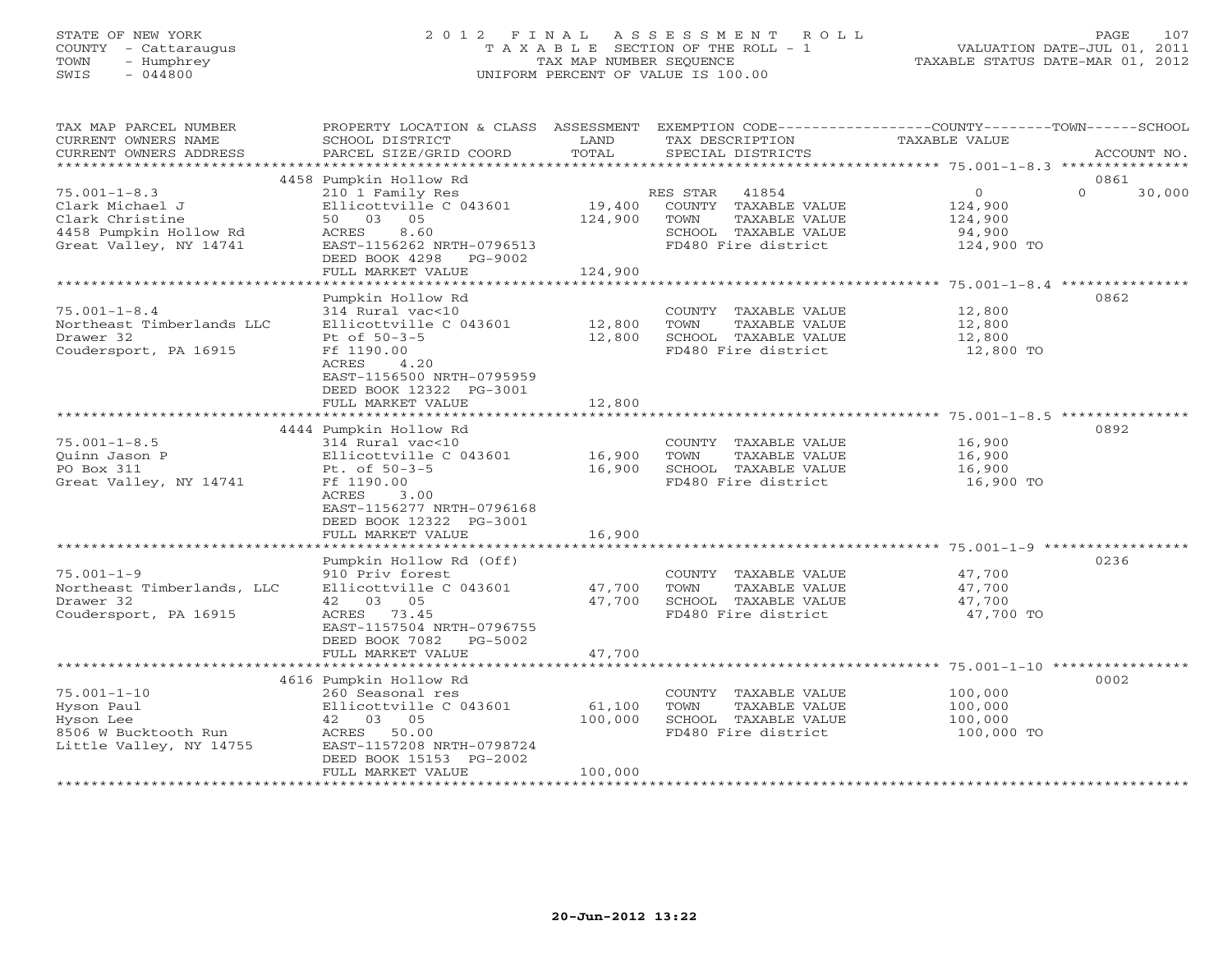STATE OF NEW YORK
COUNTY - Cattaraugus
TOWN - Humphrey
SWIS - 044800

# 2012 FINAL ASSESSMENT ROLL
TAXABLE SECTION OF THE ROLL - 1
TAX MAP NUMBER SEQUENCE
UNIFORM PERCENT OF VALUE IS 100.00

VALUATION DATE-JUL 01, 2011
TAXABLE STATUS DATE-MAR 01, 2012

| TAX MAP PARCEL NUMBER / CURRENT OWNERS NAME / CURRENT OWNERS ADDRESS | PROPERTY LOCATION & CLASS / SCHOOL DISTRICT / PARCEL SIZE/GRID COORD | ASSESSMENT LAND / TOTAL | EXEMPTION CODE / TAX DESCRIPTION / SPECIAL DISTRICTS | COUNTY / TOWN / SCHOOL TAXABLE VALUE | ACCOUNT NO. |
|---|---|---|---|---|---|
| 75.001-1-8.3 | 4458 Pumpkin Hollow Rd | | | | 0861 |
| | 210 1 Family Res | | RES STAR 41854 | 0 / 0 / 30,000 | |
| Clark Michael J | Ellicottville C 043601 | 19,400 | COUNTY TAXABLE VALUE | 124,900 | |
| Clark Christine | 50 03 05 | 124,900 | TOWN TAXABLE VALUE | 124,900 | |
| 4458 Pumpkin Hollow Rd | ACRES 8.60 | | SCHOOL TAXABLE VALUE | 94,900 | |
| Great Valley, NY 14741 | EAST-1156262 NRTH-0796513 | | FD480 Fire district | 124,900 TO | |
| | DEED BOOK 4298 PG-9002 | | | | |
| | FULL MARKET VALUE | 124,900 | | | |
| 75.001-1-8.4 | Pumpkin Hollow Rd | | | | 0862 |
| | 314 Rural vac<10 | | COUNTY TAXABLE VALUE | 12,800 | |
| Northeast Timberlands LLC | Ellicottville C 043601 | 12,800 | TOWN TAXABLE VALUE | 12,800 | |
| Drawer 32 | Pt of 50-3-5 | 12,800 | SCHOOL TAXABLE VALUE | 12,800 | |
| Coudersport, PA 16915 | Ff 1190.00 | | FD480 Fire district | 12,800 TO | |
| | ACRES 4.20 | | | | |
| | EAST-1156500 NRTH-0795959 | | | | |
| | DEED BOOK 12322 PG-3001 | | | | |
| | FULL MARKET VALUE | 12,800 | | | |
| 75.001-1-8.5 | 4444 Pumpkin Hollow Rd | | | | 0892 |
| | 314 Rural vac<10 | | COUNTY TAXABLE VALUE | 16,900 | |
| Quinn Jason P | Ellicottville C 043601 | 16,900 | TOWN TAXABLE VALUE | 16,900 | |
| PO Box 311 | Pt. of 50-3-5 | 16,900 | SCHOOL TAXABLE VALUE | 16,900 | |
| Great Valley, NY 14741 | Ff 1190.00 | | FD480 Fire district | 16,900 TO | |
| | ACRES 3.00 | | | | |
| | EAST-1156277 NRTH-0796168 | | | | |
| | DEED BOOK 12322 PG-3001 | | | | |
| | FULL MARKET VALUE | 16,900 | | | |
| 75.001-1-9 | Pumpkin Hollow Rd (Off) | | | | 0236 |
| | 910 Priv forest | | COUNTY TAXABLE VALUE | 47,700 | |
| Northeast Timberlands, LLC | Ellicottville C 043601 | 47,700 | TOWN TAXABLE VALUE | 47,700 | |
| Drawer 32 | 42 03 05 | 47,700 | SCHOOL TAXABLE VALUE | 47,700 | |
| Coudersport, PA 16915 | ACRES 73.45 | | FD480 Fire district | 47,700 TO | |
| | EAST-1157504 NRTH-0796755 | | | | |
| | DEED BOOK 7082 PG-5002 | | | | |
| | FULL MARKET VALUE | 47,700 | | | |
| 75.001-1-10 | 4616 Pumpkin Hollow Rd | | | | 0002 |
| | 260 Seasonal res | | COUNTY TAXABLE VALUE | 100,000 | |
| Hyson Paul | Ellicottville C 043601 | 61,100 | TOWN TAXABLE VALUE | 100,000 | |
| Hyson Lee | 42 03 05 | 100,000 | SCHOOL TAXABLE VALUE | 100,000 | |
| 8506 W Bucktooth Run | ACRES 50.00 | | FD480 Fire district | 100,000 TO | |
| Little Valley, NY 14755 | EAST-1157208 NRTH-0798724 | | | | |
| | DEED BOOK 15153 PG-2002 | | | | |
| | FULL MARKET VALUE | 100,000 | | | |

20-Jun-2012 13:22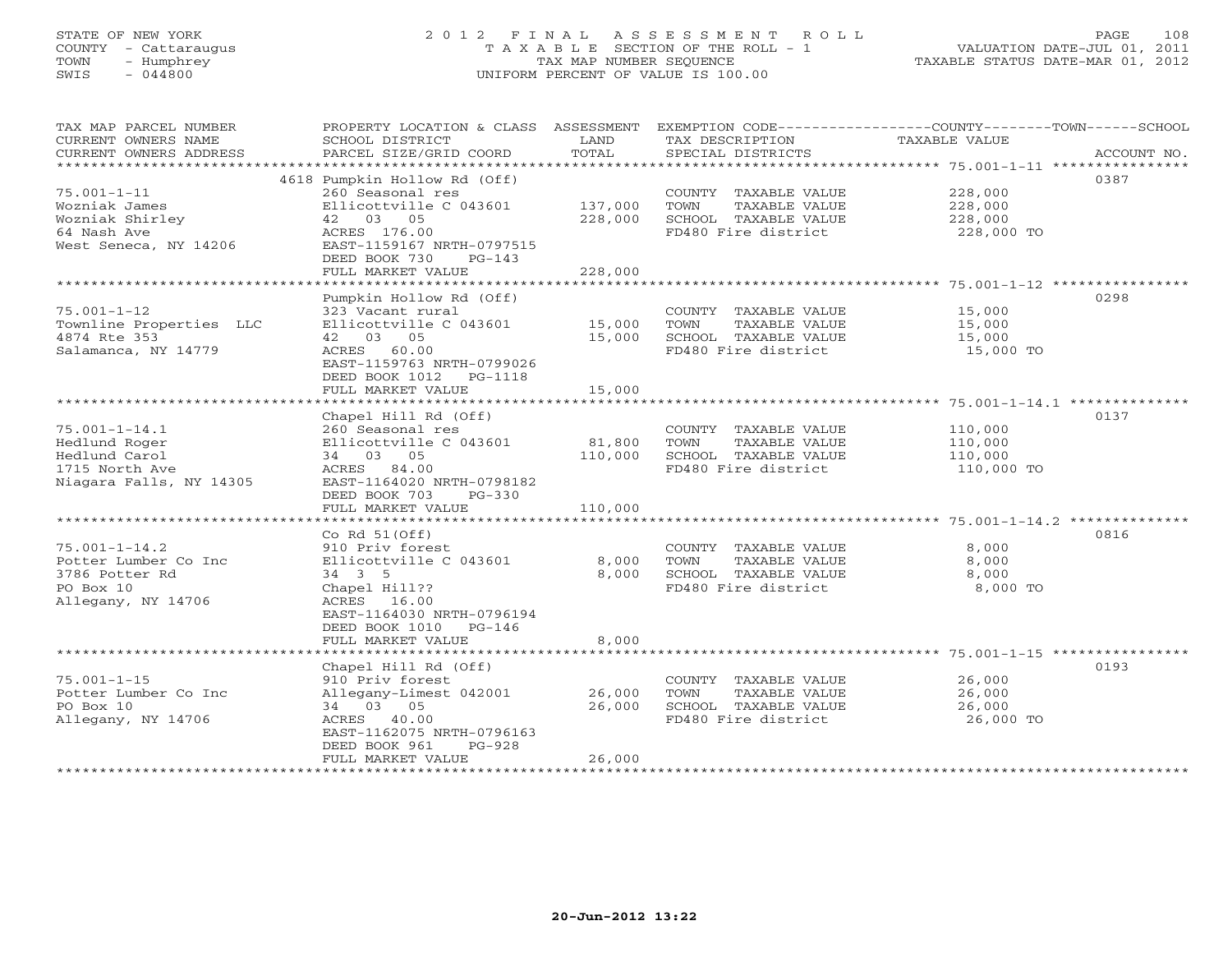STATE OF NEW YORK
COUNTY - Cattaraugus
TOWN - Humphrey
SWIS - 044800

# 2012 FINAL ASSESSMENT ROLL

TAXABLE SECTION OF THE ROLL - 1
TAX MAP NUMBER SEQUENCE
UNIFORM PERCENT OF VALUE IS 100.00

VALUATION DATE-JUL 01, 2011
TAXABLE STATUS DATE-MAR 01, 2012

| TAX MAP PARCEL NUMBER / CURRENT OWNERS NAME / CURRENT OWNERS ADDRESS | PROPERTY LOCATION & CLASS / SCHOOL DISTRICT / PARCEL SIZE/GRID COORD | ASSESSMENT LAND / TOTAL | EXEMPTION CODE / TAX DESCRIPTION / SPECIAL DISTRICTS | COUNTY--------TOWN------SCHOOL TAXABLE VALUE | ACCOUNT NO. |
|---|---|---|---|---|---|
| 75.001-1-11 | 4618 Pumpkin Hollow Rd (Off) | | | | 0387 |
| | 260 Seasonal res | | COUNTY TAXABLE VALUE | 228,000 | |
| Wozniak James | Ellicottville C 043601 | 137,000 | TOWN TAXABLE VALUE | 228,000 | |
| Wozniak Shirley | 42 03 05 | 228,000 | SCHOOL TAXABLE VALUE | 228,000 | |
| 64 Nash Ave | ACRES 176.00 | | FD480 Fire district | 228,000 TO | |
| West Seneca, NY 14206 | EAST-1159167 NRTH-0797515 | | | | |
| | DEED BOOK 730 PG-143 | | | | |
| | FULL MARKET VALUE | 228,000 | | | |
| 75.001-1-12 | Pumpkin Hollow Rd (Off) | | | | 0298 |
| | 323 Vacant rural | | COUNTY TAXABLE VALUE | 15,000 | |
| Townline Properties LLC | Ellicottville C 043601 | 15,000 | TOWN TAXABLE VALUE | 15,000 | |
| 4874 Rte 353 | 42 03 05 | 15,000 | SCHOOL TAXABLE VALUE | 15,000 | |
| Salamanca, NY 14779 | ACRES 60.00 | | FD480 Fire district | 15,000 TO | |
| | EAST-1159763 NRTH-0799026 | | | | |
| | DEED BOOK 1012 PG-1118 | | | | |
| | FULL MARKET VALUE | 15,000 | | | |
| 75.001-1-14.1 | Chapel Hill Rd (Off) | | | | 0137 |
| | 260 Seasonal res | | COUNTY TAXABLE VALUE | 110,000 | |
| Hedlund Roger | Ellicottville C 043601 | 81,800 | TOWN TAXABLE VALUE | 110,000 | |
| Hedlund Carol | 34 03 05 | 110,000 | SCHOOL TAXABLE VALUE | 110,000 | |
| 1715 North Ave | ACRES 84.00 | | FD480 Fire district | 110,000 TO | |
| Niagara Falls, NY 14305 | EAST-1164020 NRTH-0798182 | | | | |
| | DEED BOOK 703 PG-330 | | | | |
| | FULL MARKET VALUE | 110,000 | | | |
| 75.001-1-14.2 | Co Rd 51(Off) | | | | 0816 |
| | 910 Priv forest | | COUNTY TAXABLE VALUE | 8,000 | |
| Potter Lumber Co Inc | Ellicottville C 043601 | 8,000 | TOWN TAXABLE VALUE | 8,000 | |
| 3786 Potter Rd | 34 3 5 | 8,000 | SCHOOL TAXABLE VALUE | 8,000 | |
| PO Box 10 | Chapel Hill?? | | FD480 Fire district | 8,000 TO | |
| Allegany, NY 14706 | ACRES 16.00 | | | | |
| | EAST-1164030 NRTH-0796194 | | | | |
| | DEED BOOK 1010 PG-146 | | | | |
| | FULL MARKET VALUE | 8,000 | | | |
| 75.001-1-15 | Chapel Hill Rd (Off) | | | | 0193 |
| | 910 Priv forest | | COUNTY TAXABLE VALUE | 26,000 | |
| Potter Lumber Co Inc | Allegany-Limest 042001 | 26,000 | TOWN TAXABLE VALUE | 26,000 | |
| PO Box 10 | 34 03 05 | 26,000 | SCHOOL TAXABLE VALUE | 26,000 | |
| Allegany, NY 14706 | ACRES 40.00 | | FD480 Fire district | 26,000 TO | |
| | EAST-1162075 NRTH-0796163 | | | | |
| | DEED BOOK 961 PG-928 | | | | |
| | FULL MARKET VALUE | 26,000 | | | |

20-Jun-2012 13:22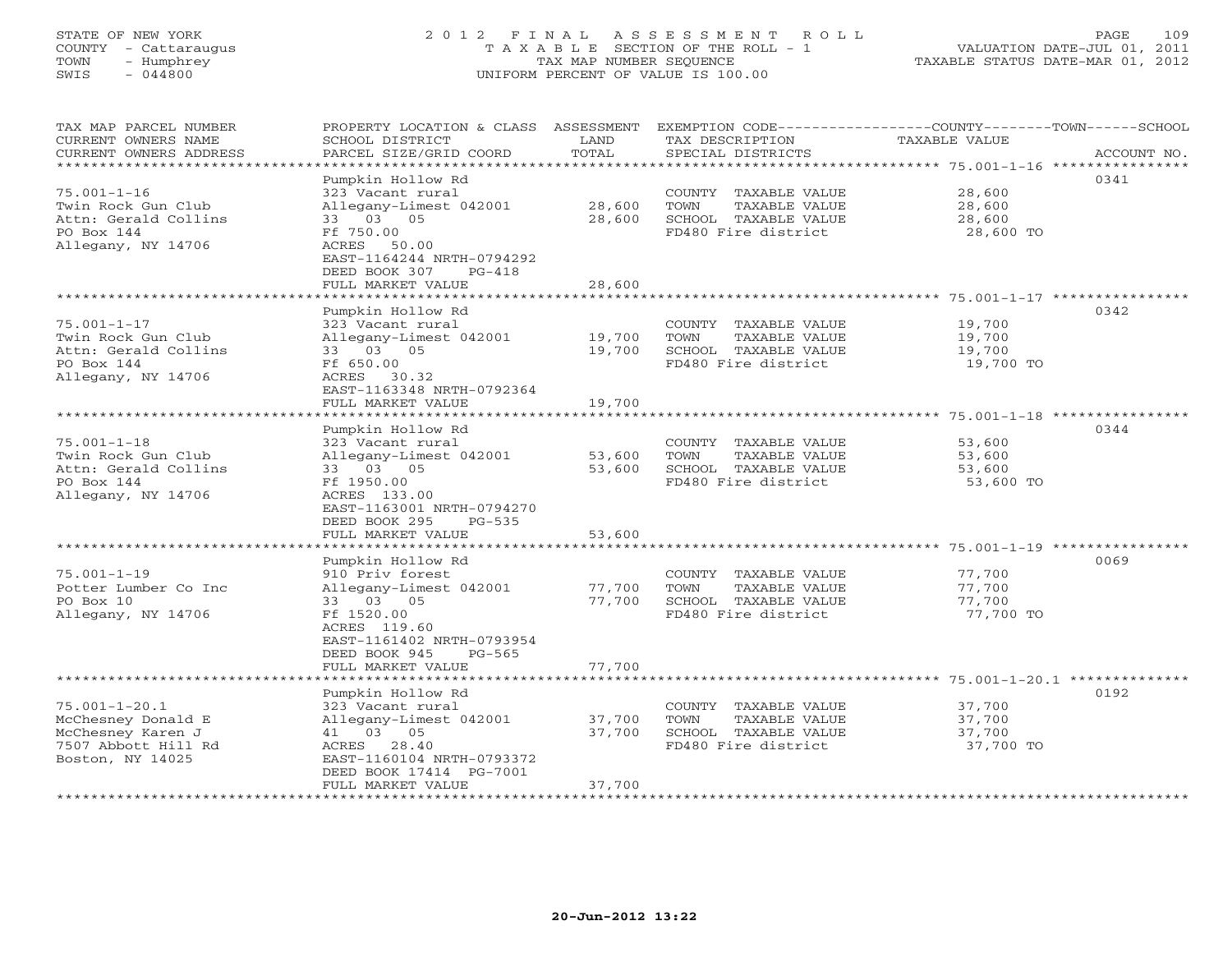STATE OF NEW YORK
COUNTY - Cattaraugus
TOWN - Humphrey
SWIS - 044800

# 2012 FINAL ASSESSMENT ROLL
TAXABLE SECTION OF THE ROLL - 1
TAX MAP NUMBER SEQUENCE
UNIFORM PERCENT OF VALUE IS 100.00

VALUATION DATE-JUL 01, 2011
TAXABLE STATUS DATE-MAR 01, 2012

| TAX MAP PARCEL NUMBER / CURRENT OWNERS NAME / CURRENT OWNERS ADDRESS | PROPERTY LOCATION & CLASS / SCHOOL DISTRICT / PARCEL SIZE/GRID COORD | ASSESSMENT LAND / TOTAL | EXEMPTION CODE / TAX DESCRIPTION / SPECIAL DISTRICTS | COUNTY--------TOWN------SCHOOL TAXABLE VALUE | ACCOUNT NO. |
|---|---|---|---|---|---|
| 75.001-1-16 | Pumpkin Hollow Rd | | | | 0341 |
| Twin Rock Gun Club | 323 Vacant rural | | COUNTY TAXABLE VALUE | 28,600 | |
| Attn: Gerald Collins | Allegany-Limest 042001 | 28,600 | TOWN TAXABLE VALUE | 28,600 | |
| PO Box 144 | 33 03 05 | 28,600 | SCHOOL TAXABLE VALUE | 28,600 | |
| Allegany, NY 14706 | Ff 750.00 | | FD480 Fire district | 28,600 TO | |
| | ACRES 50.00 | | | | |
| | EAST-1164244 NRTH-0794292 | | | | |
| | DEED BOOK 307 PG-418 | | | | |
| | FULL MARKET VALUE | 28,600 | | | |
| 75.001-1-17 | Pumpkin Hollow Rd | | | | 0342 |
| Twin Rock Gun Club | 323 Vacant rural | | COUNTY TAXABLE VALUE | 19,700 | |
| Attn: Gerald Collins | Allegany-Limest 042001 | 19,700 | TOWN TAXABLE VALUE | 19,700 | |
| PO Box 144 | 33 03 05 | 19,700 | SCHOOL TAXABLE VALUE | 19,700 | |
| Allegany, NY 14706 | Ff 650.00 | | FD480 Fire district | 19,700 TO | |
| | ACRES 30.32 | | | | |
| | EAST-1163348 NRTH-0792364 | | | | |
| | FULL MARKET VALUE | 19,700 | | | |
| 75.001-1-18 | Pumpkin Hollow Rd | | | | 0344 |
| Twin Rock Gun Club | 323 Vacant rural | | COUNTY TAXABLE VALUE | 53,600 | |
| Attn: Gerald Collins | Allegany-Limest 042001 | 53,600 | TOWN TAXABLE VALUE | 53,600 | |
| PO Box 144 | 33 03 05 | 53,600 | SCHOOL TAXABLE VALUE | 53,600 | |
| Allegany, NY 14706 | Ff 1950.00 | | FD480 Fire district | 53,600 TO | |
| | ACRES 133.00 | | | | |
| | EAST-1163001 NRTH-0794270 | | | | |
| | DEED BOOK 295 PG-535 | | | | |
| | FULL MARKET VALUE | 53,600 | | | |
| 75.001-1-19 | Pumpkin Hollow Rd | | | | 0069 |
| Potter Lumber Co Inc | 910 Priv forest | | COUNTY TAXABLE VALUE | 77,700 | |
| PO Box 10 | Allegany-Limest 042001 | 77,700 | TOWN TAXABLE VALUE | 77,700 | |
| Allegany, NY 14706 | 33 03 05 | 77,700 | SCHOOL TAXABLE VALUE | 77,700 | |
| | Ff 1520.00 | | FD480 Fire district | 77,700 TO | |
| | ACRES 119.60 | | | | |
| | EAST-1161402 NRTH-0793954 | | | | |
| | DEED BOOK 945 PG-565 | | | | |
| | FULL MARKET VALUE | 77,700 | | | |
| 75.001-1-20.1 | Pumpkin Hollow Rd | | | | 0192 |
| McChesney Donald E | 323 Vacant rural | | COUNTY TAXABLE VALUE | 37,700 | |
| McChesney Karen J | Allegany-Limest 042001 | 37,700 | TOWN TAXABLE VALUE | 37,700 | |
| 7507 Abbott Hill Rd | 41 03 05 | 37,700 | SCHOOL TAXABLE VALUE | 37,700 | |
| Boston, NY 14025 | ACRES 28.40 | | FD480 Fire district | 37,700 TO | |
| | EAST-1160104 NRTH-0793372 | | | | |
| | DEED BOOK 17414 PG-7001 | | | | |
| | FULL MARKET VALUE | 37,700 | | | |

20-Jun-2012 13:22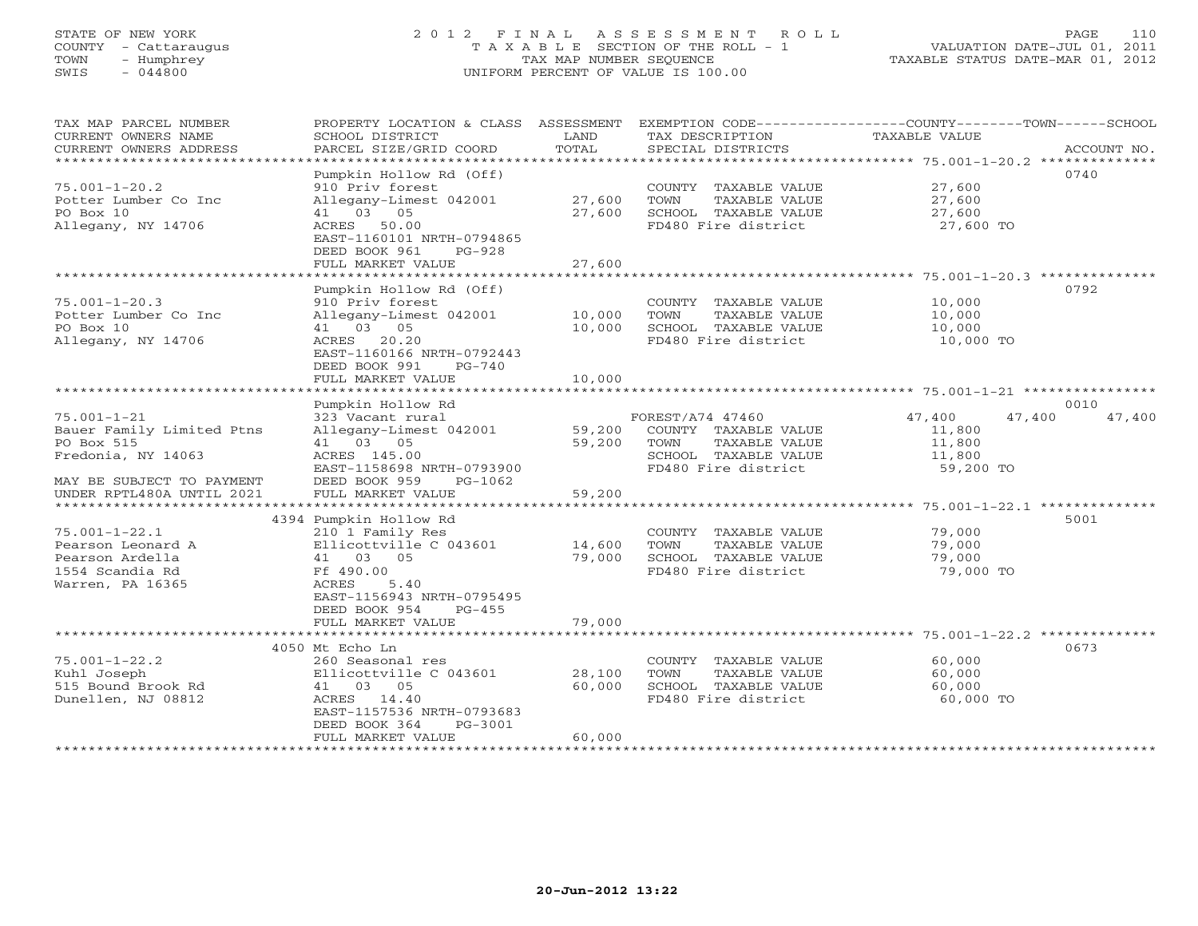STATE OF NEW YORK
COUNTY - Cattaraugus
TOWN - Humphrey
SWIS - 044800

# 2012 FINAL ASSESSMENT ROLL

TAXABLE SECTION OF THE ROLL - 1
TAX MAP NUMBER SEQUENCE
UNIFORM PERCENT OF VALUE IS 100.00

VALUATION DATE-JUL 01, 2011
TAXABLE STATUS DATE-MAR 01, 2012

| TAX MAP PARCEL NUMBER / CURRENT OWNERS NAME / CURRENT OWNERS ADDRESS | PROPERTY LOCATION & CLASS / SCHOOL DISTRICT / PARCEL SIZE/GRID COORD | ASSESSMENT LAND | TOTAL | EXEMPTION CODE / TAX DESCRIPTION / SPECIAL DISTRICTS | COUNTY TAXABLE VALUE | TOWN | SCHOOL | ACCOUNT NO. |
|---|---|---|---|---|---|---|---|---|
| **75.001-1-20.2** | Pumpkin Hollow Rd (Off) | | | | | | | 0740 |
| 75.001-1-20.2 | 910 Priv forest | | | COUNTY TAXABLE VALUE | 27,600 | | | |
| Potter Lumber Co Inc | Allegany-Limest 042001 | 27,600 | | TOWN TAXABLE VALUE | 27,600 | | | |
| PO Box 10 | 41 03 05 | | 27,600 | SCHOOL TAXABLE VALUE | 27,600 | | | |
| Allegany, NY 14706 | ACRES 50.00 | | | FD480 Fire district | 27,600 TO | | | |
| | EAST-1160101 NRTH-0794865 | | | | | | | |
| | DEED BOOK 961 PG-928 | | | | | | | |
| | FULL MARKET VALUE | | 27,600 | | | | | |
| **75.001-1-20.3** | Pumpkin Hollow Rd (Off) | | | | | | | 0792 |
| 75.001-1-20.3 | 910 Priv forest | | | COUNTY TAXABLE VALUE | 10,000 | | | |
| Potter Lumber Co Inc | Allegany-Limest 042001 | 10,000 | | TOWN TAXABLE VALUE | 10,000 | | | |
| PO Box 10 | 41 03 05 | | 10,000 | SCHOOL TAXABLE VALUE | 10,000 | | | |
| Allegany, NY 14706 | ACRES 20.20 | | | FD480 Fire district | 10,000 TO | | | |
| | EAST-1160166 NRTH-0792443 | | | | | | | |
| | DEED BOOK 991 PG-740 | | | | | | | |
| | FULL MARKET VALUE | | 10,000 | | | | | |
| **75.001-1-21** | Pumpkin Hollow Rd | | | | | | | 0010 |
| 75.001-1-21 | 323 Vacant rural | | | FOREST/A74 47460 | 47,400 | 47,400 | 47,400 | |
| Bauer Family Limited Ptns | Allegany-Limest 042001 | 59,200 | | COUNTY TAXABLE VALUE | 11,800 | | | |
| PO Box 515 | 41 03 05 | | 59,200 | TOWN TAXABLE VALUE | 11,800 | | | |
| Fredonia, NY 14063 | ACRES 145.00 | | | SCHOOL TAXABLE VALUE | 11,800 | | | |
| | EAST-1158698 NRTH-0793900 | | | FD480 Fire district | 59,200 TO | | | |
| MAY BE SUBJECT TO PAYMENT | DEED BOOK 959 PG-1062 | | | | | | | |
| UNDER RPTL480A UNTIL 2021 | FULL MARKET VALUE | | 59,200 | | | | | |
| **75.001-1-22.1** | 4394 Pumpkin Hollow Rd | | | | | | | 5001 |
| 75.001-1-22.1 | 210 1 Family Res | | | COUNTY TAXABLE VALUE | 79,000 | | | |
| Pearson Leonard A | Ellicottville C 043601 | 14,600 | | TOWN TAXABLE VALUE | 79,000 | | | |
| Pearson Ardella | 41 03 05 | | 79,000 | SCHOOL TAXABLE VALUE | 79,000 | | | |
| 1554 Scandia Rd | Ff 490.00 | | | FD480 Fire district | 79,000 TO | | | |
| Warren, PA 16365 | ACRES 5.40 | | | | | | | |
| | EAST-1156943 NRTH-0795495 | | | | | | | |
| | DEED BOOK 954 PG-455 | | | | | | | |
| | FULL MARKET VALUE | | 79,000 | | | | | |
| **75.001-1-22.2** | 4050 Mt Echo Ln | | | | | | | 0673 |
| 75.001-1-22.2 | 260 Seasonal res | | | COUNTY TAXABLE VALUE | 60,000 | | | |
| Kuhl Joseph | Ellicottville C 043601 | 28,100 | | TOWN TAXABLE VALUE | 60,000 | | | |
| 515 Bound Brook Rd | 41 03 05 | | 60,000 | SCHOOL TAXABLE VALUE | 60,000 | | | |
| Dunellen, NJ 08812 | ACRES 14.40 | | | FD480 Fire district | 60,000 TO | | | |
| | EAST-1157536 NRTH-0793683 | | | | | | | |
| | DEED BOOK 364 PG-3001 | | | | | | | |
| | FULL MARKET VALUE | | 60,000 | | | | | |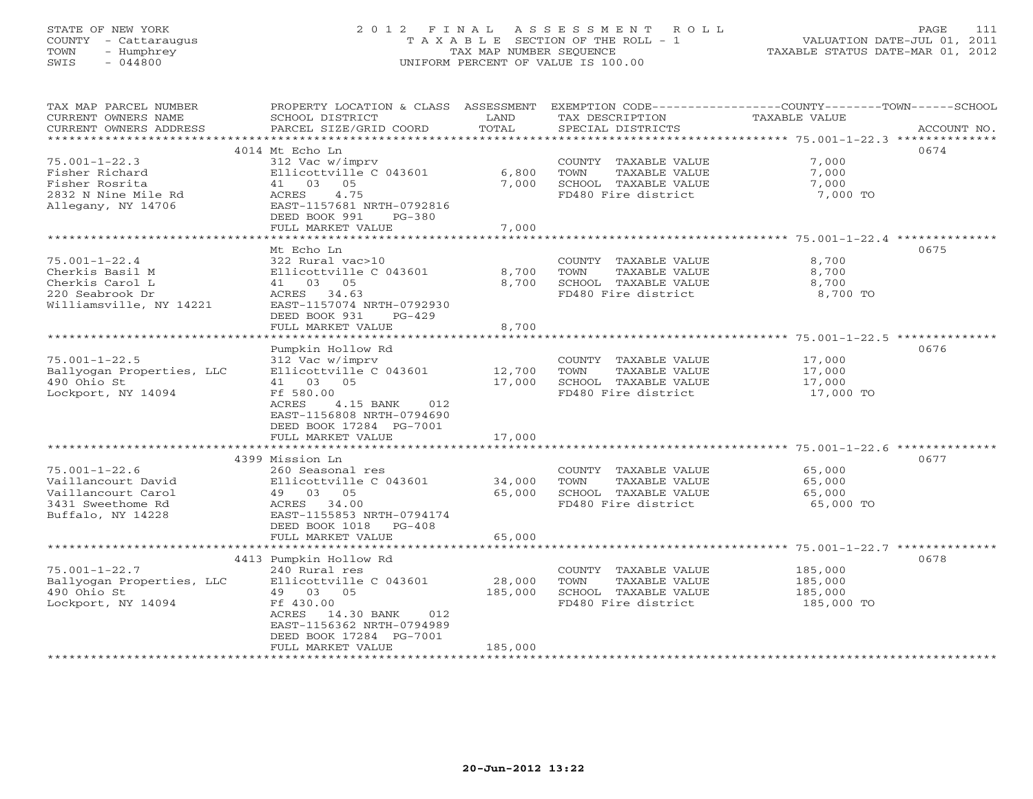STATE OF NEW YORK
COUNTY - Cattaraugus
TOWN - Humphrey
SWIS - 044800

# 2012 FINAL ASSESSMENT ROLL

TAXABLE SECTION OF THE ROLL - 1
TAX MAP NUMBER SEQUENCE
UNIFORM PERCENT OF VALUE IS 100.00

VALUATION DATE-JUL 01, 2011
TAXABLE STATUS DATE-MAR 01, 2012

| TAX MAP PARCEL NUMBER / CURRENT OWNERS NAME / CURRENT OWNERS ADDRESS | PROPERTY LOCATION & CLASS / SCHOOL DISTRICT / PARCEL SIZE/GRID COORD | ASSESSMENT LAND | TOTAL | EXEMPTION CODE / TAX DESCRIPTION / SPECIAL DISTRICTS | TAXABLE VALUE | ACCOUNT NO. |
|---|---|---|---|---|---|---|
| **75.001-1-22.3** | 4014 Mt Echo Ln | | | | | 0674 |
| 75.001-1-22.3 | 312 Vac w/imprv | | | COUNTY TAXABLE VALUE | 7,000 | |
| Fisher Richard | Ellicottville C 043601 | 6,800 | | TOWN TAXABLE VALUE | 7,000 | |
| Fisher Rosrita | 41 03 05 | | 7,000 | SCHOOL TAXABLE VALUE | 7,000 | |
| 2832 N Nine Mile Rd | ACRES 4.75 | | | FD480 Fire district | 7,000 TO | |
| Allegany, NY 14706 | EAST-1157681 NRTH-0792816 | | | | | |
| | DEED BOOK 991 PG-380 | | | | | |
| | FULL MARKET VALUE | | 7,000 | | | |
| **75.001-1-22.4** | Mt Echo Ln | | | | | 0675 |
| 75.001-1-22.4 | 322 Rural vac>10 | | | COUNTY TAXABLE VALUE | 8,700 | |
| Cherkis Basil M | Ellicottville C 043601 | 8,700 | | TOWN TAXABLE VALUE | 8,700 | |
| Cherkis Carol L | 41 03 05 | | 8,700 | SCHOOL TAXABLE VALUE | 8,700 | |
| 220 Seabrook Dr | ACRES 34.63 | | | FD480 Fire district | 8,700 TO | |
| Williamsville, NY 14221 | EAST-1157074 NRTH-0792930 | | | | | |
| | DEED BOOK 931 PG-429 | | | | | |
| | FULL MARKET VALUE | | 8,700 | | | |
| **75.001-1-22.5** | Pumpkin Hollow Rd | | | | | 0676 |
| 75.001-1-22.5 | 312 Vac w/imprv | | | COUNTY TAXABLE VALUE | 17,000 | |
| Ballyogan Properties, LLC | Ellicottville C 043601 | 12,700 | | TOWN TAXABLE VALUE | 17,000 | |
| 490 Ohio St | 41 03 05 | | 17,000 | SCHOOL TAXABLE VALUE | 17,000 | |
| Lockport, NY 14094 | Ff 580.00 | | | FD480 Fire district | 17,000 TO | |
| | ACRES 4.15 BANK 012 | | | | | |
| | EAST-1156808 NRTH-0794690 | | | | | |
| | DEED BOOK 17284 PG-7001 | | | | | |
| | FULL MARKET VALUE | | 17,000 | | | |
| **75.001-1-22.6** | 4399 Mission Ln | | | | | 0677 |
| 75.001-1-22.6 | 260 Seasonal res | | | COUNTY TAXABLE VALUE | 65,000 | |
| Vaillancourt David | Ellicottville C 043601 | 34,000 | | TOWN TAXABLE VALUE | 65,000 | |
| Vaillancourt Carol | 49 03 05 | | 65,000 | SCHOOL TAXABLE VALUE | 65,000 | |
| 3431 Sweethome Rd | ACRES 34.00 | | | FD480 Fire district | 65,000 TO | |
| Buffalo, NY 14228 | EAST-1155853 NRTH-0794174 | | | | | |
| | DEED BOOK 1018 PG-408 | | | | | |
| | FULL MARKET VALUE | | 65,000 | | | |
| **75.001-1-22.7** | 4413 Pumpkin Hollow Rd | | | | | 0678 |
| 75.001-1-22.7 | 240 Rural res | | | COUNTY TAXABLE VALUE | 185,000 | |
| Ballyogan Properties, LLC | Ellicottville C 043601 | 28,000 | | TOWN TAXABLE VALUE | 185,000 | |
| 490 Ohio St | 49 03 05 | | 185,000 | SCHOOL TAXABLE VALUE | 185,000 | |
| Lockport, NY 14094 | Ff 430.00 | | | FD480 Fire district | 185,000 TO | |
| | ACRES 14.30 BANK 012 | | | | | |
| | EAST-1156362 NRTH-0794989 | | | | | |
| | DEED BOOK 17284 PG-7001 | | | | | |
| | FULL MARKET VALUE | | 185,000 | | | |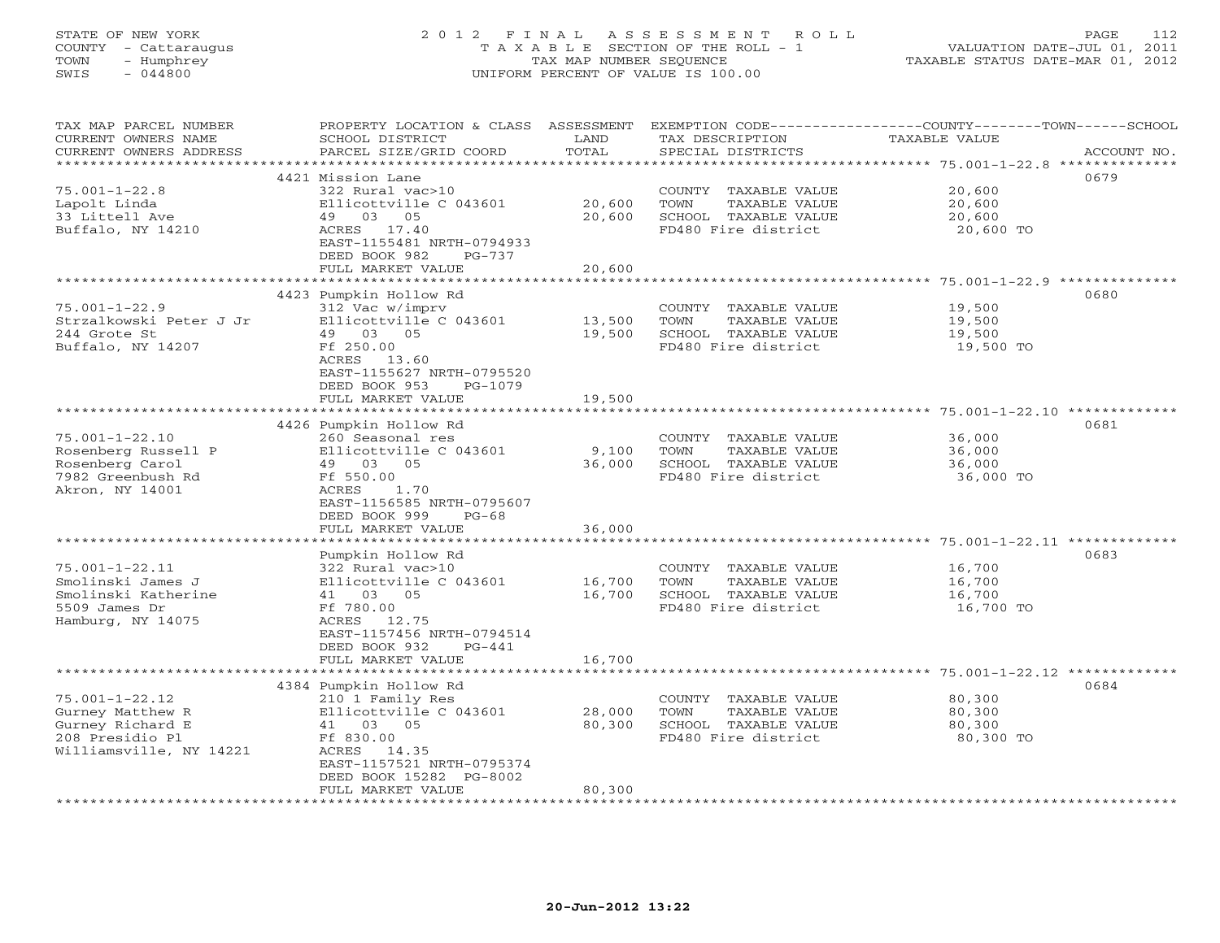STATE OF NEW YORK
COUNTY - Cattaraugus
TOWN - Humphrey
SWIS - 044800

# 2012 FINAL ASSESSMENT ROLL

TAXABLE SECTION OF THE ROLL - 1
TAX MAP NUMBER SEQUENCE
UNIFORM PERCENT OF VALUE IS 100.00

VALUATION DATE-JUL 01, 2011
TAXABLE STATUS DATE-MAR 01, 2012

| TAX MAP PARCEL NUMBER / CURRENT OWNERS NAME / CURRENT OWNERS ADDRESS | PROPERTY LOCATION & CLASS / SCHOOL DISTRICT / PARCEL SIZE/GRID COORD | ASSESSMENT LAND | TOTAL | EXEMPTION CODE / TAX DESCRIPTION / SPECIAL DISTRICTS | TAXABLE VALUE (COUNTY/TOWN/SCHOOL) | ACCOUNT NO. |
|---|---|---|---|---|---|---|
| 75.001-1-22.8 | 4421 Mission Lane | | | | | 0679 |
| Lapolt Linda | 322 Rural vac>10 | | | COUNTY TAXABLE VALUE | 20,600 | |
| 33 Littell Ave | Ellicottville C 043601 | 20,600 | | TOWN TAXABLE VALUE | 20,600 | |
| Buffalo, NY 14210 | 49 03 05 | | 20,600 | SCHOOL TAXABLE VALUE | 20,600 | |
| | ACRES 17.40 | | | FD480 Fire district | 20,600 TO | |
| | EAST-1155481 NRTH-0794933 | | | | | |
| | DEED BOOK 982 PG-737 | | | | | |
| | FULL MARKET VALUE | | 20,600 | | | |
| 75.001-1-22.9 | 4423 Pumpkin Hollow Rd | | | | | 0680 |
| Strzalkowski Peter J Jr | 312 Vac w/imprv | | | COUNTY TAXABLE VALUE | 19,500 | |
| 244 Grote St | Ellicottville C 043601 | 13,500 | | TOWN TAXABLE VALUE | 19,500 | |
| Buffalo, NY 14207 | 49 03 05 | | 19,500 | SCHOOL TAXABLE VALUE | 19,500 | |
| | Ff 250.00 | | | FD480 Fire district | 19,500 TO | |
| | ACRES 13.60 | | | | | |
| | EAST-1155627 NRTH-0795520 | | | | | |
| | DEED BOOK 953 PG-1079 | | | | | |
| | FULL MARKET VALUE | | 19,500 | | | |
| 75.001-1-22.10 | 4426 Pumpkin Hollow Rd | | | | | 0681 |
| Rosenberg Russell P | 260 Seasonal res | | | COUNTY TAXABLE VALUE | 36,000 | |
| Rosenberg Carol | Ellicottville C 043601 | 9,100 | | TOWN TAXABLE VALUE | 36,000 | |
| 7982 Greenbush Rd | 49 03 05 | | 36,000 | SCHOOL TAXABLE VALUE | 36,000 | |
| Akron, NY 14001 | Ff 550.00 | | | FD480 Fire district | 36,000 TO | |
| | ACRES 1.70 | | | | | |
| | EAST-1156585 NRTH-0795607 | | | | | |
| | DEED BOOK 999 PG-68 | | | | | |
| | FULL MARKET VALUE | | 36,000 | | | |
| 75.001-1-22.11 | Pumpkin Hollow Rd | | | | | 0683 |
| Smolinski James J | 322 Rural vac>10 | | | COUNTY TAXABLE VALUE | 16,700 | |
| Smolinski Katherine | Ellicottville C 043601 | 16,700 | | TOWN TAXABLE VALUE | 16,700 | |
| 5509 James Dr | 41 03 05 | | 16,700 | SCHOOL TAXABLE VALUE | 16,700 | |
| Hamburg, NY 14075 | Ff 780.00 | | | FD480 Fire district | 16,700 TO | |
| | ACRES 12.75 | | | | | |
| | EAST-1157456 NRTH-0794514 | | | | | |
| | DEED BOOK 932 PG-441 | | | | | |
| | FULL MARKET VALUE | | 16,700 | | | |
| 75.001-1-22.12 | 4384 Pumpkin Hollow Rd | | | | | 0684 |
| Gurney Matthew R | 210 1 Family Res | | | COUNTY TAXABLE VALUE | 80,300 | |
| Gurney Richard E | Ellicottville C 043601 | 28,000 | | TOWN TAXABLE VALUE | 80,300 | |
| 208 Presidio Pl | 41 03 05 | | 80,300 | SCHOOL TAXABLE VALUE | 80,300 | |
| Williamsville, NY 14221 | Ff 830.00 | | | FD480 Fire district | 80,300 TO | |
| | ACRES 14.35 | | | | | |
| | EAST-1157521 NRTH-0795374 | | | | | |
| | DEED BOOK 15282 PG-8002 | | | | | |
| | FULL MARKET VALUE | | 80,300 | | | |

20-Jun-2012 13:22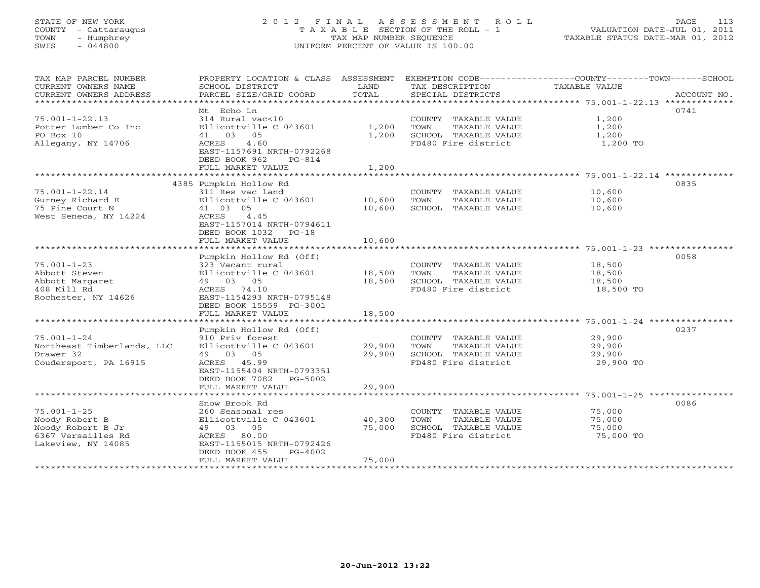STATE OF NEW YORK
COUNTY - Cattaraugus
TOWN - Humphrey
SWIS - 044800

# 2012 FINAL ASSESSMENT ROLL
TAXABLE SECTION OF THE ROLL - 1
TAX MAP NUMBER SEQUENCE
UNIFORM PERCENT OF VALUE IS 100.00

VALUATION DATE-JUL 01, 2011
TAXABLE STATUS DATE-MAR 01, 2012

| TAX MAP PARCEL NUMBER / CURRENT OWNERS NAME / CURRENT OWNERS ADDRESS | PROPERTY LOCATION & CLASS / SCHOOL DISTRICT / PARCEL SIZE/GRID COORD | ASSESSMENT LAND / TOTAL | EXEMPTION CODE / TAX DESCRIPTION / SPECIAL DISTRICTS | COUNTY--------TOWN------SCHOOL TAXABLE VALUE | ACCOUNT NO. |
|---|---|---|---|---|---|
| **75.001-1-22.13** | Mt Echo Ln | | | | 0741 |
| 75.001-1-22.13 | 314 Rural vac<10 | | COUNTY TAXABLE VALUE | 1,200 | |
| Potter Lumber Co Inc | Ellicottville C 043601 | 1,200 | TOWN TAXABLE VALUE | 1,200 | |
| PO Box 10 | 41 03 05 | 1,200 | SCHOOL TAXABLE VALUE | 1,200 | |
| Allegany, NY 14706 | ACRES 4.60 | | FD480 Fire district | 1,200 TO | |
| | EAST-1157691 NRTH-0792268 | | | | |
| | DEED BOOK 962 PG-814 | | | | |
| | FULL MARKET VALUE | 1,200 | | | |
| **75.001-1-22.14** | 4385 Pumpkin Hollow Rd | | | | 0835 |
| 75.001-1-22.14 | 311 Res vac land | | COUNTY TAXABLE VALUE | 10,600 | |
| Gurney Richard E | Ellicottville C 043601 | 10,600 | TOWN TAXABLE VALUE | 10,600 | |
| 75 Pine Court N | 41 03 05 | 10,600 | SCHOOL TAXABLE VALUE | 10,600 | |
| West Seneca, NY 14224 | ACRES 4.45 | | | | |
| | EAST-1157014 NRTH-0794611 | | | | |
| | DEED BOOK 1032 PG-18 | | | | |
| | FULL MARKET VALUE | 10,600 | | | |
| **75.001-1-23** | Pumpkin Hollow Rd (Off) | | | | 0058 |
| 75.001-1-23 | 323 Vacant rural | | COUNTY TAXABLE VALUE | 18,500 | |
| Abbott Steven | Ellicottville C 043601 | 18,500 | TOWN TAXABLE VALUE | 18,500 | |
| Abbott Margaret | 49 03 05 | 18,500 | SCHOOL TAXABLE VALUE | 18,500 | |
| 408 Mill Rd | ACRES 74.10 | | FD480 Fire district | 18,500 TO | |
| Rochester, NY 14626 | EAST-1154293 NRTH-0795148 | | | | |
| | DEED BOOK 15559 PG-3001 | | | | |
| | FULL MARKET VALUE | 18,500 | | | |
| **75.001-1-24** | Pumpkin Hollow Rd (Off) | | | | 0237 |
| 75.001-1-24 | 910 Priv forest | | COUNTY TAXABLE VALUE | 29,900 | |
| Northeast Timberlands, LLC | Ellicottville C 043601 | 29,900 | TOWN TAXABLE VALUE | 29,900 | |
| Drawer 32 | 49 03 05 | 29,900 | SCHOOL TAXABLE VALUE | 29,900 | |
| Coudersport, PA 16915 | ACRES 45.99 | | FD480 Fire district | 29,900 TO | |
| | EAST-1155404 NRTH-0793351 | | | | |
| | DEED BOOK 7082 PG-5002 | | | | |
| | FULL MARKET VALUE | 29,900 | | | |
| **75.001-1-25** | Snow Brook Rd | | | | 0086 |
| 75.001-1-25 | 260 Seasonal res | | COUNTY TAXABLE VALUE | 75,000 | |
| Noody Robert B | Ellicottville C 043601 | 40,300 | TOWN TAXABLE VALUE | 75,000 | |
| Noody Robert B Jr | 49 03 05 | 75,000 | SCHOOL TAXABLE VALUE | 75,000 | |
| 6367 Versailles Rd | ACRES 80.00 | | FD480 Fire district | 75,000 TO | |
| Lakeview, NY 14085 | EAST-1155015 NRTH-0792426 | | | | |
| | DEED BOOK 455 PG-4002 | | | | |
| | FULL MARKET VALUE | 75,000 | | | |

20-Jun-2012 13:22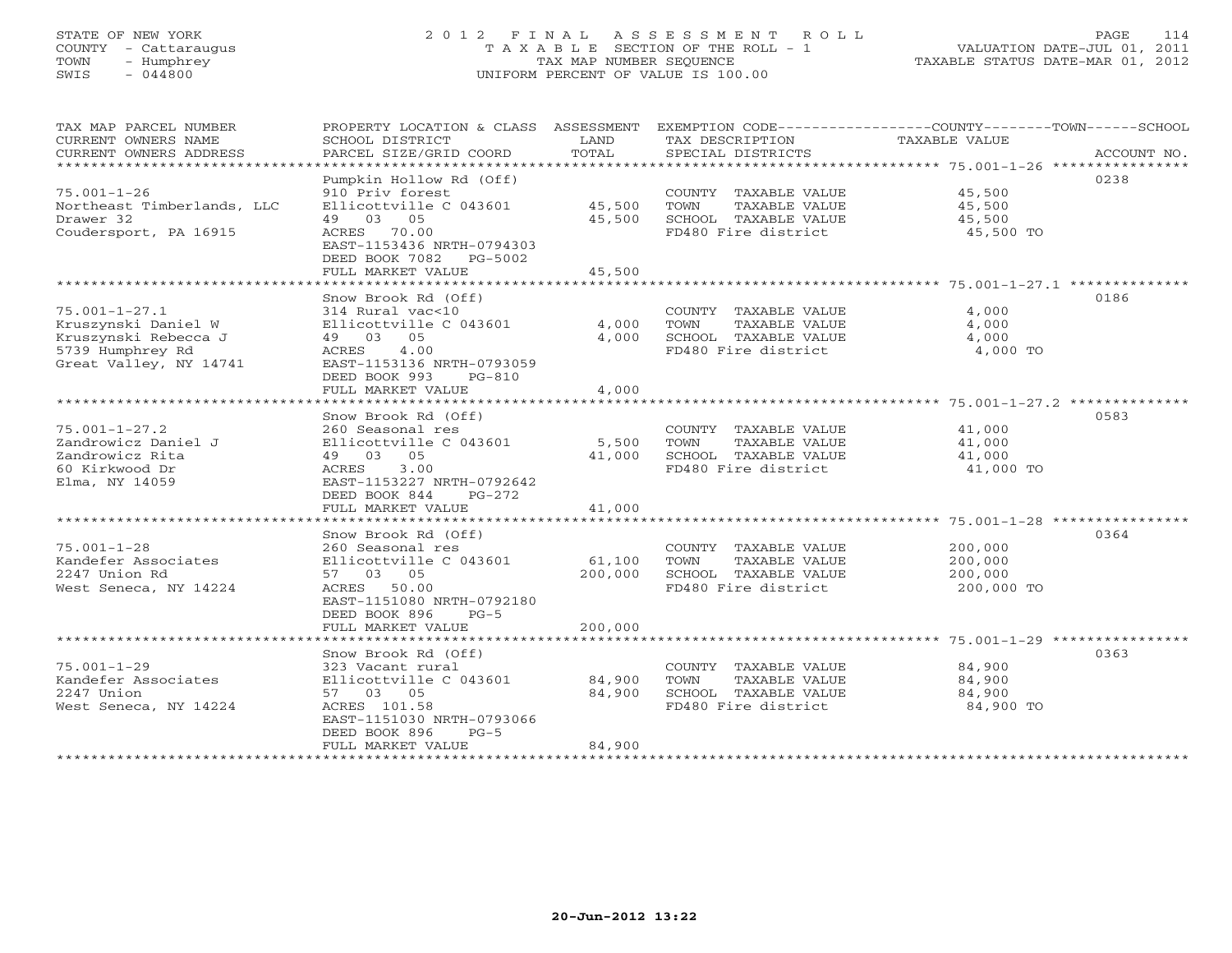STATE OF NEW YORK
COUNTY - Cattaraugus
TOWN - Humphrey
SWIS - 044800

# 2012 FINAL ASSESSMENT ROLL
TAXABLE SECTION OF THE ROLL - 1
TAX MAP NUMBER SEQUENCE
UNIFORM PERCENT OF VALUE IS 100.00

VALUATION DATE-JUL 01, 2011
TAXABLE STATUS DATE-MAR 01, 2012

| TAX MAP PARCEL NUMBER / CURRENT OWNERS NAME / CURRENT OWNERS ADDRESS | PROPERTY LOCATION & CLASS / SCHOOL DISTRICT / PARCEL SIZE/GRID COORD | LAND | ASSESSMENT TOTAL | EXEMPTION CODE / TAX DESCRIPTION / SPECIAL DISTRICTS | TAXABLE VALUE | ACCOUNT NO. |
|---|---|---|---|---|---|---|
| 75.001-1-26 | Pumpkin Hollow Rd (Off) | | | | | 0238 |
| Northeast Timberlands, LLC | 910 Priv forest | | | COUNTY TAXABLE VALUE | 45,500 | |
| Drawer 32 | Ellicottville C 043601 | 45,500 | | TOWN TAXABLE VALUE | 45,500 | |
| Coudersport, PA 16915 | 49 03 05 | | 45,500 | SCHOOL TAXABLE VALUE | 45,500 | |
| | ACRES 70.00 | | | FD480 Fire district | 45,500 TO | |
| | EAST-1153436 NRTH-0794303 | | | | | |
| | DEED BOOK 7082 PG-5002 | | | | | |
| | FULL MARKET VALUE | | 45,500 | | | |
| 75.001-1-27.1 | Snow Brook Rd (Off) | | | | | 0186 |
| Kruszynski Daniel W | 314 Rural vac<10 | | | COUNTY TAXABLE VALUE | 4,000 | |
| Kruszynski Rebecca J | Ellicottville C 043601 | 4,000 | | TOWN TAXABLE VALUE | 4,000 | |
| 5739 Humphrey Rd | 49 03 05 | | 4,000 | SCHOOL TAXABLE VALUE | 4,000 | |
| Great Valley, NY 14741 | ACRES 4.00 | | | FD480 Fire district | 4,000 TO | |
| | EAST-1153136 NRTH-0793059 | | | | | |
| | DEED BOOK 993 PG-810 | | | | | |
| | FULL MARKET VALUE | | 4,000 | | | |
| 75.001-1-27.2 | Snow Brook Rd (Off) | | | | | 0583 |
| Zandrowicz Daniel J | 260 Seasonal res | | | COUNTY TAXABLE VALUE | 41,000 | |
| Zandrowicz Rita | Ellicottville C 043601 | 5,500 | | TOWN TAXABLE VALUE | 41,000 | |
| 60 Kirkwood Dr | 49 03 05 | | 41,000 | SCHOOL TAXABLE VALUE | 41,000 | |
| Elma, NY 14059 | ACRES 3.00 | | | FD480 Fire district | 41,000 TO | |
| | EAST-1153227 NRTH-0792642 | | | | | |
| | DEED BOOK 844 PG-272 | | | | | |
| | FULL MARKET VALUE | | 41,000 | | | |
| 75.001-1-28 | Snow Brook Rd (Off) | | | | | 0364 |
| Kandefer Associates | 260 Seasonal res | | | COUNTY TAXABLE VALUE | 200,000 | |
| 2247 Union Rd | Ellicottville C 043601 | 61,100 | | TOWN TAXABLE VALUE | 200,000 | |
| West Seneca, NY 14224 | 57 03 05 | | 200,000 | SCHOOL TAXABLE VALUE | 200,000 | |
| | ACRES 50.00 | | | FD480 Fire district | 200,000 TO | |
| | EAST-1151080 NRTH-0792180 | | | | | |
| | DEED BOOK 896 PG-5 | | | | | |
| | FULL MARKET VALUE | | 200,000 | | | |
| 75.001-1-29 | Snow Brook Rd (Off) | | | | | 0363 |
| Kandefer Associates | 323 Vacant rural | | | COUNTY TAXABLE VALUE | 84,900 | |
| 2247 Union | Ellicottville C 043601 | 84,900 | | TOWN TAXABLE VALUE | 84,900 | |
| West Seneca, NY 14224 | 57 03 05 | | 84,900 | SCHOOL TAXABLE VALUE | 84,900 | |
| | ACRES 101.58 | | | FD480 Fire district | 84,900 TO | |
| | EAST-1151030 NRTH-0793066 | | | | | |
| | DEED BOOK 896 PG-5 | | | | | |
| | FULL MARKET VALUE | | 84,900 | | | |

20-Jun-2012 13:22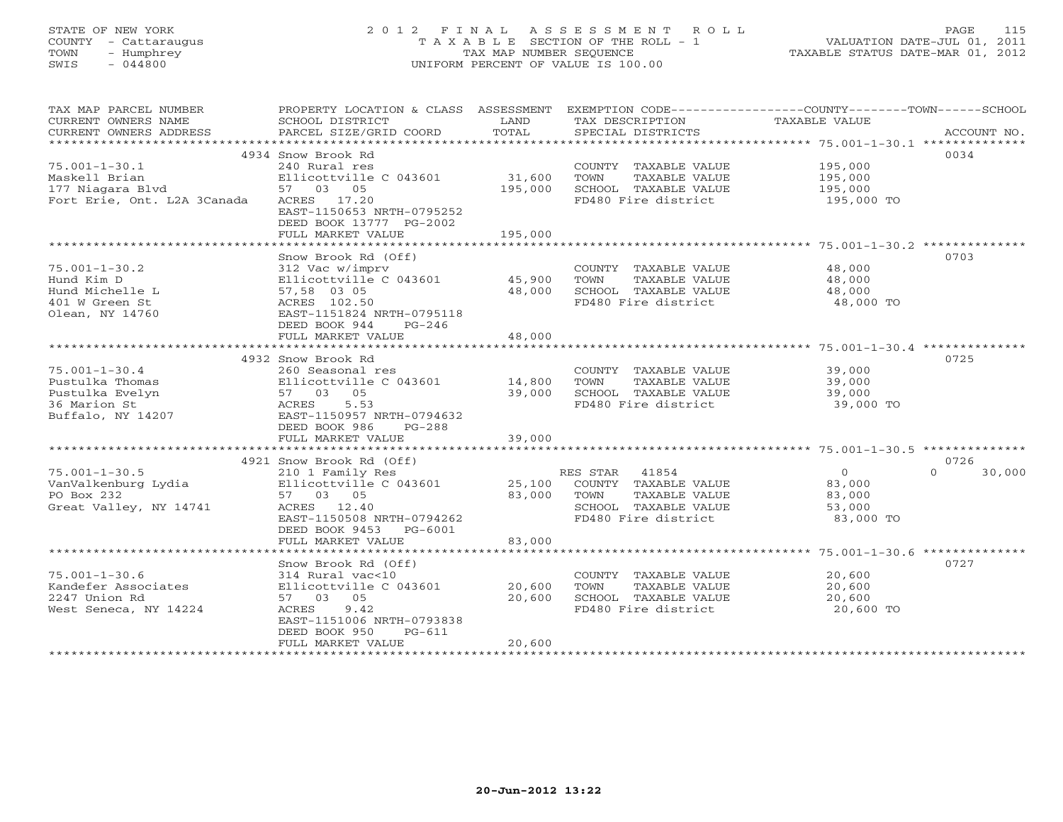STATE OF NEW YORK
COUNTY - Cattaraugus
TOWN - Humphrey
SWIS - 044800

# 2012 FINAL ASSESSMENT ROLL
TAXABLE SECTION OF THE ROLL - 1
TAX MAP NUMBER SEQUENCE
UNIFORM PERCENT OF VALUE IS 100.00

VALUATION DATE-JUL 01, 2011
TAXABLE STATUS DATE-MAR 01, 2012

| TAX MAP PARCEL NUMBER / CURRENT OWNERS NAME / CURRENT OWNERS ADDRESS | PROPERTY LOCATION & CLASS / SCHOOL DISTRICT / PARCEL SIZE/GRID COORD | ASSESSMENT LAND | TOTAL | EXEMPTION CODE / TAX DESCRIPTION / SPECIAL DISTRICTS | COUNTY / TOWN TAXABLE VALUE | SCHOOL | ACCOUNT NO. |
|---|---|---|---|---|---|---|---|
| **75.001-1-30.1** | 4934 Snow Brook Rd | | | | | | 0034 |
| 75.001-1-30.1 | 240 Rural res | | | COUNTY TAXABLE VALUE | 195,000 | | |
| Maskell Brian | Ellicottville C 043601 | 31,600 | | TOWN TAXABLE VALUE | 195,000 | | |
| 177 Niagara Blvd | 57 03 05 | | 195,000 | SCHOOL TAXABLE VALUE | 195,000 | | |
| Fort Erie, Ont. L2A 3Canada | ACRES 17.20 | | | FD480 Fire district | 195,000 TO | | |
| | EAST-1150653 NRTH-0795252 | | | | | | |
| | DEED BOOK 13777 PG-2002 | | | | | | |
| | FULL MARKET VALUE | | 195,000 | | | | |
| **75.001-1-30.2** | Snow Brook Rd (Off) | | | | | | 0703 |
| 75.001-1-30.2 | 312 Vac w/imprv | | | COUNTY TAXABLE VALUE | 48,000 | | |
| Hund Kim D | Ellicottville C 043601 | 45,900 | | TOWN TAXABLE VALUE | 48,000 | | |
| Hund Michelle L | 57,58 03 05 | | 48,000 | SCHOOL TAXABLE VALUE | 48,000 | | |
| 401 W Green St | ACRES 102.50 | | | FD480 Fire district | 48,000 TO | | |
| Olean, NY 14760 | EAST-1151824 NRTH-0795118 | | | | | | |
| | DEED BOOK 944 PG-246 | | | | | | |
| | FULL MARKET VALUE | | 48,000 | | | | |
| **75.001-1-30.4** | 4932 Snow Brook Rd | | | | | | 0725 |
| 75.001-1-30.4 | 260 Seasonal res | | | COUNTY TAXABLE VALUE | 39,000 | | |
| Pustulka Thomas | Ellicottville C 043601 | 14,800 | | TOWN TAXABLE VALUE | 39,000 | | |
| Pustulka Evelyn | 57 03 05 | | 39,000 | SCHOOL TAXABLE VALUE | 39,000 | | |
| 36 Marion St | ACRES 5.53 | | | FD480 Fire district | 39,000 TO | | |
| Buffalo, NY 14207 | EAST-1150957 NRTH-0794632 | | | | | | |
| | DEED BOOK 986 PG-288 | | | | | | |
| | FULL MARKET VALUE | | 39,000 | | | | |
| **75.001-1-30.5** | 4921 Snow Brook Rd (Off) | | | | | | 0726 |
| 75.001-1-30.5 | 210 1 Family Res | | | RES STAR 41854 | 0 | 0 | 30,000 |
| VanValkenburg Lydia | Ellicottville C 043601 | 25,100 | | COUNTY TAXABLE VALUE | 83,000 | | |
| PO Box 232 | 57 03 05 | | 83,000 | TOWN TAXABLE VALUE | 83,000 | | |
| Great Valley, NY 14741 | ACRES 12.40 | | | SCHOOL TAXABLE VALUE | 53,000 | | |
| | EAST-1150508 NRTH-0794262 | | | FD480 Fire district | 83,000 TO | | |
| | DEED BOOK 9453 PG-6001 | | | | | | |
| | FULL MARKET VALUE | | 83,000 | | | | |
| **75.001-1-30.6** | Snow Brook Rd (Off) | | | | | | 0727 |
| 75.001-1-30.6 | 314 Rural vac<10 | | | COUNTY TAXABLE VALUE | 20,600 | | |
| Kandefer Associates | Ellicottville C 043601 | 20,600 | | TOWN TAXABLE VALUE | 20,600 | | |
| 2247 Union Rd | 57 03 05 | | 20,600 | SCHOOL TAXABLE VALUE | 20,600 | | |
| West Seneca, NY 14224 | ACRES 9.42 | | | FD480 Fire district | 20,600 TO | | |
| | EAST-1151006 NRTH-0793838 | | | | | | |
| | DEED BOOK 950 PG-611 | | | | | | |
| | FULL MARKET VALUE | | 20,600 | | | | |

20-Jun-2012 13:22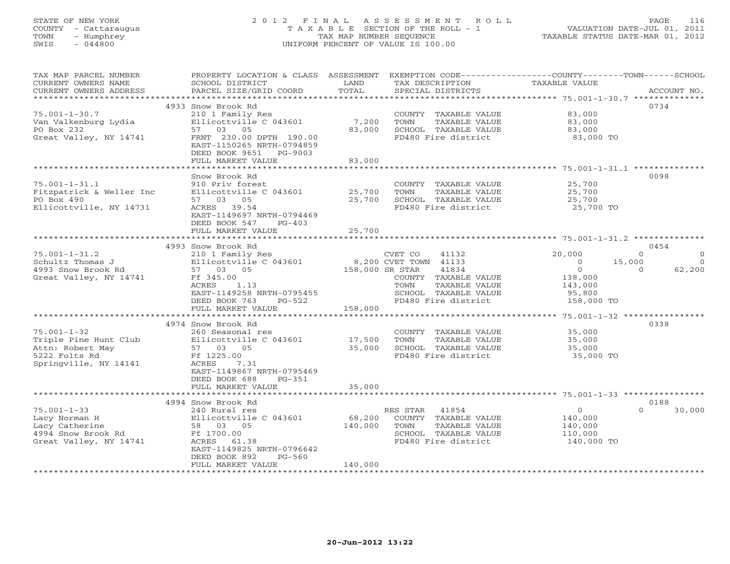STATE OF NEW YORK
COUNTY - Cattaraugus
TOWN - Humphrey
SWIS - 044800

# 2012 FINAL ASSESSMENT ROLL

TAXABLE SECTION OF THE ROLL - 1
TAX MAP NUMBER SEQUENCE
UNIFORM PERCENT OF VALUE IS 100.00

VALUATION DATE-JUL 01, 2011
TAXABLE STATUS DATE-MAR 01, 2012

| TAX MAP PARCEL NUMBER / CURRENT OWNERS NAME / CURRENT OWNERS ADDRESS | PROPERTY LOCATION & CLASS / SCHOOL DISTRICT / PARCEL SIZE/GRID COORD | ASSESSMENT LAND | TOTAL | EXEMPTION CODE / TAX DESCRIPTION / SPECIAL DISTRICTS | COUNTY | TOWN | SCHOOL / ACCOUNT NO. |
|---|---|---|---|---|---|---|---|
| 75.001-1-30.7 | 4933 Snow Brook Rd | | | | | | 0734 |
| Van Valkenburg Lydia | 210 1 Family Res | | | COUNTY TAXABLE VALUE | 83,000 | | |
| PO Box 232 | Ellicottville C 043601 | 7,200 | | TOWN TAXABLE VALUE | | 83,000 | |
| Great Valley, NY 14741 | 57 03 05 | | 83,000 | SCHOOL TAXABLE VALUE | | | 83,000 |
| | FRNT 230.00 DPTH 190.00 | | | FD480 Fire district | 83,000 TO | | |
| | EAST-1150265 NRTH-0794859 | | | | | | |
| | DEED BOOK 9651 PG-9003 | | | | | | |
| | FULL MARKET VALUE | | 83,000 | | | | |
| 75.001-1-31.1 | Snow Brook Rd | | | | | | 0098 |
| Fitzpatrick & Weller Inc | 910 Priv forest | | | COUNTY TAXABLE VALUE | 25,700 | | |
| PO Box 490 | Ellicottville C 043601 | 25,700 | | TOWN TAXABLE VALUE | | 25,700 | |
| Ellicottville, NY 14731 | 57 03 05 | | 25,700 | SCHOOL TAXABLE VALUE | | | 25,700 |
| | ACRES 39.54 | | | FD480 Fire district | 25,700 TO | | |
| | EAST-1149697 NRTH-0794469 | | | | | | |
| | DEED BOOK 547 PG-403 | | | | | | |
| | FULL MARKET VALUE | | 25,700 | | | | |
| 75.001-1-31.2 | 4993 Snow Brook Rd | | | | | | 0454 |
| Schultz Thomas J | 210 1 Family Res | | | CVET CO 41132 | 20,000 | 0 | 0 |
| 4993 Snow Brook Rd | Ellicottville C 043601 | 8,200 | | CVET TOWN 41133 | 0 | 15,000 | 0 |
| Great Valley, NY 14741 | 57 03 05 | | 158,000 | SR STAR 41834 | 0 | 0 | 62,200 |
| | Ff 345.00 | | | COUNTY TAXABLE VALUE | 138,000 | | |
| | ACRES 1.13 | | | TOWN TAXABLE VALUE | | 143,000 | |
| | EAST-1149258 NRTH-0795455 | | | SCHOOL TAXABLE VALUE | | | 95,800 |
| | DEED BOOK 763 PG-522 | | | FD480 Fire district | 158,000 TO | | |
| | FULL MARKET VALUE | | 158,000 | | | | |
| 75.001-1-32 | 4974 Snow Brook Rd | | | | | | 0338 |
| Triple Pine Hunt Club | 260 Seasonal res | | | COUNTY TAXABLE VALUE | 35,000 | | |
| Attn: Robert May | Ellicottville C 043601 | 17,500 | | TOWN TAXABLE VALUE | | 35,000 | |
| 5222 Folts Rd | 57 03 05 | | 35,000 | SCHOOL TAXABLE VALUE | | | 35,000 |
| Springville, NY 14141 | Ff 1225.00 | | | FD480 Fire district | 35,000 TO | | |
| | ACRES 7.31 | | | | | | |
| | EAST-1149867 NRTH-0795469 | | | | | | |
| | DEED BOOK 688 PG-351 | | | | | | |
| | FULL MARKET VALUE | | 35,000 | | | | |
| 75.001-1-33 | 4994 Snow Brook Rd | | | | | | 0188 |
| Lacy Norman H | 240 Rural res | | | RES STAR 41854 | 0 | 0 | 30,000 |
| Lacy Catherine | Ellicottville C 043601 | 68,200 | | COUNTY TAXABLE VALUE | 140,000 | | |
| 4994 Snow Brook Rd | 58 03 05 | | 140,000 | TOWN TAXABLE VALUE | | 140,000 | |
| Great Valley, NY 14741 | Ff 1700.00 | | | SCHOOL TAXABLE VALUE | | | 110,000 |
| | ACRES 61.38 | | | FD480 Fire district | 140,000 TO | | |
| | EAST-1149825 NRTH-0796642 | | | | | | |
| | DEED BOOK 892 PG-560 | | | | | | |
| | FULL MARKET VALUE | | 140,000 | | | | |

20-Jun-2012 13:22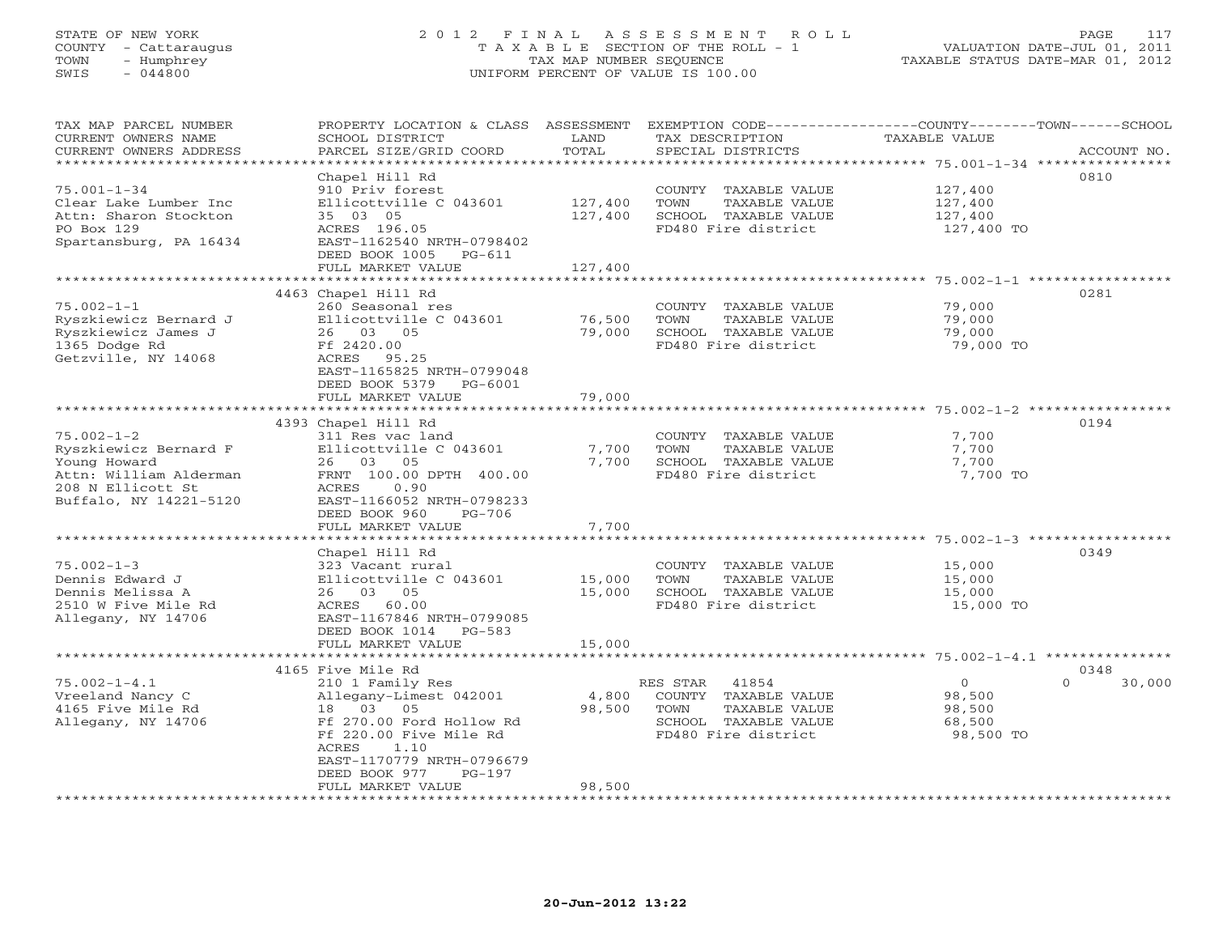STATE OF NEW YORK
COUNTY - Cattaraugus
TOWN - Humphrey
SWIS - 044800

# 2012 FINAL ASSESSMENT ROLL
TAXABLE SECTION OF THE ROLL - 1
TAX MAP NUMBER SEQUENCE
UNIFORM PERCENT OF VALUE IS 100.00

VALUATION DATE-JUL 01, 2011
TAXABLE STATUS DATE-MAR 01, 2012

| TAX MAP PARCEL NUMBER / CURRENT OWNERS NAME / CURRENT OWNERS ADDRESS | PROPERTY LOCATION & CLASS / SCHOOL DISTRICT / PARCEL SIZE/GRID COORD | ASSESSMENT LAND | TOTAL | EXEMPTION CODE / TAX DESCRIPTION / SPECIAL DISTRICTS | COUNTY | TOWN | SCHOOL TAXABLE VALUE | ACCOUNT NO. |
|---|---|---|---|---|---|---|---|---|
| 75.001-1-34 | Chapel Hill Rd | | | | | | | 0810 |
| | 910 Priv forest | | | COUNTY TAXABLE VALUE | 127,400 | | | |
| Clear Lake Lumber Inc | Ellicottville C 043601 | 127,400 | | TOWN TAXABLE VALUE | | 127,400 | | |
| Attn: Sharon Stockton | 35 03 05 | | 127,400 | SCHOOL TAXABLE VALUE | | | 127,400 | |
| PO Box 129 | ACRES 196.05 | | | FD480 Fire district | 127,400 TO | | | |
| Spartansburg, PA 16434 | EAST-1162540 NRTH-0798402 | | | | | | | |
| | DEED BOOK 1005 PG-611 | | | | | | | |
| | FULL MARKET VALUE | | 127,400 | | | | | |
| 75.002-1-1 | 4463 Chapel Hill Rd | | | | | | | 0281 |
| | 260 Seasonal res | | | COUNTY TAXABLE VALUE | 79,000 | | | |
| Ryszkiewicz Bernard J | Ellicottville C 043601 | 76,500 | | TOWN TAXABLE VALUE | | 79,000 | | |
| Ryszkiewicz James J | 26 03 05 | | 79,000 | SCHOOL TAXABLE VALUE | | | 79,000 | |
| 1365 Dodge Rd | Ff 2420.00 | | | FD480 Fire district | 79,000 TO | | | |
| Getzville, NY 14068 | ACRES 95.25 | | | | | | | |
| | EAST-1165825 NRTH-0799048 | | | | | | | |
| | DEED BOOK 5379 PG-6001 | | | | | | | |
| | FULL MARKET VALUE | | 79,000 | | | | | |
| 75.002-1-2 | 4393 Chapel Hill Rd | | | | | | | 0194 |
| | 311 Res vac land | | | COUNTY TAXABLE VALUE | 7,700 | | | |
| Ryszkiewicz Bernard F | Ellicottville C 043601 | 7,700 | | TOWN TAXABLE VALUE | | 7,700 | | |
| Young Howard | 26 03 05 | | 7,700 | SCHOOL TAXABLE VALUE | | | 7,700 | |
| Attn: William Alderman | FRNT 100.00 DPTH 400.00 | | | FD480 Fire district | 7,700 TO | | | |
| 208 N Ellicott St | ACRES 0.90 | | | | | | | |
| Buffalo, NY 14221-5120 | EAST-1166052 NRTH-0798233 | | | | | | | |
| | DEED BOOK 960 PG-706 | | | | | | | |
| | FULL MARKET VALUE | | 7,700 | | | | | |
| 75.002-1-3 | Chapel Hill Rd | | | | | | | 0349 |
| | 323 Vacant rural | | | COUNTY TAXABLE VALUE | 15,000 | | | |
| Dennis Edward J | Ellicottville C 043601 | 15,000 | | TOWN TAXABLE VALUE | | 15,000 | | |
| Dennis Melissa A | 26 03 05 | | 15,000 | SCHOOL TAXABLE VALUE | | | 15,000 | |
| 2510 W Five Mile Rd | ACRES 60.00 | | | FD480 Fire district | 15,000 TO | | | |
| Allegany, NY 14706 | EAST-1167846 NRTH-0799085 | | | | | | | |
| | DEED BOOK 1014 PG-583 | | | | | | | |
| | FULL MARKET VALUE | | 15,000 | | | | | |
| 75.002-1-4.1 | 4165 Five Mile Rd | | | | | | | 0348 |
| | 210 1 Family Res | | | RES STAR 41854 | 0 | 0 | 30,000 | |
| Vreeland Nancy C | Allegany-Limest 042001 | 4,800 | | COUNTY TAXABLE VALUE | 98,500 | | | |
| 4165 Five Mile Rd | 18 03 05 | | 98,500 | TOWN TAXABLE VALUE | | 98,500 | | |
| Allegany, NY 14706 | Ff 270.00 Ford Hollow Rd | | | SCHOOL TAXABLE VALUE | | | 68,500 | |
| | Ff 220.00 Five Mile Rd | | | FD480 Fire district | 98,500 TO | | | |
| | ACRES 1.10 | | | | | | | |
| | EAST-1170779 NRTH-0796679 | | | | | | | |
| | DEED BOOK 977 PG-197 | | | | | | | |
| | FULL MARKET VALUE | | 98,500 | | | | | |

20-Jun-2012 13:22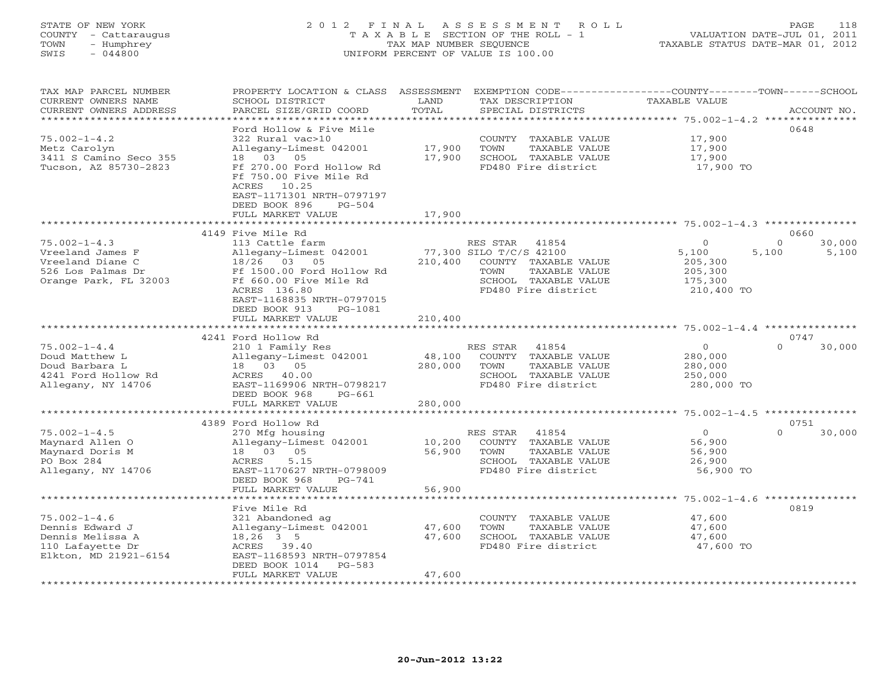STATE OF NEW YORK
COUNTY - Cattaraugus
TOWN - Humphrey
SWIS - 044800

# 2012 FINAL ASSESSMENT ROLL
TAXABLE SECTION OF THE ROLL - 1
TAX MAP NUMBER SEQUENCE
UNIFORM PERCENT OF VALUE IS 100.00

VALUATION DATE-JUL 01, 2011
TAXABLE STATUS DATE-MAR 01, 2012

| TAX MAP PARCEL NUMBER / CURRENT OWNERS NAME / CURRENT OWNERS ADDRESS | PROPERTY LOCATION & CLASS / SCHOOL DISTRICT / PARCEL SIZE/GRID COORD | ASSESSMENT LAND / TOTAL | EXEMPTION CODE / TAX DESCRIPTION / SPECIAL DISTRICTS | COUNTY TAXABLE VALUE | TOWN | SCHOOL / ACCOUNT NO. |
|---|---|---|---|---|---|---|
| 75.002-1-4.2 | Ford Hollow & Five Mile | | | | | 0648 |
| Metz Carolyn | 322 Rural vac>10 | | COUNTY TAXABLE VALUE | 17,900 | | |
| 3411 S Camino Seco 355 | Allegany-Limest 042001 | 17,900 | TOWN TAXABLE VALUE | 17,900 | | |
| Tucson, AZ 85730-2823 | 18 03 05 | 17,900 | SCHOOL TAXABLE VALUE | 17,900 | | |
| | Ff 270.00 Ford Hollow Rd | | FD480 Fire district | 17,900 TO | | |
| | Ff 750.00 Five Mile Rd | | | | | |
| | ACRES 10.25 | | | | | |
| | EAST-1171301 NRTH-0797197 | | | | | |
| | DEED BOOK 896 PG-504 | | | | | |
| | FULL MARKET VALUE | 17,900 | | | | |
| 75.002-1-4.3 | 4149 Five Mile Rd | | | | | 0660 |
| Vreeland James F | 113 Cattle farm | | RES STAR 41854 | 0 | 0 | 30,000 |
| Vreeland Diane C | Allegany-Limest 042001 | 77,300 | SILO T/C/S 42100 | 5,100 | 5,100 | 5,100 |
| 526 Los Palmas Dr | 18/26 03 05 | 210,400 | COUNTY TAXABLE VALUE | 205,300 | | |
| Orange Park, FL 32003 | Ff 1500.00 Ford Hollow Rd | | TOWN TAXABLE VALUE | 205,300 | | |
| | Ff 660.00 Five Mile Rd | | SCHOOL TAXABLE VALUE | 175,300 | | |
| | ACRES 136.80 | | FD480 Fire district | 210,400 TO | | |
| | EAST-1168835 NRTH-0797015 | | | | | |
| | DEED BOOK 913 PG-1081 | | | | | |
| | FULL MARKET VALUE | 210,400 | | | | |
| 75.002-1-4.4 | 4241 Ford Hollow Rd | | | | | 0747 |
| Doud Matthew L | 210 1 Family Res | | RES STAR 41854 | 0 | 0 | 30,000 |
| Doud Barbara L | Allegany-Limest 042001 | 48,100 | COUNTY TAXABLE VALUE | 280,000 | | |
| 4241 Ford Hollow Rd | 18 03 05 | 280,000 | TOWN TAXABLE VALUE | 280,000 | | |
| Allegany, NY 14706 | ACRES 40.00 | | SCHOOL TAXABLE VALUE | 250,000 | | |
| | EAST-1169906 NRTH-0798217 | | FD480 Fire district | 280,000 TO | | |
| | DEED BOOK 968 PG-661 | | | | | |
| | FULL MARKET VALUE | 280,000 | | | | |
| 75.002-1-4.5 | 4389 Ford Hollow Rd | | | | | 0751 |
| Maynard Allen O | 270 Mfg housing | | RES STAR 41854 | 0 | 0 | 30,000 |
| Maynard Doris M | Allegany-Limest 042001 | 10,200 | COUNTY TAXABLE VALUE | 56,900 | | |
| PO Box 284 | 18 03 05 | 56,900 | TOWN TAXABLE VALUE | 56,900 | | |
| Allegany, NY 14706 | ACRES 5.15 | | SCHOOL TAXABLE VALUE | 26,900 | | |
| | EAST-1170627 NRTH-0798009 | | FD480 Fire district | 56,900 TO | | |
| | DEED BOOK 968 PG-741 | | | | | |
| | FULL MARKET VALUE | 56,900 | | | | |
| 75.002-1-4.6 | Five Mile Rd | | | | | 0819 |
| Dennis Edward J | 321 Abandoned ag | | COUNTY TAXABLE VALUE | 47,600 | | |
| Dennis Melissa A | Allegany-Limest 042001 | 47,600 | TOWN TAXABLE VALUE | 47,600 | | |
| 110 Lafayette Dr | 18,26 3 5 | 47,600 | SCHOOL TAXABLE VALUE | 47,600 | | |
| Elkton, MD 21921-6154 | ACRES 39.40 | | FD480 Fire district | 47,600 TO | | |
| | EAST-1168593 NRTH-0797854 | | | | | |
| | DEED BOOK 1014 PG-583 | | | | | |
| | FULL MARKET VALUE | 47,600 | | | | |

20-Jun-2012 13:22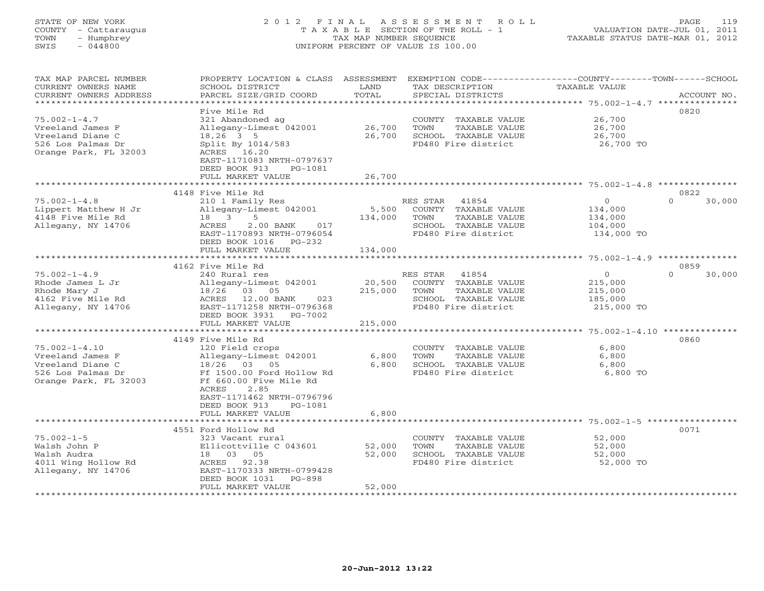STATE OF NEW YORK
COUNTY - Cattaraugus
TOWN - Humphrey
SWIS - 044800

# 2012 FINAL ASSESSMENT ROLL

TAXABLE SECTION OF THE ROLL - 1
TAX MAP NUMBER SEQUENCE
UNIFORM PERCENT OF VALUE IS 100.00

VALUATION DATE-JUL 01, 2011
TAXABLE STATUS DATE-MAR 01, 2012

| TAX MAP PARCEL NUMBER / CURRENT OWNERS NAME / CURRENT OWNERS ADDRESS | PROPERTY LOCATION & CLASS / SCHOOL DISTRICT / PARCEL SIZE/GRID COORD | ASSESSMENT LAND | TOTAL | EXEMPTION CODE / TAX DESCRIPTION / SPECIAL DISTRICTS | COUNTY | TOWN | SCHOOL | ACCOUNT NO. |
|---|---|---|---|---|---|---|---|---|
| 75.002-1-4.7 | Five Mile Rd | | | | | | | 0820 |
| Vreeland James F | 321 Abandoned ag | | | COUNTY TAXABLE VALUE | 26,700 | | | |
| Vreeland Diane C | Allegany-Limest 042001 | 26,700 | | TOWN TAXABLE VALUE | | 26,700 | | |
| 526 Los Palmas Dr | 18,26 3 5 | | 26,700 | SCHOOL TAXABLE VALUE | | | 26,700 | |
| Orange Park, FL 32003 | Split By 1014/583 | | | FD480 Fire district | 26,700 TO | | | |
| | ACRES 16.20 | | | | | | | |
| | EAST-1171083 NRTH-0797637 | | | | | | | |
| | DEED BOOK 913 PG-1081 | | | | | | | |
| | FULL MARKET VALUE | | 26,700 | | | | | |
| 75.002-1-4.8 | 4148 Five Mile Rd | | | | | | | 0822 |
| Lippert Matthew H Jr | 210 1 Family Res | | | RES STAR 41854 | 0 | 0 | 30,000 | |
| 4148 Five Mile Rd | Allegany-Limest 042001 | 5,500 | | COUNTY TAXABLE VALUE | 134,000 | | | |
| Allegany, NY 14706 | 18 3 5 | | 134,000 | TOWN TAXABLE VALUE | | 134,000 | | |
| | ACRES 2.00 BANK 017 | | | SCHOOL TAXABLE VALUE | | | 104,000 | |
| | EAST-1170893 NRTH-0796054 | | | FD480 Fire district | 134,000 TO | | | |
| | DEED BOOK 1016 PG-232 | | | | | | | |
| | FULL MARKET VALUE | | 134,000 | | | | | |
| 75.002-1-4.9 | 4162 Five Mile Rd | | | | | | | 0859 |
| Rhode James L Jr | 240 Rural res | | | RES STAR 41854 | 0 | 0 | 30,000 | |
| Rhode Mary J | Allegany-Limest 042001 | 20,500 | | COUNTY TAXABLE VALUE | 215,000 | | | |
| 4162 Five Mile Rd | 18/26 03 05 | | 215,000 | TOWN TAXABLE VALUE | | 215,000 | | |
| Allegany, NY 14706 | ACRES 12.00 BANK 023 | | | SCHOOL TAXABLE VALUE | | | 185,000 | |
| | EAST-1171258 NRTH-0796368 | | | FD480 Fire district | 215,000 TO | | | |
| | DEED BOOK 3931 PG-7002 | | | | | | | |
| | FULL MARKET VALUE | | 215,000 | | | | | |
| 75.002-1-4.10 | 4149 Five Mile Rd | | | | | | | 0860 |
| Vreeland James F | 120 Field crops | | | COUNTY TAXABLE VALUE | 6,800 | | | |
| Vreeland Diane C | Allegany-Limest 042001 | 6,800 | | TOWN TAXABLE VALUE | | 6,800 | | |
| 526 Los Palmas Dr | 18/26 03 05 | | 6,800 | SCHOOL TAXABLE VALUE | | | 6,800 | |
| Orange Park, FL 32003 | Ff 1500.00 Ford Hollow Rd | | | FD480 Fire district | 6,800 TO | | | |
| | Ff 660.00 Five Mile Rd | | | | | | | |
| | ACRES 2.85 | | | | | | | |
| | EAST-1171462 NRTH-0796796 | | | | | | | |
| | DEED BOOK 913 PG-1081 | | | | | | | |
| | FULL MARKET VALUE | | 6,800 | | | | | |
| 75.002-1-5 | 4551 Ford Hollow Rd | | | | | | | 0071 |
| Walsh John P | 323 Vacant rural | | | COUNTY TAXABLE VALUE | 52,000 | | | |
| Walsh Audra | Ellicottville C 043601 | 52,000 | | TOWN TAXABLE VALUE | | 52,000 | | |
| 4011 Wing Hollow Rd | 18 03 05 | | 52,000 | SCHOOL TAXABLE VALUE | | | 52,000 | |
| Allegany, NY 14706 | ACRES 92.38 | | | FD480 Fire district | 52,000 TO | | | |
| | EAST-1170333 NRTH-0799428 | | | | | | | |
| | DEED BOOK 1031 PG-898 | | | | | | | |
| | FULL MARKET VALUE | | 52,000 | | | | | |

20-Jun-2012 13:22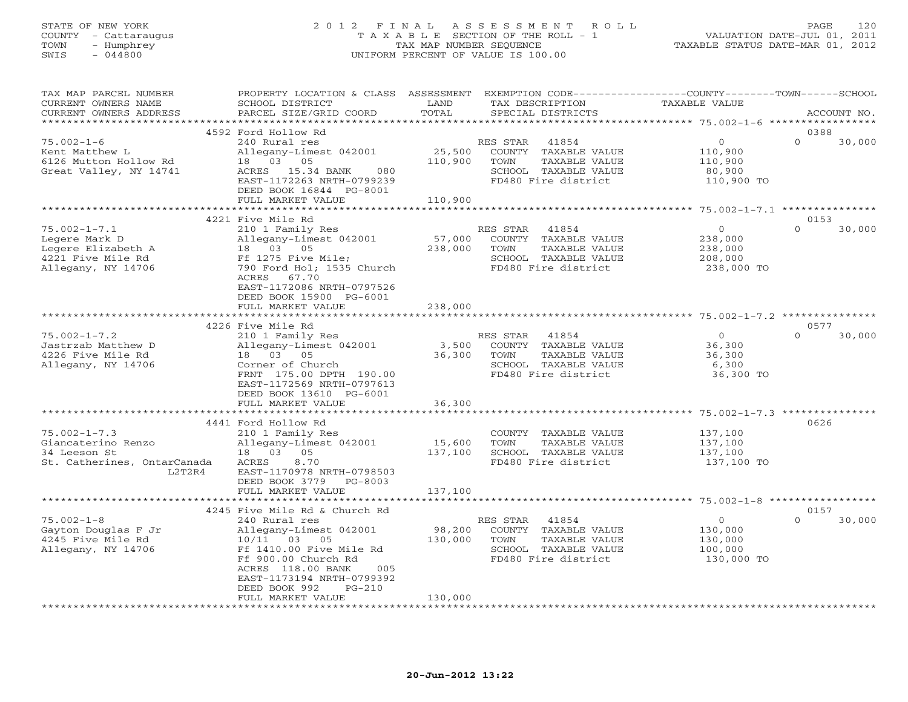STATE OF NEW YORK
COUNTY - Cattaraugus
TOWN - Humphrey
SWIS - 044800

# 2012 FINAL ASSESSMENT ROLL

TAXABLE SECTION OF THE ROLL - 1
TAX MAP NUMBER SEQUENCE
UNIFORM PERCENT OF VALUE IS 100.00

VALUATION DATE-JUL 01, 2011
TAXABLE STATUS DATE-MAR 01, 2012

| TAX MAP PARCEL NUMBER / CURRENT OWNERS NAME / CURRENT OWNERS ADDRESS | PROPERTY LOCATION & CLASS / SCHOOL DISTRICT / PARCEL SIZE/GRID COORD | ASSESSMENT LAND / TOTAL | EXEMPTION CODE / TAX DESCRIPTION / SPECIAL DISTRICTS | COUNTY / TOWN / SCHOOL TAXABLE VALUE | ACCOUNT NO. |
|---|---|---|---|---|---|
| 75.002-1-6 | 4592 Ford Hollow Rd | | | | 0388 |
| | 240 Rural res | | RES STAR 41854 | 0 / 0 / 30,000 | |
| Kent Matthew L | Allegany-Limest 042001 | 25,500 | COUNTY TAXABLE VALUE | 110,900 | |
| 6126 Mutton Hollow Rd | 18 03 05 | 110,900 | TOWN TAXABLE VALUE | 110,900 | |
| Great Valley, NY 14741 | ACRES 15.34 BANK 080 | | SCHOOL TAXABLE VALUE | 80,900 | |
| | EAST-1172263 NRTH-0799239 | | FD480 Fire district | 110,900 TO | |
| | DEED BOOK 16844 PG-8001 | | | | |
| | FULL MARKET VALUE | 110,900 | | | |
| 75.002-1-7.1 | 4221 Five Mile Rd | | | | 0153 |
| | 210 1 Family Res | | RES STAR 41854 | 0 / 0 / 30,000 | |
| Legere Mark D | Allegany-Limest 042001 | 57,000 | COUNTY TAXABLE VALUE | 238,000 | |
| Legere Elizabeth A | 18 03 05 | 238,000 | TOWN TAXABLE VALUE | 238,000 | |
| 4221 Five Mile Rd | Ff 1275 Five Mile; | | SCHOOL TAXABLE VALUE | 208,000 | |
| Allegany, NY 14706 | 790 Ford Hol; 1535 Church | | FD480 Fire district | 238,000 TO | |
| | ACRES 67.70 | | | | |
| | EAST-1172086 NRTH-0797526 | | | | |
| | DEED BOOK 15900 PG-6001 | | | | |
| | FULL MARKET VALUE | 238,000 | | | |
| 75.002-1-7.2 | 4226 Five Mile Rd | | | | 0577 |
| | 210 1 Family Res | | RES STAR 41854 | 0 / 0 / 30,000 | |
| Jastrzab Matthew D | Allegany-Limest 042001 | 3,500 | COUNTY TAXABLE VALUE | 36,300 | |
| 4226 Five Mile Rd | 18 03 05 | 36,300 | TOWN TAXABLE VALUE | 36,300 | |
| Allegany, NY 14706 | Corner of Church | | SCHOOL TAXABLE VALUE | 6,300 | |
| | FRNT 175.00 DPTH 190.00 | | FD480 Fire district | 36,300 TO | |
| | EAST-1172569 NRTH-0797613 | | | | |
| | DEED BOOK 13610 PG-6001 | | | | |
| | FULL MARKET VALUE | 36,300 | | | |
| 75.002-1-7.3 | 4441 Ford Hollow Rd | | | | 0626 |
| | 210 1 Family Res | | COUNTY TAXABLE VALUE | 137,100 | |
| Giancaterino Renzo | Allegany-Limest 042001 | 15,600 | TOWN TAXABLE VALUE | 137,100 | |
| 34 Leeson St | 18 03 05 | 137,100 | SCHOOL TAXABLE VALUE | 137,100 | |
| St. Catherines, OntarCanada L2T2R4 | ACRES 8.70 | | FD480 Fire district | 137,100 TO | |
| | EAST-1170978 NRTH-0798503 | | | | |
| | DEED BOOK 3779 PG-8003 | | | | |
| | FULL MARKET VALUE | 137,100 | | | |
| 75.002-1-8 | 4245 Five Mile Rd & Church Rd | | | | 0157 |
| | 240 Rural res | | RES STAR 41854 | 0 / 0 / 30,000 | |
| Gayton Douglas F Jr | Allegany-Limest 042001 | 98,200 | COUNTY TAXABLE VALUE | 130,000 | |
| 4245 Five Mile Rd | 10/11 03 05 | 130,000 | TOWN TAXABLE VALUE | 130,000 | |
| Allegany, NY 14706 | Ff 1410.00 Five Mile Rd | | SCHOOL TAXABLE VALUE | 100,000 | |
| | Ff 900.00 Church Rd | | FD480 Fire district | 130,000 TO | |
| | ACRES 118.00 BANK 005 | | | | |
| | EAST-1173194 NRTH-0799392 | | | | |
| | DEED BOOK 992 PG-210 | | | | |
| | FULL MARKET VALUE | 130,000 | | | |

20-Jun-2012 13:22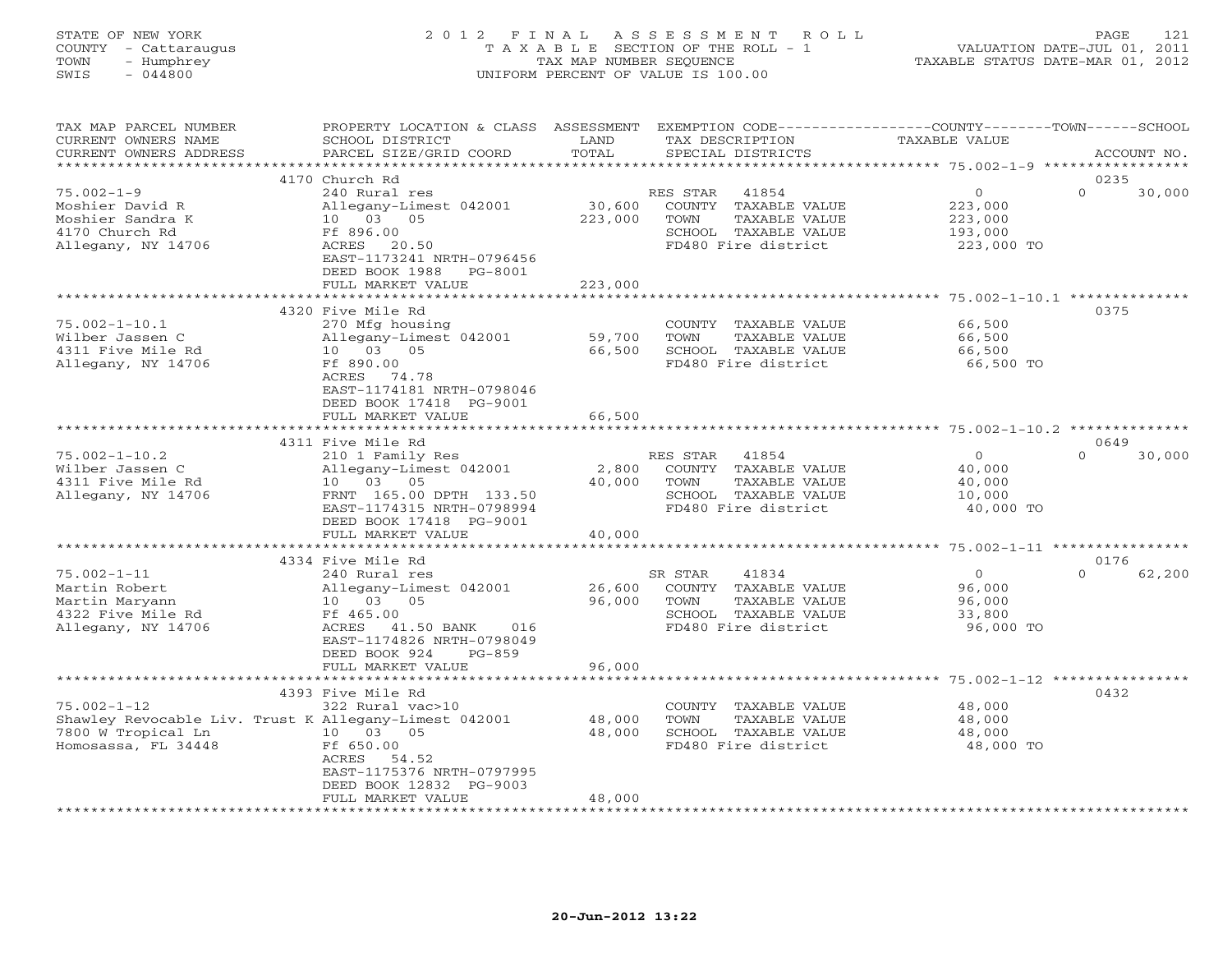STATE OF NEW YORK
COUNTY - Cattaraugus
TOWN - Humphrey
SWIS - 044800

# 2012 FINAL ASSESSMENT ROLL

TAXABLE SECTION OF THE ROLL - 1
TAX MAP NUMBER SEQUENCE
UNIFORM PERCENT OF VALUE IS 100.00

VALUATION DATE-JUL 01, 2011
TAXABLE STATUS DATE-MAR 01, 2012

| TAX MAP PARCEL NUMBER / CURRENT OWNERS NAME / CURRENT OWNERS ADDRESS | PROPERTY LOCATION & CLASS / SCHOOL DISTRICT / PARCEL SIZE/GRID COORD | ASSESSMENT LAND | TOTAL | EXEMPTION CODE / TAX DESCRIPTION / SPECIAL DISTRICTS | COUNTY TAXABLE VALUE | TOWN | SCHOOL / ACCOUNT NO. |
|---|---|---|---|---|---|---|---|
| **75.002-1-9** | 4170 Church Rd | | | | | | 0235 |
| 75.002-1-9 | 240 Rural res | | | RES STAR 41854 | 0 | 0 | 30,000 |
| Moshier David R | Allegany-Limest 042001 | 30,600 | | COUNTY TAXABLE VALUE | 223,000 | | |
| Moshier Sandra K | 10 03 05 | | 223,000 | TOWN TAXABLE VALUE | 223,000 | | |
| 4170 Church Rd | Ff 896.00 | | | SCHOOL TAXABLE VALUE | 193,000 | | |
| Allegany, NY 14706 | ACRES 20.50 | | | FD480 Fire district | 223,000 TO | | |
| | EAST-1173241 NRTH-0796456 | | | | | | |
| | DEED BOOK 1988 PG-8001 | | | | | | |
| | FULL MARKET VALUE | | 223,000 | | | | |
| **75.002-1-10.1** | 4320 Five Mile Rd | | | | | | 0375 |
| 75.002-1-10.1 | 270 Mfg housing | | | COUNTY TAXABLE VALUE | 66,500 | | |
| Wilber Jassen C | Allegany-Limest 042001 | 59,700 | | TOWN TAXABLE VALUE | 66,500 | | |
| 4311 Five Mile Rd | 10 03 05 | | 66,500 | SCHOOL TAXABLE VALUE | 66,500 | | |
| Allegany, NY 14706 | Ff 890.00 | | | FD480 Fire district | 66,500 TO | | |
| | ACRES 74.78 | | | | | | |
| | EAST-1174181 NRTH-0798046 | | | | | | |
| | DEED BOOK 17418 PG-9001 | | | | | | |
| | FULL MARKET VALUE | | 66,500 | | | | |
| **75.002-1-10.2** | 4311 Five Mile Rd | | | | | | 0649 |
| 75.002-1-10.2 | 210 1 Family Res | | | RES STAR 41854 | 0 | 0 | 30,000 |
| Wilber Jassen C | Allegany-Limest 042001 | 2,800 | | COUNTY TAXABLE VALUE | 40,000 | | |
| 4311 Five Mile Rd | 10 03 05 | | 40,000 | TOWN TAXABLE VALUE | 40,000 | | |
| Allegany, NY 14706 | FRNT 165.00 DPTH 133.50 | | | SCHOOL TAXABLE VALUE | 10,000 | | |
| | EAST-1174315 NRTH-0798994 | | | FD480 Fire district | 40,000 TO | | |
| | DEED BOOK 17418 PG-9001 | | | | | | |
| | FULL MARKET VALUE | | 40,000 | | | | |
| **75.002-1-11** | 4334 Five Mile Rd | | | | | | 0176 |
| 75.002-1-11 | 240 Rural res | | | SR STAR 41834 | 0 | 0 | 62,200 |
| Martin Robert | Allegany-Limest 042001 | 26,600 | | COUNTY TAXABLE VALUE | 96,000 | | |
| Martin Maryann | 10 03 05 | | 96,000 | TOWN TAXABLE VALUE | 96,000 | | |
| 4322 Five Mile Rd | Ff 465.00 | | | SCHOOL TAXABLE VALUE | 33,800 | | |
| Allegany, NY 14706 | ACRES 41.50 BANK 016 | | | FD480 Fire district | 96,000 TO | | |
| | EAST-1174826 NRTH-0798049 | | | | | | |
| | DEED BOOK 924 PG-859 | | | | | | |
| | FULL MARKET VALUE | | 96,000 | | | | |
| **75.002-1-12** | 4393 Five Mile Rd | | | | | | 0432 |
| 75.002-1-12 | 322 Rural vac>10 | | | COUNTY TAXABLE VALUE | 48,000 | | |
| Shawley Revocable Liv. Trust K | Allegany-Limest 042001 | 48,000 | | TOWN TAXABLE VALUE | 48,000 | | |
| 7800 W Tropical Ln | 10 03 05 | | 48,000 | SCHOOL TAXABLE VALUE | 48,000 | | |
| Homosassa, FL 34448 | Ff 650.00 | | | FD480 Fire district | 48,000 TO | | |
| | ACRES 54.52 | | | | | | |
| | EAST-1175376 NRTH-0797995 | | | | | | |
| | DEED BOOK 12832 PG-9003 | | | | | | |
| | FULL MARKET VALUE | | 48,000 | | | | |

20-Jun-2012 13:22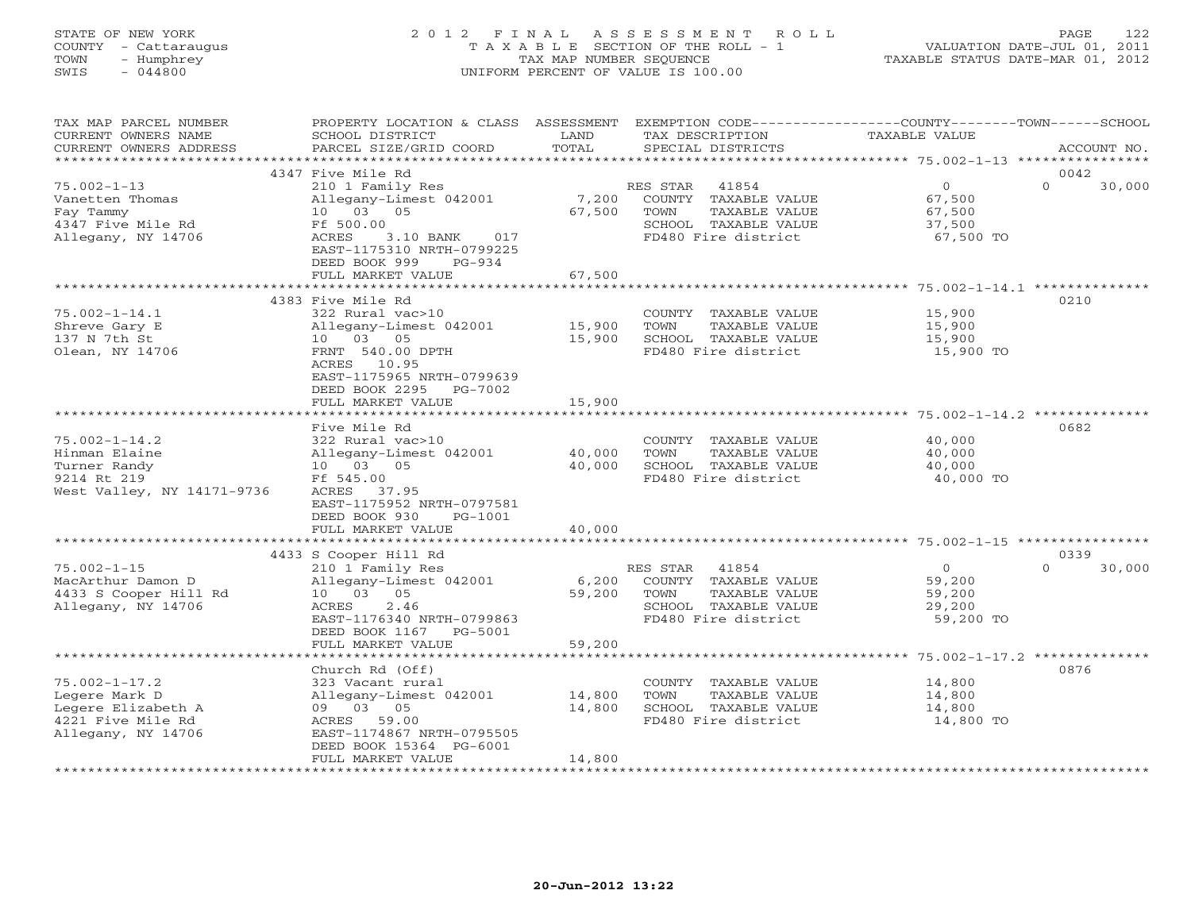STATE OF NEW YORK — 2012 FINAL ASSESSMENT ROLL
COUNTY - Cattaraugus — TAXABLE SECTION OF THE ROLL - 1 — VALUATION DATE-JUL 01, 2011
TOWN - Humphrey — TAX MAP NUMBER SEQUENCE — TAXABLE STATUS DATE-MAR 01, 2012
SWIS - 044800 — UNIFORM PERCENT OF VALUE IS 100.00

| TAX MAP PARCEL NUMBER / CURRENT OWNERS NAME / CURRENT OWNERS ADDRESS | PROPERTY LOCATION & CLASS / SCHOOL DISTRICT / PARCEL SIZE/GRID COORD | ASSESSMENT LAND | TOTAL | EXEMPTION CODE / TAX DESCRIPTION / SPECIAL DISTRICTS | COUNTY TAXABLE VALUE | TOWN | SCHOOL / ACCOUNT NO. |
|---|---|---|---|---|---|---|---|
| 75.002-1-13 | 4347 Five Mile Rd | | | | | | 0042 |
| Vanetten Thomas | 210 1 Family Res | | | RES STAR 41854 | 0 | 0 | 30,000 |
| Fay Tammy | Allegany-Limest 042001 | 7,200 | | COUNTY TAXABLE VALUE | 67,500 | | |
| 4347 Five Mile Rd | 10 03 05 | | 67,500 | TOWN TAXABLE VALUE | 67,500 | | |
| Allegany, NY 14706 | Ff 500.00 | | | SCHOOL TAXABLE VALUE | 37,500 | | |
| | ACRES 3.10 BANK 017 | | | FD480 Fire district | 67,500 TO | | |
| | EAST-1175310 NRTH-0799225 | | | | | | |
| | DEED BOOK 999 PG-934 | | | | | | |
| | FULL MARKET VALUE | | 67,500 | | | | |
| 75.002-1-14.1 | 4383 Five Mile Rd | | | | | | 0210 |
| Shreve Gary E | 322 Rural vac>10 | | | COUNTY TAXABLE VALUE | 15,900 | | |
| 137 N 7th St | Allegany-Limest 042001 | 15,900 | | TOWN TAXABLE VALUE | 15,900 | | |
| Olean, NY 14706 | 10 03 05 | | 15,900 | SCHOOL TAXABLE VALUE | 15,900 | | |
| | FRNT 540.00 DPTH | | | FD480 Fire district | 15,900 TO | | |
| | ACRES 10.95 | | | | | | |
| | EAST-1175965 NRTH-0799639 | | | | | | |
| | DEED BOOK 2295 PG-7002 | | | | | | |
| | FULL MARKET VALUE | | 15,900 | | | | |
| 75.002-1-14.2 | Five Mile Rd | | | | | | 0682 |
| Hinman Elaine | 322 Rural vac>10 | | | COUNTY TAXABLE VALUE | 40,000 | | |
| Turner Randy | Allegany-Limest 042001 | 40,000 | | TOWN TAXABLE VALUE | 40,000 | | |
| 9214 Rt 219 | 10 03 05 | | 40,000 | SCHOOL TAXABLE VALUE | 40,000 | | |
| West Valley, NY 14171-9736 | Ff 545.00 | | | FD480 Fire district | 40,000 TO | | |
| | ACRES 37.95 | | | | | | |
| | EAST-1175952 NRTH-0797581 | | | | | | |
| | DEED BOOK 930 PG-1001 | | | | | | |
| | FULL MARKET VALUE | | 40,000 | | | | |
| 75.002-1-15 | 4433 S Cooper Hill Rd | | | | | | 0339 |
| MacArthur Damon D | 210 1 Family Res | | | RES STAR 41854 | 0 | 0 | 30,000 |
| 4433 S Cooper Hill Rd | Allegany-Limest 042001 | 6,200 | | COUNTY TAXABLE VALUE | 59,200 | | |
| Allegany, NY 14706 | 10 03 05 | | 59,200 | TOWN TAXABLE VALUE | 59,200 | | |
| | ACRES 2.46 | | | SCHOOL TAXABLE VALUE | 29,200 | | |
| | EAST-1176340 NRTH-0799863 | | | FD480 Fire district | 59,200 TO | | |
| | DEED BOOK 1167 PG-5001 | | | | | | |
| | FULL MARKET VALUE | | 59,200 | | | | |
| 75.002-1-17.2 | Church Rd (Off) | | | | | | 0876 |
| Legere Mark D | 323 Vacant rural | | | COUNTY TAXABLE VALUE | 14,800 | | |
| Legere Elizabeth A | Allegany-Limest 042001 | 14,800 | | TOWN TAXABLE VALUE | 14,800 | | |
| 4221 Five Mile Rd | 09 03 05 | | 14,800 | SCHOOL TAXABLE VALUE | 14,800 | | |
| Allegany, NY 14706 | ACRES 59.00 | | | FD480 Fire district | 14,800 TO | | |
| | EAST-1174867 NRTH-0795505 | | | | | | |
| | DEED BOOK 15364 PG-6001 | | | | | | |
| | FULL MARKET VALUE | | 14,800 | | | | |

20-Jun-2012 13:22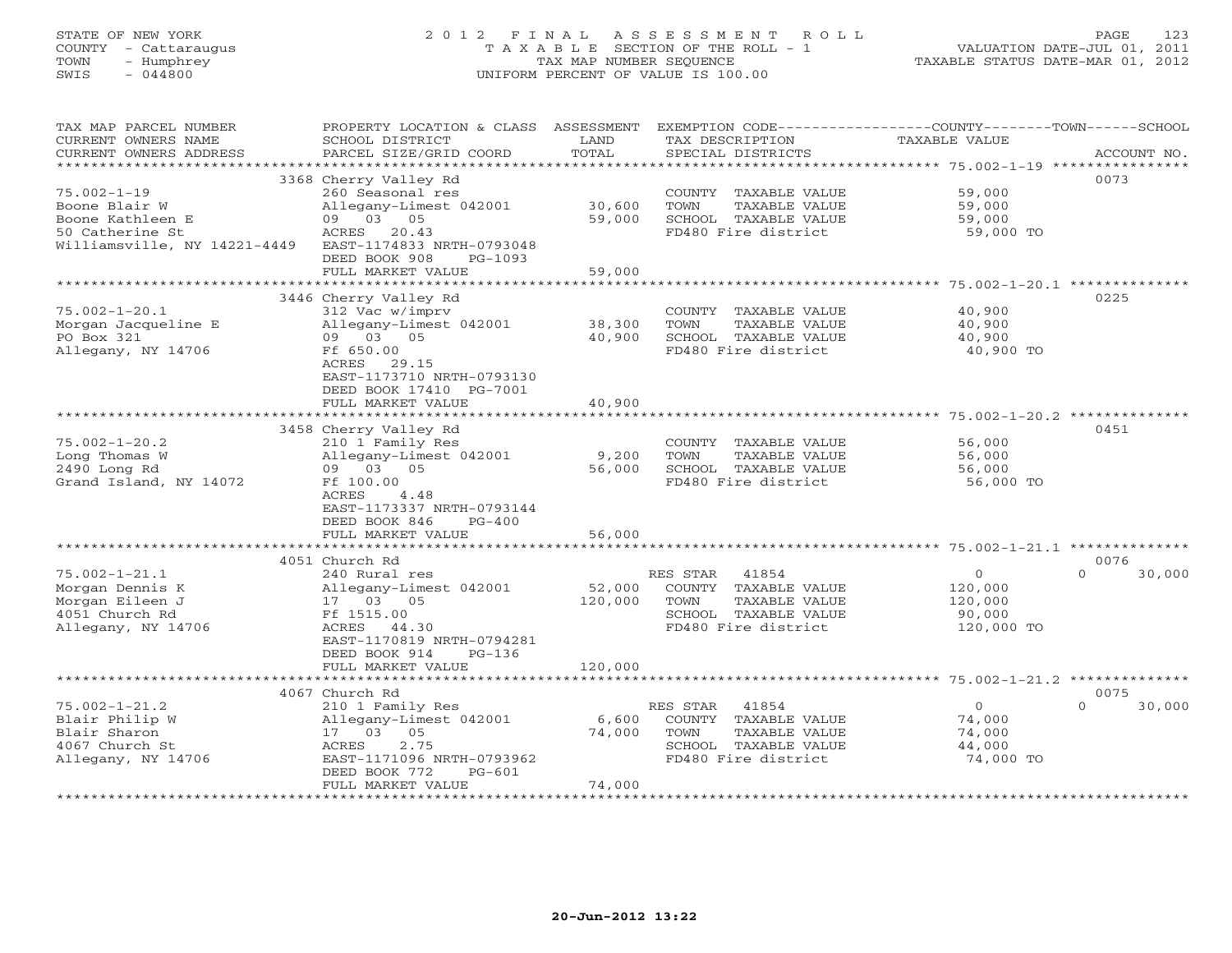STATE OF NEW YORK
COUNTY - Cattaraugus
TOWN - Humphrey
SWIS - 044800

# 2012 FINAL ASSESSMENT ROLL
TAXABLE SECTION OF THE ROLL - 1
TAX MAP NUMBER SEQUENCE
UNIFORM PERCENT OF VALUE IS 100.00

VALUATION DATE-JUL 01, 2011
TAXABLE STATUS DATE-MAR 01, 2012

| TAX MAP PARCEL NUMBER / CURRENT OWNERS NAME / CURRENT OWNERS ADDRESS | PROPERTY LOCATION & CLASS / SCHOOL DISTRICT / PARCEL SIZE/GRID COORD | ASSESSMENT LAND | TOTAL | EXEMPTION CODE / TAX DESCRIPTION / SPECIAL DISTRICTS | COUNTY / TOWN TAXABLE VALUE | SCHOOL / ACCOUNT NO. |
|---|---|---|---|---|---|---|
| **75.002-1-19** | 3368 Cherry Valley Rd | | | | | 0073 |
| Boone Blair W | 260 Seasonal res | | | COUNTY TAXABLE VALUE | 59,000 | |
| Boone Kathleen E | Allegany-Limest 042001 | 30,600 | | TOWN TAXABLE VALUE | 59,000 | |
| 50 Catherine St | 09 03 05 | | 59,000 | SCHOOL TAXABLE VALUE | 59,000 | |
| Williamsville, NY 14221-4449 | ACRES 20.43 | | | FD480 Fire district | 59,000 TO | |
| | EAST-1174833 NRTH-0793048 | | | | | |
| | DEED BOOK 908 PG-1093 | | | | | |
| | FULL MARKET VALUE | | 59,000 | | | |
| **75.002-1-20.1** | 3446 Cherry Valley Rd | | | | | 0225 |
| Morgan Jacqueline E | 312 Vac w/imprv | | | COUNTY TAXABLE VALUE | 40,900 | |
| PO Box 321 | Allegany-Limest 042001 | 38,300 | | TOWN TAXABLE VALUE | 40,900 | |
| Allegany, NY 14706 | 09 03 05 | | 40,900 | SCHOOL TAXABLE VALUE | 40,900 | |
| | Ff 650.00 | | | FD480 Fire district | 40,900 TO | |
| | ACRES 29.15 | | | | | |
| | EAST-1173710 NRTH-0793130 | | | | | |
| | DEED BOOK 17410 PG-7001 | | | | | |
| | FULL MARKET VALUE | | 40,900 | | | |
| **75.002-1-20.2** | 3458 Cherry Valley Rd | | | | | 0451 |
| Long Thomas W | 210 1 Family Res | | | COUNTY TAXABLE VALUE | 56,000 | |
| 2490 Long Rd | Allegany-Limest 042001 | 9,200 | | TOWN TAXABLE VALUE | 56,000 | |
| Grand Island, NY 14072 | 09 03 05 | | 56,000 | SCHOOL TAXABLE VALUE | 56,000 | |
| | Ff 100.00 | | | FD480 Fire district | 56,000 TO | |
| | ACRES 4.48 | | | | | |
| | EAST-1173337 NRTH-0793144 | | | | | |
| | DEED BOOK 846 PG-400 | | | | | |
| | FULL MARKET VALUE | | 56,000 | | | |
| **75.002-1-21.1** | 4051 Church Rd | | | | | 0076 |
| Morgan Dennis K | 240 Rural res | | | RES STAR 41854 | 0 | 0 / 30,000 |
| Morgan Eileen J | Allegany-Limest 042001 | 52,000 | | COUNTY TAXABLE VALUE | 120,000 | |
| 4051 Church Rd | 17 03 05 | | 120,000 | TOWN TAXABLE VALUE | 120,000 | |
| Allegany, NY 14706 | Ff 1515.00 | | | SCHOOL TAXABLE VALUE | 90,000 | |
| | ACRES 44.30 | | | FD480 Fire district | 120,000 TO | |
| | EAST-1170819 NRTH-0794281 | | | | | |
| | DEED BOOK 914 PG-136 | | | | | |
| | FULL MARKET VALUE | | 120,000 | | | |
| **75.002-1-21.2** | 4067 Church Rd | | | | | 0075 |
| Blair Philip W | 210 1 Family Res | | | RES STAR 41854 | 0 | 0 / 30,000 |
| Blair Sharon | Allegany-Limest 042001 | 6,600 | | COUNTY TAXABLE VALUE | 74,000 | |
| 4067 Church St | 17 03 05 | | 74,000 | TOWN TAXABLE VALUE | 74,000 | |
| Allegany, NY 14706 | ACRES 2.75 | | | SCHOOL TAXABLE VALUE | 44,000 | |
| | EAST-1171096 NRTH-0793962 | | | FD480 Fire district | 74,000 TO | |
| | DEED BOOK 772 PG-601 | | | | | |
| | FULL MARKET VALUE | | 74,000 | | | |

20-Jun-2012 13:22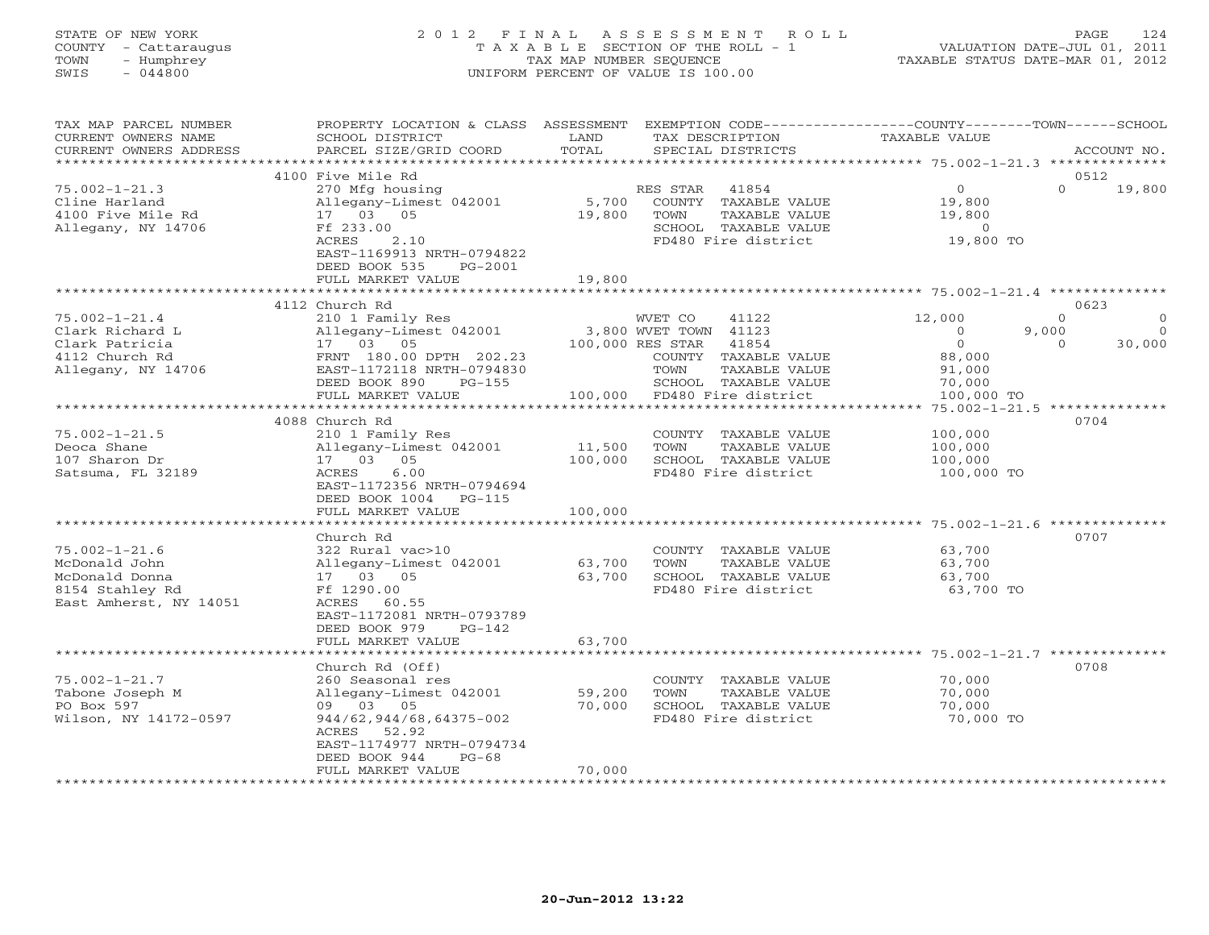STATE OF NEW YORK
COUNTY - Cattaraugus
TOWN - Humphrey
SWIS - 044800

2012 FINAL ASSESSMENT ROLL
TAXABLE SECTION OF THE ROLL - 1
TAX MAP NUMBER SEQUENCE
UNIFORM PERCENT OF VALUE IS 100.00

VALUATION DATE-JUL 01, 2011
TAXABLE STATUS DATE-MAR 01, 2012

| TAX MAP PARCEL NUMBER / CURRENT OWNERS NAME / CURRENT OWNERS ADDRESS | PROPERTY LOCATION & CLASS / SCHOOL DISTRICT / PARCEL SIZE/GRID COORD | ASSESSMENT LAND | TOTAL | EXEMPTION CODE / TAX DESCRIPTION / SPECIAL DISTRICTS | COUNTY TAXABLE VALUE | TOWN | SCHOOL | ACCOUNT NO. |
|---|---|---|---|---|---|---|---|---|
| 75.002-1-21.3 | 4100 Five Mile Rd | | | | | | | 0512 |
| Cline Harland | 270 Mfg housing | | | RES STAR 41854 | 0 | 0 | 19,800 | |
| 4100 Five Mile Rd | Allegany-Limest 042001 | 5,700 | | COUNTY TAXABLE VALUE | 19,800 | | | |
| Allegany, NY 14706 | 17 03 05 | | 19,800 | TOWN TAXABLE VALUE | 19,800 | | | |
| | Ff 233.00 | | | SCHOOL TAXABLE VALUE | 0 | | | |
| | ACRES 2.10 | | | FD480 Fire district | 19,800 TO | | | |
| | EAST-1169913 NRTH-0794822 | | | | | | | |
| | DEED BOOK 535 PG-2001 | | | | | | | |
| | FULL MARKET VALUE | | 19,800 | | | | | |
| 75.002-1-21.4 | 4112 Church Rd | | | | | | | 0623 |
| Clark Richard L | 210 1 Family Res | | | WVET CO 41122 | 12,000 | 0 | 0 | |
| Clark Patricia | Allegany-Limest 042001 | 3,800 | | WVET TOWN 41123 | 0 | 9,000 | 0 | |
| 4112 Church Rd | 17 03 05 | | 100,000 | RES STAR 41854 | 0 | 0 | 30,000 | |
| Allegany, NY 14706 | FRNT 180.00 DPTH 202.23 | | | COUNTY TAXABLE VALUE | 88,000 | | | |
| | EAST-1172118 NRTH-0794830 | | | TOWN TAXABLE VALUE | 91,000 | | | |
| | DEED BOOK 890 PG-155 | | | SCHOOL TAXABLE VALUE | 70,000 | | | |
| | FULL MARKET VALUE | | 100,000 | FD480 Fire district | 100,000 TO | | | |
| 75.002-1-21.5 | 4088 Church Rd | | | | | | | 0704 |
| Deoca Shane | 210 1 Family Res | | | COUNTY TAXABLE VALUE | 100,000 | | | |
| 107 Sharon Dr | Allegany-Limest 042001 | 11,500 | | TOWN TAXABLE VALUE | 100,000 | | | |
| Satsuma, FL 32189 | 17 03 05 | | 100,000 | SCHOOL TAXABLE VALUE | 100,000 | | | |
| | ACRES 6.00 | | | FD480 Fire district | 100,000 TO | | | |
| | EAST-1172356 NRTH-0794694 | | | | | | | |
| | DEED BOOK 1004 PG-115 | | | | | | | |
| | FULL MARKET VALUE | | 100,000 | | | | | |
| 75.002-1-21.6 | Church Rd | | | | | | | 0707 |
| McDonald John | 322 Rural vac>10 | | | COUNTY TAXABLE VALUE | 63,700 | | | |
| McDonald Donna | Allegany-Limest 042001 | 63,700 | | TOWN TAXABLE VALUE | 63,700 | | | |
| 8154 Stahley Rd | 17 03 05 | | 63,700 | SCHOOL TAXABLE VALUE | 63,700 | | | |
| East Amherst, NY 14051 | Ff 1290.00 | | | FD480 Fire district | 63,700 TO | | | |
| | ACRES 60.55 | | | | | | | |
| | EAST-1172081 NRTH-0793789 | | | | | | | |
| | DEED BOOK 979 PG-142 | | | | | | | |
| | FULL MARKET VALUE | | 63,700 | | | | | |
| 75.002-1-21.7 | Church Rd (Off) | | | | | | | 0708 |
| Tabone Joseph M | 260 Seasonal res | | | COUNTY TAXABLE VALUE | 70,000 | | | |
| PO Box 597 | Allegany-Limest 042001 | 59,200 | | TOWN TAXABLE VALUE | 70,000 | | | |
| Wilson, NY 14172-0597 | 09 03 05 | | 70,000 | SCHOOL TAXABLE VALUE | 70,000 | | | |
| | 944/62,944/68,64375-002 | | | FD480 Fire district | 70,000 TO | | | |
| | ACRES 52.92 | | | | | | | |
| | EAST-1174977 NRTH-0794734 | | | | | | | |
| | DEED BOOK 944 PG-68 | | | | | | | |
| | FULL MARKET VALUE | | 70,000 | | | | | |

20-Jun-2012 13:22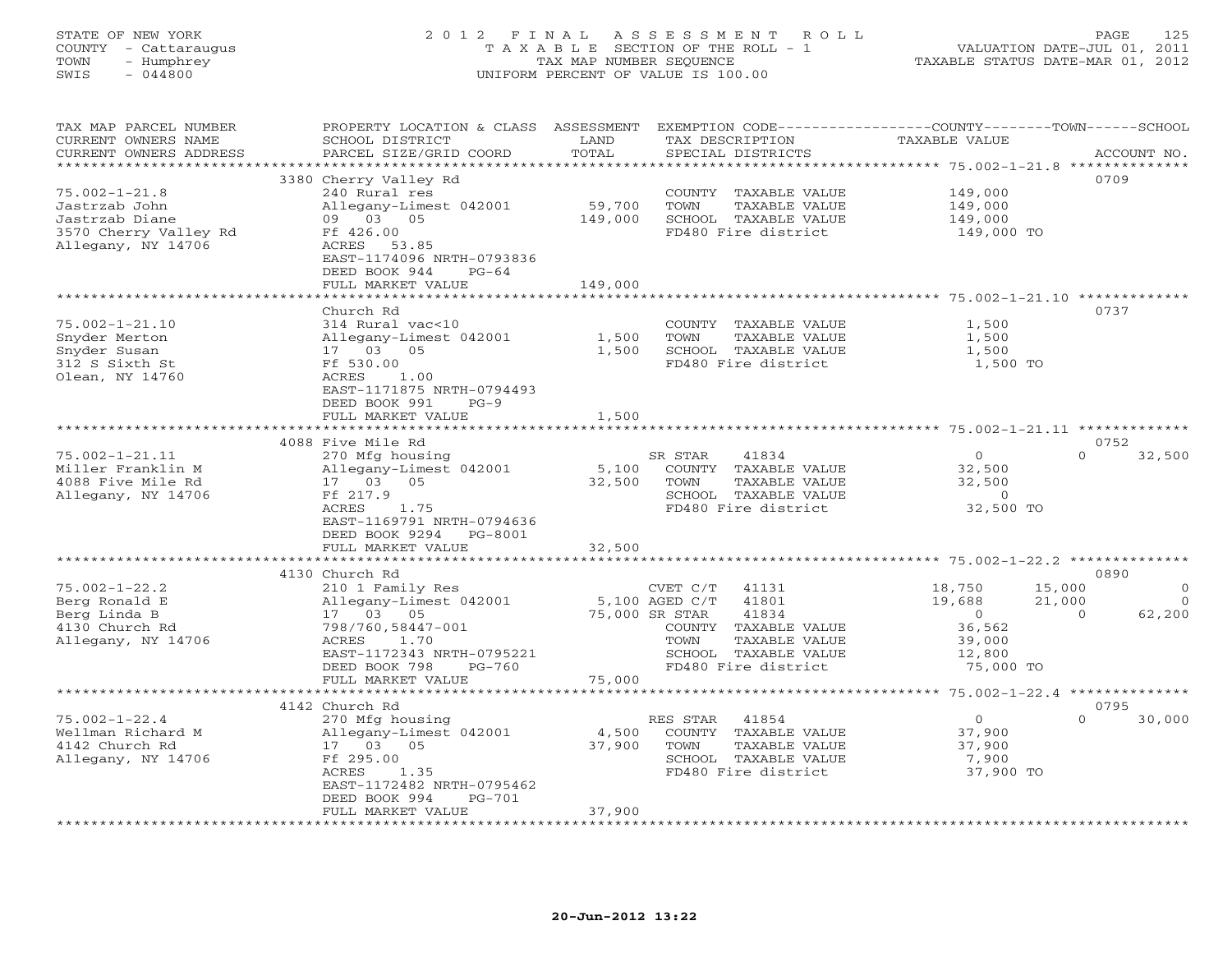STATE OF NEW YORK
COUNTY - Cattaraugus
TOWN - Humphrey
SWIS - 044800

2012 FINAL ASSESSMENT ROLL
TAXABLE SECTION OF THE ROLL - 1
TAX MAP NUMBER SEQUENCE
UNIFORM PERCENT OF VALUE IS 100.00

VALUATION DATE-JUL 01, 2011
TAXABLE STATUS DATE-MAR 01, 2012

| TAX MAP PARCEL NUMBER / CURRENT OWNERS NAME / CURRENT OWNERS ADDRESS | PROPERTY LOCATION & CLASS / SCHOOL DISTRICT / PARCEL SIZE/GRID COORD | ASSESSMENT LAND / TOTAL | EXEMPTION CODE / TAX DESCRIPTION / SPECIAL DISTRICTS | COUNTY TAXABLE VALUE | TOWN | SCHOOL | ACCOUNT NO. |
|---|---|---|---|---|---|---|---|
| | 3380 Cherry Valley Rd | | | | | | 0709 |
| 75.002-1-21.8 | 240 Rural res | | COUNTY TAXABLE VALUE | 149,000 | | | |
| Jastrzab John | Allegany-Limest 042001 | 59,700 | TOWN TAXABLE VALUE | 149,000 | | | |
| Jastrzab Diane | 09 03 05 | 149,000 | SCHOOL TAXABLE VALUE | 149,000 | | | |
| 3570 Cherry Valley Rd | Ff 426.00 | | FD480 Fire district | 149,000 TO | | | |
| Allegany, NY 14706 | ACRES 53.85 | | | | | | |
| | EAST-1174096 NRTH-0793836 | | | | | | |
| | DEED BOOK 944 PG-64 | | | | | | |
| | FULL MARKET VALUE | 149,000 | | | | | |
| | Church Rd | | | | | | 0737 |
| 75.002-1-21.10 | 314 Rural vac<10 | | COUNTY TAXABLE VALUE | 1,500 | | | |
| Snyder Merton | Allegany-Limest 042001 | 1,500 | TOWN TAXABLE VALUE | 1,500 | | | |
| Snyder Susan | 17 03 05 | 1,500 | SCHOOL TAXABLE VALUE | 1,500 | | | |
| 312 S Sixth St | Ff 530.00 | | FD480 Fire district | 1,500 TO | | | |
| Olean, NY 14760 | ACRES 1.00 | | | | | | |
| | EAST-1171875 NRTH-0794493 | | | | | | |
| | DEED BOOK 991 PG-9 | | | | | | |
| | FULL MARKET VALUE | 1,500 | | | | | |
| | 4088 Five Mile Rd | | | | | | 0752 |
| 75.002-1-21.11 | 270 Mfg housing | | SR STAR 41834 | 0 | 0 | 32,500 | |
| Miller Franklin M | Allegany-Limest 042001 | 5,100 | COUNTY TAXABLE VALUE | 32,500 | | | |
| 4088 Five Mile Rd | 17 03 05 | 32,500 | TOWN TAXABLE VALUE | 32,500 | | | |
| Allegany, NY 14706 | Ff 217.9 | | SCHOOL TAXABLE VALUE | 0 | | | |
| | ACRES 1.75 | | FD480 Fire district | 32,500 TO | | | |
| | EAST-1169791 NRTH-0794636 | | | | | | |
| | DEED BOOK 9294 PG-8001 | | | | | | |
| | FULL MARKET VALUE | 32,500 | | | | | |
| | 4130 Church Rd | | | | | | 0890 |
| 75.002-1-22.2 | 210 1 Family Res | | CVET C/T 41131 | 18,750 | 15,000 | 0 | |
| Berg Ronald E | Allegany-Limest 042001 | 5,100 | AGED C/T 41801 | 19,688 | 21,000 | 0 | |
| Berg Linda B | 17 03 05 | 75,000 | SR STAR 41834 | 0 | 0 | 62,200 | |
| 4130 Church Rd | 798/760,58447-001 | | COUNTY TAXABLE VALUE | 36,562 | | | |
| Allegany, NY 14706 | ACRES 1.70 | | TOWN TAXABLE VALUE | 39,000 | | | |
| | EAST-1172343 NRTH-0795221 | | SCHOOL TAXABLE VALUE | 12,800 | | | |
| | DEED BOOK 798 PG-760 | | FD480 Fire district | 75,000 TO | | | |
| | FULL MARKET VALUE | 75,000 | | | | | |
| | 4142 Church Rd | | | | | | 0795 |
| 75.002-1-22.4 | 270 Mfg housing | | RES STAR 41854 | 0 | 0 | 30,000 | |
| Wellman Richard M | Allegany-Limest 042001 | 4,500 | COUNTY TAXABLE VALUE | 37,900 | | | |
| 4142 Church Rd | 17 03 05 | 37,900 | TOWN TAXABLE VALUE | 37,900 | | | |
| Allegany, NY 14706 | Ff 295.00 | | SCHOOL TAXABLE VALUE | 7,900 | | | |
| | ACRES 1.35 | | FD480 Fire district | 37,900 TO | | | |
| | EAST-1172482 NRTH-0795462 | | | | | | |
| | DEED BOOK 994 PG-701 | | | | | | |
| | FULL MARKET VALUE | 37,900 | | | | | |

20-Jun-2012 13:22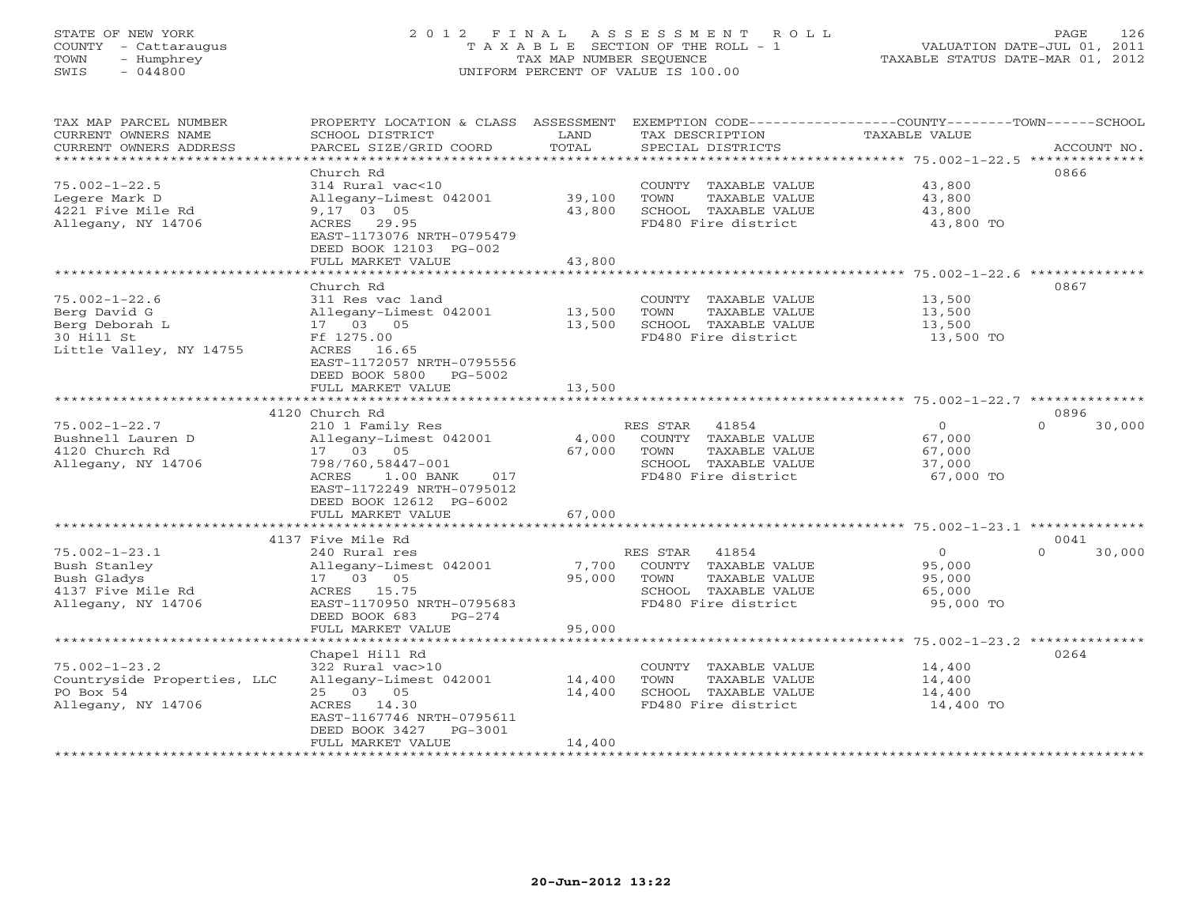STATE OF NEW YORK
COUNTY - Cattaraugus
TOWN - Humphrey
SWIS - 044800

2012 FINAL ASSESSMENT ROLL
TAXABLE SECTION OF THE ROLL - 1
TAX MAP NUMBER SEQUENCE
UNIFORM PERCENT OF VALUE IS 100.00

VALUATION DATE-JUL 01, 2011
TAXABLE STATUS DATE-MAR 01, 2012

| TAX MAP PARCEL NUMBER / CURRENT OWNERS NAME / CURRENT OWNERS ADDRESS | PROPERTY LOCATION & CLASS / SCHOOL DISTRICT / PARCEL SIZE/GRID COORD | ASSESSMENT LAND / TOTAL | EXEMPTION CODE / TAX DESCRIPTION / SPECIAL DISTRICTS | COUNTY / TOWN / SCHOOL TAXABLE VALUE | ACCOUNT NO. |
|---|---|---|---|---|---|
| 75.002-1-22.5 | Church Rd | | | | 0866 |
| 75.002-1-22.5 | 314 Rural vac<10 | | COUNTY TAXABLE VALUE | 43,800 | |
| Legere Mark D | Allegany-Limest 042001 | 39,100 | TOWN TAXABLE VALUE | 43,800 | |
| 4221 Five Mile Rd | 9,17 03 05 | 43,800 | SCHOOL TAXABLE VALUE | 43,800 | |
| Allegany, NY 14706 | ACRES 29.95 | | FD480 Fire district | 43,800 TO | |
| | EAST-1173076 NRTH-0795479 | | | | |
| | DEED BOOK 12103 PG-002 | | | | |
| | FULL MARKET VALUE | 43,800 | | | |
| 75.002-1-22.6 | Church Rd | | | | 0867 |
| 75.002-1-22.6 | 311 Res vac land | | COUNTY TAXABLE VALUE | 13,500 | |
| Berg David G | Allegany-Limest 042001 | 13,500 | TOWN TAXABLE VALUE | 13,500 | |
| Berg Deborah L | 17 03 05 | 13,500 | SCHOOL TAXABLE VALUE | 13,500 | |
| 30 Hill St | Ff 1275.00 | | FD480 Fire district | 13,500 TO | |
| Little Valley, NY 14755 | ACRES 16.65 | | | | |
| | EAST-1172057 NRTH-0795556 | | | | |
| | DEED BOOK 5800 PG-5002 | | | | |
| | FULL MARKET VALUE | 13,500 | | | |
| 75.002-1-22.7 | 4120 Church Rd | | | | 0896 |
| 75.002-1-22.7 | 210 1 Family Res | | RES STAR 41854 | 0 / 0 / 30,000 | |
| Bushnell Lauren D | Allegany-Limest 042001 | 4,000 | COUNTY TAXABLE VALUE | 67,000 | |
| 4120 Church Rd | 17 03 05 | 67,000 | TOWN TAXABLE VALUE | 67,000 | |
| Allegany, NY 14706 | 798/760,58447-001 | | SCHOOL TAXABLE VALUE | 37,000 | |
| | ACRES 1.00 BANK 017 | | FD480 Fire district | 67,000 TO | |
| | EAST-1172249 NRTH-0795012 | | | | |
| | DEED BOOK 12612 PG-6002 | | | | |
| | FULL MARKET VALUE | 67,000 | | | |
| 75.002-1-23.1 | 4137 Five Mile Rd | | | | 0041 |
| 75.002-1-23.1 | 240 Rural res | | RES STAR 41854 | 0 / 0 / 30,000 | |
| Bush Stanley | Allegany-Limest 042001 | 7,700 | COUNTY TAXABLE VALUE | 95,000 | |
| Bush Gladys | 17 03 05 | 95,000 | TOWN TAXABLE VALUE | 95,000 | |
| 4137 Five Mile Rd | ACRES 15.75 | | SCHOOL TAXABLE VALUE | 65,000 | |
| Allegany, NY 14706 | EAST-1170950 NRTH-0795683 | | FD480 Fire district | 95,000 TO | |
| | DEED BOOK 683 PG-274 | | | | |
| | FULL MARKET VALUE | 95,000 | | | |
| 75.002-1-23.2 | Chapel Hill Rd | | | | 0264 |
| 75.002-1-23.2 | 322 Rural vac>10 | | COUNTY TAXABLE VALUE | 14,400 | |
| Countryside Properties, LLC | Allegany-Limest 042001 | 14,400 | TOWN TAXABLE VALUE | 14,400 | |
| PO Box 54 | 25 03 05 | 14,400 | SCHOOL TAXABLE VALUE | 14,400 | |
| Allegany, NY 14706 | ACRES 14.30 | | FD480 Fire district | 14,400 TO | |
| | EAST-1167746 NRTH-0795611 | | | | |
| | DEED BOOK 3427 PG-3001 | | | | |
| | FULL MARKET VALUE | 14,400 | | | |

20-Jun-2012 13:22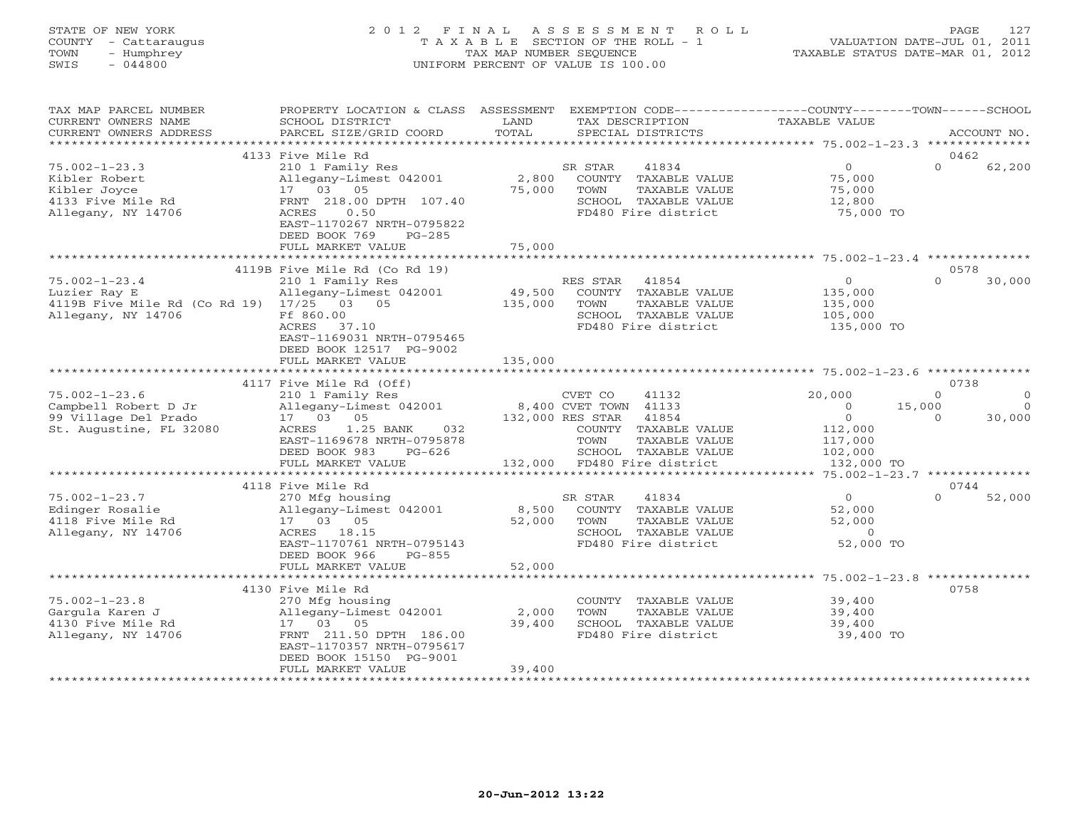STATE OF NEW YORK
COUNTY - Cattaraugus
TOWN - Humphrey
SWIS - 044800

# 2012 FINAL ASSESSMENT ROLL

TAXABLE SECTION OF THE ROLL - 1
TAX MAP NUMBER SEQUENCE
UNIFORM PERCENT OF VALUE IS 100.00

VALUATION DATE-JUL 01, 2011
TAXABLE STATUS DATE-MAR 01, 2012

| TAX MAP PARCEL NUMBER / CURRENT OWNERS NAME / CURRENT OWNERS ADDRESS | PROPERTY LOCATION & CLASS / SCHOOL DISTRICT / PARCEL SIZE/GRID COORD | ASSESSMENT LAND / TOTAL | EXEMPTION CODE / TAX DESCRIPTION / SPECIAL DISTRICTS | COUNTY | TOWN | SCHOOL | ACCOUNT NO. |
|---|---|---|---|---|---|---|---|
| | 4133 Five Mile Rd | | | | | | 0462 |
| 75.002-1-23.3 | 210 1 Family Res | | SR STAR 41834 | 0 | 0 | 62,200 | |
| Kibler Robert | Allegany-Limest 042001 | 2,800 | COUNTY TAXABLE VALUE | 75,000 | | | |
| Kibler Joyce | 17 03 05 | 75,000 | TOWN TAXABLE VALUE | | 75,000 | | |
| 4133 Five Mile Rd | FRNT 218.00 DPTH 107.40 | | SCHOOL TAXABLE VALUE | | | 12,800 | |
| Allegany, NY 14706 | ACRES 0.50 | | FD480 Fire district | 75,000 TO | | | |
| | EAST-1170267 NRTH-0795822 | | | | | | |
| | DEED BOOK 769 PG-285 | | | | | | |
| | FULL MARKET VALUE | 75,000 | | | | | |
| | 4119B Five Mile Rd (Co Rd 19) | | | | | | 0578 |
| 75.002-1-23.4 | 210 1 Family Res | | RES STAR 41854 | 0 | 0 | 30,000 | |
| Luzier Ray E | Allegany-Limest 042001 | 49,500 | COUNTY TAXABLE VALUE | 135,000 | | | |
| 4119B Five Mile Rd (Co Rd 19) | 17/25 03 05 | 135,000 | TOWN TAXABLE VALUE | | 135,000 | | |
| Allegany, NY 14706 | Ff 860.00 | | SCHOOL TAXABLE VALUE | | | 105,000 | |
| | ACRES 37.10 | | FD480 Fire district | 135,000 TO | | | |
| | EAST-1169031 NRTH-0795465 | | | | | | |
| | DEED BOOK 12517 PG-9002 | | | | | | |
| | FULL MARKET VALUE | 135,000 | | | | | |
| | 4117 Five Mile Rd (Off) | | | | | | 0738 |
| 75.002-1-23.6 | 210 1 Family Res | | CVET CO 41132 | 20,000 | 0 | 0 | |
| Campbell Robert D Jr | Allegany-Limest 042001 | 8,400 | CVET TOWN 41133 | 0 | 15,000 | 0 | |
| 99 Village Del Prado | 17 03 05 | 132,000 | RES STAR 41854 | 0 | 0 | 30,000 | |
| St. Augustine, FL 32080 | ACRES 1.25 BANK 032 | | COUNTY TAXABLE VALUE | 112,000 | | | |
| | EAST-1169678 NRTH-0795878 | | TOWN TAXABLE VALUE | | 117,000 | | |
| | DEED BOOK 983 PG-626 | | SCHOOL TAXABLE VALUE | | | 102,000 | |
| | FULL MARKET VALUE | 132,000 | FD480 Fire district | 132,000 TO | | | |
| | 4118 Five Mile Rd | | | | | | 0744 |
| 75.002-1-23.7 | 270 Mfg housing | | SR STAR 41834 | 0 | 0 | 52,000 | |
| Edinger Rosalie | Allegany-Limest 042001 | 8,500 | COUNTY TAXABLE VALUE | 52,000 | | | |
| 4118 Five Mile Rd | 17 03 05 | 52,000 | TOWN TAXABLE VALUE | | 52,000 | | |
| Allegany, NY 14706 | ACRES 18.15 | | SCHOOL TAXABLE VALUE | | | 0 | |
| | EAST-1170761 NRTH-0795143 | | FD480 Fire district | 52,000 TO | | | |
| | DEED BOOK 966 PG-855 | | | | | | |
| | FULL MARKET VALUE | 52,000 | | | | | |
| | 4130 Five Mile Rd | | | | | | 0758 |
| 75.002-1-23.8 | 270 Mfg housing | | COUNTY TAXABLE VALUE | 39,400 | | | |
| Gargula Karen J | Allegany-Limest 042001 | 2,000 | TOWN TAXABLE VALUE | | 39,400 | | |
| 4130 Five Mile Rd | 17 03 05 | 39,400 | SCHOOL TAXABLE VALUE | | | 39,400 | |
| Allegany, NY 14706 | FRNT 211.50 DPTH 186.00 | | FD480 Fire district | 39,400 TO | | | |
| | EAST-1170357 NRTH-0795617 | | | | | | |
| | DEED BOOK 15150 PG-9001 | | | | | | |
| | FULL MARKET VALUE | 39,400 | | | | | |

20-Jun-2012 13:22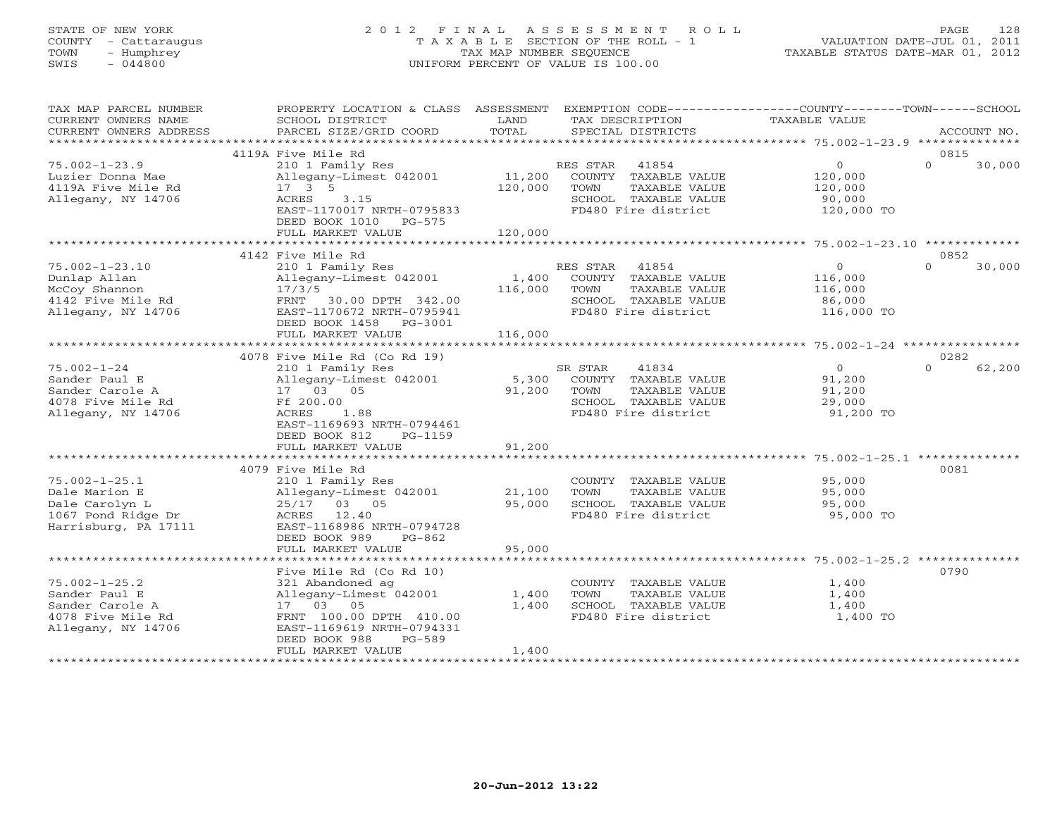STATE OF NEW YORK
COUNTY - Cattaraugus
TOWN - Humphrey
SWIS - 044800

# 2012 FINAL ASSESSMENT ROLL
TAXABLE SECTION OF THE ROLL - 1
TAX MAP NUMBER SEQUENCE
UNIFORM PERCENT OF VALUE IS 100.00

VALUATION DATE-JUL 01, 2011
TAXABLE STATUS DATE-MAR 01, 2012

| TAX MAP PARCEL NUMBER / CURRENT OWNERS NAME / CURRENT OWNERS ADDRESS | PROPERTY LOCATION & CLASS / SCHOOL DISTRICT / PARCEL SIZE/GRID COORD | ASSESSMENT LAND | TOTAL | EXEMPTION CODE / TAX DESCRIPTION / SPECIAL DISTRICTS | COUNTY / TOWN TAXABLE VALUE | SCHOOL | ACCOUNT NO. |
|---|---|---|---|---|---|---|---|
| | 4119A Five Mile Rd | | | | | | 0815 |
| 75.002-1-23.9 | 210 1 Family Res | | | RES STAR 41854 | 0 | 0 | 30,000 |
| Luzier Donna Mae | Allegany-Limest 042001 | 11,200 | | COUNTY TAXABLE VALUE | 120,000 | | |
| 4119A Five Mile Rd | 17 3 5 | | 120,000 | TOWN TAXABLE VALUE | 120,000 | | |
| Allegany, NY 14706 | ACRES 3.15 | | | SCHOOL TAXABLE VALUE | 90,000 | | |
| | EAST-1170017 NRTH-0795833 | | | FD480 Fire district | 120,000 TO | | |
| | DEED BOOK 1010 PG-575 | | | | | | |
| | FULL MARKET VALUE | | 120,000 | | | | |
| | 4142 Five Mile Rd | | | | | | 0852 |
| 75.002-1-23.10 | 210 1 Family Res | | | RES STAR 41854 | 0 | 0 | 30,000 |
| Dunlap Allan | Allegany-Limest 042001 | 1,400 | | COUNTY TAXABLE VALUE | 116,000 | | |
| McCoy Shannon | 17/3/5 | | 116,000 | TOWN TAXABLE VALUE | 116,000 | | |
| 4142 Five Mile Rd | FRNT 30.00 DPTH 342.00 | | | SCHOOL TAXABLE VALUE | 86,000 | | |
| Allegany, NY 14706 | EAST-1170672 NRTH-0795941 | | | FD480 Fire district | 116,000 TO | | |
| | DEED BOOK 1458 PG-3001 | | | | | | |
| | FULL MARKET VALUE | | 116,000 | | | | |
| | 4078 Five Mile Rd (Co Rd 19) | | | | | | 0282 |
| 75.002-1-24 | 210 1 Family Res | | | SR STAR 41834 | 0 | 0 | 62,200 |
| Sander Paul E | Allegany-Limest 042001 | 5,300 | | COUNTY TAXABLE VALUE | 91,200 | | |
| Sander Carole A | 17 03 05 | | 91,200 | TOWN TAXABLE VALUE | 91,200 | | |
| 4078 Five Mile Rd | Ff 200.00 | | | SCHOOL TAXABLE VALUE | 29,000 | | |
| Allegany, NY 14706 | ACRES 1.88 | | | FD480 Fire district | 91,200 TO | | |
| | EAST-1169693 NRTH-0794461 | | | | | | |
| | DEED BOOK 812 PG-1159 | | | | | | |
| | FULL MARKET VALUE | | 91,200 | | | | |
| | 4079 Five Mile Rd | | | | | | 0081 |
| 75.002-1-25.1 | 210 1 Family Res | | | COUNTY TAXABLE VALUE | 95,000 | | |
| Dale Marion E | Allegany-Limest 042001 | 21,100 | | TOWN TAXABLE VALUE | 95,000 | | |
| Dale Carolyn L | 25/17 03 05 | | 95,000 | SCHOOL TAXABLE VALUE | 95,000 | | |
| 1067 Pond Ridge Dr | ACRES 12.40 | | | FD480 Fire district | 95,000 TO | | |
| Harrisburg, PA 17111 | EAST-1168986 NRTH-0794728 | | | | | | |
| | DEED BOOK 989 PG-862 | | | | | | |
| | FULL MARKET VALUE | | 95,000 | | | | |
| | Five Mile Rd (Co Rd 10) | | | | | | 0790 |
| 75.002-1-25.2 | 321 Abandoned ag | | | COUNTY TAXABLE VALUE | 1,400 | | |
| Sander Paul E | Allegany-Limest 042001 | 1,400 | | TOWN TAXABLE VALUE | 1,400 | | |
| Sander Carole A | 17 03 05 | | 1,400 | SCHOOL TAXABLE VALUE | 1,400 | | |
| 4078 Five Mile Rd | FRNT 100.00 DPTH 410.00 | | | FD480 Fire district | 1,400 TO | | |
| Allegany, NY 14706 | EAST-1169619 NRTH-0794331 | | | | | | |
| | DEED BOOK 988 PG-589 | | | | | | |
| | FULL MARKET VALUE | | 1,400 | | | | |

20-Jun-2012 13:22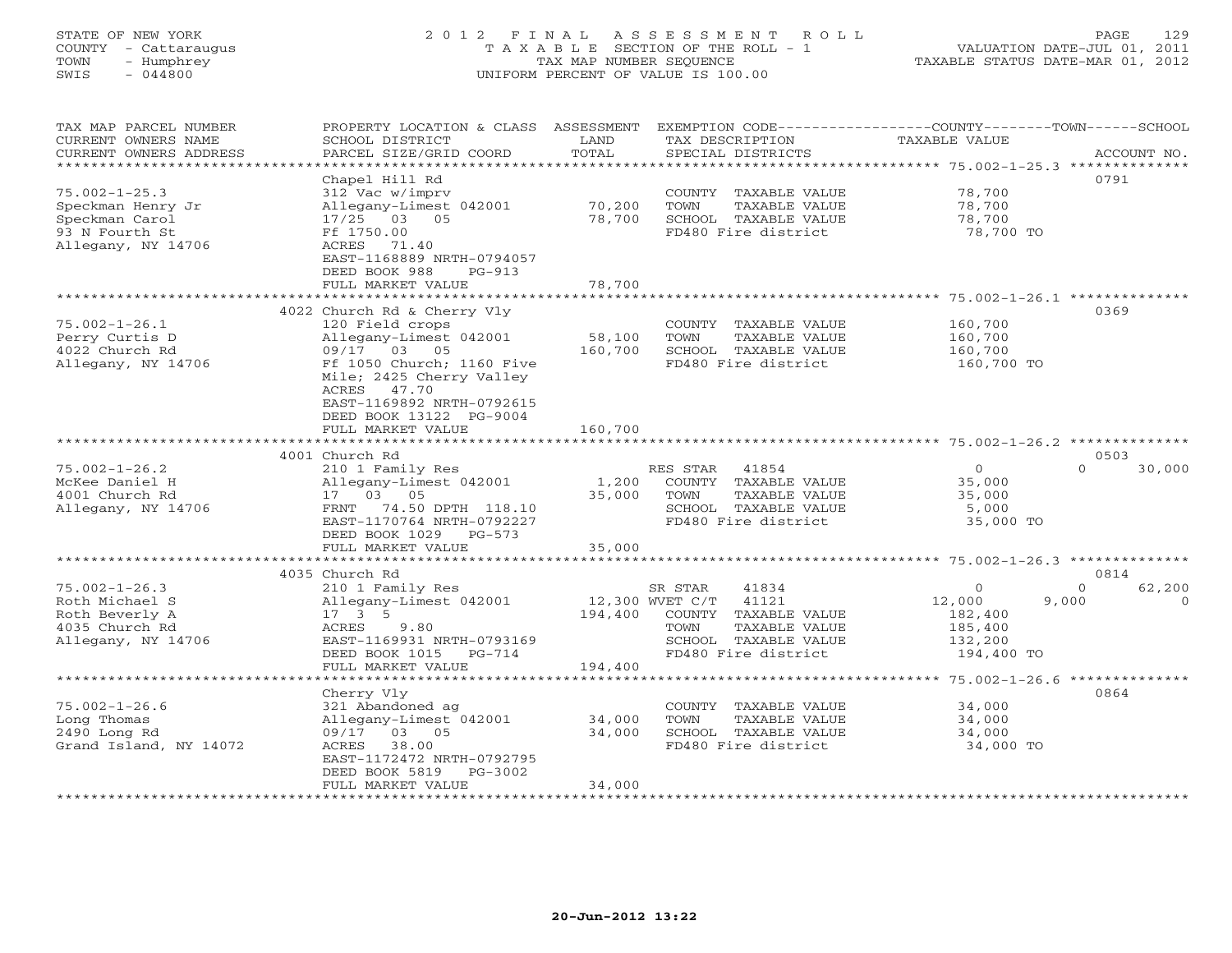STATE OF NEW YORK — 2012 FINAL ASSESSMENT ROLL
COUNTY - Cattaraugus — TAXABLE SECTION OF THE ROLL - 1 — VALUATION DATE-JUL 01, 2011
TOWN - Humphrey — TAX MAP NUMBER SEQUENCE — TAXABLE STATUS DATE-MAR 01, 2012
SWIS - 044800 — UNIFORM PERCENT OF VALUE IS 100.00

| TAX MAP PARCEL NUMBER / CURRENT OWNERS NAME / CURRENT OWNERS ADDRESS | PROPERTY LOCATION & CLASS / SCHOOL DISTRICT / PARCEL SIZE/GRID COORD | ASSESSMENT LAND / TOTAL | EXEMPTION CODE / TAX DESCRIPTION / SPECIAL DISTRICTS | COUNTY / TOWN / SCHOOL TAXABLE VALUE | ACCOUNT NO. |
|---|---|---|---|---|---|
| 75.002-1-25.3 | Chapel Hill Rd | | | | 0791 |
| Speckman Henry Jr | 312 Vac w/imprv | | COUNTY TAXABLE VALUE | 78,700 | |
| Speckman Carol | Allegany-Limest 042001 | 70,200 | TOWN TAXABLE VALUE | 78,700 | |
| 93 N Fourth St | 17/25 03 05 | 78,700 | SCHOOL TAXABLE VALUE | 78,700 | |
| Allegany, NY 14706 | Ff 1750.00 | | FD480 Fire district | 78,700 TO | |
| | ACRES 71.40 | | | | |
| | EAST-1168889 NRTH-0794057 | | | | |
| | DEED BOOK 988 PG-913 | | | | |
| | FULL MARKET VALUE | 78,700 | | | |
| 75.002-1-26.1 | 4022 Church Rd & Cherry Vly | | | | 0369 |
| Perry Curtis D | 120 Field crops | | COUNTY TAXABLE VALUE | 160,700 | |
| 4022 Church Rd | Allegany-Limest 042001 | 58,100 | TOWN TAXABLE VALUE | 160,700 | |
| Allegany, NY 14706 | 09/17 03 05 | 160,700 | SCHOOL TAXABLE VALUE | 160,700 | |
| | Ff 1050 Church; 1160 Five Mile; 2425 Cherry Valley | | FD480 Fire district | 160,700 TO | |
| | ACRES 47.70 | | | | |
| | EAST-1169892 NRTH-0792615 | | | | |
| | DEED BOOK 13122 PG-9004 | | | | |
| | FULL MARKET VALUE | 160,700 | | | |
| 75.002-1-26.2 | 4001 Church Rd | | | | 0503 |
| McKee Daniel H | 210 1 Family Res | | RES STAR 41854 | 0 / 0 / 30,000 | |
| 4001 Church Rd | Allegany-Limest 042001 | 1,200 | COUNTY TAXABLE VALUE | 35,000 | |
| Allegany, NY 14706 | 17 03 05 | 35,000 | TOWN TAXABLE VALUE | 35,000 | |
| | FRNT 74.50 DPTH 118.10 | | SCHOOL TAXABLE VALUE | 5,000 | |
| | EAST-1170764 NRTH-0792227 | | FD480 Fire district | 35,000 TO | |
| | DEED BOOK 1029 PG-573 | | | | |
| | FULL MARKET VALUE | 35,000 | | | |
| 75.002-1-26.3 | 4035 Church Rd | | | | 0814 |
| Roth Michael S | 210 1 Family Res | | SR STAR 41834 | 0 / 0 / 62,200 | |
| Roth Beverly A | Allegany-Limest 042001 | 12,300 | WVET C/T 41121 | 12,000 / 9,000 / 0 | |
| 4035 Church Rd | 17 3 5 | 194,400 | COUNTY TAXABLE VALUE | 182,400 | |
| Allegany, NY 14706 | ACRES 9.80 | | TOWN TAXABLE VALUE | 185,400 | |
| | EAST-1169931 NRTH-0793169 | | SCHOOL TAXABLE VALUE | 132,200 | |
| | DEED BOOK 1015 PG-714 | | FD480 Fire district | 194,400 TO | |
| | FULL MARKET VALUE | 194,400 | | | |
| 75.002-1-26.6 | Cherry Vly | | | | 0864 |
| Long Thomas | 321 Abandoned ag | | COUNTY TAXABLE VALUE | 34,000 | |
| 2490 Long Rd | Allegany-Limest 042001 | 34,000 | TOWN TAXABLE VALUE | 34,000 | |
| Grand Island, NY 14072 | 09/17 03 05 | 34,000 | SCHOOL TAXABLE VALUE | 34,000 | |
| | ACRES 38.00 | | FD480 Fire district | 34,000 TO | |
| | EAST-1172472 NRTH-0792795 | | | | |
| | DEED BOOK 5819 PG-3002 | | | | |
| | FULL MARKET VALUE | 34,000 | | | |

20-Jun-2012 13:22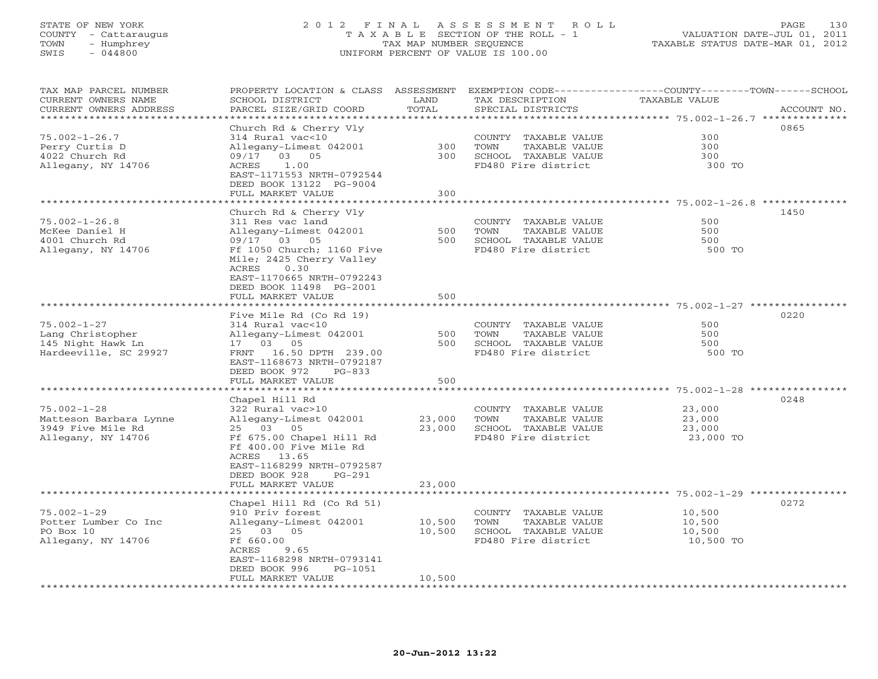STATE OF NEW YORK
COUNTY - Cattaraugus
TOWN - Humphrey
SWIS - 044800

# 2012 FINAL ASSESSMENT ROLL

TAXABLE SECTION OF THE ROLL - 1
TAX MAP NUMBER SEQUENCE
UNIFORM PERCENT OF VALUE IS 100.00

VALUATION DATE-JUL 01, 2011
TAXABLE STATUS DATE-MAR 01, 2012

| TAX MAP PARCEL NUMBER / CURRENT OWNERS NAME / CURRENT OWNERS ADDRESS | PROPERTY LOCATION & CLASS / SCHOOL DISTRICT / PARCEL SIZE/GRID COORD | ASSESSMENT LAND / TOTAL | EXEMPTION CODE / TAX DESCRIPTION / SPECIAL DISTRICTS | TAXABLE VALUE (COUNTY / TOWN / SCHOOL) | ACCOUNT NO. |
|---|---|---|---|---|---|
| 75.002-1-26.7 | Church Rd & Cherry Vly | | | | 0865 |
| Perry Curtis D | 314 Rural vac<10 | | COUNTY TAXABLE VALUE | 300 | |
| 4022 Church Rd | Allegany-Limest 042001 | 300 | TOWN TAXABLE VALUE | 300 | |
| Allegany, NY 14706 | 09/17 03 05 | 300 | SCHOOL TAXABLE VALUE | 300 | |
| | ACRES 1.00 | | FD480 Fire district | 300 TO | |
| | EAST-1171553 NRTH-0792544 | | | | |
| | DEED BOOK 13122 PG-9004 | | | | |
| | FULL MARKET VALUE | 300 | | | |
| 75.002-1-26.8 | Church Rd & Cherry Vly | | | | 1450 |
| McKee Daniel H | 311 Res vac land | | COUNTY TAXABLE VALUE | 500 | |
| 4001 Church Rd | Allegany-Limest 042001 | 500 | TOWN TAXABLE VALUE | 500 | |
| Allegany, NY 14706 | 09/17 03 05 | 500 | SCHOOL TAXABLE VALUE | 500 | |
| | Ff 1050 Church; 1160 Five Mile; 2425 Cherry Valley | | FD480 Fire district | 500 TO | |
| | ACRES 0.30 | | | | |
| | EAST-1170665 NRTH-0792243 | | | | |
| | DEED BOOK 11498 PG-2001 | | | | |
| | FULL MARKET VALUE | 500 | | | |
| 75.002-1-27 | Five Mile Rd (Co Rd 19) | | | | 0220 |
| Lang Christopher | 314 Rural vac<10 | | COUNTY TAXABLE VALUE | 500 | |
| 145 Night Hawk Ln | Allegany-Limest 042001 | 500 | TOWN TAXABLE VALUE | 500 | |
| Hardeeville, SC 29927 | 17 03 05 | 500 | SCHOOL TAXABLE VALUE | 500 | |
| | FRNT 16.50 DPTH 239.00 | | FD480 Fire district | 500 TO | |
| | EAST-1168673 NRTH-0792187 | | | | |
| | DEED BOOK 972 PG-833 | | | | |
| | FULL MARKET VALUE | 500 | | | |
| 75.002-1-28 | Chapel Hill Rd | | | | 0248 |
| Matteson Barbara Lynne | 322 Rural vac>10 | | COUNTY TAXABLE VALUE | 23,000 | |
| 3949 Five Mile Rd | Allegany-Limest 042001 | 23,000 | TOWN TAXABLE VALUE | 23,000 | |
| Allegany, NY 14706 | 25 03 05 | 23,000 | SCHOOL TAXABLE VALUE | 23,000 | |
| | Ff 675.00 Chapel Hill Rd | | FD480 Fire district | 23,000 TO | |
| | Ff 400.00 Five Mile Rd | | | | |
| | ACRES 13.65 | | | | |
| | EAST-1168299 NRTH-0792587 | | | | |
| | DEED BOOK 928 PG-291 | | | | |
| | FULL MARKET VALUE | 23,000 | | | |
| 75.002-1-29 | Chapel Hill Rd (Co Rd 51) | | | | 0272 |
| Potter Lumber Co Inc | 910 Priv forest | | COUNTY TAXABLE VALUE | 10,500 | |
| PO Box 10 | Allegany-Limest 042001 | 10,500 | TOWN TAXABLE VALUE | 10,500 | |
| Allegany, NY 14706 | 25 03 05 | 10,500 | SCHOOL TAXABLE VALUE | 10,500 | |
| | Ff 660.00 | | FD480 Fire district | 10,500 TO | |
| | ACRES 9.65 | | | | |
| | EAST-1168298 NRTH-0793141 | | | | |
| | DEED BOOK 996 PG-1051 | | | | |
| | FULL MARKET VALUE | 10,500 | | | |

20-Jun-2012 13:22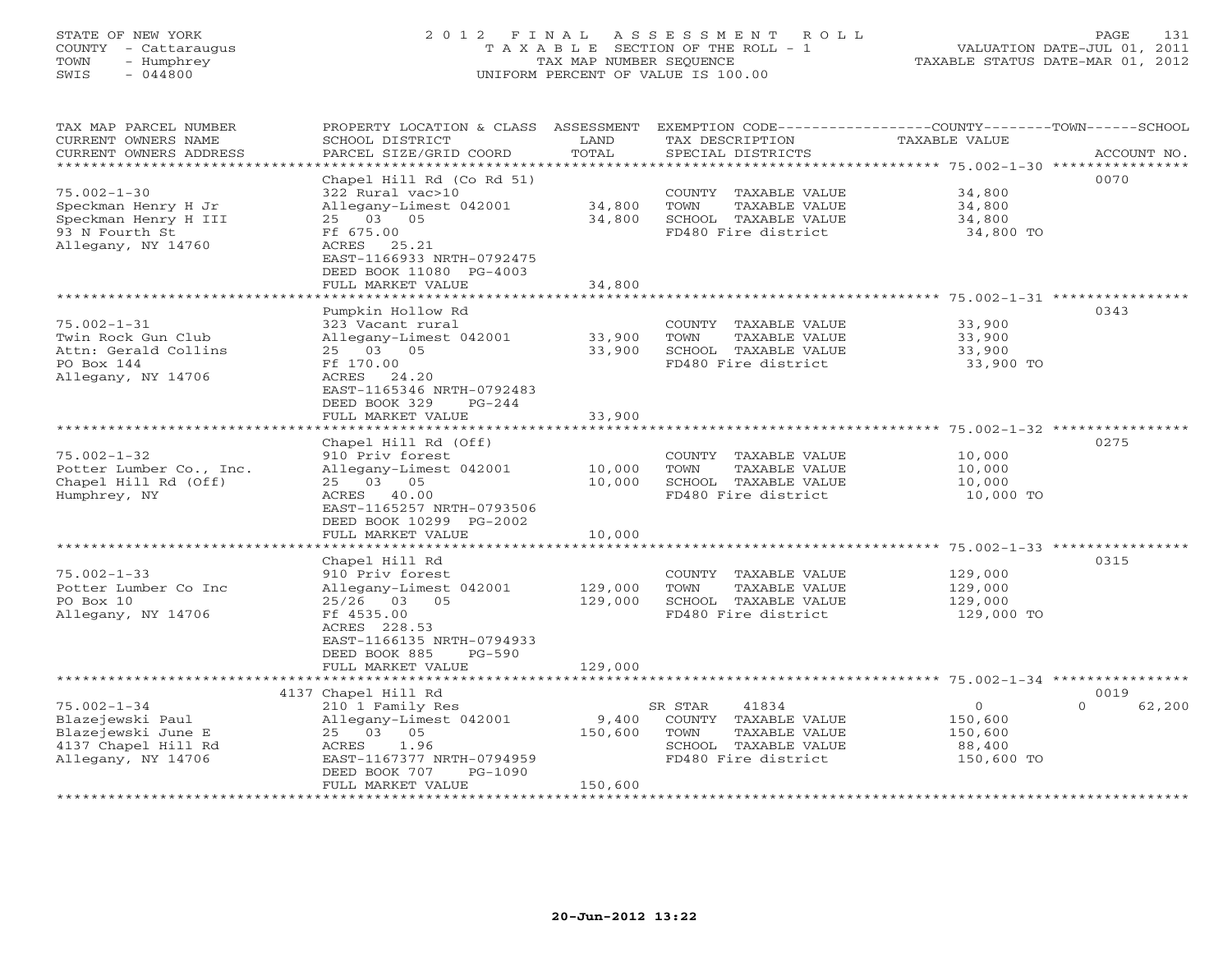STATE OF NEW YORK
COUNTY - Cattaraugus
TOWN - Humphrey
SWIS - 044800

2012 FINAL ASSESSMENT ROLL
TAXABLE SECTION OF THE ROLL - 1
TAX MAP NUMBER SEQUENCE
UNIFORM PERCENT OF VALUE IS 100.00

VALUATION DATE-JUL 01, 2011
TAXABLE STATUS DATE-MAR 01, 2012

| TAX MAP PARCEL NUMBER / CURRENT OWNERS NAME / CURRENT OWNERS ADDRESS | PROPERTY LOCATION & CLASS / SCHOOL DISTRICT / PARCEL SIZE/GRID COORD | ASSESSMENT LAND / TOTAL | EXEMPTION CODE / TAX DESCRIPTION / SPECIAL DISTRICTS | TAXABLE VALUE (COUNTY / TOWN / SCHOOL) | ACCOUNT NO. |
|---|---|---|---|---|---|
| 75.002-1-30 | Chapel Hill Rd (Co Rd 51) | | | | 0070 |
| | 322 Rural vac>10 | | COUNTY TAXABLE VALUE | 34,800 | |
| Speckman Henry H Jr | Allegany-Limest 042001 | 34,800 | TOWN TAXABLE VALUE | 34,800 | |
| Speckman Henry H III | 25 03 05 | 34,800 | SCHOOL TAXABLE VALUE | 34,800 | |
| 93 N Fourth St | Ff 675.00 | | FD480 Fire district | 34,800 TO | |
| Allegany, NY 14760 | ACRES 25.21 | | | | |
| | EAST-1166933 NRTH-0792475 | | | | |
| | DEED BOOK 11080 PG-4003 | | | | |
| | FULL MARKET VALUE | 34,800 | | | |
| 75.002-1-31 | Pumpkin Hollow Rd | | | | 0343 |
| | 323 Vacant rural | | COUNTY TAXABLE VALUE | 33,900 | |
| Twin Rock Gun Club | Allegany-Limest 042001 | 33,900 | TOWN TAXABLE VALUE | 33,900 | |
| Attn: Gerald Collins | 25 03 05 | 33,900 | SCHOOL TAXABLE VALUE | 33,900 | |
| PO Box 144 | Ff 170.00 | | FD480 Fire district | 33,900 TO | |
| Allegany, NY 14706 | ACRES 24.20 | | | | |
| | EAST-1165346 NRTH-0792483 | | | | |
| | DEED BOOK 329 PG-244 | | | | |
| | FULL MARKET VALUE | 33,900 | | | |
| 75.002-1-32 | Chapel Hill Rd (Off) | | | | 0275 |
| | 910 Priv forest | | COUNTY TAXABLE VALUE | 10,000 | |
| Potter Lumber Co., Inc. | Allegany-Limest 042001 | 10,000 | TOWN TAXABLE VALUE | 10,000 | |
| Chapel Hill Rd (Off) | 25 03 05 | 10,000 | SCHOOL TAXABLE VALUE | 10,000 | |
| Humphrey, NY | ACRES 40.00 | | FD480 Fire district | 10,000 TO | |
| | EAST-1165257 NRTH-0793506 | | | | |
| | DEED BOOK 10299 PG-2002 | | | | |
| | FULL MARKET VALUE | 10,000 | | | |
| 75.002-1-33 | Chapel Hill Rd | | | | 0315 |
| | 910 Priv forest | | COUNTY TAXABLE VALUE | 129,000 | |
| Potter Lumber Co Inc | Allegany-Limest 042001 | 129,000 | TOWN TAXABLE VALUE | 129,000 | |
| PO Box 10 | 25/26 03 05 | 129,000 | SCHOOL TAXABLE VALUE | 129,000 | |
| Allegany, NY 14706 | Ff 4535.00 | | FD480 Fire district | 129,000 TO | |
| | ACRES 228.53 | | | | |
| | EAST-1166135 NRTH-0794933 | | | | |
| | DEED BOOK 885 PG-590 | | | | |
| | FULL MARKET VALUE | 129,000 | | | |
| 75.002-1-34 | 4137 Chapel Hill Rd | | | | 0019 |
| | 210 1 Family Res | | SR STAR 41834 | 0 / 0 / 62,200 | |
| Blazejewski Paul | Allegany-Limest 042001 | 9,400 | COUNTY TAXABLE VALUE | 150,600 | |
| Blazejewski June E | 25 03 05 | 150,600 | TOWN TAXABLE VALUE | 150,600 | |
| 4137 Chapel Hill Rd | ACRES 1.96 | | SCHOOL TAXABLE VALUE | 88,400 | |
| Allegany, NY 14706 | EAST-1167377 NRTH-0794959 | | FD480 Fire district | 150,600 TO | |
| | DEED BOOK 707 PG-1090 | | | | |
| | FULL MARKET VALUE | 150,600 | | | |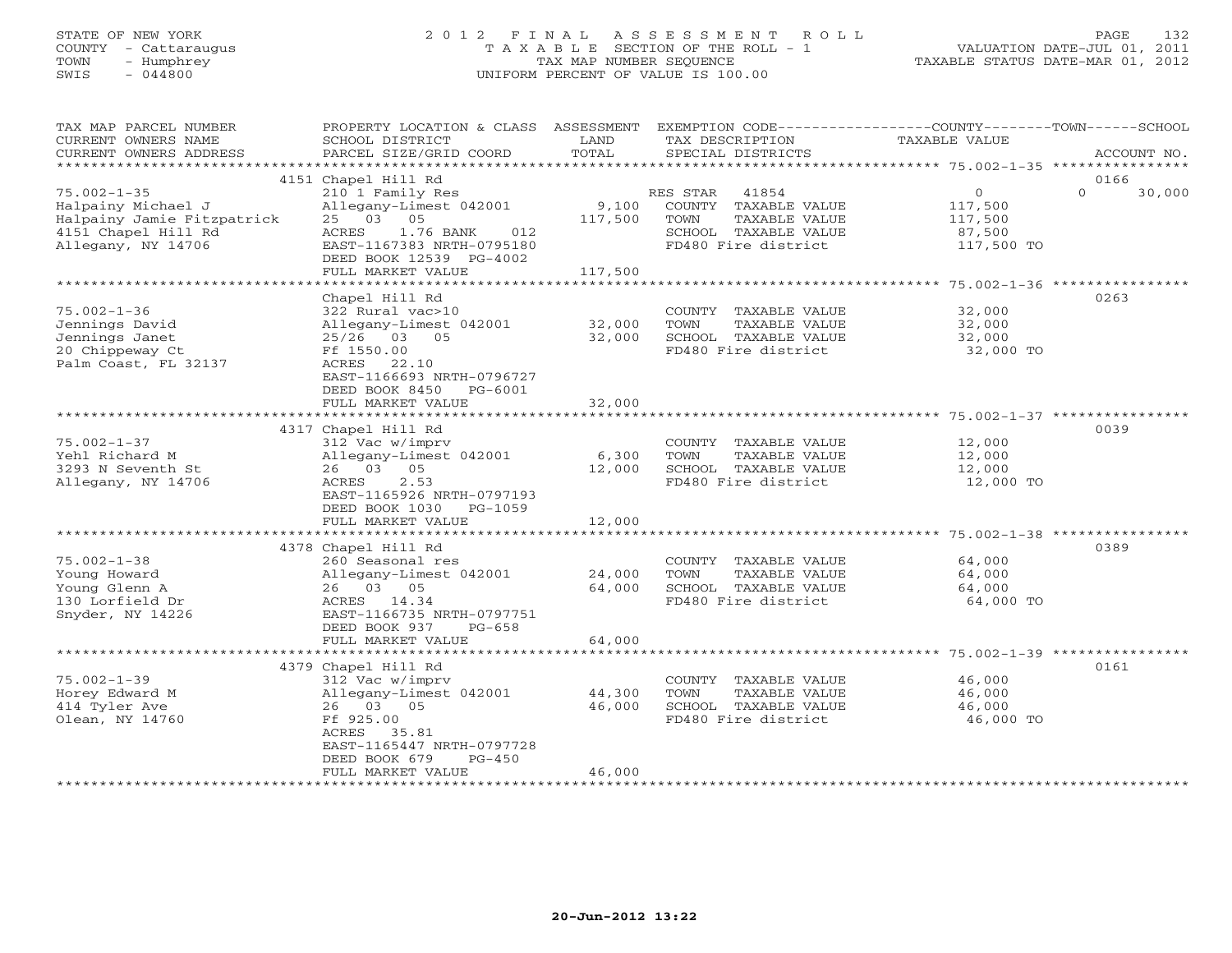STATE OF NEW YORK
COUNTY - Cattaraugus
TOWN - Humphrey
SWIS - 044800

# 2012 FINAL ASSESSMENT ROLL

TAXABLE SECTION OF THE ROLL - 1
TAX MAP NUMBER SEQUENCE
UNIFORM PERCENT OF VALUE IS 100.00

VALUATION DATE-JUL 01, 2011
TAXABLE STATUS DATE-MAR 01, 2012

| TAX MAP PARCEL NUMBER / CURRENT OWNERS NAME / CURRENT OWNERS ADDRESS | PROPERTY LOCATION & CLASS / SCHOOL DISTRICT / PARCEL SIZE/GRID COORD | ASSESSMENT LAND / TOTAL | EXEMPTION CODE / TAX DESCRIPTION / SPECIAL DISTRICTS | COUNTY / TOWN / SCHOOL TAXABLE VALUE | ACCOUNT NO. |
|---|---|---|---|---|---|
| | 4151 Chapel Hill Rd | | | | 0166 |
| 75.002-1-35 | 210 1 Family Res | | RES STAR 41854 | 0 | 0 30,000 |
| Halpainy Michael J | Allegany-Limest 042001 | 9,100 | COUNTY TAXABLE VALUE | 117,500 | |
| Halpainy Jamie Fitzpatrick | 25 03 05 | 117,500 | TOWN TAXABLE VALUE | 117,500 | |
| 4151 Chapel Hill Rd | ACRES 1.76 BANK 012 | | SCHOOL TAXABLE VALUE | 87,500 | |
| Allegany, NY 14706 | EAST-1167383 NRTH-0795180 | | FD480 Fire district | 117,500 TO | |
| | DEED BOOK 12539 PG-4002 | | | | |
| | FULL MARKET VALUE | 117,500 | | | |
| | Chapel Hill Rd | | | | 0263 |
| 75.002-1-36 | 322 Rural vac>10 | | COUNTY TAXABLE VALUE | 32,000 | |
| Jennings David | Allegany-Limest 042001 | 32,000 | TOWN TAXABLE VALUE | 32,000 | |
| Jennings Janet | 25/26 03 05 | 32,000 | SCHOOL TAXABLE VALUE | 32,000 | |
| 20 Chippeway Ct | Ff 1550.00 | | FD480 Fire district | 32,000 TO | |
| Palm Coast, FL 32137 | ACRES 22.10 | | | | |
| | EAST-1166693 NRTH-0796727 | | | | |
| | DEED BOOK 8450 PG-6001 | | | | |
| | FULL MARKET VALUE | 32,000 | | | |
| | 4317 Chapel Hill Rd | | | | 0039 |
| 75.002-1-37 | 312 Vac w/imprv | | COUNTY TAXABLE VALUE | 12,000 | |
| Yehl Richard M | Allegany-Limest 042001 | 6,300 | TOWN TAXABLE VALUE | 12,000 | |
| 3293 N Seventh St | 26 03 05 | 12,000 | SCHOOL TAXABLE VALUE | 12,000 | |
| Allegany, NY 14706 | ACRES 2.53 | | FD480 Fire district | 12,000 TO | |
| | EAST-1165926 NRTH-0797193 | | | | |
| | DEED BOOK 1030 PG-1059 | | | | |
| | FULL MARKET VALUE | 12,000 | | | |
| | 4378 Chapel Hill Rd | | | | 0389 |
| 75.002-1-38 | 260 Seasonal res | | COUNTY TAXABLE VALUE | 64,000 | |
| Young Howard | Allegany-Limest 042001 | 24,000 | TOWN TAXABLE VALUE | 64,000 | |
| Young Glenn A | 26 03 05 | 64,000 | SCHOOL TAXABLE VALUE | 64,000 | |
| 130 Lorfield Dr | ACRES 14.34 | | FD480 Fire district | 64,000 TO | |
| Snyder, NY 14226 | EAST-1166735 NRTH-0797751 | | | | |
| | DEED BOOK 937 PG-658 | | | | |
| | FULL MARKET VALUE | 64,000 | | | |
| | 4379 Chapel Hill Rd | | | | 0161 |
| 75.002-1-39 | 312 Vac w/imprv | | COUNTY TAXABLE VALUE | 46,000 | |
| Horey Edward M | Allegany-Limest 042001 | 44,300 | TOWN TAXABLE VALUE | 46,000 | |
| 414 Tyler Ave | 26 03 05 | 46,000 | SCHOOL TAXABLE VALUE | 46,000 | |
| Olean, NY 14760 | Ff 925.00 | | FD480 Fire district | 46,000 TO | |
| | ACRES 35.81 | | | | |
| | EAST-1165447 NRTH-0797728 | | | | |
| | DEED BOOK 679 PG-450 | | | | |
| | FULL MARKET VALUE | 46,000 | | | |

20-Jun-2012 13:22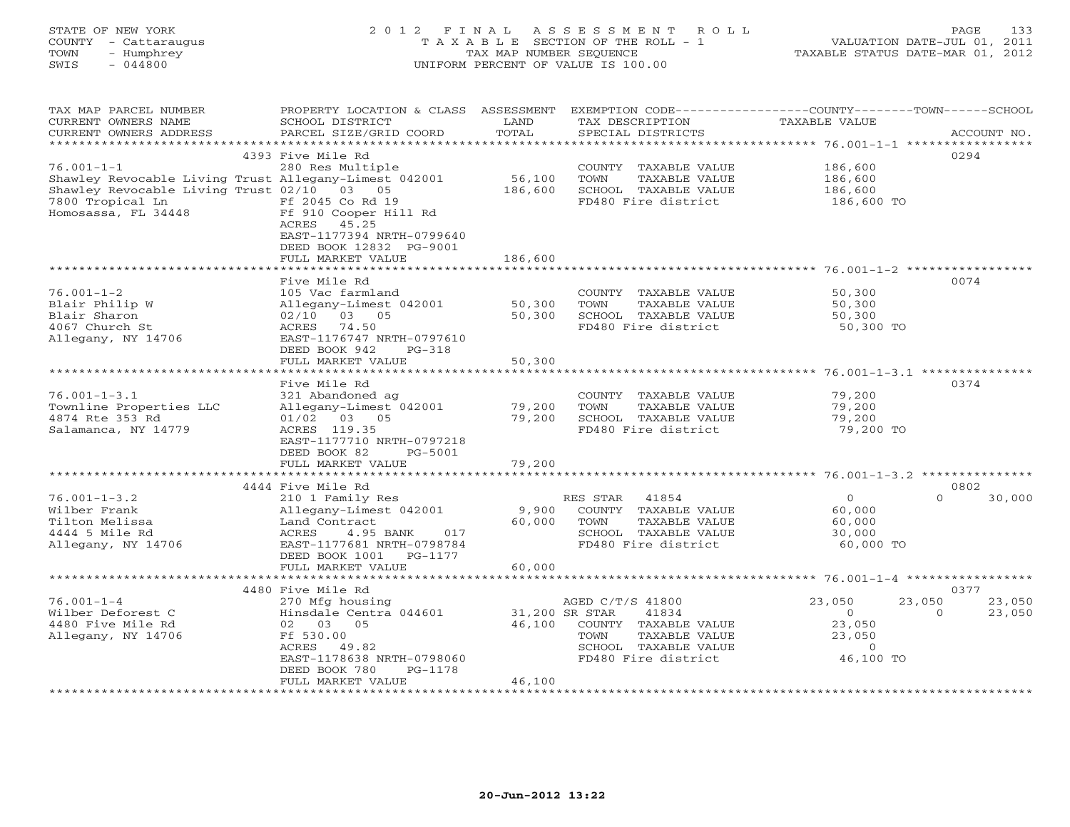STATE OF NEW YORK
COUNTY - Cattaraugus
TOWN - Humphrey
SWIS - 044800

# 2012 FINAL ASSESSMENT ROLL

TAXABLE SECTION OF THE ROLL - 1
TAX MAP NUMBER SEQUENCE
UNIFORM PERCENT OF VALUE IS 100.00

VALUATION DATE-JUL 01, 2011
TAXABLE STATUS DATE-MAR 01, 2012

| TAX MAP PARCEL NUMBER / CURRENT OWNERS NAME / CURRENT OWNERS ADDRESS | PROPERTY LOCATION & CLASS / SCHOOL DISTRICT / PARCEL SIZE/GRID COORD | ASSESSMENT LAND | TOTAL | EXEMPTION CODE / TAX DESCRIPTION / SPECIAL DISTRICTS | COUNTY | TOWN | SCHOOL | ACCOUNT NO. |
|---|---|---|---|---|---|---|---|---|
| 76.001-1-1 | 4393 Five Mile Rd | | | | | | | 0294 |
| Shawley Revocable Living Trust | 280 Res Multiple | | | COUNTY TAXABLE VALUE | 186,600 | | | |
| Shawley Revocable Living Trust | Allegany-Limest 042001 | 56,100 | | TOWN TAXABLE VALUE | | 186,600 | | |
| 7800 Tropical Ln | 02/10 03 05 | | 186,600 | SCHOOL TAXABLE VALUE | | | 186,600 | |
| Homosassa, FL 34448 | Ff 2045 Co Rd 19 | | | FD480 Fire district | 186,600 TO | | | |
| | Ff 910 Cooper Hill Rd | | | | | | | |
| | ACRES 45.25 | | | | | | | |
| | EAST-1177394 NRTH-0799640 | | | | | | | |
| | DEED BOOK 12832 PG-9001 | | | | | | | |
| | FULL MARKET VALUE | | 186,600 | | | | | |
| 76.001-1-2 | Five Mile Rd | | | | | | | 0074 |
| Blair Philip W | 105 Vac farmland | | | COUNTY TAXABLE VALUE | 50,300 | | | |
| Blair Sharon | Allegany-Limest 042001 | 50,300 | | TOWN TAXABLE VALUE | | 50,300 | | |
| 4067 Church St | 02/10 03 05 | | 50,300 | SCHOOL TAXABLE VALUE | | | 50,300 | |
| Allegany, NY 14706 | ACRES 74.50 | | | FD480 Fire district | 50,300 TO | | | |
| | EAST-1176747 NRTH-0797610 | | | | | | | |
| | DEED BOOK 942 PG-318 | | | | | | | |
| | FULL MARKET VALUE | | 50,300 | | | | | |
| 76.001-1-3.1 | Five Mile Rd | | | | | | | 0374 |
| Townline Properties LLC | 321 Abandoned ag | | | COUNTY TAXABLE VALUE | 79,200 | | | |
| 4874 Rte 353 Rd | Allegany-Limest 042001 | 79,200 | | TOWN TAXABLE VALUE | | 79,200 | | |
| Salamanca, NY 14779 | 01/02 03 05 | | 79,200 | SCHOOL TAXABLE VALUE | | | 79,200 | |
| | ACRES 119.35 | | | FD480 Fire district | 79,200 TO | | | |
| | EAST-1177710 NRTH-0797218 | | | | | | | |
| | DEED BOOK 82 PG-5001 | | | | | | | |
| | FULL MARKET VALUE | | 79,200 | | | | | |
| 76.001-1-3.2 | 4444 Five Mile Rd | | | | | | | 0802 |
| Wilber Frank | 210 1 Family Res | | | RES STAR 41854 | 0 | 0 | 30,000 | |
| Tilton Melissa | Allegany-Limest 042001 | 9,900 | | COUNTY TAXABLE VALUE | 60,000 | | | |
| 4444 5 Mile Rd | Land Contract | | 60,000 | TOWN TAXABLE VALUE | | 60,000 | | |
| Allegany, NY 14706 | ACRES 4.95 BANK 017 | | | SCHOOL TAXABLE VALUE | | | 30,000 | |
| | EAST-1177681 NRTH-0798784 | | | FD480 Fire district | 60,000 TO | | | |
| | DEED BOOK 1001 PG-1177 | | | | | | | |
| | FULL MARKET VALUE | | 60,000 | | | | | |
| 76.001-1-4 | 4480 Five Mile Rd | | | | | | | 0377 |
| Wilber Deforest C | 270 Mfg housing | | | AGED C/T/S 41800 | 23,050 | 23,050 | 23,050 | |
| 4480 Five Mile Rd | Hinsdale Centra 044601 | 31,200 | | SR STAR 41834 | 0 | 0 | 23,050 | |
| Allegany, NY 14706 | 02 03 05 | | 46,100 | COUNTY TAXABLE VALUE | 23,050 | | | |
| | Ff 530.00 | | | TOWN TAXABLE VALUE | | 23,050 | | |
| | ACRES 49.82 | | | SCHOOL TAXABLE VALUE | | | 0 | |
| | EAST-1178638 NRTH-0798060 | | | FD480 Fire district | 46,100 TO | | | |
| | DEED BOOK 780 PG-1178 | | | | | | | |
| | FULL MARKET VALUE | | 46,100 | | | | | |

20-Jun-2012 13:22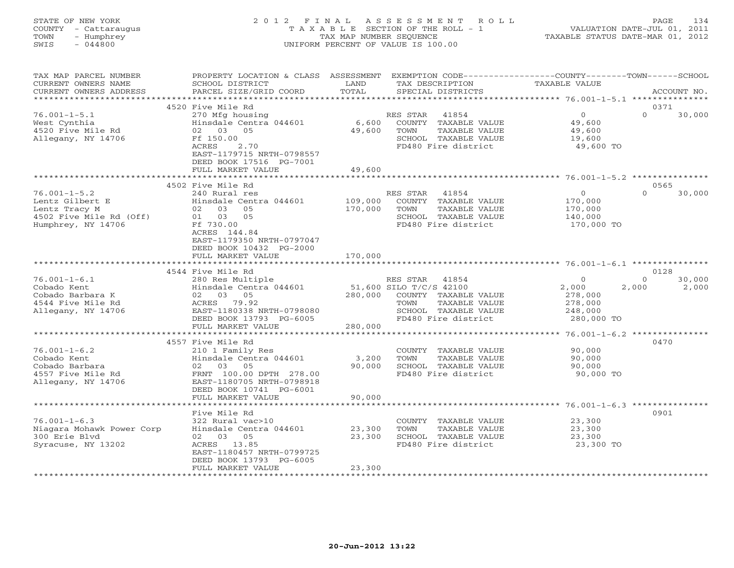STATE OF NEW YORK
COUNTY - Cattaraugus
TOWN - Humphrey
SWIS - 044800

# 2012 FINAL ASSESSMENT ROLL

TAXABLE SECTION OF THE ROLL - 1
TAX MAP NUMBER SEQUENCE
UNIFORM PERCENT OF VALUE IS 100.00

VALUATION DATE-JUL 01, 2011
TAXABLE STATUS DATE-MAR 01, 2012

| TAX MAP PARCEL NUMBER / CURRENT OWNERS NAME / CURRENT OWNERS ADDRESS | PROPERTY LOCATION & CLASS / SCHOOL DISTRICT / PARCEL SIZE/GRID COORD | ASSESSMENT LAND / TOTAL | EXEMPTION CODE / TAX DESCRIPTION / SPECIAL DISTRICTS | COUNTY TAXABLE VALUE | TOWN | SCHOOL | ACCOUNT NO. |
|---|---|---|---|---|---|---|---|
| **76.001-1-5.1** | 4520 Five Mile Rd | | | | | | 0371 |
| West Cynthia | 270 Mfg housing | | RES STAR 41854 | 0 | 0 | 30,000 | |
| 4520 Five Mile Rd | Hinsdale Centra 044601 | 6,600 | COUNTY TAXABLE VALUE | 49,600 | | | |
| Allegany, NY 14706 | 02 03 05 | 49,600 | TOWN TAXABLE VALUE | 49,600 | | | |
| | Ff 150.00 | | SCHOOL TAXABLE VALUE | 19,600 | | | |
| | ACRES 2.70 | | FD480 Fire district | 49,600 TO | | | |
| | EAST-1179715 NRTH-0798557 | | | | | | |
| | DEED BOOK 17516 PG-7001 | | | | | | |
| | FULL MARKET VALUE | 49,600 | | | | | |
| **76.001-1-5.2** | 4502 Five Mile Rd | | | | | | 0565 |
| Lentz Gilbert E | 240 Rural res | | RES STAR 41854 | 0 | 0 | 30,000 | |
| Lentz Tracy M | Hinsdale Centra 044601 | 109,000 | COUNTY TAXABLE VALUE | 170,000 | | | |
| 4502 Five Mile Rd (Off) | 02 03 05 | 170,000 | TOWN TAXABLE VALUE | 170,000 | | | |
| Humphrey, NY 14706 | 01 03 05 | | SCHOOL TAXABLE VALUE | 140,000 | | | |
| | Ff 730.00 | | FD480 Fire district | 170,000 TO | | | |
| | ACRES 144.84 | | | | | | |
| | EAST-1179350 NRTH-0797047 | | | | | | |
| | DEED BOOK 10432 PG-2000 | | | | | | |
| | FULL MARKET VALUE | 170,000 | | | | | |
| **76.001-1-6.1** | 4544 Five Mile Rd | | | | | | 0128 |
| Cobado Kent | 280 Res Multiple | | RES STAR 41854 | 0 | 0 | 30,000 | |
| Cobado Barbara K | Hinsdale Centra 044601 | 51,600 | SILO T/C/S 42100 | 2,000 | 2,000 | 2,000 | |
| 4544 Five Mile Rd | 02 03 05 | 280,000 | COUNTY TAXABLE VALUE | 278,000 | | | |
| Allegany, NY 14706 | ACRES 79.92 | | TOWN TAXABLE VALUE | 278,000 | | | |
| | EAST-1180338 NRTH-0798080 | | SCHOOL TAXABLE VALUE | 248,000 | | | |
| | DEED BOOK 13793 PG-6005 | | FD480 Fire district | 280,000 TO | | | |
| | FULL MARKET VALUE | 280,000 | | | | | |
| **76.001-1-6.2** | 4557 Five Mile Rd | | | | | | 0470 |
| Cobado Kent | 210 1 Family Res | | COUNTY TAXABLE VALUE | 90,000 | | | |
| Cobado Barbara | Hinsdale Centra 044601 | 3,200 | TOWN TAXABLE VALUE | 90,000 | | | |
| 4557 Five Mile Rd | 02 03 05 | 90,000 | SCHOOL TAXABLE VALUE | 90,000 | | | |
| Allegany, NY 14706 | FRNT 100.00 DPTH 278.00 | | FD480 Fire district | 90,000 TO | | | |
| | EAST-1180705 NRTH-0798918 | | | | | | |
| | DEED BOOK 10741 PG-6001 | | | | | | |
| | FULL MARKET VALUE | 90,000 | | | | | |
| **76.001-1-6.3** | Five Mile Rd | | | | | | 0901 |
| Niagara Mohawk Power Corp | 322 Rural vac>10 | | COUNTY TAXABLE VALUE | 23,300 | | | |
| 300 Erie Blvd | Hinsdale Centra 044601 | 23,300 | TOWN TAXABLE VALUE | 23,300 | | | |
| Syracuse, NY 13202 | 02 03 05 | 23,300 | SCHOOL TAXABLE VALUE | 23,300 | | | |
| | ACRES 13.85 | | FD480 Fire district | 23,300 TO | | | |
| | EAST-1180457 NRTH-0799725 | | | | | | |
| | DEED BOOK 13793 PG-6005 | | | | | | |
| | FULL MARKET VALUE | 23,300 | | | | | |

20-Jun-2012 13:22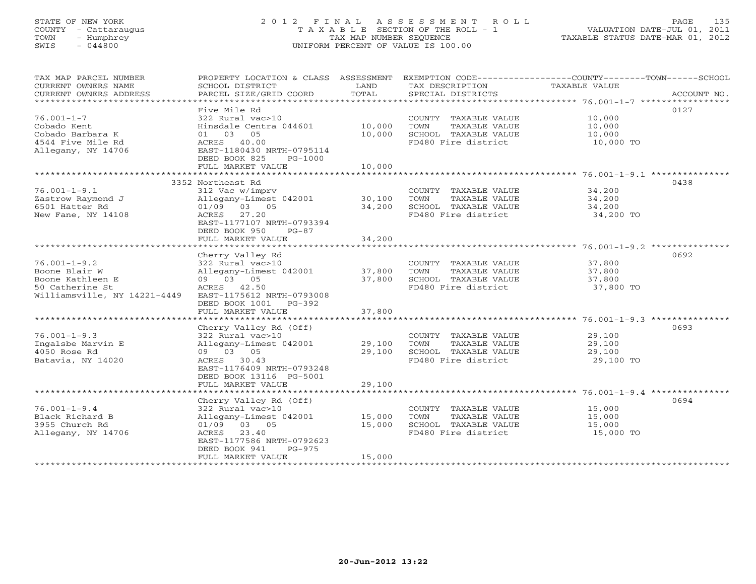STATE OF NEW YORK
COUNTY - Cattaraugus
TOWN - Humphrey
SWIS - 044800

2012 FINAL ASSESSMENT ROLL
TAXABLE SECTION OF THE ROLL - 1
TAX MAP NUMBER SEQUENCE
UNIFORM PERCENT OF VALUE IS 100.00

VALUATION DATE-JUL 01, 2011
TAXABLE STATUS DATE-MAR 01, 2012

| TAX MAP PARCEL NUMBER / CURRENT OWNERS NAME / CURRENT OWNERS ADDRESS | PROPERTY LOCATION & CLASS / SCHOOL DISTRICT / PARCEL SIZE/GRID COORD | ASSESSMENT LAND | TOTAL | EXEMPTION CODE / TAX DESCRIPTION / SPECIAL DISTRICTS | TAXABLE VALUE | ACCOUNT NO. |
|---|---|---|---|---|---|---|
| 76.001-1-7 | Five Mile Rd | | | | | 0127 |
| Cobado Kent | 322 Rural vac>10 | | | COUNTY TAXABLE VALUE | 10,000 | |
| Cobado Barbara K | Hinsdale Centra 044601 | 10,000 | | TOWN TAXABLE VALUE | 10,000 | |
| 4544 Five Mile Rd | 01 03 05 | | 10,000 | SCHOOL TAXABLE VALUE | 10,000 | |
| Allegany, NY 14706 | ACRES 40.00 | | | FD480 Fire district | 10,000 TO | |
| | EAST-1180430 NRTH-0795114 | | | | | |
| | DEED BOOK 825 PG-1000 | | | | | |
| | FULL MARKET VALUE | | 10,000 | | | |
| 76.001-1-9.1 | 3352 Northeast Rd | | | | | 0438 |
| Zastrow Raymond J | 312 Vac w/imprv | | | COUNTY TAXABLE VALUE | 34,200 | |
| 6501 Hatter Rd | Allegany-Limest 042001 | 30,100 | | TOWN TAXABLE VALUE | 34,200 | |
| New Fane, NY 14108 | 01/09 03 05 | | 34,200 | SCHOOL TAXABLE VALUE | 34,200 | |
| | ACRES 27.20 | | | FD480 Fire district | 34,200 TO | |
| | EAST-1177107 NRTH-0793394 | | | | | |
| | DEED BOOK 950 PG-87 | | | | | |
| | FULL MARKET VALUE | | 34,200 | | | |
| 76.001-1-9.2 | Cherry Valley Rd | | | | | 0692 |
| Boone Blair W | 322 Rural vac>10 | | | COUNTY TAXABLE VALUE | 37,800 | |
| Boone Kathleen E | Allegany-Limest 042001 | 37,800 | | TOWN TAXABLE VALUE | 37,800 | |
| 50 Catherine St | 09 03 05 | | 37,800 | SCHOOL TAXABLE VALUE | 37,800 | |
| Williamsville, NY 14221-4449 | ACRES 42.50 | | | FD480 Fire district | 37,800 TO | |
| | EAST-1175612 NRTH-0793008 | | | | | |
| | DEED BOOK 1001 PG-392 | | | | | |
| | FULL MARKET VALUE | | 37,800 | | | |
| 76.001-1-9.3 | Cherry Valley Rd (Off) | | | | | 0693 |
| Ingalsbe Marvin E | 322 Rural vac>10 | | | COUNTY TAXABLE VALUE | 29,100 | |
| 4050 Rose Rd | Allegany-Limest 042001 | 29,100 | | TOWN TAXABLE VALUE | 29,100 | |
| Batavia, NY 14020 | 09 03 05 | | 29,100 | SCHOOL TAXABLE VALUE | 29,100 | |
| | ACRES 30.43 | | | FD480 Fire district | 29,100 TO | |
| | EAST-1176409 NRTH-0793248 | | | | | |
| | DEED BOOK 13116 PG-5001 | | | | | |
| | FULL MARKET VALUE | | 29,100 | | | |
| 76.001-1-9.4 | Cherry Valley Rd (Off) | | | | | 0694 |
| Black Richard B | 322 Rural vac>10 | | | COUNTY TAXABLE VALUE | 15,000 | |
| 3955 Church Rd | Allegany-Limest 042001 | 15,000 | | TOWN TAXABLE VALUE | 15,000 | |
| Allegany, NY 14706 | 01/09 03 05 | | 15,000 | SCHOOL TAXABLE VALUE | 15,000 | |
| | ACRES 23.40 | | | FD480 Fire district | 15,000 TO | |
| | EAST-1177586 NRTH-0792623 | | | | | |
| | DEED BOOK 941 PG-975 | | | | | |
| | FULL MARKET VALUE | | 15,000 | | | |

20-Jun-2012 13:22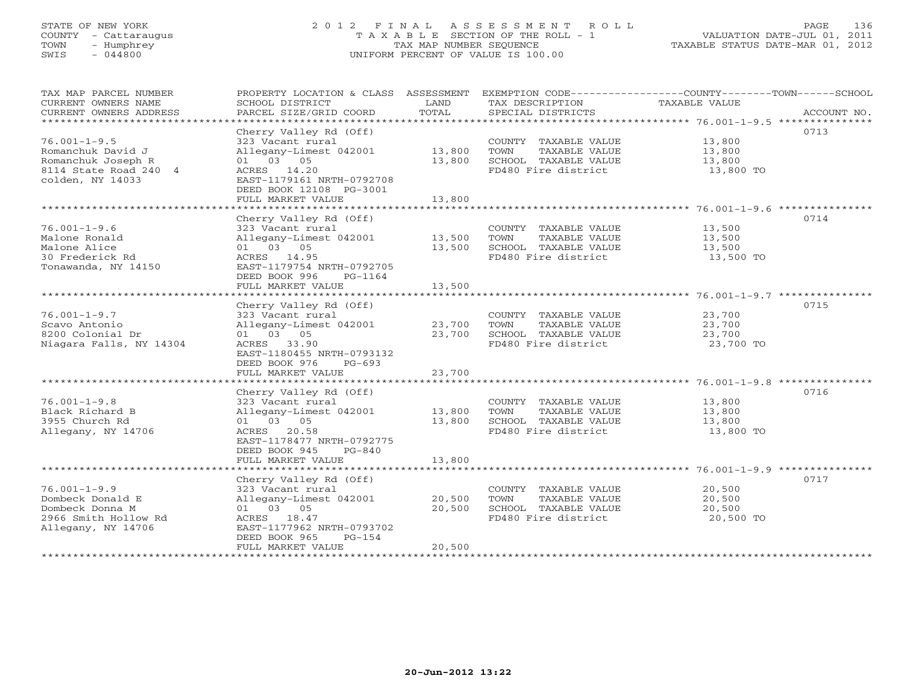STATE OF NEW YORK
COUNTY - Cattaraugus
TOWN - Humphrey
SWIS - 044800

2 0 1 2 F I N A L A S S E S S M E N T R O L L
T A X A B L E SECTION OF THE ROLL - 1
TAX MAP NUMBER SEQUENCE
UNIFORM PERCENT OF VALUE IS 100.00

VALUATION DATE-JUL 01, 2011
TAXABLE STATUS DATE-MAR 01, 2012

| TAX MAP PARCEL NUMBER / CURRENT OWNERS NAME / CURRENT OWNERS ADDRESS | PROPERTY LOCATION & CLASS / SCHOOL DISTRICT / PARCEL SIZE/GRID COORD | ASSESSMENT LAND | TOTAL | EXEMPTION CODE / TAX DESCRIPTION / SPECIAL DISTRICTS | COUNTY--------TOWN------SCHOOL TAXABLE VALUE | ACCOUNT NO. |
|---|---|---|---|---|---|---|
| 76.001-1-9.5 | Cherry Valley Rd (Off) | | | | | 0713 |
| 76.001-1-9.5 | 323 Vacant rural | | | COUNTY TAXABLE VALUE | 13,800 | |
| Romanchuk David J | Allegany-Limest 042001 | 13,800 | | TOWN TAXABLE VALUE | 13,800 | |
| Romanchuk Joseph R | 01 03 05 | | 13,800 | SCHOOL TAXABLE VALUE | 13,800 | |
| 8114 State Road 240 4 | ACRES 14.20 | | | FD480 Fire district | 13,800 TO | |
| colden, NY 14033 | EAST-1179161 NRTH-0792708 | | | | | |
| | DEED BOOK 12108 PG-3001 | | | | | |
| | FULL MARKET VALUE | | 13,800 | | | |
| 76.001-1-9.6 | Cherry Valley Rd (Off) | | | | | 0714 |
| 76.001-1-9.6 | 323 Vacant rural | | | COUNTY TAXABLE VALUE | 13,500 | |
| Malone Ronald | Allegany-Limest 042001 | 13,500 | | TOWN TAXABLE VALUE | 13,500 | |
| Malone Alice | 01 03 05 | | 13,500 | SCHOOL TAXABLE VALUE | 13,500 | |
| 30 Frederick Rd | ACRES 14.95 | | | FD480 Fire district | 13,500 TO | |
| Tonawanda, NY 14150 | EAST-1179754 NRTH-0792705 | | | | | |
| | DEED BOOK 996 PG-1164 | | | | | |
| | FULL MARKET VALUE | | 13,500 | | | |
| 76.001-1-9.7 | Cherry Valley Rd (Off) | | | | | 0715 |
| 76.001-1-9.7 | 323 Vacant rural | | | COUNTY TAXABLE VALUE | 23,700 | |
| Scavo Antonio | Allegany-Limest 042001 | 23,700 | | TOWN TAXABLE VALUE | 23,700 | |
| 8200 Colonial Dr | 01 03 05 | | 23,700 | SCHOOL TAXABLE VALUE | 23,700 | |
| Niagara Falls, NY 14304 | ACRES 33.90 | | | FD480 Fire district | 23,700 TO | |
| | EAST-1180455 NRTH-0793132 | | | | | |
| | DEED BOOK 976 PG-693 | | | | | |
| | FULL MARKET VALUE | | 23,700 | | | |
| 76.001-1-9.8 | Cherry Valley Rd (Off) | | | | | 0716 |
| 76.001-1-9.8 | 323 Vacant rural | | | COUNTY TAXABLE VALUE | 13,800 | |
| Black Richard B | Allegany-Limest 042001 | 13,800 | | TOWN TAXABLE VALUE | 13,800 | |
| 3955 Church Rd | 01 03 05 | | 13,800 | SCHOOL TAXABLE VALUE | 13,800 | |
| Allegany, NY 14706 | ACRES 20.58 | | | FD480 Fire district | 13,800 TO | |
| | EAST-1178477 NRTH-0792775 | | | | | |
| | DEED BOOK 945 PG-840 | | | | | |
| | FULL MARKET VALUE | | 13,800 | | | |
| 76.001-1-9.9 | Cherry Valley Rd (Off) | | | | | 0717 |
| 76.001-1-9.9 | 323 Vacant rural | | | COUNTY TAXABLE VALUE | 20,500 | |
| Dombeck Donald E | Allegany-Limest 042001 | 20,500 | | TOWN TAXABLE VALUE | 20,500 | |
| Dombeck Donna M | 01 03 05 | | 20,500 | SCHOOL TAXABLE VALUE | 20,500 | |
| 2966 Smith Hollow Rd | ACRES 18.47 | | | FD480 Fire district | 20,500 TO | |
| Allegany, NY 14706 | EAST-1177962 NRTH-0793702 | | | | | |
| | DEED BOOK 965 PG-154 | | | | | |
| | FULL MARKET VALUE | | 20,500 | | | |

20-Jun-2012 13:22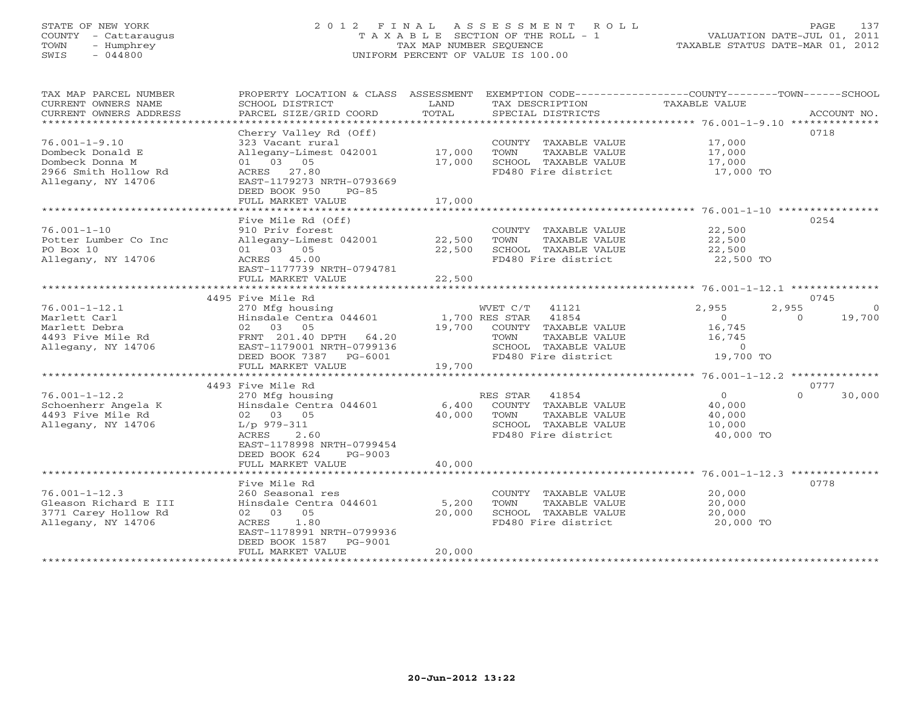STATE OF NEW YORK
COUNTY - Cattaraugus
TOWN - Humphrey
SWIS - 044800

2012 FINAL ASSESSMENT ROLL
TAXABLE SECTION OF THE ROLL - 1
TAX MAP NUMBER SEQUENCE
UNIFORM PERCENT OF VALUE IS 100.00

VALUATION DATE-JUL 01, 2011
TAXABLE STATUS DATE-MAR 01, 2012

| TAX MAP PARCEL NUMBER / CURRENT OWNERS NAME / CURRENT OWNERS ADDRESS | PROPERTY LOCATION & CLASS / SCHOOL DISTRICT / PARCEL SIZE/GRID COORD | ASSESSMENT LAND | TOTAL | EXEMPTION CODE / TAX DESCRIPTION / SPECIAL DISTRICTS | COUNTY TAXABLE VALUE | TOWN | SCHOOL | ACCOUNT NO. |
|---|---|---|---|---|---|---|---|---|
| 76.001-1-9.10 | Cherry Valley Rd (Off) | | | | | | | 0718 |
| 76.001-1-9.10 | 323 Vacant rural | | | COUNTY TAXABLE VALUE | 17,000 | | | |
| Dombeck Donald E | Allegany-Limest 042001 | 17,000 | | TOWN TAXABLE VALUE | 17,000 | | | |
| Dombeck Donna M | 01 03 05 | | 17,000 | SCHOOL TAXABLE VALUE | 17,000 | | | |
| 2966 Smith Hollow Rd | ACRES 27.80 | | | FD480 Fire district | 17,000 TO | | | |
| Allegany, NY 14706 | EAST-1179273 NRTH-0793669 | | | | | | | |
| | DEED BOOK 950 PG-85 | | | | | | | |
| | FULL MARKET VALUE | | 17,000 | | | | | |
| 76.001-1-10 | Five Mile Rd (Off) | | | | | | | 0254 |
| 76.001-1-10 | 910 Priv forest | | | COUNTY TAXABLE VALUE | 22,500 | | | |
| Potter Lumber Co Inc | Allegany-Limest 042001 | 22,500 | | TOWN TAXABLE VALUE | 22,500 | | | |
| PO Box 10 | 01 03 05 | | 22,500 | SCHOOL TAXABLE VALUE | 22,500 | | | |
| Allegany, NY 14706 | ACRES 45.00 | | | FD480 Fire district | 22,500 TO | | | |
| | EAST-1177739 NRTH-0794781 | | | | | | | |
| | FULL MARKET VALUE | | 22,500 | | | | | |
| 76.001-1-12.1 | 4495 Five Mile Rd | | | | | | | 0745 |
| 76.001-1-12.1 | 270 Mfg housing | | | WVET C/T 41121 | 2,955 | 2,955 | 0 | |
| Marlett Carl | Hinsdale Centra 044601 | 1,700 | | RES STAR 41854 | 0 | 0 | 19,700 | |
| Marlett Debra | 02 03 05 | | 19,700 | COUNTY TAXABLE VALUE | 16,745 | | | |
| 4493 Five Mile Rd | FRNT 201.40 DPTH 64.20 | | | TOWN TAXABLE VALUE | 16,745 | | | |
| Allegany, NY 14706 | EAST-1179001 NRTH-0799136 | | | SCHOOL TAXABLE VALUE | 0 | | | |
| | DEED BOOK 7387 PG-6001 | | | FD480 Fire district | 19,700 TO | | | |
| | FULL MARKET VALUE | | 19,700 | | | | | |
| 76.001-1-12.2 | 4493 Five Mile Rd | | | | | | | 0777 |
| 76.001-1-12.2 | 270 Mfg housing | | | RES STAR 41854 | 0 | 0 | 30,000 | |
| Schoenherr Angela K | Hinsdale Centra 044601 | 6,400 | | COUNTY TAXABLE VALUE | 40,000 | | | |
| 4493 Five Mile Rd | 02 03 05 | | 40,000 | TOWN TAXABLE VALUE | 40,000 | | | |
| Allegany, NY 14706 | L/p 979-311 | | | SCHOOL TAXABLE VALUE | 10,000 | | | |
| | ACRES 2.60 | | | FD480 Fire district | 40,000 TO | | | |
| | EAST-1178998 NRTH-0799454 | | | | | | | |
| | DEED BOOK 624 PG-9003 | | | | | | | |
| | FULL MARKET VALUE | | 40,000 | | | | | |
| 76.001-1-12.3 | Five Mile Rd | | | | | | | 0778 |
| 76.001-1-12.3 | 260 Seasonal res | | | COUNTY TAXABLE VALUE | 20,000 | | | |
| Gleason Richard E III | Hinsdale Centra 044601 | 5,200 | | TOWN TAXABLE VALUE | 20,000 | | | |
| 3771 Carey Hollow Rd | 02 03 05 | | 20,000 | SCHOOL TAXABLE VALUE | 20,000 | | | |
| Allegany, NY 14706 | ACRES 1.80 | | | FD480 Fire district | 20,000 TO | | | |
| | EAST-1178991 NRTH-0799936 | | | | | | | |
| | DEED BOOK 1587 PG-9001 | | | | | | | |
| | FULL MARKET VALUE | | 20,000 | | | | | |

20-Jun-2012 13:22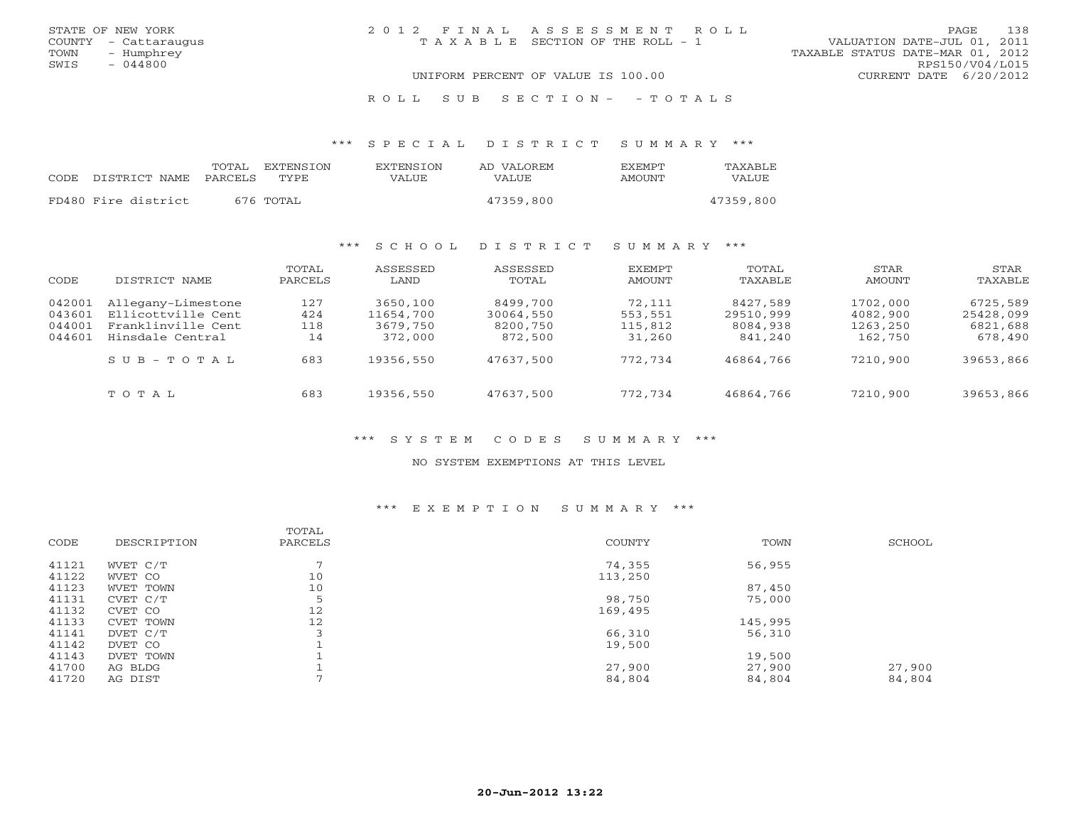STATE OF NEW YORK
COUNTY - Cattaraugus
TOWN - Humphrey
SWIS - 044800

# 2012 FINAL ASSESSMENT ROLL
TAXABLE SECTION OF THE ROLL - 1

VALUATION DATE-JUL 01, 2011
TAXABLE STATUS DATE-MAR 01, 2012
RPS150/V04/L015
CURRENT DATE 6/20/2012

UNIFORM PERCENT OF VALUE IS 100.00

ROLL SUB SECTION- - TOTALS

## *** SPECIAL DISTRICT SUMMARY ***

| CODE | DISTRICT NAME | TOTAL PARCELS | EXTENSION TYPE | EXTENSION VALUE | AD VALOREM VALUE | EXEMPT AMOUNT | TAXABLE VALUE |
|---|---|---|---|---|---|---|---|
| FD480 | Fire district | 676 | TOTAL | | 47359,800 | | 47359,800 |

## *** SCHOOL DISTRICT SUMMARY ***

| CODE | DISTRICT NAME | TOTAL PARCELS | ASSESSED LAND | ASSESSED TOTAL | EXEMPT AMOUNT | TOTAL TAXABLE | STAR AMOUNT | STAR TAXABLE |
|---|---|---|---|---|---|---|---|---|
| 042001 | Allegany-Limestone | 127 | 3650,100 | 8499,700 | 72,111 | 8427,589 | 1702,000 | 6725,589 |
| 043601 | Ellicottville Cent | 424 | 11654,700 | 30064,550 | 553,551 | 29510,999 | 4082,900 | 25428,099 |
| 044001 | Franklinville Cent | 118 | 3679,750 | 8200,750 | 115,812 | 8084,938 | 1263,250 | 6821,688 |
| 044601 | Hinsdale Central | 14 | 372,000 | 872,500 | 31,260 | 841,240 | 162,750 | 678,490 |
| | SUB-TOTAL | 683 | 19356,550 | 47637,500 | 772,734 | 46864,766 | 7210,900 | 39653,866 |
| | TOTAL | 683 | 19356,550 | 47637,500 | 772,734 | 46864,766 | 7210,900 | 39653,866 |

## *** SYSTEM CODES SUMMARY ***

NO SYSTEM EXEMPTIONS AT THIS LEVEL

## *** EXEMPTION SUMMARY ***

| CODE | DESCRIPTION | TOTAL PARCELS | COUNTY | TOWN | SCHOOL |
|---|---|---|---|---|---|
| 41121 | WVET C/T | 7 | 74,355 | 56,955 | |
| 41122 | WVET CO | 10 | 113,250 | | |
| 41123 | WVET TOWN | 10 | | 87,450 | |
| 41131 | CVET C/T | 5 | 98,750 | 75,000 | |
| 41132 | CVET CO | 12 | 169,495 | | |
| 41133 | CVET TOWN | 12 | | 145,995 | |
| 41141 | DVET C/T | 3 | 66,310 | 56,310 | |
| 41142 | DVET CO | 1 | 19,500 | | |
| 41143 | DVET TOWN | 1 | | 19,500 | |
| 41700 | AG BLDG | 1 | 27,900 | 27,900 | 27,900 |
| 41720 | AG DIST | 7 | 84,804 | 84,804 | 84,804 |

20-Jun-2012 13:22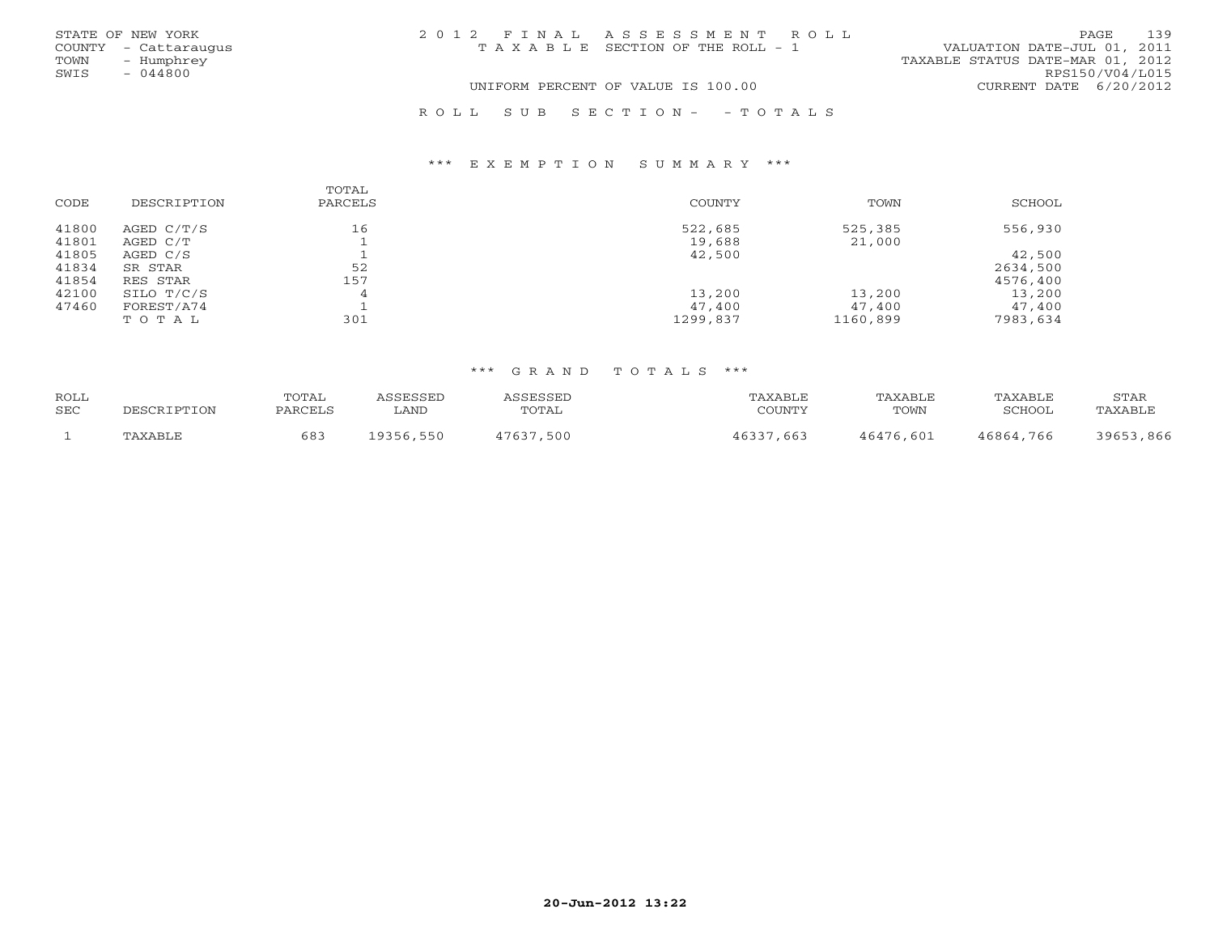STATE OF NEW YORK
COUNTY - Cattaraugus
TOWN - Humphrey
SWIS - 044800

2 0 1 2 F I N A L A S S E S S M E N T R O L L
T A X A B L E SECTION OF THE ROLL - 1
UNIFORM PERCENT OF VALUE IS 100.00

VALUATION DATE-JUL 01, 2011
TAXABLE STATUS DATE-MAR 01, 2012
RPS150/V04/L015
CURRENT DATE 6/20/2012

R O L L S U B S E C T I O N - - T O T A L S

### *** E X E M P T I O N S U M M A R Y ***

| CODE | DESCRIPTION | TOTAL PARCELS | COUNTY | TOWN | SCHOOL |
|---|---|---|---|---|---|
| 41800 | AGED C/T/S | 16 | 522,685 | 525,385 | 556,930 |
| 41801 | AGED C/T | 1 | 19,688 | 21,000 | |
| 41805 | AGED C/S | 1 | 42,500 | | 42,500 |
| 41834 | SR STAR | 52 | | | 2634,500 |
| 41854 | RES STAR | 157 | | | 4576,400 |
| 42100 | SILO T/C/S | 4 | 13,200 | 13,200 | 13,200 |
| 47460 | FOREST/A74 | 1 | 47,400 | 47,400 | 47,400 |
| | T O T A L | 301 | 1299,837 | 1160,899 | 7983,634 |

### *** G R A N D T O T A L S ***

| ROLL SEC | DESCRIPTION | TOTAL PARCELS | ASSESSED LAND | ASSESSED TOTAL | TAXABLE COUNTY | TAXABLE TOWN | TAXABLE SCHOOL | STAR TAXABLE |
|---|---|---|---|---|---|---|---|---|
| 1 | TAXABLE | 683 | 19356,550 | 47637,500 | 46337,663 | 46476,601 | 46864,766 | 39653,866 |

20-Jun-2012 13:22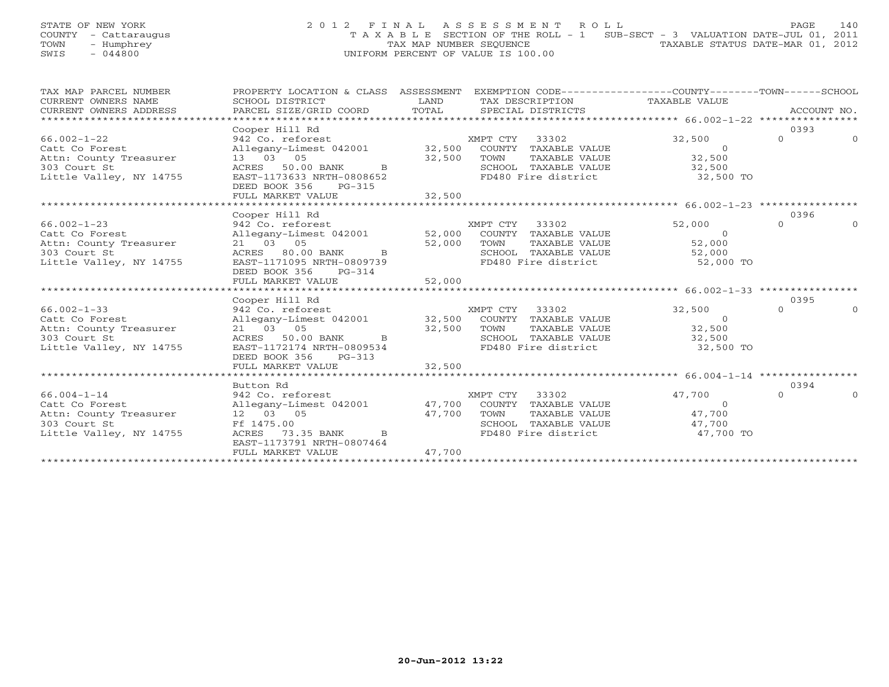STATE OF NEW YORK
COUNTY - Cattaraugus
TOWN - Humphrey
SWIS - 044800

# 2012 FINAL ASSESSMENT ROLL

TAXABLE SECTION OF THE ROLL - 1 SUB-SECT - 3 VALUATION DATE-JUL 01, 2011
TAX MAP NUMBER SEQUENCE TAXABLE STATUS DATE-MAR 01, 2012
UNIFORM PERCENT OF VALUE IS 100.00

| TAX MAP PARCEL NUMBER / CURRENT OWNERS NAME / CURRENT OWNERS ADDRESS | PROPERTY LOCATION & CLASS / SCHOOL DISTRICT / PARCEL SIZE/GRID COORD | ASSESSMENT LAND | TOTAL | EXEMPTION CODE / TAX DESCRIPTION / SPECIAL DISTRICTS | COUNTY | TOWN | SCHOOL | ACCOUNT NO. |
|---|---|---|---|---|---|---|---|---|
| 66.002-1-22 | Cooper Hill Rd | | | | | | | 0393 |
| Catt Co Forest | 942 Co. reforest | | | XMPT CTY 33302 | 32,500 | 0 | 0 | |
| Attn: County Treasurer | Allegany-Limest 042001 | 32,500 | | COUNTY TAXABLE VALUE | 0 | | | |
| 303 Court St | 13 03 05 | | 32,500 | TOWN TAXABLE VALUE | | 32,500 | | |
| Little Valley, NY 14755 | ACRES 50.00 BANK B | | | SCHOOL TAXABLE VALUE | | | 32,500 | |
| | EAST-1173633 NRTH-0808652 | | | FD480 Fire district | 32,500 TO | | | |
| | DEED BOOK 356 PG-315 | | | | | | | |
| | FULL MARKET VALUE | | 32,500 | | | | | |
| 66.002-1-23 | Cooper Hill Rd | | | | | | | 0396 |
| Catt Co Forest | 942 Co. reforest | | | XMPT CTY 33302 | 52,000 | 0 | 0 | |
| Attn: County Treasurer | Allegany-Limest 042001 | 52,000 | | COUNTY TAXABLE VALUE | 0 | | | |
| 303 Court St | 21 03 05 | | 52,000 | TOWN TAXABLE VALUE | | 52,000 | | |
| Little Valley, NY 14755 | ACRES 80.00 BANK B | | | SCHOOL TAXABLE VALUE | | | 52,000 | |
| | EAST-1171095 NRTH-0809739 | | | FD480 Fire district | 52,000 TO | | | |
| | DEED BOOK 356 PG-314 | | | | | | | |
| | FULL MARKET VALUE | | 52,000 | | | | | |
| 66.002-1-33 | Cooper Hill Rd | | | | | | | 0395 |
| Catt Co Forest | 942 Co. reforest | | | XMPT CTY 33302 | 32,500 | 0 | 0 | |
| Attn: County Treasurer | Allegany-Limest 042001 | 32,500 | | COUNTY TAXABLE VALUE | 0 | | | |
| 303 Court St | 21 03 05 | | 32,500 | TOWN TAXABLE VALUE | | 32,500 | | |
| Little Valley, NY 14755 | ACRES 50.00 BANK B | | | SCHOOL TAXABLE VALUE | | | 32,500 | |
| | EAST-1172174 NRTH-0809534 | | | FD480 Fire district | 32,500 TO | | | |
| | DEED BOOK 356 PG-313 | | | | | | | |
| | FULL MARKET VALUE | | 32,500 | | | | | |
| 66.004-1-14 | Button Rd | | | | | | | 0394 |
| Catt Co Forest | 942 Co. reforest | | | XMPT CTY 33302 | 47,700 | 0 | 0 | |
| Attn: County Treasurer | Allegany-Limest 042001 | 47,700 | | COUNTY TAXABLE VALUE | 0 | | | |
| 303 Court St | 12 03 05 | | 47,700 | TOWN TAXABLE VALUE | | 47,700 | | |
| Little Valley, NY 14755 | Ff 1475.00 | | | SCHOOL TAXABLE VALUE | | | 47,700 | |
| | ACRES 73.35 BANK B | | | FD480 Fire district | 47,700 TO | | | |
| | EAST-1173791 NRTH-0807464 | | | | | | | |
| | FULL MARKET VALUE | | 47,700 | | | | | |

20-Jun-2012 13:22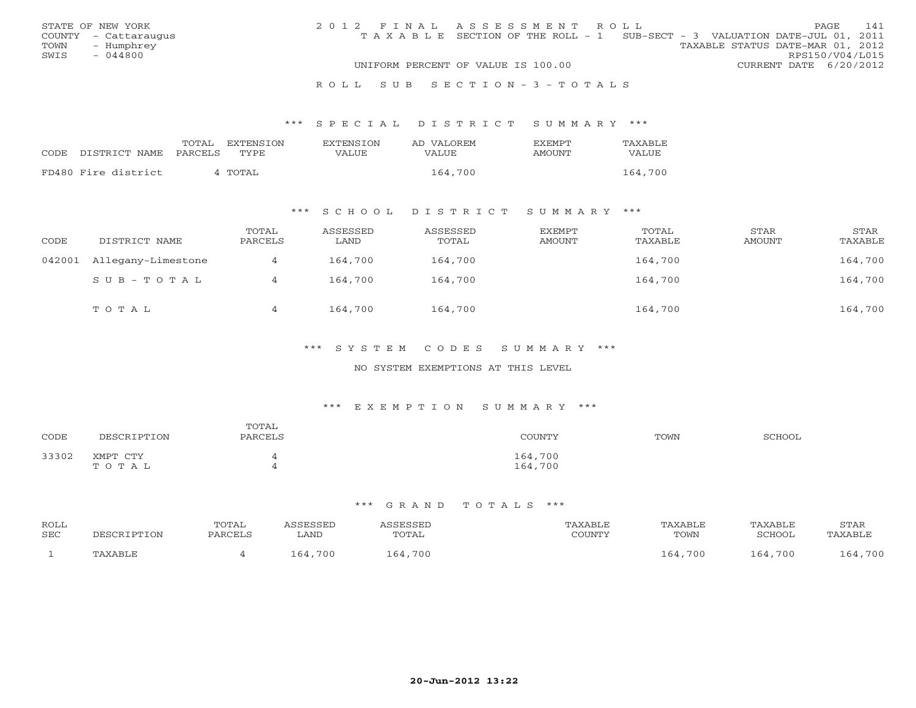STATE OF NEW YORK
COUNTY - Cattaraugus
TOWN - Humphrey
SWIS - 044800

# 2012 FINAL ASSESSMENT ROLL

TAXABLE SECTION OF THE ROLL - 1 SUB-SECT - 3 VALUATION DATE-JUL 01, 2011
TAXABLE STATUS DATE-MAR 01, 2012
RPS150/V04/L015
UNIFORM PERCENT OF VALUE IS 100.00 CURRENT DATE 6/20/2012

## ROLL SUB SECTION - 3 - TOTALS

### *** SPECIAL DISTRICT SUMMARY ***

| CODE | DISTRICT NAME | TOTAL PARCELS | EXTENSION TYPE | EXTENSION VALUE | AD VALOREM VALUE | EXEMPT AMOUNT | TAXABLE VALUE |
|---|---|---|---|---|---|---|---|
| FD480 | Fire district | 4 | TOTAL | | 164,700 | | 164,700 |

### *** SCHOOL DISTRICT SUMMARY ***

| CODE | DISTRICT NAME | TOTAL PARCELS | ASSESSED LAND | ASSESSED TOTAL | EXEMPT AMOUNT | TOTAL TAXABLE | STAR AMOUNT | STAR TAXABLE |
|---|---|---|---|---|---|---|---|---|
| 042001 | Allegany-Limestone | 4 | 164,700 | 164,700 | | 164,700 | | 164,700 |
| | SUB-TOTAL | 4 | 164,700 | 164,700 | | 164,700 | | 164,700 |
| | TOTAL | 4 | 164,700 | 164,700 | | 164,700 | | 164,700 |

### *** SYSTEM CODES SUMMARY ***

NO SYSTEM EXEMPTIONS AT THIS LEVEL

### *** EXEMPTION SUMMARY ***

| CODE | DESCRIPTION | TOTAL PARCELS | COUNTY | TOWN | SCHOOL |
|---|---|---|---|---|---|
| 33302 | XMPT CTY | 4 | 164,700 | | |
| | TOTAL | 4 | 164,700 | | |

### *** GRAND TOTALS ***

| ROLL SEC | DESCRIPTION | TOTAL PARCELS | ASSESSED LAND | ASSESSED TOTAL | TAXABLE COUNTY | TAXABLE TOWN | TAXABLE SCHOOL | STAR TAXABLE |
|---|---|---|---|---|---|---|---|---|
| 1 | TAXABLE | 4 | 164,700 | 164,700 | | 164,700 | 164,700 | 164,700 |

20-Jun-2012 13:22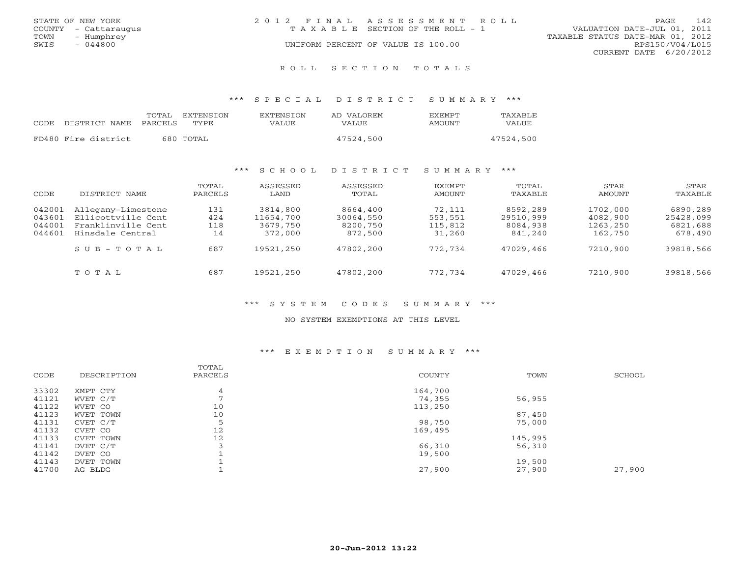STATE OF NEW YORK
COUNTY - Cattaraugus
TOWN - Humphrey
SWIS - 044800

2012 FINAL ASSESSMENT ROLL
TAXABLE SECTION OF THE ROLL - 1
UNIFORM PERCENT OF VALUE IS 100.00

VALUATION DATE-JUL 01, 2011
TAXABLE STATUS DATE-MAR 01, 2012
RPS150/V04/L015
CURRENT DATE 6/20/2012

## ROLL SECTION TOTALS

### *** SPECIAL DISTRICT SUMMARY ***

| CODE | DISTRICT NAME | TOTAL PARCELS | EXTENSION TYPE | EXTENSION VALUE | AD VALOREM VALUE | EXEMPT AMOUNT | TAXABLE VALUE |
|---|---|---|---|---|---|---|---|
| FD480 | Fire district | 680 | TOTAL | | 47524,500 | | 47524,500 |

### *** SCHOOL DISTRICT SUMMARY ***

| CODE | DISTRICT NAME | TOTAL PARCELS | ASSESSED LAND | ASSESSED TOTAL | EXEMPT AMOUNT | TOTAL TAXABLE | STAR AMOUNT | STAR TAXABLE |
|---|---|---|---|---|---|---|---|---|
| 042001 | Allegany-Limestone | 131 | 3814,800 | 8664,400 | 72,111 | 8592,289 | 1702,000 | 6890,289 |
| 043601 | Ellicottville Cent | 424 | 11654,700 | 30064,550 | 553,551 | 29510,999 | 4082,900 | 25428,099 |
| 044001 | Franklinville Cent | 118 | 3679,750 | 8200,750 | 115,812 | 8084,938 | 1263,250 | 6821,688 |
| 044601 | Hinsdale Central | 14 | 372,000 | 872,500 | 31,260 | 841,240 | 162,750 | 678,490 |
| | SUB-TOTAL | 687 | 19521,250 | 47802,200 | 772,734 | 47029,466 | 7210,900 | 39818,566 |
| | TOTAL | 687 | 19521,250 | 47802,200 | 772,734 | 47029,466 | 7210,900 | 39818,566 |

### *** SYSTEM CODES SUMMARY ***

NO SYSTEM EXEMPTIONS AT THIS LEVEL

### *** EXEMPTION SUMMARY ***

| CODE | DESCRIPTION | TOTAL PARCELS | COUNTY | TOWN | SCHOOL |
|---|---|---|---|---|---|
| 33302 | XMPT CTY | 4 | 164,700 | | |
| 41121 | WVET C/T | 7 | 74,355 | 56,955 | |
| 41122 | WVET CO | 10 | 113,250 | | |
| 41123 | WVET TOWN | 10 | | 87,450 | |
| 41131 | CVET C/T | 5 | 98,750 | 75,000 | |
| 41132 | CVET CO | 12 | 169,495 | | |
| 41133 | CVET TOWN | 12 | | 145,995 | |
| 41141 | DVET C/T | 3 | 66,310 | 56,310 | |
| 41142 | DVET CO | 1 | 19,500 | | |
| 41143 | DVET TOWN | 1 | | 19,500 | |
| 41700 | AG BLDG | 1 | 27,900 | 27,900 | 27,900 |

20-Jun-2012 13:22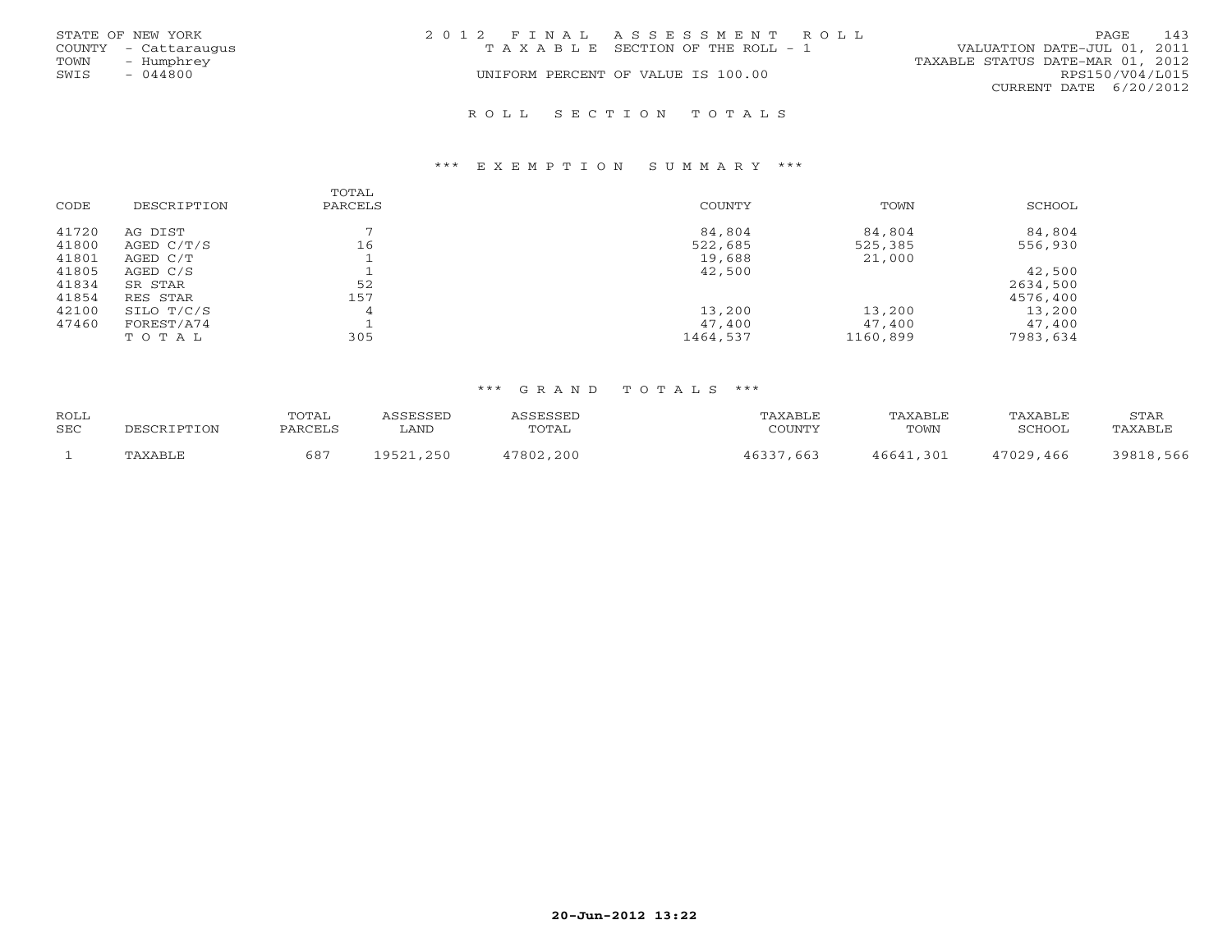STATE OF NEW YORK
COUNTY - Cattaraugus
TOWN - Humphrey
SWIS - 044800

2012 FINAL ASSESSMENT ROLL
TAXABLE SECTION OF THE ROLL - 1
UNIFORM PERCENT OF VALUE IS 100.00

VALUATION DATE-JUL 01, 2011
TAXABLE STATUS DATE-MAR 01, 2012
RPS150/V04/L015
CURRENT DATE 6/20/2012

## ROLL SECTION TOTALS

### *** EXEMPTION SUMMARY ***

| CODE | DESCRIPTION | TOTAL PARCELS | COUNTY | TOWN | SCHOOL |
|---|---|---|---|---|---|
| 41720 | AG DIST | 7 | 84,804 | 84,804 | 84,804 |
| 41800 | AGED C/T/S | 16 | 522,685 | 525,385 | 556,930 |
| 41801 | AGED C/T | 1 | 19,688 | 21,000 | |
| 41805 | AGED C/S | 1 | 42,500 | | 42,500 |
| 41834 | SR STAR | 52 | | | 2634,500 |
| 41854 | RES STAR | 157 | | | 4576,400 |
| 42100 | SILO T/C/S | 4 | 13,200 | 13,200 | 13,200 |
| 47460 | FOREST/A74 | 1 | 47,400 | 47,400 | 47,400 |
| | TOTAL | 305 | 1464,537 | 1160,899 | 7983,634 |

### *** GRAND TOTALS ***

| ROLL SEC | DESCRIPTION | TOTAL PARCELS | ASSESSED LAND | ASSESSED TOTAL | TAXABLE COUNTY | TAXABLE TOWN | TAXABLE SCHOOL | STAR TAXABLE |
|---|---|---|---|---|---|---|---|---|
| 1 | TAXABLE | 687 | 19521,250 | 47802,200 | 46337,663 | 46641,301 | 47029,466 | 39818,566 |

20-Jun-2012 13:22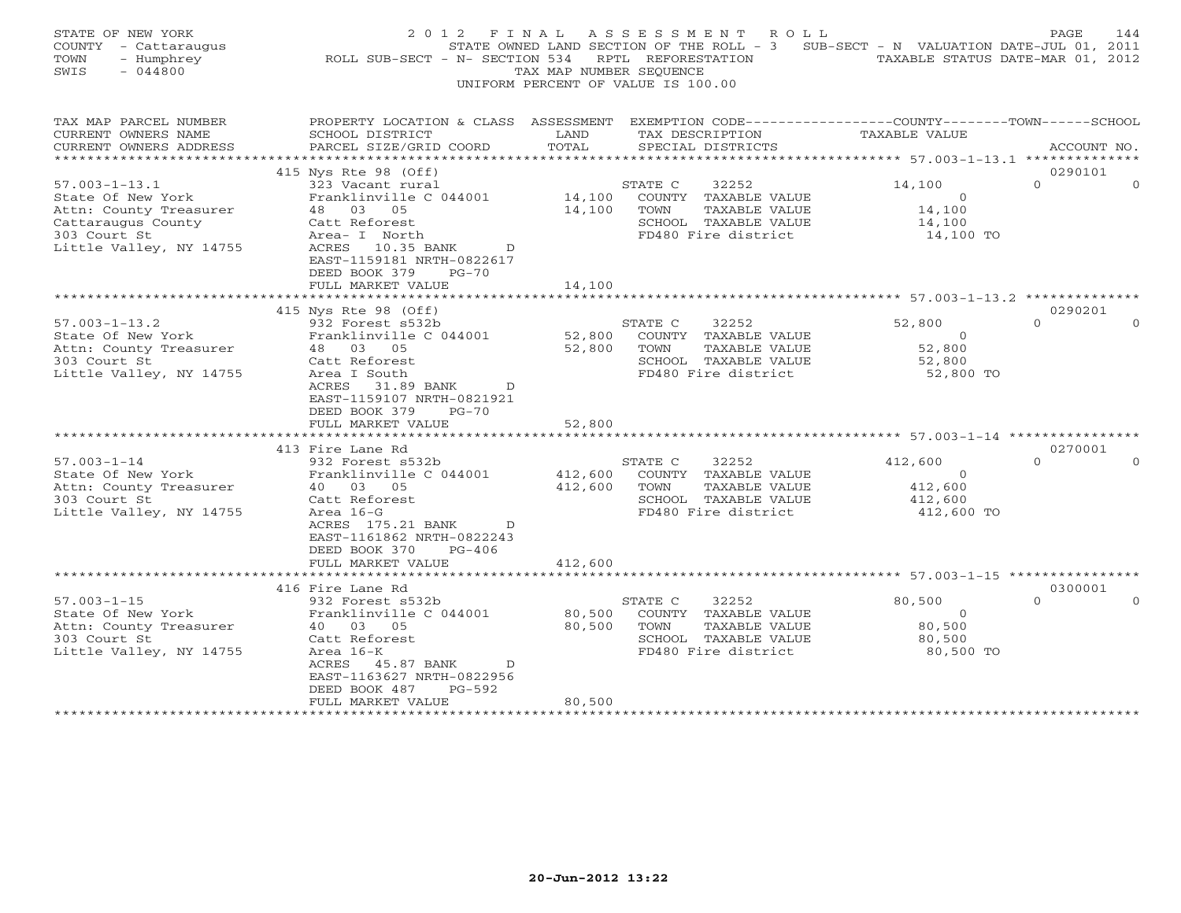STATE OF NEW YORK
COUNTY - Cattaraugus
TOWN - Humphrey
SWIS - 044800

2012 FINAL ASSESSMENT ROLL
STATE OWNED LAND SECTION OF THE ROLL - 3 SUB-SECT - N VALUATION DATE-JUL 01, 2011
ROLL SUB-SECT - N- SECTION 534 RPTL REFORESTATION TAXABLE STATUS DATE-MAR 01, 2012
TAX MAP NUMBER SEQUENCE
UNIFORM PERCENT OF VALUE IS 100.00

| TAX MAP PARCEL NUMBER / CURRENT OWNERS NAME / CURRENT OWNERS ADDRESS | PROPERTY LOCATION & CLASS / SCHOOL DISTRICT / PARCEL SIZE/GRID COORD | ASSESSMENT LAND / TOTAL | EXEMPTION CODE / TAX DESCRIPTION / SPECIAL DISTRICTS | COUNTY TAXABLE VALUE | TOWN | SCHOOL / ACCOUNT NO. |
|---|---|---|---|---|---|---|
| | 415 Nys Rte 98 (Off) | | | | | 0290101 |
| 57.003-1-13.1 | 323 Vacant rural | | STATE C 32252 | 14,100 | 0 | 0 |
| State Of New York | Franklinville C 044001 | 14,100 | COUNTY TAXABLE VALUE | 0 | | |
| Attn: County Treasurer | 48 03 05 | 14,100 | TOWN TAXABLE VALUE | 14,100 | | |
| Cattaraugus County | Catt Reforest | | SCHOOL TAXABLE VALUE | 14,100 | | |
| 303 Court St | Area- I North | | FD480 Fire district | 14,100 TO | | |
| Little Valley, NY 14755 | ACRES 10.35 BANK D | | | | | |
| | EAST-1159181 NRTH-0822617 | | | | | |
| | DEED BOOK 379 PG-70 | | | | | |
| | FULL MARKET VALUE | 14,100 | | | | |
| | 415 Nys Rte 98 (Off) | | | | | 0290201 |
| 57.003-1-13.2 | 932 Forest s532b | | STATE C 32252 | 52,800 | 0 | 0 |
| State Of New York | Franklinville C 044001 | 52,800 | COUNTY TAXABLE VALUE | 0 | | |
| Attn: County Treasurer | 48 03 05 | 52,800 | TOWN TAXABLE VALUE | 52,800 | | |
| 303 Court St | Catt Reforest | | SCHOOL TAXABLE VALUE | 52,800 | | |
| Little Valley, NY 14755 | Area I South | | FD480 Fire district | 52,800 TO | | |
| | ACRES 31.89 BANK D | | | | | |
| | EAST-1159107 NRTH-0821921 | | | | | |
| | DEED BOOK 379 PG-70 | | | | | |
| | FULL MARKET VALUE | 52,800 | | | | |
| | 413 Fire Lane Rd | | | | | 0270001 |
| 57.003-1-14 | 932 Forest s532b | | STATE C 32252 | 412,600 | 0 | 0 |
| State Of New York | Franklinville C 044001 | 412,600 | COUNTY TAXABLE VALUE | 0 | | |
| Attn: County Treasurer | 40 03 05 | 412,600 | TOWN TAXABLE VALUE | 412,600 | | |
| 303 Court St | Catt Reforest | | SCHOOL TAXABLE VALUE | 412,600 | | |
| Little Valley, NY 14755 | Area 16-G | | FD480 Fire district | 412,600 TO | | |
| | ACRES 175.21 BANK D | | | | | |
| | EAST-1161862 NRTH-0822243 | | | | | |
| | DEED BOOK 370 PG-406 | | | | | |
| | FULL MARKET VALUE | 412,600 | | | | |
| | 416 Fire Lane Rd | | | | | 0300001 |
| 57.003-1-15 | 932 Forest s532b | | STATE C 32252 | 80,500 | 0 | 0 |
| State Of New York | Franklinville C 044001 | 80,500 | COUNTY TAXABLE VALUE | 0 | | |
| Attn: County Treasurer | 40 03 05 | 80,500 | TOWN TAXABLE VALUE | 80,500 | | |
| 303 Court St | Catt Reforest | | SCHOOL TAXABLE VALUE | 80,500 | | |
| Little Valley, NY 14755 | Area 16-K | | FD480 Fire district | 80,500 TO | | |
| | ACRES 45.87 BANK D | | | | | |
| | EAST-1163627 NRTH-0822956 | | | | | |
| | DEED BOOK 487 PG-592 | | | | | |
| | FULL MARKET VALUE | 80,500 | | | | |

20-Jun-2012 13:22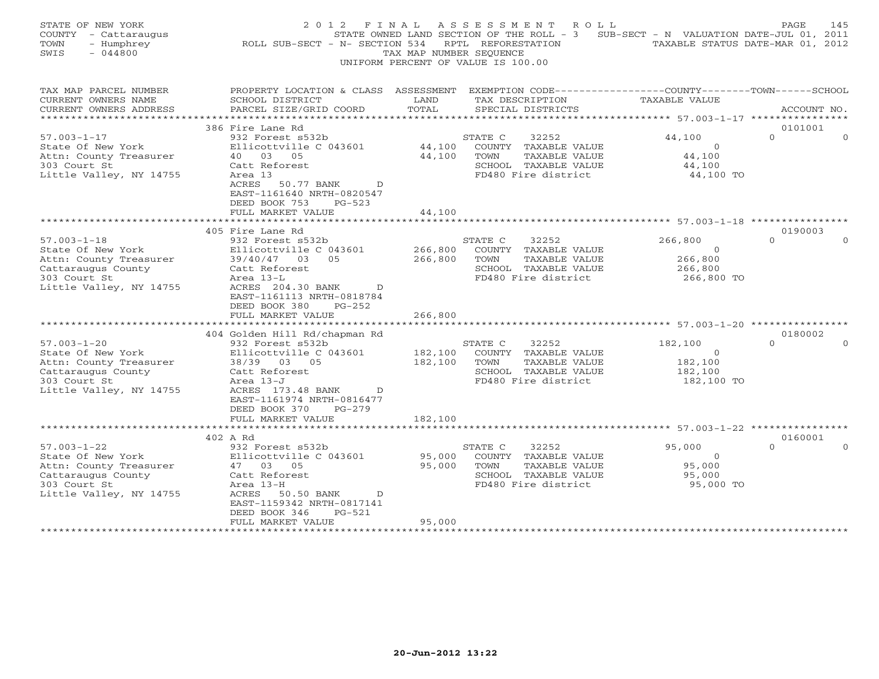STATE OF NEW YORK
COUNTY - Cattaraugus
TOWN - Humphrey
SWIS - 044800

2 0 1 2 F I N A L A S S E S S M E N T R O L L
STATE OWNED LAND SECTION OF THE ROLL - 3 SUB-SECT - N VALUATION DATE-JUL 01, 2011
ROLL SUB-SECT - N- SECTION 534 RPTL REFORESTATION TAXABLE STATUS DATE-MAR 01, 2012
TAX MAP NUMBER SEQUENCE
UNIFORM PERCENT OF VALUE IS 100.00

| TAX MAP PARCEL NUMBER / CURRENT OWNERS NAME / CURRENT OWNERS ADDRESS | PROPERTY LOCATION & CLASS / SCHOOL DISTRICT / PARCEL SIZE/GRID COORD | ASSESSMENT LAND | TOTAL | EXEMPTION CODE / TAX DESCRIPTION / SPECIAL DISTRICTS | COUNTY | TOWN | SCHOOL | TAXABLE VALUE | ACCOUNT NO. |
|---|---|---|---|---|---|---|---|---|---|
| **57.003-1-17** | 386 Fire Lane Rd | | | | | | | | 0101001 |
| 57.003-1-17 | 932 Forest s532b | | | STATE C 32252 | 44,100 | 0 | 0 | | |
| State Of New York | Ellicottville C 043601 | 44,100 | | COUNTY TAXABLE VALUE | | | | 0 | |
| Attn: County Treasurer | 40 03 05 | | 44,100 | TOWN TAXABLE VALUE | | | | 44,100 | |
| 303 Court St | Catt Reforest | | | SCHOOL TAXABLE VALUE | | | | 44,100 | |
| Little Valley, NY 14755 | Area 13 | | | FD480 Fire district | | | | 44,100 TO | |
| | ACRES 50.77 BANK D | | | | | | | | |
| | EAST-1161640 NRTH-0820547 | | | | | | | | |
| | DEED BOOK 753 PG-523 | | | | | | | | |
| | FULL MARKET VALUE | | 44,100 | | | | | | |
| **57.003-1-18** | 405 Fire Lane Rd | | | | | | | | 0190003 |
| 57.003-1-18 | 932 Forest s532b | | | STATE C 32252 | 266,800 | 0 | 0 | | |
| State Of New York | Ellicottville C 043601 | 266,800 | | COUNTY TAXABLE VALUE | | | | 0 | |
| Attn: County Treasurer | 39/40/47 03 05 | | 266,800 | TOWN TAXABLE VALUE | | | | 266,800 | |
| Cattaraugus County | Catt Reforest | | | SCHOOL TAXABLE VALUE | | | | 266,800 | |
| 303 Court St | Area 13-L | | | FD480 Fire district | | | | 266,800 TO | |
| Little Valley, NY 14755 | ACRES 204.30 BANK D | | | | | | | | |
| | EAST-1161113 NRTH-0818784 | | | | | | | | |
| | DEED BOOK 380 PG-252 | | | | | | | | |
| | FULL MARKET VALUE | | 266,800 | | | | | | |
| **57.003-1-20** | 404 Golden Hill Rd/chapman Rd | | | | | | | | 0180002 |
| 57.003-1-20 | 932 Forest s532b | | | STATE C 32252 | 182,100 | 0 | 0 | | |
| State Of New York | Ellicottville C 043601 | 182,100 | | COUNTY TAXABLE VALUE | | | | 0 | |
| Attn: County Treasurer | 38/39 03 05 | | 182,100 | TOWN TAXABLE VALUE | | | | 182,100 | |
| Cattaraugus County | Catt Reforest | | | SCHOOL TAXABLE VALUE | | | | 182,100 | |
| 303 Court St | Area 13-J | | | FD480 Fire district | | | | 182,100 TO | |
| Little Valley, NY 14755 | ACRES 173.48 BANK D | | | | | | | | |
| | EAST-1161974 NRTH-0816477 | | | | | | | | |
| | DEED BOOK 370 PG-279 | | | | | | | | |
| | FULL MARKET VALUE | | 182,100 | | | | | | |
| **57.003-1-22** | 402 A Rd | | | | | | | | 0160001 |
| 57.003-1-22 | 932 Forest s532b | | | STATE C 32252 | 95,000 | 0 | 0 | | |
| State Of New York | Ellicottville C 043601 | 95,000 | | COUNTY TAXABLE VALUE | | | | 0 | |
| Attn: County Treasurer | 47 03 05 | | 95,000 | TOWN TAXABLE VALUE | | | | 95,000 | |
| Cattaraugus County | Catt Reforest | | | SCHOOL TAXABLE VALUE | | | | 95,000 | |
| 303 Court St | Area 13-H | | | FD480 Fire district | | | | 95,000 TO | |
| Little Valley, NY 14755 | ACRES 50.50 BANK D | | | | | | | | |
| | EAST-1159342 NRTH-0817141 | | | | | | | | |
| | DEED BOOK 346 PG-521 | | | | | | | | |
| | FULL MARKET VALUE | | 95,000 | | | | | | |

20-Jun-2012 13:22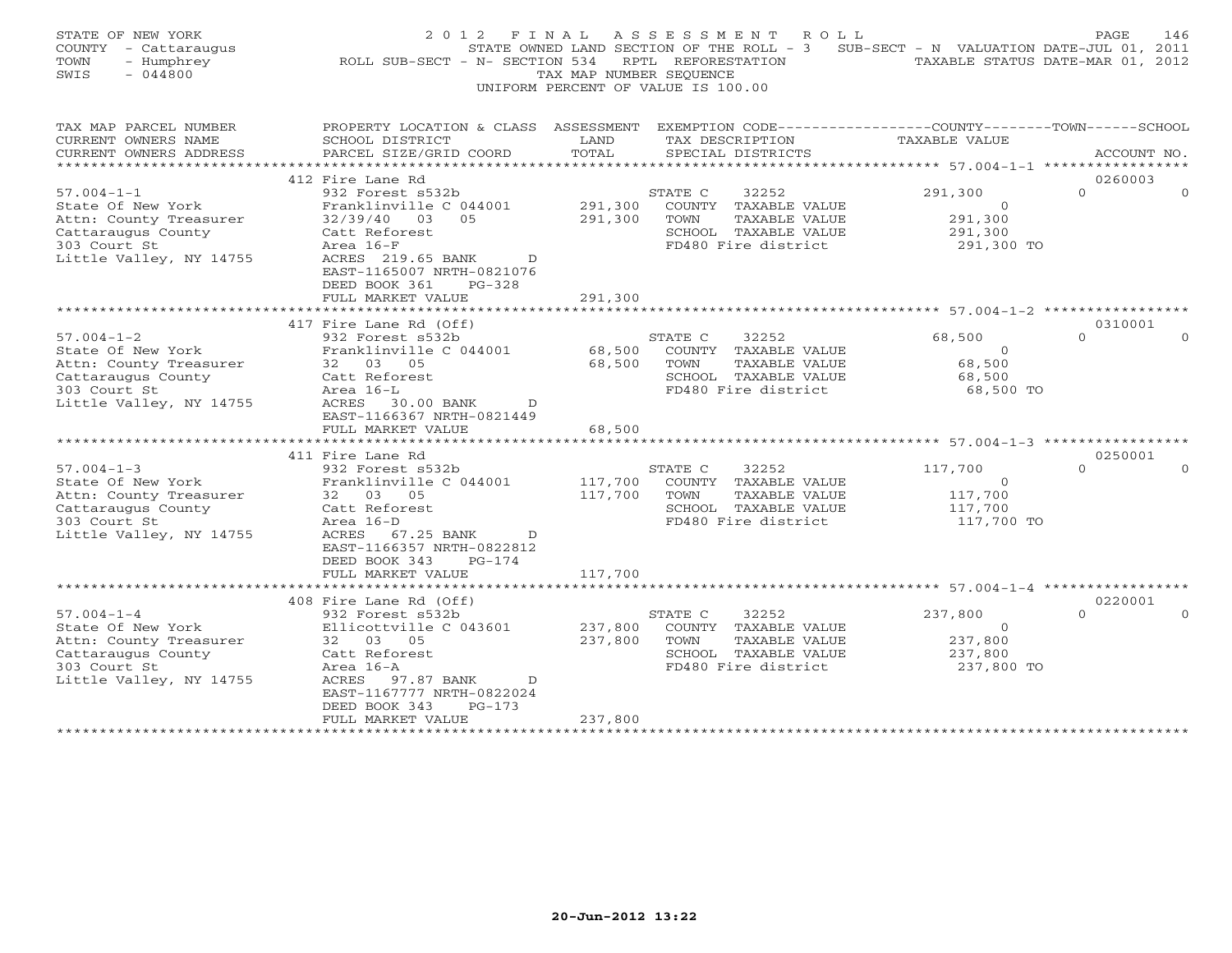STATE OF NEW YORK
COUNTY - Cattaraugus
TOWN - Humphrey
SWIS - 044800

2012 FINAL ASSESSMENT ROLL
STATE OWNED LAND SECTION OF THE ROLL - 3 SUB-SECT - N VALUATION DATE-JUL 01, 2011
ROLL SUB-SECT - N- SECTION 534 RPTL REFORESTATION TAXABLE STATUS DATE-MAR 01, 2012
TAX MAP NUMBER SEQUENCE
UNIFORM PERCENT OF VALUE IS 100.00

| TAX MAP PARCEL NUMBER / CURRENT OWNERS NAME / CURRENT OWNERS ADDRESS | PROPERTY LOCATION & CLASS / SCHOOL DISTRICT / PARCEL SIZE/GRID COORD | ASSESSMENT LAND | TOTAL | EXEMPTION CODE / TAX DESCRIPTION / SPECIAL DISTRICTS | COUNTY TAXABLE VALUE | TOWN | SCHOOL | ACCOUNT NO. |
|---|---|---|---|---|---|---|---|---|
| 57.004-1-1 | 412 Fire Lane Rd | | | | | | | 0260003 |
| State Of New York | 932 Forest s532b | | | STATE C 32252 | 291,300 | 0 | 0 | |
| Attn: County Treasurer | Franklinville C 044001 | 291,300 | | COUNTY TAXABLE VALUE | 0 | | | |
| Cattaraugus County | 32/39/40 03 05 | | 291,300 | TOWN TAXABLE VALUE | 291,300 | | | |
| 303 Court St | Catt Reforest | | | SCHOOL TAXABLE VALUE | 291,300 | | | |
| Little Valley, NY 14755 | Area 16-F | | | FD480 Fire district | 291,300 TO | | | |
| | ACRES 219.65 BANK D | | | | | | | |
| | EAST-1165007 NRTH-0821076 | | | | | | | |
| | DEED BOOK 361 PG-328 | | | | | | | |
| | FULL MARKET VALUE | | 291,300 | | | | | |
| 57.004-1-2 | 417 Fire Lane Rd (Off) | | | | | | | 0310001 |
| State Of New York | 932 Forest s532b | | | STATE C 32252 | 68,500 | 0 | 0 | |
| Attn: County Treasurer | Franklinville C 044001 | 68,500 | | COUNTY TAXABLE VALUE | 0 | | | |
| Cattaraugus County | 32 03 05 | | 68,500 | TOWN TAXABLE VALUE | 68,500 | | | |
| 303 Court St | Catt Reforest | | | SCHOOL TAXABLE VALUE | 68,500 | | | |
| Little Valley, NY 14755 | Area 16-L | | | FD480 Fire district | 68,500 TO | | | |
| | ACRES 30.00 BANK D | | | | | | | |
| | EAST-1166367 NRTH-0821449 | | | | | | | |
| | FULL MARKET VALUE | | 68,500 | | | | | |
| 57.004-1-3 | 411 Fire Lane Rd | | | | | | | 0250001 |
| State Of New York | 932 Forest s532b | | | STATE C 32252 | 117,700 | 0 | 0 | |
| Attn: County Treasurer | Franklinville C 044001 | 117,700 | | COUNTY TAXABLE VALUE | 0 | | | |
| Cattaraugus County | 32 03 05 | | 117,700 | TOWN TAXABLE VALUE | 117,700 | | | |
| 303 Court St | Catt Reforest | | | SCHOOL TAXABLE VALUE | 117,700 | | | |
| Little Valley, NY 14755 | Area 16-D | | | FD480 Fire district | 117,700 TO | | | |
| | ACRES 67.25 BANK D | | | | | | | |
| | EAST-1166357 NRTH-0822812 | | | | | | | |
| | DEED BOOK 343 PG-174 | | | | | | | |
| | FULL MARKET VALUE | | 117,700 | | | | | |
| 57.004-1-4 | 408 Fire Lane Rd (Off) | | | | | | | 0220001 |
| State Of New York | 932 Forest s532b | | | STATE C 32252 | 237,800 | 0 | 0 | |
| Attn: County Treasurer | Ellicottville C 043601 | 237,800 | | COUNTY TAXABLE VALUE | 0 | | | |
| Cattaraugus County | 32 03 05 | | 237,800 | TOWN TAXABLE VALUE | 237,800 | | | |
| 303 Court St | Catt Reforest | | | SCHOOL TAXABLE VALUE | 237,800 | | | |
| Little Valley, NY 14755 | Area 16-A | | | FD480 Fire district | 237,800 TO | | | |
| | ACRES 97.87 BANK D | | | | | | | |
| | EAST-1167777 NRTH-0822024 | | | | | | | |
| | DEED BOOK 343 PG-173 | | | | | | | |
| | FULL MARKET VALUE | | 237,800 | | | | | |

20-Jun-2012 13:22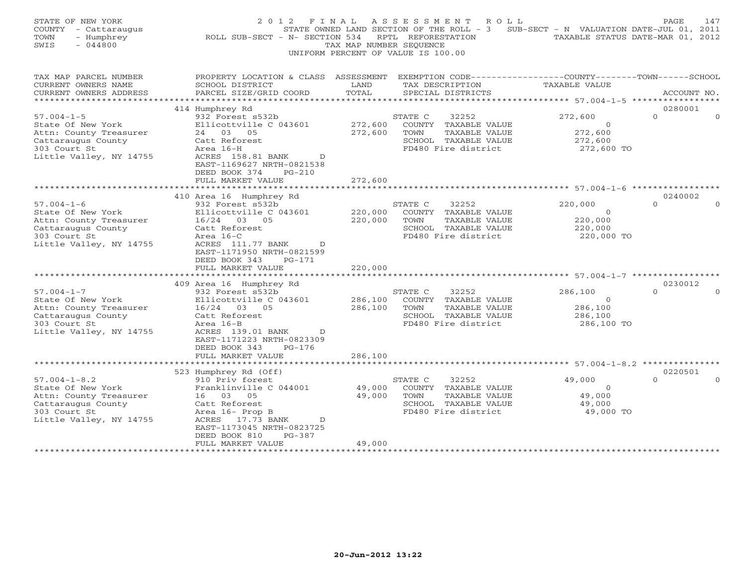STATE OF NEW YORK
COUNTY - Cattaraugus
TOWN - Humphrey
SWIS - 044800

2012 FINAL ASSESSMENT ROLL
STATE OWNED LAND SECTION OF THE ROLL - 3 SUB-SECT - N VALUATION DATE-JUL 01, 2011
ROLL SUB-SECT - N- SECTION 534 RPTL REFORESTATION TAXABLE STATUS DATE-MAR 01, 2012
TAX MAP NUMBER SEQUENCE
UNIFORM PERCENT OF VALUE IS 100.00

| TAX MAP PARCEL NUMBER / CURRENT OWNERS NAME / CURRENT OWNERS ADDRESS | PROPERTY LOCATION & CLASS / SCHOOL DISTRICT / PARCEL SIZE/GRID COORD | ASSESSMENT LAND / TOTAL | EXEMPTION CODE / TAX DESCRIPTION / SPECIAL DISTRICTS | COUNTY / TOWN / SCHOOL TAXABLE VALUE | ACCOUNT NO. |
|---|---|---|---|---|---|
| **57.004-1-5** | 414 Humphrey Rd | | | | 0280001 |
| State Of New York | 932 Forest s532b | | STATE C 32252 | 272,600 0 0 | |
| Attn: County Treasurer | Ellicottville C 043601 | 272,600 | COUNTY TAXABLE VALUE | 0 | |
| Cattaraugus County | 24 03 05 | 272,600 | TOWN TAXABLE VALUE | 272,600 | |
| 303 Court St | Catt Reforest | | SCHOOL TAXABLE VALUE | 272,600 | |
| Little Valley, NY 14755 | Area 16-H | | FD480 Fire district | 272,600 TO | |
| | ACRES 158.81 BANK D | | | | |
| | EAST-1169627 NRTH-0821538 | | | | |
| | DEED BOOK 374 PG-210 | | | | |
| | FULL MARKET VALUE | 272,600 | | | |
| **57.004-1-6** | 410 Area 16 Humphrey Rd | | | | 0240002 |
| State Of New York | 932 Forest s532b | | STATE C 32252 | 220,000 0 0 | |
| Attn: County Treasurer | Ellicottville C 043601 | 220,000 | COUNTY TAXABLE VALUE | 0 | |
| Cattaraugus County | 16/24 03 05 | 220,000 | TOWN TAXABLE VALUE | 220,000 | |
| 303 Court St | Catt Reforest | | SCHOOL TAXABLE VALUE | 220,000 | |
| Little Valley, NY 14755 | Area 16-C | | FD480 Fire district | 220,000 TO | |
| | ACRES 111.77 BANK D | | | | |
| | EAST-1171950 NRTH-0821599 | | | | |
| | DEED BOOK 343 PG-171 | | | | |
| | FULL MARKET VALUE | 220,000 | | | |
| **57.004-1-7** | 409 Area 16 Humphrey Rd | | | | 0230012 |
| State Of New York | 932 Forest s532b | | STATE C 32252 | 286,100 0 0 | |
| Attn: County Treasurer | Ellicottville C 043601 | 286,100 | COUNTY TAXABLE VALUE | 0 | |
| Cattaraugus County | 16/24 03 05 | 286,100 | TOWN TAXABLE VALUE | 286,100 | |
| 303 Court St | Catt Reforest | | SCHOOL TAXABLE VALUE | 286,100 | |
| Little Valley, NY 14755 | Area 16-B | | FD480 Fire district | 286,100 TO | |
| | ACRES 139.01 BANK D | | | | |
| | EAST-1171223 NRTH-0823309 | | | | |
| | DEED BOOK 343 PG-176 | | | | |
| | FULL MARKET VALUE | 286,100 | | | |
| **57.004-1-8.2** | 523 Humphrey Rd (Off) | | | | 0220501 |
| State Of New York | 910 Priv forest | | STATE C 32252 | 49,000 0 0 | |
| Attn: County Treasurer | Franklinville C 044001 | 49,000 | COUNTY TAXABLE VALUE | 0 | |
| Cattaraugus County | 16 03 05 | 49,000 | TOWN TAXABLE VALUE | 49,000 | |
| 303 Court St | Catt Reforest | | SCHOOL TAXABLE VALUE | 49,000 | |
| Little Valley, NY 14755 | Area 16- Prop B | | FD480 Fire district | 49,000 TO | |
| | ACRES 17.73 BANK D | | | | |
| | EAST-1173045 NRTH-0823725 | | | | |
| | DEED BOOK 810 PG-387 | | | | |
| | FULL MARKET VALUE | 49,000 | | | |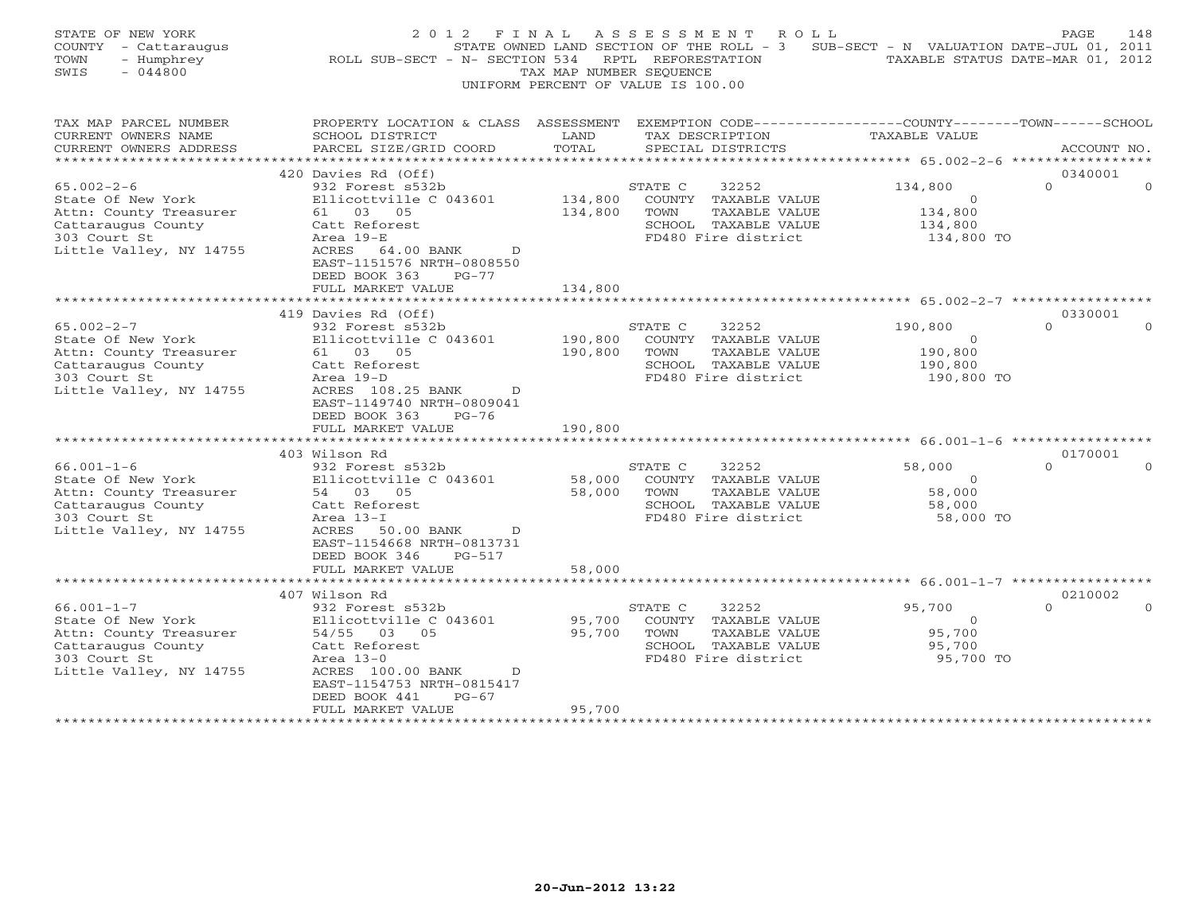STATE OF NEW YORK
COUNTY - Cattaraugus
TOWN - Humphrey
SWIS - 044800

# 2012 FINAL ASSESSMENT ROLL

STATE OWNED LAND SECTION OF THE ROLL - 3   SUB-SECT - N  VALUATION DATE-JUL 01, 2011
ROLL SUB-SECT - N- SECTION 534   RPTL REFORESTATION   TAXABLE STATUS DATE-MAR 01, 2012
TAX MAP NUMBER SEQUENCE
UNIFORM PERCENT OF VALUE IS 100.00

| TAX MAP PARCEL NUMBER / CURRENT OWNERS NAME / CURRENT OWNERS ADDRESS | PROPERTY LOCATION & CLASS / SCHOOL DISTRICT / PARCEL SIZE/GRID COORD | ASSESSMENT LAND / TOTAL | EXEMPTION CODE / TAX DESCRIPTION / SPECIAL DISTRICTS | COUNTY / TAXABLE VALUE | TOWN | SCHOOL | ACCOUNT NO. |
|---|---|---|---|---|---|---|---|
| 65.002-2-6 | 420 Davies Rd (Off) | | | | | | 0340001 |
| 65.002-2-6 | 932 Forest s532b | | STATE C 32252 | 134,800 | 0 | 0 | |
| State Of New York | Ellicottville C 043601 | 134,800 | COUNTY TAXABLE VALUE | 0 | | | |
| Attn: County Treasurer | 61 03 05 | 134,800 | TOWN TAXABLE VALUE | 134,800 | | | |
| Cattaraugus County | Catt Reforest | | SCHOOL TAXABLE VALUE | 134,800 | | | |
| 303 Court St | Area 19-E | | FD480 Fire district | 134,800 TO | | | |
| Little Valley, NY 14755 | ACRES 64.00 BANK D | | | | | | |
| | EAST-1151576 NRTH-0808550 | | | | | | |
| | DEED BOOK 363 PG-77 | | | | | | |
| | FULL MARKET VALUE | 134,800 | | | | | |
| 65.002-2-7 | 419 Davies Rd (Off) | | | | | | 0330001 |
| 65.002-2-7 | 932 Forest s532b | | STATE C 32252 | 190,800 | 0 | 0 | |
| State Of New York | Ellicottville C 043601 | 190,800 | COUNTY TAXABLE VALUE | 0 | | | |
| Attn: County Treasurer | 61 03 05 | 190,800 | TOWN TAXABLE VALUE | 190,800 | | | |
| Cattaraugus County | Catt Reforest | | SCHOOL TAXABLE VALUE | 190,800 | | | |
| 303 Court St | Area 19-D | | FD480 Fire district | 190,800 TO | | | |
| Little Valley, NY 14755 | ACRES 108.25 BANK D | | | | | | |
| | EAST-1149740 NRTH-0809041 | | | | | | |
| | DEED BOOK 363 PG-76 | | | | | | |
| | FULL MARKET VALUE | 190,800 | | | | | |
| 66.001-1-6 | 403 Wilson Rd | | | | | | 0170001 |
| 66.001-1-6 | 932 Forest s532b | | STATE C 32252 | 58,000 | 0 | 0 | |
| State Of New York | Ellicottville C 043601 | 58,000 | COUNTY TAXABLE VALUE | 0 | | | |
| Attn: County Treasurer | 54 03 05 | 58,000 | TOWN TAXABLE VALUE | 58,000 | | | |
| Cattaraugus County | Catt Reforest | | SCHOOL TAXABLE VALUE | 58,000 | | | |
| 303 Court St | Area 13-I | | FD480 Fire district | 58,000 TO | | | |
| Little Valley, NY 14755 | ACRES 50.00 BANK D | | | | | | |
| | EAST-1154668 NRTH-0813731 | | | | | | |
| | DEED BOOK 346 PG-517 | | | | | | |
| | FULL MARKET VALUE | 58,000 | | | | | |
| 66.001-1-7 | 407 Wilson Rd | | | | | | 0210002 |
| 66.001-1-7 | 932 Forest s532b | | STATE C 32252 | 95,700 | 0 | 0 | |
| State Of New York | Ellicottville C 043601 | 95,700 | COUNTY TAXABLE VALUE | 0 | | | |
| Attn: County Treasurer | 54/55 03 05 | 95,700 | TOWN TAXABLE VALUE | 95,700 | | | |
| Cattaraugus County | Catt Reforest | | SCHOOL TAXABLE VALUE | 95,700 | | | |
| 303 Court St | Area 13-0 | | FD480 Fire district | 95,700 TO | | | |
| Little Valley, NY 14755 | ACRES 100.00 BANK D | | | | | | |
| | EAST-1154753 NRTH-0815417 | | | | | | |
| | DEED BOOK 441 PG-67 | | | | | | |
| | FULL MARKET VALUE | 95,700 | | | | | |

20-Jun-2012 13:22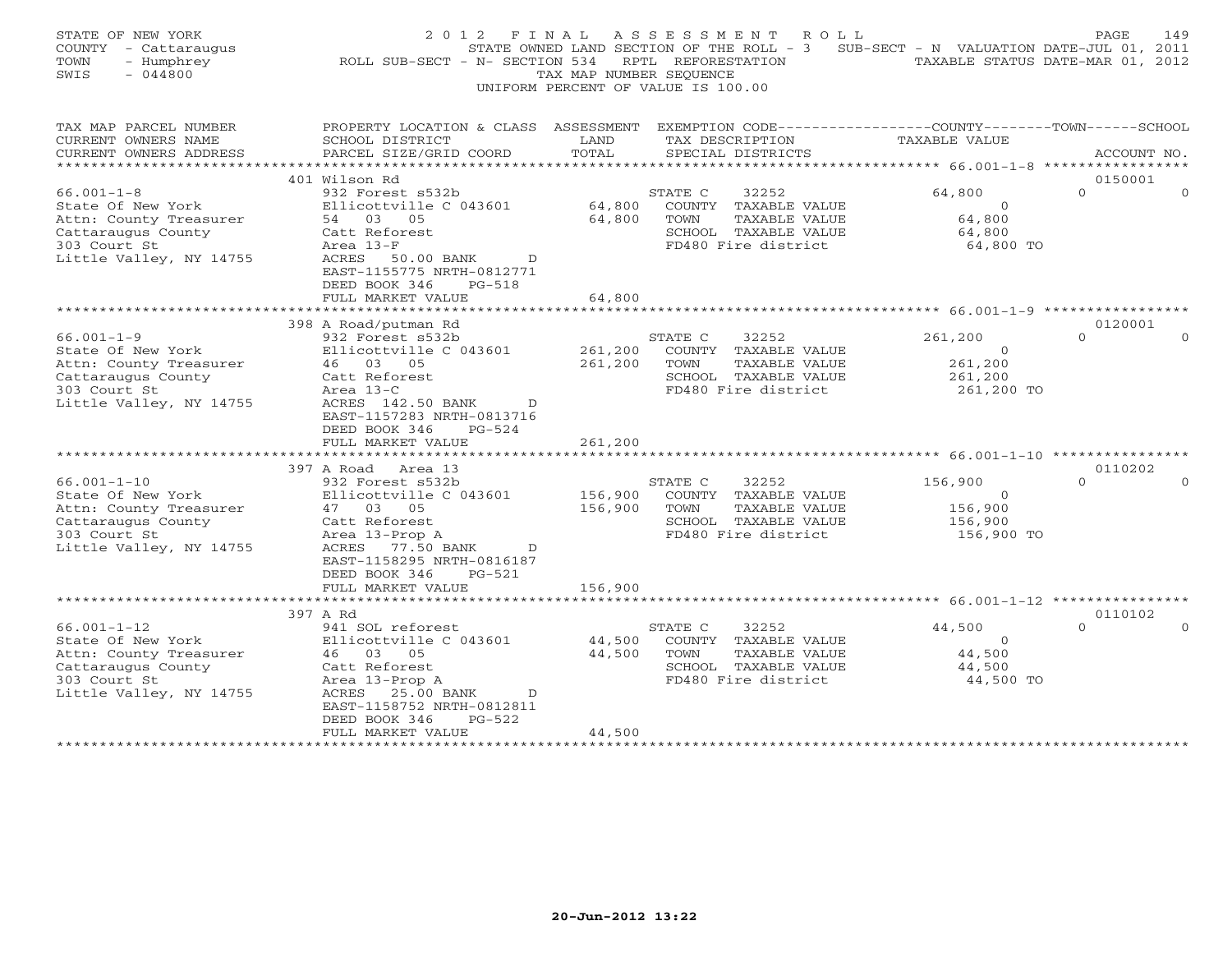STATE OF NEW YORK
COUNTY - Cattaraugus
TOWN - Humphrey
SWIS - 044800

2 0 1 2 F I N A L A S S E S S M E N T R O L L
STATE OWNED LAND SECTION OF THE ROLL - 3 SUB-SECT - N VALUATION DATE-JUL 01, 2011
ROLL SUB-SECT - N- SECTION 534 RPTL REFORESTATION TAXABLE STATUS DATE-MAR 01, 2012
TAX MAP NUMBER SEQUENCE
UNIFORM PERCENT OF VALUE IS 100.00

| TAX MAP PARCEL NUMBER / CURRENT OWNERS NAME / CURRENT OWNERS ADDRESS | PROPERTY LOCATION & CLASS / SCHOOL DISTRICT / PARCEL SIZE/GRID COORD | ASSESSMENT LAND / TOTAL | EXEMPTION CODE / TAX DESCRIPTION / SPECIAL DISTRICTS | COUNTY TAXABLE VALUE | TOWN | SCHOOL / ACCOUNT NO. |
|---|---|---|---|---|---|---|
| | 401 Wilson Rd | | | | | 0150001 |
| 66.001-1-8 | 932 Forest s532b | | STATE C 32252 | 64,800 | 0 | 0 |
| State Of New York | Ellicottville C 043601 | 64,800 | COUNTY TAXABLE VALUE | 0 | | |
| Attn: County Treasurer | 54 03 05 | 64,800 | TOWN TAXABLE VALUE | 64,800 | | |
| Cattaraugus County | Catt Reforest | | SCHOOL TAXABLE VALUE | 64,800 | | |
| 303 Court St | Area 13-F | | FD480 Fire district | 64,800 TO | | |
| Little Valley, NY 14755 | ACRES 50.00 BANK D | | | | | |
| | EAST-1155775 NRTH-0812771 | | | | | |
| | DEED BOOK 346 PG-518 | | | | | |
| | FULL MARKET VALUE | 64,800 | | | | |
| | 398 A Road/putman Rd | | | | | 0120001 |
| 66.001-1-9 | 932 Forest s532b | | STATE C 32252 | 261,200 | 0 | 0 |
| State Of New York | Ellicottville C 043601 | 261,200 | COUNTY TAXABLE VALUE | 0 | | |
| Attn: County Treasurer | 46 03 05 | 261,200 | TOWN TAXABLE VALUE | 261,200 | | |
| Cattaraugus County | Catt Reforest | | SCHOOL TAXABLE VALUE | 261,200 | | |
| 303 Court St | Area 13-C | | FD480 Fire district | 261,200 TO | | |
| Little Valley, NY 14755 | ACRES 142.50 BANK D | | | | | |
| | EAST-1157283 NRTH-0813716 | | | | | |
| | DEED BOOK 346 PG-524 | | | | | |
| | FULL MARKET VALUE | 261,200 | | | | |
| | 397 A Road Area 13 | | | | | 0110202 |
| 66.001-1-10 | 932 Forest s532b | | STATE C 32252 | 156,900 | 0 | 0 |
| State Of New York | Ellicottville C 043601 | 156,900 | COUNTY TAXABLE VALUE | 0 | | |
| Attn: County Treasurer | 47 03 05 | 156,900 | TOWN TAXABLE VALUE | 156,900 | | |
| Cattaraugus County | Catt Reforest | | SCHOOL TAXABLE VALUE | 156,900 | | |
| 303 Court St | Area 13-Prop A | | FD480 Fire district | 156,900 TO | | |
| Little Valley, NY 14755 | ACRES 77.50 BANK D | | | | | |
| | EAST-1158295 NRTH-0816187 | | | | | |
| | DEED BOOK 346 PG-521 | | | | | |
| | FULL MARKET VALUE | 156,900 | | | | |
| | 397 A Rd | | | | | 0110102 |
| 66.001-1-12 | 941 SOL reforest | | STATE C 32252 | 44,500 | 0 | 0 |
| State Of New York | Ellicottville C 043601 | 44,500 | COUNTY TAXABLE VALUE | 0 | | |
| Attn: County Treasurer | 46 03 05 | 44,500 | TOWN TAXABLE VALUE | 44,500 | | |
| Cattaraugus County | Catt Reforest | | SCHOOL TAXABLE VALUE | 44,500 | | |
| 303 Court St | Area 13-Prop A | | FD480 Fire district | 44,500 TO | | |
| Little Valley, NY 14755 | ACRES 25.00 BANK D | | | | | |
| | EAST-1158752 NRTH-0812811 | | | | | |
| | DEED BOOK 346 PG-522 | | | | | |
| | FULL MARKET VALUE | 44,500 | | | | |

20-Jun-2012 13:22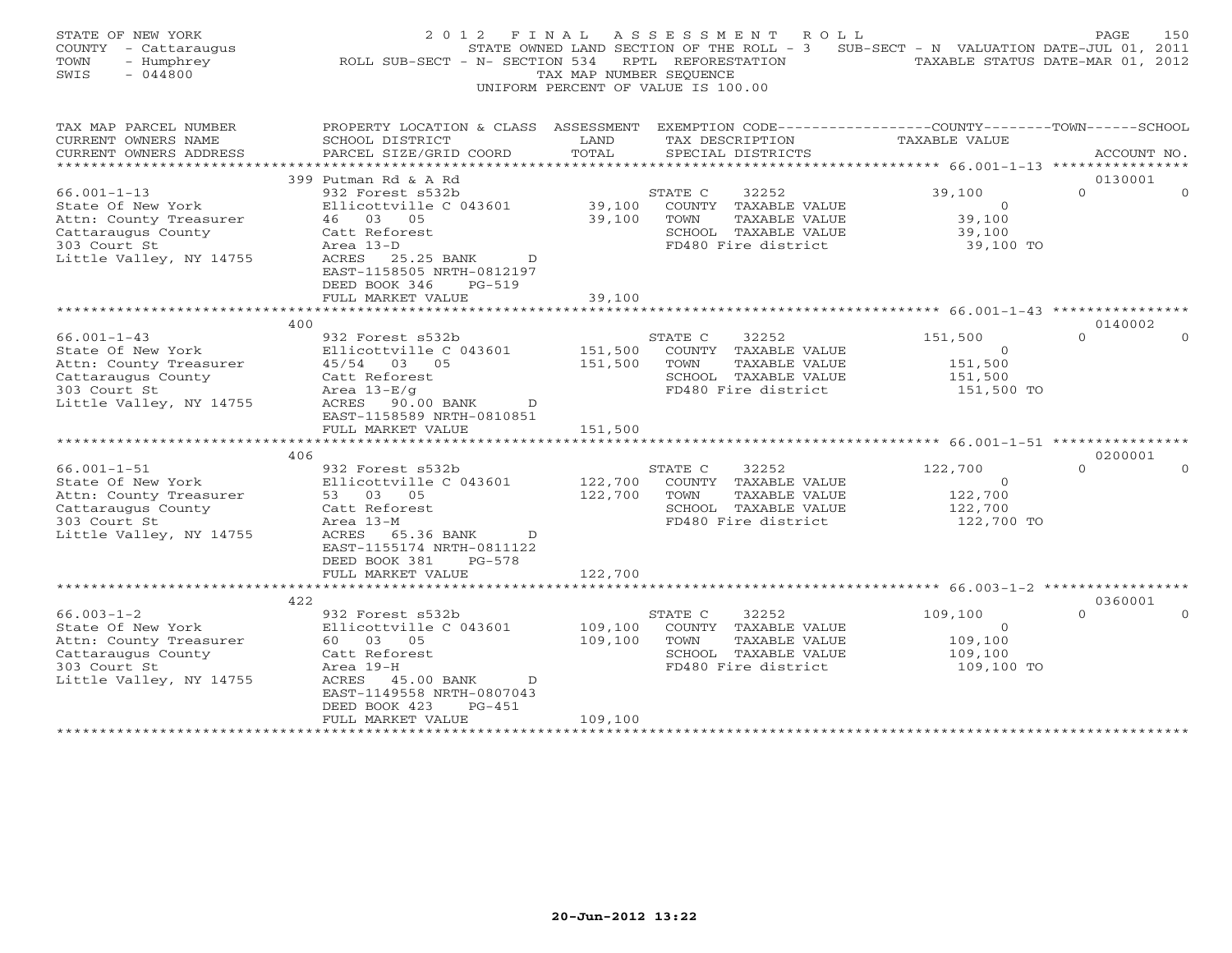STATE OF NEW YORK
COUNTY - Cattaraugus
TOWN - Humphrey
SWIS - 044800

**2012 FINAL ASSESSMENT ROLL**
STATE OWNED LAND SECTION OF THE ROLL - 3 SUB-SECT - N VALUATION DATE-JUL 01, 2011
ROLL SUB-SECT - N- SECTION 534 RPTL REFORESTATION TAXABLE STATUS DATE-MAR 01, 2012
TAX MAP NUMBER SEQUENCE
UNIFORM PERCENT OF VALUE IS 100.00

| TAX MAP PARCEL NUMBER / CURRENT OWNERS NAME / CURRENT OWNERS ADDRESS | PROPERTY LOCATION & CLASS / SCHOOL DISTRICT / PARCEL SIZE/GRID COORD | ASSESSMENT LAND / TOTAL | EXEMPTION CODE / TAX DESCRIPTION / SPECIAL DISTRICTS | COUNTY TAXABLE VALUE | TOWN | SCHOOL | ACCOUNT NO. |
|---|---|---|---|---|---|---|---|
| | 399 Putman Rd & A Rd | | | | | | 0130001 |
| 66.001-1-13 | 932 Forest s532b | | STATE C 32252 | 39,100 | 0 | 0 | |
| State Of New York | Ellicottville C 043601 | 39,100 | COUNTY TAXABLE VALUE | 0 | | | |
| Attn: County Treasurer | 46 03 05 | 39,100 | TOWN TAXABLE VALUE | 39,100 | | | |
| Cattaraugus County | Catt Reforest | | SCHOOL TAXABLE VALUE | 39,100 | | | |
| 303 Court St | Area 13-D | | FD480 Fire district | 39,100 TO | | | |
| Little Valley, NY 14755 | ACRES 25.25 BANK D | | | | | | |
| | EAST-1158505 NRTH-0812197 | | | | | | |
| | DEED BOOK 346 PG-519 | | | | | | |
| | FULL MARKET VALUE | 39,100 | | | | | |
| | 400 | | | | | | 0140002 |
| 66.001-1-43 | 932 Forest s532b | | STATE C 32252 | 151,500 | 0 | 0 | |
| State Of New York | Ellicottville C 043601 | 151,500 | COUNTY TAXABLE VALUE | 0 | | | |
| Attn: County Treasurer | 45/54 03 05 | 151,500 | TOWN TAXABLE VALUE | 151,500 | | | |
| Cattaraugus County | Catt Reforest | | SCHOOL TAXABLE VALUE | 151,500 | | | |
| 303 Court St | Area 13-E/g | | FD480 Fire district | 151,500 TO | | | |
| Little Valley, NY 14755 | ACRES 90.00 BANK D | | | | | | |
| | EAST-1158589 NRTH-0810851 | | | | | | |
| | FULL MARKET VALUE | 151,500 | | | | | |
| | 406 | | | | | | 0200001 |
| 66.001-1-51 | 932 Forest s532b | | STATE C 32252 | 122,700 | 0 | 0 | |
| State Of New York | Ellicottville C 043601 | 122,700 | COUNTY TAXABLE VALUE | 0 | | | |
| Attn: County Treasurer | 53 03 05 | 122,700 | TOWN TAXABLE VALUE | 122,700 | | | |
| Cattaraugus County | Catt Reforest | | SCHOOL TAXABLE VALUE | 122,700 | | | |
| 303 Court St | Area 13-M | | FD480 Fire district | 122,700 TO | | | |
| Little Valley, NY 14755 | ACRES 65.36 BANK D | | | | | | |
| | EAST-1155174 NRTH-0811122 | | | | | | |
| | DEED BOOK 381 PG-578 | | | | | | |
| | FULL MARKET VALUE | 122,700 | | | | | |
| | 422 | | | | | | 0360001 |
| 66.003-1-2 | 932 Forest s532b | | STATE C 32252 | 109,100 | 0 | 0 | |
| State Of New York | Ellicottville C 043601 | 109,100 | COUNTY TAXABLE VALUE | 0 | | | |
| Attn: County Treasurer | 60 03 05 | 109,100 | TOWN TAXABLE VALUE | 109,100 | | | |
| Cattaraugus County | Catt Reforest | | SCHOOL TAXABLE VALUE | 109,100 | | | |
| 303 Court St | Area 19-H | | FD480 Fire district | 109,100 TO | | | |
| Little Valley, NY 14755 | ACRES 45.00 BANK D | | | | | | |
| | EAST-1149558 NRTH-0807043 | | | | | | |
| | DEED BOOK 423 PG-451 | | | | | | |
| | FULL MARKET VALUE | 109,100 | | | | | |

20-Jun-2012 13:22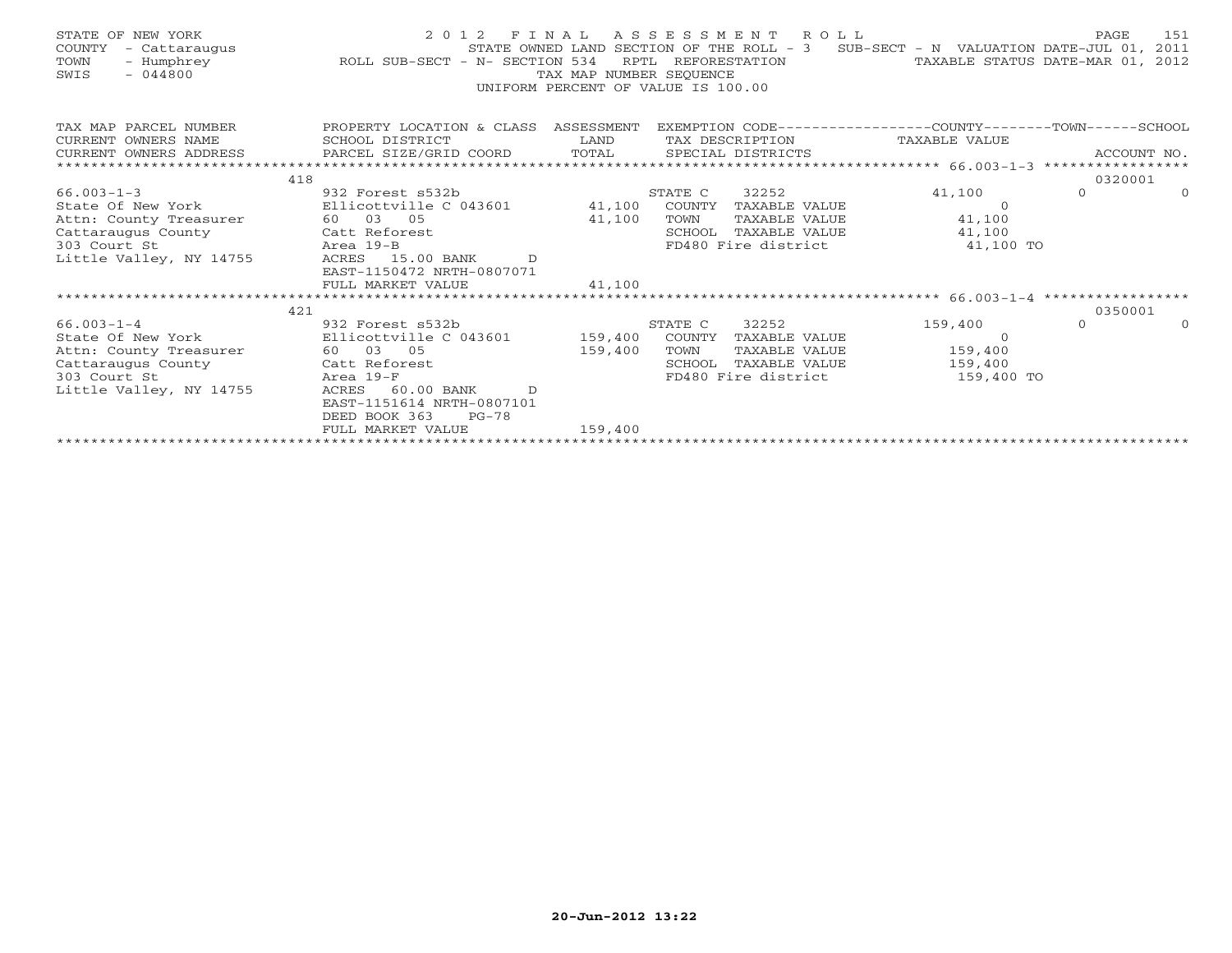STATE OF NEW YORK
COUNTY - Cattaraugus
TOWN - Humphrey
SWIS - 044800

# 2012 FINAL ASSESSMENT ROLL

STATE OWNED LAND SECTION OF THE ROLL - 3 SUB-SECT - N VALUATION DATE-JUL 01, 2011
ROLL SUB-SECT - N- SECTION 534 RPTL REFORESTATION TAXABLE STATUS DATE-MAR 01, 2012
TAX MAP NUMBER SEQUENCE
UNIFORM PERCENT OF VALUE IS 100.00

| TAX MAP PARCEL NUMBER / CURRENT OWNERS NAME / CURRENT OWNERS ADDRESS | PROPERTY LOCATION & CLASS / SCHOOL DISTRICT / PARCEL SIZE/GRID COORD | ASSESSMENT LAND / TOTAL | EXEMPTION CODE / TAX DESCRIPTION / SPECIAL DISTRICTS | COUNTY TAXABLE VALUE | TOWN | SCHOOL / ACCOUNT NO. |
|---|---|---|---|---|---|---|
| ******** 66.003-1-3 ******** | 418 | | | | | 0320001 |
| 66.003-1-3 | 932 Forest s532b | | STATE C 32252 | 41,100 | 0 | 0 |
| State Of New York | Ellicottville C 043601 | 41,100 | COUNTY TAXABLE VALUE | 0 | | |
| Attn: County Treasurer | 60 03 05 | 41,100 | TOWN TAXABLE VALUE | 41,100 | | |
| Cattaraugus County | Catt Reforest | | SCHOOL TAXABLE VALUE | 41,100 | | |
| 303 Court St | Area 19-B | | FD480 Fire district | 41,100 TO | | |
| Little Valley, NY 14755 | ACRES 15.00 BANK D | | | | | |
| | EAST-1150472 NRTH-0807071 | | | | | |
| | FULL MARKET VALUE | 41,100 | | | | |
| ******** 66.003-1-4 ******** | 421 | | | | | 0350001 |
| 66.003-1-4 | 932 Forest s532b | | STATE C 32252 | 159,400 | 0 | 0 |
| State Of New York | Ellicottville C 043601 | 159,400 | COUNTY TAXABLE VALUE | 0 | | |
| Attn: County Treasurer | 60 03 05 | 159,400 | TOWN TAXABLE VALUE | 159,400 | | |
| Cattaraugus County | Catt Reforest | | SCHOOL TAXABLE VALUE | 159,400 | | |
| 303 Court St | Area 19-F | | FD480 Fire district | 159,400 TO | | |
| Little Valley, NY 14755 | ACRES 60.00 BANK D | | | | | |
| | EAST-1151614 NRTH-0807101 | | | | | |
| | DEED BOOK 363 PG-78 | | | | | |
| | FULL MARKET VALUE | 159,400 | | | | |

20-Jun-2012 13:22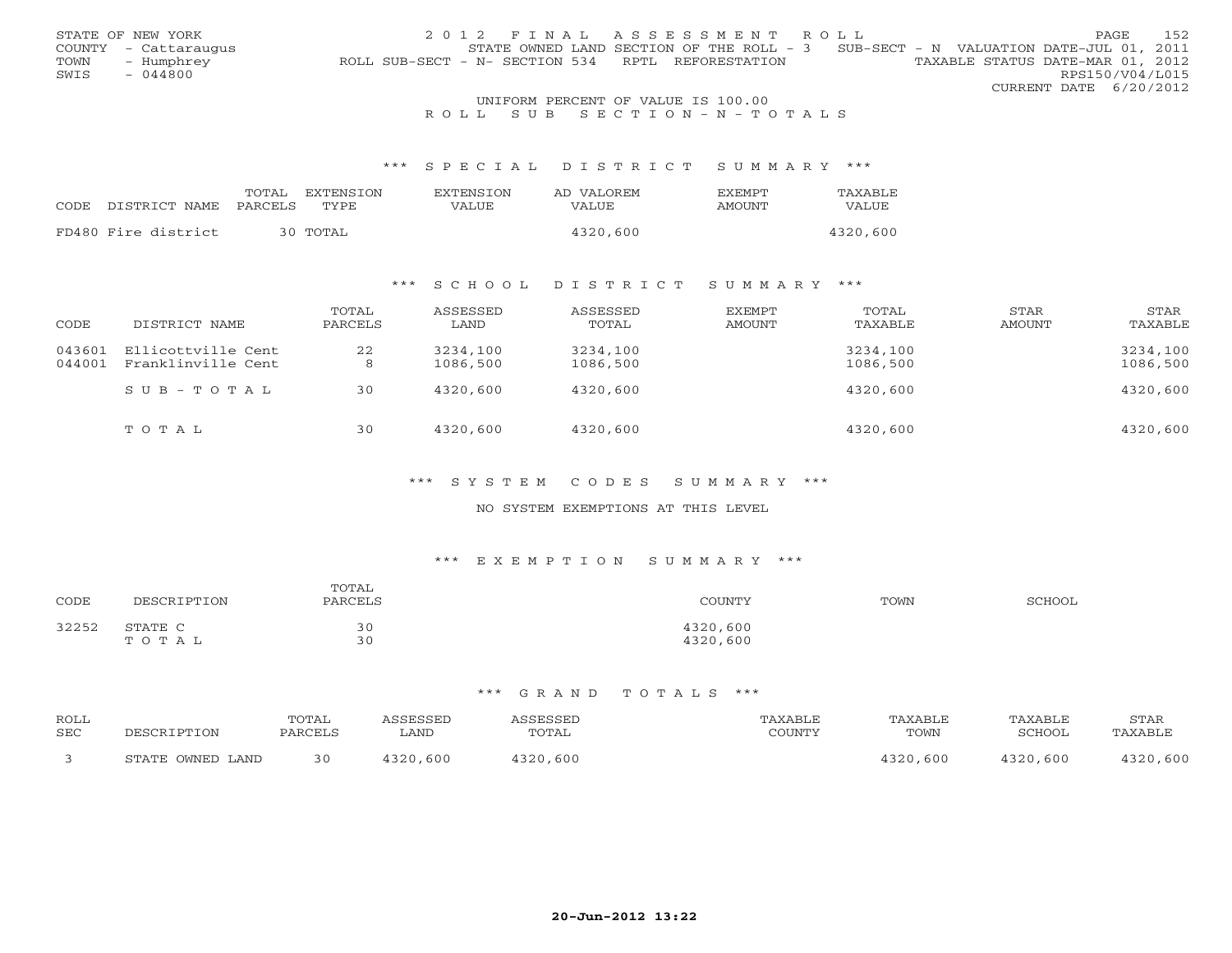STATE OF NEW YORK
COUNTY - Cattaraugus
TOWN - Humphrey
SWIS - 044800

2 0 1 2 F I N A L A S S E S S M E N T R O L L
STATE OWNED LAND SECTION OF THE ROLL - 3 SUB-SECT - N VALUATION DATE-JUL 01, 2011
ROLL SUB-SECT - N- SECTION 534 RPTL REFORESTATION TAXABLE STATUS DATE-MAR 01, 2012
RPS150/V04/L015
CURRENT DATE 6/20/2012

UNIFORM PERCENT OF VALUE IS 100.00

R O L L S U B S E C T I O N - N - T O T A L S

### *** S P E C I A L D I S T R I C T S U M M A R Y ***

| CODE | DISTRICT NAME | TOTAL PARCELS | EXTENSION TYPE | EXTENSION VALUE | AD VALOREM VALUE | EXEMPT AMOUNT | TAXABLE VALUE |
|---|---|---|---|---|---|---|---|
| FD480 | Fire district | 30 | TOTAL | | 4320,600 | | 4320,600 |

### *** S C H O O L D I S T R I C T S U M M A R Y ***

| CODE | DISTRICT NAME | TOTAL PARCELS | ASSESSED LAND | ASSESSED TOTAL | EXEMPT AMOUNT | TOTAL TAXABLE | STAR AMOUNT | STAR TAXABLE |
|---|---|---|---|---|---|---|---|---|
| 043601 | Ellicottville Cent | 22 | 3234,100 | 3234,100 | | 3234,100 | | 3234,100 |
| 044001 | Franklinville Cent | 8 | 1086,500 | 1086,500 | | 1086,500 | | 1086,500 |
| | S U B - T O T A L | 30 | 4320,600 | 4320,600 | | 4320,600 | | 4320,600 |
| | T O T A L | 30 | 4320,600 | 4320,600 | | 4320,600 | | 4320,600 |

### *** S Y S T E M C O D E S S U M M A R Y ***

NO SYSTEM EXEMPTIONS AT THIS LEVEL

### *** E X E M P T I O N S U M M A R Y ***

| CODE | DESCRIPTION | TOTAL PARCELS | COUNTY | TOWN | SCHOOL |
|---|---|---|---|---|---|
| 32252 | STATE C | 30 | 4320,600 | | |
| | T O T A L | 30 | 4320,600 | | |

### *** G R A N D T O T A L S ***

| ROLL SEC | DESCRIPTION | TOTAL PARCELS | ASSESSED LAND | ASSESSED TOTAL | TAXABLE COUNTY | TAXABLE TOWN | TAXABLE SCHOOL | STAR TAXABLE |
|---|---|---|---|---|---|---|---|---|
| 3 | STATE OWNED LAND | 30 | 4320,600 | 4320,600 | | 4320,600 | 4320,600 | 4320,600 |

20-Jun-2012 13:22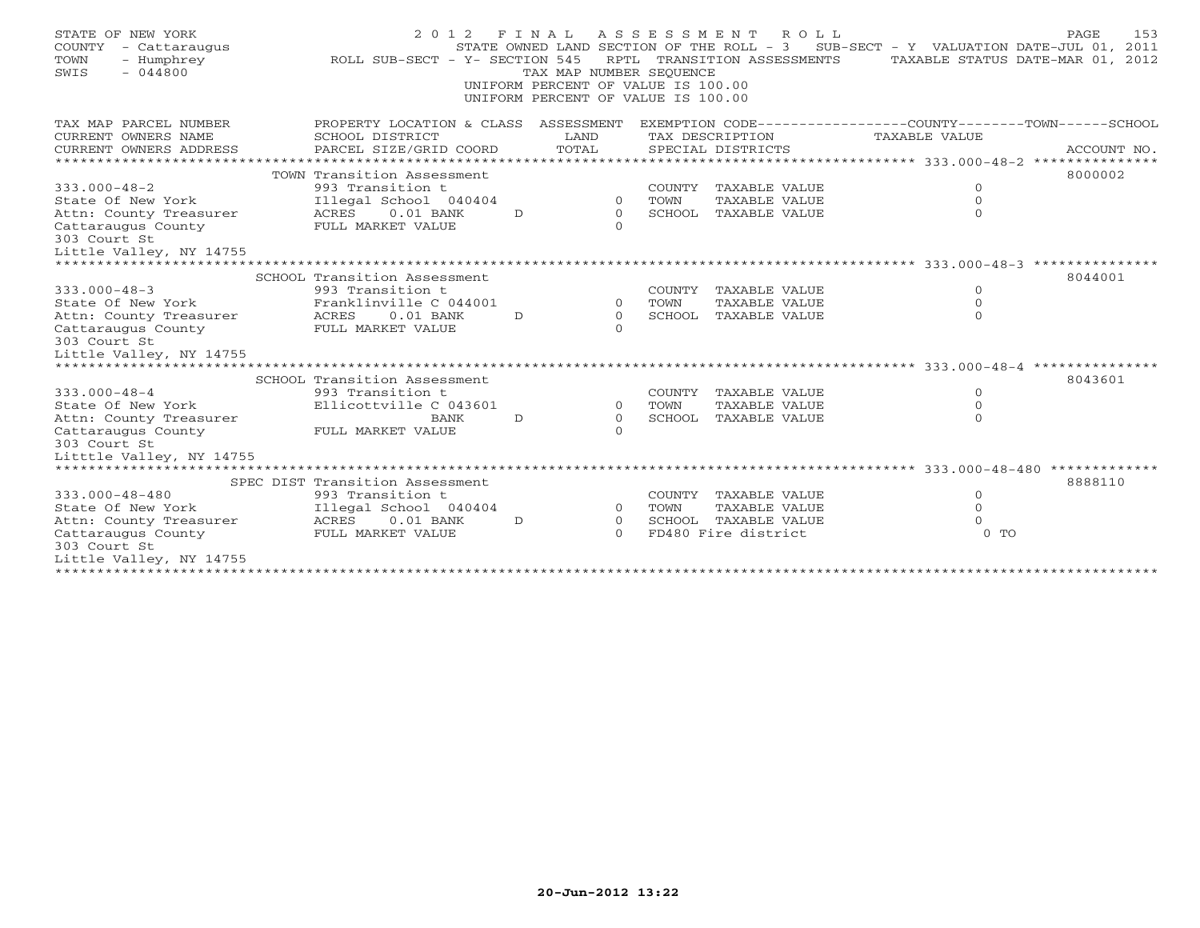STATE OF NEW YORK
COUNTY - Cattaraugus
TOWN - Humphrey
SWIS - 044800

2 0 1 2 F I N A L A S S E S S M E N T R O L L
STATE OWNED LAND SECTION OF THE ROLL - 3 SUB-SECT - Y VALUATION DATE-JUL 01, 2011
ROLL SUB-SECT - Y- SECTION 545 RPTL TRANSITION ASSESSMENTS TAXABLE STATUS DATE-MAR 01, 2012
TAX MAP NUMBER SEQUENCE
UNIFORM PERCENT OF VALUE IS 100.00
UNIFORM PERCENT OF VALUE IS 100.00

| TAX MAP PARCEL NUMBER / CURRENT OWNERS NAME / CURRENT OWNERS ADDRESS | PROPERTY LOCATION & CLASS / SCHOOL DISTRICT / PARCEL SIZE/GRID COORD | ASSESSMENT LAND / TOTAL | EXEMPTION CODE / TAX DESCRIPTION / SPECIAL DISTRICTS | COUNTY--------TOWN------SCHOOL TAXABLE VALUE | ACCOUNT NO. |
|---|---|---|---|---|---|
| 333.000-48-2 | TOWN Transition Assessment | | | | 8000002 |
| | 993 Transition t | | COUNTY TAXABLE VALUE | 0 | |
| State Of New York | Illegal School 040404 | 0 | TOWN TAXABLE VALUE | 0 | |
| Attn: County Treasurer | ACRES 0.01 BANK D | 0 | SCHOOL TAXABLE VALUE | 0 | |
| Cattaraugus County | FULL MARKET VALUE | 0 | | | |
| 303 Court St | | | | | |
| Little Valley, NY 14755 | | | | | |
| 333.000-48-3 | SCHOOL Transition Assessment | | | | 8044001 |
| | 993 Transition t | | COUNTY TAXABLE VALUE | 0 | |
| State Of New York | Franklinville C 044001 | 0 | TOWN TAXABLE VALUE | 0 | |
| Attn: County Treasurer | ACRES 0.01 BANK D | 0 | SCHOOL TAXABLE VALUE | 0 | |
| Cattaraugus County | FULL MARKET VALUE | 0 | | | |
| 303 Court St | | | | | |
| Little Valley, NY 14755 | | | | | |
| 333.000-48-4 | SCHOOL Transition Assessment | | | | 8043601 |
| | 993 Transition t | | COUNTY TAXABLE VALUE | 0 | |
| State Of New York | Ellicottville C 043601 | 0 | TOWN TAXABLE VALUE | 0 | |
| Attn: County Treasurer | BANK D | 0 | SCHOOL TAXABLE VALUE | 0 | |
| Cattaraugus County | FULL MARKET VALUE | 0 | | | |
| 303 Court St | | | | | |
| Litttle Valley, NY 14755 | | | | | |
| 333.000-48-480 | SPEC DIST Transition Assessment | | | | 8888110 |
| | 993 Transition t | | COUNTY TAXABLE VALUE | 0 | |
| State Of New York | Illegal School 040404 | 0 | TOWN TAXABLE VALUE | 0 | |
| Attn: County Treasurer | ACRES 0.01 BANK D | 0 | SCHOOL TAXABLE VALUE | 0 | |
| Cattaraugus County | FULL MARKET VALUE | 0 | FD480 Fire district | 0 TO | |
| 303 Court St | | | | | |
| Little Valley, NY 14755 | | | | | |

20-Jun-2012 13:22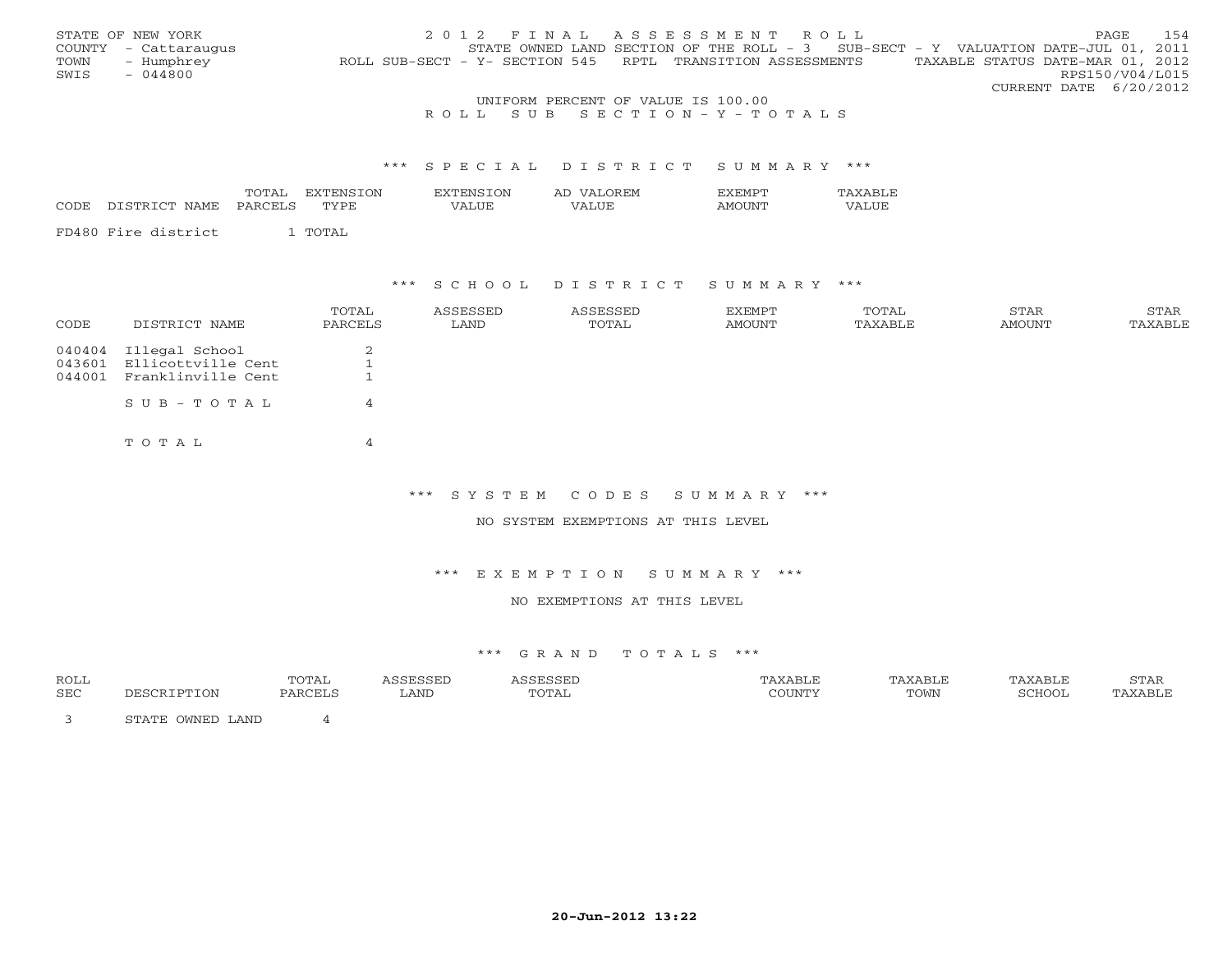STATE OF NEW YORK
COUNTY - Cattaraugus
TOWN - Humphrey
SWIS - 044800

2 0 1 2 F I N A L A S S E S S M E N T R O L L
STATE OWNED LAND SECTION OF THE ROLL - 3 SUB-SECT - Y VALUATION DATE-JUL 01, 2011
ROLL SUB-SECT - Y- SECTION 545 RPTL TRANSITION ASSESSMENTS TAXABLE STATUS DATE-MAR 01, 2012
RPS150/V04/L015
CURRENT DATE 6/20/2012

UNIFORM PERCENT OF VALUE IS 100.00

R O L L S U B S E C T I O N - Y - T O T A L S

*** S P E C I A L D I S T R I C T S U M M A R Y ***

| CODE | DISTRICT NAME | TOTAL PARCELS | EXTENSION TYPE | EXTENSION VALUE | AD VALOREM VALUE | EXEMPT AMOUNT | TAXABLE VALUE |
|---|---|---|---|---|---|---|---|
| FD480 | Fire district | 1 | TOTAL | | | | |

*** S C H O O L D I S T R I C T S U M M A R Y ***

| CODE | DISTRICT NAME | TOTAL PARCELS | ASSESSED LAND | ASSESSED TOTAL | EXEMPT AMOUNT | TOTAL TAXABLE | STAR AMOUNT | STAR TAXABLE |
|---|---|---|---|---|---|---|---|---|
| 040404 | Illegal School | 2 | | | | | | |
| 043601 | Ellicottville Cent | 1 | | | | | | |
| 044001 | Franklinville Cent | 1 | | | | | | |
| | S U B - T O T A L | 4 | | | | | | |
| | T O T A L | 4 | | | | | | |

*** S Y S T E M C O D E S S U M M A R Y ***

NO SYSTEM EXEMPTIONS AT THIS LEVEL

*** E X E M P T I O N S U M M A R Y ***

NO EXEMPTIONS AT THIS LEVEL

*** G R A N D T O T A L S ***

| ROLL SEC | DESCRIPTION | TOTAL PARCELS | ASSESSED LAND | ASSESSED TOTAL | TAXABLE COUNTY | TAXABLE TOWN | TAXABLE SCHOOL | STAR TAXABLE |
|---|---|---|---|---|---|---|---|---|
| 3 | STATE OWNED LAND | 4 | | | | | | |

20-Jun-2012 13:22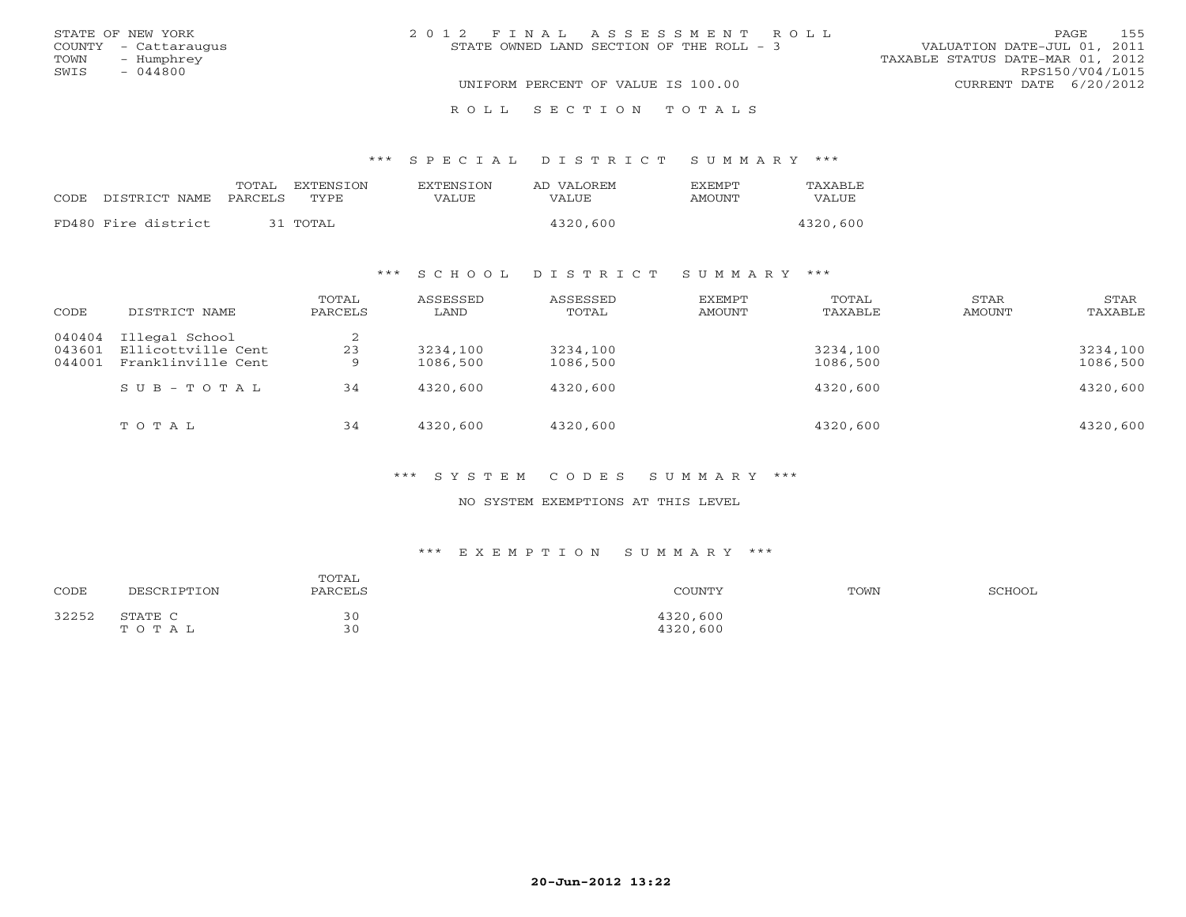STATE OF NEW YORK
COUNTY - Cattaraugus
TOWN - Humphrey
SWIS - 044800

# 2012 FINAL ASSESSMENT ROLL

STATE OWNED LAND SECTION OF THE ROLL - 3

UNIFORM PERCENT OF VALUE IS 100.00

VALUATION DATE-JUL 01, 2011
TAXABLE STATUS DATE-MAR 01, 2012
RPS150/V04/L015
CURRENT DATE 6/20/2012

## ROLL SECTION TOTALS

### *** SPECIAL DISTRICT SUMMARY ***

| CODE | DISTRICT NAME | TOTAL PARCELS | EXTENSION TYPE | EXTENSION VALUE | AD VALOREM VALUE | EXEMPT AMOUNT | TAXABLE VALUE |
|---|---|---|---|---|---|---|---|
| FD480 | Fire district | 31 | TOTAL | | 4320,600 | | 4320,600 |

### *** SCHOOL DISTRICT SUMMARY ***

| CODE | DISTRICT NAME | TOTAL PARCELS | ASSESSED LAND | ASSESSED TOTAL | EXEMPT AMOUNT | TOTAL TAXABLE | STAR AMOUNT | STAR TAXABLE |
|---|---|---|---|---|---|---|---|---|
| 040404 | Illegal School | 2 | | | | | | |
| 043601 | Ellicottville Cent | 23 | 3234,100 | 3234,100 | | 3234,100 | | 3234,100 |
| 044001 | Franklinville Cent | 9 | 1086,500 | 1086,500 | | 1086,500 | | 1086,500 |
| | SUB-TOTAL | 34 | 4320,600 | 4320,600 | | 4320,600 | | 4320,600 |
| | TOTAL | 34 | 4320,600 | 4320,600 | | 4320,600 | | 4320,600 |

### *** SYSTEM CODES SUMMARY ***

NO SYSTEM EXEMPTIONS AT THIS LEVEL

### *** EXEMPTION SUMMARY ***

| CODE | DESCRIPTION | TOTAL PARCELS | COUNTY | TOWN | SCHOOL |
|---|---|---|---|---|---|
| 32252 | STATE C | 30 | 4320,600 | | |
| | TOTAL | 30 | 4320,600 | | |

20-Jun-2012 13:22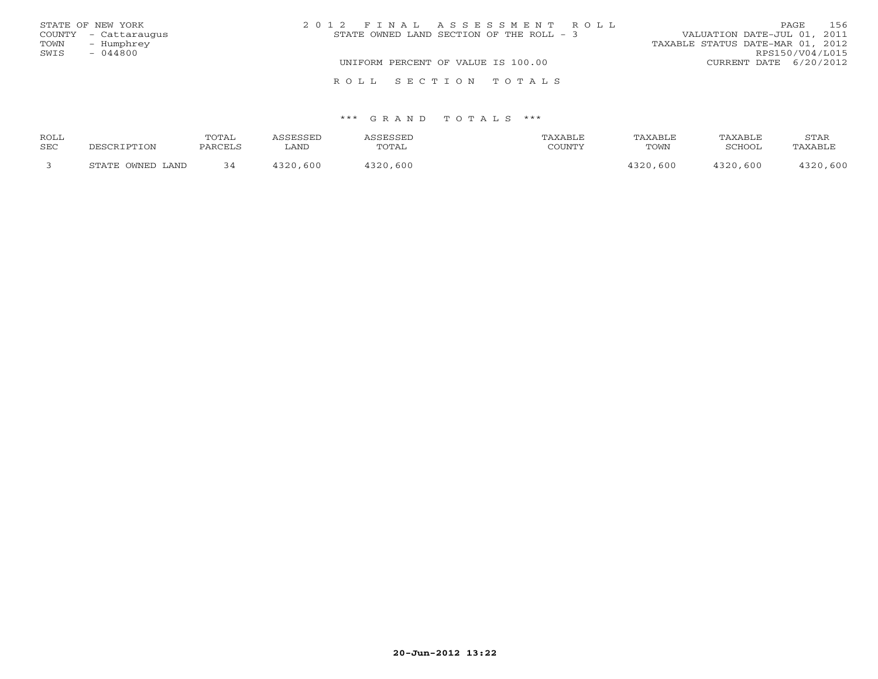STATE OF NEW YORK
COUNTY - Cattaraugus
TOWN - Humphrey
SWIS - 044800

2 0 1 2 F I N A L A S S E S S M E N T R O L L
STATE OWNED LAND SECTION OF THE ROLL - 3
UNIFORM PERCENT OF VALUE IS 100.00

VALUATION DATE-JUL 01, 2011
TAXABLE STATUS DATE-MAR 01, 2012
RPS150/V04/L015
CURRENT DATE 6/20/2012

R O L L S E C T I O N T O T A L S

*** G R A N D T O T A L S ***

| ROLL SEC | DESCRIPTION | TOTAL PARCELS | ASSESSED LAND | ASSESSED TOTAL | TAXABLE COUNTY | TAXABLE TOWN | TAXABLE SCHOOL | STAR TAXABLE |
|---|---|---|---|---|---|---|---|---|
| 3 | STATE OWNED LAND | 34 | 4320,600 | 4320,600 | | 4320,600 | 4320,600 | 4320,600 |

20-Jun-2012 13:22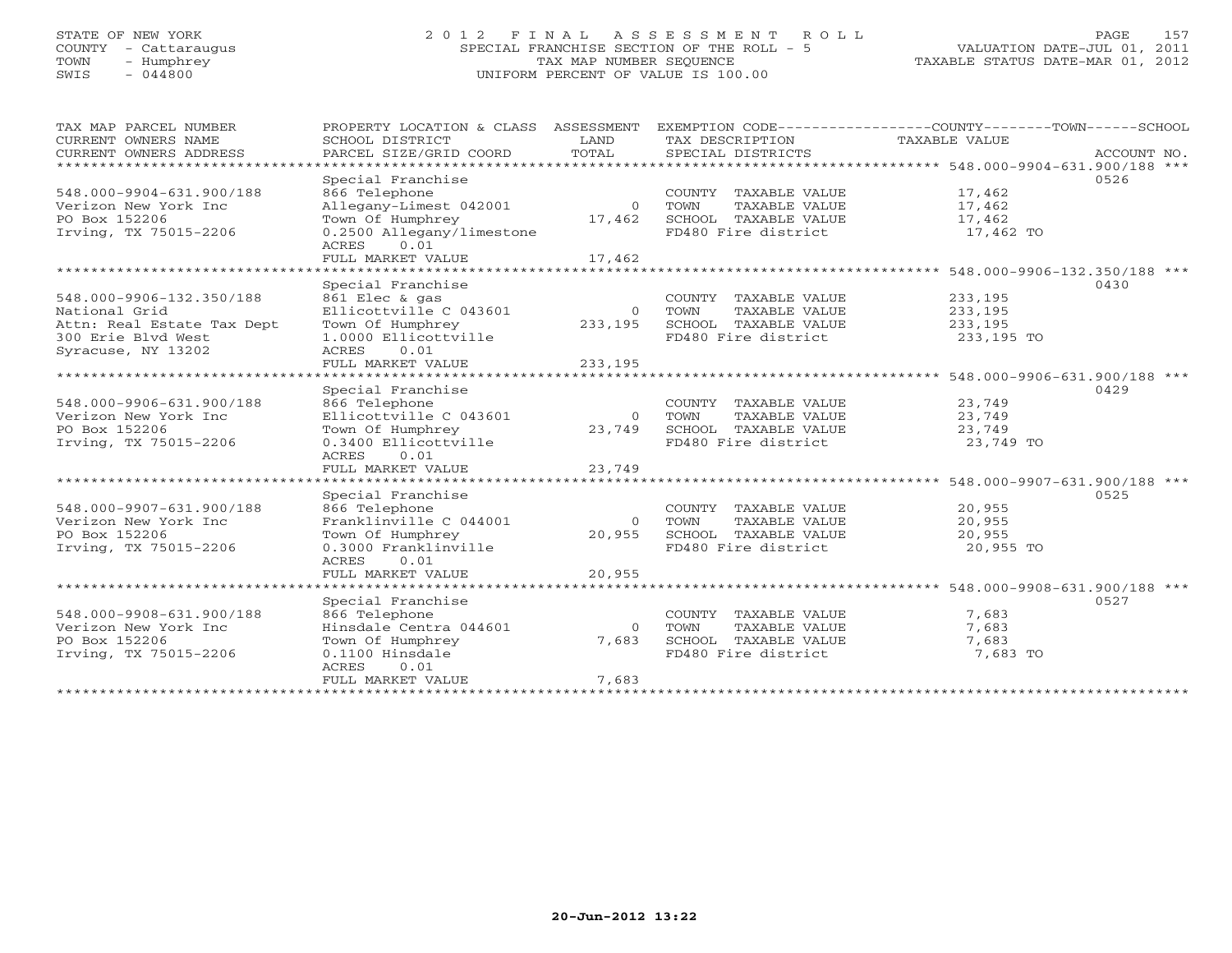STATE OF NEW YORK
COUNTY - Cattaraugus
TOWN - Humphrey
SWIS - 044800

# 2012 FINAL ASSESSMENT ROLL
SPECIAL FRANCHISE SECTION OF THE ROLL - 5
TAX MAP NUMBER SEQUENCE
UNIFORM PERCENT OF VALUE IS 100.00

VALUATION DATE-JUL 01, 2011
TAXABLE STATUS DATE-MAR 01, 2012

| TAX MAP PARCEL NUMBER / CURRENT OWNERS NAME / CURRENT OWNERS ADDRESS | PROPERTY LOCATION & CLASS / SCHOOL DISTRICT / PARCEL SIZE/GRID COORD | ASSESSMENT LAND / TOTAL | EXEMPTION CODE / TAX DESCRIPTION / SPECIAL DISTRICTS | COUNTY--------TOWN------SCHOOL TAXABLE VALUE | ACCOUNT NO. |
|---|---|---|---|---|---|
| **548.000-9904-631.900/188** | Special Franchise | | | | 0526 |
| 548.000-9904-631.900/188 | 866 Telephone | | COUNTY TAXABLE VALUE | 17,462 | |
| Verizon New York Inc | Allegany-Limest 042001 | 0 | TOWN TAXABLE VALUE | 17,462 | |
| PO Box 152206 | Town Of Humphrey | 17,462 | SCHOOL TAXABLE VALUE | 17,462 | |
| Irving, TX 75015-2206 | 0.2500 Allegany/limestone | | FD480 Fire district | 17,462 TO | |
| | ACRES 0.01 | | | | |
| | FULL MARKET VALUE | 17,462 | | | |
| **548.000-9906-132.350/188** | Special Franchise | | | | 0430 |
| 548.000-9906-132.350/188 | 861 Elec & gas | | COUNTY TAXABLE VALUE | 233,195 | |
| National Grid | Ellicottville C 043601 | 0 | TOWN TAXABLE VALUE | 233,195 | |
| Attn: Real Estate Tax Dept | Town Of Humphrey | 233,195 | SCHOOL TAXABLE VALUE | 233,195 | |
| 300 Erie Blvd West | 1.0000 Ellicottville | | FD480 Fire district | 233,195 TO | |
| Syracuse, NY 13202 | ACRES 0.01 | | | | |
| | FULL MARKET VALUE | 233,195 | | | |
| **548.000-9906-631.900/188** | Special Franchise | | | | 0429 |
| 548.000-9906-631.900/188 | 866 Telephone | | COUNTY TAXABLE VALUE | 23,749 | |
| Verizon New York Inc | Ellicottville C 043601 | 0 | TOWN TAXABLE VALUE | 23,749 | |
| PO Box 152206 | Town Of Humphrey | 23,749 | SCHOOL TAXABLE VALUE | 23,749 | |
| Irving, TX 75015-2206 | 0.3400 Ellicottville | | FD480 Fire district | 23,749 TO | |
| | ACRES 0.01 | | | | |
| | FULL MARKET VALUE | 23,749 | | | |
| **548.000-9907-631.900/188** | Special Franchise | | | | 0525 |
| 548.000-9907-631.900/188 | 866 Telephone | | COUNTY TAXABLE VALUE | 20,955 | |
| Verizon New York Inc | Franklinville C 044001 | 0 | TOWN TAXABLE VALUE | 20,955 | |
| PO Box 152206 | Town Of Humphrey | 20,955 | SCHOOL TAXABLE VALUE | 20,955 | |
| Irving, TX 75015-2206 | 0.3000 Franklinville | | FD480 Fire district | 20,955 TO | |
| | ACRES 0.01 | | | | |
| | FULL MARKET VALUE | 20,955 | | | |
| **548.000-9908-631.900/188** | Special Franchise | | | | 0527 |
| 548.000-9908-631.900/188 | 866 Telephone | | COUNTY TAXABLE VALUE | 7,683 | |
| Verizon New York Inc | Hinsdale Centra 044601 | 0 | TOWN TAXABLE VALUE | 7,683 | |
| PO Box 152206 | Town Of Humphrey | 7,683 | SCHOOL TAXABLE VALUE | 7,683 | |
| Irving, TX 75015-2206 | 0.1100 Hinsdale | | FD480 Fire district | 7,683 TO | |
| | ACRES 0.01 | | | | |
| | FULL MARKET VALUE | 7,683 | | | |

20-Jun-2012 13:22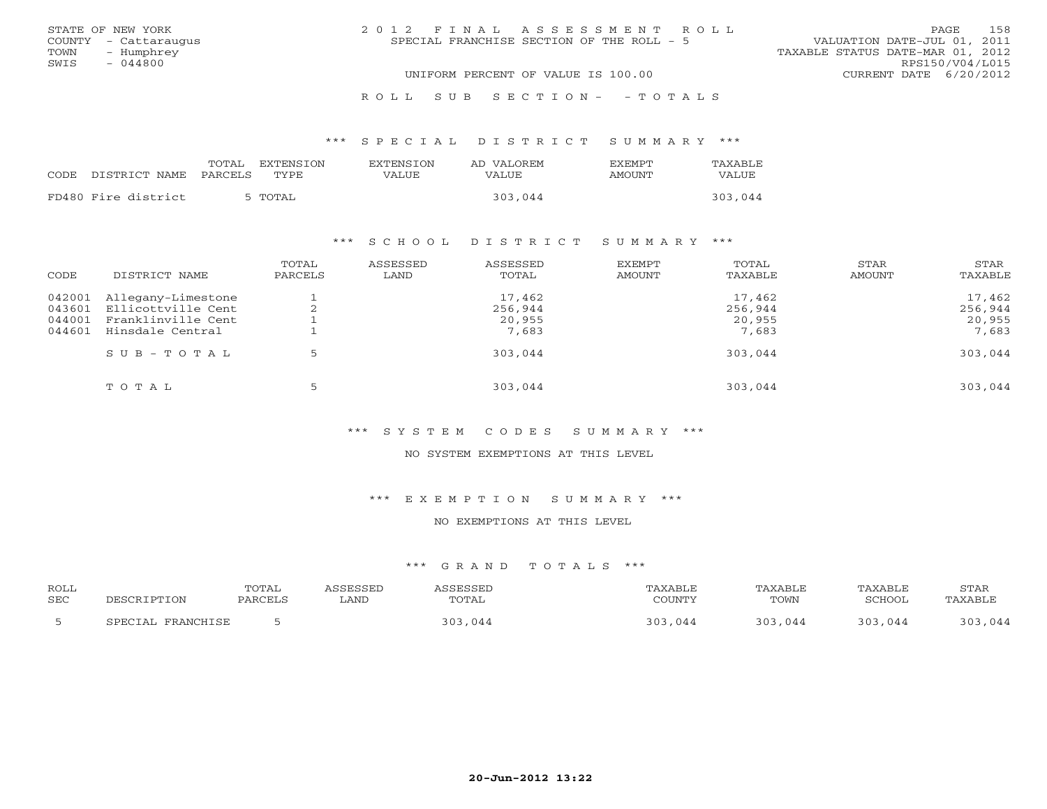STATE OF NEW YORK
COUNTY - Cattaraugus
TOWN - Humphrey
SWIS - 044800

# 2012 FINAL ASSESSMENT ROLL

SPECIAL FRANCHISE SECTION OF THE ROLL - 5

VALUATION DATE-JUL 01, 2011
TAXABLE STATUS DATE-MAR 01, 2012
RPS150/V04/L015
CURRENT DATE 6/20/2012

UNIFORM PERCENT OF VALUE IS 100.00

## ROLL SUB SECTION- - TOTALS

### *** SPECIAL DISTRICT SUMMARY ***

| CODE | DISTRICT NAME | TOTAL PARCELS | EXTENSION TYPE | EXTENSION VALUE | AD VALOREM VALUE | EXEMPT AMOUNT | TAXABLE VALUE |
|---|---|---|---|---|---|---|---|
| FD480 | Fire district | 5 | TOTAL | | 303,044 | | 303,044 |

### *** SCHOOL DISTRICT SUMMARY ***

| CODE | DISTRICT NAME | TOTAL PARCELS | ASSESSED LAND | ASSESSED TOTAL | EXEMPT AMOUNT | TOTAL TAXABLE | STAR AMOUNT | STAR TAXABLE |
|---|---|---|---|---|---|---|---|---|
| 042001 | Allegany-Limestone | 1 | | 17,462 | | 17,462 | | 17,462 |
| 043601 | Ellicottville Cent | 2 | | 256,944 | | 256,944 | | 256,944 |
| 044001 | Franklinville Cent | 1 | | 20,955 | | 20,955 | | 20,955 |
| 044601 | Hinsdale Central | 1 | | 7,683 | | 7,683 | | 7,683 |
| | SUB-TOTAL | 5 | | 303,044 | | 303,044 | | 303,044 |
| | TOTAL | 5 | | 303,044 | | 303,044 | | 303,044 |

### *** SYSTEM CODES SUMMARY ***

NO SYSTEM EXEMPTIONS AT THIS LEVEL

### *** EXEMPTION SUMMARY ***

NO EXEMPTIONS AT THIS LEVEL

### *** GRAND TOTALS ***

| ROLL SEC | DESCRIPTION | TOTAL PARCELS | ASSESSED LAND | ASSESSED TOTAL | TAXABLE COUNTY | TAXABLE TOWN | TAXABLE SCHOOL | STAR TAXABLE |
|---|---|---|---|---|---|---|---|---|
| 5 | SPECIAL FRANCHISE | 5 | | 303,044 | 303,044 | 303,044 | 303,044 | 303,044 |

20-Jun-2012 13:22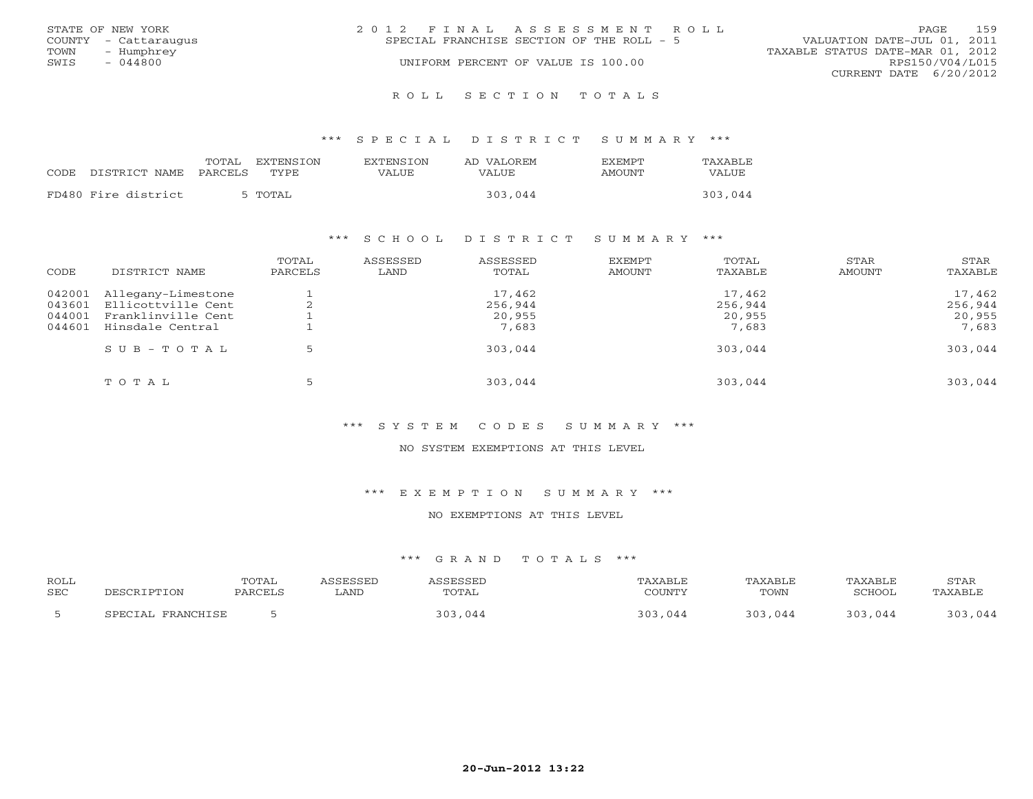STATE OF NEW YORK
COUNTY - Cattaraugus
TOWN - Humphrey
SWIS - 044800

2012 FINAL ASSESSMENT ROLL
SPECIAL FRANCHISE SECTION OF THE ROLL - 5
UNIFORM PERCENT OF VALUE IS 100.00

VALUATION DATE-JUL 01, 2011
TAXABLE STATUS DATE-MAR 01, 2012
RPS150/V04/L015
CURRENT DATE 6/20/2012

## ROLL SECTION TOTALS

### *** SPECIAL DISTRICT SUMMARY ***

| CODE | DISTRICT NAME | TOTAL PARCELS | EXTENSION TYPE | EXTENSION VALUE | AD VALOREM VALUE | EXEMPT AMOUNT | TAXABLE VALUE |
|---|---|---|---|---|---|---|---|
| FD480 | Fire district | 5 | TOTAL | | 303,044 | | 303,044 |

### *** SCHOOL DISTRICT SUMMARY ***

| CODE | DISTRICT NAME | TOTAL PARCELS | ASSESSED LAND | ASSESSED TOTAL | EXEMPT AMOUNT | TOTAL TAXABLE | STAR AMOUNT | STAR TAXABLE |
|---|---|---|---|---|---|---|---|---|
| 042001 | Allegany-Limestone | 1 | | 17,462 | | 17,462 | | 17,462 |
| 043601 | Ellicottville Cent | 2 | | 256,944 | | 256,944 | | 256,944 |
| 044001 | Franklinville Cent | 1 | | 20,955 | | 20,955 | | 20,955 |
| 044601 | Hinsdale Central | 1 | | 7,683 | | 7,683 | | 7,683 |
| | SUB-TOTAL | 5 | | 303,044 | | 303,044 | | 303,044 |
| | TOTAL | 5 | | 303,044 | | 303,044 | | 303,044 |

### *** SYSTEM CODES SUMMARY ***

NO SYSTEM EXEMPTIONS AT THIS LEVEL

### *** EXEMPTION SUMMARY ***

NO EXEMPTIONS AT THIS LEVEL

### *** GRAND TOTALS ***

| ROLL SEC | DESCRIPTION | TOTAL PARCELS | ASSESSED LAND | ASSESSED TOTAL | TAXABLE COUNTY | TAXABLE TOWN | TAXABLE SCHOOL | STAR TAXABLE |
|---|---|---|---|---|---|---|---|---|
| 5 | SPECIAL FRANCHISE | 5 | | 303,044 | 303,044 | 303,044 | 303,044 | 303,044 |

20-Jun-2012 13:22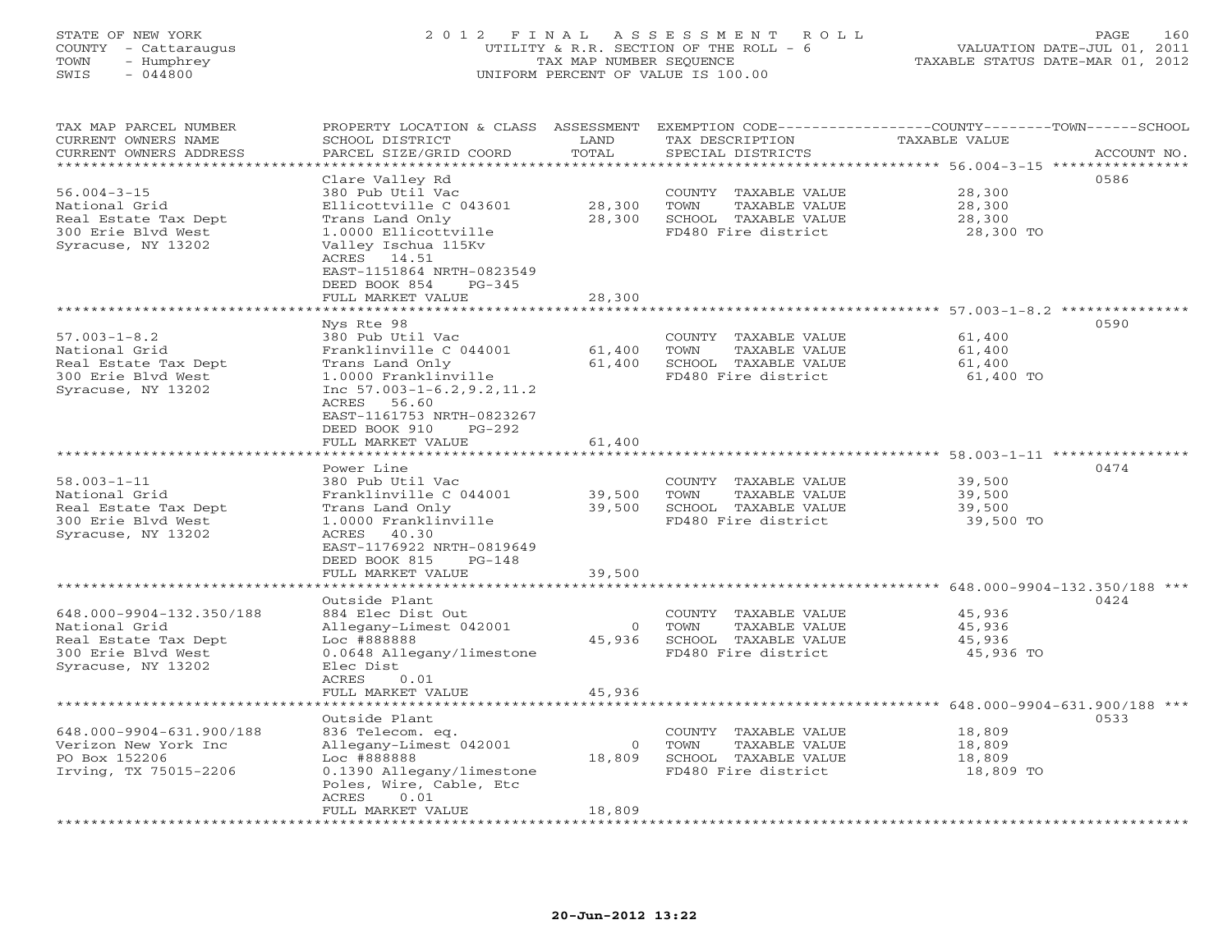STATE OF NEW YORK
COUNTY - Cattaraugus
TOWN - Humphrey
SWIS - 044800

# 2012 FINAL ASSESSMENT ROLL

UTILITY & R.R. SECTION OF THE ROLL - 6
TAX MAP NUMBER SEQUENCE
UNIFORM PERCENT OF VALUE IS 100.00

VALUATION DATE-JUL 01, 2011
TAXABLE STATUS DATE-MAR 01, 2012

| TAX MAP PARCEL NUMBER / CURRENT OWNERS NAME / CURRENT OWNERS ADDRESS | PROPERTY LOCATION & CLASS / SCHOOL DISTRICT / PARCEL SIZE/GRID COORD | ASSESSMENT LAND | TOTAL | EXEMPTION CODE / TAX DESCRIPTION / SPECIAL DISTRICTS | COUNTY--------TOWN------SCHOOL TAXABLE VALUE | ACCOUNT NO. |
|---|---|---|---|---|---|---|
| 56.004-3-15 | Clare Valley Rd | | | | | 0586 |
| | 380 Pub Util Vac | | | COUNTY TAXABLE VALUE | 28,300 | |
| National Grid | Ellicottville C 043601 | 28,300 | | TOWN TAXABLE VALUE | 28,300 | |
| Real Estate Tax Dept | Trans Land Only | | 28,300 | SCHOOL TAXABLE VALUE | 28,300 | |
| 300 Erie Blvd West | 1.0000 Ellicottville | | | FD480 Fire district | 28,300 TO | |
| Syracuse, NY 13202 | Valley Ischua 115Kv | | | | | |
| | ACRES 14.51 | | | | | |
| | EAST-1151864 NRTH-0823549 | | | | | |
| | DEED BOOK 854 PG-345 | | | | | |
| | FULL MARKET VALUE | | 28,300 | | | |
| 57.003-1-8.2 | Nys Rte 98 | | | | | 0590 |
| | 380 Pub Util Vac | | | COUNTY TAXABLE VALUE | 61,400 | |
| National Grid | Franklinville C 044001 | 61,400 | | TOWN TAXABLE VALUE | 61,400 | |
| Real Estate Tax Dept | Trans Land Only | | 61,400 | SCHOOL TAXABLE VALUE | 61,400 | |
| 300 Erie Blvd West | 1.0000 Franklinville | | | FD480 Fire district | 61,400 TO | |
| Syracuse, NY 13202 | Inc 57.003-1-6.2,9.2,11.2 | | | | | |
| | ACRES 56.60 | | | | | |
| | EAST-1161753 NRTH-0823267 | | | | | |
| | DEED BOOK 910 PG-292 | | | | | |
| | FULL MARKET VALUE | | 61,400 | | | |
| 58.003-1-11 | Power Line | | | | | 0474 |
| | 380 Pub Util Vac | | | COUNTY TAXABLE VALUE | 39,500 | |
| National Grid | Franklinville C 044001 | 39,500 | | TOWN TAXABLE VALUE | 39,500 | |
| Real Estate Tax Dept | Trans Land Only | | 39,500 | SCHOOL TAXABLE VALUE | 39,500 | |
| 300 Erie Blvd West | 1.0000 Franklinville | | | FD480 Fire district | 39,500 TO | |
| Syracuse, NY 13202 | ACRES 40.30 | | | | | |
| | EAST-1176922 NRTH-0819649 | | | | | |
| | DEED BOOK 815 PG-148 | | | | | |
| | FULL MARKET VALUE | | 39,500 | | | |
| 648.000-9904-132.350/188 | Outside Plant | | | | | 0424 |
| | 884 Elec Dist Out | | | COUNTY TAXABLE VALUE | 45,936 | |
| National Grid | Allegany-Limest 042001 | 0 | | TOWN TAXABLE VALUE | 45,936 | |
| Real Estate Tax Dept | Loc #888888 | | 45,936 | SCHOOL TAXABLE VALUE | 45,936 | |
| 300 Erie Blvd West | 0.0648 Allegany/limestone | | | FD480 Fire district | 45,936 TO | |
| Syracuse, NY 13202 | Elec Dist | | | | | |
| | ACRES 0.01 | | | | | |
| | FULL MARKET VALUE | | 45,936 | | | |
| 648.000-9904-631.900/188 | Outside Plant | | | | | 0533 |
| | 836 Telecom. eq. | | | COUNTY TAXABLE VALUE | 18,809 | |
| Verizon New York Inc | Allegany-Limest 042001 | 0 | | TOWN TAXABLE VALUE | 18,809 | |
| PO Box 152206 | Loc #888888 | | 18,809 | SCHOOL TAXABLE VALUE | 18,809 | |
| Irving, TX 75015-2206 | 0.1390 Allegany/limestone | | | FD480 Fire district | 18,809 TO | |
| | Poles, Wire, Cable, Etc | | | | | |
| | ACRES 0.01 | | | | | |
| | FULL MARKET VALUE | | 18,809 | | | |

20-Jun-2012 13:22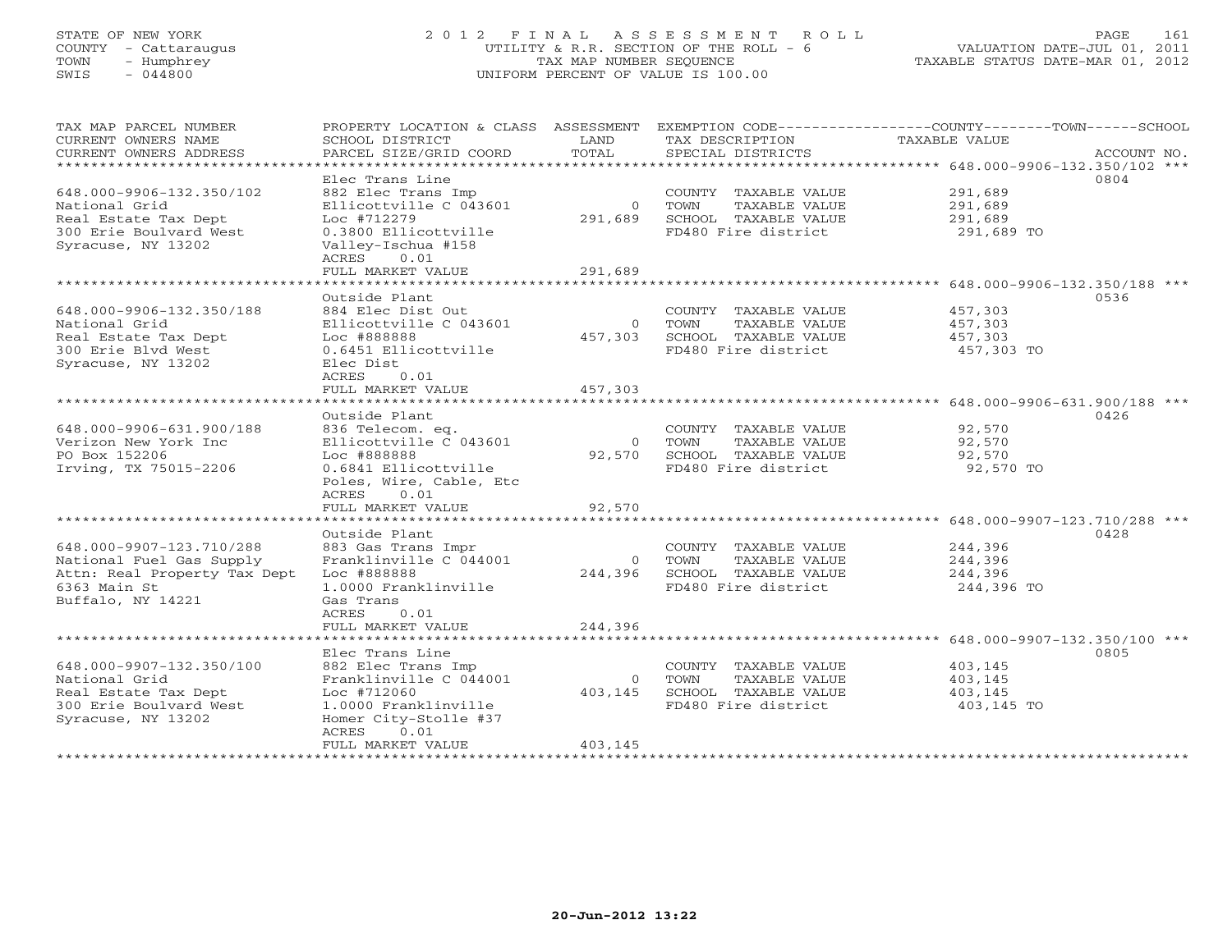STATE OF NEW YORK
COUNTY - Cattaraugus
TOWN - Humphrey
SWIS - 044800

# 2012 FINAL ASSESSMENT ROLL

UTILITY & R.R. SECTION OF THE ROLL - 6
TAX MAP NUMBER SEQUENCE
UNIFORM PERCENT OF VALUE IS 100.00

VALUATION DATE-JUL 01, 2011
TAXABLE STATUS DATE-MAR 01, 2012

| TAX MAP PARCEL NUMBER / CURRENT OWNERS NAME / CURRENT OWNERS ADDRESS | PROPERTY LOCATION & CLASS / SCHOOL DISTRICT / PARCEL SIZE/GRID COORD | ASSESSMENT LAND | TOTAL | EXEMPTION CODE / TAX DESCRIPTION / SPECIAL DISTRICTS | COUNTY--------TOWN------SCHOOL TAXABLE VALUE | ACCOUNT NO. |
|---|---|---|---|---|---|---|
| **648.000-9906-132.350/102** | Elec Trans Line | | | | | 0804 |
| 648.000-9906-132.350/102 | 882 Elec Trans Imp | | | COUNTY TAXABLE VALUE | 291,689 | |
| National Grid | Ellicottville C 043601 | 0 | | TOWN TAXABLE VALUE | 291,689 | |
| Real Estate Tax Dept | Loc #712279 | | 291,689 | SCHOOL TAXABLE VALUE | 291,689 | |
| 300 Erie Boulvard West | 0.3800 Ellicottville | | | FD480 Fire district | 291,689 TO | |
| Syracuse, NY 13202 | Valley-Ischua #158 | | | | | |
| | ACRES 0.01 | | | | | |
| | FULL MARKET VALUE | | 291,689 | | | |
| **648.000-9906-132.350/188** | Outside Plant | | | | | 0536 |
| 648.000-9906-132.350/188 | 884 Elec Dist Out | | | COUNTY TAXABLE VALUE | 457,303 | |
| National Grid | Ellicottville C 043601 | 0 | | TOWN TAXABLE VALUE | 457,303 | |
| Real Estate Tax Dept | Loc #888888 | | 457,303 | SCHOOL TAXABLE VALUE | 457,303 | |
| 300 Erie Blvd West | 0.6451 Ellicottville | | | FD480 Fire district | 457,303 TO | |
| Syracuse, NY 13202 | Elec Dist | | | | | |
| | ACRES 0.01 | | | | | |
| | FULL MARKET VALUE | | 457,303 | | | |
| **648.000-9906-631.900/188** | Outside Plant | | | | | 0426 |
| 648.000-9906-631.900/188 | 836 Telecom. eq. | | | COUNTY TAXABLE VALUE | 92,570 | |
| Verizon New York Inc | Ellicottville C 043601 | 0 | | TOWN TAXABLE VALUE | 92,570 | |
| PO Box 152206 | Loc #888888 | | 92,570 | SCHOOL TAXABLE VALUE | 92,570 | |
| Irving, TX 75015-2206 | 0.6841 Ellicottville | | | FD480 Fire district | 92,570 TO | |
| | Poles, Wire, Cable, Etc | | | | | |
| | ACRES 0.01 | | | | | |
| | FULL MARKET VALUE | | 92,570 | | | |
| **648.000-9907-123.710/288** | Outside Plant | | | | | 0428 |
| 648.000-9907-123.710/288 | 883 Gas Trans Impr | | | COUNTY TAXABLE VALUE | 244,396 | |
| National Fuel Gas Supply | Franklinville C 044001 | 0 | | TOWN TAXABLE VALUE | 244,396 | |
| Attn: Real Property Tax Dept | Loc #888888 | | 244,396 | SCHOOL TAXABLE VALUE | 244,396 | |
| 6363 Main St | 1.0000 Franklinville | | | FD480 Fire district | 244,396 TO | |
| Buffalo, NY 14221 | Gas Trans | | | | | |
| | ACRES 0.01 | | | | | |
| | FULL MARKET VALUE | | 244,396 | | | |
| **648.000-9907-132.350/100** | Elec Trans Line | | | | | 0805 |
| 648.000-9907-132.350/100 | 882 Elec Trans Imp | | | COUNTY TAXABLE VALUE | 403,145 | |
| National Grid | Franklinville C 044001 | 0 | | TOWN TAXABLE VALUE | 403,145 | |
| Real Estate Tax Dept | Loc #712060 | | 403,145 | SCHOOL TAXABLE VALUE | 403,145 | |
| 300 Erie Boulvard West | 1.0000 Franklinville | | | FD480 Fire district | 403,145 TO | |
| Syracuse, NY 13202 | Homer City-Stolle #37 | | | | | |
| | ACRES 0.01 | | | | | |
| | FULL MARKET VALUE | | 403,145 | | | |

20-Jun-2012 13:22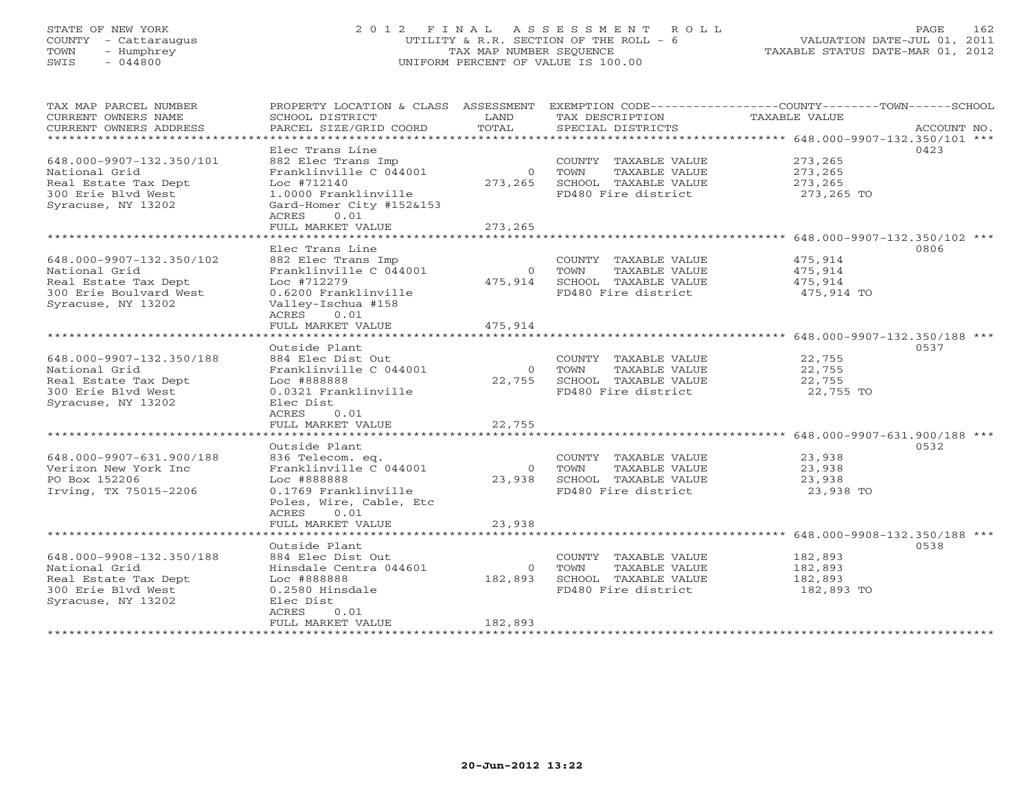STATE OF NEW YORK
COUNTY - Cattaraugus
TOWN - Humphrey
SWIS - 044800

2 0 1 2 F I N A L A S S E S S M E N T R O L L
UTILITY & R.R. SECTION OF THE ROLL - 6
TAX MAP NUMBER SEQUENCE
UNIFORM PERCENT OF VALUE IS 100.00

VALUATION DATE-JUL 01, 2011
TAXABLE STATUS DATE-MAR 01, 2012

| TAX MAP PARCEL NUMBER / CURRENT OWNERS NAME / CURRENT OWNERS ADDRESS | PROPERTY LOCATION & CLASS / SCHOOL DISTRICT / PARCEL SIZE/GRID COORD | ASSESSMENT LAND / TOTAL | EXEMPTION CODE / TAX DESCRIPTION / SPECIAL DISTRICTS | COUNTY--------TOWN------SCHOOL TAXABLE VALUE | ACCOUNT NO. |
|---|---|---|---|---|---|
| **648.000-9907-132.350/101** | Elec Trans Line | | | | 0423 |
| 648.000-9907-132.350/101 | 882 Elec Trans Imp | | COUNTY TAXABLE VALUE | 273,265 | |
| National Grid | Franklinville C 044001 | 0 | TOWN TAXABLE VALUE | 273,265 | |
| Real Estate Tax Dept | Loc #712140 | 273,265 | SCHOOL TAXABLE VALUE | 273,265 | |
| 300 Erie Blvd West | 1.0000 Franklinville | | FD480 Fire district | 273,265 TO | |
| Syracuse, NY 13202 | Gard-Homer City #152&153 | | | | |
| | ACRES 0.01 | | | | |
| | FULL MARKET VALUE | 273,265 | | | |
| **648.000-9907-132.350/102** | Elec Trans Line | | | | 0806 |
| 648.000-9907-132.350/102 | 882 Elec Trans Imp | | COUNTY TAXABLE VALUE | 475,914 | |
| National Grid | Franklinville C 044001 | 0 | TOWN TAXABLE VALUE | 475,914 | |
| Real Estate Tax Dept | Loc #712279 | 475,914 | SCHOOL TAXABLE VALUE | 475,914 | |
| 300 Erie Boulvard West | 0.6200 Franklinville | | FD480 Fire district | 475,914 TO | |
| Syracuse, NY 13202 | Valley-Ischua #158 | | | | |
| | ACRES 0.01 | | | | |
| | FULL MARKET VALUE | 475,914 | | | |
| **648.000-9907-132.350/188** | Outside Plant | | | | 0537 |
| 648.000-9907-132.350/188 | 884 Elec Dist Out | | COUNTY TAXABLE VALUE | 22,755 | |
| National Grid | Franklinville C 044001 | 0 | TOWN TAXABLE VALUE | 22,755 | |
| Real Estate Tax Dept | Loc #888888 | 22,755 | SCHOOL TAXABLE VALUE | 22,755 | |
| 300 Erie Blvd West | 0.0321 Franklinville | | FD480 Fire district | 22,755 TO | |
| Syracuse, NY 13202 | Elec Dist | | | | |
| | ACRES 0.01 | | | | |
| | FULL MARKET VALUE | 22,755 | | | |
| **648.000-9907-631.900/188** | Outside Plant | | | | 0532 |
| 648.000-9907-631.900/188 | 836 Telecom. eq. | | COUNTY TAXABLE VALUE | 23,938 | |
| Verizon New York Inc | Franklinville C 044001 | 0 | TOWN TAXABLE VALUE | 23,938 | |
| PO Box 152206 | Loc #888888 | 23,938 | SCHOOL TAXABLE VALUE | 23,938 | |
| Irving, TX 75015-2206 | 0.1769 Franklinville | | FD480 Fire district | 23,938 TO | |
| | Poles, Wire, Cable, Etc | | | | |
| | ACRES 0.01 | | | | |
| | FULL MARKET VALUE | 23,938 | | | |
| **648.000-9908-132.350/188** | Outside Plant | | | | 0538 |
| 648.000-9908-132.350/188 | 884 Elec Dist Out | | COUNTY TAXABLE VALUE | 182,893 | |
| National Grid | Hinsdale Centra 044601 | 0 | TOWN TAXABLE VALUE | 182,893 | |
| Real Estate Tax Dept | Loc #888888 | 182,893 | SCHOOL TAXABLE VALUE | 182,893 | |
| 300 Erie Blvd West | 0.2580 Hinsdale | | FD480 Fire district | 182,893 TO | |
| Syracuse, NY 13202 | Elec Dist | | | | |
| | ACRES 0.01 | | | | |
| | FULL MARKET VALUE | 182,893 | | | |

20-Jun-2012 13:22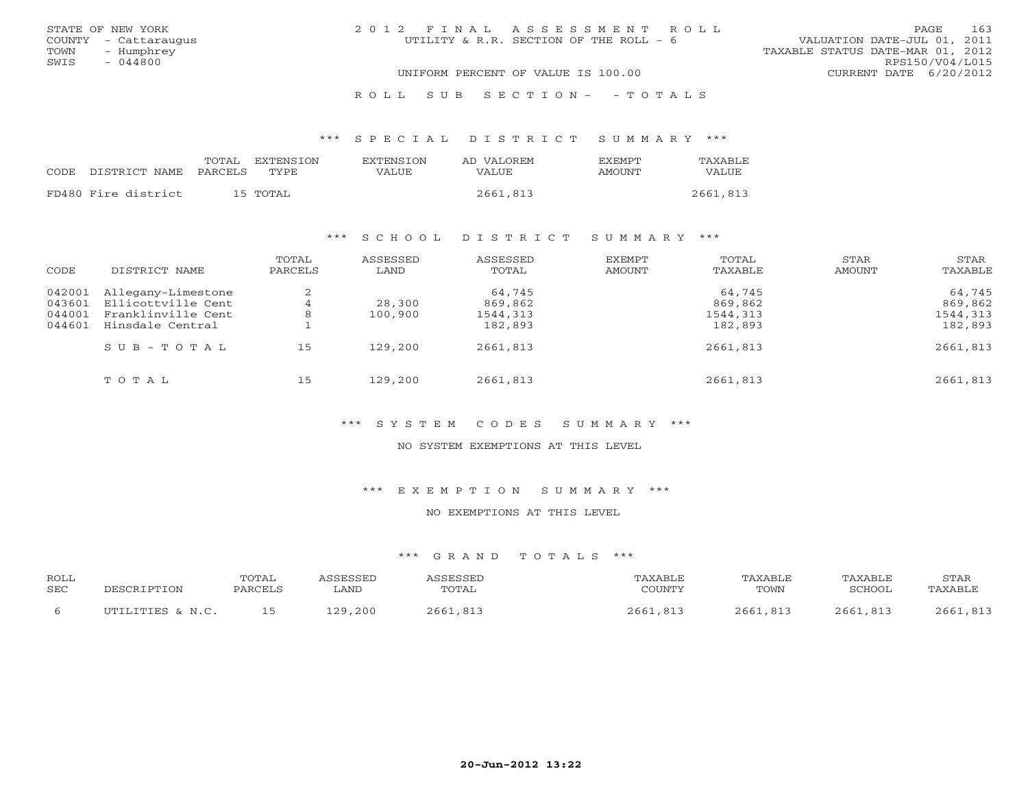STATE OF NEW YORK
COUNTY - Cattaraugus
TOWN - Humphrey
SWIS - 044800

# 2012 FINAL ASSESSMENT ROLL

UTILITY & R.R. SECTION OF THE ROLL - 6

UNIFORM PERCENT OF VALUE IS 100.00

VALUATION DATE-JUL 01, 2011
TAXABLE STATUS DATE-MAR 01, 2012
RPS150/V04/L015
CURRENT DATE 6/20/2012

## ROLL SUB SECTION- - TOTALS

### *** SPECIAL DISTRICT SUMMARY ***

| CODE | DISTRICT NAME | TOTAL PARCELS | EXTENSION TYPE | EXTENSION VALUE | AD VALOREM VALUE | EXEMPT AMOUNT | TAXABLE VALUE |
|---|---|---|---|---|---|---|---|
| FD480 | Fire district | 15 | TOTAL | | 2661,813 | | 2661,813 |

### *** SCHOOL DISTRICT SUMMARY ***

| CODE | DISTRICT NAME | TOTAL PARCELS | ASSESSED LAND | ASSESSED TOTAL | EXEMPT AMOUNT | TOTAL TAXABLE | STAR AMOUNT | STAR TAXABLE |
|---|---|---|---|---|---|---|---|---|
| 042001 | Allegany-Limestone | 2 | | 64,745 | | 64,745 | | 64,745 |
| 043601 | Ellicottville Cent | 4 | 28,300 | 869,862 | | 869,862 | | 869,862 |
| 044001 | Franklinville Cent | 8 | 100,900 | 1544,313 | | 1544,313 | | 1544,313 |
| 044601 | Hinsdale Central | 1 | | 182,893 | | 182,893 | | 182,893 |
| | SUB-TOTAL | 15 | 129,200 | 2661,813 | | 2661,813 | | 2661,813 |
| | TOTAL | 15 | 129,200 | 2661,813 | | 2661,813 | | 2661,813 |

### *** SYSTEM CODES SUMMARY ***

NO SYSTEM EXEMPTIONS AT THIS LEVEL

### *** EXEMPTION SUMMARY ***

NO EXEMPTIONS AT THIS LEVEL

### *** GRAND TOTALS ***

| ROLL SEC | DESCRIPTION | TOTAL PARCELS | ASSESSED LAND | ASSESSED TOTAL | TAXABLE COUNTY | TAXABLE TOWN | TAXABLE SCHOOL | STAR TAXABLE |
|---|---|---|---|---|---|---|---|---|
| 6 | UTILITIES & N.C. | 15 | 129,200 | 2661,813 | 2661,813 | 2661,813 | 2661,813 | 2661,813 |

20-Jun-2012 13:22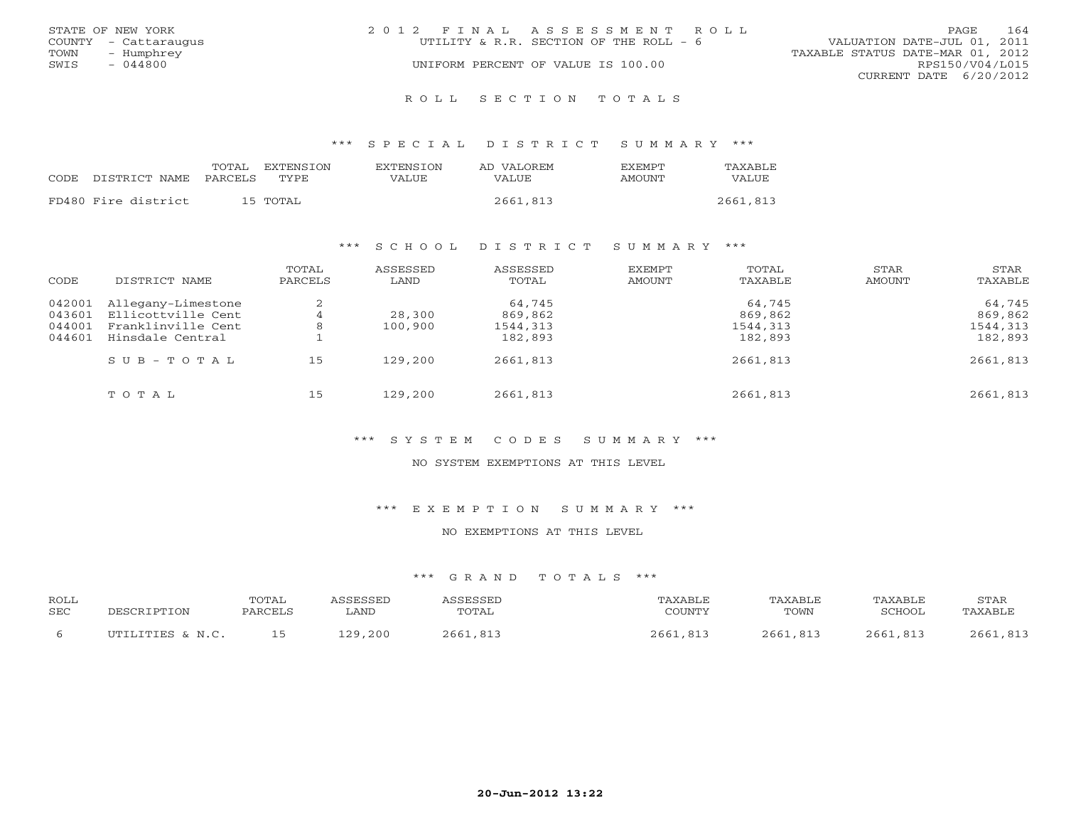STATE OF NEW YORK
COUNTY - Cattaraugus
TOWN - Humphrey
SWIS - 044800

2 0 1 2 F I N A L A S S E S S M E N T R O L L
UTILITY & R.R. SECTION OF THE ROLL - 6
UNIFORM PERCENT OF VALUE IS 100.00

VALUATION DATE-JUL 01, 2011
TAXABLE STATUS DATE-MAR 01, 2012
RPS150/V04/L015
CURRENT DATE 6/20/2012

## R O L L S E C T I O N T O T A L S

### *** S P E C I A L D I S T R I C T S U M M A R Y ***

| CODE | DISTRICT NAME | TOTAL PARCELS | EXTENSION TYPE | EXTENSION VALUE | AD VALOREM VALUE | EXEMPT AMOUNT | TAXABLE VALUE |
|---|---|---|---|---|---|---|---|
| FD480 | Fire district | 15 | TOTAL | | 2661,813 | | 2661,813 |

### *** S C H O O L D I S T R I C T S U M M A R Y ***

| CODE | DISTRICT NAME | TOTAL PARCELS | ASSESSED LAND | ASSESSED TOTAL | EXEMPT AMOUNT | TOTAL TAXABLE | STAR AMOUNT | STAR TAXABLE |
|---|---|---|---|---|---|---|---|---|
| 042001 | Allegany-Limestone | 2 | | 64,745 | | 64,745 | | 64,745 |
| 043601 | Ellicottville Cent | 4 | 28,300 | 869,862 | | 869,862 | | 869,862 |
| 044001 | Franklinville Cent | 8 | 100,900 | 1544,313 | | 1544,313 | | 1544,313 |
| 044601 | Hinsdale Central | 1 | | 182,893 | | 182,893 | | 182,893 |
| | S U B - T O T A L | 15 | 129,200 | 2661,813 | | 2661,813 | | 2661,813 |
| | T O T A L | 15 | 129,200 | 2661,813 | | 2661,813 | | 2661,813 |

### *** S Y S T E M C O D E S S U M M A R Y ***

NO SYSTEM EXEMPTIONS AT THIS LEVEL

### *** E X E M P T I O N S U M M A R Y ***

NO EXEMPTIONS AT THIS LEVEL

### *** G R A N D T O T A L S ***

| ROLL SEC | DESCRIPTION | TOTAL PARCELS | ASSESSED LAND | ASSESSED TOTAL | TAXABLE COUNTY | TAXABLE TOWN | TAXABLE SCHOOL | STAR TAXABLE |
|---|---|---|---|---|---|---|---|---|
| 6 | UTILITIES & N.C. | 15 | 129,200 | 2661,813 | 2661,813 | 2661,813 | 2661,813 | 2661,813 |

20-Jun-2012 13:22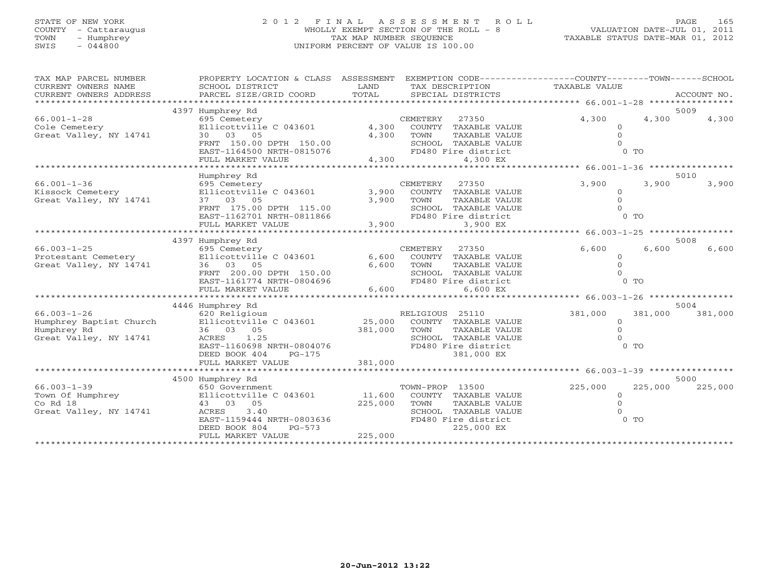STATE OF NEW YORK
COUNTY - Cattaraugus
TOWN - Humphrey
SWIS - 044800

# 2012 FINAL ASSESSMENT ROLL

WHOLLY EXEMPT SECTION OF THE ROLL - 8
TAX MAP NUMBER SEQUENCE
UNIFORM PERCENT OF VALUE IS 100.00

VALUATION DATE-JUL 01, 2011
TAXABLE STATUS DATE-MAR 01, 2012

| TAX MAP PARCEL NUMBER / CURRENT OWNERS NAME / CURRENT OWNERS ADDRESS | PROPERTY LOCATION & CLASS / SCHOOL DISTRICT / PARCEL SIZE/GRID COORD | ASSESSMENT LAND / TOTAL | EXEMPTION CODE / TAX DESCRIPTION / SPECIAL DISTRICTS | COUNTY TAXABLE VALUE | TOWN | SCHOOL / ACCOUNT NO. |
|---|---|---|---|---|---|---|
| **66.001-1-28** | 4397 Humphrey Rd | | | | | 5009 |
| 66.001-1-28 | 695 Cemetery | | CEMETERY 27350 | 4,300 | 4,300 | 4,300 |
| Cole Cemetery | Ellicottville C 043601 | 4,300 | COUNTY TAXABLE VALUE | 0 | | |
| Great Valley, NY 14741 | 30 03 05 | 4,300 | TOWN TAXABLE VALUE | 0 | | |
| | FRNT 150.00 DPTH 150.00 | | SCHOOL TAXABLE VALUE | 0 | | |
| | EAST-1164500 NRTH-0815076 | | FD480 Fire district | 0 TO | | |
| | FULL MARKET VALUE | 4,300 | 4,300 EX | | | |
| **66.001-1-36** | Humphrey Rd | | | | | 5010 |
| 66.001-1-36 | 695 Cemetery | | CEMETERY 27350 | 3,900 | 3,900 | 3,900 |
| Kissock Cemetery | Ellicottville C 043601 | 3,900 | COUNTY TAXABLE VALUE | 0 | | |
| Great Valley, NY 14741 | 37 03 05 | 3,900 | TOWN TAXABLE VALUE | 0 | | |
| | FRNT 175.00 DPTH 115.00 | | SCHOOL TAXABLE VALUE | 0 | | |
| | EAST-1162701 NRTH-0811866 | | FD480 Fire district | 0 TO | | |
| | FULL MARKET VALUE | 3,900 | 3,900 EX | | | |
| **66.003-1-25** | 4397 Humphrey Rd | | | | | 5008 |
| 66.003-1-25 | 695 Cemetery | | CEMETERY 27350 | 6,600 | 6,600 | 6,600 |
| Protestant Cemetery | Ellicottville C 043601 | 6,600 | COUNTY TAXABLE VALUE | 0 | | |
| Great Valley, NY 14741 | 36 03 05 | 6,600 | TOWN TAXABLE VALUE | 0 | | |
| | FRNT 200.00 DPTH 150.00 | | SCHOOL TAXABLE VALUE | 0 | | |
| | EAST-1161774 NRTH-0804696 | | FD480 Fire district | 0 TO | | |
| | FULL MARKET VALUE | 6,600 | 6,600 EX | | | |
| **66.003-1-26** | 4446 Humphrey Rd | | | | | 5004 |
| 66.003-1-26 | 620 Religious | | RELIGIOUS 25110 | 381,000 | 381,000 | 381,000 |
| Humphrey Baptist Church | Ellicottville C 043601 | 25,000 | COUNTY TAXABLE VALUE | 0 | | |
| Humphrey Rd | 36 03 05 | 381,000 | TOWN TAXABLE VALUE | 0 | | |
| Great Valley, NY 14741 | ACRES 1.25 | | SCHOOL TAXABLE VALUE | 0 | | |
| | EAST-1160698 NRTH-0804076 | | FD480 Fire district | 0 TO | | |
| | DEED BOOK 404 PG-175 | | 381,000 EX | | | |
| | FULL MARKET VALUE | 381,000 | | | | |
| **66.003-1-39** | 4500 Humphrey Rd | | | | | 5000 |
| 66.003-1-39 | 650 Government | | TOWN-PROP 13500 | 225,000 | 225,000 | 225,000 |
| Town Of Humphrey | Ellicottville C 043601 | 11,600 | COUNTY TAXABLE VALUE | 0 | | |
| Co Rd 18 | 43 03 05 | 225,000 | TOWN TAXABLE VALUE | 0 | | |
| Great Valley, NY 14741 | ACRES 3.40 | | SCHOOL TAXABLE VALUE | 0 | | |
| | EAST-1159444 NRTH-0803636 | | FD480 Fire district | 0 TO | | |
| | DEED BOOK 804 PG-573 | | 225,000 EX | | | |
| | FULL MARKET VALUE | 225,000 | | | | |

20-Jun-2012 13:22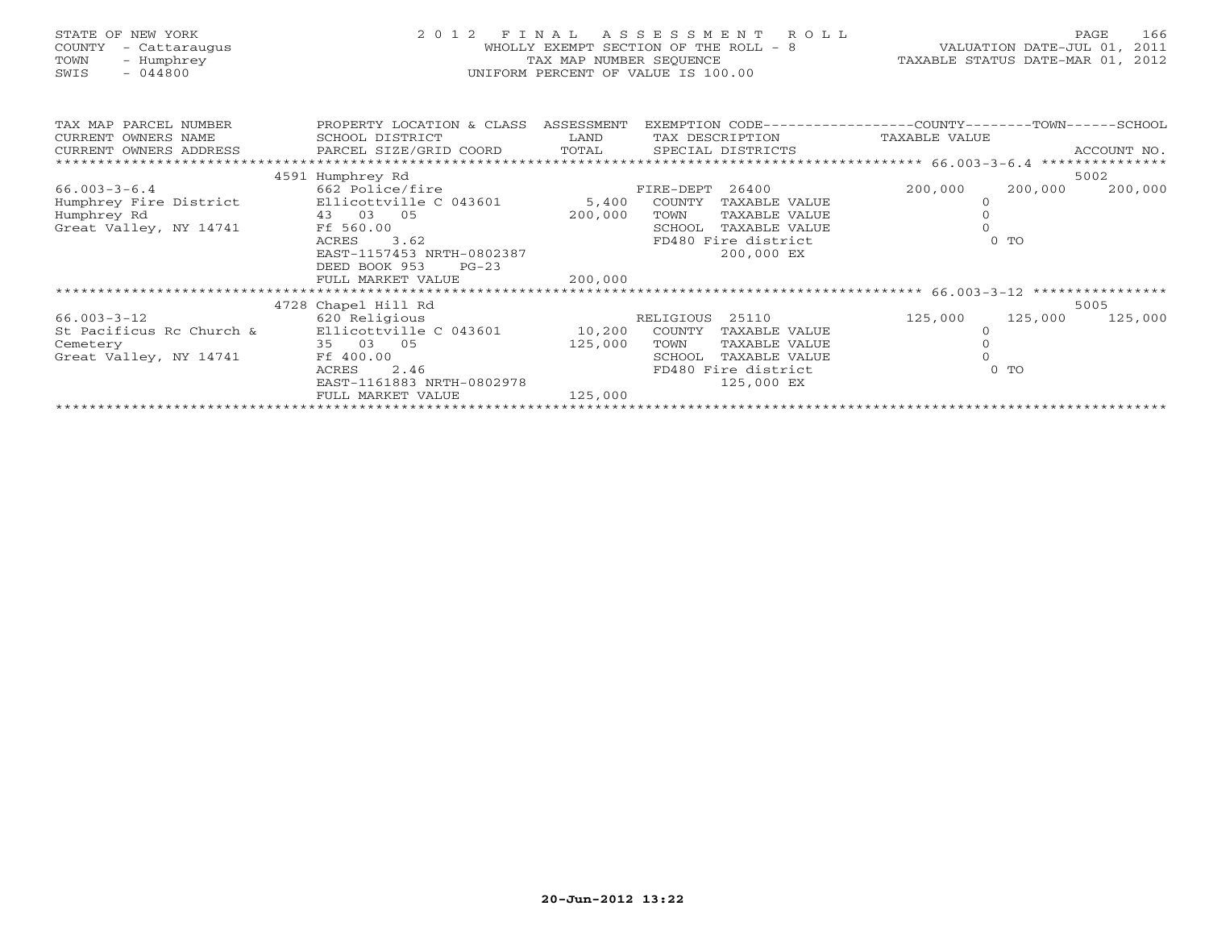STATE OF NEW YORK
COUNTY - Cattaraugus
TOWN - Humphrey
SWIS - 044800

# 2012 FINAL ASSESSMENT ROLL

WHOLLY EXEMPT SECTION OF THE ROLL - 8
TAX MAP NUMBER SEQUENCE
UNIFORM PERCENT OF VALUE IS 100.00

VALUATION DATE-JUL 01, 2011
TAXABLE STATUS DATE-MAR 01, 2012

| TAX MAP PARCEL NUMBER / CURRENT OWNERS NAME / CURRENT OWNERS ADDRESS | PROPERTY LOCATION & CLASS / SCHOOL DISTRICT / PARCEL SIZE/GRID COORD | ASSESSMENT LAND / TOTAL | EXEMPTION CODE / TAX DESCRIPTION / SPECIAL DISTRICTS | COUNTY TAXABLE VALUE | TOWN | SCHOOL / ACCOUNT NO. |
|---|---|---|---|---|---|---|
| | 4591 Humphrey Rd | | | | | 5002 |
| 66.003-3-6.4 | 662 Police/fire | | FIRE-DEPT 26400 | 200,000 | 200,000 | 200,000 |
| Humphrey Fire District | Ellicottville C 043601 | 5,400 | COUNTY TAXABLE VALUE | 0 | | |
| Humphrey Rd | 43 03 05 | 200,000 | TOWN TAXABLE VALUE | 0 | | |
| Great Valley, NY 14741 | Ff 560.00 | | SCHOOL TAXABLE VALUE | 0 | | |
| | ACRES 3.62 | | FD480 Fire district | 0 TO | | |
| | EAST-1157453 NRTH-0802387 | | 200,000 EX | | | |
| | DEED BOOK 953 PG-23 | | | | | |
| | FULL MARKET VALUE | 200,000 | | | | |
| | 4728 Chapel Hill Rd | | | | | 5005 |
| 66.003-3-12 | 620 Religious | | RELIGIOUS 25110 | 125,000 | 125,000 | 125,000 |
| St Pacificus Rc Church & | Ellicottville C 043601 | 10,200 | COUNTY TAXABLE VALUE | 0 | | |
| Cemetery | 35 03 05 | 125,000 | TOWN TAXABLE VALUE | 0 | | |
| Great Valley, NY 14741 | Ff 400.00 | | SCHOOL TAXABLE VALUE | 0 | | |
| | ACRES 2.46 | | FD480 Fire district | 0 TO | | |
| | EAST-1161883 NRTH-0802978 | | 125,000 EX | | | |
| | FULL MARKET VALUE | 125,000 | | | | |

20-Jun-2012 13:22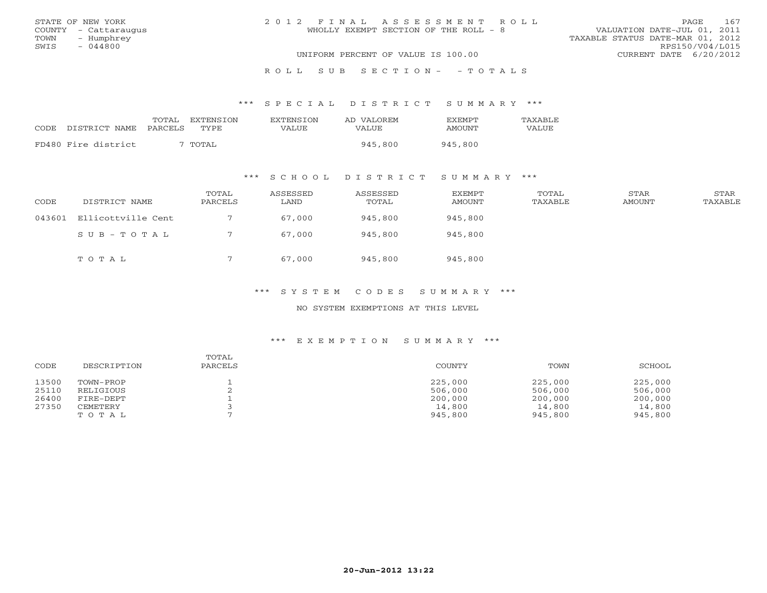STATE OF NEW YORK
COUNTY - Cattaraugus
TOWN - Humphrey
SWIS - 044800

# 2012 FINAL ASSESSMENT ROLL

WHOLLY EXEMPT SECTION OF THE ROLL - 8

UNIFORM PERCENT OF VALUE IS 100.00

VALUATION DATE-JUL 01, 2011
TAXABLE STATUS DATE-MAR 01, 2012
RPS150/V04/L015
CURRENT DATE 6/20/2012

## ROLL SUB SECTION - - TOTALS

### *** SPECIAL DISTRICT SUMMARY ***

| CODE | DISTRICT NAME | TOTAL PARCELS | EXTENSION TYPE | EXTENSION VALUE | AD VALOREM VALUE | EXEMPT AMOUNT | TAXABLE VALUE |
|---|---|---|---|---|---|---|---|
| FD480 | Fire district | 7 | TOTAL | | 945,800 | 945,800 | |

### *** SCHOOL DISTRICT SUMMARY ***

| CODE | DISTRICT NAME | TOTAL PARCELS | ASSESSED LAND | ASSESSED TOTAL | EXEMPT AMOUNT | TOTAL TAXABLE | STAR AMOUNT | STAR TAXABLE |
|---|---|---|---|---|---|---|---|---|
| 043601 | Ellicottville Cent | 7 | 67,000 | 945,800 | 945,800 | | | |
| | SUB-TOTAL | 7 | 67,000 | 945,800 | 945,800 | | | |
| | TOTAL | 7 | 67,000 | 945,800 | 945,800 | | | |

### *** SYSTEM CODES SUMMARY ***

NO SYSTEM EXEMPTIONS AT THIS LEVEL

### *** EXEMPTION SUMMARY ***

| CODE | DESCRIPTION | TOTAL PARCELS | COUNTY | TOWN | SCHOOL |
|---|---|---|---|---|---|
| 13500 | TOWN-PROP | 1 | 225,000 | 225,000 | 225,000 |
| 25110 | RELIGIOUS | 2 | 506,000 | 506,000 | 506,000 |
| 26400 | FIRE-DEPT | 1 | 200,000 | 200,000 | 200,000 |
| 27350 | CEMETERY | 3 | 14,800 | 14,800 | 14,800 |
| | TOTAL | 7 | 945,800 | 945,800 | 945,800 |

20-Jun-2012 13:22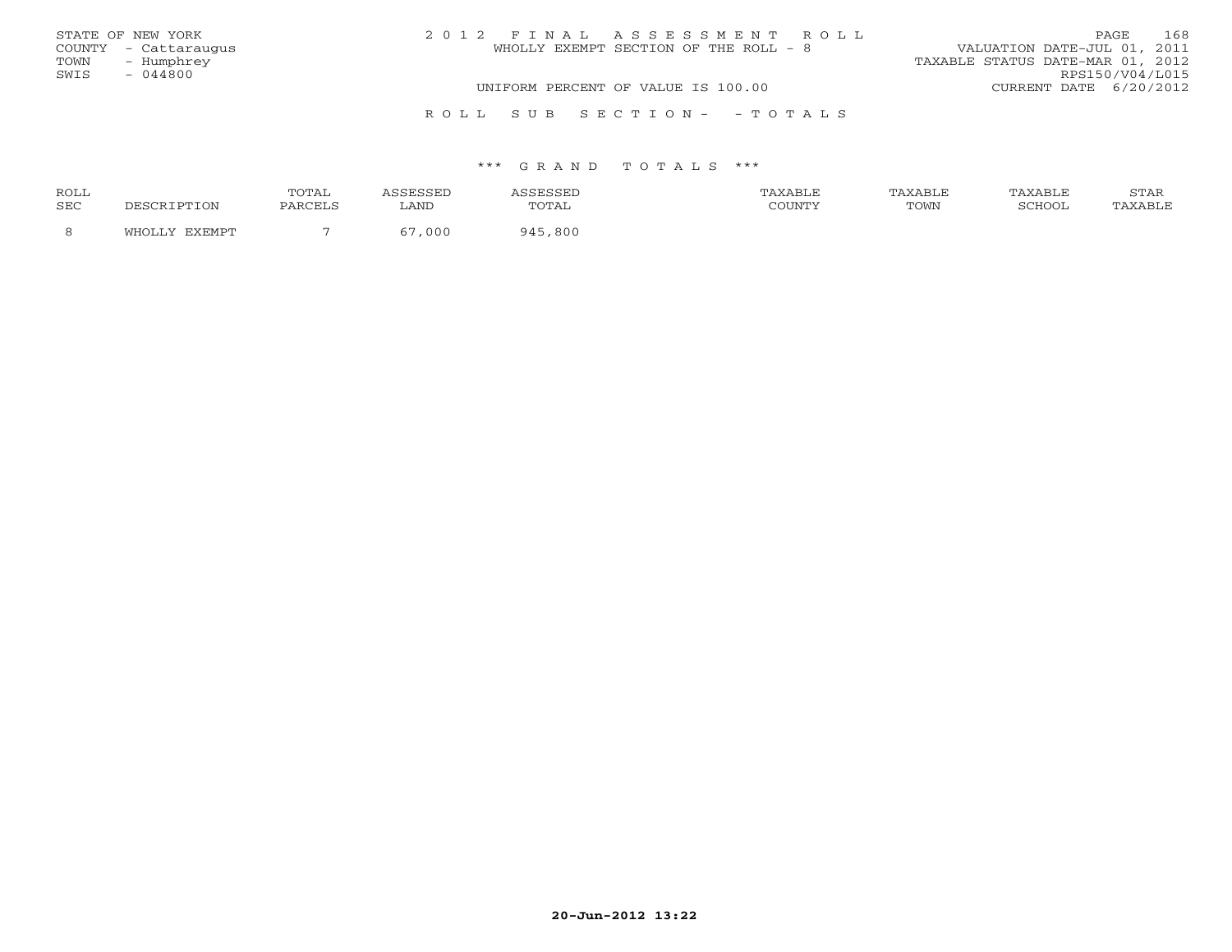STATE OF NEW YORK
COUNTY - Cattaraugus
TOWN - Humphrey
SWIS - 044800

2 0 1 2 F I N A L A S S E S S M E N T R O L L
WHOLLY EXEMPT SECTION OF THE ROLL - 8
UNIFORM PERCENT OF VALUE IS 100.00

VALUATION DATE-JUL 01, 2011
TAXABLE STATUS DATE-MAR 01, 2012
RPS150/V04/L015
CURRENT DATE 6/20/2012

R O L L S U B S E C T I O N - - T O T A L S

\*\*\* G R A N D T O T A L S \*\*\*

| ROLL SEC | DESCRIPTION | TOTAL PARCELS | ASSESSED LAND | ASSESSED TOTAL | TAXABLE COUNTY | TAXABLE TOWN | TAXABLE SCHOOL | STAR TAXABLE |
|---|---|---|---|---|---|---|---|---|
| 8 | WHOLLY EXEMPT | 7 | 67,000 | 945,800 | | | | |

20-Jun-2012 13:22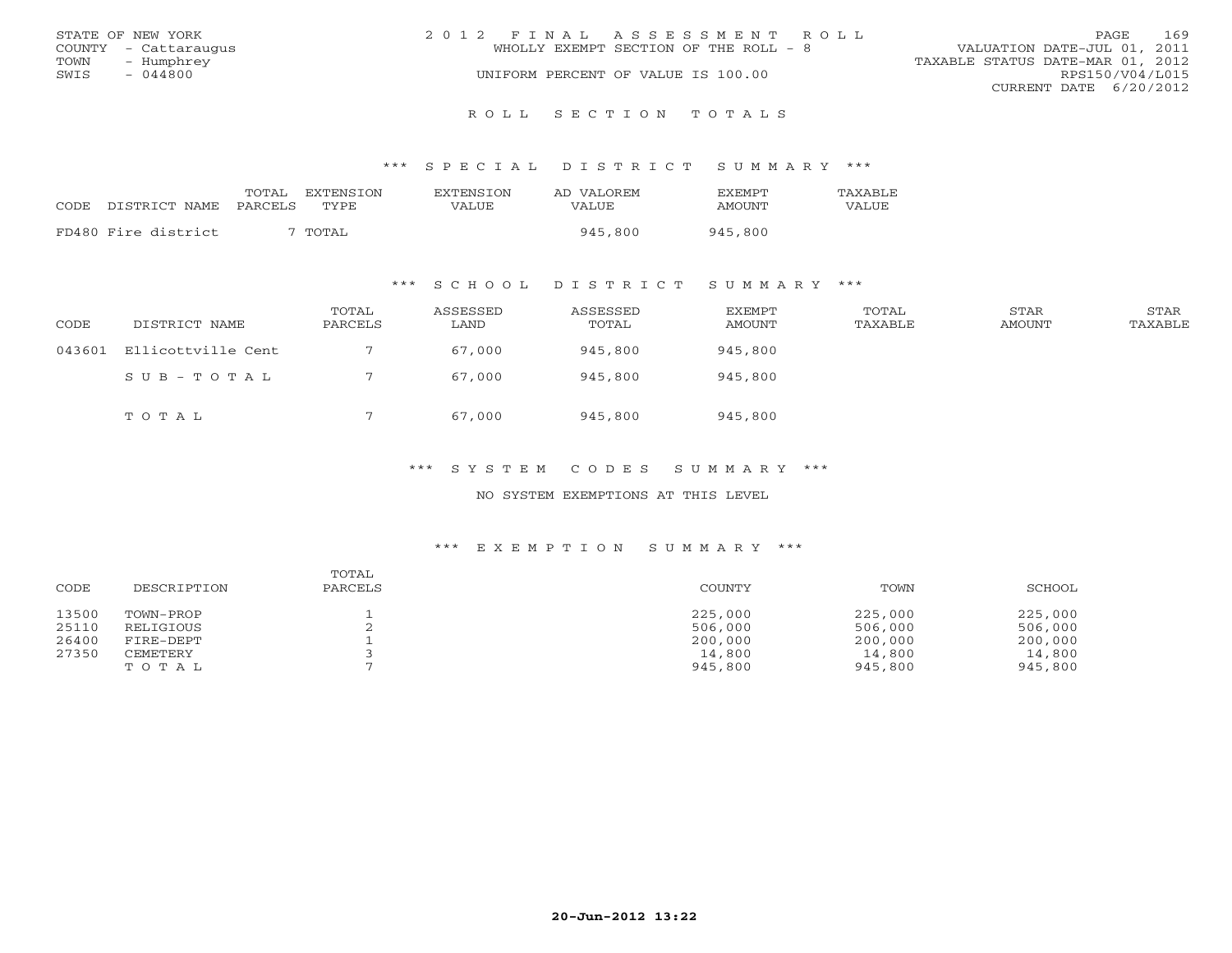STATE OF NEW YORK
COUNTY - Cattaraugus
TOWN - Humphrey
SWIS - 044800

2012 FINAL ASSESSMENT ROLL
WHOLLY EXEMPT SECTION OF THE ROLL - 8
UNIFORM PERCENT OF VALUE IS 100.00

VALUATION DATE-JUL 01, 2011
TAXABLE STATUS DATE-MAR 01, 2012
RPS150/V04/L015
CURRENT DATE 6/20/2012

## ROLL SECTION TOTALS

### *** SPECIAL DISTRICT SUMMARY ***

| CODE | DISTRICT NAME | TOTAL PARCELS | EXTENSION TYPE | EXTENSION VALUE | AD VALOREM VALUE | EXEMPT AMOUNT | TAXABLE VALUE |
|---|---|---|---|---|---|---|---|
| FD480 | Fire district | 7 | TOTAL | | 945,800 | 945,800 | |

### *** SCHOOL DISTRICT SUMMARY ***

| CODE | DISTRICT NAME | TOTAL PARCELS | ASSESSED LAND | ASSESSED TOTAL | EXEMPT AMOUNT | TOTAL TAXABLE | STAR AMOUNT | STAR TAXABLE |
|---|---|---|---|---|---|---|---|---|
| 043601 | Ellicottville Cent | 7 | 67,000 | 945,800 | 945,800 | | | |
| | SUB-TOTAL | 7 | 67,000 | 945,800 | 945,800 | | | |
| | TOTAL | 7 | 67,000 | 945,800 | 945,800 | | | |

### *** SYSTEM CODES SUMMARY ***

NO SYSTEM EXEMPTIONS AT THIS LEVEL

### *** EXEMPTION SUMMARY ***

| CODE | DESCRIPTION | TOTAL PARCELS | COUNTY | TOWN | SCHOOL |
|---|---|---|---|---|---|
| 13500 | TOWN-PROP | 1 | 225,000 | 225,000 | 225,000 |
| 25110 | RELIGIOUS | 2 | 506,000 | 506,000 | 506,000 |
| 26400 | FIRE-DEPT | 1 | 200,000 | 200,000 | 200,000 |
| 27350 | CEMETERY | 3 | 14,800 | 14,800 | 14,800 |
| | TOTAL | 7 | 945,800 | 945,800 | 945,800 |

20-Jun-2012 13:22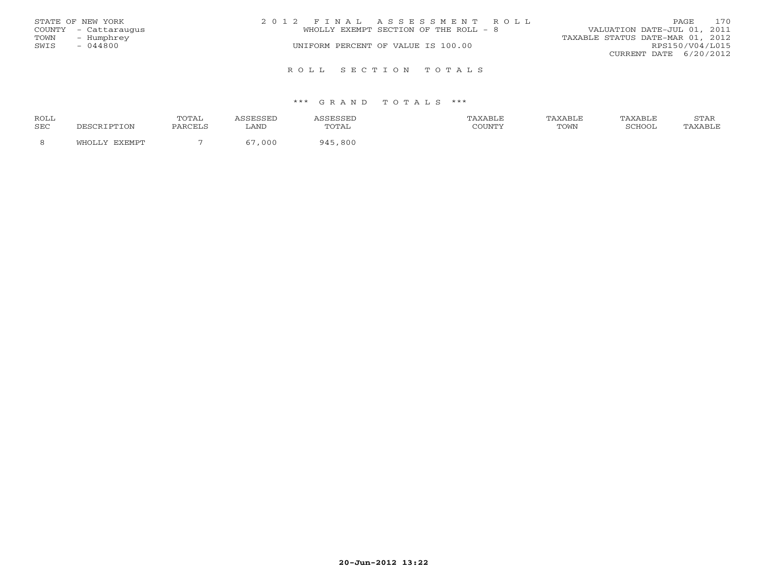STATE OF NEW YORK
COUNTY - Cattaraugus
TOWN - Humphrey
SWIS - 044800

2 0 1 2 F I N A L A S S E S S M E N T R O L L
WHOLLY EXEMPT SECTION OF THE ROLL - 8
UNIFORM PERCENT OF VALUE IS 100.00

VALUATION DATE-JUL 01, 2011
TAXABLE STATUS DATE-MAR 01, 2012
RPS150/V04/L015
CURRENT DATE 6/20/2012

R O L L S E C T I O N T O T A L S

\*\*\* G R A N D T O T A L S \*\*\*

| ROLL SEC | DESCRIPTION | TOTAL PARCELS | ASSESSED LAND | ASSESSED TOTAL | TAXABLE COUNTY | TAXABLE TOWN | TAXABLE SCHOOL | STAR TAXABLE |
|---|---|---|---|---|---|---|---|---|
| 8 | WHOLLY EXEMPT | 7 | 67,000 | 945,800 | | | | |

20-Jun-2012 13:22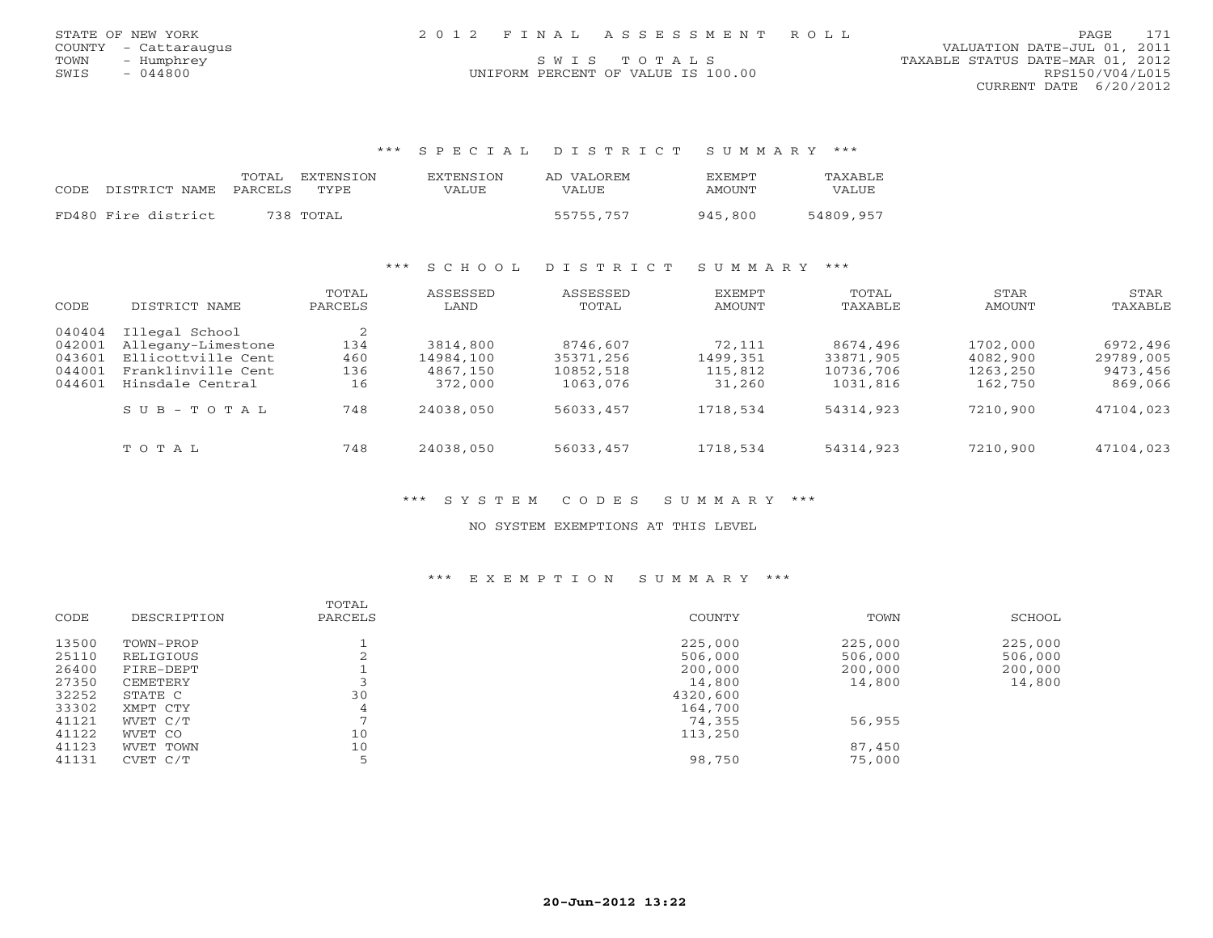STATE OF NEW YORK
COUNTY - Cattaraugus
TOWN - Humphrey
SWIS - 044800

2 0 1 2 F I N A L A S S E S S M E N T R O L L
S W I S T O T A L S
UNIFORM PERCENT OF VALUE IS 100.00

VALUATION DATE-JUL 01, 2011
TAXABLE STATUS DATE-MAR 01, 2012
RPS150/V04/L015
CURRENT DATE 6/20/2012

## *** S P E C I A L D I S T R I C T S U M M A R Y ***

| CODE | DISTRICT NAME | TOTAL PARCELS | EXTENSION TYPE | EXTENSION VALUE | AD VALOREM VALUE | EXEMPT AMOUNT | TAXABLE VALUE |
|---|---|---|---|---|---|---|---|
| FD480 | Fire district | 738 | TOTAL | | 55755,757 | 945,800 | 54809,957 |

## *** S C H O O L D I S T R I C T S U M M A R Y ***

| CODE | DISTRICT NAME | TOTAL PARCELS | ASSESSED LAND | ASSESSED TOTAL | EXEMPT AMOUNT | TOTAL TAXABLE | STAR AMOUNT | STAR TAXABLE |
|---|---|---|---|---|---|---|---|---|
| 040404 | Illegal School | 2 | | | | | | |
| 042001 | Allegany-Limestone | 134 | 3814,800 | 8746,607 | 72,111 | 8674,496 | 1702,000 | 6972,496 |
| 043601 | Ellicottville Cent | 460 | 14984,100 | 35371,256 | 1499,351 | 33871,905 | 4082,900 | 29789,005 |
| 044001 | Franklinville Cent | 136 | 4867,150 | 10852,518 | 115,812 | 10736,706 | 1263,250 | 9473,456 |
| 044601 | Hinsdale Central | 16 | 372,000 | 1063,076 | 31,260 | 1031,816 | 162,750 | 869,066 |
| | S U B - T O T A L | 748 | 24038,050 | 56033,457 | 1718,534 | 54314,923 | 7210,900 | 47104,023 |
| | T O T A L | 748 | 24038,050 | 56033,457 | 1718,534 | 54314,923 | 7210,900 | 47104,023 |

## *** S Y S T E M C O D E S S U M M A R Y ***

NO SYSTEM EXEMPTIONS AT THIS LEVEL

## *** E X E M P T I O N S U M M A R Y ***

| CODE | DESCRIPTION | TOTAL PARCELS | COUNTY | TOWN | SCHOOL |
|---|---|---|---|---|---|
| 13500 | TOWN-PROP | 1 | 225,000 | 225,000 | 225,000 |
| 25110 | RELIGIOUS | 2 | 506,000 | 506,000 | 506,000 |
| 26400 | FIRE-DEPT | 1 | 200,000 | 200,000 | 200,000 |
| 27350 | CEMETERY | 3 | 14,800 | 14,800 | 14,800 |
| 32252 | STATE C | 30 | 4320,600 | | |
| 33302 | XMPT CTY | 4 | 164,700 | | |
| 41121 | WVET C/T | 7 | 74,355 | 56,955 | |
| 41122 | WVET CO | 10 | 113,250 | | |
| 41123 | WVET TOWN | 10 | | 87,450 | |
| 41131 | CVET C/T | 5 | 98,750 | 75,000 | |

20-Jun-2012 13:22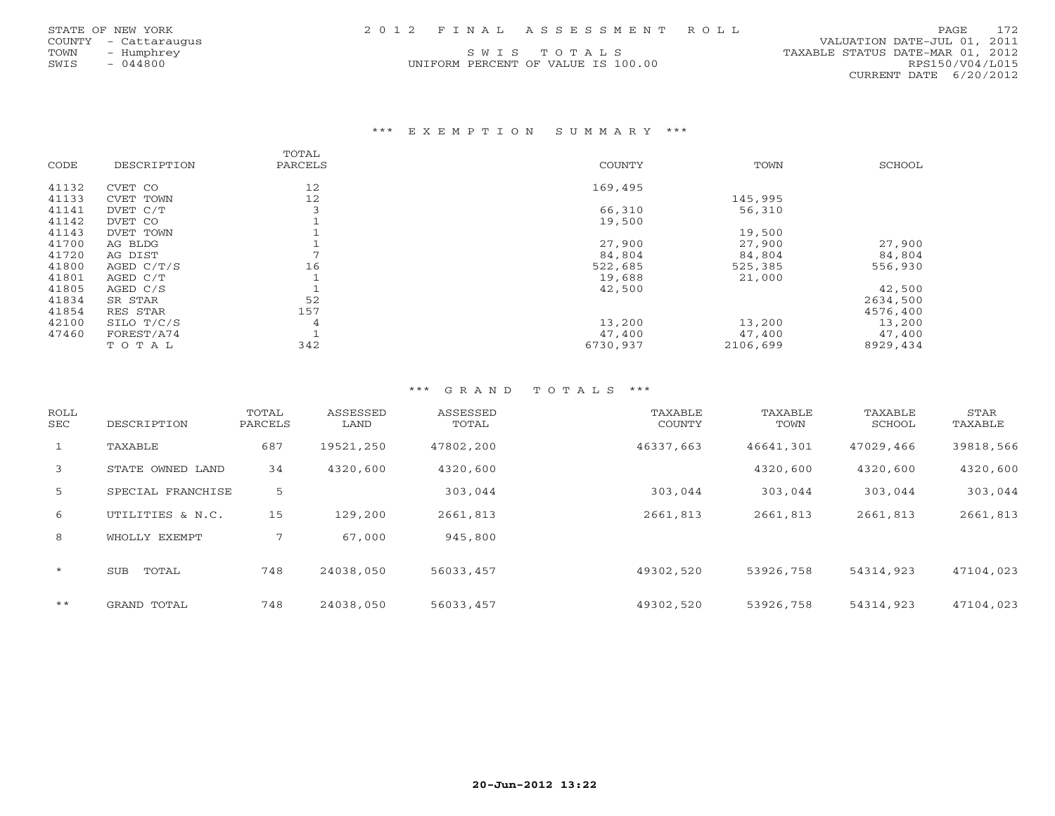STATE OF NEW YORK
COUNTY - Cattaraugus
TOWN - Humphrey
SWIS - 044800

2 0 1 2 F I N A L A S S E S S M E N T R O L L

S W I S T O T A L S
UNIFORM PERCENT OF VALUE IS 100.00

VALUATION DATE-JUL 01, 2011
TAXABLE STATUS DATE-MAR 01, 2012
RPS150/V04/L015
CURRENT DATE 6/20/2012

### *** E X E M P T I O N S U M M A R Y ***

| CODE | DESCRIPTION | TOTAL PARCELS | COUNTY | TOWN | SCHOOL |
|---|---|---|---|---|---|
| 41132 | CVET CO | 12 | 169,495 | | |
| 41133 | CVET TOWN | 12 | | 145,995 | |
| 41141 | DVET C/T | 3 | 66,310 | 56,310 | |
| 41142 | DVET CO | 1 | 19,500 | | |
| 41143 | DVET TOWN | 1 | | 19,500 | |
| 41700 | AG BLDG | 1 | 27,900 | 27,900 | 27,900 |
| 41720 | AG DIST | 7 | 84,804 | 84,804 | 84,804 |
| 41800 | AGED C/T/S | 16 | 522,685 | 525,385 | 556,930 |
| 41801 | AGED C/T | 1 | 19,688 | 21,000 | |
| 41805 | AGED C/S | 1 | 42,500 | | 42,500 |
| 41834 | SR STAR | 52 | | | 2634,500 |
| 41854 | RES STAR | 157 | | | 4576,400 |
| 42100 | SILO T/C/S | 4 | 13,200 | 13,200 | 13,200 |
| 47460 | FOREST/A74 | 1 | 47,400 | 47,400 | 47,400 |
| | T O T A L | 342 | 6730,937 | 2106,699 | 8929,434 |

### *** G R A N D T O T A L S ***

| ROLL SEC | DESCRIPTION | TOTAL PARCELS | ASSESSED LAND | ASSESSED TOTAL | TAXABLE COUNTY | TAXABLE TOWN | TAXABLE SCHOOL | STAR TAXABLE |
|---|---|---|---|---|---|---|---|---|
| 1 | TAXABLE | 687 | 19521,250 | 47802,200 | 46337,663 | 46641,301 | 47029,466 | 39818,566 |
| 3 | STATE OWNED LAND | 34 | 4320,600 | 4320,600 | | 4320,600 | 4320,600 | 4320,600 |
| 5 | SPECIAL FRANCHISE | 5 | | 303,044 | 303,044 | 303,044 | 303,044 | 303,044 |
| 6 | UTILITIES & N.C. | 15 | 129,200 | 2661,813 | 2661,813 | 2661,813 | 2661,813 | 2661,813 |
| 8 | WHOLLY EXEMPT | 7 | 67,000 | 945,800 | | | | |
| * | SUB TOTAL | 748 | 24038,050 | 56033,457 | 49302,520 | 53926,758 | 54314,923 | 47104,023 |
| ** | GRAND TOTAL | 748 | 24038,050 | 56033,457 | 49302,520 | 53926,758 | 54314,923 | 47104,023 |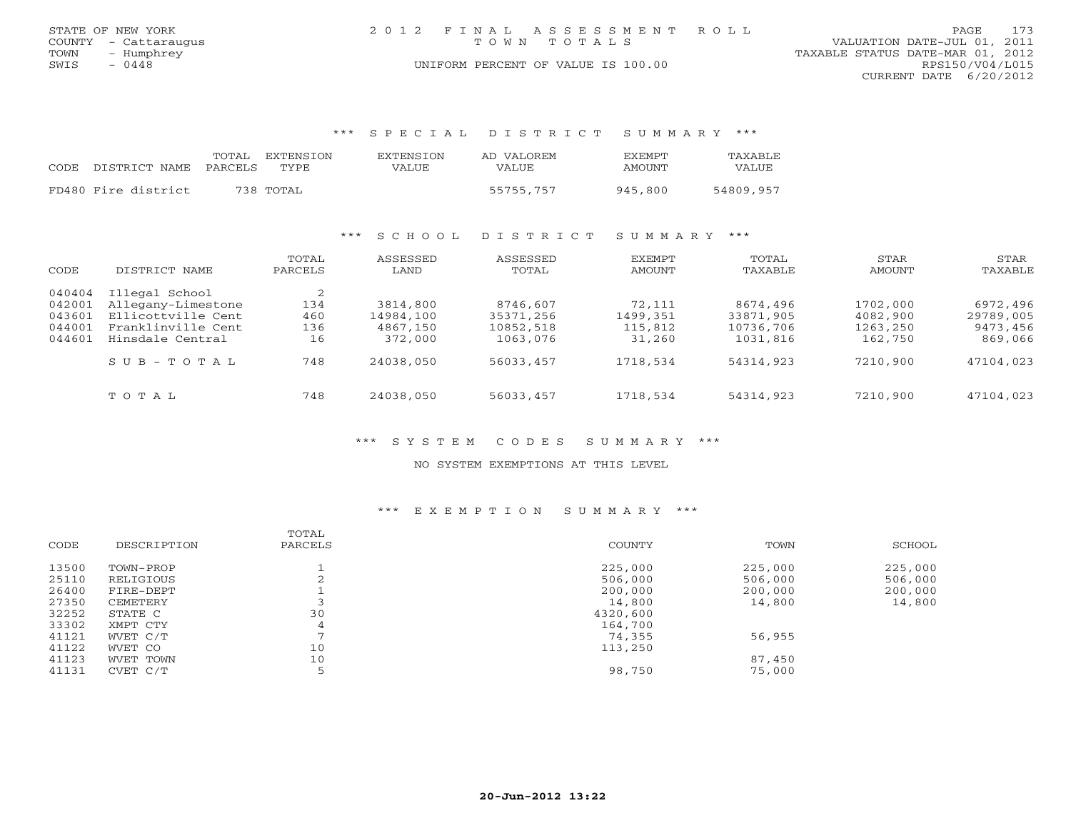STATE OF NEW YORK
COUNTY - Cattaraugus
TOWN - Humphrey
SWIS - 0448

2012 FINAL ASSESSMENT ROLL
TOWN TOTALS
UNIFORM PERCENT OF VALUE IS 100.00

VALUATION DATE-JUL 01, 2011
TAXABLE STATUS DATE-MAR 01, 2012
RPS150/V04/L015
CURRENT DATE 6/20/2012

### *** SPECIAL DISTRICT SUMMARY ***

| CODE DISTRICT NAME | TOTAL PARCELS | EXTENSION TYPE | EXTENSION VALUE | AD VALOREM VALUE | EXEMPT AMOUNT | TAXABLE VALUE |
|---|---|---|---|---|---|---|
| FD480 Fire district | 738 | TOTAL | | 55755,757 | 945,800 | 54809,957 |

### *** SCHOOL DISTRICT SUMMARY ***

| CODE | DISTRICT NAME | TOTAL PARCELS | ASSESSED LAND | ASSESSED TOTAL | EXEMPT AMOUNT | TOTAL TAXABLE | STAR AMOUNT | STAR TAXABLE |
|---|---|---|---|---|---|---|---|---|
| 040404 | Illegal School | 2 | | | | | | |
| 042001 | Allegany-Limestone | 134 | 3814,800 | 8746,607 | 72,111 | 8674,496 | 1702,000 | 6972,496 |
| 043601 | Ellicottville Cent | 460 | 14984,100 | 35371,256 | 1499,351 | 33871,905 | 4082,900 | 29789,005 |
| 044001 | Franklinville Cent | 136 | 4867,150 | 10852,518 | 115,812 | 10736,706 | 1263,250 | 9473,456 |
| 044601 | Hinsdale Central | 16 | 372,000 | 1063,076 | 31,260 | 1031,816 | 162,750 | 869,066 |
| | SUB-TOTAL | 748 | 24038,050 | 56033,457 | 1718,534 | 54314,923 | 7210,900 | 47104,023 |
| | TOTAL | 748 | 24038,050 | 56033,457 | 1718,534 | 54314,923 | 7210,900 | 47104,023 |

### *** SYSTEM CODES SUMMARY ***

NO SYSTEM EXEMPTIONS AT THIS LEVEL

### *** EXEMPTION SUMMARY ***

| CODE | DESCRIPTION | TOTAL PARCELS | COUNTY | TOWN | SCHOOL |
|---|---|---|---|---|---|
| 13500 | TOWN-PROP | 1 | 225,000 | 225,000 | 225,000 |
| 25110 | RELIGIOUS | 2 | 506,000 | 506,000 | 506,000 |
| 26400 | FIRE-DEPT | 1 | 200,000 | 200,000 | 200,000 |
| 27350 | CEMETERY | 3 | 14,800 | 14,800 | 14,800 |
| 32252 | STATE C | 30 | 4320,600 | | |
| 33302 | XMPT CTY | 4 | 164,700 | | |
| 41121 | WVET C/T | 7 | 74,355 | 56,955 | |
| 41122 | WVET CO | 10 | 113,250 | | |
| 41123 | WVET TOWN | 10 | | 87,450 | |
| 41131 | CVET C/T | 5 | 98,750 | 75,000 | |

20-Jun-2012 13:22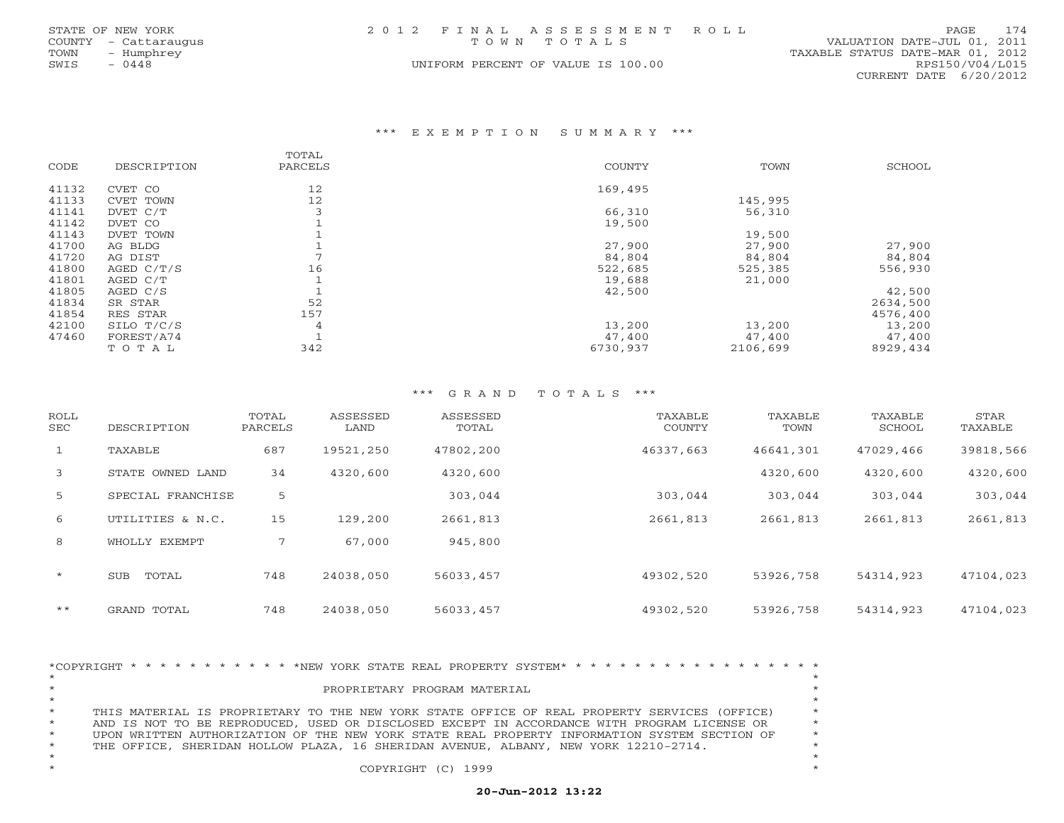STATE OF NEW YORK
COUNTY - Cattaraugus
TOWN - Humphrey
SWIS - 0448

2 0 1 2 F I N A L A S S E S S M E N T R O L L
T O W N T O T A L S
UNIFORM PERCENT OF VALUE IS 100.00

VALUATION DATE-JUL 01, 2011
TAXABLE STATUS DATE-MAR 01, 2012
RPS150/V04/L015
CURRENT DATE 6/20/2012

### *** E X E M P T I O N S U M M A R Y ***

| CODE | DESCRIPTION | TOTAL PARCELS | COUNTY | TOWN | SCHOOL |
|---|---|---|---|---|---|
| 41132 | CVET CO | 12 | 169,495 | | |
| 41133 | CVET TOWN | 12 | | 145,995 | |
| 41141 | DVET C/T | 3 | 66,310 | 56,310 | |
| 41142 | DVET CO | 1 | 19,500 | | |
| 41143 | DVET TOWN | 1 | | 19,500 | |
| 41700 | AG BLDG | 1 | 27,900 | 27,900 | 27,900 |
| 41720 | AG DIST | 7 | 84,804 | 84,804 | 84,804 |
| 41800 | AGED C/T/S | 16 | 522,685 | 525,385 | 556,930 |
| 41801 | AGED C/T | 1 | 19,688 | 21,000 | |
| 41805 | AGED C/S | 1 | 42,500 | | 42,500 |
| 41834 | SR STAR | 52 | | | 2634,500 |
| 41854 | RES STAR | 157 | | | 4576,400 |
| 42100 | SILO T/C/S | 4 | 13,200 | 13,200 | 13,200 |
| 47460 | FOREST/A74 | 1 | 47,400 | 47,400 | 47,400 |
| | T O T A L | 342 | 6730,937 | 2106,699 | 8929,434 |

### *** G R A N D T O T A L S ***

| ROLL SEC | DESCRIPTION | TOTAL PARCELS | ASSESSED LAND | ASSESSED TOTAL | TAXABLE COUNTY | TAXABLE TOWN | TAXABLE SCHOOL | STAR TAXABLE |
|---|---|---|---|---|---|---|---|---|
| 1 | TAXABLE | 687 | 19521,250 | 47802,200 | 46337,663 | 46641,301 | 47029,466 | 39818,566 |
| 3 | STATE OWNED LAND | 34 | 4320,600 | 4320,600 | | 4320,600 | 4320,600 | 4320,600 |
| 5 | SPECIAL FRANCHISE | 5 | | 303,044 | 303,044 | 303,044 | 303,044 | 303,044 |
| 6 | UTILITIES & N.C. | 15 | 129,200 | 2661,813 | 2661,813 | 2661,813 | 2661,813 | 2661,813 |
| 8 | WHOLLY EXEMPT | 7 | 67,000 | 945,800 | | | | |
| * | SUB TOTAL | 748 | 24038,050 | 56033,457 | 49302,520 | 53926,758 | 54314,923 | 47104,023 |
| ** | GRAND TOTAL | 748 | 24038,050 | 56033,457 | 49302,520 | 53926,758 | 54314,923 | 47104,023 |

*COPYRIGHT * * * * * * * * * * * *NEW YORK STATE REAL PROPERTY SYSTEM* * * * * * * * * * * * * * * * * * *

PROPRIETARY PROGRAM MATERIAL

THIS MATERIAL IS PROPRIETARY TO THE NEW YORK STATE OFFICE OF REAL PROPERTY SERVICES (OFFICE) AND IS NOT TO BE REPRODUCED, USED OR DISCLOSED EXCEPT IN ACCORDANCE WITH PROGRAM LICENSE OR UPON WRITTEN AUTHORIZATION OF THE NEW YORK STATE REAL PROPERTY INFORMATION SYSTEM SECTION OF THE OFFICE, SHERIDAN HOLLOW PLAZA, 16 SHERIDAN AVENUE, ALBANY, NEW YORK 12210-2714.

COPYRIGHT (C) 1999

**20-Jun-2012 13:22**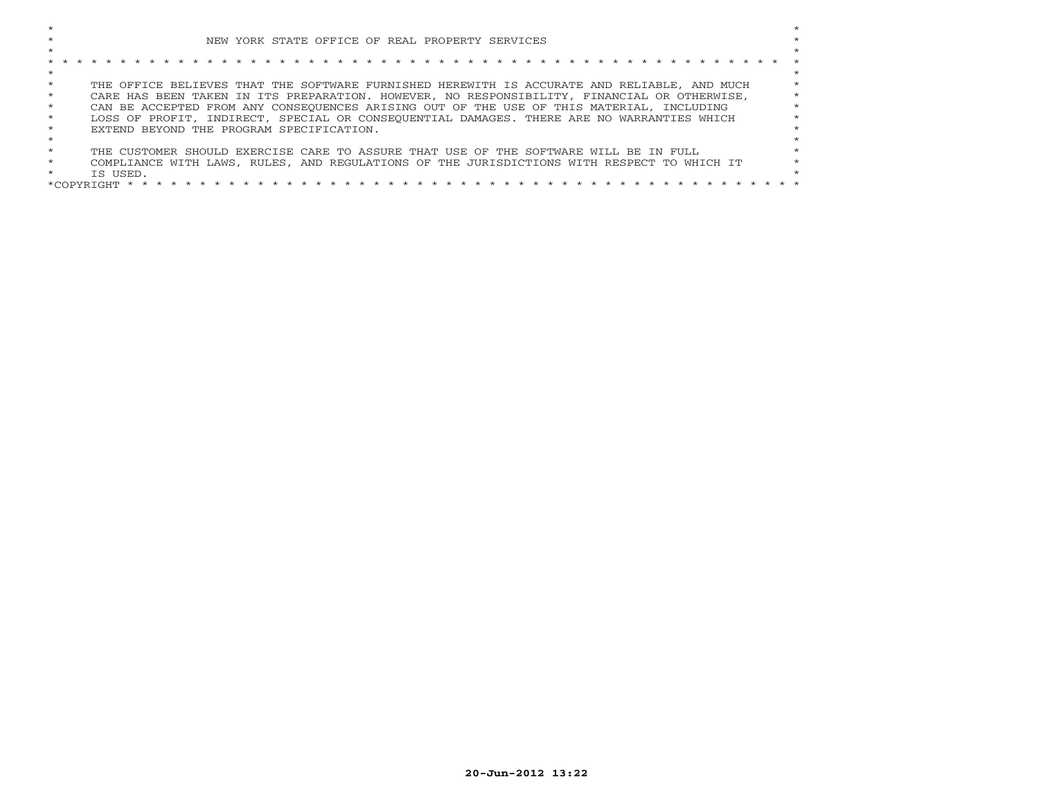NEW YORK STATE OFFICE OF REAL PROPERTY SERVICES

THE OFFICE BELIEVES THAT THE SOFTWARE FURNISHED HEREWITH IS ACCURATE AND RELIABLE, AND MUCH CARE HAS BEEN TAKEN IN ITS PREPARATION. HOWEVER, NO RESPONSIBILITY, FINANCIAL OR OTHERWISE, CAN BE ACCEPTED FROM ANY CONSEQUENCES ARISING OUT OF THE USE OF THIS MATERIAL, INCLUDING LOSS OF PROFIT, INDIRECT, SPECIAL OR CONSEQUENTIAL DAMAGES. THERE ARE NO WARRANTIES WHICH EXTEND BEYOND THE PROGRAM SPECIFICATION.

THE CUSTOMER SHOULD EXERCISE CARE TO ASSURE THAT USE OF THE SOFTWARE WILL BE IN FULL COMPLIANCE WITH LAWS, RULES, AND REGULATIONS OF THE JURISDICTIONS WITH RESPECT TO WHICH IT IS USED.

COPYRIGHT

**20-Jun-2012 13:22**